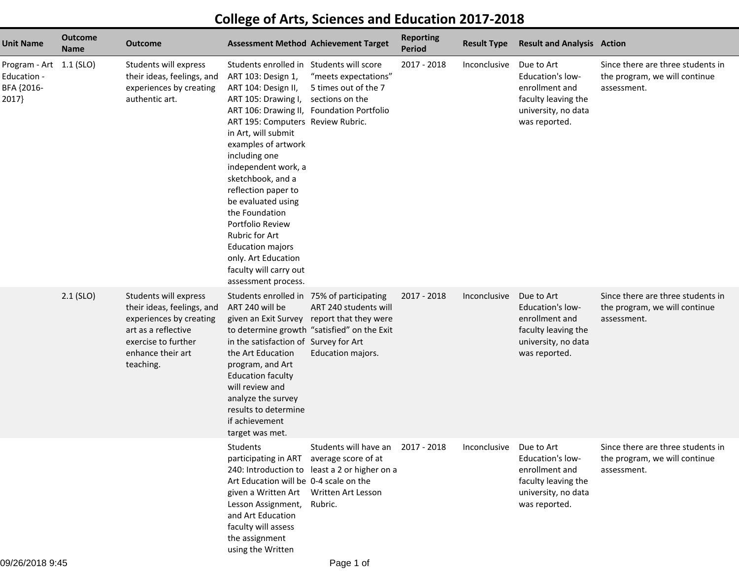# College of Arts, Sciences and Education 2017-2018

| Unit Name | Outcome Name | Outcome | Assessment Method | Achievement Target | Reporting Period | Result Type | Result and Analysis | Action |
|---|---|---|---|---|---|---|---|---|
| Program - Art Education - BFA {2016-2017} | 1.1 (SLO) | Students will express their ideas, feelings, and experiences by creating authentic art. | Students enrolled in ART 103: Design 1, ART 104: Design II, ART 105: Drawing I, ART 106: Drawing II, ART 195: Computers in Art, will submit examples of artwork including one independent work, a sketchbook, and a reflection paper to be evaluated using the Foundation Portfolio Review Rubric for Art Education majors only. Art Education faculty will carry out assessment process. | Students will score "meets expectations" 5 times out of the 7 sections on the Foundation Portfolio Review Rubric. | 2017 - 2018 | Inconclusive | Due to Art Education's low-enrollment and faculty leaving the university, no data was reported. | Since there are three students in the program, we will continue assessment. |
| | 2.1 (SLO) | Students will express their ideas, feelings, and experiences by creating art as a reflective exercise to further enhance their art teaching. | Students enrolled in ART 240 will be given an Exit Survey to determine growth in the satisfaction of the Art Education program, and Art Education faculty will review and analyze the survey results to determine if achievement target was met. | 75% of participating ART 240 students will report that they were "satisfied" on the Exit Survey for Art Education majors. | 2017 - 2018 | Inconclusive | Due to Art Education's low-enrollment and faculty leaving the university, no data was reported. | Since there are three students in the program, we will continue assessment. |
| | | | Students participating in ART 240: Introduction to Art Education will be given a Written Art Lesson Assignment, and Art Education faculty will assess the assignment using the Written | Students will have an average score of at least a 2 or higher on a 0-4 scale on the Written Art Lesson Rubric. | 2017 - 2018 | Inconclusive | Due to Art Education's low-enrollment and faculty leaving the university, no data was reported. | Since there are three students in the program, we will continue assessment. |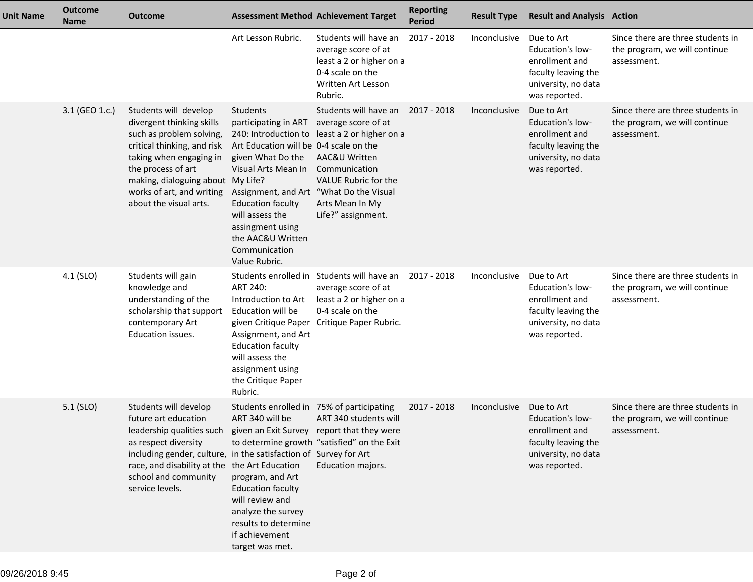| Unit Name | Outcome Name | Outcome | Assessment Method | Achievement Target | Reporting Period | Result Type | Result and Analysis | Action |
|---|---|---|---|---|---|---|---|---|
| | | | Art Lesson Rubric. | Students will have an average score of at least a 2 or higher on a 0-4 scale on the Written Art Lesson Rubric. | 2017 - 2018 | Inconclusive | Due to Art Education's low-enrollment and faculty leaving the university, no data was reported. | Since there are three students in the program, we will continue assessment. |
| | 3.1 (GEO 1.c.) | Students will develop divergent thinking skills such as problem solving, critical thinking, and risk taking when engaging in the process of art making, dialoguing about works of art, and writing about the visual arts. | Students participating in ART 240: Introduction to Art Education will be given What Do the Visual Arts Mean In My Life? Assignment, and Art Education faculty will assess the assingment using the AAC&U Written Communication Value Rubric. | Students will have an average score of at least a 2 or higher on a 0-4 scale on the AAC&U Written Communication VALUE Rubric for the "What Do the Visual Arts Mean In My Life?" assignment. | 2017 - 2018 | Inconclusive | Due to Art Education's low-enrollment and faculty leaving the university, no data was reported. | Since there are three students in the program, we will continue assessment. |
| | 4.1 (SLO) | Students will gain knowledge and understanding of the scholarship that support contemporary Art Education issues. | Students enrolled in ART 240: Introduction to Art Education will be given Critique Paper Assignment, and Art Education faculty will assess the assignment using the Critique Paper Rubric. | Students will have an average score of at least a 2 or higher on a 0-4 scale on the Critique Paper Rubric. | 2017 - 2018 | Inconclusive | Due to Art Education's low-enrollment and faculty leaving the university, no data was reported. | Since there are three students in the program, we will continue assessment. |
| | 5.1 (SLO) | Students will develop future art education leadership qualities such as respect diversity including gender, culture, race, and disability at the school and community service levels. | Students enrolled in ART 340 will be given an Exit Survey to determine growth in the satisfaction of the Art Education program, and Art Education faculty will review and analyze the survey results to determine if achievement target was met. | 75% of participating ART 340 students will report that they were "satisfied" on the Exit Survey for Art Education majors. | 2017 - 2018 | Inconclusive | Due to Art Education's low-enrollment and faculty leaving the university, no data was reported. | Since there are three students in the program, we will continue assessment. |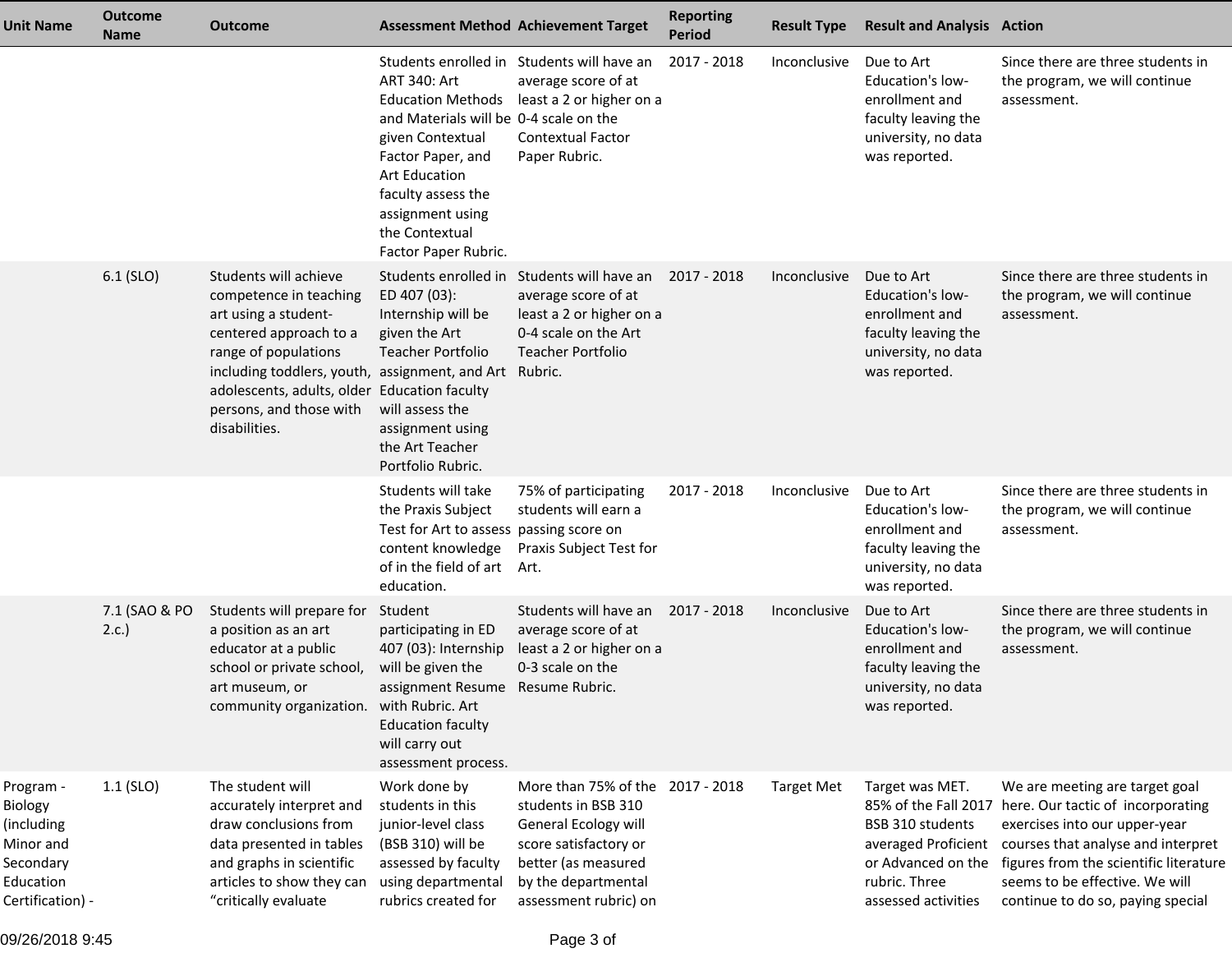| Unit Name | Outcome Name | Outcome | Assessment Method | Achievement Target | Reporting Period | Result Type | Result and Analysis | Action |
|---|---|---|---|---|---|---|---|---|
| | | | Students enrolled in ART 340: Art Education Methods and Materials will be given Contextual Factor Paper, and Art Education faculty assess the assignment using the Contextual Factor Paper Rubric. | Students will have an average score of at least a 2 or higher on a 0-4 scale on the Contextual Factor Paper Rubric. | 2017 - 2018 | Inconclusive | Due to Art Education's low-enrollment and faculty leaving the university, no data was reported. | Since there are three students in the program, we will continue assessment. |
| | 6.1 (SLO) | Students will achieve competence in teaching art using a student-centered approach to a range of populations including toddlers, youth, adolescents, adults, older persons, and those with disabilities. | Students enrolled in ED 407 (03): Internship will be given the Art Teacher Portfolio assignment, and Art Education faculty will assess the assignment using the Art Teacher Portfolio Rubric. | Students will have an average score of at least a 2 or higher on a 0-4 scale on the Art Teacher Portfolio Rubric. | 2017 - 2018 | Inconclusive | Due to Art Education's low-enrollment and faculty leaving the university, no data was reported. | Since there are three students in the program, we will continue assessment. |
| | | | Students will take the Praxis Subject Test for Art to assess content knowledge of in the field of art education. | 75% of participating students will earn a passing score on Praxis Subject Test for Art. | 2017 - 2018 | Inconclusive | Due to Art Education's low-enrollment and faculty leaving the university, no data was reported. | Since there are three students in the program, we will continue assessment. |
| | 7.1 (SAO & PO 2.c.) | Students will prepare for a position as an art educator at a public school or private school, art museum, or community organization. | Student participating in ED 407 (03): Internship will be given the assignment Resume with Rubric. Art Education faculty will carry out assessment process. | Students will have an average score of at least a 2 or higher on a 0-3 scale on the Resume Rubric. | 2017 - 2018 | Inconclusive | Due to Art Education's low-enrollment and faculty leaving the university, no data was reported. | Since there are three students in the program, we will continue assessment. |
| Program - Biology (including Minor and Secondary Education Certification) - | 1.1 (SLO) | The student will accurately interpret and draw conclusions from data presented in tables and graphs in scientific articles to show they can "critically evaluate | Work done by students in this junior-level class (BSB 310) will be assessed by faculty using departmental rubrics created for | More than 75% of the students in BSB 310 General Ecology will score satisfactory or better (as measured by the departmental assessment rubric) on | 2017 - 2018 | Target Met | Target was MET. 85% of the Fall 2017 BSB 310 students averaged Proficient or Advanced on the rubric. Three assessed activities | We are meeting are target goal here. Our tactic of incorporating exercises into our upper-year courses that analyse and interpret figures from the scientific literature seems to be effective. We will continue to do so, paying special |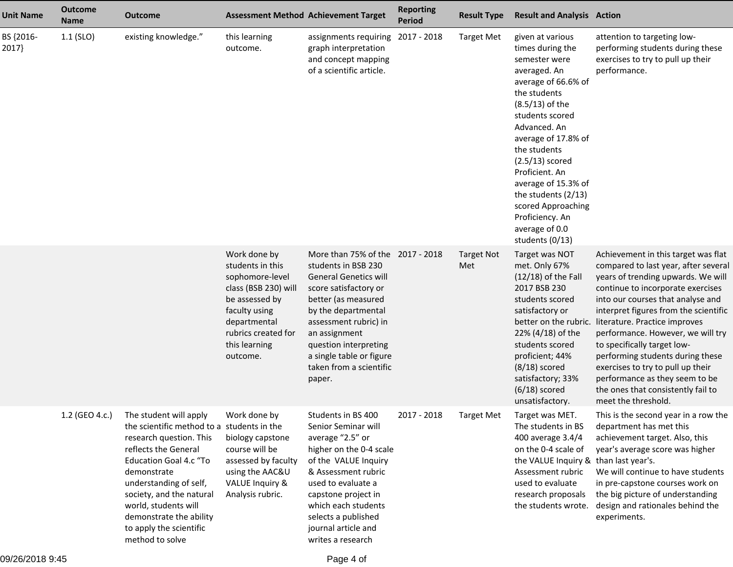| Unit Name | Outcome Name | Outcome | Assessment Method | Achievement Target | Reporting Period | Result Type | Result and Analysis | Action |
|---|---|---|---|---|---|---|---|---|
| BS {2016-2017} | 1.1 (SLO) | existing knowledge." | this learning outcome. | assignments requiring graph interpretation and concept mapping of a scientific article. | 2017 - 2018 | Target Met | given at various times during the semester were averaged. An average of 66.6% of the students (8.5/13) of the students scored Advanced. An average of 17.8% of the students (2.5/13) scored Proficient. An average of 15.3% of the students (2/13) scored Approaching Proficiency. An average of 0.0 students (0/13) | attention to targeting low-performing students during these exercises to try to pull up their performance. |
| | | | Work done by students in this sophomore-level class (BSB 230) will be assessed by faculty using departmental rubrics created for this learning outcome. | More than 75% of the students in BSB 230 General Genetics will score satisfactory or better (as measured by the departmental assessment rubric) in an assignment question interpreting a single table or figure taken from a scientific paper. | 2017 - 2018 | Target Not Met | Target was NOT met. Only 67% (12/18) of the Fall 2017 BSB 230 students scored satisfactory or better on the rubric. 22% (4/18) of the students scored proficient; 44% (8/18) scored satisfactory; 33% (6/18) scored unsatisfactory. | Achievement in this target was flat compared to last year, after several years of trending upwards. We will continue to incorporate exercises into our courses that analyse and interpret figures from the scientific literature. Practice improves performance. However, we will try to specifically target low-performing students during these exercises to try to pull up their performance as they seem to be the ones that consistently fail to meet the threshold. |
| | 1.2 (GEO 4.c.) | The student will apply the scientific method to a research question. This reflects the General Education Goal 4.c "To demonstrate understanding of self, society, and the natural world, students will demonstrate the ability to apply the scientific method to solve | Work done by students in the biology capstone course will be assessed by faculty using the AAC&U VALUE Inquiry & Analysis rubric. | Students in BS 400 Senior Seminar will average "2.5" or higher on the 0-4 scale of the VALUE Inquiry & Assessment rubric used to evaluate a capstone project in which each students selects a published journal article and writes a research | 2017 - 2018 | Target Met | Target was MET. The students in BS 400 average 3.4/4 on the 0-4 scale of the VALUE Inquiry & Assessment rubric used to evaluate research proposals the students wrote. | This is the second year in a row the department has met this achievement target. Also, this year's average score was higher than last year's.<br>We will continue to have students in pre-capstone courses work on the big picture of understanding design and rationales behind the experiments. |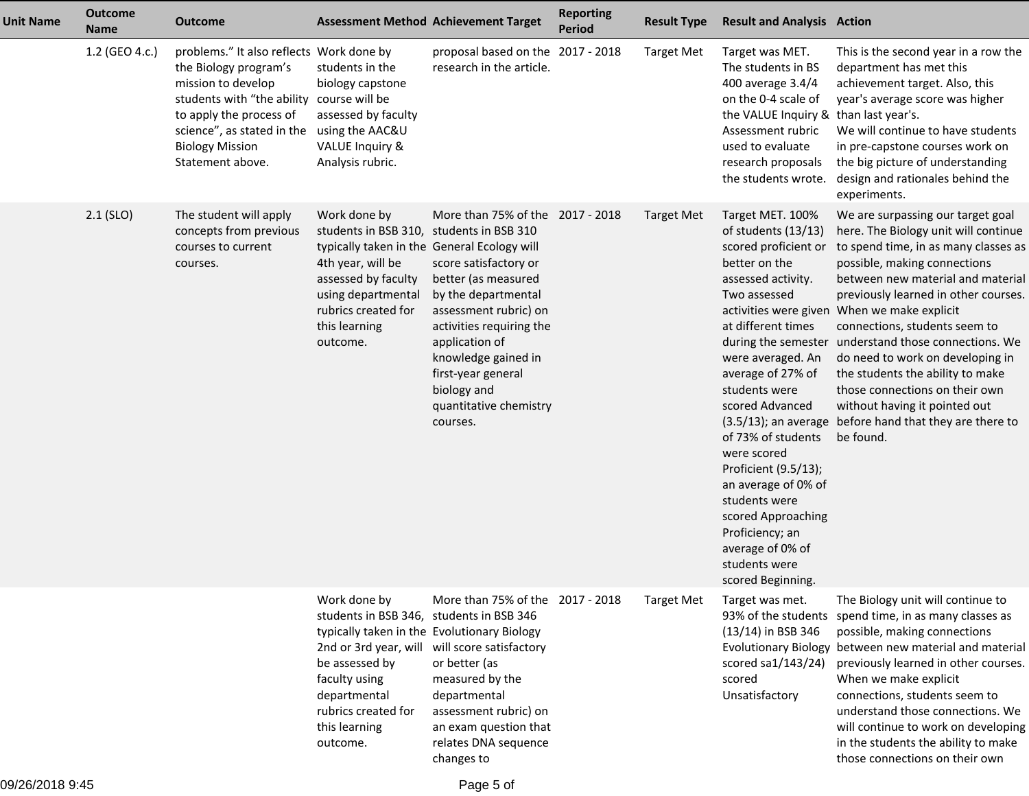| Unit Name | Outcome Name | Outcome | Assessment Method | Achievement Target | Reporting Period | Result Type | Result and Analysis | Action |
|---|---|---|---|---|---|---|---|---|
| | 1.2 (GEO 4.c.) | problems." It also reflects the Biology program's mission to develop students with "the ability to apply the process of science", as stated in the Biology Mission Statement above. | Work done by students in the biology capstone course will be assessed by faculty using the AAC&U VALUE Inquiry & Analysis rubric. | proposal based on the research in the article. | 2017 - 2018 | Target Met | Target was MET. The students in BS 400 average 3.4/4 on the 0-4 scale of the VALUE Inquiry & Assessment rubric used to evaluate research proposals the students wrote. | This is the second year in a row the department has met this achievement target. Also, this year's average score was higher than last year's. We will continue to have students in pre-capstone courses work on the big picture of understanding design and rationales behind the experiments. |
| | 2.1 (SLO) | The student will apply concepts from previous courses to current courses. | Work done by students in BSB 310, typically taken in the 4th year, will be assessed by faculty using departmental rubrics created for this learning outcome. | More than 75% of the students in BSB 310 General Ecology will score satisfactory or better (as measured by the departmental assessment rubric) on activities requiring the application of knowledge gained in first-year general biology and quantitative chemistry courses. | 2017 - 2018 | Target Met | Target MET. 100% of students (13/13) scored proficient or better on the assessed activity. Two assessed activities were given at different times during the semester were averaged. An average of 27% of students were scored Advanced (3.5/13); an average of 73% of students were scored Proficient (9.5/13); an average of 0% of students were scored Approaching Proficiency; an average of 0% of students were scored Beginning. | We are surpassing our target goal here. The Biology unit will continue to spend time, in as many classes as possible, making connections between new material and material previously learned in other courses. When we make explicit connections, students seem to understand those connections. We do need to work on developing in the students the ability to make those connections on their own without having it pointed out before hand that they are there to be found. |
| | | | Work done by students in BSB 346, typically taken in the 2nd or 3rd year, will be assessed by faculty using departmental rubrics created for this learning outcome. | More than 75% of the students in BSB 346 Evolutionary Biology will score satisfactory or better (as measured by the departmental assessment rubric) on an exam question that relates DNA sequence changes to | 2017 - 2018 | Target Met | Target was met. 93% of the students (13/14) in BSB 346 Evolutionary Biology scored sa1/143/24) scored Unsatisfactory | The Biology unit will continue to spend time, in as many classes as possible, making connections between new material and material previously learned in other courses. When we make explicit connections, students seem to understand those connections. We will continue to work on developing in the students the ability to make those connections on their own |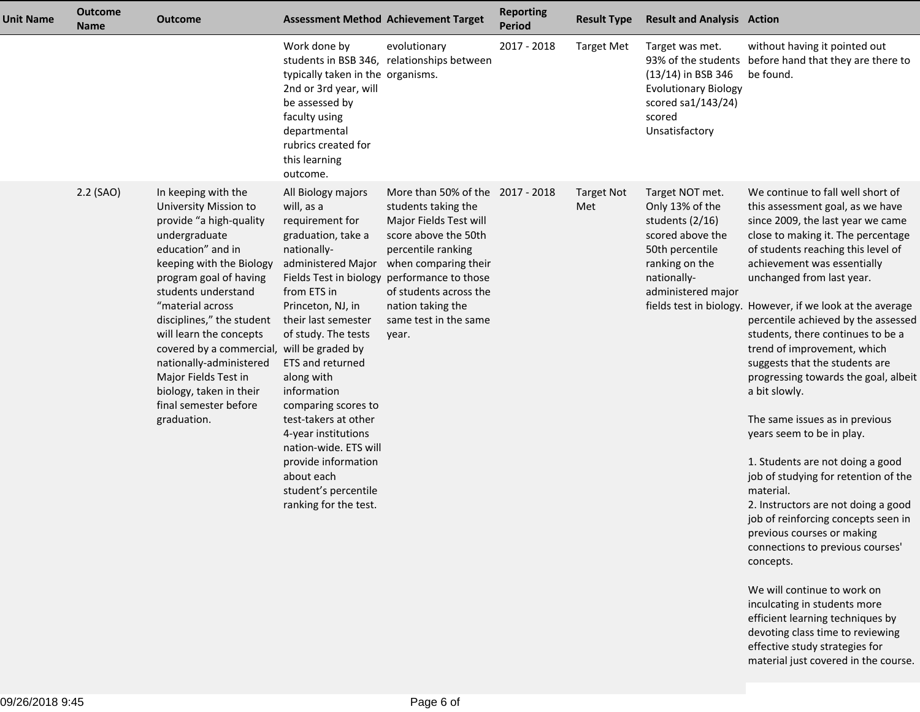| Unit Name | Outcome Name | Outcome | Assessment Method | Achievement Target | Reporting Period | Result Type | Result and Analysis | Action |
|---|---|---|---|---|---|---|---|---|
| | | | Work done by students in BSB 346, typically taken in the 2nd or 3rd year, will be assessed by faculty using departmental rubrics created for this learning outcome. | evolutionary relationships between organisms. | 2017 - 2018 | Target Met | Target was met. 93% of the students (13/14) in BSB 346 Evolutionary Biology scored sa1/143/24) scored Unsatisfactory | without having it pointed out before hand that they are there to be found. |
| | 2.2 (SAO) | In keeping with the University Mission to provide "a high-quality undergraduate education" and in keeping with the Biology program goal of having students understand "material across disciplines," the student will learn the concepts covered by a commercial, nationally-administered Major Fields Test in biology, taken in their final semester before graduation. | All Biology majors will, as a requirement for graduation, take a nationally-administered Major Fields Test in biology from ETS in Princeton, NJ, in their last semester of study. The tests will be graded by ETS and returned along with information comparing scores to test-takers at other 4-year institutions nation-wide. ETS will provide information about each student's percentile ranking for the test. | More than 50% of the students taking the Major Fields Test will score above the 50th percentile ranking when comparing their performance to those of students across the nation taking the same test in the same year. | 2017 - 2018 | Target Not Met | Target NOT met. Only 13% of the students (2/16) scored above the 50th percentile ranking on the nationally-administered major fields test in biology. | We continue to fall well short of this assessment goal, as we have since 2009, the last year we came close to making it. The percentage of students reaching this level of achievement was essentially unchanged from last year.<br><br>However, if we look at the average percentile achieved by the assessed students, there continues to be a trend of improvement, which suggests that the students are progressing towards the goal, albeit a bit slowly.<br><br>The same issues as in previous years seem to be in play.<br><br>1. Students are not doing a good job of studying for retention of the material.<br>2. Instructors are not doing a good job of reinforcing concepts seen in previous courses or making connections to previous courses' concepts.<br><br>We will continue to work on inculcating in students more efficient learning techniques by devoting class time to reviewing effective study strategies for material just covered in the course. |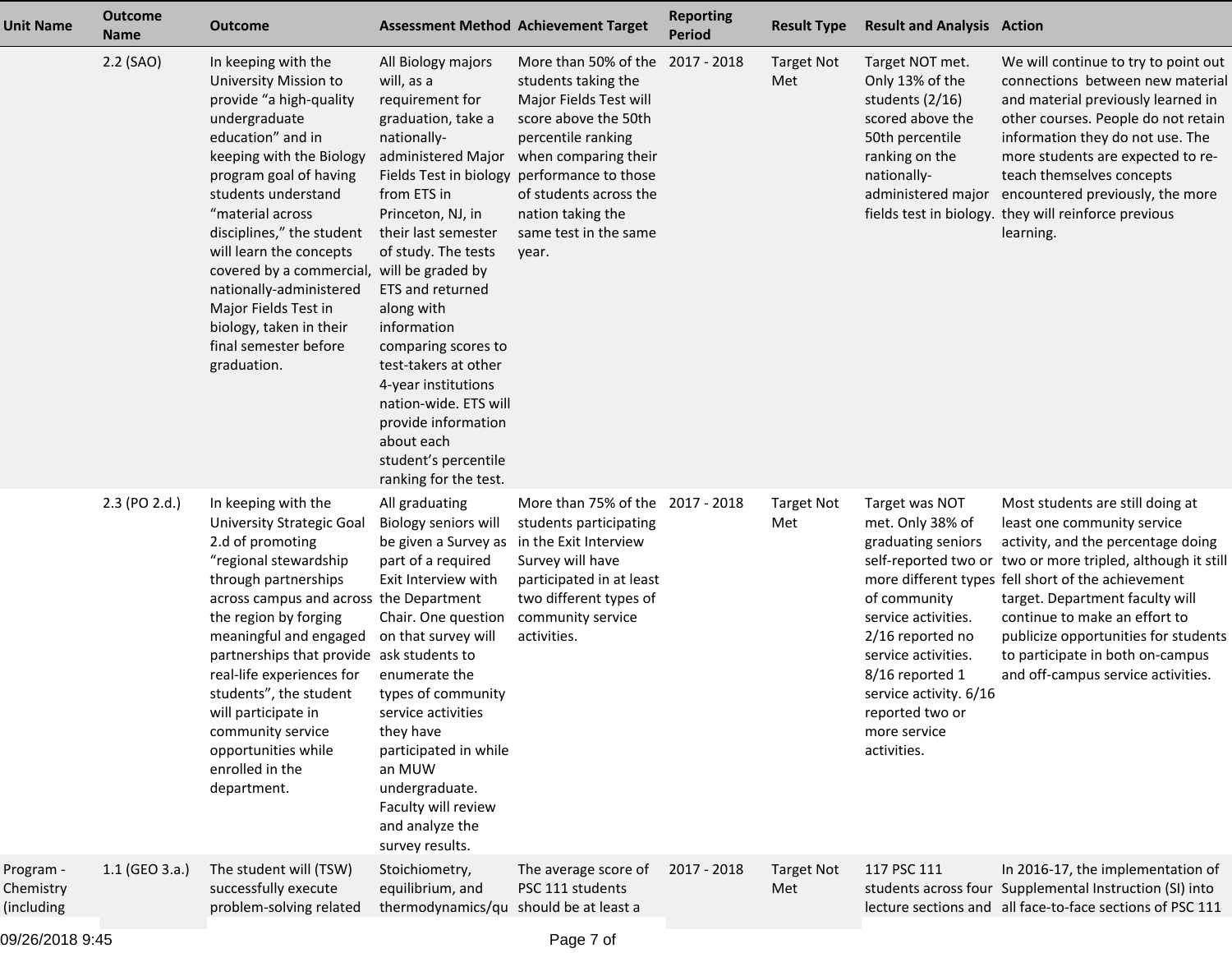| Unit Name | Outcome Name | Outcome | Assessment Method | Achievement Target | Reporting Period | Result Type | Result and Analysis | Action |
|---|---|---|---|---|---|---|---|---|
| | 2.2 (SAO) | In keeping with the University Mission to provide "a high-quality undergraduate education" and in keeping with the Biology program goal of having students understand "material across disciplines," the student will learn the concepts covered by a commercial, nationally-administered Major Fields Test in biology, taken in their final semester before graduation. | All Biology majors will, as a requirement for graduation, take a nationally-administered Major Fields Test in biology from ETS in Princeton, NJ, in their last semester of study. The tests will be graded by ETS and returned along with information comparing scores to test-takers at other 4-year institutions nation-wide. ETS will provide information about each student's percentile ranking for the test. | More than 50% of the students taking the Major Fields Test will score above the 50th percentile ranking when comparing their performance to those of students across the nation taking the same test in the same year. | 2017 - 2018 | Target Not Met | Target NOT met. Only 13% of the students (2/16) scored above the 50th percentile ranking on the nationally-administered major fields test in biology. | We will continue to try to point out connections between new material and material previously learned in other courses. People do not retain information they do not use. The more students are expected to re-teach themselves concepts encountered previously, the more they will reinforce previous learning. |
| | 2.3 (PO 2.d.) | In keeping with the University Strategic Goal 2.d of promoting "regional stewardship through partnerships across campus and across the region by forging meaningful and engaged partnerships that provide real-life experiences for students", the student will participate in community service opportunities while enrolled in the department. | All graduating Biology seniors will be given a Survey as part of a required Exit Interview with the Department Chair. One question on that survey will ask students to enumerate the types of community service activities they have participated in while an MUW undergraduate. Faculty will review and analyze the survey results. | More than 75% of the students participating in the Exit Interview Survey will have participated in at least two different types of community service activities. | 2017 - 2018 | Target Not Met | Target was NOT met. Only 38% of graduating seniors self-reported two or more different types of community service activities. 2/16 reported no service activities. 8/16 reported 1 service activity. 6/16 reported two or more service activities. | Most students are still doing at least one community service activity, and the percentage doing two or more tripled, although it still fell short of the achievement target. Department faculty will continue to make an effort to publicize opportunities for students to participate in both on-campus and off-campus service activities. |
| Program - Chemistry (including | 1.1 (GEO 3.a.) | The student will (TSW) successfully execute problem-solving related | Stoichiometry, equilibrium, and thermodynamics/qu | The average score of PSC 111 students should be at least a | 2017 - 2018 | Target Not Met | 117 PSC 111 students across four lecture sections and | In 2016-17, the implementation of Supplemental Instruction (SI) into all face-to-face sections of PSC 111 |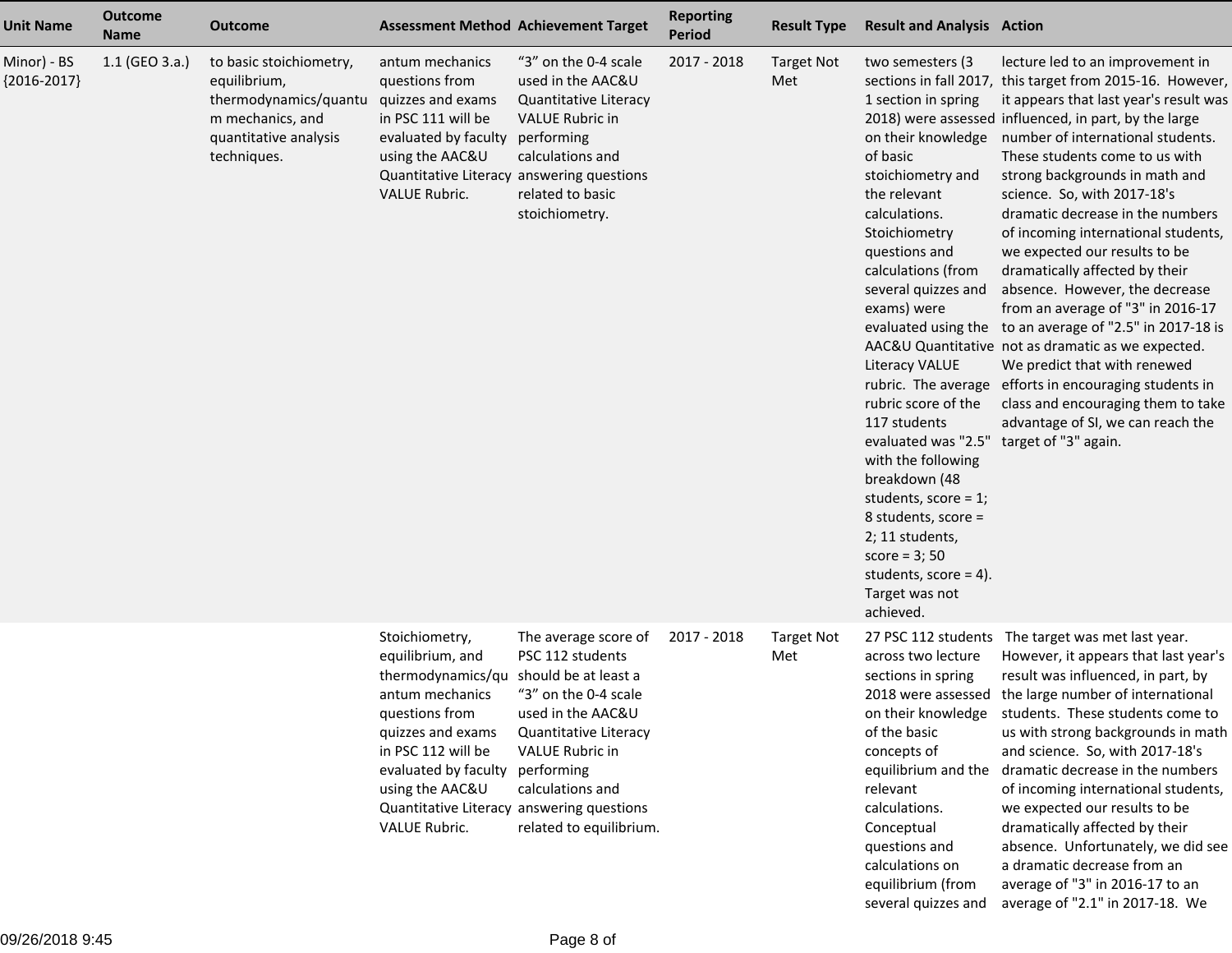| Unit Name | Outcome Name | Outcome | Assessment Method | Achievement Target | Reporting Period | Result Type | Result and Analysis | Action |
|---|---|---|---|---|---|---|---|---|
| Minor) - BS {2016-2017} | 1.1 (GEO 3.a.) | to basic stoichiometry, equilibrium, thermodynamics/quantum mechanics, and quantitative analysis techniques. | antum mechanics questions from quizzes and exams in PSC 111 will be evaluated by faculty using the AAC&U Quantitative Literacy VALUE Rubric. | "3" on the 0-4 scale used in the AAC&U Quantitative Literacy VALUE Rubric in performing calculations and answering questions related to basic stoichiometry. | 2017 - 2018 | Target Not Met | two semesters (3 sections in fall 2017, 1 section in spring 2018) were assessed on their knowledge of basic stoichiometry and the relevant calculations. Stoichiometry questions and calculations (from several quizzes and exams) were evaluated using the AAC&U Quantitative Literacy VALUE rubric. The average rubric score of the 117 students evaluated was "2.5" with the following breakdown (48 students, score = 1; 8 students, score = 2; 11 students, score = 3; 50 students, score = 4). Target was not achieved. | lecture led to an improvement in this target from 2015-16. However, it appears that last year's result was influenced, in part, by the large number of international students. These students come to us with strong backgrounds in math and science. So, with 2017-18's dramatic decrease in the numbers of incoming international students, we expected our results to be dramatically affected by their absence. However, the decrease from an average of "3" in 2016-17 to an average of "2.5" in 2017-18 is not as dramatic as we expected. We predict that with renewed efforts in encouraging students in class and encouraging them to take advantage of SI, we can reach the target of "3" again. |
| | | | Stoichiometry, equilibrium, and thermodynamics/quantum mechanics questions from quizzes and exams in PSC 112 will be evaluated by faculty using the AAC&U Quantitative Literacy VALUE Rubric. | The average score of PSC 112 students should be at least a "3" on the 0-4 scale used in the AAC&U Quantitative Literacy VALUE Rubric in performing calculations and answering questions related to equilibrium. | 2017 - 2018 | Target Not Met | 27 PSC 112 students across two lecture sections in spring 2018 were assessed on their knowledge of the basic concepts of equilibrium and the relevant calculations. Conceptual questions and calculations on equilibrium (from several quizzes and | The target was met last year. However, it appears that last year's result was influenced, in part, by the large number of international students. These students come to us with strong backgrounds in math and science. So, with 2017-18's dramatic decrease in the numbers of incoming international students, we expected our results to be dramatically affected by their absence. Unfortunately, we did see a dramatic decrease from an average of "3" in 2016-17 to an average of "2.1" in 2017-18. We |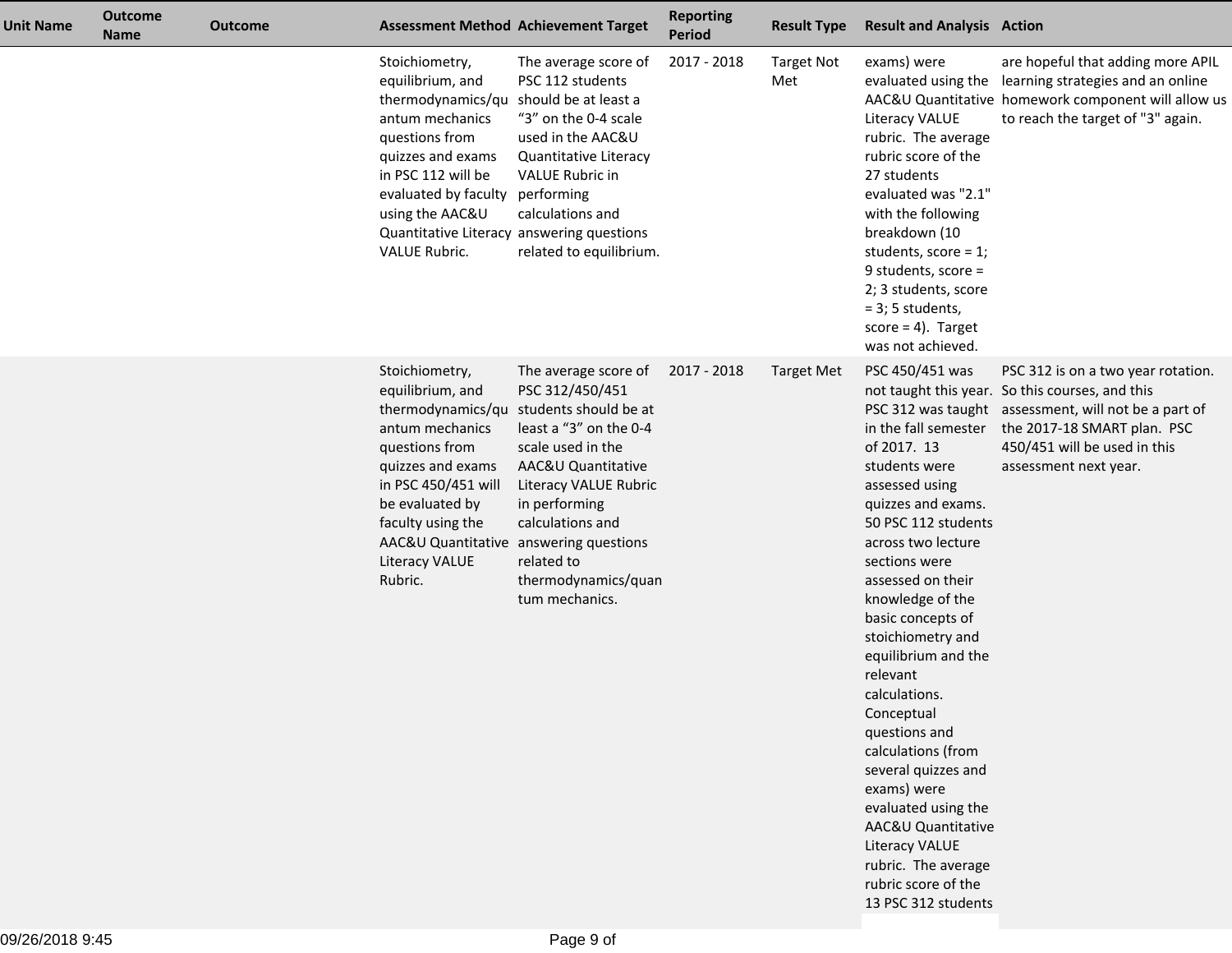| Unit Name | Outcome Name | Outcome | Assessment Method | Achievement Target | Reporting Period | Result Type | Result and Analysis | Action |
| --- | --- | --- | --- | --- | --- | --- | --- | --- |
| | | | Stoichiometry, equilibrium, and thermodynamics/quantum mechanics questions from quizzes and exams in PSC 112 will be evaluated by faculty using the AAC&U Quantitative Literacy VALUE Rubric. | The average score of PSC 112 students should be at least a "3" on the 0-4 scale used in the AAC&U Quantitative Literacy VALUE Rubric in performing calculations and answering questions related to equilibrium. | 2017 - 2018 | Target Not Met | exams) were evaluated using the AAC&U Quantitative Literacy VALUE rubric. The average rubric score of the 27 students evaluated was "2.1" with the following breakdown (10 students, score = 1; 9 students, score = 2; 3 students, score = 3; 5 students, score = 4). Target was not achieved. | are hopeful that adding more APIL learning strategies and an online homework component will allow us to reach the target of "3" again. |
| | | | Stoichiometry, equilibrium, and thermodynamics/quantum mechanics questions from quizzes and exams in PSC 450/451 will be evaluated by faculty using the AAC&U Quantitative Literacy VALUE Rubric. | The average score of PSC 312/450/451 students should be at least a "3" on the 0-4 scale used in the AAC&U Quantitative Literacy VALUE Rubric in performing calculations and answering questions related to thermodynamics/quantum mechanics. | 2017 - 2018 | Target Met | PSC 450/451 was not taught this year. PSC 312 was taught in the fall semester of 2017. 13 students were assessed using quizzes and exams. 50 PSC 112 students across two lecture sections were assessed on their knowledge of the basic concepts of stoichiometry and equilibrium and the relevant calculations. Conceptual questions and calculations (from several quizzes and exams) were evaluated using the AAC&U Quantitative Literacy VALUE rubric. The average rubric score of the 13 PSC 312 students | PSC 312 is on a two year rotation. So this courses, and this assessment, will not be a part of the 2017-18 SMART plan. PSC 450/451 will be used in this assessment next year. |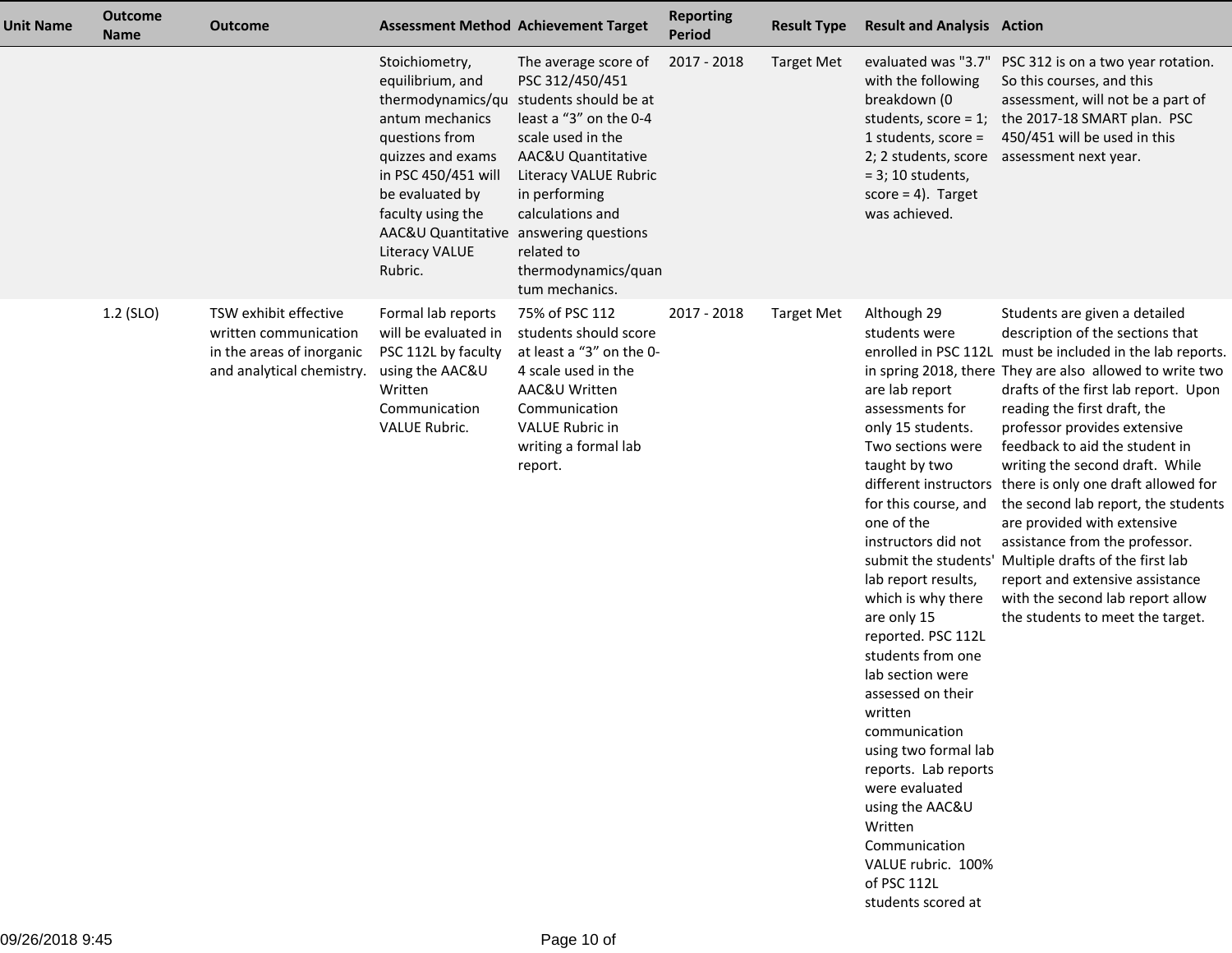| Unit Name | Outcome Name | Outcome | Assessment Method | Achievement Target | Reporting Period | Result Type | Result and Analysis | Action |
|---|---|---|---|---|---|---|---|---|
| | | | Stoichiometry, equilibrium, and thermodynamics/quantum mechanics questions from quizzes and exams in PSC 450/451 will be evaluated by faculty using the AAC&U Quantitative Literacy VALUE Rubric. | The average score of PSC 312/450/451 students should be at least a “3” on the 0-4 scale used in the AAC&U Quantitative Literacy VALUE Rubric in performing calculations and answering questions related to thermodynamics/quantum mechanics. | 2017 - 2018 | Target Met | evaluated was "3.7" with the following breakdown (0 students, score = 1; 1 students, score = 2; 2 students, score = 3; 10 students, score = 4). Target was achieved. | PSC 312 is on a two year rotation. So this courses, and this assessment, will not be a part of the 2017-18 SMART plan. PSC 450/451 will be used in this assessment next year. |
| | 1.2 (SLO) | TSW exhibit effective written communication in the areas of inorganic and analytical chemistry. | Formal lab reports will be evaluated in PSC 112L by faculty using the AAC&U Written Communication VALUE Rubric. | 75% of PSC 112 students should score at least a “3” on the 0-4 scale used in the AAC&U Written Communication VALUE Rubric in writing a formal lab report. | 2017 - 2018 | Target Met | Although 29 students were enrolled in PSC 112L in spring 2018, there are lab report assessments for only 15 students. Two sections were taught by two different instructors for this course, and one of the instructors did not submit the students' lab report results, which is why there are only 15 reported. PSC 112L students from one lab section were assessed on their written communication using two formal lab reports. Lab reports were evaluated using the AAC&U Written Communication VALUE rubric. 100% of PSC 112L students scored at | Students are given a detailed description of the sections that must be included in the lab reports. They are also allowed to write two drafts of the first lab report. Upon reading the first draft, the professor provides extensive feedback to aid the student in writing the second draft. While there is only one draft allowed for the second lab report, the students are provided with extensive assistance from the professor. Multiple drafts of the first lab report and extensive assistance with the second lab report allow the students to meet the target. |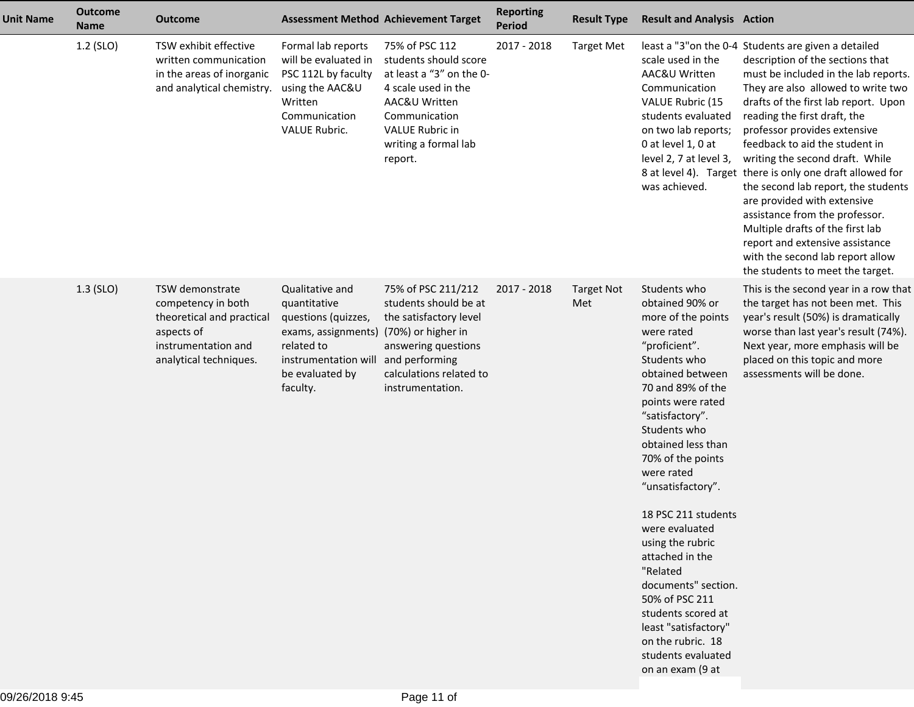| Unit Name | Outcome Name | Outcome | Assessment Method | Achievement Target | Reporting Period | Result Type | Result and Analysis | Action |
|---|---|---|---|---|---|---|---|---|
| | 1.2 (SLO) | TSW exhibit effective written communication in the areas of inorganic and analytical chemistry. | Formal lab reports will be evaluated in PSC 112L by faculty using the AAC&U Written Communication VALUE Rubric. | 75% of PSC 112 students should score at least a "3" on the 0-4 scale used in the AAC&U Written Communication VALUE Rubric in writing a formal lab report. | 2017 - 2018 | Target Met | least a "3"on the 0-4 scale used in the AAC&U Written Communication VALUE Rubric (15 students evaluated on two lab reports; 0 at level 1, 0 at level 2, 7 at level 3, 8 at level 4). Target was achieved. | Students are given a detailed description of the sections that must be included in the lab reports. They are also allowed to write two drafts of the first lab report. Upon reading the first draft, the professor provides extensive feedback to aid the student in writing the second draft. While there is only one draft allowed for the second lab report, the students are provided with extensive assistance from the professor. Multiple drafts of the first lab report and extensive assistance with the second lab report allow the students to meet the target. |
| | 1.3 (SLO) | TSW demonstrate competency in both theoretical and practical aspects of instrumentation and analytical techniques. | Qualitative and quantitative questions (quizzes, exams, assignments) related to instrumentation will be evaluated by faculty. | 75% of PSC 211/212 students should be at the satisfactory level (70%) or higher in answering questions and performing calculations related to instrumentation. | 2017 - 2018 | Target Not Met | Students who obtained 90% or more of the points were rated "proficient". Students who obtained between 70 and 89% of the points were rated "satisfactory". Students who obtained less than 70% of the points were rated "unsatisfactory".<br><br>18 PSC 211 students were evaluated using the rubric attached in the "Related documents" section. 50% of PSC 211 students scored at least "satisfactory" on the rubric. 18 students evaluated on an exam (9 at | This is the second year in a row that the target has not been met. This year's result (50%) is dramatically worse than last year's result (74%). Next year, more emphasis will be placed on this topic and more assessments will be done. |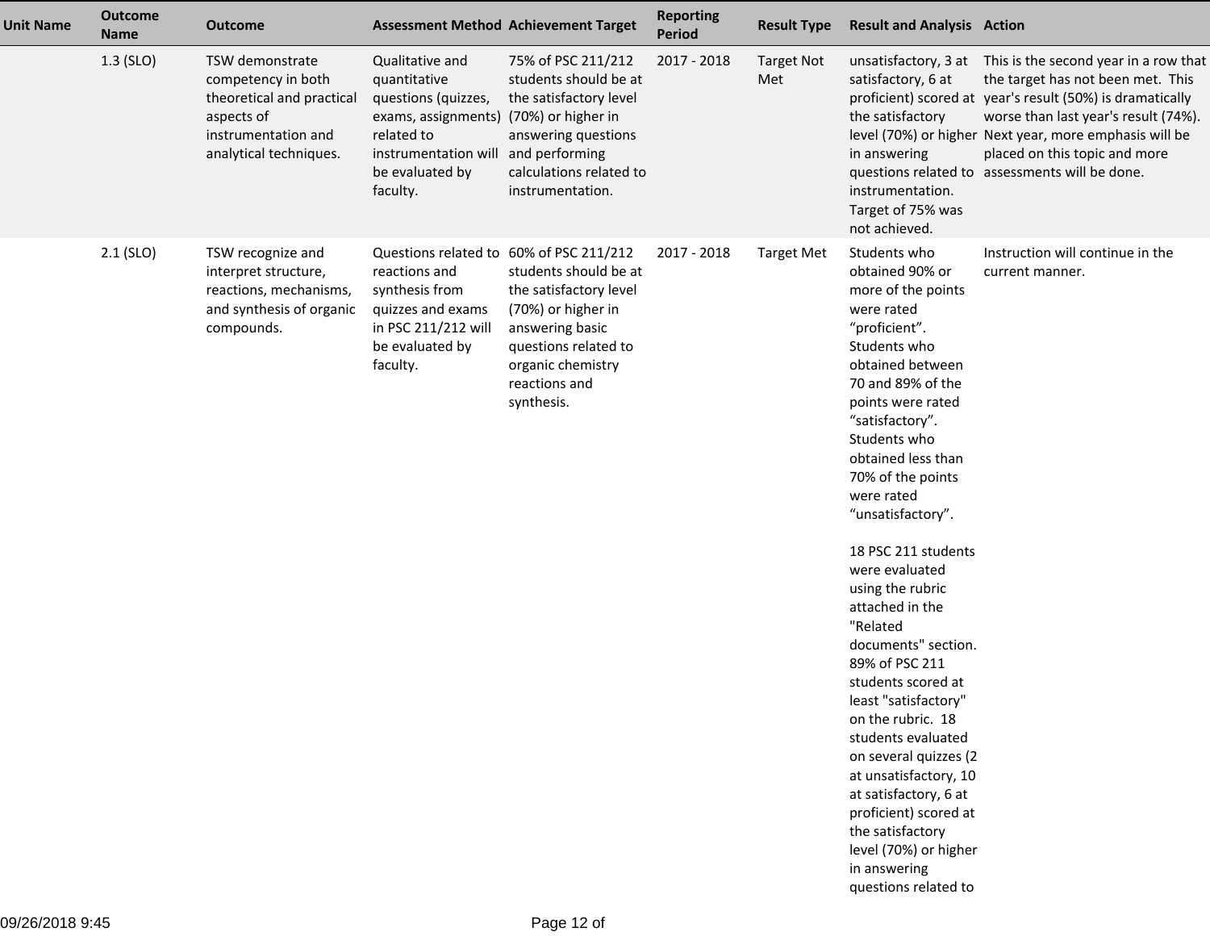| Unit Name | Outcome Name | Outcome | Assessment Method | Achievement Target | Reporting Period | Result Type | Result and Analysis | Action |
|---|---|---|---|---|---|---|---|---|
| | 1.3 (SLO) | TSW demonstrate competency in both theoretical and practical aspects of instrumentation and analytical techniques. | Qualitative and quantitative questions (quizzes, exams, assignments) related to instrumentation will be evaluated by faculty. | 75% of PSC 211/212 students should be at the satisfactory level (70%) or higher in answering questions and performing calculations related to instrumentation. | 2017 - 2018 | Target Not Met | unsatisfactory, 3 at satisfactory, 6 at proficient) scored at the satisfactory level (70%) or higher in answering questions related to instrumentation. Target of 75% was not achieved. | This is the second year in a row that the target has not been met. This year's result (50%) is dramatically worse than last year's result (74%). Next year, more emphasis will be placed on this topic and more assessments will be done. |
| | 2.1 (SLO) | TSW recognize and interpret structure, reactions, mechanisms, and synthesis of organic compounds. | Questions related to reactions and synthesis from quizzes and exams in PSC 211/212 will be evaluated by faculty. | 60% of PSC 211/212 students should be at the satisfactory level (70%) or higher in answering basic questions related to organic chemistry reactions and synthesis. | 2017 - 2018 | Target Met | Students who obtained 90% or more of the points were rated "proficient". Students who obtained between 70 and 89% of the points were rated "satisfactory". Students who obtained less than 70% of the points were rated "unsatisfactory".<br><br>18 PSC 211 students were evaluated using the rubric attached in the "Related documents" section. 89% of PSC 211 students scored at least "satisfactory" on the rubric. 18 students evaluated on several quizzes (2 at unsatisfactory, 10 at satisfactory, 6 at proficient) scored at the satisfactory level (70%) or higher in answering questions related to | Instruction will continue in the current manner. |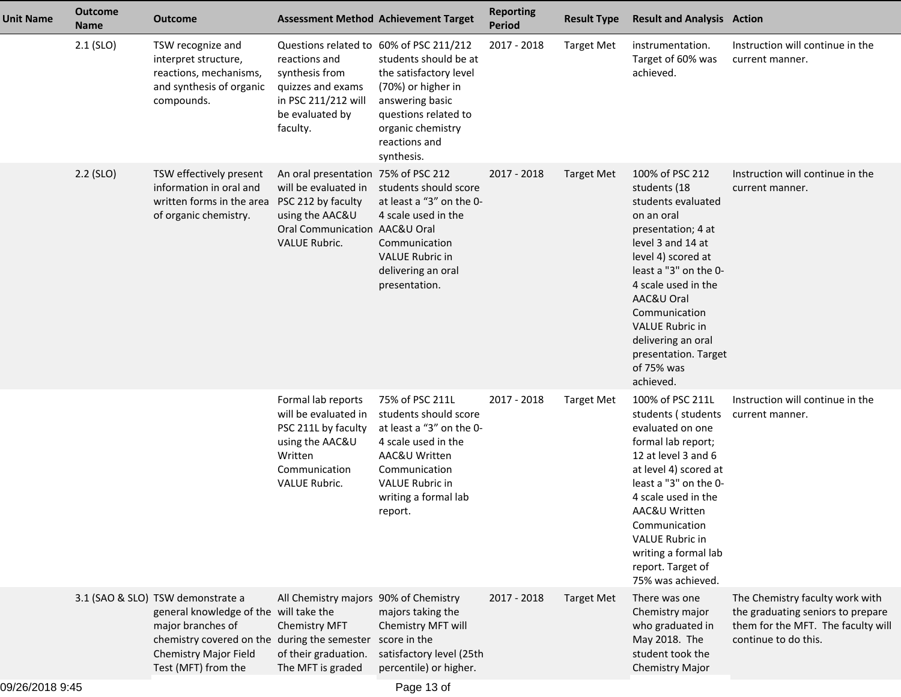| Unit Name | Outcome Name | Outcome | Assessment Method | Achievement Target | Reporting Period | Result Type | Result and Analysis | Action |
|---|---|---|---|---|---|---|---|---|
| | 2.1 (SLO) | TSW recognize and interpret structure, reactions, mechanisms, and synthesis of organic compounds. | Questions related to reactions and synthesis from quizzes and exams in PSC 211/212 will be evaluated by faculty. | 60% of PSC 211/212 students should be at the satisfactory level (70%) or higher in answering basic questions related to organic chemistry reactions and synthesis. | 2017 - 2018 | Target Met | instrumentation. Target of 60% was achieved. | Instruction will continue in the current manner. |
| | 2.2 (SLO) | TSW effectively present information in oral and written forms in the area of organic chemistry. | An oral presentation will be evaluated in PSC 212 by faculty using the AAC&U Oral Communication VALUE Rubric. | 75% of PSC 212 students should score at least a "3" on the 0-4 scale used in the AAC&U Oral Communication VALUE Rubric in delivering an oral presentation. | 2017 - 2018 | Target Met | 100% of PSC 212 students (18 students evaluated on an oral presentation; 4 at level 3 and 14 at level 4) scored at least a "3" on the 0-4 scale used in the AAC&U Oral Communication VALUE Rubric in delivering an oral presentation. Target of 75% was achieved. | Instruction will continue in the current manner. |
| | | | Formal lab reports will be evaluated in PSC 211L by faculty using the AAC&U Written Communication VALUE Rubric. | 75% of PSC 211L students should score at least a "3" on the 0-4 scale used in the AAC&U Written Communication VALUE Rubric in writing a formal lab report. | 2017 - 2018 | Target Met | 100% of PSC 211L students ( students evaluated on one formal lab report; 12 at level 3 and 6 at level 4) scored at least a "3" on the 0-4 scale used in the AAC&U Written Communication VALUE Rubric in writing a formal lab report. Target of 75% was achieved. | Instruction will continue in the current manner. |
| | 3.1 (SAO & SLO) | TSW demonstrate a general knowledge of the major branches of chemistry covered on the Chemistry Major Field Test (MFT) from the | All Chemistry majors will take the Chemistry MFT during the semester of their graduation. The MFT is graded | 90% of Chemistry majors taking the Chemistry MFT will score in the satisfactory level (25th percentile) or higher. | 2017 - 2018 | Target Met | There was one Chemistry major who graduated in May 2018. The student took the Chemistry Major | The Chemistry faculty work with the graduating seniors to prepare them for the MFT. The faculty will continue to do this. |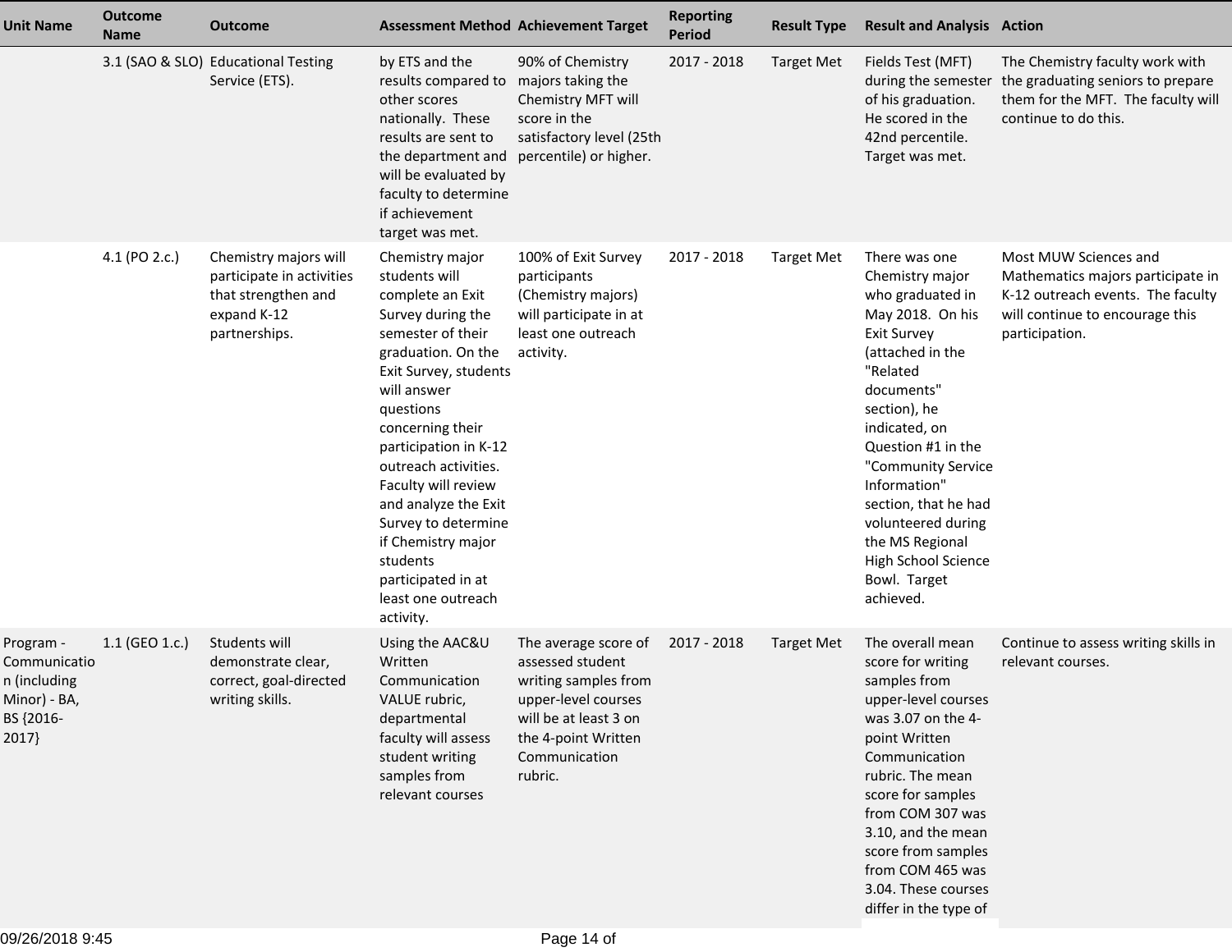| Unit Name | Outcome Name | Outcome | Assessment Method | Achievement Target | Reporting Period | Result Type | Result and Analysis | Action |
|---|---|---|---|---|---|---|---|---|
| | 3.1 (SAO & SLO) | Educational Testing Service (ETS). | by ETS and the results compared to other scores nationally. These results are sent to the department and will be evaluated by faculty to determine if achievement target was met. | 90% of Chemistry majors taking the Chemistry MFT will score in the satisfactory level (25th percentile) or higher. | 2017 - 2018 | Target Met | Fields Test (MFT) during the semester of his graduation. He scored in the 42nd percentile. Target was met. | The Chemistry faculty work with the graduating seniors to prepare them for the MFT. The faculty will continue to do this. |
| | 4.1 (PO 2.c.) | Chemistry majors will participate in activities that strengthen and expand K-12 partnerships. | Chemistry major students will complete an Exit Survey during the semester of their graduation. On the Exit Survey, students will answer questions concerning their participation in K-12 outreach activities. Faculty will review and analyze the Exit Survey to determine if Chemistry major students participated in at least one outreach activity. | 100% of Exit Survey participants (Chemistry majors) will participate in at least one outreach activity. | 2017 - 2018 | Target Met | There was one Chemistry major who graduated in May 2018. On his Exit Survey (attached in the "Related documents" section), he indicated, on Question #1 in the "Community Service Information" section, that he had volunteered during the MS Regional High School Science Bowl. Target achieved. | Most MUW Sciences and Mathematics majors participate in K-12 outreach events. The faculty will continue to encourage this participation. |
| Program - Communication (including Minor) - BA, BS {2016-2017} | 1.1 (GEO 1.c.) | Students will demonstrate clear, correct, goal-directed writing skills. | Using the AAC&U Written Communication VALUE rubric, departmental faculty will assess student writing samples from relevant courses | The average score of assessed student writing samples from upper-level courses will be at least 3 on the 4-point Written Communication rubric. | 2017 - 2018 | Target Met | The overall mean score for writing samples from upper-level courses was 3.07 on the 4-point Written Communication rubric. The mean score for samples from COM 307 was 3.10, and the mean score from samples from COM 465 was 3.04. These courses differ in the type of | Continue to assess writing skills in relevant courses. |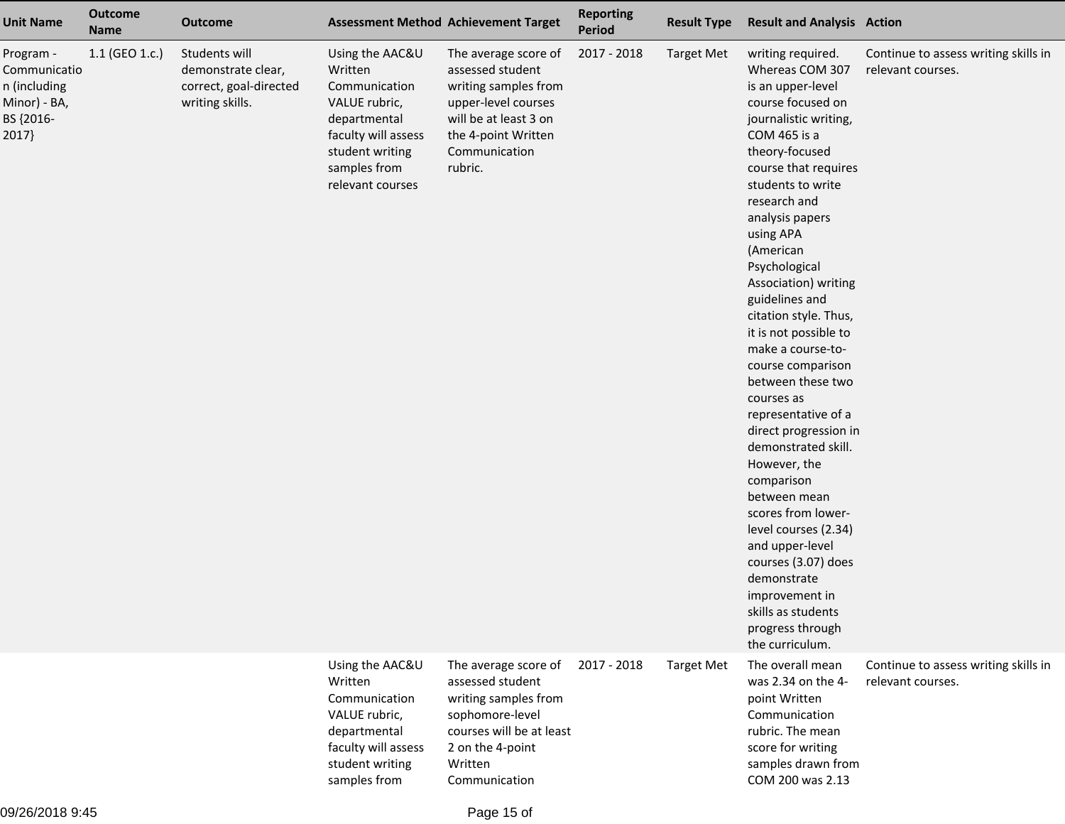| Unit Name | Outcome Name | Outcome | Assessment Method | Achievement Target | Reporting Period | Result Type | Result and Analysis | Action |
|---|---|---|---|---|---|---|---|---|
| Program - Communication (including Minor) - BA, BS {2016-2017} | 1.1 (GEO 1.c.) | Students will demonstrate clear, correct, goal-directed writing skills. | Using the AAC&U Written Communication VALUE rubric, departmental faculty will assess student writing samples from relevant courses | The average score of assessed student writing samples from upper-level courses will be at least 3 on the 4-point Written Communication rubric. | 2017 - 2018 | Target Met | writing required. Whereas COM 307 is an upper-level course focused on journalistic writing, COM 465 is a theory-focused course that requires students to write research and analysis papers using APA (American Psychological Association) writing guidelines and citation style. Thus, it is not possible to make a course-to-course comparison between these two courses as representative of a direct progression in demonstrated skill. However, the comparison between mean scores from lower-level courses (2.34) and upper-level courses (3.07) does demonstrate improvement in skills as students progress through the curriculum. | Continue to assess writing skills in relevant courses. |
| | | | Using the AAC&U Written Communication VALUE rubric, departmental faculty will assess student writing samples from | The average score of assessed student writing samples from sophomore-level courses will be at least 2 on the 4-point Written Communication | 2017 - 2018 | Target Met | The overall mean was 2.34 on the 4-point Written Communication rubric. The mean score for writing samples drawn from COM 200 was 2.13 | Continue to assess writing skills in relevant courses. |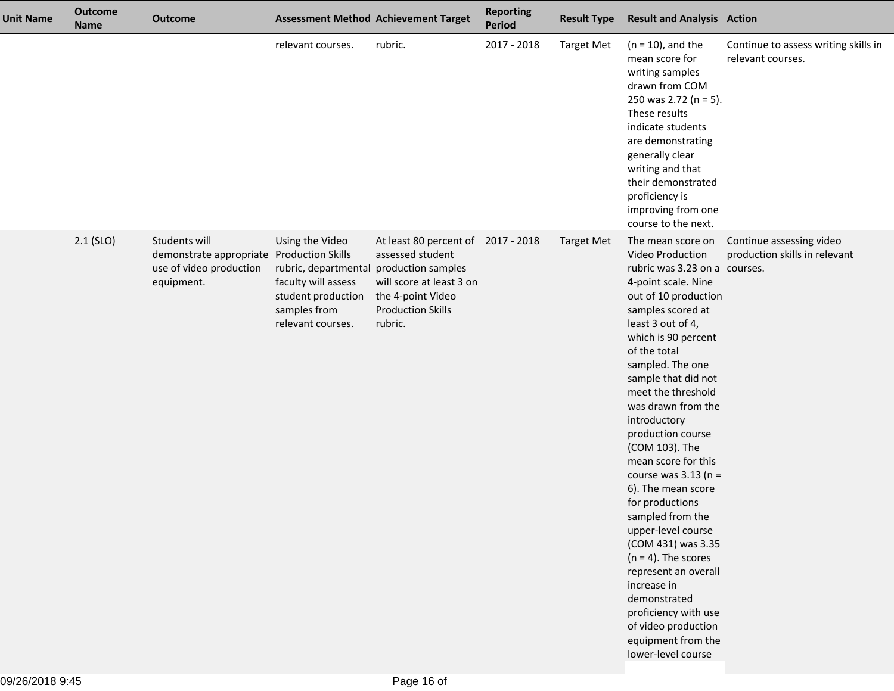| Unit Name | Outcome Name | Outcome | Assessment Method | Achievement Target | Reporting Period | Result Type | Result and Analysis | Action |
|---|---|---|---|---|---|---|---|---|
| | | | relevant courses. | rubric. | 2017 - 2018 | Target Met | (n = 10), and the mean score for writing samples drawn from COM 250 was 2.72 (n = 5). These results indicate students are demonstrating generally clear writing and that their demonstrated proficiency is improving from one course to the next. | Continue to assess writing skills in relevant courses. |
| | 2.1 (SLO) | Students will demonstrate appropriate use of video production equipment. | Using the Video Production Skills rubric, departmental faculty will assess student production samples from relevant courses. | At least 80 percent of assessed student production samples will score at least 3 on the 4-point Video Production Skills rubric. | 2017 - 2018 | Target Met | The mean score on Video Production rubric was 3.23 on a 4-point scale. Nine out of 10 production samples scored at least 3 out of 4, which is 90 percent of the total sampled. The one sample that did not meet the threshold was drawn from the introductory production course (COM 103). The mean score for this course was 3.13 (n = 6). The mean score for productions sampled from the upper-level course (COM 431) was 3.35 (n = 4). The scores represent an overall increase in demonstrated proficiency with use of video production equipment from the lower-level course | Continue assessing video production skills in relevant courses. |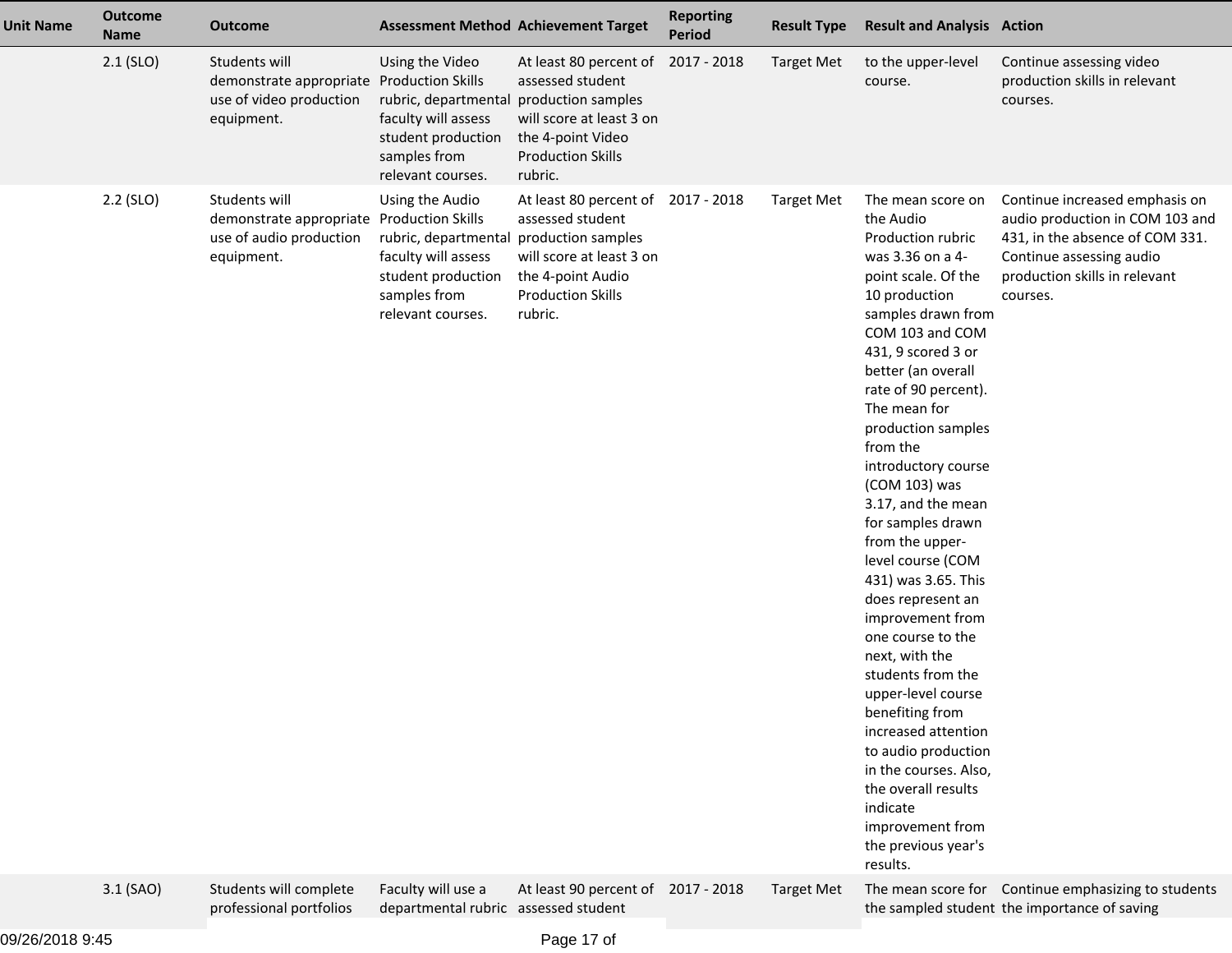| Unit Name | Outcome Name | Outcome | Assessment Method | Achievement Target | Reporting Period | Result Type | Result and Analysis | Action |
|---|---|---|---|---|---|---|---|---|
| | 2.1 (SLO) | Students will demonstrate appropriate use of video production equipment. | Using the Video Production Skills rubric, departmental faculty will assess student production samples from relevant courses. | At least 80 percent of assessed student production samples will score at least 3 on the 4-point Video Production Skills rubric. | 2017 - 2018 | Target Met | to the upper-level course. | Continue assessing video production skills in relevant courses. |
| | 2.2 (SLO) | Students will demonstrate appropriate use of audio production equipment. | Using the Audio Production Skills rubric, departmental faculty will assess student production samples from relevant courses. | At least 80 percent of assessed student production samples will score at least 3 on the 4-point Audio Production Skills rubric. | 2017 - 2018 | Target Met | The mean score on the Audio Production rubric was 3.36 on a 4-point scale. Of the 10 production samples drawn from COM 103 and COM 431, 9 scored 3 or better (an overall rate of 90 percent). The mean for production samples from the introductory course (COM 103) was 3.17, and the mean for samples drawn from the upper-level course (COM 431) was 3.65. This does represent an improvement from one course to the next, with the students from the upper-level course benefiting from increased attention to audio production in the courses. Also, the overall results indicate improvement from the previous year's results. | Continue increased emphasis on audio production in COM 103 and 431, in the absence of COM 331. Continue assessing audio production skills in relevant courses. |
| | 3.1 (SAO) | Students will complete professional portfolios | Faculty will use a departmental rubric | At least 90 percent of assessed student | 2017 - 2018 | Target Met | The mean score for the sampled student | Continue emphasizing to students the importance of saving |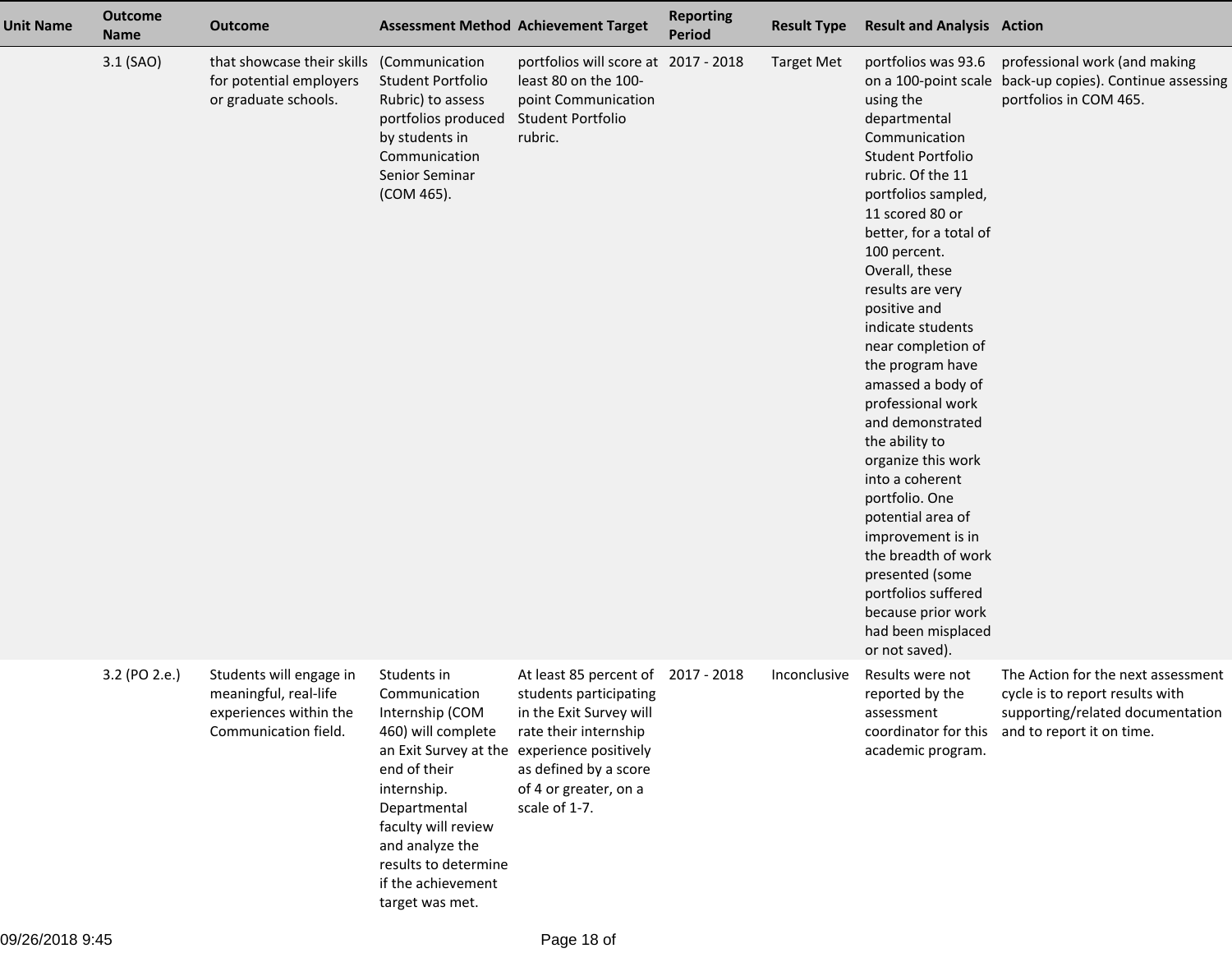| Unit Name | Outcome Name | Outcome | Assessment Method | Achievement Target | Reporting Period | Result Type | Result and Analysis | Action |
|---|---|---|---|---|---|---|---|---|
| | 3.1 (SAO) | that showcase their skills for potential employers or graduate schools. | (Communication Student Portfolio Rubric) to assess portfolios produced by students in Communication Senior Seminar (COM 465). | portfolios will score at least 80 on the 100-point Communication Student Portfolio rubric. | 2017 - 2018 | Target Met | portfolios was 93.6 on a 100-point scale using the departmental Communication Student Portfolio rubric. Of the 11 portfolios sampled, 11 scored 80 or better, for a total of 100 percent. Overall, these results are very positive and indicate students near completion of the program have amassed a body of professional work and demonstrated the ability to organize this work into a coherent portfolio. One potential area of improvement is in the breadth of work presented (some portfolios suffered because prior work had been misplaced or not saved). | professional work (and making back-up copies). Continue assessing portfolios in COM 465. |
| | 3.2 (PO 2.e.) | Students will engage in meaningful, real-life experiences within the Communication field. | Students in Communication Internship (COM 460) will complete an Exit Survey at the end of their internship. Departmental faculty will review and analyze the results to determine if the achievement target was met. | At least 85 percent of students participating in the Exit Survey will rate their internship experience positively as defined by a score of 4 or greater, on a scale of 1-7. | 2017 - 2018 | Inconclusive | Results were not reported by the assessment coordinator for this academic program. | The Action for the next assessment cycle is to report results with supporting/related documentation and to report it on time. |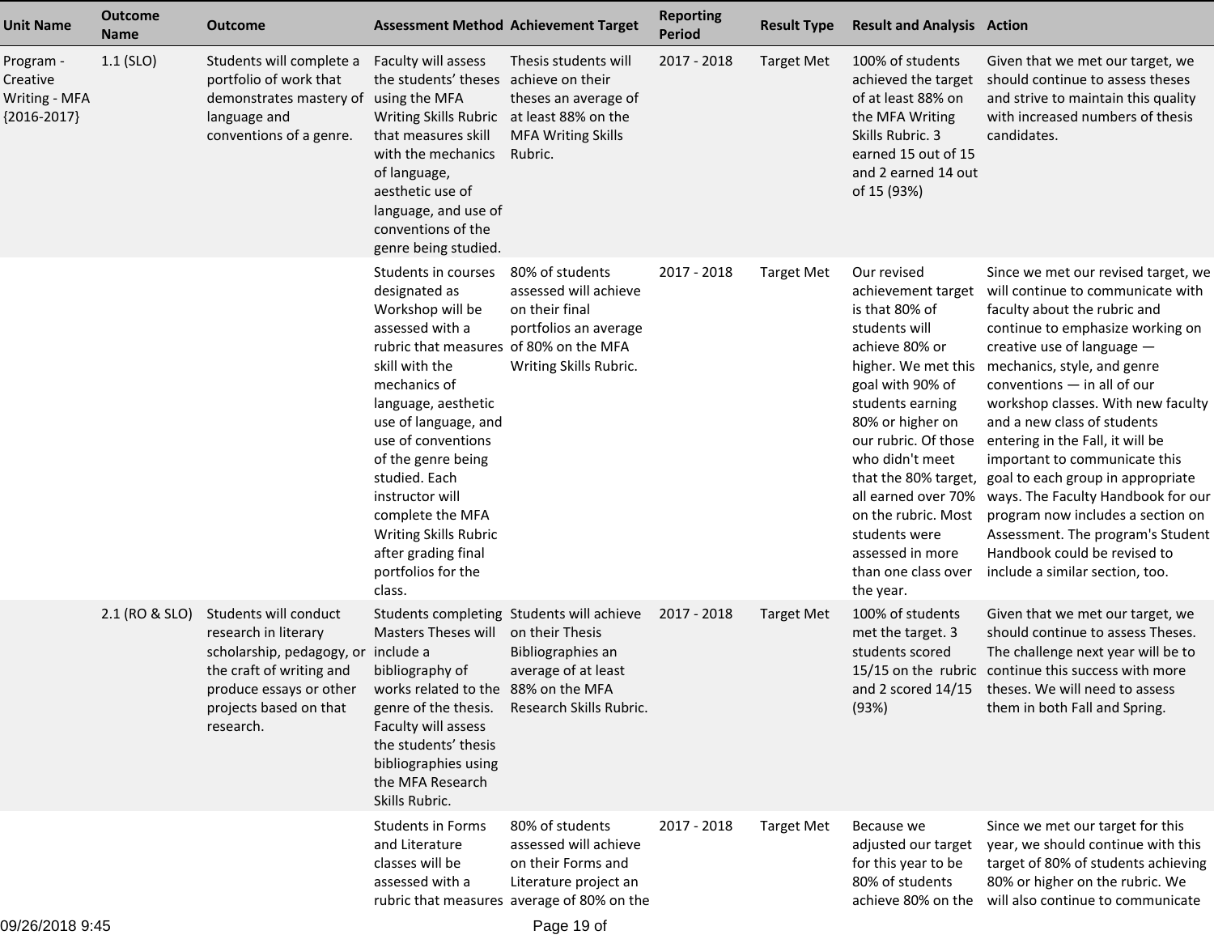| Unit Name | Outcome Name | Outcome | Assessment Method | Achievement Target | Reporting Period | Result Type | Result and Analysis | Action |
|---|---|---|---|---|---|---|---|---|
| Program - Creative Writing - MFA {2016-2017} | 1.1 (SLO) | Students will complete a portfolio of work that demonstrates mastery of language and conventions of a genre. | Faculty will assess the students' theses using the MFA Writing Skills Rubric that measures skill with the mechanics of language, aesthetic use of language, and use of conventions of the genre being studied. | Thesis students will achieve on their theses an average of at least 88% on the MFA Writing Skills Rubric. | 2017 - 2018 | Target Met | 100% of students achieved the target of at least 88% on the MFA Writing Skills Rubric. 3 earned 15 out of 15 and 2 earned 14 out of 15 (93%) | Given that we met our target, we should continue to assess theses and strive to maintain this quality with increased numbers of thesis candidates. |
| | | | Students in courses designated as Workshop will be assessed with a rubric that measures skill with the mechanics of language, aesthetic use of language, and use of conventions of the genre being studied. Each instructor will complete the MFA Writing Skills Rubric after grading final portfolios for the class. | 80% of students assessed will achieve on their final portfolios an average of 80% on the MFA Writing Skills Rubric. | 2017 - 2018 | Target Met | Our revised achievement target is that 80% of students will achieve 80% or higher. We met this goal with 90% of students earning 80% or higher on our rubric. Of those who didn't meet that the 80% target, all earned over 70% on the rubric. Most students were assessed in more than one class over the year. | Since we met our revised target, we will continue to communicate with faculty about the rubric and continue to emphasize working on creative use of language — mechanics, style, and genre conventions — in all of our workshop classes. With new faculty and a new class of students entering in the Fall, it will be important to communicate this goal to each group in appropriate ways. The Faculty Handbook for our program now includes a section on Assessment. The program's Student Handbook could be revised to include a similar section, too. |
| | 2.1 (RO & SLO) | Students will conduct research in literary scholarship, pedagogy, or the craft of writing and produce essays or other projects based on that research. | Students completing Masters Theses will include a bibliography of works related to the genre of the thesis. Faculty will assess the students' thesis bibliographies using the MFA Research Skills Rubric. | Students will achieve on their Thesis Bibliographies an average of at least 88% on the MFA Research Skills Rubric. | 2017 - 2018 | Target Met | 100% of students met the target. 3 students scored 15/15 on the rubric and 2 scored 14/15 (93%) | Given that we met our target, we should continue to assess Theses. The challenge next year will be to continue this success with more theses. We will need to assess them in both Fall and Spring. |
| | | | Students in Forms and Literature classes will be assessed with a rubric that measures | 80% of students assessed will achieve on their Forms and Literature project an average of 80% on the | 2017 - 2018 | Target Met | Because we adjusted our target for this year to be 80% of students achieve 80% on the | Since we met our target for this year, we should continue with this target of 80% of students achieving 80% or higher on the rubric. We will also continue to communicate |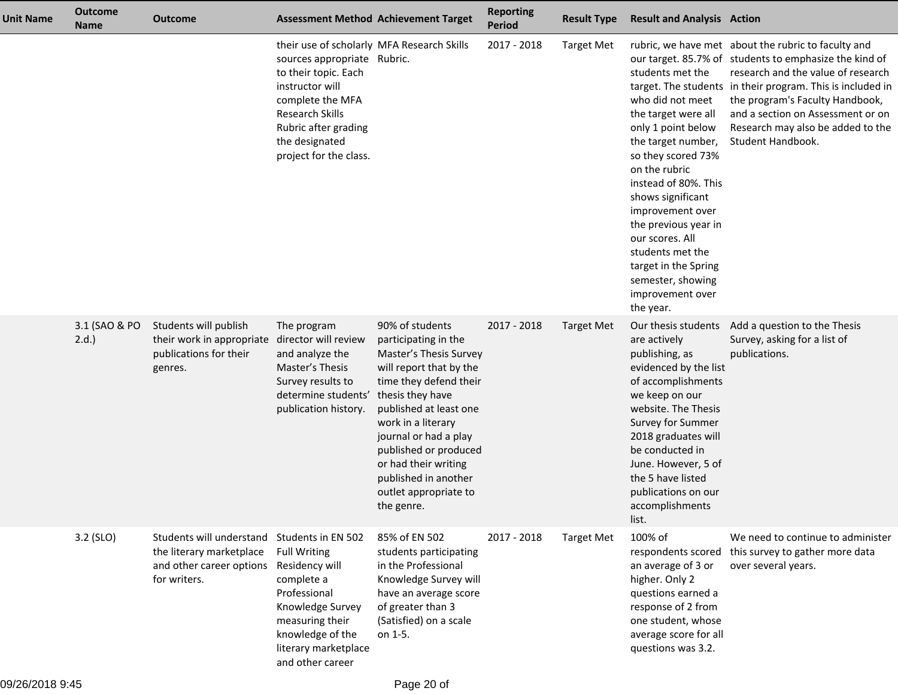| Unit Name | Outcome Name | Outcome | Assessment Method | Achievement Target | Reporting Period | Result Type | Result and Analysis | Action |
|---|---|---|---|---|---|---|---|---|
| | | | their use of scholarly sources appropriate to their topic. Each instructor will complete the MFA Research Skills Rubric after grading the designated project for the class. | MFA Research Skills Rubric. | 2017 - 2018 | Target Met | rubric, we have met our target. 85.7% of students met the target. The students who did not meet the target were all only 1 point below the target number, so they scored 73% on the rubric instead of 80%. This shows significant improvement over the previous year in our scores. All students met the target in the Spring semester, showing improvement over the year. | about the rubric to faculty and students to emphasize the kind of research and the value of research in their program. This is included in the program's Faculty Handbook, and a section on Assessment or on Research may also be added to the Student Handbook. |
| | 3.1 (SAO & PO 2.d.) | Students will publish their work in appropriate publications for their genres. | The program director will review and analyze the Master's Thesis Survey results to determine students' publication history. | 90% of students participating in the Master's Thesis Survey will report that by the time they defend their thesis they have published at least one work in a literary journal or had a play published or produced or had their writing published in another outlet appropriate to the genre. | 2017 - 2018 | Target Met | Our thesis students are actively publishing, as evidenced by the list of accomplishments we keep on our website. The Thesis Survey for Summer 2018 graduates will be conducted in June. However, 5 of the 5 have listed publications on our accomplishments list. | Add a question to the Thesis Survey, asking for a list of publications. |
| | 3.2 (SLO) | Students will understand the literary marketplace and other career options for writers. | Students in EN 502 Full Writing Residency will complete a Professional Knowledge Survey measuring their knowledge of the literary marketplace and other career | 85% of EN 502 students participating in the Professional Knowledge Survey will have an average score of greater than 3 (Satisfied) on a scale on 1-5. | 2017 - 2018 | Target Met | 100% of respondents scored an average of 3 or higher. Only 2 questions earned a response of 2 from one student, whose average score for all questions was 3.2. | We need to continue to administer this survey to gather more data over several years. |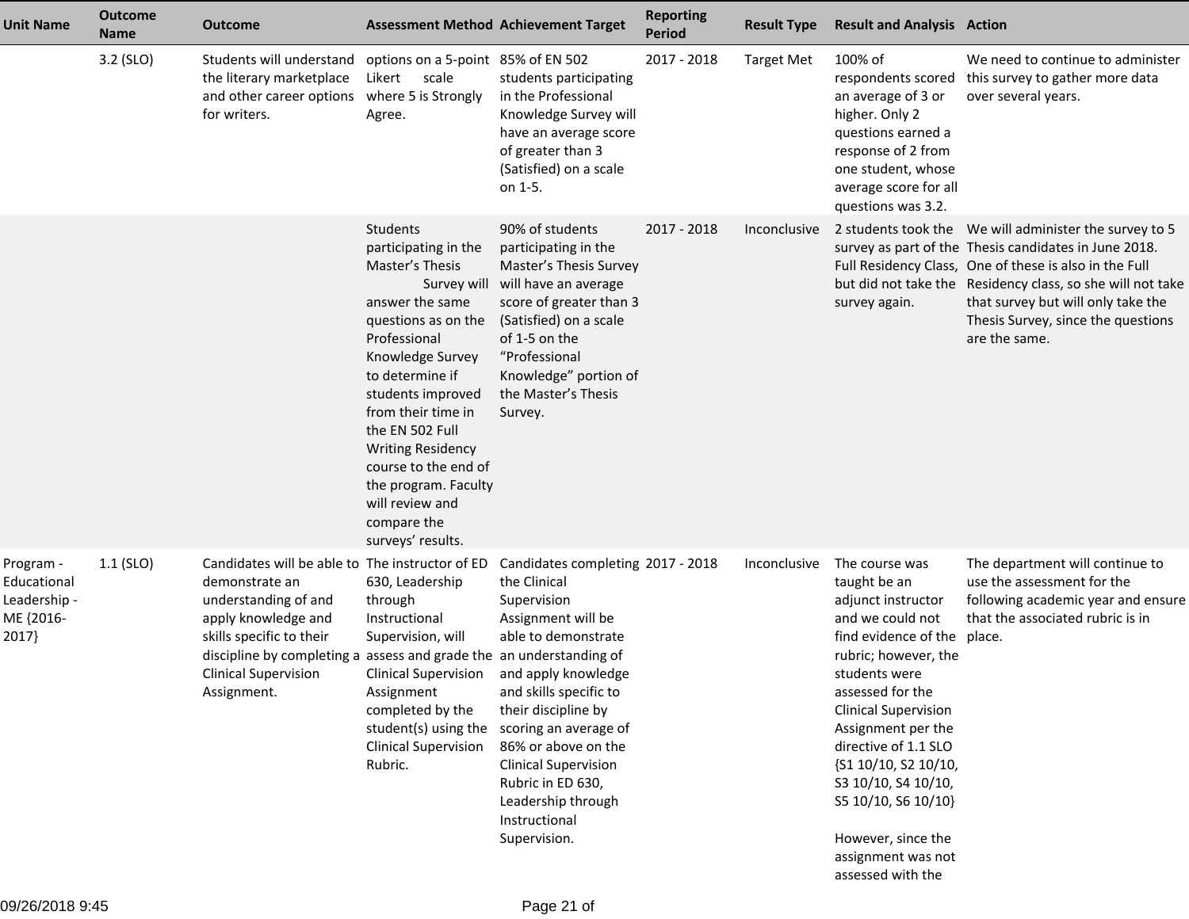| Unit Name | Outcome Name | Outcome | Assessment Method | Achievement Target | Reporting Period | Result Type | Result and Analysis | Action |
|---|---|---|---|---|---|---|---|---|
| | 3.2 (SLO) | Students will understand the literary marketplace and other career options for writers. | options on a 5-point Likert scale where 5 is Strongly Agree. | 85% of EN 502 students participating in the Professional Knowledge Survey will have an average score of greater than 3 (Satisfied) on a scale on 1-5. | 2017 - 2018 | Target Met | 100% of respondents scored an average of 3 or higher. Only 2 questions earned a response of 2 from one student, whose average score for all questions was 3.2. | We need to continue to administer this survey to gather more data over several years. |
| | | | Students participating in the Master's Thesis Survey will answer the same questions as on the Professional Knowledge Survey to determine if students improved from their time in the EN 502 Full Writing Residency course to the end of the program. Faculty will review and compare the surveys' results. | 90% of students participating in the Master's Thesis Survey will have an average score of greater than 3 (Satisfied) on a scale of 1-5 on the "Professional Knowledge" portion of the Master's Thesis Survey. | 2017 - 2018 | Inconclusive | 2 students took the survey as part of the Full Residency Class, but did not take the survey again. | We will administer the survey to 5 Thesis candidates in June 2018. One of these is also in the Full Residency class, so she will not take that survey but will only take the Thesis Survey, since the questions are the same. |
| Program - Educational Leadership - ME {2016-2017} | 1.1 (SLO) | Candidates will be able to demonstrate an understanding of and apply knowledge and skills specific to their discipline by completing a Clinical Supervision Assignment. | The instructor of ED 630, Leadership through Instructional Supervision, will assess and grade the Clinical Supervision Assignment completed by the student(s) using the Clinical Supervision Rubric. | Candidates completing the Clinical Supervision Assignment will be able to demonstrate an understanding of and apply knowledge and skills specific to their discipline by scoring an average of 86% or above on the Clinical Supervision Rubric in ED 630, Leadership through Instructional Supervision. | 2017 - 2018 | Inconclusive | The course was taught be an adjunct instructor and we could not find evidence of the rubric; however, the students were assessed for the Clinical Supervision Assignment per the directive of 1.1 SLO {S1 10/10, S2 10/10, S3 10/10, S4 10/10, S5 10/10, S6 10/10}<br><br>However, since the assignment was not assessed with the | The department will continue to use the assessment for the following academic year and ensure that the associated rubric is in place. |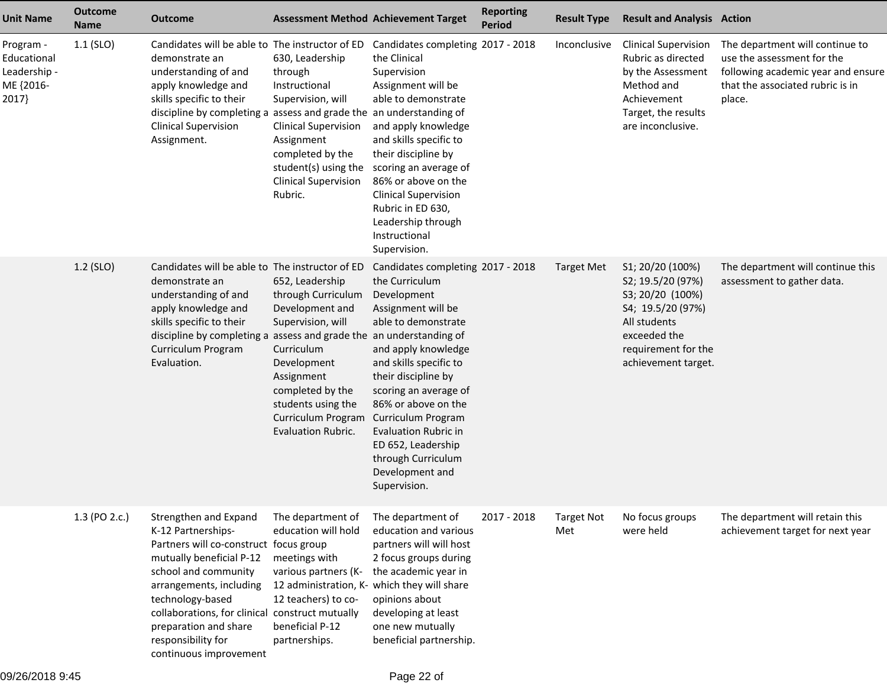| Unit Name | Outcome Name | Outcome | Assessment Method | Achievement Target | Reporting Period | Result Type | Result and Analysis | Action |
|---|---|---|---|---|---|---|---|---|
| Program - Educational Leadership - ME {2016-2017} | 1.1 (SLO) | Candidates will be able to demonstrate an understanding of and apply knowledge and skills specific to their discipline by completing a Clinical Supervision Assignment. | The instructor of ED 630, Leadership through Instructional Supervision, will assess and grade the Clinical Supervision Assignment completed by the student(s) using the Clinical Supervision Rubric. | Candidates completing the Clinical Supervision Assignment will be able to demonstrate an understanding of and apply knowledge and skills specific to their discipline by scoring an average of 86% or above on the Clinical Supervision Rubric in ED 630, Leadership through Instructional Supervision. | 2017 - 2018 | Inconclusive | Clinical Supervision Rubric as directed by the Assessment Method and Achievement Target, the results are inconclusive. | The department will continue to use the assessment for the following academic year and ensure that the associated rubric is in place. |
| | 1.2 (SLO) | Candidates will be able to demonstrate an understanding of and apply knowledge and skills specific to their discipline by completing a Curriculum Program Evaluation. | The instructor of ED 652, Leadership through Curriculum Development and Supervision, will assess and grade the Curriculum Development Assignment completed by the students using the Curriculum Program Evaluation Rubric. | Candidates completing the Curriculum Development Assignment will be able to demonstrate an understanding of and apply knowledge and skills specific to their discipline by scoring an average of 86% or above on the Curriculum Program Evaluation Rubric in ED 652, Leadership through Curriculum Development and Supervision. | 2017 - 2018 | Target Met | S1; 20/20 (100%)<br>S2; 19.5/20 (97%)<br>S3; 20/20 (100%)<br>S4; 19.5/20 (97%)<br>All students exceeded the requirement for the achievement target. | The department will continue this assessment to gather data. |
| | 1.3 (PO 2.c.) | Strengthen and Expand K-12 Partnerships- Partners will co-construct mutually beneficial P-12 school and community arrangements, including technology-based collaborations, for clinical preparation and share responsibility for continuous improvement | The department of education will hold focus group meetings with various partners (K-12 administration, K-12 teachers) to co-construct mutually beneficial P-12 partnerships. | The department of education and various partners will will host 2 focus groups during the academic year in which they will share opinions about developing at least one new mutually beneficial partnership. | 2017 - 2018 | Target Not Met | No focus groups were held | The department will retain this achievement target for next year |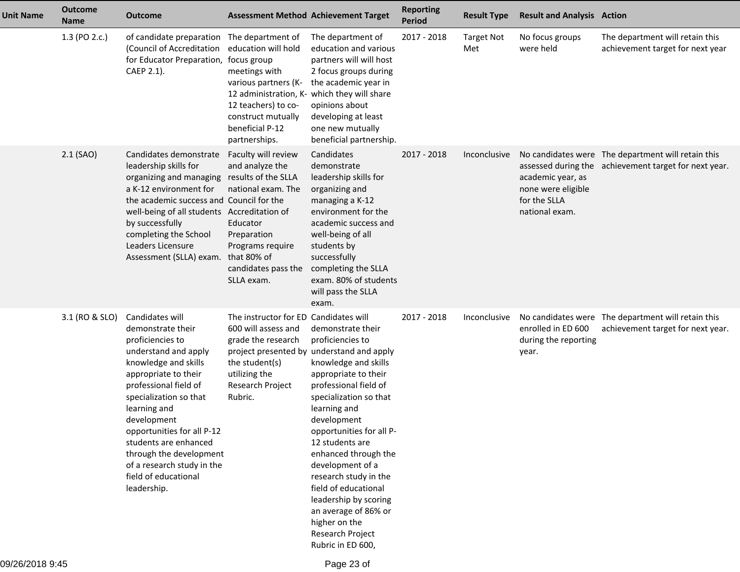| Unit Name | Outcome Name | Outcome | Assessment Method | Achievement Target | Reporting Period | Result Type | Result and Analysis | Action |
|---|---|---|---|---|---|---|---|---|
| | 1.3 (PO 2.c.) | of candidate preparation (Council of Accreditation for Educator Preparation, CAEP 2.1). | The department of education will hold focus group meetings with various partners (K-12 administration, K-12 teachers) to co-construct mutually beneficial P-12 partnerships. | The department of education and various partners will will host 2 focus groups during the academic year in which they will share opinions about developing at least one new mutually beneficial partnership. | 2017 - 2018 | Target Not Met | No focus groups were held | The department will retain this achievement target for next year |
| | 2.1 (SAO) | Candidates demonstrate leadership skills for organizing and managing a K-12 environment for the academic success and well-being of all students by successfully completing the School Leaders Licensure Assessment (SLLA) exam. | Faculty will review and analyze the results of the SLLA national exam. The Council for the Accreditation of Educator Preparation Programs require that 80% of candidates pass the SLLA exam. | Candidates demonstrate leadership skills for organizing and managing a K-12 environment for the academic success and well-being of all students by successfully completing the SLLA exam. 80% of students will pass the SLLA exam. | 2017 - 2018 | Inconclusive | No candidates were assessed during the academic year, as none were eligible for the SLLA national exam. | The department will retain this achievement target for next year. |
| | 3.1 (RO & SLO) | Candidates will demonstrate their proficiencies to understand and apply knowledge and skills appropriate to their professional field of specialization so that learning and development opportunities for all P-12 students are enhanced through the development of a research study in the field of educational leadership. | The instructor for ED 600 will assess and grade the research project presented by the student(s) utilizing the Research Project Rubric. | Candidates will demonstrate their proficiencies to understand and apply knowledge and skills appropriate to their professional field of specialization so that learning and development opportunities for all P-12 students are enhanced through the development of a research study in the field of educational leadership by scoring an average of 86% or higher on the Research Project Rubric in ED 600, | 2017 - 2018 | Inconclusive | No candidates were enrolled in ED 600 during the reporting year. | The department will retain this achievement target for next year. |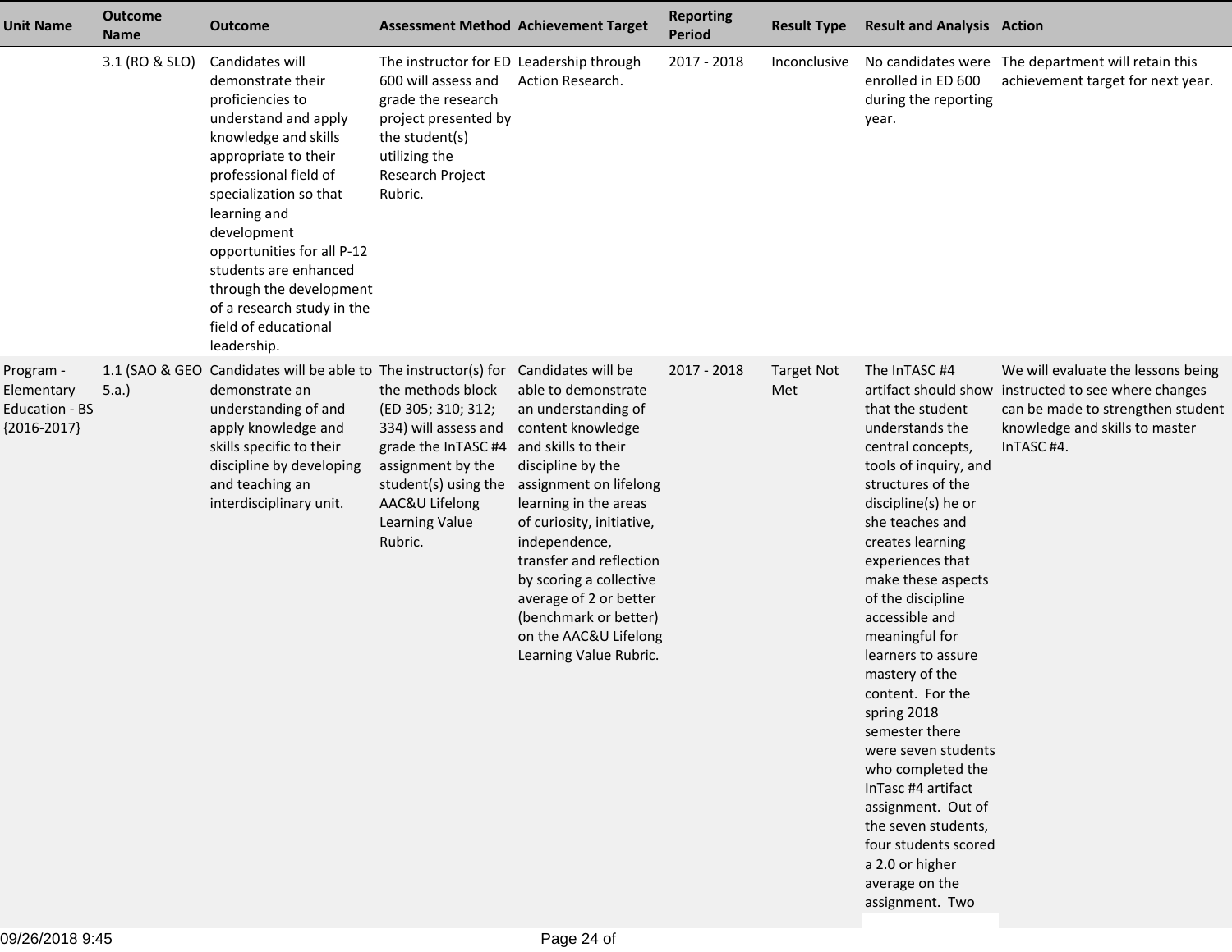| Unit Name | Outcome Name | Outcome | Assessment Method | Achievement Target | Reporting Period | Result Type | Result and Analysis | Action |
|---|---|---|---|---|---|---|---|---|
| | 3.1 (RO & SLO) | Candidates will demonstrate their proficiencies to understand and apply knowledge and skills appropriate to their professional field of specialization so that learning and development opportunities for all P-12 students are enhanced through the development of a research study in the field of educational leadership. | The instructor for ED 600 will assess and grade the research project presented by the student(s) utilizing the Research Project Rubric. | Leadership through Action Research. | 2017 - 2018 | Inconclusive | No candidates were enrolled in ED 600 during the reporting year. | The department will retain this achievement target for next year. |
| Program - Elementary Education - BS {2016-2017} | 1.1 (SAO & GEO 5.a.) | Candidates will be able to demonstrate an understanding of and apply knowledge and skills specific to their discipline by developing and teaching an interdisciplinary unit. | The instructor(s) for the methods block (ED 305; 310; 312; 334) will assess and grade the InTASC #4 assignment by the student(s) using the AAC&U Lifelong Learning Value Rubric. | Candidates will be able to demonstrate an understanding of content knowledge and skills to their discipline by the assignment on lifelong learning in the areas of curiosity, initiative, independence, transfer and reflection by scoring a collective average of 2 or better (benchmark or better) on the AAC&U Lifelong Learning Value Rubric. | 2017 - 2018 | Target Not Met | The InTASC #4 artifact should show that the student understands the central concepts, tools of inquiry, and structures of the discipline(s) he or she teaches and creates learning experiences that make these aspects of the discipline accessible and meaningful for learners to assure mastery of the content. For the spring 2018 semester there were seven students who completed the InTasc #4 artifact assignment. Out of the seven students, four students scored a 2.0 or higher average on the assignment. Two | We will evaluate the lessons being instructed to see where changes can be made to strengthen student knowledge and skills to master InTASC #4. |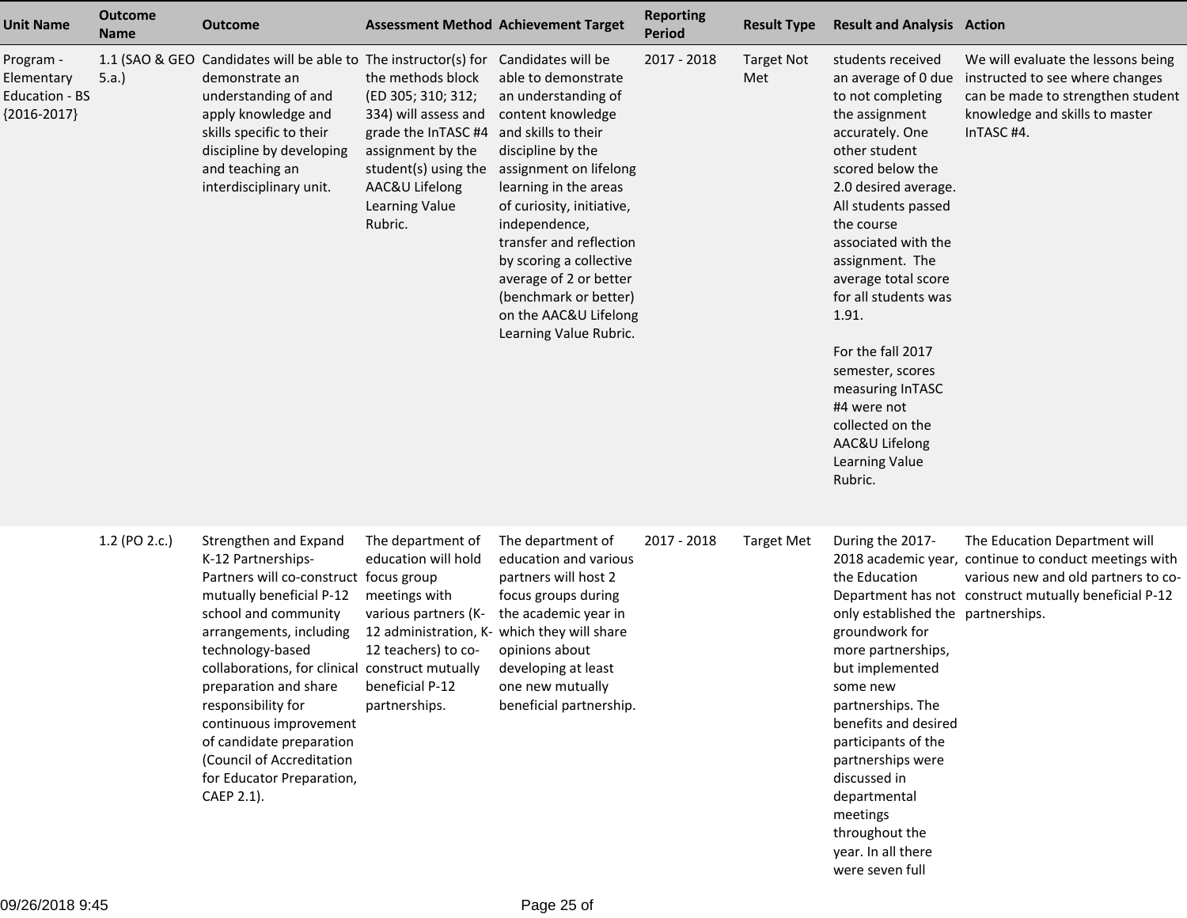| Unit Name | Outcome Name | Outcome | Assessment Method | Achievement Target | Reporting Period | Result Type | Result and Analysis | Action |
|---|---|---|---|---|---|---|---|---|
| Program - Elementary Education - BS {2016-2017} | 1.1 (SAO & GEO 5.a.) | Candidates will be able to demonstrate an understanding of and apply knowledge and skills specific to their discipline by developing and teaching an interdisciplinary unit. | The instructor(s) for the methods block (ED 305; 310; 312; 334) will assess and grade the InTASC #4 assignment by the student(s) using the AAC&U Lifelong Learning Value Rubric. | Candidates will be able to demonstrate an understanding of content knowledge and skills to their discipline by the assignment on lifelong learning in the areas of curiosity, initiative, independence, transfer and reflection by scoring a collective average of 2 or better (benchmark or better) on the AAC&U Lifelong Learning Value Rubric. | 2017 - 2018 | Target Not Met | students received an average of 0 due to not completing the assignment accurately. One other student scored below the 2.0 desired average. All students passed the course associated with the assignment. The average total score for all students was 1.91.<br><br>For the fall 2017 semester, scores measuring InTASC #4 were not collected on the AAC&U Lifelong Learning Value Rubric. | We will evaluate the lessons being instructed to see where changes can be made to strengthen student knowledge and skills to master InTASC #4. |
| | 1.2 (PO 2.c.) | Strengthen and Expand K-12 Partnerships-Partners will co-construct mutually beneficial P-12 school and community arrangements, including technology-based collaborations, for clinical preparation and share responsibility for continuous improvement of candidate preparation (Council of Accreditation for Educator Preparation, CAEP 2.1). | The department of education will hold focus group meetings with various partners (K-12 administration, K-12 teachers) to co-construct mutually beneficial P-12 partnerships. | The department of education and various partners will host 2 focus groups during the academic year in which they will share opinions about developing at least one new mutually beneficial partnership. | 2017 - 2018 | Target Met | During the 2017-2018 academic year, the Education Department has not only established the groundwork for more partnerships, but implemented some new partnerships. The benefits and desired participants of the partnerships were discussed in departmental meetings throughout the year. In all there were seven full | The Education Department will continue to conduct meetings with various new and old partners to co-construct mutually beneficial P-12 partnerships. |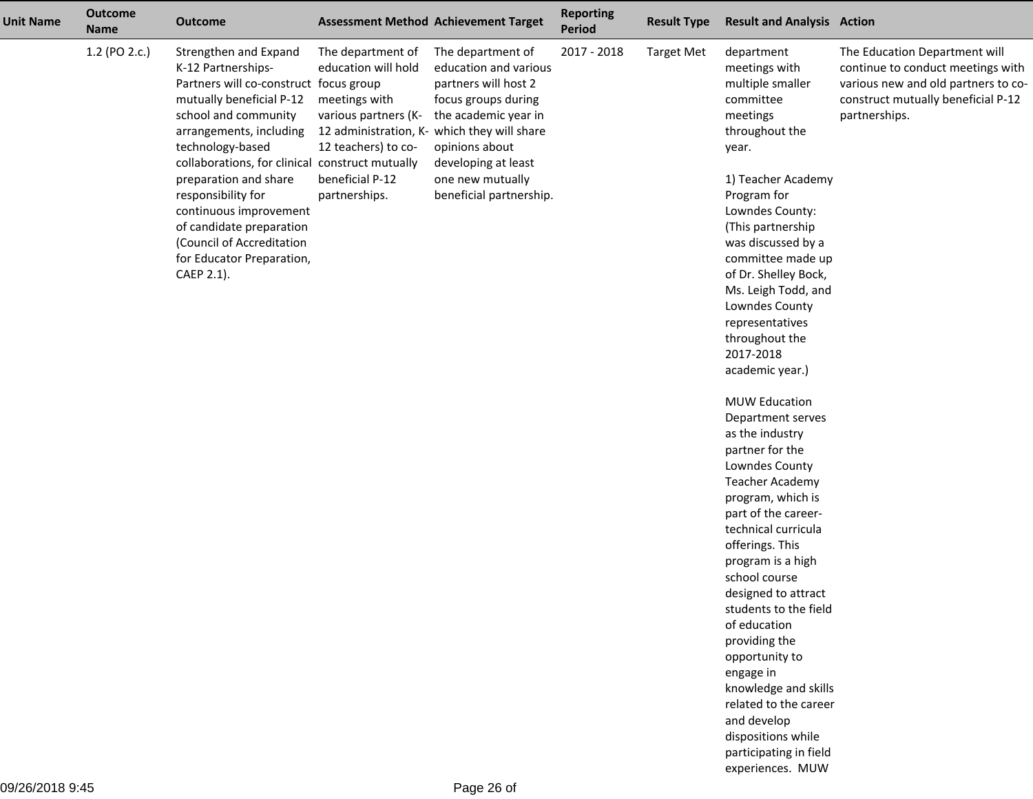| Unit Name | Outcome Name | Outcome | Assessment Method | Achievement Target | Reporting Period | Result Type | Result and Analysis | Action |
|---|---|---|---|---|---|---|---|---|
| | 1.2 (PO 2.c.) | Strengthen and Expand K-12 Partnerships- Partners will co-construct mutually beneficial P-12 school and community arrangements, including technology-based collaborations, for clinical preparation and share responsibility for continuous improvement of candidate preparation (Council of Accreditation for Educator Preparation, CAEP 2.1). | The department of education will hold focus group meetings with various partners (K-12 administration, K-12 teachers) to co-construct mutually beneficial P-12 partnerships. | The department of education and various partners will host 2 focus groups during the academic year in which they will share opinions about developing at least one new mutually beneficial partnership. | 2017 - 2018 | Target Met | department meetings with multiple smaller committee meetings throughout the year.<br><br>1) Teacher Academy Program for Lowndes County: (This partnership was discussed by a committee made up of Dr. Shelley Bock, Ms. Leigh Todd, and Lowndes County representatives throughout the 2017-2018 academic year.)<br><br>MUW Education Department serves as the industry partner for the Lowndes County Teacher Academy program, which is part of the career-technical curricula offerings. This program is a high school course designed to attract students to the field of education providing the opportunity to engage in knowledge and skills related to the career and develop dispositions while participating in field experiences. MUW | The Education Department will continue to conduct meetings with various new and old partners to co-construct mutually beneficial P-12 partnerships. |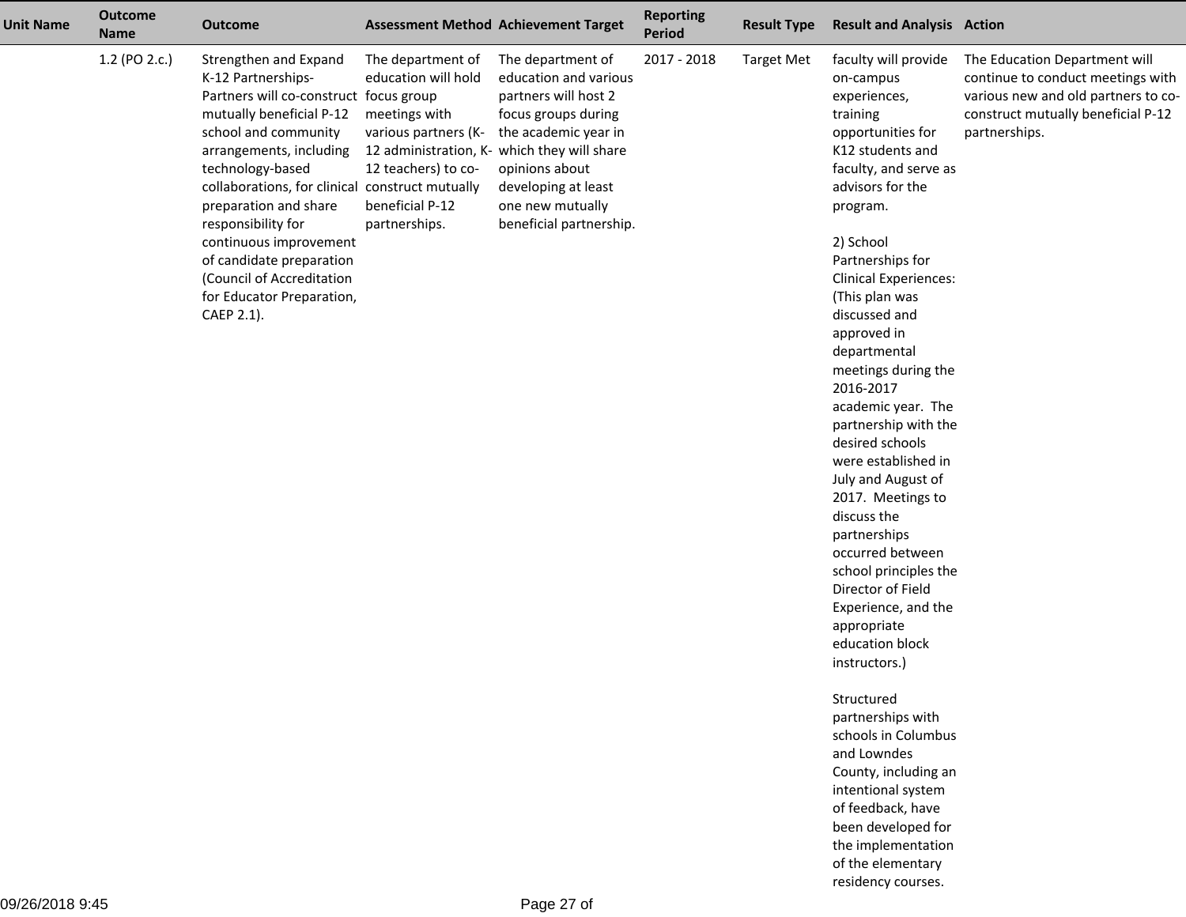| Unit Name | Outcome Name | Outcome | Assessment Method | Achievement Target | Reporting Period | Result Type | Result and Analysis | Action |
|---|---|---|---|---|---|---|---|---|
| | 1.2 (PO 2.c.) | Strengthen and Expand K-12 Partnerships- Partners will co-construct mutually beneficial P-12 school and community arrangements, including technology-based collaborations, for clinical preparation and share responsibility for continuous improvement of candidate preparation (Council of Accreditation for Educator Preparation, CAEP 2.1). | The department of education will hold focus group meetings with various partners (K-12 administration, K-12 teachers) to co-construct mutually beneficial P-12 partnerships. | The department of education and various partners will host 2 focus groups during the academic year in which they will share opinions about developing at least one new mutually beneficial partnership. | 2017 - 2018 | Target Met | faculty will provide on-campus experiences, training opportunities for K12 students and faculty, and serve as advisors for the program.<br><br>2) School Partnerships for Clinical Experiences: (This plan was discussed and approved in departmental meetings during the 2016-2017 academic year. The partnership with the desired schools were established in July and August of 2017. Meetings to discuss the partnerships occurred between school principles the Director of Field Experience, and the appropriate education block instructors.)<br><br>Structured partnerships with schools in Columbus and Lowndes County, including an intentional system of feedback, have been developed for the implementation of the elementary residency courses. | The Education Department will continue to conduct meetings with various new and old partners to co-construct mutually beneficial P-12 partnerships. |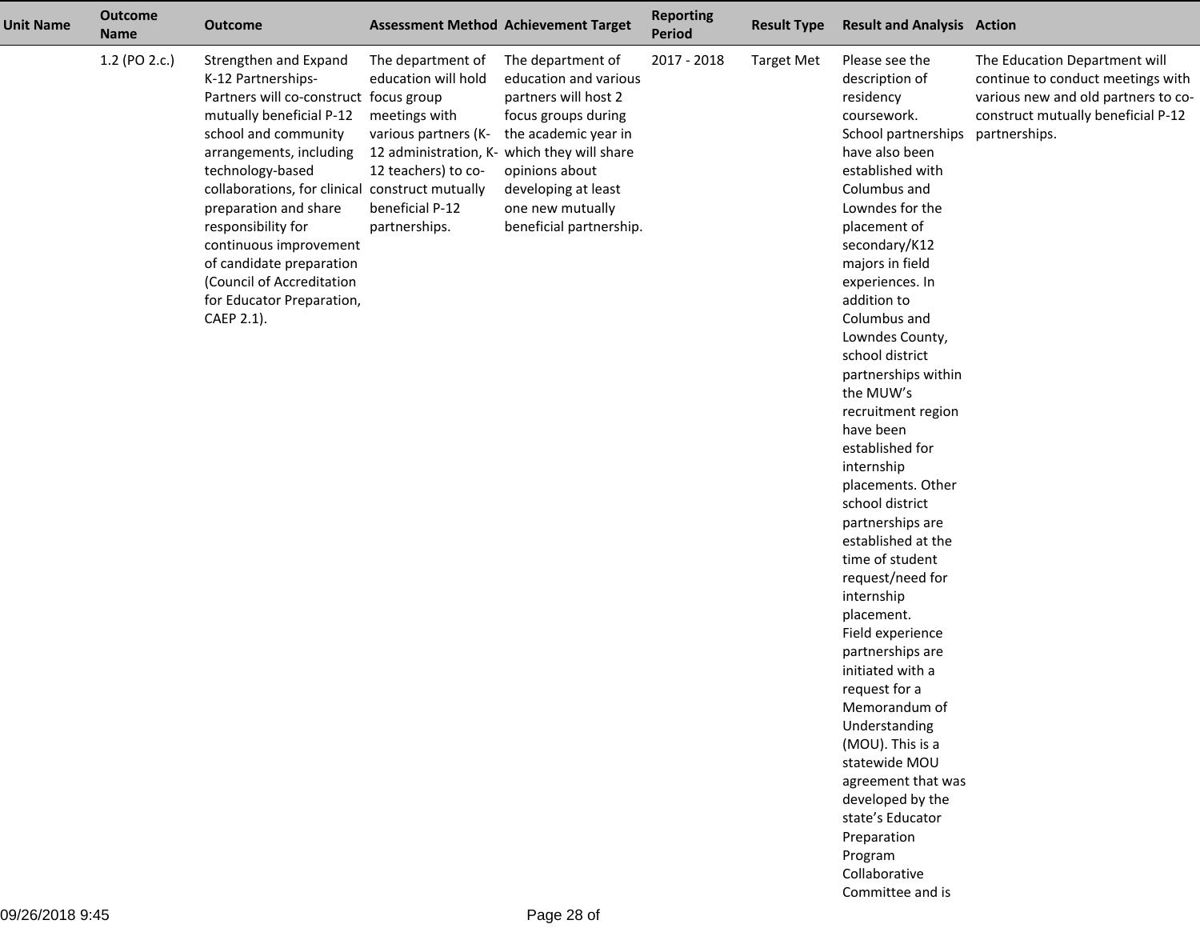| Unit Name | Outcome Name | Outcome | Assessment Method | Achievement Target | Reporting Period | Result Type | Result and Analysis | Action |
|---|---|---|---|---|---|---|---|---|
| | 1.2 (PO 2.c.) | Strengthen and Expand K-12 Partnerships- Partners will co-construct mutually beneficial P-12 school and community arrangements, including technology-based collaborations, for clinical preparation and share responsibility for continuous improvement of candidate preparation (Council of Accreditation for Educator Preparation, CAEP 2.1). | The department of education will hold focus group meetings with various partners (K-12 administration, K-12 teachers) to co-construct mutually beneficial P-12 partnerships. | The department of education and various partners will host 2 focus groups during the academic year in which they will share opinions about developing at least one new mutually beneficial partnership. | 2017 - 2018 | Target Met | Please see the description of residency coursework. School partnerships have also been established with Columbus and Lowndes for the placement of secondary/K12 majors in field experiences. In addition to Columbus and Lowndes County, school district partnerships within the MUW's recruitment region have been established for internship placements. Other school district partnerships are established at the time of student request/need for internship placement. Field experience partnerships are initiated with a request for a Memorandum of Understanding (MOU). This is a statewide MOU agreement that was developed by the state's Educator Preparation Program Collaborative Committee and is | The Education Department will continue to conduct meetings with various new and old partners to co-construct mutually beneficial P-12 partnerships. |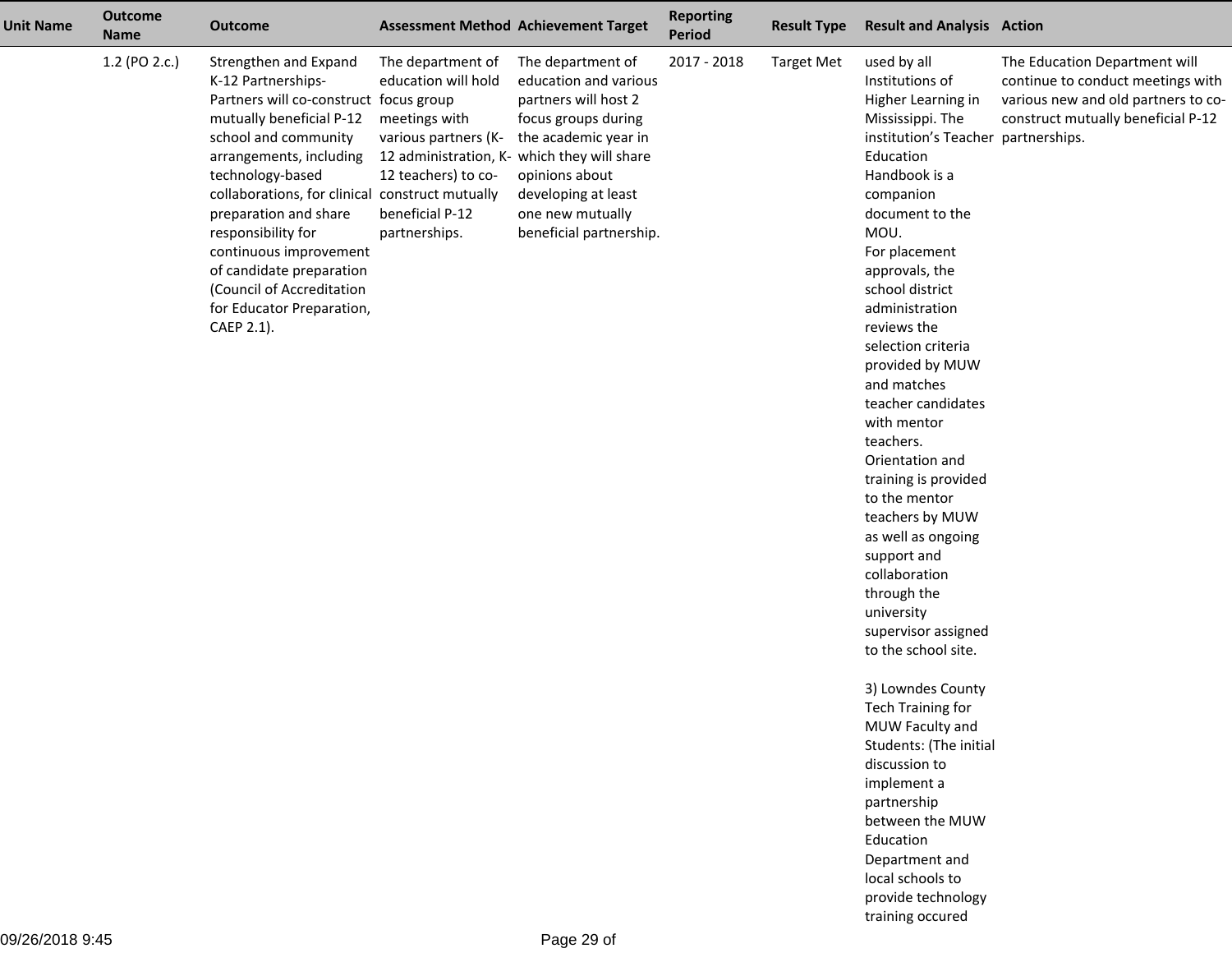| Unit Name | Outcome Name | Outcome | Assessment Method | Achievement Target | Reporting Period | Result Type | Result and Analysis | Action |
|---|---|---|---|---|---|---|---|---|
| | 1.2 (PO 2.c.) | Strengthen and Expand K-12 Partnerships-Partners will co-construct mutually beneficial P-12 school and community arrangements, including technology-based collaborations, for clinical preparation and share responsibility for continuous improvement of candidate preparation (Council of Accreditation for Educator Preparation, CAEP 2.1). | The department of education will hold focus group meetings with various partners (K-12 administration, K-12 teachers) to co-construct mutually beneficial P-12 partnerships. | The department of education and various partners will host 2 focus groups during the academic year in which they will share opinions about developing at least one new mutually beneficial partnership. | 2017 - 2018 | Target Met | used by all Institutions of Higher Learning in Mississippi. The institution's Teacher Education Handbook is a companion document to the MOU.<br>For placement approvals, the school district administration reviews the selection criteria provided by MUW and matches teacher candidates with mentor teachers. Orientation and training is provided to the mentor teachers by MUW as well as ongoing support and collaboration through the university supervisor assigned to the school site.<br><br>3) Lowndes County Tech Training for MUW Faculty and Students: (The initial discussion to implement a partnership between the MUW Education Department and local schools to provide technology training occured | The Education Department will continue to conduct meetings with various new and old partners to co-construct mutually beneficial P-12 partnerships. |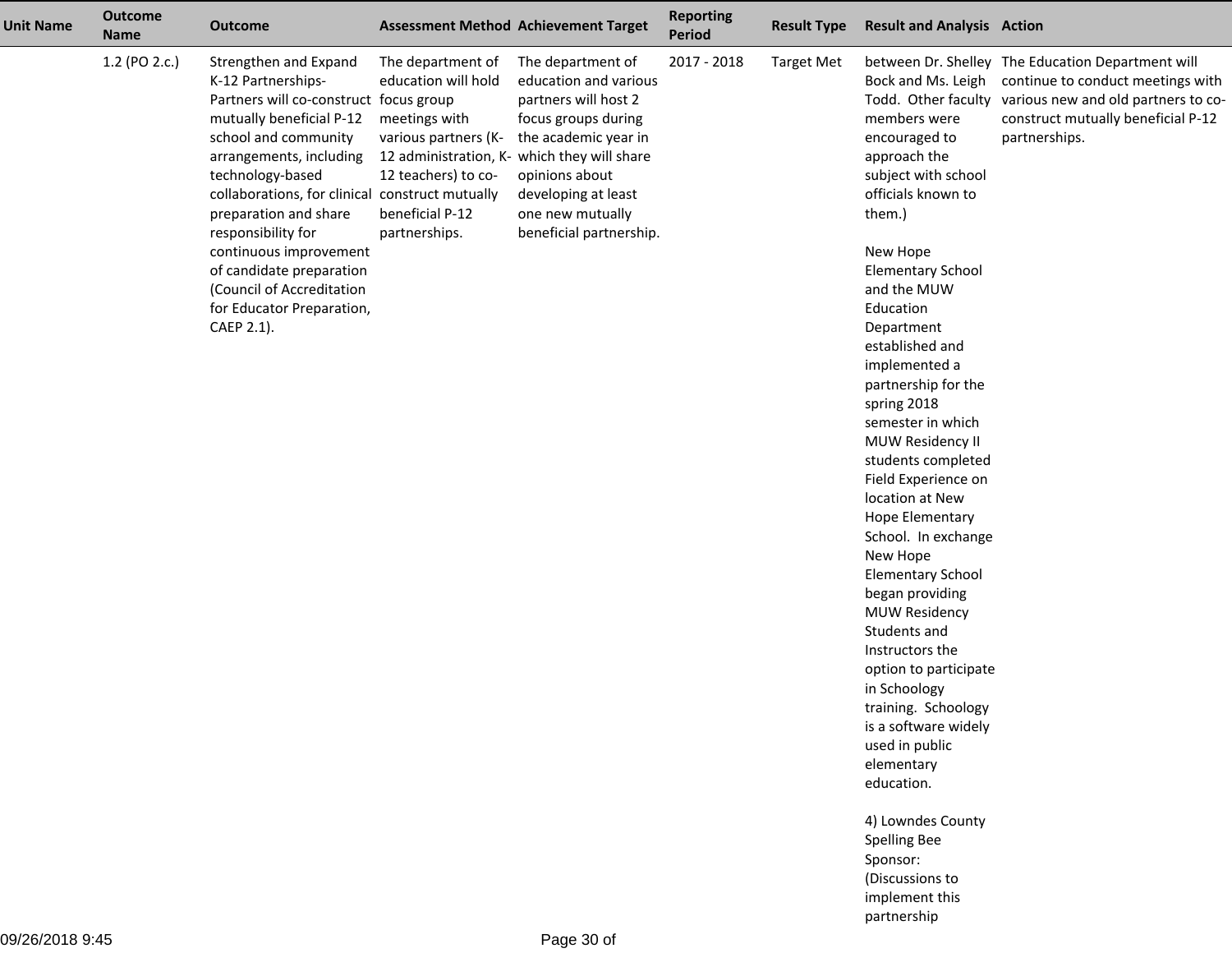| Unit Name | Outcome Name | Outcome | Assessment Method | Achievement Target | Reporting Period | Result Type | Result and Analysis | Action |
|---|---|---|---|---|---|---|---|---|
| | 1.2 (PO 2.c.) | Strengthen and Expand K-12 Partnerships- Partners will co-construct mutually beneficial P-12 school and community arrangements, including technology-based collaborations, for clinical preparation and share responsibility for continuous improvement of candidate preparation (Council of Accreditation for Educator Preparation, CAEP 2.1). | The department of education will hold focus group meetings with various partners (K-12 administration, K-12 teachers) to co-construct mutually beneficial P-12 partnerships. | The department of education and various partners will host 2 focus groups during the academic year in which they will share opinions about developing at least one new mutually beneficial partnership. | 2017 - 2018 | Target Met | between Dr. Shelley Bock and Ms. Leigh Todd. Other faculty members were encouraged to approach the subject with school officials known to them.)<br><br>New Hope Elementary School and the MUW Education Department established and implemented a partnership for the spring 2018 semester in which MUW Residency II students completed Field Experience on location at New Hope Elementary School. In exchange New Hope Elementary School began providing MUW Residency Students and Instructors the option to participate in Schoology training. Schoology is a software widely used in public elementary education.<br><br>4) Lowndes County Spelling Bee Sponsor: (Discussions to implement this partnership | The Education Department will continue to conduct meetings with various new and old partners to co-construct mutually beneficial P-12 partnerships. |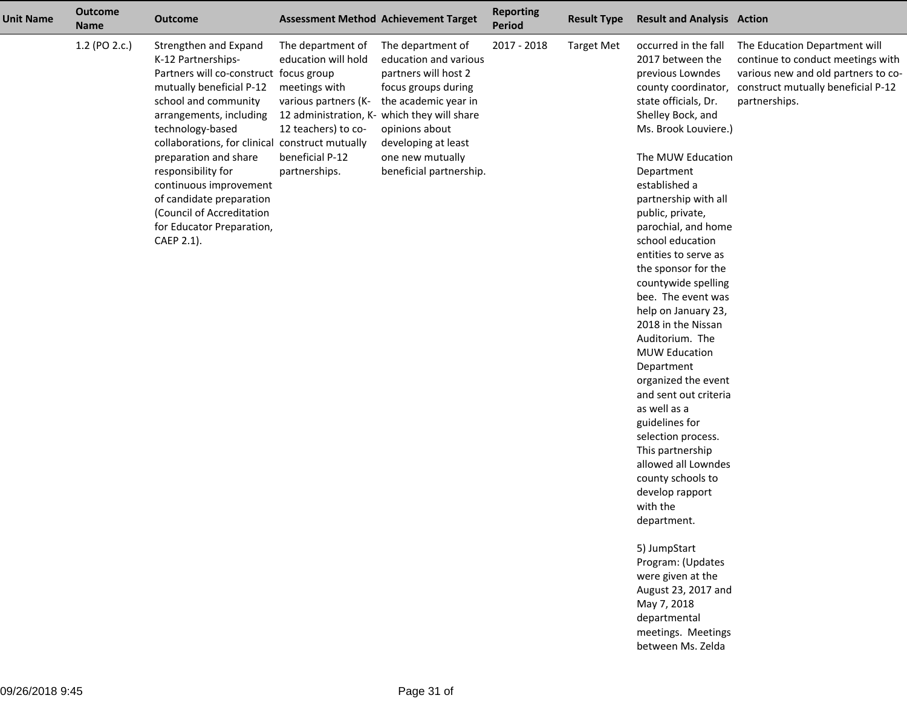| Unit Name | Outcome Name | Outcome | Assessment Method | Achievement Target | Reporting Period | Result Type | Result and Analysis | Action |
|---|---|---|---|---|---|---|---|---|
| | 1.2 (PO 2.c.) | Strengthen and Expand K-12 Partnerships- Partners will co-construct mutually beneficial P-12 school and community arrangements, including technology-based collaborations, for clinical preparation and share responsibility for continuous improvement of candidate preparation (Council of Accreditation for Educator Preparation, CAEP 2.1). | The department of education will hold focus group meetings with various partners (K-12 administration, K-12 teachers) to co-construct mutually beneficial P-12 partnerships. | The department of education and various partners will host 2 focus groups during the academic year in which they will share opinions about developing at least one new mutually beneficial partnership. | 2017 - 2018 | Target Met | occurred in the fall 2017 between the previous Lowndes county coordinator, state officials, Dr. Shelley Bock, and Ms. Brook Louviere.)<br><br>The MUW Education Department established a partnership with all public, private, parochial, and home school education entities to serve as the sponsor for the countywide spelling bee. The event was help on January 23, 2018 in the Nissan Auditorium. The MUW Education Department organized the event and sent out criteria as well as a guidelines for selection process. This partnership allowed all Lowndes county schools to develop rapport with the department.<br><br>5) JumpStart Program: (Updates were given at the August 23, 2017 and May 7, 2018 departmental meetings. Meetings between Ms. Zelda | The Education Department will continue to conduct meetings with various new and old partners to co-construct mutually beneficial P-12 partnerships. |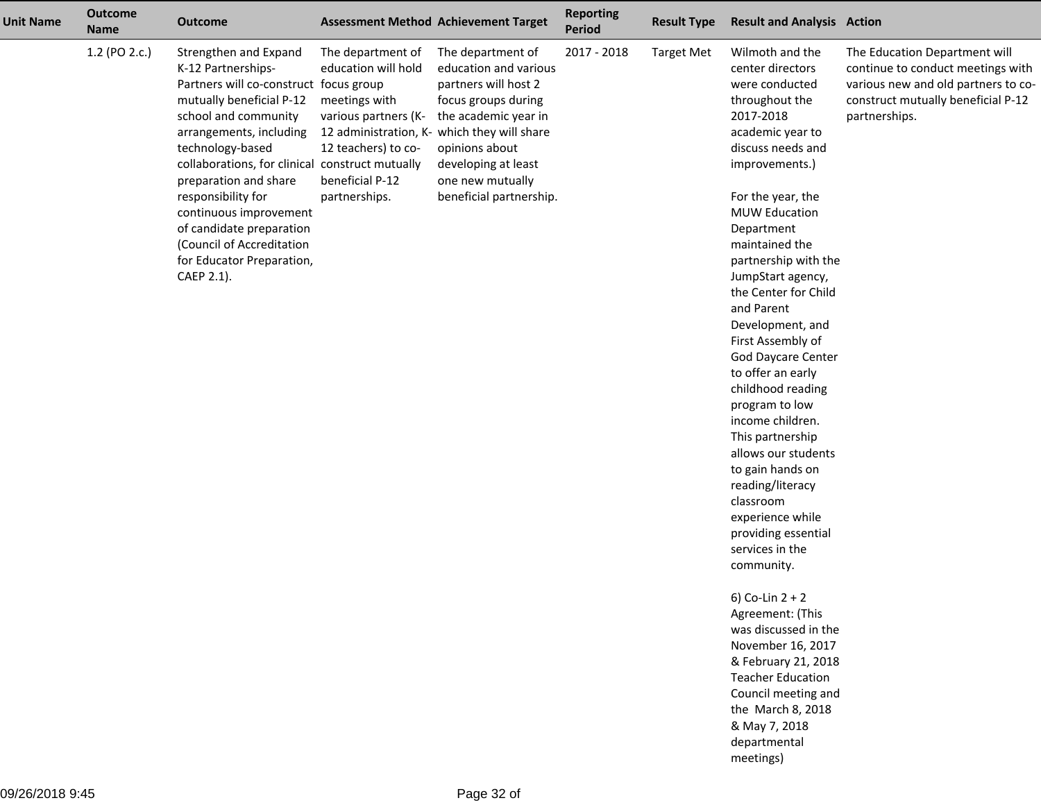| Unit Name | Outcome Name | Outcome | Assessment Method | Achievement Target | Reporting Period | Result Type | Result and Analysis | Action |
|---|---|---|---|---|---|---|---|---|
| | 1.2 (PO 2.c.) | Strengthen and Expand K-12 Partnerships- Partners will co-construct mutually beneficial P-12 school and community arrangements, including technology-based collaborations, for clinical preparation and share responsibility for continuous improvement of candidate preparation (Council of Accreditation for Educator Preparation, CAEP 2.1). | The department of education will hold focus group meetings with various partners (K-12 administration, K-12 teachers) to co-construct mutually beneficial P-12 partnerships. | The department of education and various partners will host 2 focus groups during the academic year in which they will share opinions about developing at least one new mutually beneficial partnership. | 2017 - 2018 | Target Met | Wilmoth and the center directors were conducted throughout the 2017-2018 academic year to discuss needs and improvements.)<br><br>For the year, the MUW Education Department maintained the partnership with the JumpStart agency, the Center for Child and Parent Development, and First Assembly of God Daycare Center to offer an early childhood reading program to low income children. This partnership allows our students to gain hands on reading/literacy classroom experience while providing essential services in the community.<br><br>6) Co-Lin 2 + 2 Agreement: (This was discussed in the November 16, 2017 & February 21, 2018 Teacher Education Council meeting and the March 8, 2018 & May 7, 2018 departmental meetings) | The Education Department will continue to conduct meetings with various new and old partners to co-construct mutually beneficial P-12 partnerships. |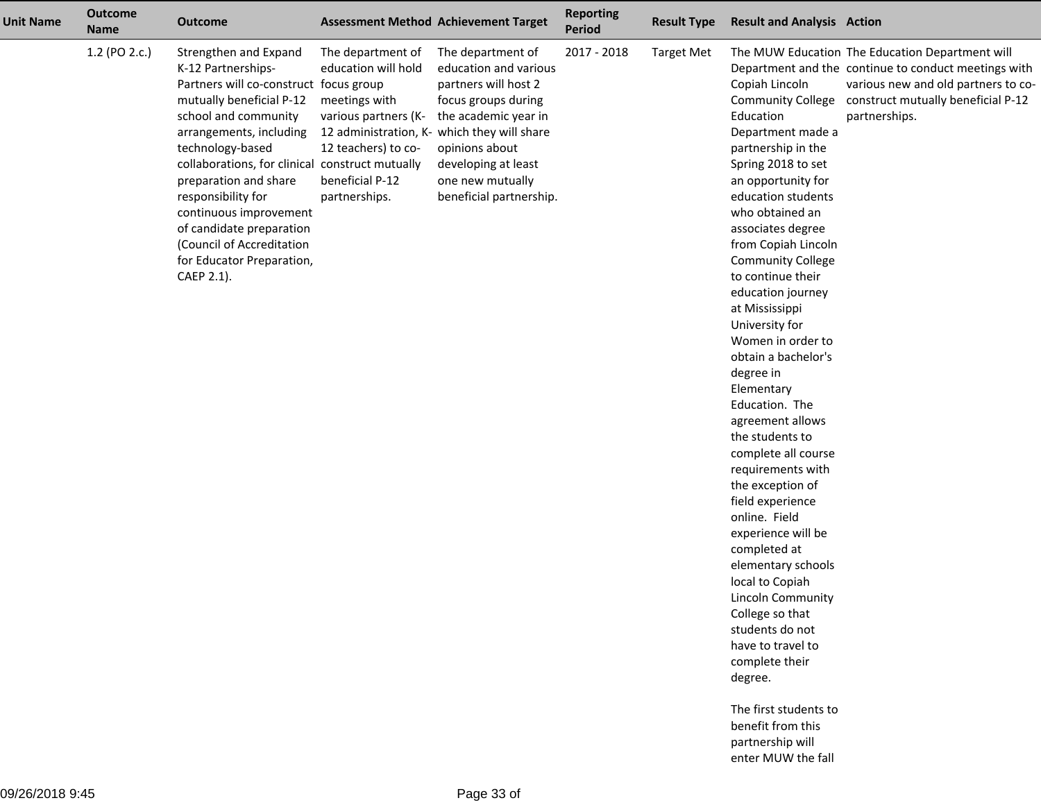| Unit Name | Outcome Name | Outcome | Assessment Method | Achievement Target | Reporting Period | Result Type | Result and Analysis | Action |
|---|---|---|---|---|---|---|---|---|
| | 1.2 (PO 2.c.) | Strengthen and Expand K-12 Partnerships- Partners will co-construct mutually beneficial P-12 school and community arrangements, including technology-based collaborations, for clinical preparation and share responsibility for continuous improvement of candidate preparation (Council of Accreditation for Educator Preparation, CAEP 2.1). | The department of education will hold focus group meetings with various partners (K-12 administration, K-12 teachers) to co-construct mutually beneficial P-12 partnerships. | The department of education and various partners will host 2 focus groups during the academic year in which they will share opinions about developing at least one new mutually beneficial partnership. | 2017 - 2018 | Target Met | The MUW Education Department and the Copiah Lincoln Community College Education Department made a partnership in the Spring 2018 to set an opportunity for education students who obtained an associates degree from Copiah Lincoln Community College to continue their education journey at Mississippi University for Women in order to obtain a bachelor's degree in Elementary Education. The agreement allows the students to complete all course requirements with the exception of field experience online. Field experience will be completed at elementary schools local to Copiah Lincoln Community College so that students do not have to travel to complete their degree.<br><br>The first students to benefit from this partnership will enter MUW the fall | The Education Department will continue to conduct meetings with various new and old partners to co-construct mutually beneficial P-12 partnerships. |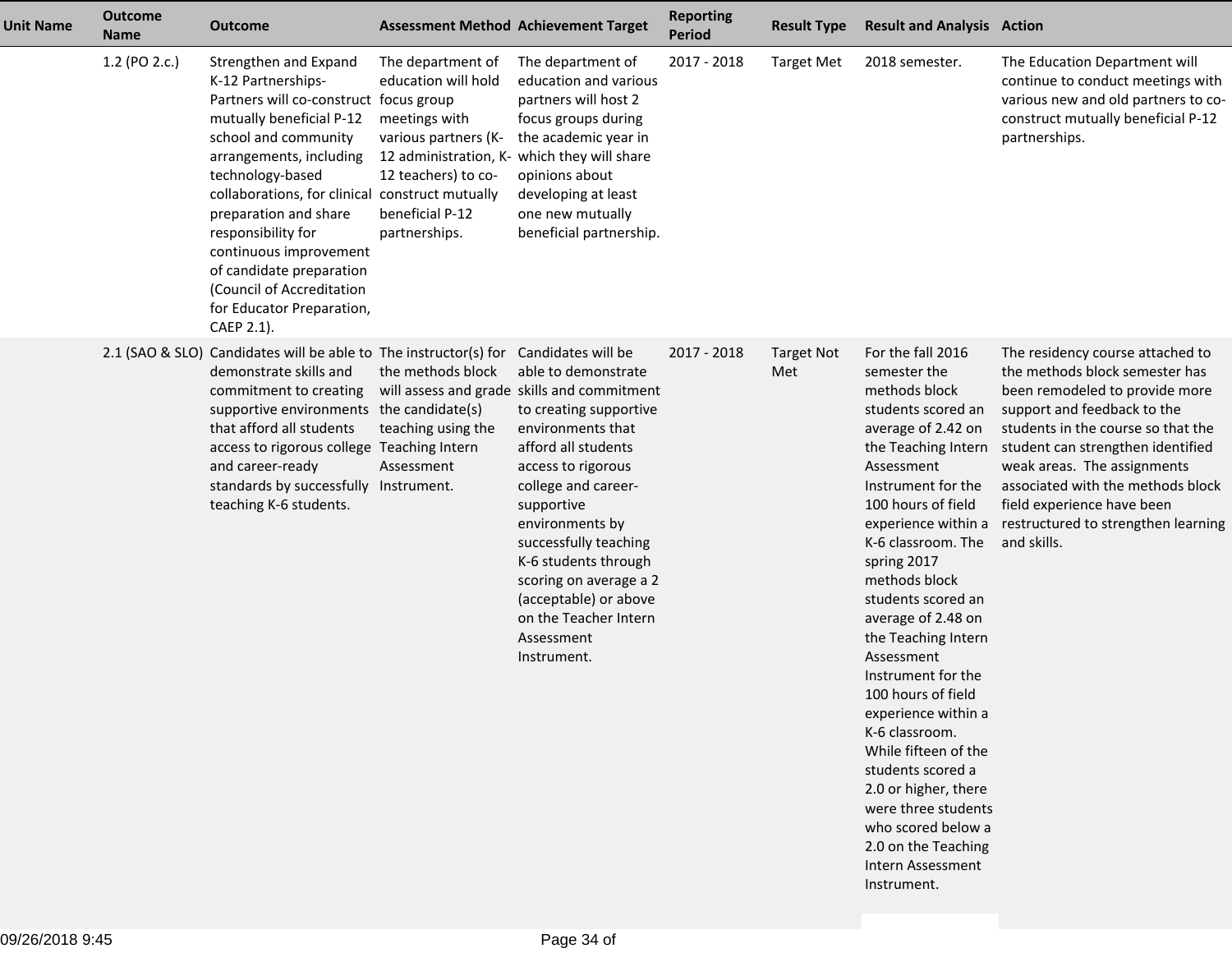| Unit Name | Outcome Name | Outcome | Assessment Method | Achievement Target | Reporting Period | Result Type | Result and Analysis | Action |
|---|---|---|---|---|---|---|---|---|
| | 1.2 (PO 2.c.) | Strengthen and Expand K-12 Partnerships- Partners will co-construct mutually beneficial P-12 school and community arrangements, including technology-based collaborations, for clinical preparation and share responsibility for continuous improvement of candidate preparation (Council of Accreditation for Educator Preparation, CAEP 2.1). | The department of education will hold focus group meetings with various partners (K-12 administration, K-12 teachers) to co-construct mutually beneficial P-12 partnerships. | The department of education and various partners will host 2 focus groups during the academic year in which they will share opinions about developing at least one new mutually beneficial partnership. | 2017 - 2018 | Target Met | 2018 semester. | The Education Department will continue to conduct meetings with various new and old partners to co-construct mutually beneficial P-12 partnerships. |
| | 2.1 (SAO & SLO) | Candidates will be able to demonstrate skills and commitment to creating supportive environments that afford all students access to rigorous college and career-ready standards by successfully teaching K-6 students. | The instructor(s) for the methods block will assess and grade the candidate(s) teaching using the Teaching Intern Assessment Instrument. | Candidates will be able to demonstrate skills and commitment to creating supportive environments that afford all students access to rigorous college and career-supportive environments by successfully teaching K-6 students through scoring on average a 2 (acceptable) or above on the Teacher Intern Assessment Instrument. | 2017 - 2018 | Target Not Met | For the fall 2016 semester the methods block students scored an average of 2.42 on the Teaching Intern Assessment Instrument for the 100 hours of field experience within a K-6 classroom. The spring 2017 methods block students scored an average of 2.48 on the Teaching Intern Assessment Instrument for the 100 hours of field experience within a K-6 classroom. While fifteen of the students scored a 2.0 or higher, there were three students who scored below a 2.0 on the Teaching Intern Assessment Instrument. | The residency course attached to the methods block semester has been remodeled to provide more support and feedback to the students in the course so that the student can strengthen identified weak areas. The assignments associated with the methods block field experience have been restructured to strengthen learning and skills. |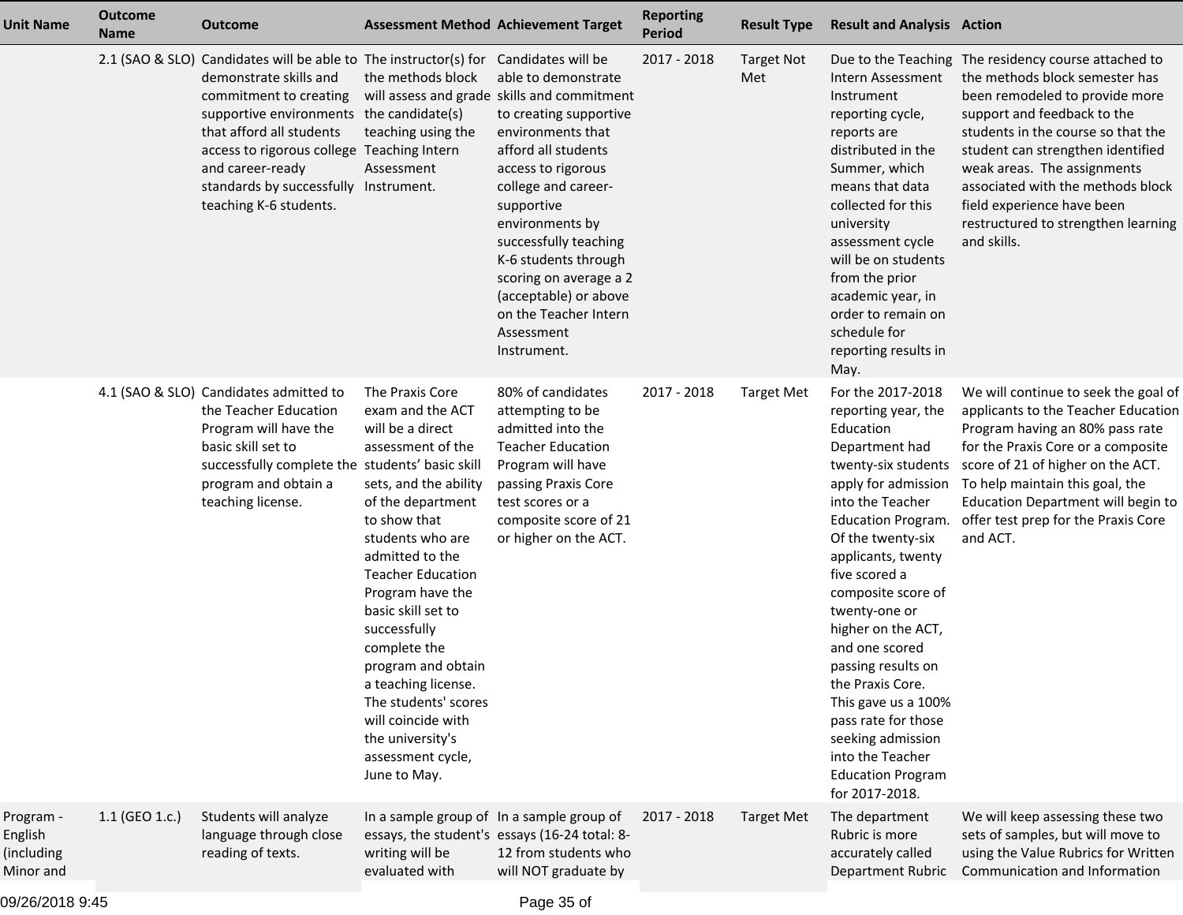| Unit Name | Outcome Name | Outcome | Assessment Method | Achievement Target | Reporting Period | Result Type | Result and Analysis | Action |
|---|---|---|---|---|---|---|---|---|
| | 2.1 (SAO & SLO) | Candidates will be able to demonstrate skills and commitment to creating supportive environments that afford all students access to rigorous college and career-ready standards by successfully teaching K-6 students. | The instructor(s) for the methods block will assess and grade the candidate(s) teaching using the Teaching Intern Assessment Instrument. | Candidates will be able to demonstrate skills and commitment to creating supportive environments that afford all students access to rigorous college and career-supportive environments by successfully teaching K-6 students through scoring on average a 2 (acceptable) or above on the Teacher Intern Assessment Instrument. | 2017 - 2018 | Target Not Met | Due to the Teaching Intern Assessment Instrument reporting cycle, reports are distributed in the Summer, which means that data collected for this university assessment cycle will be on students from the prior academic year, in order to remain on schedule for reporting results in May. | The residency course attached to the methods block semester has been remodeled to provide more support and feedback to the students in the course so that the student can strengthen identified weak areas. The assignments associated with the methods block field experience have been restructured to strengthen learning and skills. |
| | 4.1 (SAO & SLO) | Candidates admitted to the Teacher Education Program will have the basic skill set to successfully complete the program and obtain a teaching license. | The Praxis Core exam and the ACT will be a direct assessment of the students' basic skill sets, and the ability of the department to show that students who are admitted to the Teacher Education Program have the basic skill set to successfully complete the program and obtain a teaching license. The students' scores will coincide with the university's assessment cycle, June to May. | 80% of candidates attempting to be admitted into the Teacher Education Program will have passing Praxis Core test scores or a composite score of 21 or higher on the ACT. | 2017 - 2018 | Target Met | For the 2017-2018 reporting year, the Education Department had twenty-six students apply for admission into the Teacher Education Program. Of the twenty-six applicants, twenty five scored a composite score of twenty-one or higher on the ACT, and one scored passing results on the Praxis Core. This gave us a 100% pass rate for those seeking admission into the Teacher Education Program for 2017-2018. | We will continue to seek the goal of applicants to the Teacher Education Program having an 80% pass rate for the Praxis Core or a composite score of 21 of higher on the ACT. To help maintain this goal, the Education Department will begin to offer test prep for the Praxis Core and ACT. |
| Program - English (including Minor and | 1.1 (GEO 1.c.) | Students will analyze language through close reading of texts. | In a sample group of essays, the student's writing will be evaluated with | In a sample group of essays (16-24 total: 8-12 from students who will NOT graduate by | 2017 - 2018 | Target Met | The department Rubric is more accurately called Department Rubric | We will keep assessing these two sets of samples, but will move to using the Value Rubrics for Written Communication and Information |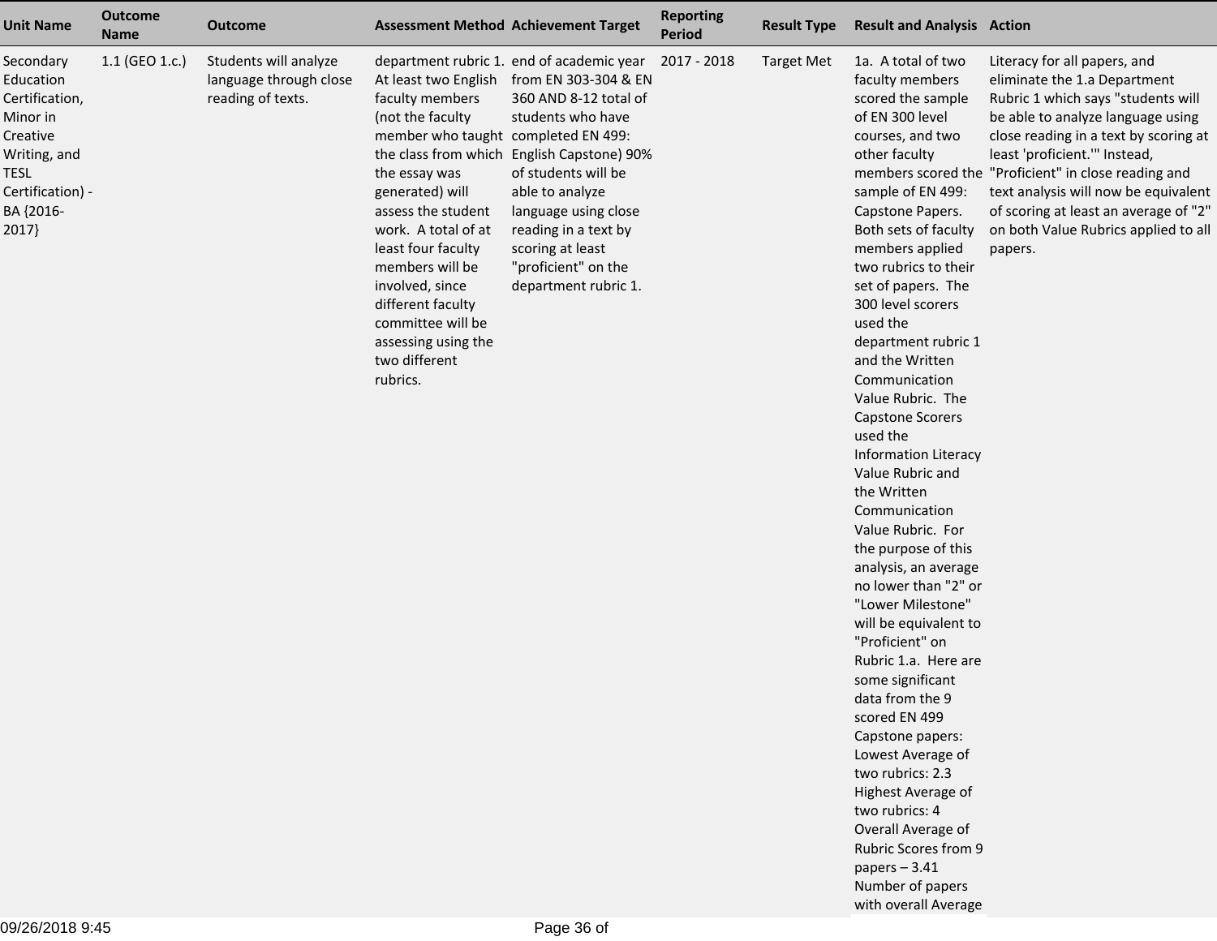| Unit Name | Outcome Name | Outcome | Assessment Method | Achievement Target | Reporting Period | Result Type | Result and Analysis | Action |
|---|---|---|---|---|---|---|---|---|
| Secondary Education Certification, Minor in Creative Writing, and TESL Certification) - BA {2016-2017} | 1.1 (GEO 1.c.) | Students will analyze language through close reading of texts. | department rubric 1. At least two English faculty members (not the faculty member who taught the class from which the essay was generated) will assess the student work. A total of at least four faculty members will be involved, since different faculty committee will be assessing using the two different rubrics. | end of academic year from EN 303-304 & EN 360 AND 8-12 total of students who have completed EN 499: English Capstone) 90% of students will be able to analyze language using close reading in a text by scoring at least "proficient" on the department rubric 1. | 2017 - 2018 | Target Met | 1a. A total of two faculty members scored the sample of EN 300 level courses, and two other faculty members scored the sample of EN 499: Capstone Papers. Both sets of faculty members applied two rubrics to their set of papers. The 300 level scorers used the department rubric 1 and the Written Communication Value Rubric. The Capstone Scorers used the Information Literacy Value Rubric and the Written Communication Value Rubric. For the purpose of this analysis, an average no lower than "2" or "Lower Milestone" will be equivalent to "Proficient" on Rubric 1.a. Here are some significant data from the 9 scored EN 499 Capstone papers: Lowest Average of two rubrics: 2.3 Highest Average of two rubrics: 4 Overall Average of Rubric Scores from 9 papers – 3.41 Number of papers with overall Average | Literacy for all papers, and eliminate the 1.a Department Rubric 1 which says "students will be able to analyze language using close reading in a text by scoring at least 'proficient.'" Instead, "Proficient" in close reading and text analysis will now be equivalent of scoring at least an average of "2" on both Value Rubrics applied to all papers. |

09/26/2018 9:45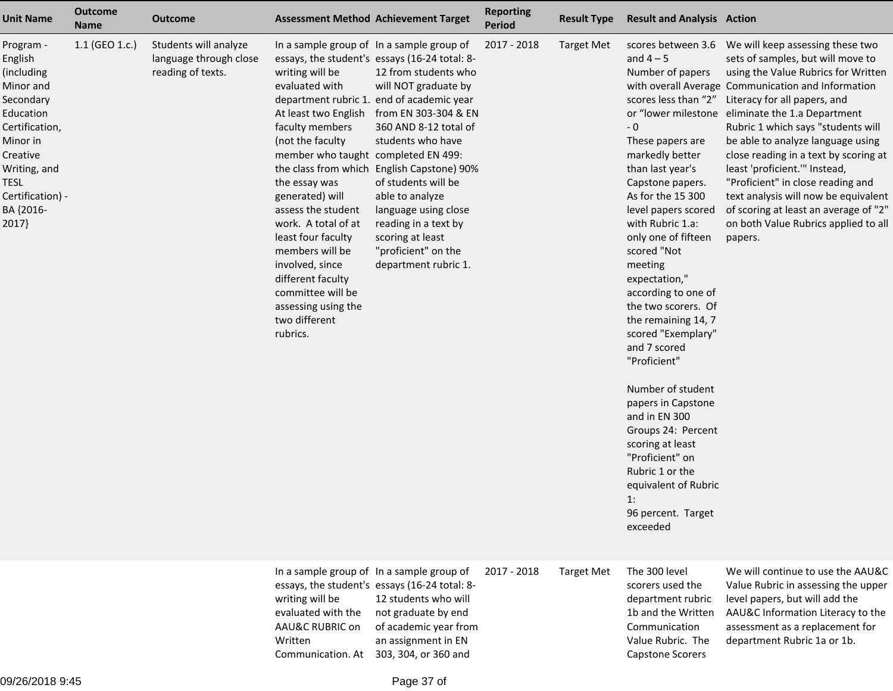| Unit Name | Outcome Name | Outcome | Assessment Method | Achievement Target | Reporting Period | Result Type | Result and Analysis | Action |
|---|---|---|---|---|---|---|---|---|
| Program - English (including Minor and Secondary Education Certification, Minor in Creative Writing, and TESL Certification) - BA {2016-2017} | 1.1 (GEO 1.c.) | Students will analyze language through close reading of texts. | In a sample group of essays, the student's writing will be evaluated with department rubric 1. At least two English faculty members (not the faculty member who taught the class from which the essay was generated) will assess the student work. A total of at least four faculty members will be involved, since different faculty committee will be assessing using the two different rubrics. | In a sample group of essays (16-24 total: 8-12 from students who will NOT graduate by end of academic year from EN 303-304 & EN 360 AND 8-12 total of students who have completed EN 499: English Capstone) 90% of students will be able to analyze language using close reading in a text by scoring at least "proficient" on the department rubric 1. | 2017 - 2018 | Target Met | scores between 3.6 and 4 – 5<br>Number of papers with overall Average scores less than “2” or “lower milestone - 0<br>These papers are markedly better than last year's Capstone papers.<br>As for the 15 300 level papers scored with Rubric 1.a: only one of fifteen scored "Not meeting expectation," according to one of the two scorers. Of the remaining 14, 7 scored "Exemplary" and 7 scored "Proficient"<br><br>Number of student papers in Capstone and in EN 300 Groups 24: Percent scoring at least "Proficient" on Rubric 1 or the equivalent of Rubric 1:<br>96 percent. Target exceeded | We will keep assessing these two sets of samples, but will move to using the Value Rubrics for Written Communication and Information Literacy for all papers, and eliminate the 1.a Department Rubric 1 which says "students will be able to analyze language using close reading in a text by scoring at least 'proficient.'" Instead, "Proficient" in close reading and text analysis will now be equivalent of scoring at least an average of "2" on both Value Rubrics applied to all papers. |
| | | | In a sample group of essays, the student's writing will be evaluated with the AAU&C RUBRIC on Written Communication. At | In a sample group of essays (16-24 total: 8-12 students who will not graduate by end of academic year from an assignment in EN 303, 304, or 360 and | 2017 - 2018 | Target Met | The 300 level scorers used the department rubric 1b and the Written Communication Value Rubric. The Capstone Scorers | We will continue to use the AAU&C Value Rubric in assessing the upper level papers, but will add the AAU&C Information Literacy to the assessment as a replacement for department Rubric 1a or 1b. |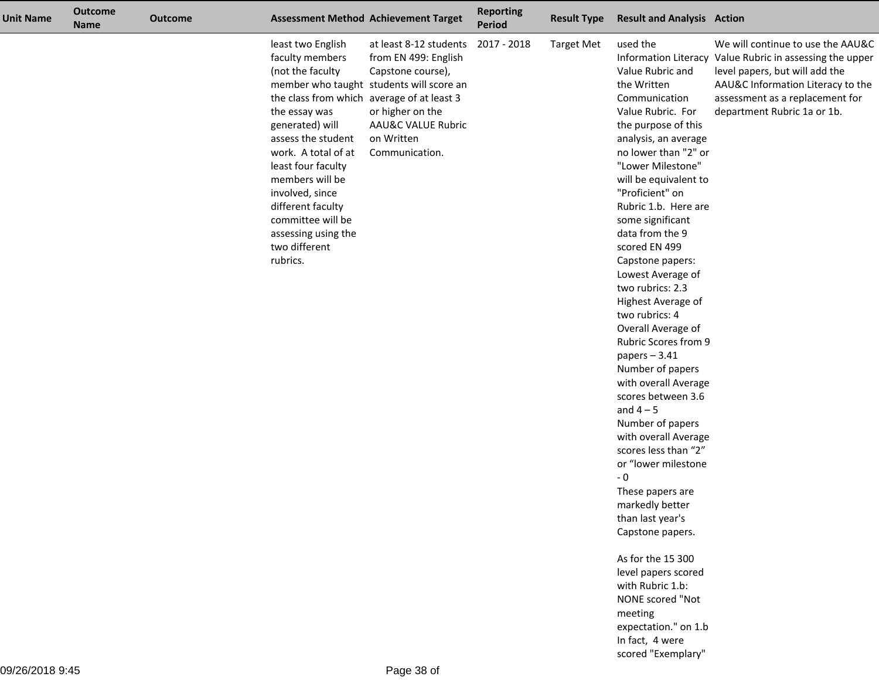| Unit Name | Outcome Name | Outcome | Assessment Method | Achievement Target | Reporting Period | Result Type | Result and Analysis | Action |
|---|---|---|---|---|---|---|---|---|
| | | | least two English faculty members (not the faculty member who taught the class from which the essay was generated) will assess the student work. A total of at least four faculty members will be involved, since different faculty committee will be assessing using the two different rubrics. | at least 8-12 students from EN 499: English Capstone course), students will score an average of at least 3 or higher on the AAU&C VALUE Rubric on Written Communication. | 2017 - 2018 | Target Met | used the Information Literacy Value Rubric and the Written Communication Value Rubric. For the purpose of this analysis, an average no lower than "2" or "Lower Milestone" will be equivalent to "Proficient" on Rubric 1.b. Here are some significant data from the 9 scored EN 499 Capstone papers:<br>Lowest Average of two rubrics: 2.3<br>Highest Average of two rubrics: 4<br>Overall Average of Rubric Scores from 9 papers – 3.41<br>Number of papers with overall Average scores between 3.6 and 4 – 5<br>Number of papers with overall Average scores less than “2” or “lower milestone - 0<br>These papers are markedly better than last year's Capstone papers.<br><br>As for the 15 300 level papers scored with Rubric 1.b: NONE scored "Not meeting expectation." on 1.b In fact, 4 were scored "Exemplary" | We will continue to use the AAU&C Value Rubric in assessing the upper level papers, but will add the AAU&C Information Literacy to the assessment as a replacement for department Rubric 1a or 1b. |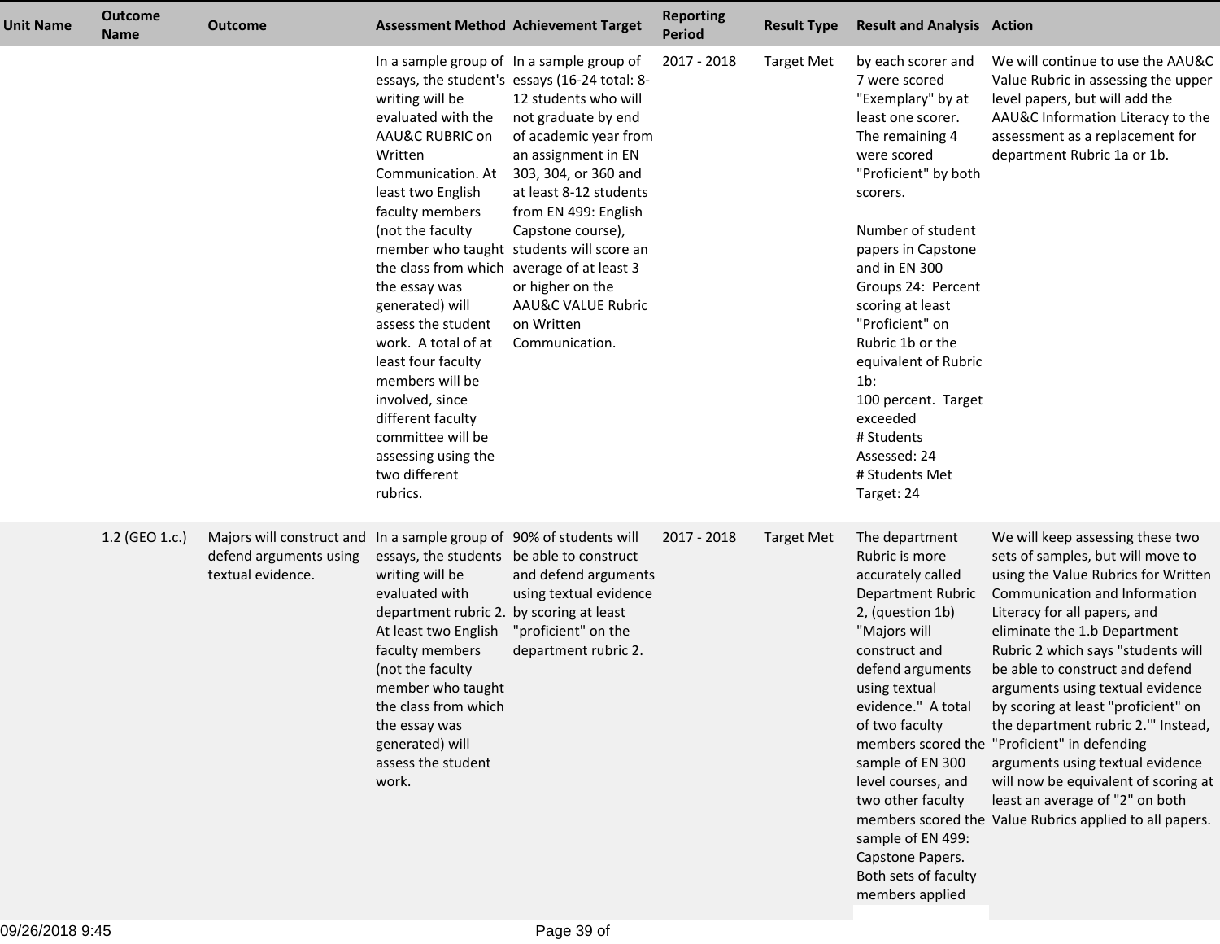| Unit Name | Outcome Name | Outcome | Assessment Method | Achievement Target | Reporting Period | Result Type | Result and Analysis | Action |
|---|---|---|---|---|---|---|---|---|
| | | | In a sample group of essays, the student's writing will be evaluated with the AAU&C RUBRIC on Written Communication. At least two English faculty members (not the faculty member who taught the class from which the essay was generated) will assess the student work. A total of at least four faculty members will be involved, since different faculty committee will be assessing using the two different rubrics. | In a sample group of essays (16-24 total: 8-12 students who will not graduate by end of academic year from an assignment in EN 303, 304, or 360 and at least 8-12 students from EN 499: English Capstone course), students will score an average of at least 3 or higher on the AAU&C VALUE Rubric on Written Communication. | 2017 - 2018 | Target Met | by each scorer and 7 were scored "Exemplary" by at least one scorer. The remaining 4 were scored "Proficient" by both scorers.<br><br>Number of student papers in Capstone and in EN 300 Groups 24: Percent scoring at least "Proficient" on Rubric 1b or the equivalent of Rubric 1b:<br>100 percent. Target exceeded<br># Students Assessed: 24<br># Students Met Target: 24 | We will continue to use the AAU&C Value Rubric in assessing the upper level papers, but will add the AAU&C Information Literacy to the assessment as a replacement for department Rubric 1a or 1b. |
| | 1.2 (GEO 1.c.) | Majors will construct and defend arguments using textual evidence. | In a sample group of essays, the students writing will be evaluated with department rubric 2. At least two English faculty members (not the faculty member who taught the class from which the essay was generated) will assess the student work. | 90% of students will be able to construct and defend arguments using textual evidence by scoring at least "proficient" on the department rubric 2. | 2017 - 2018 | Target Met | The department Rubric is more accurately called Department Rubric 2, (question 1b) "Majors will construct and defend arguments using textual evidence." A total of two faculty members scored the sample of EN 300 level courses, and two other faculty members scored the sample of EN 499: Capstone Papers. Both sets of faculty members applied | We will keep assessing these two sets of samples, but will move to using the Value Rubrics for Written Communication and Information Literacy for all papers, and eliminate the 1.b Department Rubric 2 which says "students will be able to construct and defend arguments using textual evidence by scoring at least "proficient" on the department rubric 2.'" Instead, "Proficient" in defending arguments using textual evidence will now be equivalent of scoring at least an average of "2" on both Value Rubrics applied to all papers. |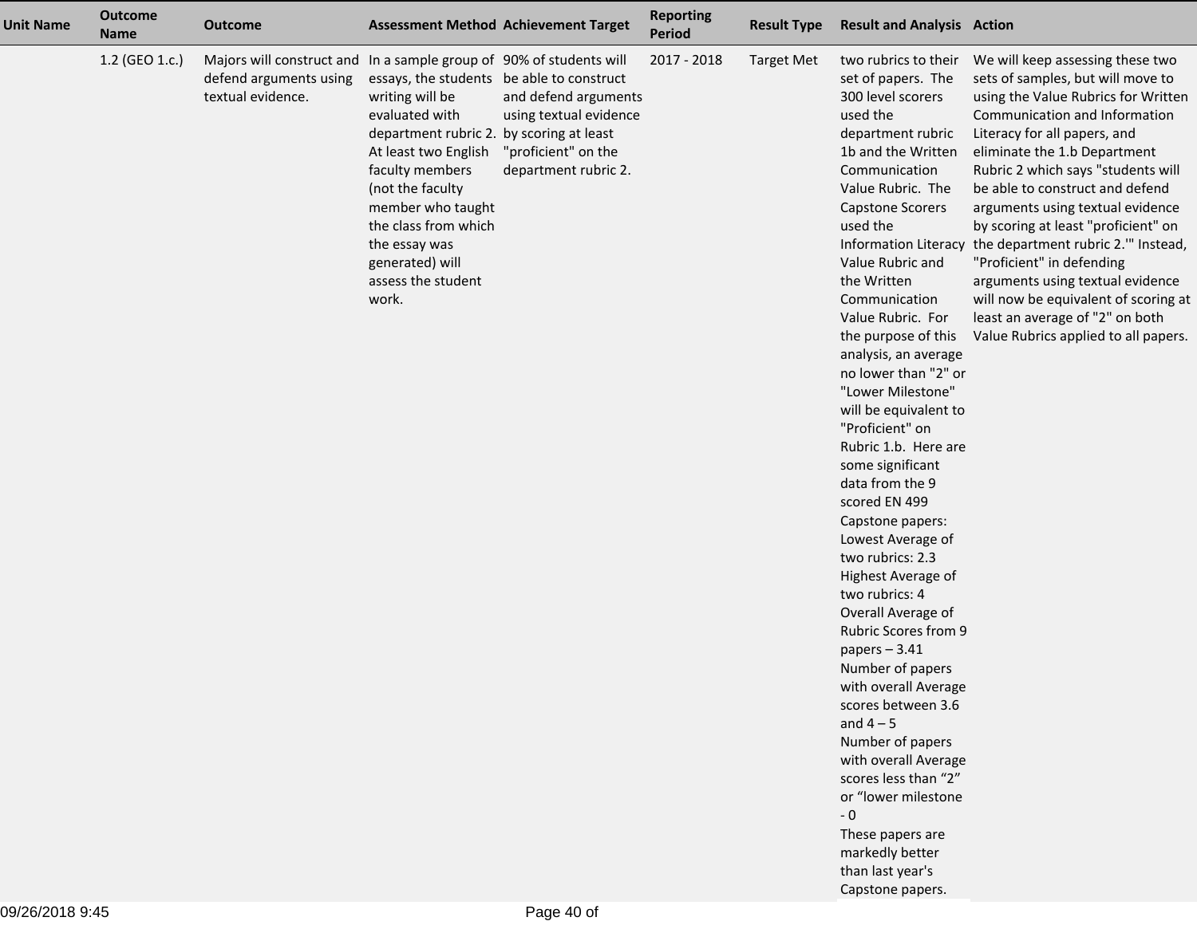| Unit Name | Outcome Name | Outcome | Assessment Method | Achievement Target | Reporting Period | Result Type | Result and Analysis | Action |
|---|---|---|---|---|---|---|---|---|
| | 1.2 (GEO 1.c.) | Majors will construct and defend arguments using textual evidence. | In a sample group of essays, the students writing will be evaluated with department rubric 2. At least two English faculty members (not the faculty member who taught the class from which the essay was generated) will assess the student work. | 90% of students will be able to construct and defend arguments using textual evidence by scoring at least "proficient" on the department rubric 2. | 2017 - 2018 | Target Met | two rubrics to their set of papers. The 300 level scorers used the department rubric 1b and the Written Communication Value Rubric. The Capstone Scorers used the Information Literacy Value Rubric and the Written Communication Value Rubric. For the purpose of this analysis, an average no lower than "2" or "Lower Milestone" will be equivalent to "Proficient" on Rubric 1.b. Here are some significant data from the 9 scored EN 499 Capstone papers:<br>Lowest Average of two rubrics: 2.3<br>Highest Average of two rubrics: 4<br>Overall Average of Rubric Scores from 9 papers – 3.41<br>Number of papers with overall Average scores between 3.6 and 4 – 5<br>Number of papers with overall Average scores less than "2" or "lower milestone - 0<br>These papers are markedly better than last year's Capstone papers. | We will keep assessing these two sets of samples, but will move to using the Value Rubrics for Written Communication and Information Literacy for all papers, and eliminate the 1.b Department Rubric 2 which says "students will be able to construct and defend arguments using textual evidence by scoring at least "proficient" on the department rubric 2.'" Instead, "Proficient" in defending arguments using textual evidence will now be equivalent of scoring at least an average of "2" on both Value Rubrics applied to all papers. |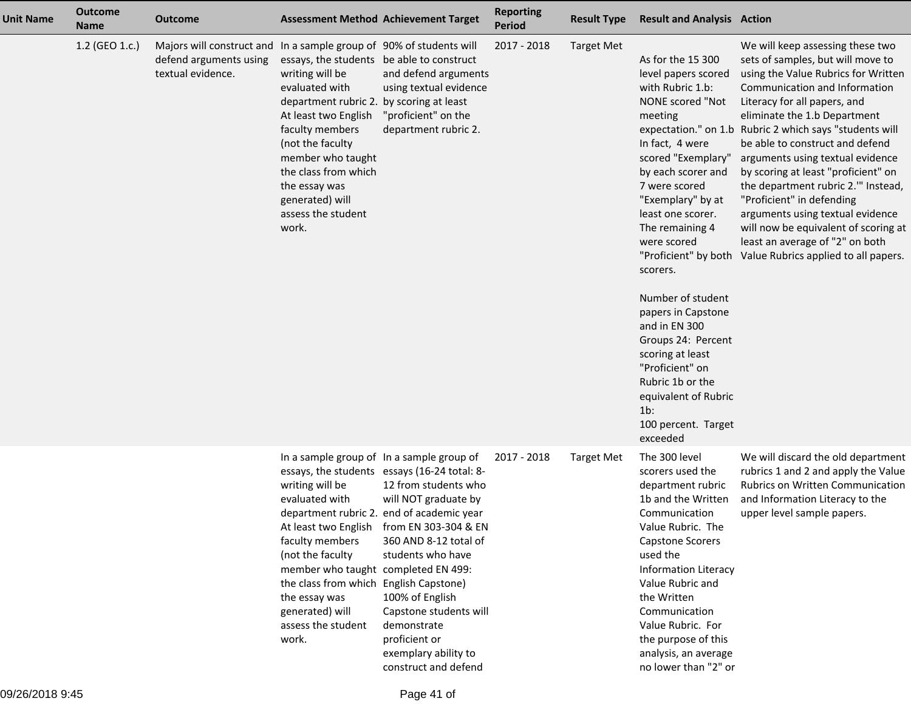| Unit Name | Outcome Name | Outcome | Assessment Method | Achievement Target | Reporting Period | Result Type | Result and Analysis | Action |
|---|---|---|---|---|---|---|---|---|
| | 1.2 (GEO 1.c.) | Majors will construct and defend arguments using textual evidence. | In a sample group of essays, the students writing will be evaluated with department rubric 2. At least two English faculty members (not the faculty member who taught the class from which the essay was generated) will assess the student work. | 90% of students will be able to construct and defend arguments using textual evidence by scoring at least "proficient" on the department rubric 2. | 2017 - 2018 | Target Met | As for the 15 300 level papers scored with Rubric 1.b: NONE scored "Not meeting expectation." on 1.b In fact, 4 were scored "Exemplary" by each scorer and 7 were scored "Exemplary" by at least one scorer. The remaining 4 were scored "Proficient" by both scorers.<br><br>Number of student papers in Capstone and in EN 300 Groups 24: Percent scoring at least "Proficient" on Rubric 1b or the equivalent of Rubric 1b:<br>100 percent. Target exceeded | We will keep assessing these two sets of samples, but will move to using the Value Rubrics for Written Communication and Information Literacy for all papers, and eliminate the 1.b Department Rubric 2 which says "students will be able to construct and defend arguments using textual evidence by scoring at least "proficient" on the department rubric 2.'" Instead, "Proficient" in defending arguments using textual evidence will now be equivalent of scoring at least an average of "2" on both Value Rubrics applied to all papers. |
| | | | In a sample group of essays, the students writing will be evaluated with department rubric 2. At least two English faculty members (not the faculty member who taught the class from which the essay was generated) will assess the student work. | In a sample group of essays (16-24 total: 8-12 from students who will NOT graduate by end of academic year from EN 303-304 & EN 360 AND 8-12 total of students who have completed EN 499: English Capstone) 100% of English Capstone students will demonstrate proficient or exemplary ability to construct and defend | 2017 - 2018 | Target Met | The 300 level scorers used the department rubric 1b and the Written Communication Value Rubric. The Capstone Scorers used the Information Literacy Value Rubric and the Written Communication Value Rubric. For the purpose of this analysis, an average no lower than "2" or | We will discard the old department rubrics 1 and 2 and apply the Value Rubrics on Written Communication and Information Literacy to the upper level sample papers. |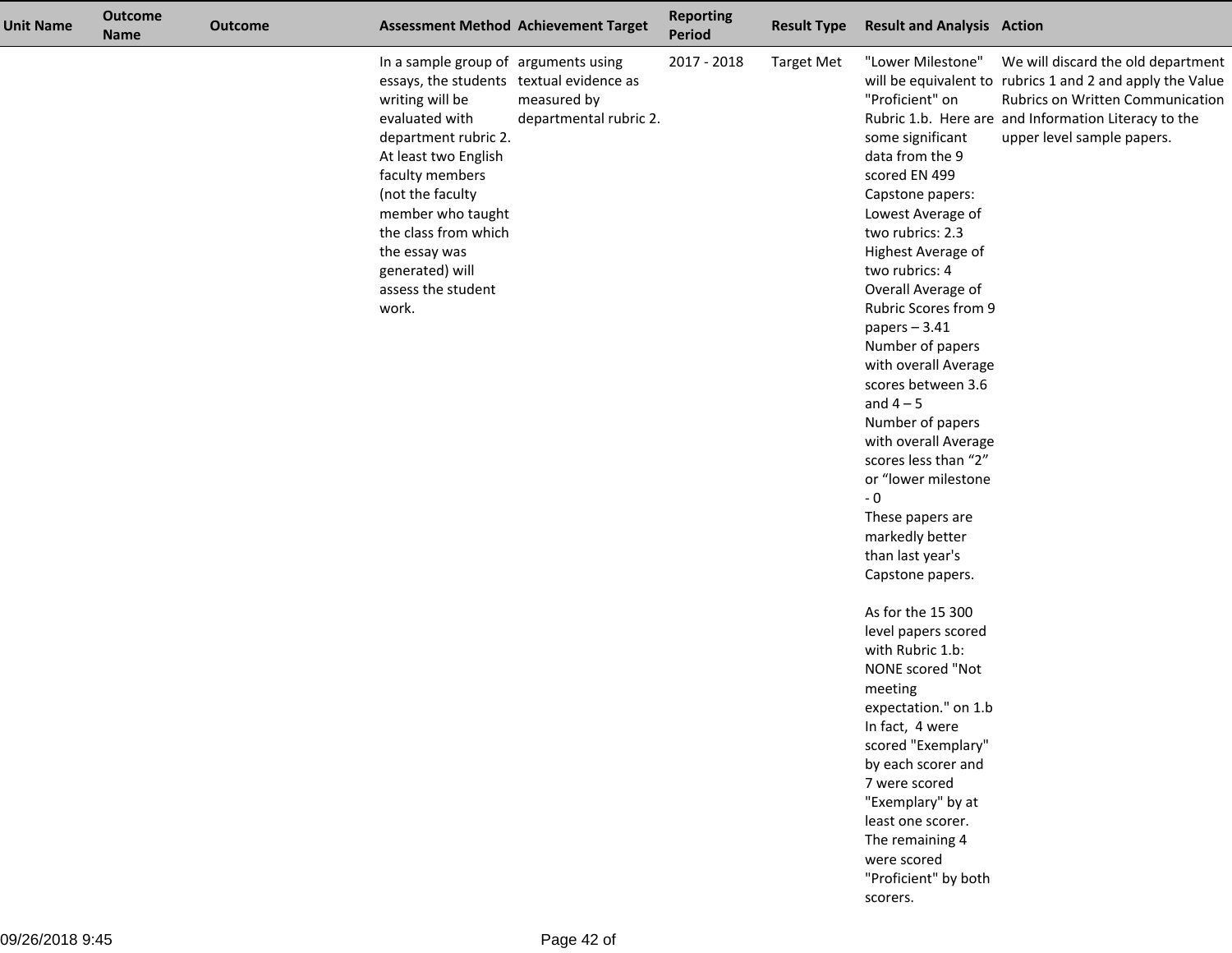| Unit Name | Outcome Name | Outcome | Assessment Method | Achievement Target | Reporting Period | Result Type | Result and Analysis | Action |
|---|---|---|---|---|---|---|---|---|
| | | | In a sample group of essays, the students writing will be evaluated with department rubric 2. At least two English faculty members (not the faculty member who taught the class from which the essay was generated) will assess the student work. | arguments using textual evidence as measured by departmental rubric 2. | 2017 - 2018 | Target Met | "Lower Milestone" will be equivalent to "Proficient" on Rubric 1.b. Here are some significant data from the 9 scored EN 499 Capstone papers:<br>Lowest Average of two rubrics: 2.3<br>Highest Average of two rubrics: 4<br>Overall Average of Rubric Scores from 9 papers – 3.41<br>Number of papers with overall Average scores between 3.6 and 4 – 5<br>Number of papers with overall Average scores less than "2" or "lower milestone - 0<br>These papers are markedly better than last year's Capstone papers.<br><br>As for the 15 300 level papers scored with Rubric 1.b:<br>NONE scored "Not meeting expectation." on 1.b<br>In fact, 4 were scored "Exemplary" by each scorer and 7 were scored "Exemplary" by at least one scorer.<br>The remaining 4 were scored "Proficient" by both scorers. | We will discard the old department rubrics 1 and 2 and apply the Value Rubrics on Written Communication and Information Literacy to the upper level sample papers. |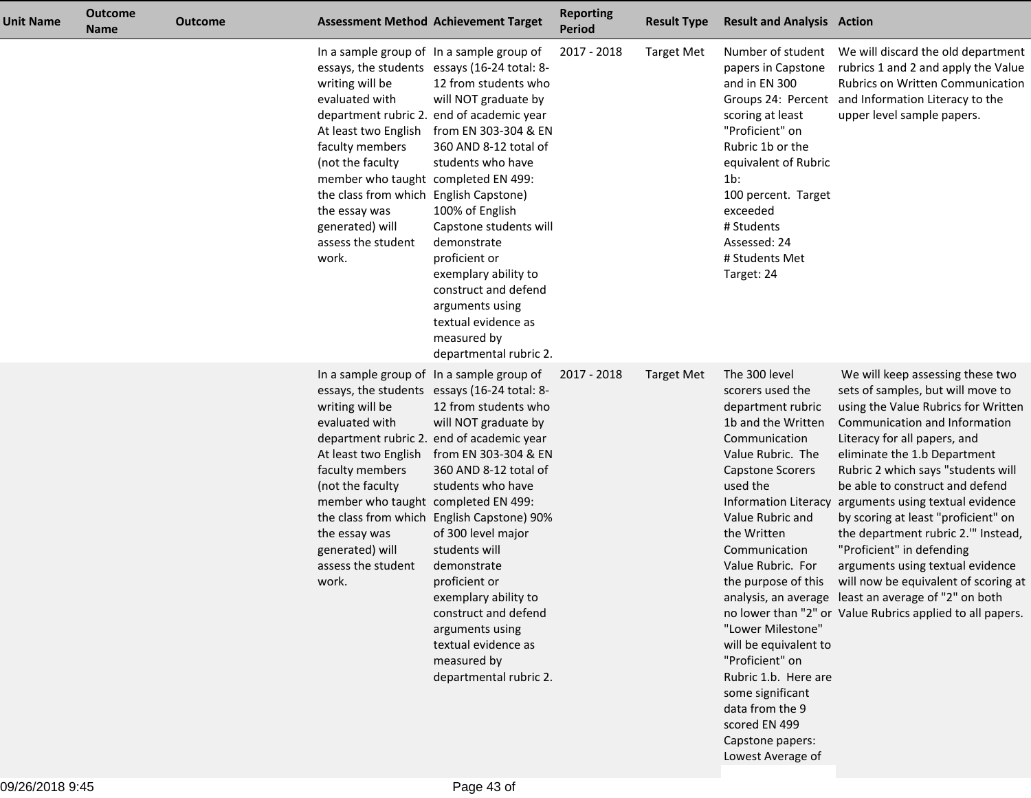| Unit Name | Outcome Name | Outcome | Assessment Method | Achievement Target | Reporting Period | Result Type | Result and Analysis | Action |
|---|---|---|---|---|---|---|---|---|
| | | | In a sample group of essays, the students writing will be evaluated with department rubric 2. At least two English faculty members (not the faculty member who taught the class from which the essay was generated) will assess the student work. | In a sample group of essays (16-24 total: 8-12 from students who will NOT graduate by end of academic year from EN 303-304 & EN 360 AND 8-12 total of students who have completed EN 499: English Capstone) 100% of English Capstone students will demonstrate proficient or exemplary ability to construct and defend arguments using textual evidence as measured by departmental rubric 2. | 2017 - 2018 | Target Met | Number of student papers in Capstone and in EN 300 Groups 24: Percent scoring at least "Proficient" on Rubric 1b or the equivalent of Rubric 1b: 100 percent. Target exceeded # Students Assessed: 24 # Students Met Target: 24 | We will discard the old department rubrics 1 and 2 and apply the Value Rubrics on Written Communication and Information Literacy to the upper level sample papers. |
| | | | In a sample group of essays, the students writing will be evaluated with department rubric 2. At least two English faculty members (not the faculty member who taught the class from which the essay was generated) will assess the student work. | In a sample group of essays (16-24 total: 8-12 from students who will NOT graduate by end of academic year from EN 303-304 & EN 360 AND 8-12 total of students who have completed EN 499: English Capstone) 90% of 300 level major students will demonstrate proficient or exemplary ability to construct and defend arguments using textual evidence as measured by departmental rubric 2. | 2017 - 2018 | Target Met | The 300 level scorers used the department rubric 1b and the Written Communication Value Rubric. The Capstone Scorers used the Information Literacy Value Rubric and the Written Communication Value Rubric. For the purpose of this analysis, an average no lower than "2" or "Lower Milestone" will be equivalent to "Proficient" on Rubric 1.b. Here are some significant data from the 9 scored EN 499 Capstone papers: Lowest Average of | We will keep assessing these two sets of samples, but will move to using the Value Rubrics for Written Communication and Information Literacy for all papers, and eliminate the 1.b Department Rubric 2 which says "students will be able to construct and defend arguments using textual evidence by scoring at least "proficient" on the department rubric 2.'" Instead, "Proficient" in defending arguments using textual evidence will now be equivalent of scoring at least an average of "2" on both Value Rubrics applied to all papers. |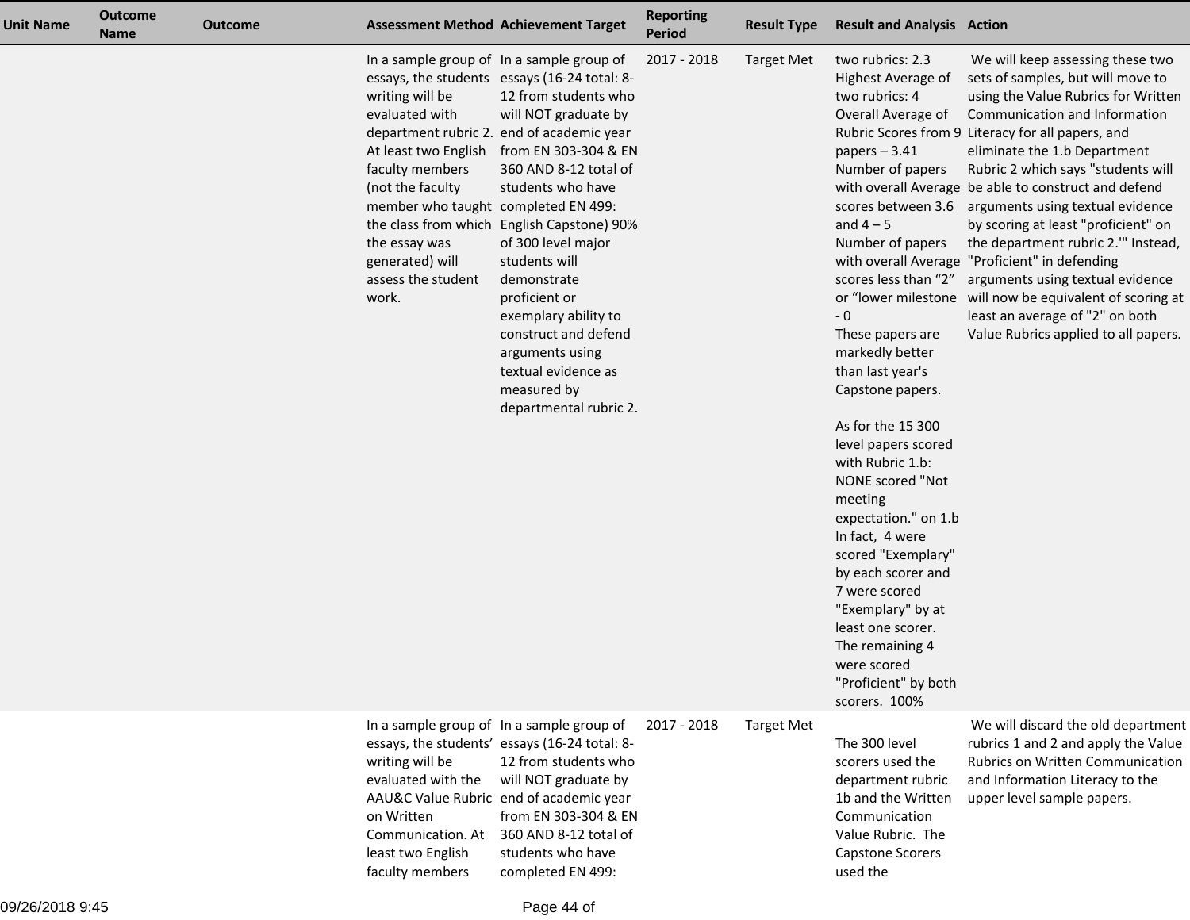| Unit Name | Outcome Name | Outcome | Assessment Method | Achievement Target | Reporting Period | Result Type | Result and Analysis | Action |
|---|---|---|---|---|---|---|---|---|
| | | | In a sample group of essays, the students writing will be evaluated with department rubric 2. At least two English faculty members (not the faculty member who taught the class from which the essay was generated) will assess the student work. | In a sample group of essays (16-24 total: 8-12 from students who will NOT graduate by end of academic year from EN 303-304 & EN 360 AND 8-12 total of students who have completed EN 499: English Capstone) 90% of 300 level major students will demonstrate proficient or exemplary ability to construct and defend arguments using textual evidence as measured by departmental rubric 2. | 2017 - 2018 | Target Met | two rubrics: 2.3<br>Highest Average of two rubrics: 4<br>Overall Average of Rubric Scores from 9 papers – 3.41<br>Number of papers with overall Average scores between 3.6 and 4 – 5<br>Number of papers with overall Average scores less than “2” or “lower milestone - 0<br>These papers are markedly better than last year's Capstone papers.<br><br>As for the 15 300 level papers scored with Rubric 1.b: NONE scored "Not meeting expectation." on 1.b In fact, 4 were scored "Exemplary" by each scorer and 7 were scored "Exemplary" by at least one scorer. The remaining 4 were scored "Proficient" by both scorers. 100% | We will keep assessing these two sets of samples, but will move to using the Value Rubrics for Written Communication and Information Literacy for all papers, and eliminate the 1.b Department Rubric 2 which says "students will be able to construct and defend arguments using textual evidence by scoring at least "proficient" on the department rubric 2.'" Instead, "Proficient" in defending arguments using textual evidence will now be equivalent of scoring at least an average of "2" on both Value Rubrics applied to all papers. |
| | | | In a sample group of essays, the students' writing will be evaluated with the AAU&C Value Rubric on Written Communication. At least two English faculty members | In a sample group of essays (16-24 total: 8-12 from students who will NOT graduate by end of academic year from EN 303-304 & EN 360 AND 8-12 total of students who have completed EN 499: | 2017 - 2018 | Target Met | The 300 level scorers used the department rubric 1b and the Written Communication Value Rubric. The Capstone Scorers used the | We will discard the old department rubrics 1 and 2 and apply the Value Rubrics on Written Communication and Information Literacy to the upper level sample papers. |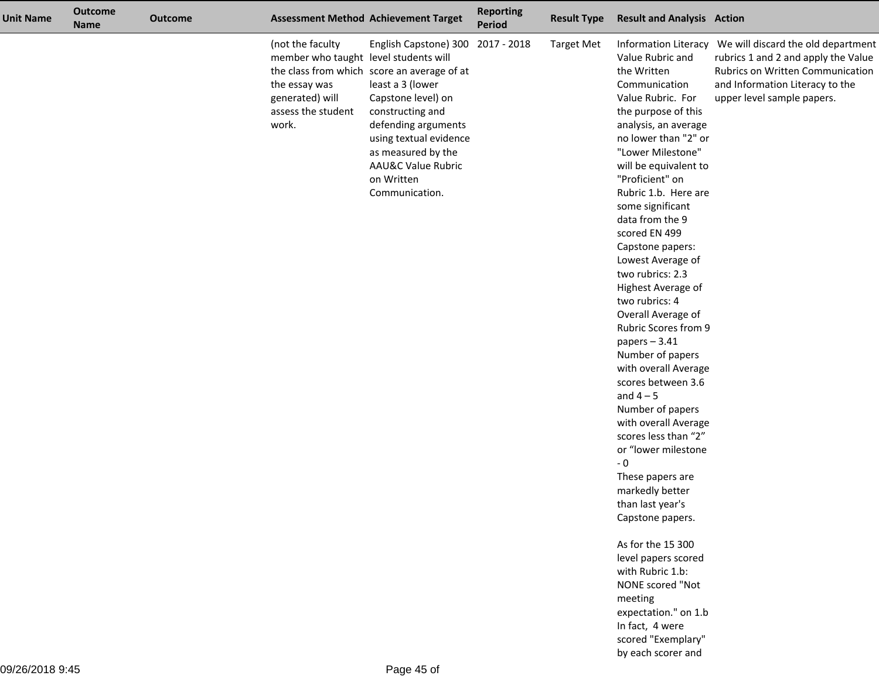| Unit Name | Outcome Name | Outcome | Assessment Method | Achievement Target | Reporting Period | Result Type | Result and Analysis | Action |
|---|---|---|---|---|---|---|---|---|
| | | | (not the faculty member who taught the class from which the essay was generated) will assess the student work. | English Capstone) 300 level students will score an average of at least a 3 (lower Capstone level) on constructing and defending arguments using textual evidence as measured by the AAU&C Value Rubric on Written Communication. | 2017 - 2018 | Target Met | Information Literacy Value Rubric and the Written Communication Value Rubric. For the purpose of this analysis, an average no lower than "2" or "Lower Milestone" will be equivalent to "Proficient" on Rubric 1.b. Here are some significant data from the 9 scored EN 499 Capstone papers:<br>Lowest Average of two rubrics: 2.3<br>Highest Average of two rubrics: 4<br>Overall Average of Rubric Scores from 9 papers – 3.41<br>Number of papers with overall Average scores between 3.6 and 4 – 5<br>Number of papers with overall Average scores less than "2" or "lower milestone - 0<br>These papers are markedly better than last year's Capstone papers.<br><br>As for the 15 300 level papers scored with Rubric 1.b: NONE scored "Not meeting expectation." on 1.b In fact, 4 were scored "Exemplary" by each scorer and | We will discard the old department rubrics 1 and 2 and apply the Value Rubrics on Written Communication and Information Literacy to the upper level sample papers. |

09/26/2018 9:45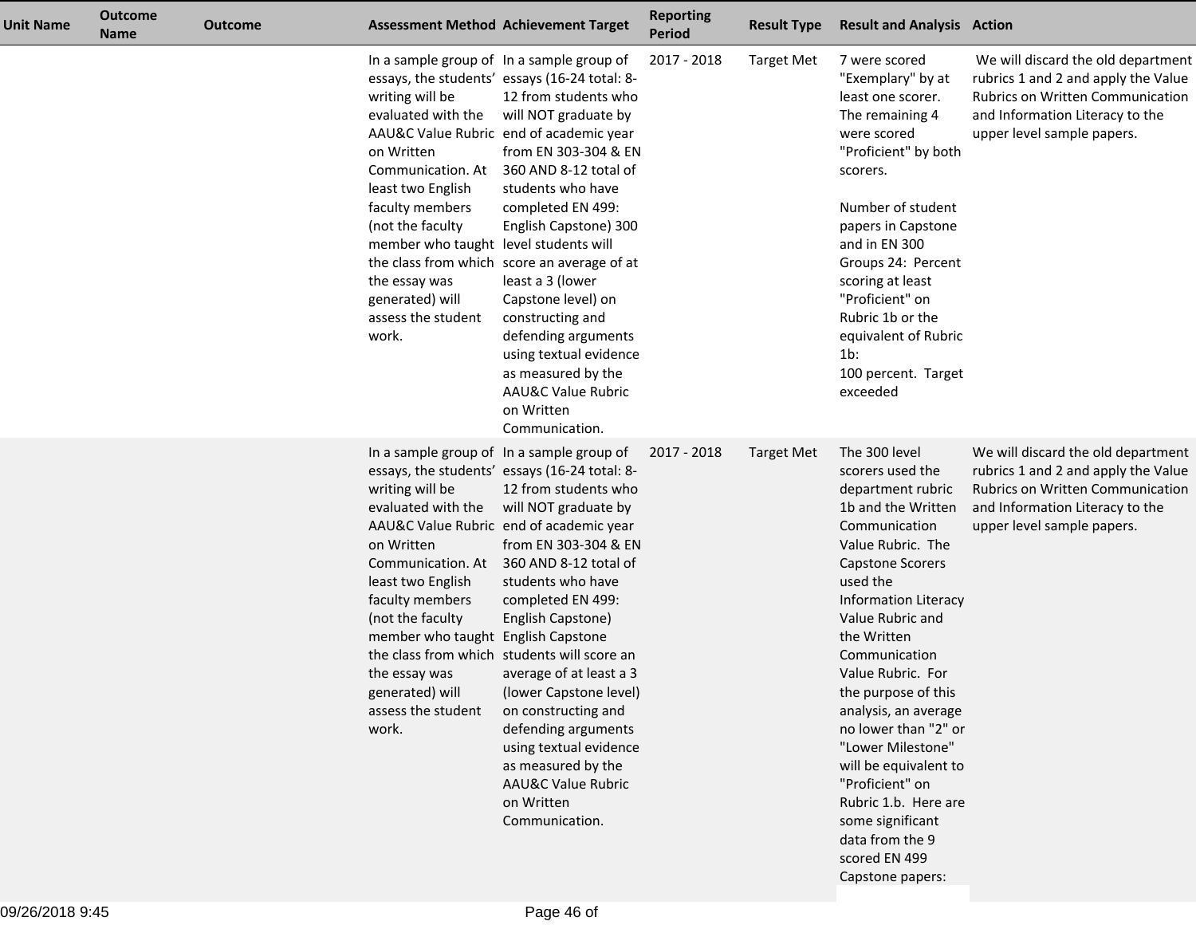| Unit Name | Outcome Name | Outcome | Assessment Method | Achievement Target | Reporting Period | Result Type | Result and Analysis | Action |
|---|---|---|---|---|---|---|---|---|
| | | | In a sample group of essays, the students' writing will be evaluated with the AAU&C Value Rubric on Written Communication. At least two English faculty members (not the faculty member who taught the class from which the essay was generated) will assess the student work. | In a sample group of essays (16-24 total: 8-12 from students who will NOT graduate by end of academic year from EN 303-304 & EN 360 AND 8-12 total of students who have completed EN 499: English Capstone) 300 level students will score an average of at least a 3 (lower Capstone level) on constructing and defending arguments using textual evidence as measured by the AAU&C Value Rubric on Written Communication. | 2017 - 2018 | Target Met | 7 were scored "Exemplary" by at least one scorer. The remaining 4 were scored "Proficient" by both scorers.<br><br>Number of student papers in Capstone and in EN 300 Groups 24: Percent scoring at least "Proficient" on Rubric 1b or the equivalent of Rubric 1b:<br>100 percent. Target exceeded | We will discard the old department rubrics 1 and 2 and apply the Value Rubrics on Written Communication and Information Literacy to the upper level sample papers. |
| | | | In a sample group of essays, the students' writing will be evaluated with the AAU&C Value Rubric on Written Communication. At least two English faculty members (not the faculty member who taught the class from which the essay was generated) will assess the student work. | In a sample group of essays (16-24 total: 8-12 from students who will NOT graduate by end of academic year from EN 303-304 & EN 360 AND 8-12 total of students who have completed EN 499: English Capstone) English Capstone students will score an average of at least a 3 (lower Capstone level) on constructing and defending arguments using textual evidence as measured by the AAU&C Value Rubric on Written Communication. | 2017 - 2018 | Target Met | The 300 level scorers used the department rubric 1b and the Written Communication Value Rubric. The Capstone Scorers used the Information Literacy Value Rubric and the Written Communication Value Rubric. For the purpose of this analysis, an average no lower than "2" or "Lower Milestone" will be equivalent to "Proficient" on Rubric 1.b. Here are some significant data from the 9 scored EN 499 Capstone papers: | We will discard the old department rubrics 1 and 2 and apply the Value Rubrics on Written Communication and Information Literacy to the upper level sample papers. |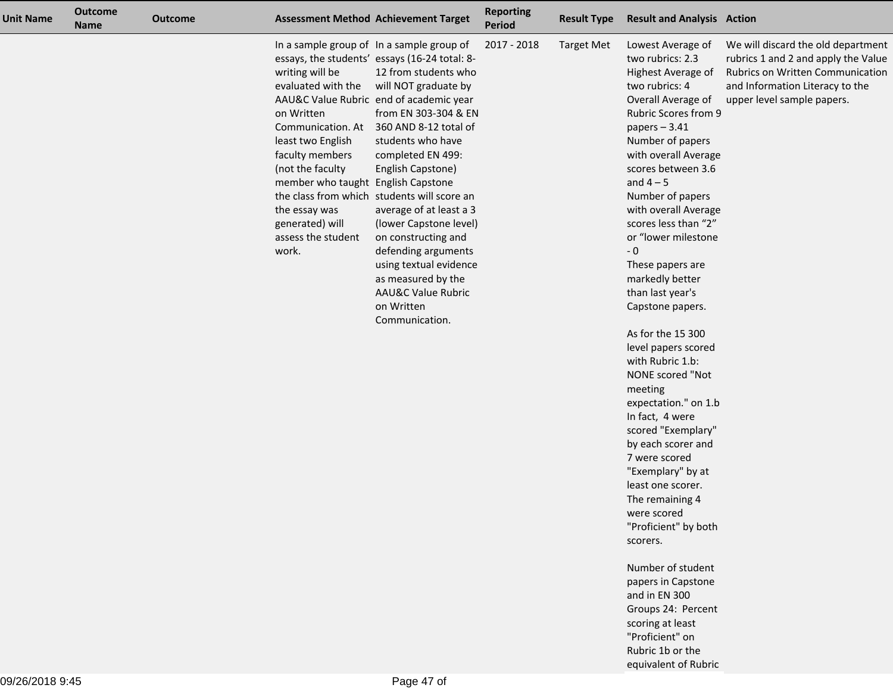| Unit Name | Outcome Name | Outcome | Assessment Method | Achievement Target | Reporting Period | Result Type | Result and Analysis | Action |
|---|---|---|---|---|---|---|---|---|
| | | | In a sample group of essays, the students' writing will be evaluated with the AAU&C Value Rubric on Written Communication. At least two English faculty members (not the faculty member who taught the class from which the essay was generated) will assess the student work. | In a sample group of essays (16-24 total: 8-12 from students who will NOT graduate by end of academic year from EN 303-304 & EN 360 AND 8-12 total of students who have completed EN 499: English Capstone) English Capstone students will score an average of at least a 3 (lower Capstone level) on constructing and defending arguments using textual evidence as measured by the AAU&C Value Rubric on Written Communication. | 2017 - 2018 | Target Met | Lowest Average of two rubrics: 2.3<br>Highest Average of two rubrics: 4<br>Overall Average of Rubric Scores from 9 papers – 3.41<br>Number of papers with overall Average scores between 3.6 and 4 – 5<br>Number of papers with overall Average scores less than "2" or "lower milestone - 0<br>These papers are markedly better than last year's Capstone papers.<br><br>As for the 15 300 level papers scored with Rubric 1.b: NONE scored "Not meeting expectation." on 1.b In fact, 4 were scored "Exemplary" by each scorer and 7 were scored "Exemplary" by at least one scorer. The remaining 4 were scored "Proficient" by both scorers.<br><br>Number of student papers in Capstone and in EN 300 Groups 24: Percent scoring at least "Proficient" on Rubric 1b or the equivalent of Rubric | We will discard the old department rubrics 1 and 2 and apply the Value Rubrics on Written Communication and Information Literacy to the upper level sample papers. |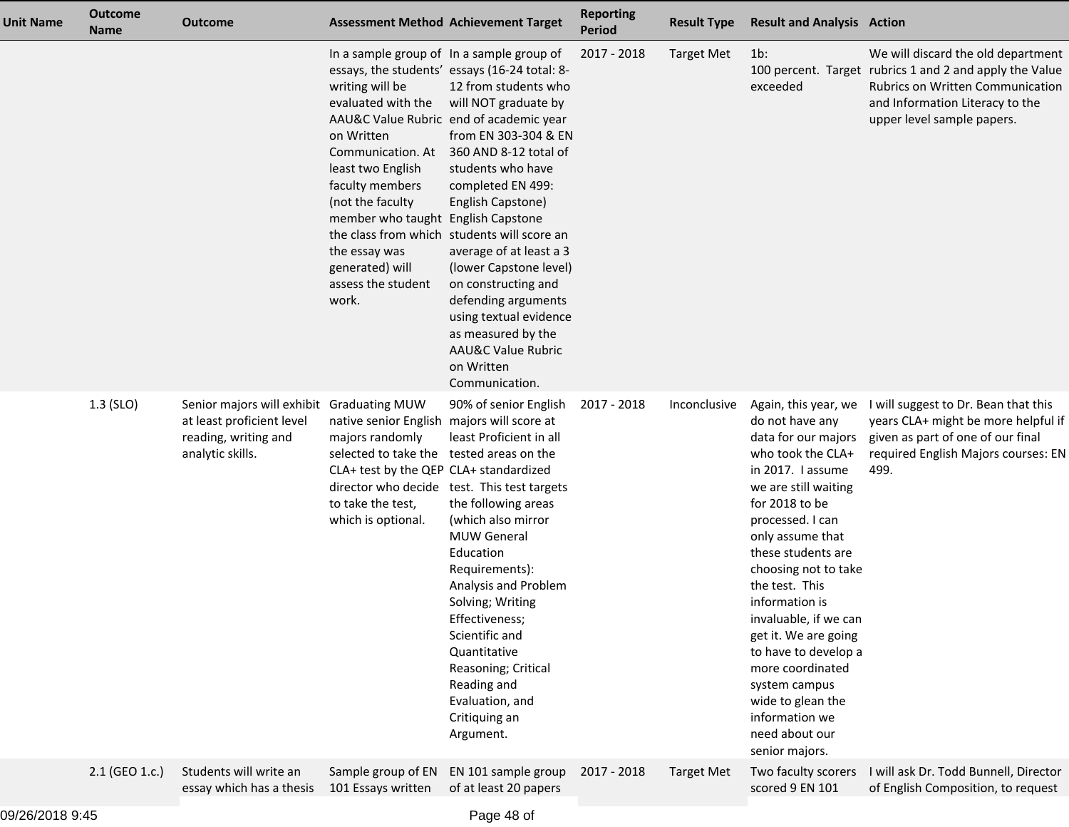| Unit Name | Outcome Name | Outcome | Assessment Method | Achievement Target | Reporting Period | Result Type | Result and Analysis | Action |
|---|---|---|---|---|---|---|---|---|
| | | | In a sample group of essays, the students' writing will be evaluated with the AAU&C Value Rubric on Written Communication. At least two English faculty members (not the faculty member who taught the class from which the essay was generated) will assess the student work. | In a sample group of essays (16-24 total: 8-12 from students who will NOT graduate by end of academic year from EN 303-304 & EN 360 AND 8-12 total of students who have completed EN 499: English Capstone) English Capstone students will score an average of at least a 3 (lower Capstone level) on constructing and defending arguments using textual evidence as measured by the AAU&C Value Rubric on Written Communication. | 2017 - 2018 | Target Met | 1b: 100 percent. Target exceeded | We will discard the old department rubrics 1 and 2 and apply the Value Rubrics on Written Communication and Information Literacy to the upper level sample papers. |
| | 1.3 (SLO) | Senior majors will exhibit at least proficient level reading, writing and analytic skills. | Graduating MUW native senior English majors randomly selected to take the CLA+ test by the QEP director who decide to take the test, which is optional. | 90% of senior English majors will score at least Proficient in all tested areas on the CLA+ standardized test. This test targets the following areas (which also mirror MUW General Education Requirements): Analysis and Problem Solving; Writing Effectiveness; Scientific and Quantitative Reasoning; Critical Reading and Evaluation, and Critiquing an Argument. | 2017 - 2018 | Inconclusive | Again, this year, we do not have any data for our majors who took the CLA+ in 2017. I assume we are still waiting for 2018 to be processed. I can only assume that these students are choosing not to take the test. This information is invaluable, if we can get it. We are going to have to develop a more coordinated system campus wide to glean the information we need about our senior majors. | I will suggest to Dr. Bean that this years CLA+ might be more helpful if given as part of one of our final required English Majors courses: EN 499. |
| | 2.1 (GEO 1.c.) | Students will write an essay which has a thesis | Sample group of EN 101 Essays written | EN 101 sample group of at least 20 papers | 2017 - 2018 | Target Met | Two faculty scorers scored 9 EN 101 | I will ask Dr. Todd Bunnell, Director of English Composition, to request |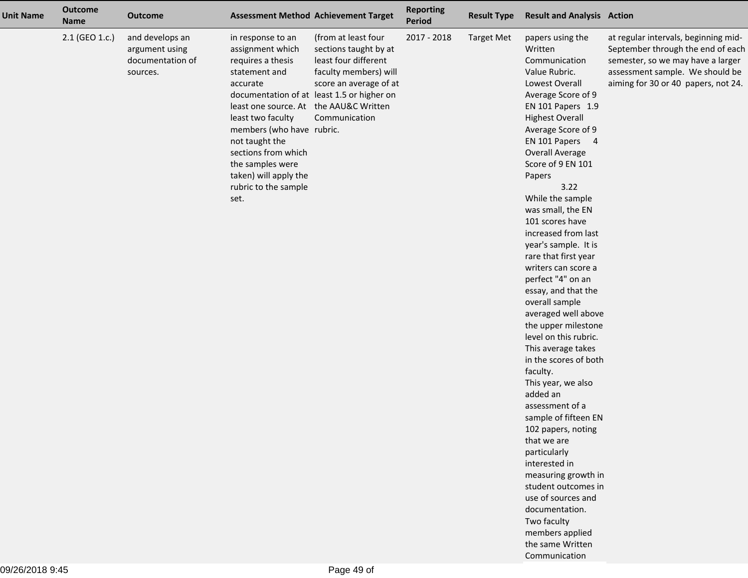| Unit Name | Outcome Name | Outcome | Assessment Method | Achievement Target | Reporting Period | Result Type | Result and Analysis | Action |
|---|---|---|---|---|---|---|---|---|
| | 2.1 (GEO 1.c.) | and develops an argument using documentation of sources. | in response to an assignment which requires a thesis statement and accurate documentation of at least one source. At least two faculty members (who have not taught the sections from which the samples were taken) will apply the rubric to the sample set. | (from at least four sections taught by at least four different faculty members) will score an average of at least 1.5 or higher on the AAU&C Written Communication rubric. | 2017 - 2018 | Target Met | papers using the Written Communication Value Rubric. Lowest Overall Average Score of 9 EN 101 Papers 1.9 Highest Overall Average Score of 9 EN 101 Papers 4 Overall Average Score of 9 EN 101 Papers 3.22 While the sample was small, the EN 101 scores have increased from last year's sample. It is rare that first year writers can score a perfect "4" on an essay, and that the overall sample averaged well above the upper milestone level on this rubric. This average takes in the scores of both faculty. This year, we also added an assessment of a sample of fifteen EN 102 papers, noting that we are particularly interested in measuring growth in student outcomes in use of sources and documentation. Two faculty members applied the same Written Communication | at regular intervals, beginning mid-September through the end of each semester, so we may have a larger assessment sample. We should be aiming for 30 or 40 papers, not 24. |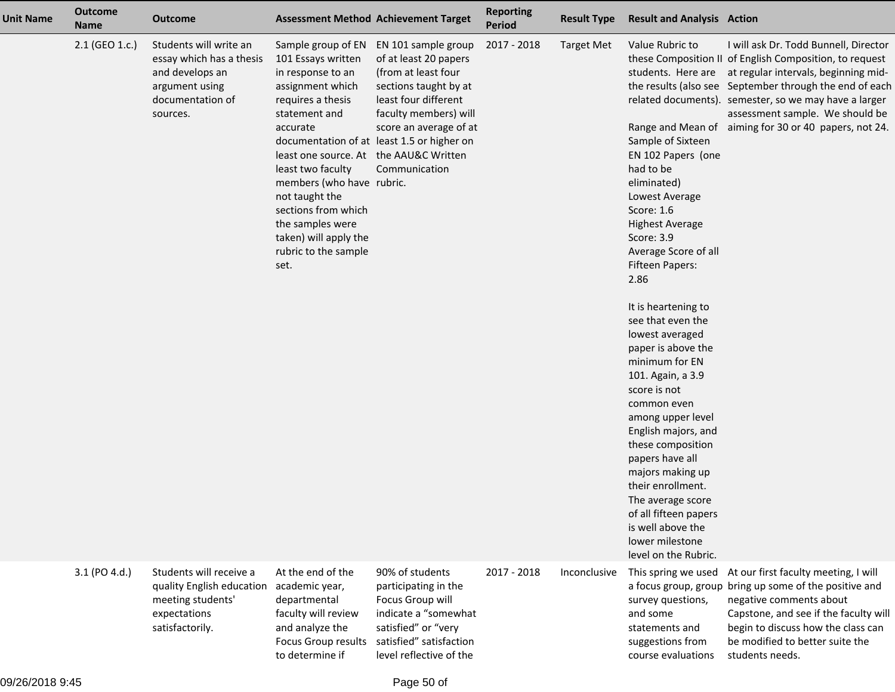| Unit Name | Outcome Name | Outcome | Assessment Method | Achievement Target | Reporting Period | Result Type | Result and Analysis | Action |
|---|---|---|---|---|---|---|---|---|
| | 2.1 (GEO 1.c.) | Students will write an essay which has a thesis and develops an argument using documentation of sources. | Sample group of EN 101 Essays written in response to an assignment which requires a thesis statement and accurate documentation of at least one source. At least two faculty members (who have not taught the sections from which the samples were taken) will apply the rubric to the sample set. | EN 101 sample group of at least 20 papers (from at least four sections taught by at least four different faculty members) will score an average of at least 1.5 or higher on the AAU&C Written Communication rubric. | 2017 - 2018 | Target Met | Value Rubric to these Composition II students. Here are the results (also see related documents).<br><br>Range and Mean of Sample of Sixteen EN 102 Papers (one had to be eliminated)<br>Lowest Average Score: 1.6<br>Highest Average Score: 3.9<br>Average Score of all Fifteen Papers: 2.86<br><br>It is heartening to see that even the lowest averaged paper is above the minimum for EN 101. Again, a 3.9 score is not common even among upper level English majors, and these composition papers have all majors making up their enrollment. The average score of all fifteen papers is well above the lower milestone level on the Rubric. | I will ask Dr. Todd Bunnell, Director of English Composition, to request at regular intervals, beginning mid-September through the end of each semester, so we may have a larger assessment sample. We should be aiming for 30 or 40 papers, not 24. |
| | 3.1 (PO 4.d.) | Students will receive a quality English education meeting students' expectations satisfactorily. | At the end of the academic year, departmental faculty will review and analyze the Focus Group results to determine if | 90% of students participating in the Focus Group will indicate a "somewhat satisfied" or "very satisfied" satisfaction level reflective of the | 2017 - 2018 | Inconclusive | This spring we used a focus group, group survey questions, and some statements and suggestions from course evaluations | At our first faculty meeting, I will bring up some of the positive and negative comments about Capstone, and see if the faculty will begin to discuss how the class can be modified to better suite the students needs. |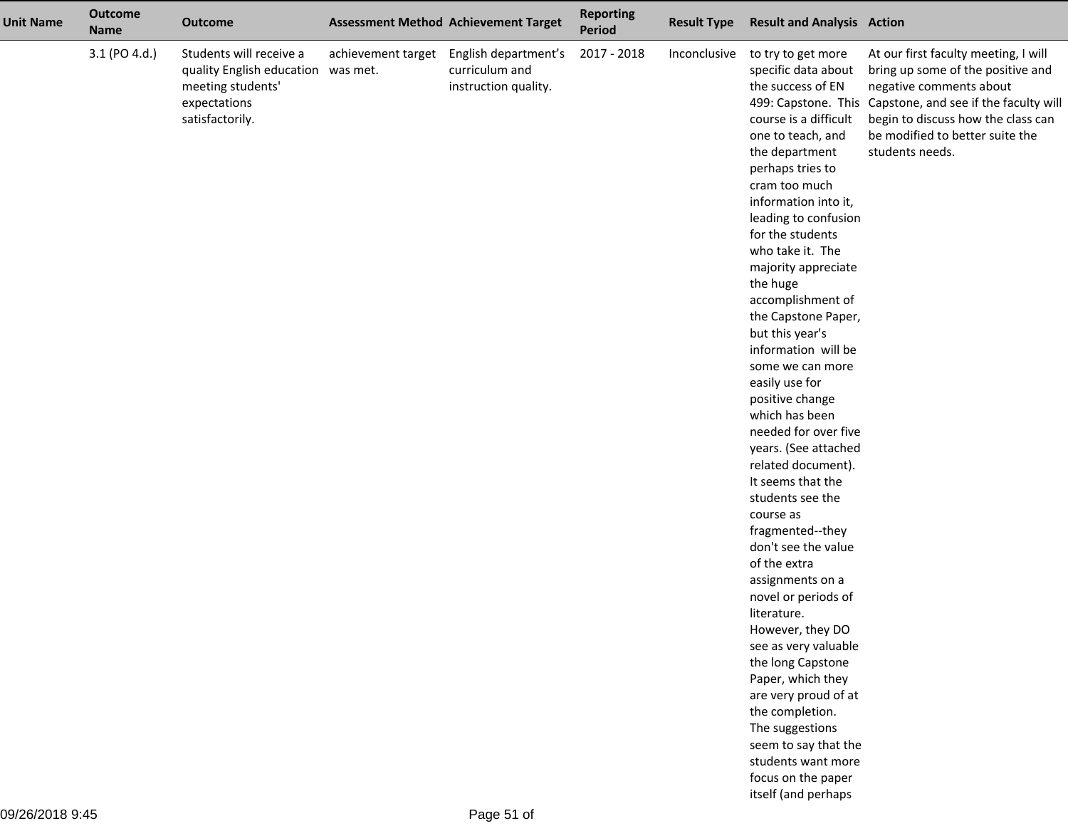| Unit Name | Outcome Name | Outcome | Assessment Method | Achievement Target | Reporting Period | Result Type | Result and Analysis | Action |
|---|---|---|---|---|---|---|---|---|
| | 3.1 (PO 4.d.) | Students will receive a quality English education meeting students' expectations satisfactorily. | achievement target was met. | English department's curriculum and instruction quality. | 2017 - 2018 | Inconclusive | to try to get more specific data about the success of EN 499: Capstone. This course is a difficult one to teach, and the department perhaps tries to cram too much information into it, leading to confusion for the students who take it. The majority appreciate the huge accomplishment of the Capstone Paper, but this year's information will be some we can more easily use for positive change which has been needed for over five years. (See attached related document). It seems that the students see the course as fragmented--they don't see the value of the extra assignments on a novel or periods of literature. However, they DO see as very valuable the long Capstone Paper, which they are very proud of at the completion. The suggestions seem to say that the students want more focus on the paper itself (and perhaps | At our first faculty meeting, I will bring up some of the positive and negative comments about Capstone, and see if the faculty will begin to discuss how the class can be modified to better suite the students needs. |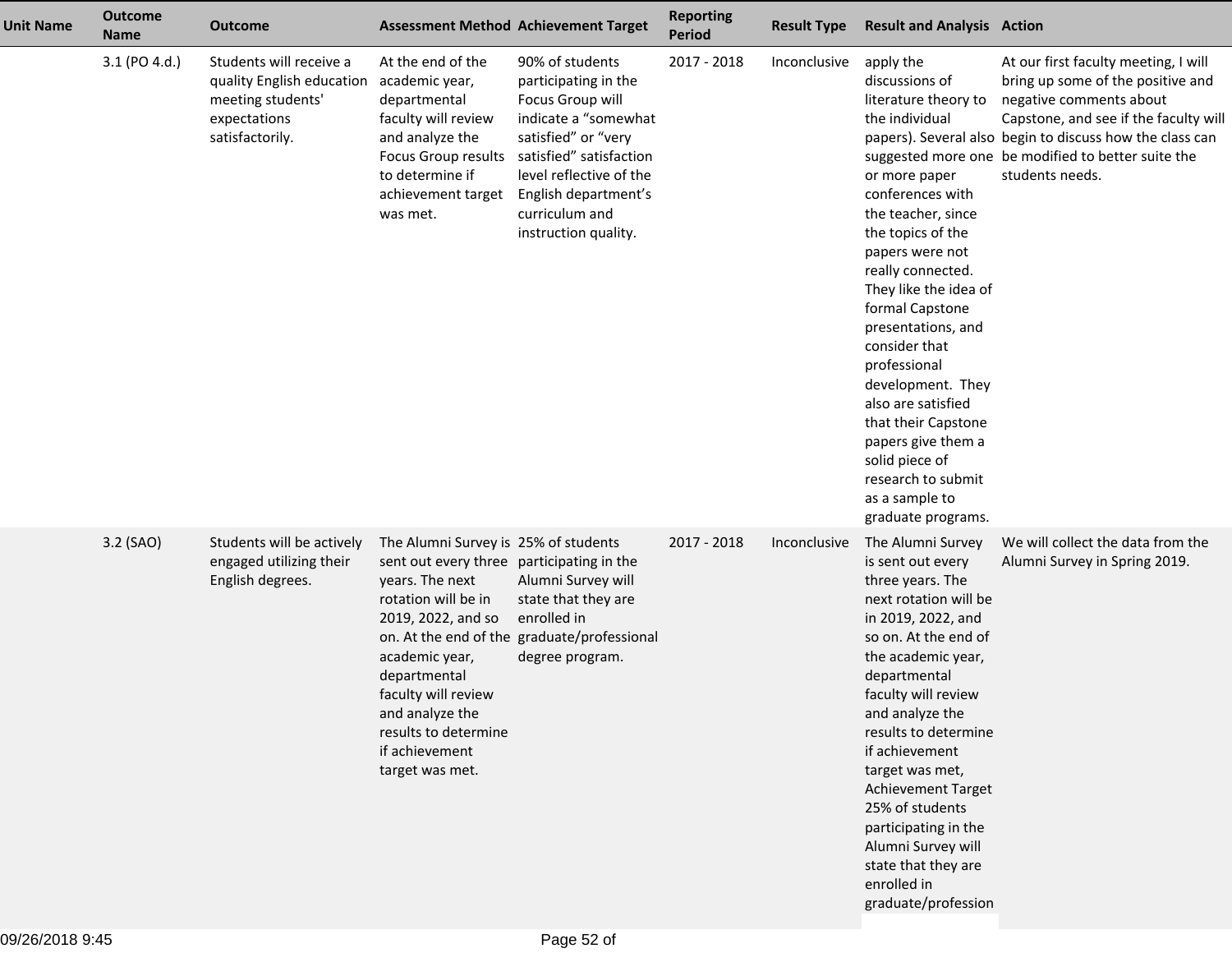| Unit Name | Outcome Name | Outcome | Assessment Method | Achievement Target | Reporting Period | Result Type | Result and Analysis | Action |
|---|---|---|---|---|---|---|---|---|
| | 3.1 (PO 4.d.) | Students will receive a quality English education meeting students' expectations satisfactorily. | At the end of the academic year, departmental faculty will review and analyze the Focus Group results to determine if achievement target was met. | 90% of students participating in the Focus Group will indicate a “somewhat satisfied” or “very satisfied” satisfaction level reflective of the English department’s curriculum and instruction quality. | 2017 - 2018 | Inconclusive | apply the discussions of literature theory to the individual papers). Several also suggested more one or more paper conferences with the teacher, since the topics of the papers were not really connected. They like the idea of formal Capstone presentations, and consider that professional development. They also are satisfied that their Capstone papers give them a solid piece of research to submit as a sample to graduate programs. | At our first faculty meeting, I will bring up some of the positive and negative comments about Capstone, and see if the faculty will begin to discuss how the class can be modified to better suite the students needs. |
| | 3.2 (SAO) | Students will be actively engaged utilizing their English degrees. | The Alumni Survey is sent out every three years. The next rotation will be in 2019, 2022, and so on. At the end of the academic year, departmental faculty will review and analyze the results to determine if achievement target was met. | 25% of students participating in the Alumni Survey will state that they are enrolled in graduate/professional degree program. | 2017 - 2018 | Inconclusive | The Alumni Survey is sent out every three years. The next rotation will be in 2019, 2022, and so on. At the end of the academic year, departmental faculty will review and analyze the results to determine if achievement target was met, Achievement Target 25% of students participating in the Alumni Survey will state that they are enrolled in graduate/profession | We will collect the data from the Alumni Survey in Spring 2019. |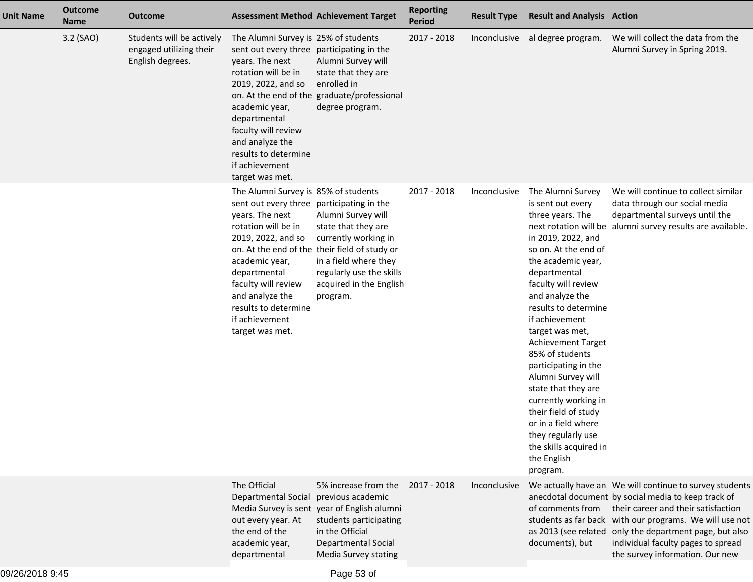| Unit Name | Outcome Name | Outcome | Assessment Method | Achievement Target | Reporting Period | Result Type | Result and Analysis | Action |
|---|---|---|---|---|---|---|---|---|
| | 3.2 (SAO) | Students will be actively engaged utilizing their English degrees. | The Alumni Survey is sent out every three years. The next rotation will be in 2019, 2022, and so on. At the end of the academic year, departmental faculty will review and analyze the results to determine if achievement target was met. | 25% of students participating in the Alumni Survey will state that they are enrolled in graduate/professional degree program. | 2017 - 2018 | Inconclusive | al degree program. | We will collect the data from the Alumni Survey in Spring 2019. |
| | | | The Alumni Survey is sent out every three years. The next rotation will be in 2019, 2022, and so on. At the end of the academic year, departmental faculty will review and analyze the results to determine if achievement target was met. | 85% of students participating in the Alumni Survey will state that they are currently working in their field of study or in a field where they regularly use the skills acquired in the English program. | 2017 - 2018 | Inconclusive | The Alumni Survey is sent out every three years. The next rotation will be in 2019, 2022, and so on. At the end of the academic year, departmental faculty will review and analyze the results to determine if achievement target was met, Achievement Target 85% of students participating in the Alumni Survey will state that they are currently working in their field of study or in a field where they regularly use the skills acquired in the English program. | We will continue to collect similar data through our social media departmental surveys until the alumni survey results are available. |
| | | | The Official Departmental Social Media Survey is sent out every year. At the end of the academic year, departmental | 5% increase from the previous academic year of English alumni students participating in the Official Departmental Social Media Survey stating | 2017 - 2018 | Inconclusive | We actually have an anecdotal document of comments from students as far back as 2013 (see related documents), but | We will continue to survey students by social media to keep track of their career and their satisfaction with our programs. We will use not only the department page, but also individual faculty pages to spread the survey information. Our new |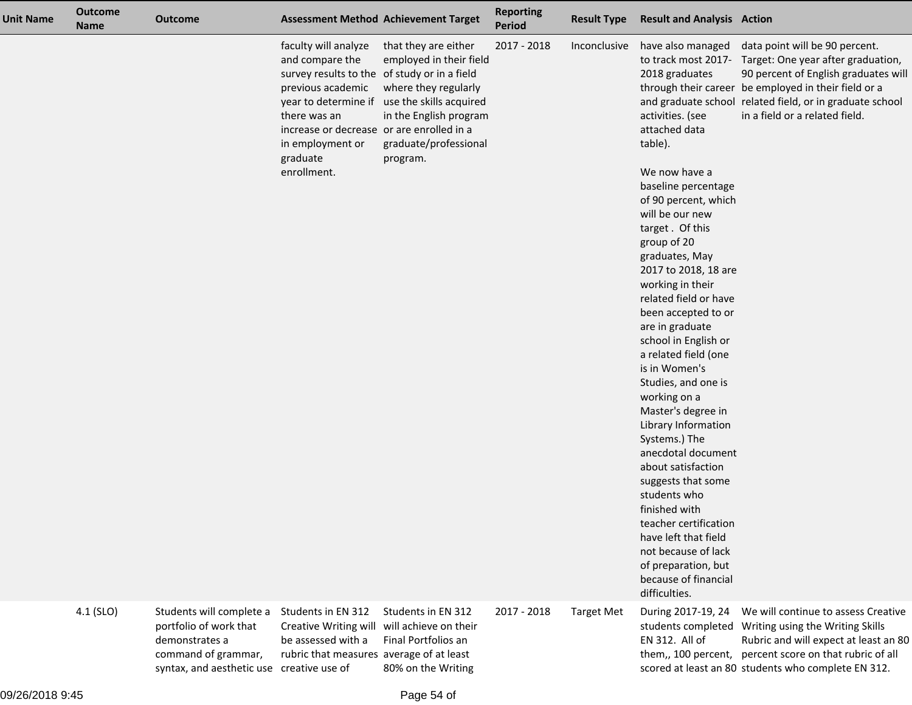| Unit Name | Outcome Name | Outcome | Assessment Method | Achievement Target | Reporting Period | Result Type | Result and Analysis | Action |
|---|---|---|---|---|---|---|---|---|
| | | | faculty will analyze and compare the survey results to the previous academic year to determine if there was an increase or decrease in employment or graduate enrollment. | that they are either employed in their field of study or in a field where they regularly use the skills acquired in the English program or are enrolled in a graduate/professional program. | 2017 - 2018 | Inconclusive | have also managed to track most 2017-2018 graduates through their career and graduate school activities. (see attached data table).<br><br>We now have a baseline percentage of 90 percent, which will be our new target . Of this group of 20 graduates, May 2017 to 2018, 18 are working in their related field or have been accepted to or are in graduate school in English or a related field (one is in Women's Studies, and one is working on a Master's degree in Library Information Systems.) The anecdotal document about satisfaction suggests that some students who finished with teacher certification have left that field not because of lack of preparation, but because of financial difficulties. | data point will be 90 percent. Target: One year after graduation, 90 percent of English graduates will be employed in their field or a related field, or in graduate school in a field or a related field. |
| | 4.1 (SLO) | Students will complete a portfolio of work that demonstrates a command of grammar, syntax, and aesthetic use | Students in EN 312 Creative Writing will be assessed with a rubric that measures creative use of | Students in EN 312 will achieve on their Final Portfolios an average of at least 80% on the Writing | 2017 - 2018 | Target Met | During 2017-19, 24 students completed EN 312. All of them,, 100 percent, scored at least an 80 | We will continue to assess Creative Writing using the Writing Skills Rubric and will expect at least an 80 percent score on that rubric of all students who complete EN 312. |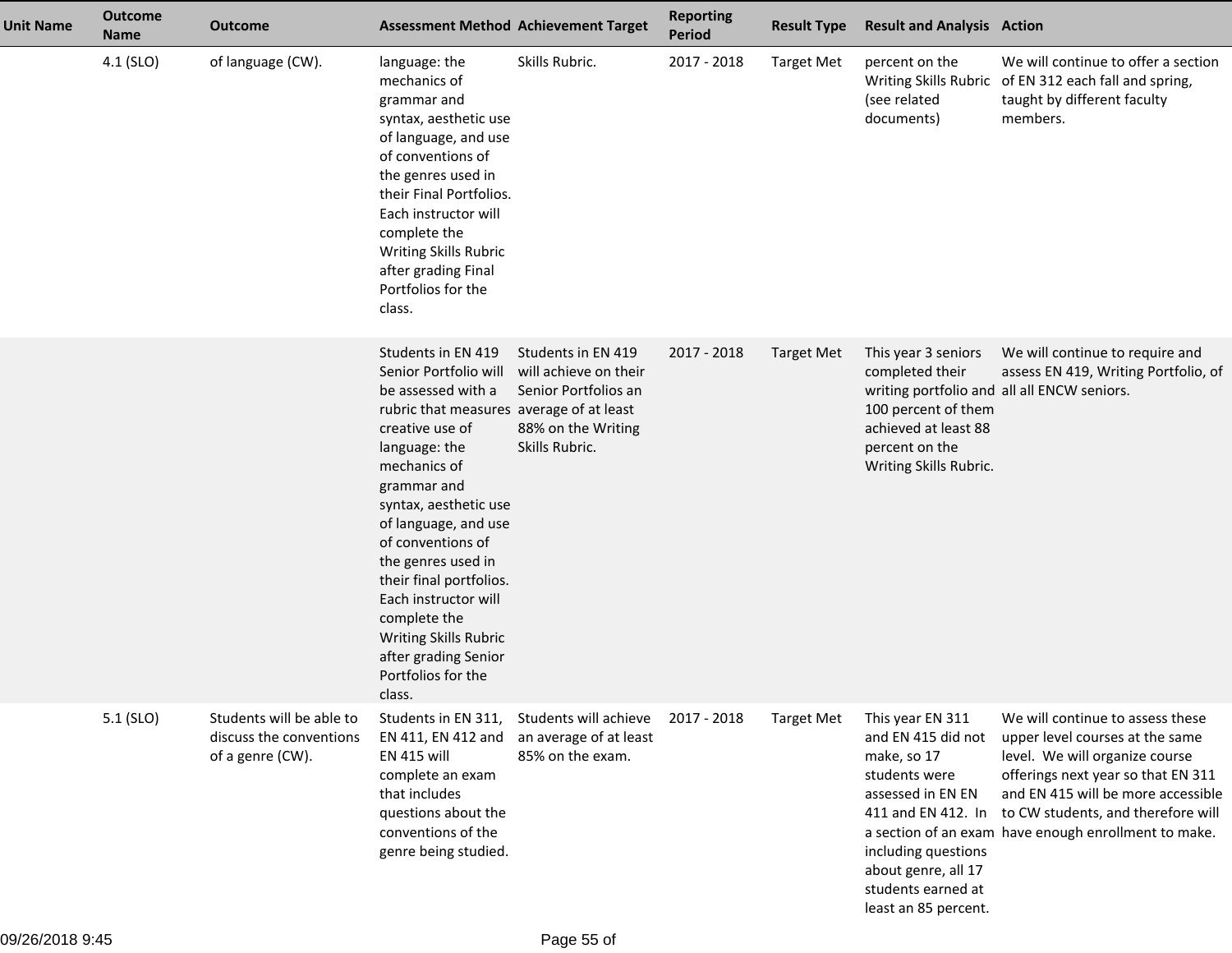| Unit Name | Outcome Name | Outcome | Assessment Method | Achievement Target | Reporting Period | Result Type | Result and Analysis | Action |
|---|---|---|---|---|---|---|---|---|
| | 4.1 (SLO) | of language (CW). | language: the mechanics of grammar and syntax, aesthetic use of language, and use of conventions of the genres used in their Final Portfolios. Each instructor will complete the Writing Skills Rubric after grading Final Portfolios for the class. | Skills Rubric. | 2017 - 2018 | Target Met | percent on the Writing Skills Rubric (see related documents) | We will continue to offer a section of EN 312 each fall and spring, taught by different faculty members. |
| | | | Students in EN 419 Senior Portfolio will be assessed with a rubric that measures creative use of language: the mechanics of grammar and syntax, aesthetic use of language, and use of conventions of the genres used in their final portfolios. Each instructor will complete the Writing Skills Rubric after grading Senior Portfolios for the class. | Students in EN 419 will achieve on their Senior Portfolios an average of at least 88% on the Writing Skills Rubric. | 2017 - 2018 | Target Met | This year 3 seniors completed their writing portfolio and 100 percent of them achieved at least 88 percent on the Writing Skills Rubric. | We will continue to require and assess EN 419, Writing Portfolio, of all all ENCW seniors. |
| | 5.1 (SLO) | Students will be able to discuss the conventions of a genre (CW). | Students in EN 311, EN 411, EN 412 and EN 415 will complete an exam that includes questions about the conventions of the genre being studied. | Students will achieve an average of at least 85% on the exam. | 2017 - 2018 | Target Met | This year EN 311 and EN 415 did not make, so 17 students were assessed in EN EN 411 and EN 412. In a section of an exam including questions about genre, all 17 students earned at least an 85 percent. | We will continue to assess these upper level courses at the same level. We will organize course offerings next year so that EN 311 and EN 415 will be more accessible to CW students, and therefore will have enough enrollment to make. |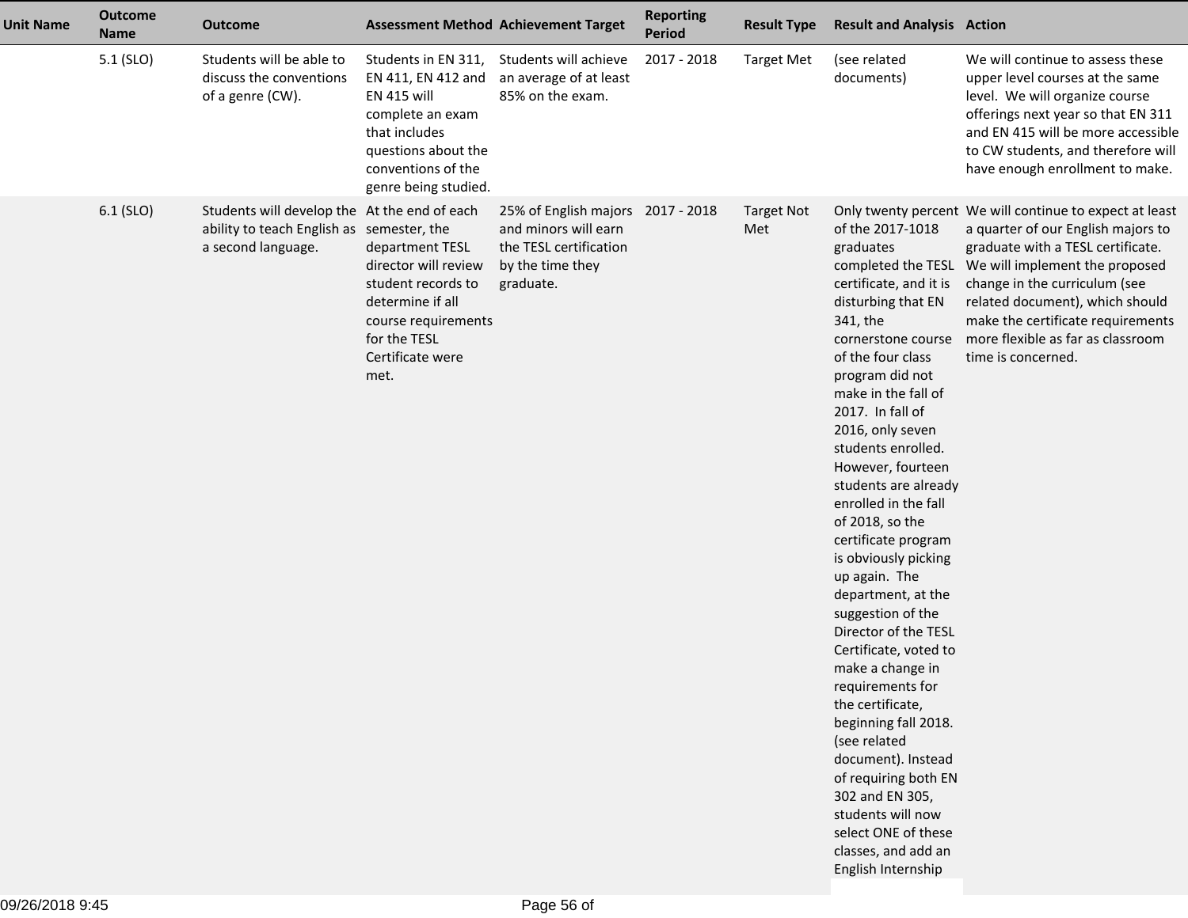| Unit Name | Outcome Name | Outcome | Assessment Method | Achievement Target | Reporting Period | Result Type | Result and Analysis | Action |
|---|---|---|---|---|---|---|---|---|
| | 5.1 (SLO) | Students will be able to discuss the conventions of a genre (CW). | Students in EN 311, EN 411, EN 412 and EN 415 will complete an exam that includes questions about the conventions of the genre being studied. | Students will achieve an average of at least 85% on the exam. | 2017 - 2018 | Target Met | (see related documents) | We will continue to assess these upper level courses at the same level. We will organize course offerings next year so that EN 311 and EN 415 will be more accessible to CW students, and therefore will have enough enrollment to make. |
| | 6.1 (SLO) | Students will develop the ability to teach English as a second language. | At the end of each semester, the department TESL director will review student records to determine if all course requirements for the TESL Certificate were met. | 25% of English majors and minors will earn the TESL certification by the time they graduate. | 2017 - 2018 | Target Not Met | Only twenty percent of the 2017-1018 graduates completed the TESL certificate, and it is disturbing that EN 341, the cornerstone course of the four class program did not make in the fall of 2017. In fall of 2016, only seven students enrolled. However, fourteen students are already enrolled in the fall of 2018, so the certificate program is obviously picking up again. The department, at the suggestion of the Director of the TESL Certificate, voted to make a change in requirements for the certificate, beginning fall 2018. (see related document). Instead of requiring both EN 302 and EN 305, students will now select ONE of these classes, and add an English Internship | We will continue to expect at least a quarter of our English majors to graduate with a TESL certificate. We will implement the proposed change in the curriculum (see related document), which should make the certificate requirements more flexible as far as classroom time is concerned. |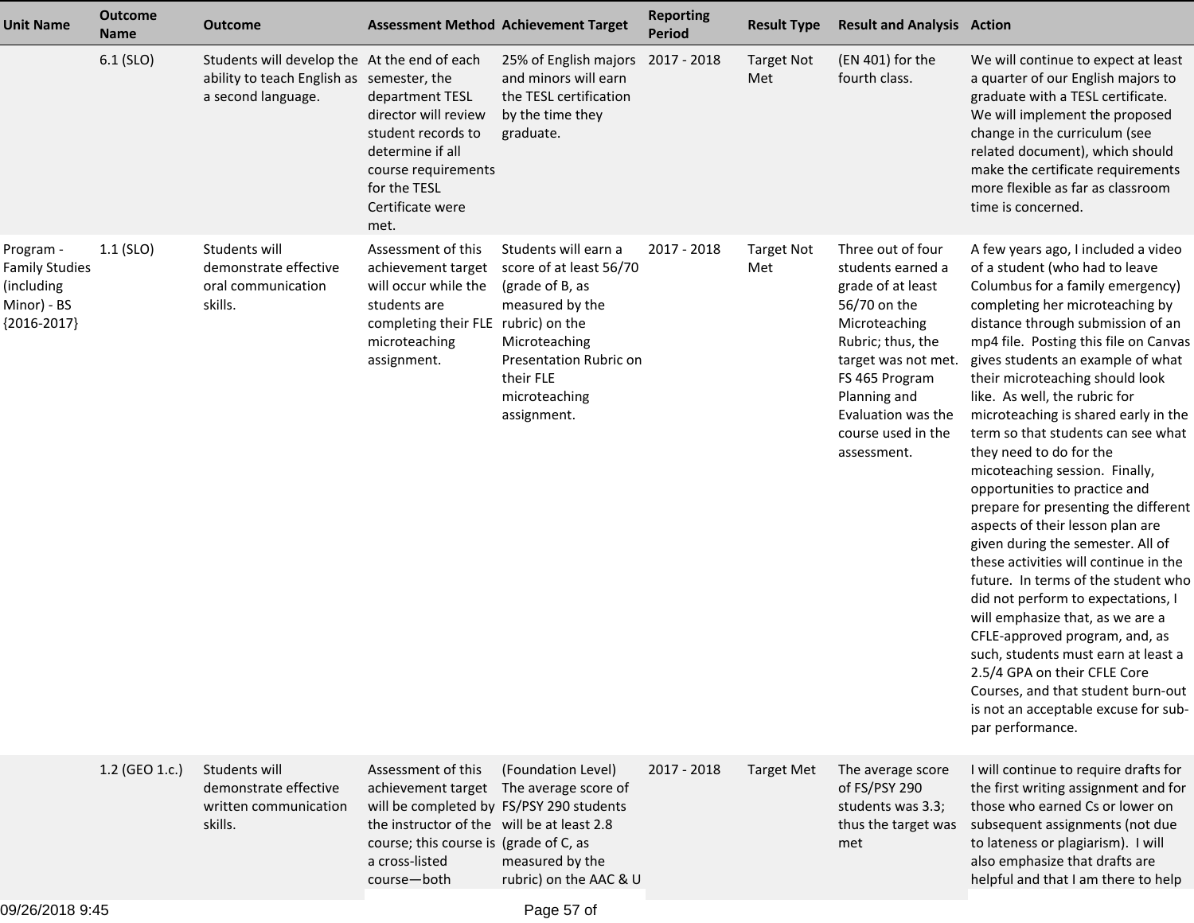| Unit Name | Outcome Name | Outcome | Assessment Method | Achievement Target | Reporting Period | Result Type | Result and Analysis | Action |
|---|---|---|---|---|---|---|---|---|
| | 6.1 (SLO) | Students will develop the ability to teach English as a second language. | At the end of each semester, the department TESL director will review student records to determine if all course requirements for the TESL Certificate were met. | 25% of English majors and minors will earn the TESL certification by the time they graduate. | 2017 - 2018 | Target Not Met | (EN 401) for the fourth class. | We will continue to expect at least a quarter of our English majors to graduate with a TESL certificate. We will implement the proposed change in the curriculum (see related document), which should make the certificate requirements more flexible as far as classroom time is concerned. |
| Program - Family Studies (including Minor) - BS {2016-2017} | 1.1 (SLO) | Students will demonstrate effective oral communication skills. | Assessment of this achievement target will occur while the students are completing their FLE microteaching assignment. | Students will earn a score of at least 56/70 (grade of B, as measured by the rubric) on the Microteaching Presentation Rubric on their FLE microteaching assignment. | 2017 - 2018 | Target Not Met | Three out of four students earned a grade of at least 56/70 on the Microteaching Rubric; thus, the target was not met. FS 465 Program Planning and Evaluation was the course used in the assessment. | A few years ago, I included a video of a student (who had to leave Columbus for a family emergency) completing her microteaching by distance through submission of an mp4 file. Posting this file on Canvas gives students an example of what their microteaching should look like. As well, the rubric for microteaching is shared early in the term so that students can see what they need to do for the micoteaching session. Finally, opportunities to practice and prepare for presenting the different aspects of their lesson plan are given during the semester. All of these activities will continue in the future. In terms of the student who did not perform to expectations, I will emphasize that, as we are a CFLE-approved program, and, as such, students must earn at least a 2.5/4 GPA on their CFLE Core Courses, and that student burn-out is not an acceptable excuse for sub-par performance. |
| | 1.2 (GEO 1.c.) | Students will demonstrate effective written communication skills. | Assessment of this achievement target will be completed by the instructor of the course; this course is a cross-listed course—both | (Foundation Level) The average score of FS/PSY 290 students will be at least 2.8 (grade of C, as measured by the rubric) on the AAC & U | 2017 - 2018 | Target Met | The average score of FS/PSY 290 students was 3.3; thus the target was met | I will continue to require drafts for the first writing assignment and for those who earned Cs or lower on subsequent assignments (not due to lateness or plagiarism). I will also emphasize that drafts are helpful and that I am there to help |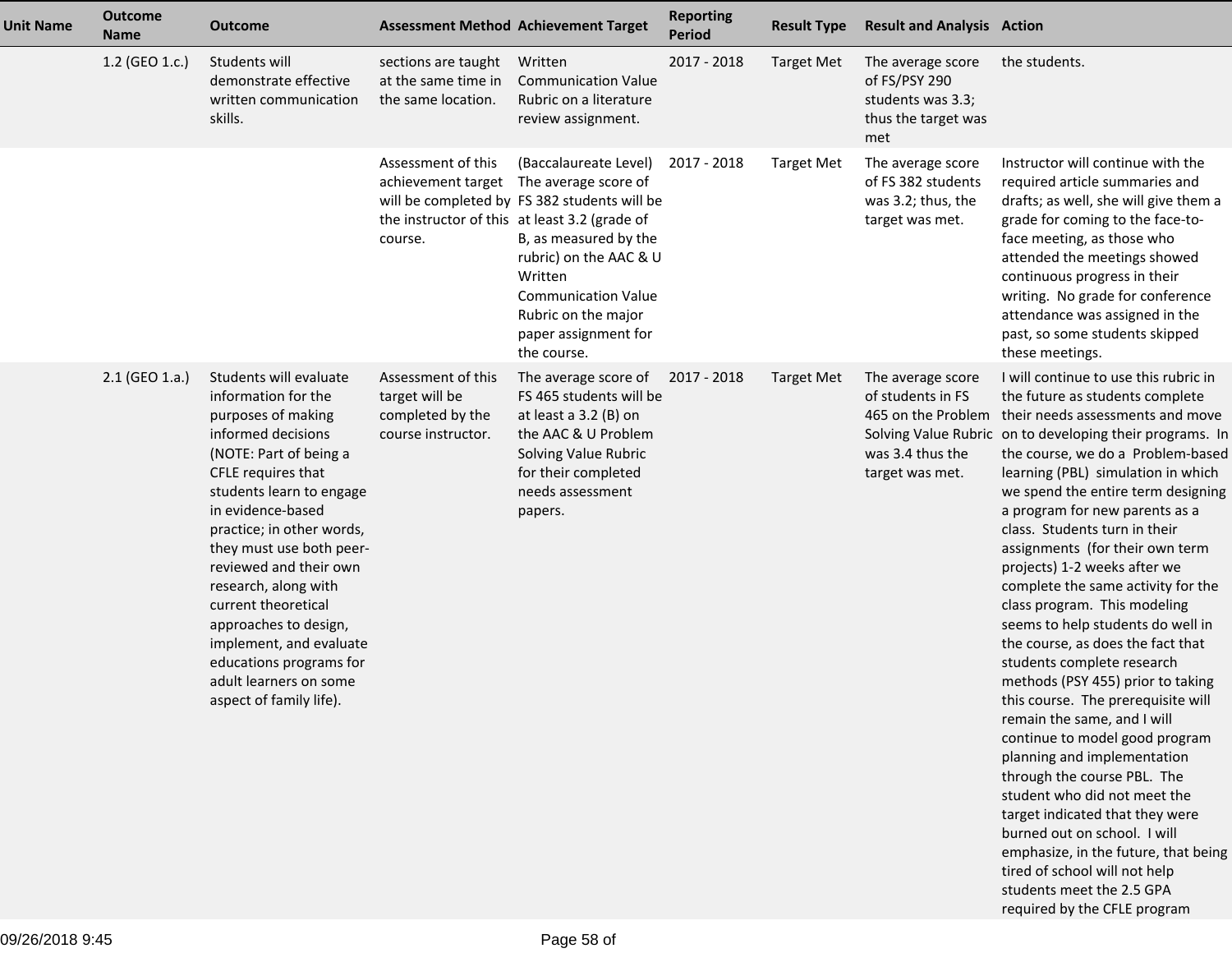| Unit Name | Outcome Name | Outcome | Assessment Method | Achievement Target | Reporting Period | Result Type | Result and Analysis | Action |
|---|---|---|---|---|---|---|---|---|
| | 1.2 (GEO 1.c.) | Students will demonstrate effective written communication skills. | sections are taught at the same time in the same location. | Written Communication Value Rubric on a literature review assignment. | 2017 - 2018 | Target Met | The average score of FS/PSY 290 students was 3.3; thus the target was met | the students. |
| | | | Assessment of this achievement target will be completed by the instructor of this course. | (Baccalaureate Level) The average score of FS 382 students will be at least 3.2 (grade of B, as measured by the rubric) on the AAC & U Written Communication Value Rubric on the major paper assignment for the course. | 2017 - 2018 | Target Met | The average score of FS 382 students was 3.2; thus, the target was met. | Instructor will continue with the required article summaries and drafts; as well, she will give them a grade for coming to the face-to-face meeting, as those who attended the meetings showed continuous progress in their writing. No grade for conference attendance was assigned in the past, so some students skipped these meetings. |
| | 2.1 (GEO 1.a.) | Students will evaluate information for the purposes of making informed decisions (NOTE: Part of being a CFLE requires that students learn to engage in evidence-based practice; in other words, they must use both peer-reviewed and their own research, along with current theoretical approaches to design, implement, and evaluate educations programs for adult learners on some aspect of family life). | Assessment of this target will be completed by the course instructor. | The average score of FS 465 students will be at least a 3.2 (B) on the AAC & U Problem Solving Value Rubric for their completed needs assessment papers. | 2017 - 2018 | Target Met | The average score of students in FS 465 on the Problem Solving Value Rubric was 3.4 thus the target was met. | I will continue to use this rubric in the future as students complete their needs assessments and move on to developing their programs. In the course, we do a Problem-based learning (PBL) simulation in which we spend the entire term designing a program for new parents as a class. Students turn in their assignments (for their own term projects) 1-2 weeks after we complete the same activity for the class program. This modeling seems to help students do well in the course, as does the fact that students complete research methods (PSY 455) prior to taking this course. The prerequisite will remain the same, and I will continue to model good program planning and implementation through the course PBL. The student who did not meet the target indicated that they were burned out on school. I will emphasize, in the future, that being tired of school will not help students meet the 2.5 GPA required by the CFLE program |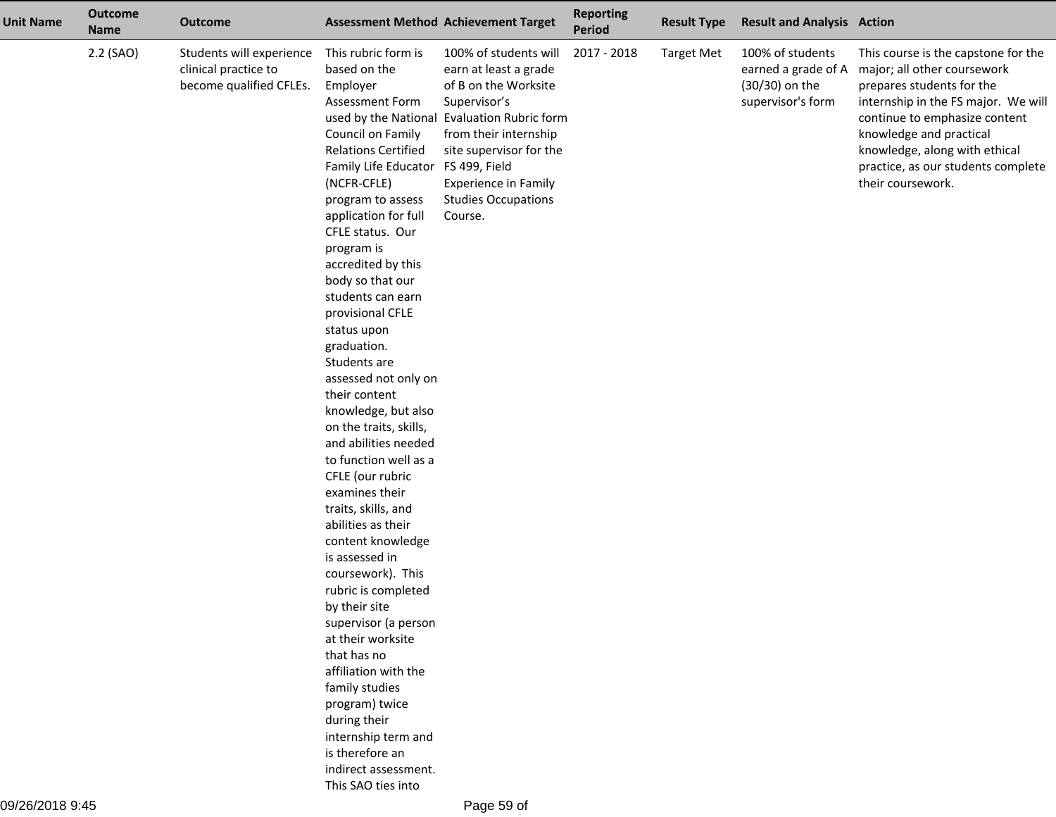| Unit Name | Outcome Name | Outcome | Assessment Method | Achievement Target | Reporting Period | Result Type | Result and Analysis | Action |
|---|---|---|---|---|---|---|---|---|
| | 2.2 (SAO) | Students will experience clinical practice to become qualified CFLEs. | This rubric form is based on the Employer Assessment Form used by the National Council on Family Relations Certified Family Life Educator (NCFR-CFLE) program to assess application for full CFLE status. Our program is accredited by this body so that our students can earn provisional CFLE status upon graduation. Students are assessed not only on their content knowledge, but also on the traits, skills, and abilities needed to function well as a CFLE (our rubric examines their traits, skills, and abilities as their content knowledge is assessed in coursework). This rubric is completed by their site supervisor (a person at their worksite that has no affiliation with the family studies program) twice during their internship term and is therefore an indirect assessment. This SAO ties into | 100% of students will earn at least a grade of B on the Worksite Supervisor's Evaluation Rubric form from their internship site supervisor for the FS 499, Field Experience in Family Studies Occupations Course. | 2017 - 2018 | Target Met | 100% of students earned a grade of A (30/30) on the supervisor's form | This course is the capstone for the major; all other coursework prepares students for the internship in the FS major. We will continue to emphasize content knowledge and practical knowledge, along with ethical practice, as our students complete their coursework. |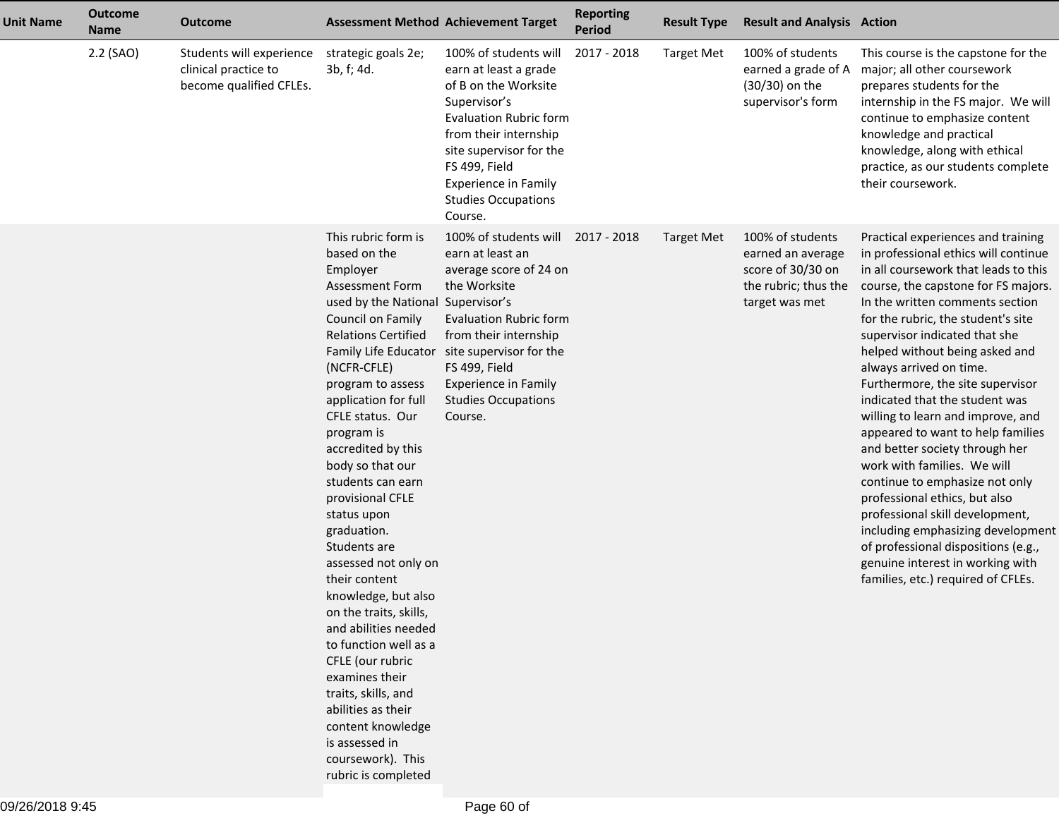| Unit Name | Outcome Name | Outcome | Assessment Method | Achievement Target | Reporting Period | Result Type | Result and Analysis | Action |
| --- | --- | --- | --- | --- | --- | --- | --- | --- |
| | 2.2 (SAO) | Students will experience clinical practice to become qualified CFLEs. | strategic goals 2e; 3b, f; 4d. | 100% of students will earn at least a grade of B on the Worksite Supervisor's Evaluation Rubric form from their internship site supervisor for the FS 499, Field Experience in Family Studies Occupations Course. | 2017 - 2018 | Target Met | 100% of students earned a grade of A (30/30) on the supervisor's form | This course is the capstone for the major; all other coursework prepares students for the internship in the FS major. We will continue to emphasize content knowledge and practical knowledge, along with ethical practice, as our students complete their coursework. |
| | | | This rubric form is based on the Employer Assessment Form used by the National Council on Family Relations Certified Family Life Educator (NCFR-CFLE) program to assess application for full CFLE status. Our program is accredited by this body so that our students can earn provisional CFLE status upon graduation. Students are assessed not only on their content knowledge, but also on the traits, skills, and abilities needed to function well as a CFLE (our rubric examines their traits, skills, and abilities as their content knowledge is assessed in coursework). This rubric is completed | 100% of students will earn at least an average score of 24 on the Worksite Supervisor's Evaluation Rubric form from their internship site supervisor for the FS 499, Field Experience in Family Studies Occupations Course. | 2017 - 2018 | Target Met | 100% of students earned an average score of 30/30 on the rubric; thus the target was met | Practical experiences and training in professional ethics will continue in all coursework that leads to this course, the capstone for FS majors. In the written comments section for the rubric, the student's site supervisor indicated that she helped without being asked and always arrived on time. Furthermore, the site supervisor indicated that the student was willing to learn and improve, and appeared to want to help families and better society through her work with families. We will continue to emphasize not only professional ethics, but also professional skill development, including emphasizing development of professional dispositions (e.g., genuine interest in working with families, etc.) required of CFLEs. |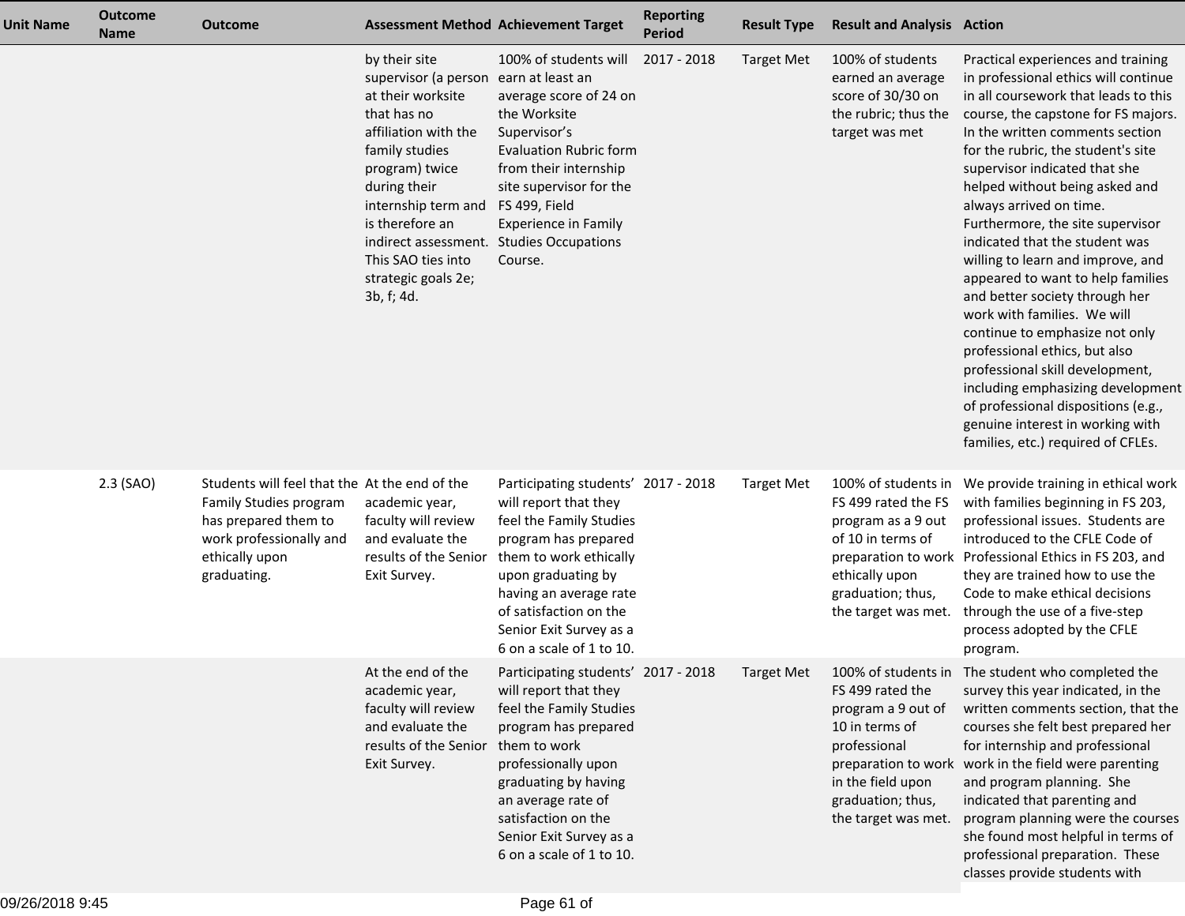| Unit Name | Outcome Name | Outcome | Assessment Method | Achievement Target | Reporting Period | Result Type | Result and Analysis | Action |
|---|---|---|---|---|---|---|---|---|
| | | | by their site supervisor (a person at their worksite that has no affiliation with the family studies program) twice during their internship term and is therefore an indirect assessment. This SAO ties into strategic goals 2e; 3b, f; 4d. | 100% of students will earn at least an average score of 24 on the Worksite Supervisor's Evaluation Rubric form from their internship site supervisor for the FS 499, Field Experience in Family Studies Occupations Course. | 2017 - 2018 | Target Met | 100% of students earned an average score of 30/30 on the rubric; thus the target was met | Practical experiences and training in professional ethics will continue in all coursework that leads to this course, the capstone for FS majors. In the written comments section for the rubric, the student's site supervisor indicated that she helped without being asked and always arrived on time. Furthermore, the site supervisor indicated that the student was willing to learn and improve, and appeared to want to help families and better society through her work with families. We will continue to emphasize not only professional ethics, but also professional skill development, including emphasizing development of professional dispositions (e.g., genuine interest in working with families, etc.) required of CFLEs. |
| | 2.3 (SAO) | Students will feel that the Family Studies program has prepared them to work professionally and ethically upon graduating. | At the end of the academic year, faculty will review and evaluate the results of the Senior Exit Survey. | Participating students' will report that they feel the Family Studies program has prepared them to work ethically upon graduating by having an average rate of satisfaction on the Senior Exit Survey as a 6 on a scale of 1 to 10. | 2017 - 2018 | Target Met | 100% of students in FS 499 rated the FS program as a 9 out of 10 in terms of preparation to work ethically upon graduation; thus, the target was met. | We provide training in ethical work with families beginning in FS 203, professional issues. Students are introduced to the CFLE Code of Professional Ethics in FS 203, and they are trained how to use the Code to make ethical decisions through the use of a five-step process adopted by the CFLE program. |
| | | | At the end of the academic year, faculty will review and evaluate the results of the Senior Exit Survey. | Participating students' will report that they feel the Family Studies program has prepared them to work professionally upon graduating by having an average rate of satisfaction on the Senior Exit Survey as a 6 on a scale of 1 to 10. | 2017 - 2018 | Target Met | 100% of students in FS 499 rated the program a 9 out of 10 in terms of professional preparation to work in the field upon graduation; thus, the target was met. | The student who completed the survey this year indicated, in the written comments section, that the courses she felt best prepared her for internship and professional work in the field were parenting and program planning. She indicated that parenting and program planning were the courses she found most helpful in terms of professional preparation. These classes provide students with |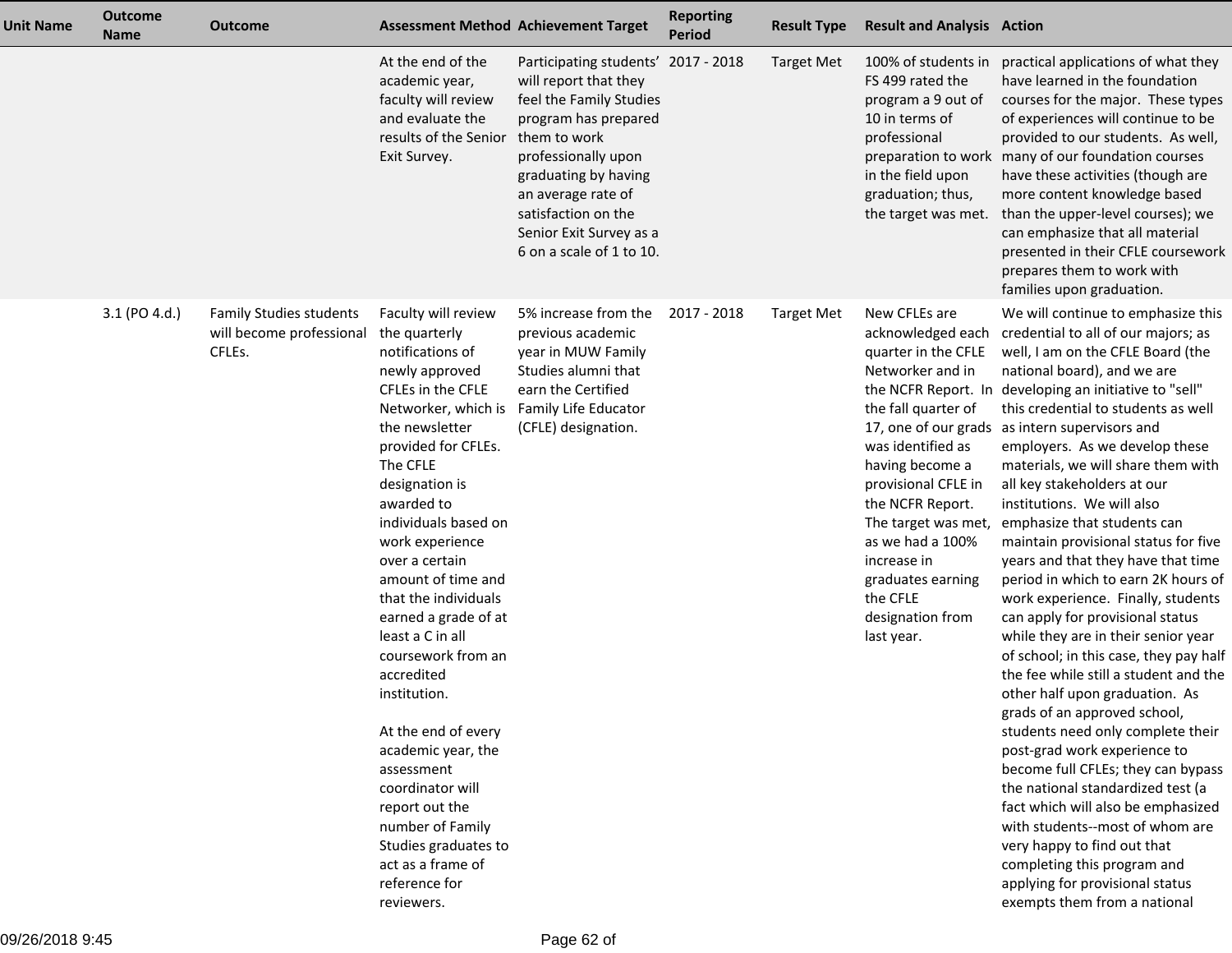| Unit Name | Outcome Name | Outcome | Assessment Method | Achievement Target | Reporting Period | Result Type | Result and Analysis | Action |
|---|---|---|---|---|---|---|---|---|
| | | | At the end of the academic year, faculty will review and evaluate the results of the Senior Exit Survey. | Participating students' will report that they feel the Family Studies program has prepared them to work professionally upon graduating by having an average rate of satisfaction on the Senior Exit Survey as a 6 on a scale of 1 to 10. | 2017 - 2018 | Target Met | 100% of students in FS 499 rated the program a 9 out of 10 in terms of professional preparation to work in the field upon graduation; thus, the target was met. | practical applications of what they have learned in the foundation courses for the major. These types of experiences will continue to be provided to our students. As well, many of our foundation courses have these activities (though are more content knowledge based than the upper-level courses); we can emphasize that all material presented in their CFLE coursework prepares them to work with families upon graduation. |
| | 3.1 (PO 4.d.) | Family Studies students will become professional CFLEs. | Faculty will review the quarterly notifications of newly approved CFLEs in the CFLE Networker, which is the newsletter provided for CFLEs. The CFLE designation is awarded to individuals based on work experience over a certain amount of time and that the individuals earned a grade of at least a C in all coursework from an accredited institution.<br><br>At the end of every academic year, the assessment coordinator will report out the number of Family Studies graduates to act as a frame of reference for reviewers. | 5% increase from the previous academic year in MUW Family Studies alumni that earn the Certified Family Life Educator (CFLE) designation. | 2017 - 2018 | Target Met | New CFLEs are acknowledged each quarter in the CFLE Networker and in the NCFR Report. In the fall quarter of 17, one of our grads was identified as having become a provisional CFLE in the NCFR Report. The target was met, as we had a 100% increase in graduates earning the CFLE designation from last year. | We will continue to emphasize this credential to all of our majors; as well, I am on the CFLE Board (the national board), and we are developing an initiative to "sell" this credential to students as well as intern supervisors and employers. As we develop these materials, we will share them with all key stakeholders at our institutions. We will also emphasize that students can maintain provisional status for five years and that they have that time period in which to earn 2K hours of work experience. Finally, students can apply for provisional status while they are in their senior year of school; in this case, they pay half the fee while still a student and the other half upon graduation. As grads of an approved school, students need only complete their post-grad work experience to become full CFLEs; they can bypass the national standardized test (a fact which will also be emphasized with students--most of whom are very happy to find out that completing this program and applying for provisional status exempts them from a national |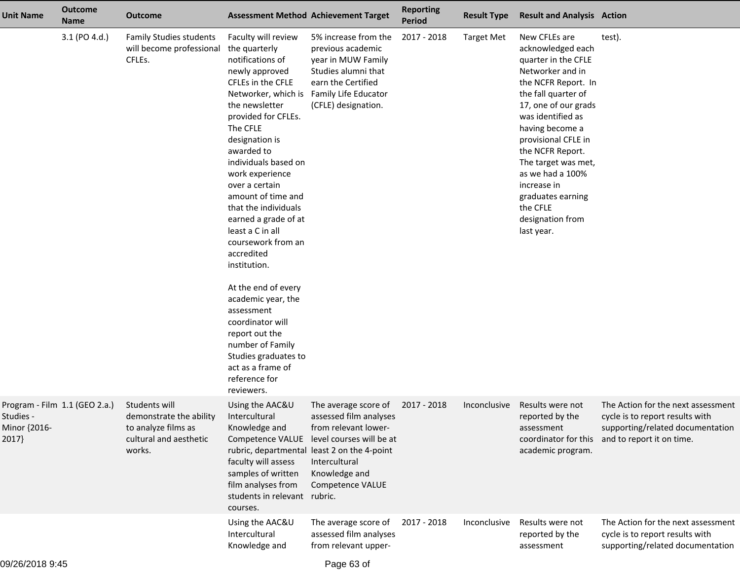| Unit Name | Outcome Name | Outcome | Assessment Method | Achievement Target | Reporting Period | Result Type | Result and Analysis | Action |
|---|---|---|---|---|---|---|---|---|
| | 3.1 (PO 4.d.) | Family Studies students will become professional CFLEs. | Faculty will review the quarterly notifications of newly approved CFLEs in the CFLE Networker, which is the newsletter provided for CFLEs. The CFLE designation is awarded to individuals based on work experience over a certain amount of time and that the individuals earned a grade of at least a C in all coursework from an accredited institution.<br><br>At the end of every academic year, the assessment coordinator will report out the number of Family Studies graduates to act as a frame of reference for reviewers. | 5% increase from the previous academic year in MUW Family Studies alumni that earn the Certified Family Life Educator (CFLE) designation. | 2017 - 2018 | Target Met | New CFLEs are acknowledged each quarter in the CFLE Networker and in the NCFR Report. In the fall quarter of 17, one of our grads was identified as having become a provisional CFLE in the NCFR Report. The target was met, as we had a 100% increase in graduates earning the CFLE designation from last year. | test). |
| Program - Film Studies - Minor {2016-2017} | 1.1 (GEO 2.a.) | Students will demonstrate the ability to analyze films as cultural and aesthetic works. | Using the AAC&U Intercultural Knowledge and Competence VALUE rubric, departmental faculty will assess samples of written film analyses from students in relevant courses. | The average score of assessed film analyses from relevant lower-level courses will be at least 2 on the 4-point Intercultural Knowledge and Competence VALUE rubric. | 2017 - 2018 | Inconclusive | Results were not reported by the assessment coordinator for this academic program. | The Action for the next assessment cycle is to report results with supporting/related documentation and to report it on time. |
| | | | Using the AAC&U Intercultural Knowledge and | The average score of assessed film analyses from relevant upper- | 2017 - 2018 | Inconclusive | Results were not reported by the assessment | The Action for the next assessment cycle is to report results with supporting/related documentation |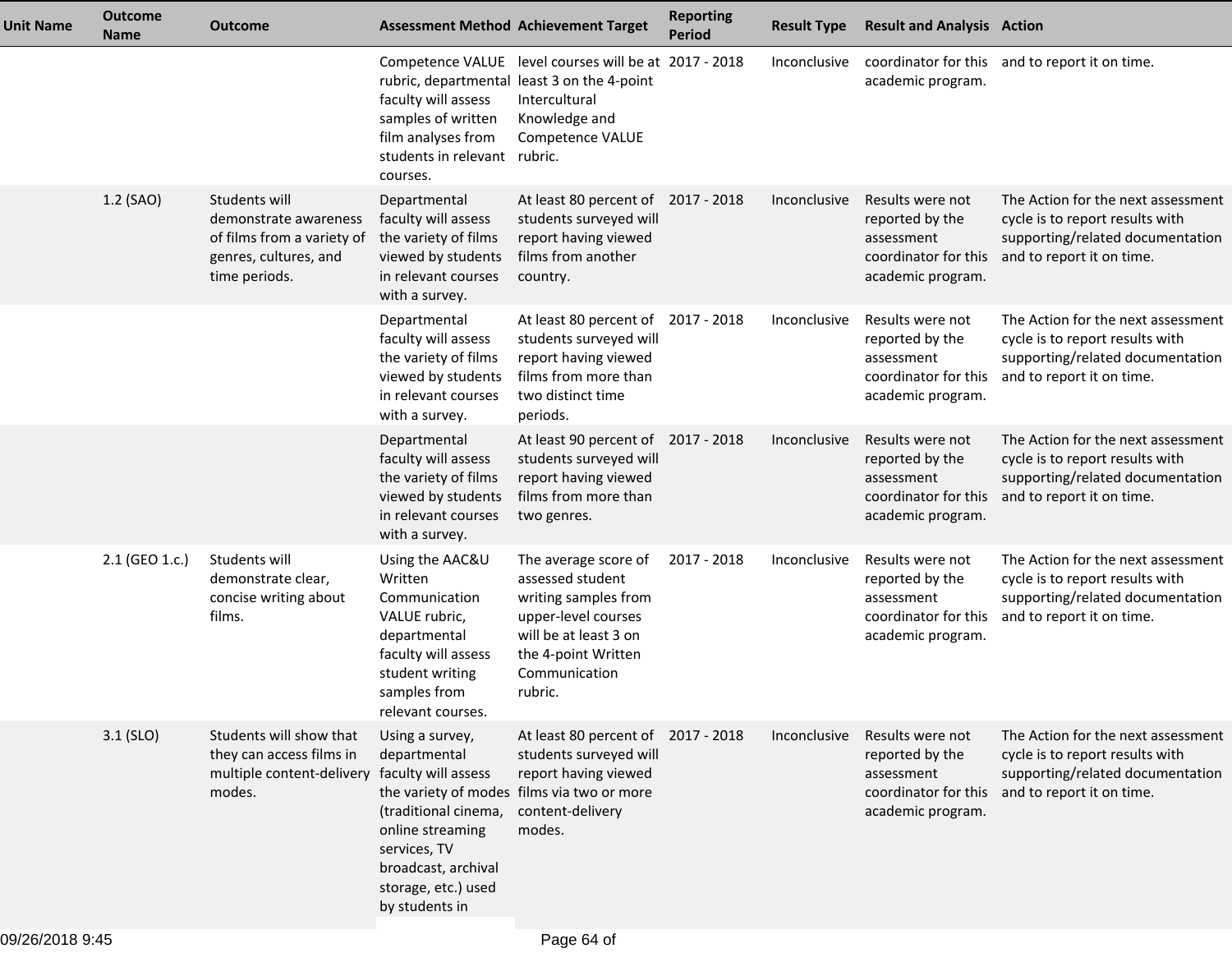| Unit Name | Outcome Name | Outcome | Assessment Method | Achievement Target | Reporting Period | Result Type | Result and Analysis | Action |
|---|---|---|---|---|---|---|---|---|
| | | | Competence VALUE rubric, departmental faculty will assess samples of written film analyses from students in relevant courses. | level courses will be at least 3 on the 4-point Intercultural Knowledge and Competence VALUE rubric. | 2017 - 2018 | Inconclusive | coordinator for this academic program. | and to report it on time. |
| | 1.2 (SAO) | Students will demonstrate awareness of films from a variety of genres, cultures, and time periods. | Departmental faculty will assess the variety of films viewed by students in relevant courses with a survey. | At least 80 percent of students surveyed will report having viewed films from another country. | 2017 - 2018 | Inconclusive | Results were not reported by the assessment coordinator for this academic program. | The Action for the next assessment cycle is to report results with supporting/related documentation and to report it on time. |
| | | | Departmental faculty will assess the variety of films viewed by students in relevant courses with a survey. | At least 80 percent of students surveyed will report having viewed films from more than two distinct time periods. | 2017 - 2018 | Inconclusive | Results were not reported by the assessment coordinator for this academic program. | The Action for the next assessment cycle is to report results with supporting/related documentation and to report it on time. |
| | | | Departmental faculty will assess the variety of films viewed by students in relevant courses with a survey. | At least 90 percent of students surveyed will report having viewed films from more than two genres. | 2017 - 2018 | Inconclusive | Results were not reported by the assessment coordinator for this academic program. | The Action for the next assessment cycle is to report results with supporting/related documentation and to report it on time. |
| | 2.1 (GEO 1.c.) | Students will demonstrate clear, concise writing about films. | Using the AAC&U Written Communication VALUE rubric, departmental faculty will assess student writing samples from relevant courses. | The average score of assessed student writing samples from upper-level courses will be at least 3 on the 4-point Written Communication rubric. | 2017 - 2018 | Inconclusive | Results were not reported by the assessment coordinator for this academic program. | The Action for the next assessment cycle is to report results with supporting/related documentation and to report it on time. |
| | 3.1 (SLO) | Students will show that they can access films in multiple content-delivery modes. | Using a survey, departmental faculty will assess the variety of modes (traditional cinema, online streaming services, TV broadcast, archival storage, etc.) used by students in | At least 80 percent of students surveyed will report having viewed films via two or more content-delivery modes. | 2017 - 2018 | Inconclusive | Results were not reported by the assessment coordinator for this academic program. | The Action for the next assessment cycle is to report results with supporting/related documentation and to report it on time. |

09/26/2018 9:45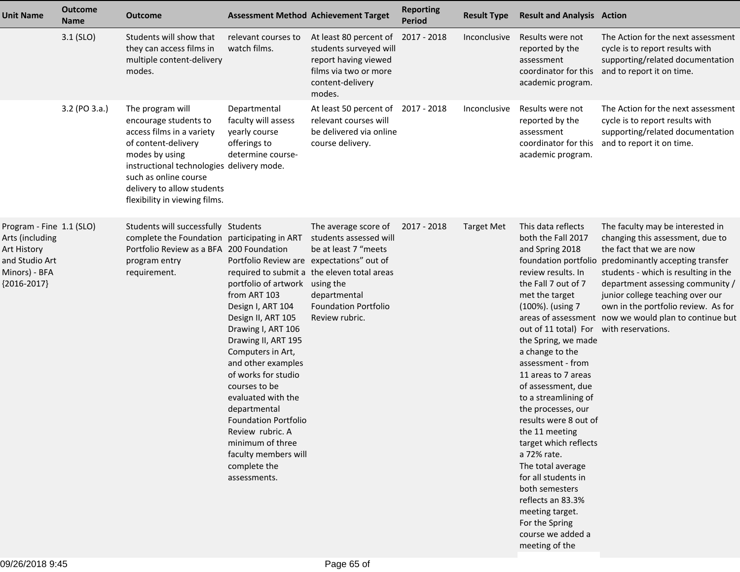| Unit Name | Outcome Name | Outcome | Assessment Method | Achievement Target | Reporting Period | Result Type | Result and Analysis | Action |
|---|---|---|---|---|---|---|---|---|
| | 3.1 (SLO) | Students will show that they can access films in multiple content-delivery modes. | relevant courses to watch films. | At least 80 percent of students surveyed will report having viewed films via two or more content-delivery modes. | 2017 - 2018 | Inconclusive | Results were not reported by the assessment coordinator for this academic program. | The Action for the next assessment cycle is to report results with supporting/related documentation and to report it on time. |
| | 3.2 (PO 3.a.) | The program will encourage students to access films in a variety of content-delivery modes by using instructional technologies such as online course delivery to allow students flexibility in viewing films. | Departmental faculty will assess yearly course offerings to determine course-delivery mode. | At least 50 percent of relevant courses will be delivered via online course delivery. | 2017 - 2018 | Inconclusive | Results were not reported by the assessment coordinator for this academic program. | The Action for the next assessment cycle is to report results with supporting/related documentation and to report it on time. |
| Program - Fine Arts (including Art History and Studio Art Minors) - BFA {2016-2017} | 1.1 (SLO) | Students will successfully complete the Foundation Portfolio Review as a BFA program entry requirement. | Students participating in ART 200 Foundation Portfolio Review are required to submit a portfolio of artwork from ART 103 Design I, ART 104 Design II, ART 105 Drawing I, ART 106 Drawing II, ART 195 Computers in Art, and other examples of works for studio courses to be evaluated with the departmental Foundation Portfolio Review rubric. A minimum of three faculty members will complete the assessments. | The average score of students assessed will be at least 7 "meets expectations" out of the eleven total areas using the departmental Foundation Portfolio Review rubric. | 2017 - 2018 | Target Met | This data reflects both the Fall 2017 and Spring 2018 foundation portfolio review results. In the Fall 7 out of 7 met the target (100%). (using 7 areas of assessment out of 11 total) For the Spring, we made a change to the assessment - from 11 areas to 7 areas of assessment, due to a streamlining of the processes, our results were 8 out of the 11 meeting target which reflects a 72% rate.<br>The total average for all students in both semesters reflects an 83.3% meeting target.<br>For the Spring course we added a meeting of the | The faculty may be interested in changing this assessment, due to the fact that we are now predominantly accepting transfer students - which is resulting in the department assessing community / junior college teaching over our own in the portfolio review. As for now we would plan to continue but with reservations. |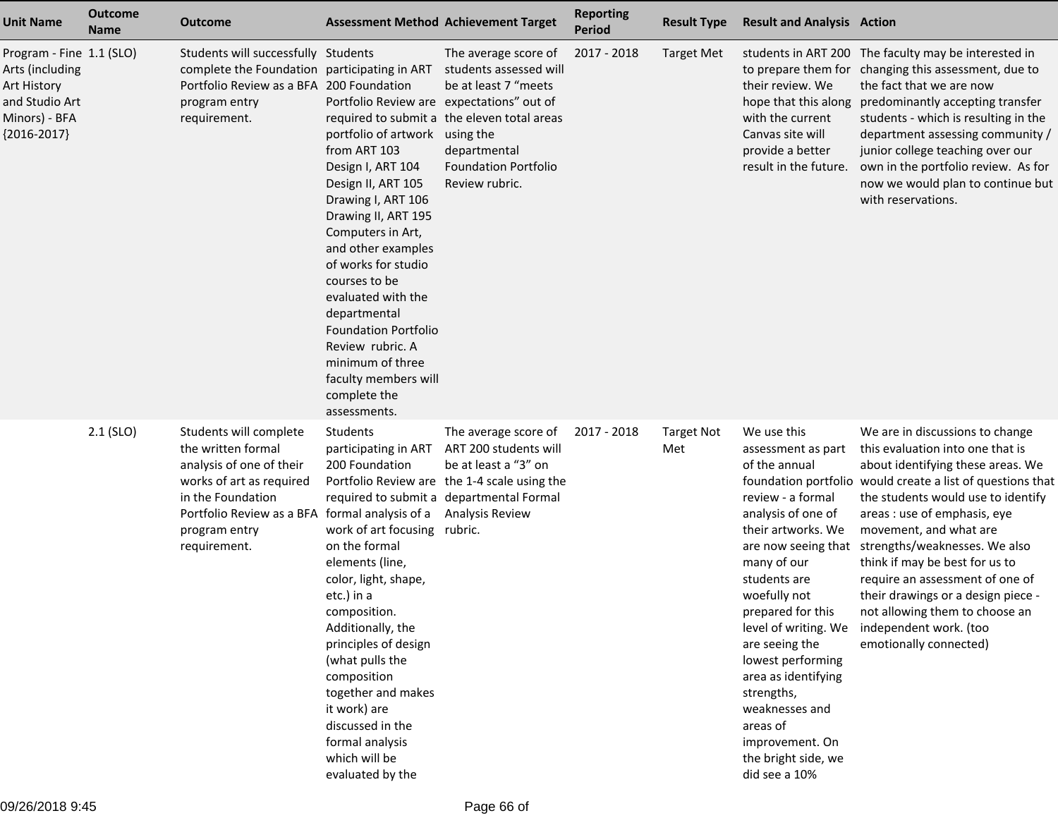| Unit Name | Outcome Name | Outcome | Assessment Method | Achievement Target | Reporting Period | Result Type | Result and Analysis | Action |
|---|---|---|---|---|---|---|---|---|
| Program - Fine Arts (including Art History and Studio Art Minors) - BFA {2016-2017} | 1.1 (SLO) | Students will successfully complete the Foundation Portfolio Review as a BFA program entry requirement. | Students participating in ART 200 Foundation Portfolio Review are required to submit a portfolio of artwork from ART 103 Design I, ART 104 Design II, ART 105 Drawing I, ART 106 Drawing II, ART 195 Computers in Art, and other examples of works for studio courses to be evaluated with the departmental Foundation Portfolio Review rubric. A minimum of three faculty members will complete the assessments. | The average score of students assessed will be at least 7 "meets expectations" out of the eleven total areas using the departmental Foundation Portfolio Review rubric. | 2017 - 2018 | Target Met | students in ART 200 to prepare them for their review. We hope that this along with the current Canvas site will provide a better result in the future. | The faculty may be interested in changing this assessment, due to the fact that we are now predominantly accepting transfer students - which is resulting in the department assessing community / junior college teaching over our own in the portfolio review. As for now we would plan to continue but with reservations. |
| | 2.1 (SLO) | Students will complete the written formal analysis of one of their works of art as required in the Foundation Portfolio Review as a BFA program entry requirement. | Students participating in ART 200 Foundation Portfolio Review are required to submit a formal analysis of a work of art focusing on the formal elements (line, color, light, shape, etc.) in a composition. Additionally, the principles of design (what pulls the composition together and makes it work) are discussed in the formal analysis which will be evaluated by the | The average score of ART 200 students will be at least a "3" on the 1-4 scale using the departmental Formal Analysis Review rubric. | 2017 - 2018 | Target Not Met | We use this assessment as part of the annual foundation portfolio review - a formal analysis of one of their artworks. We are now seeing that many of our students are woefully not prepared for this level of writing. We are seeing the lowest performing area as identifying strengths, weaknesses and areas of improvement. On the bright side, we did see a 10% | We are in discussions to change this evaluation into one that is about identifying these areas. We would create a list of questions that the students would use to identify areas : use of emphasis, eye movement, and what are strengths/weaknesses. We also think if may be best for us to require an assessment of one of their drawings or a design piece - not allowing them to choose an independent work. (too emotionally connected) |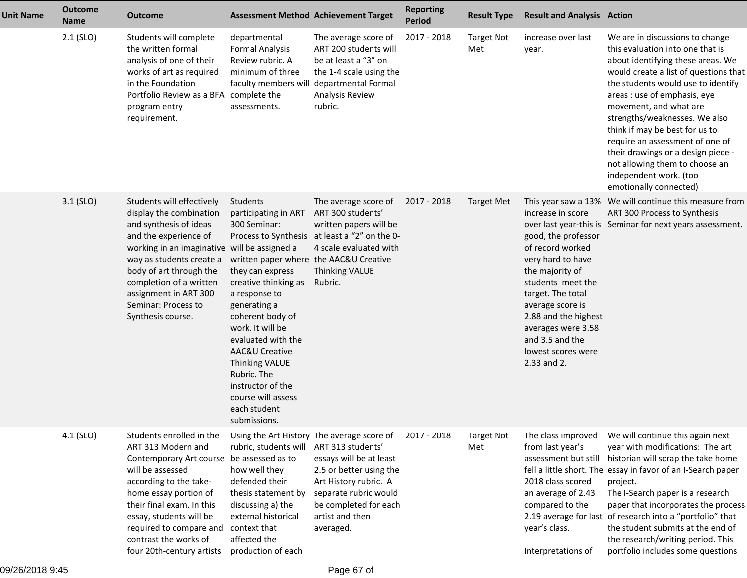| Unit Name | Outcome Name | Outcome | Assessment Method | Achievement Target | Reporting Period | Result Type | Result and Analysis | Action |
|---|---|---|---|---|---|---|---|---|
| | 2.1 (SLO) | Students will complete the written formal analysis of one of their works of art as required in the Foundation Portfolio Review as a BFA program entry requirement. | departmental Formal Analysis Review rubric. A minimum of three faculty members will complete the assessments. | The average score of ART 200 students will be at least a “3” on the 1-4 scale using the departmental Formal Analysis Review rubric. | 2017 - 2018 | Target Not Met | increase over last year. | We are in discussions to change this evaluation into one that is about identifying these areas. We would create a list of questions that the students would use to identify areas : use of emphasis, eye movement, and what are strengths/weaknesses. We also think if may be best for us to require an assessment of one of their drawings or a design piece - not allowing them to choose an independent work. (too emotionally connected) |
| | 3.1 (SLO) | Students will effectively display the combination and synthesis of ideas and the experience of working in an imaginative way as students create a body of art through the completion of a written assignment in ART 300 Seminar: Process to Synthesis course. | Students participating in ART 300 Seminar: Process to Synthesis will be assigned a written paper where they can express creative thinking as a response to generating a coherent body of work. It will be evaluated with the AAC&U Creative Thinking VALUE Rubric. The instructor of the course will assess each student submissions. | The average score of ART 300 students’ written papers will be at least a “2” on the 0-4 scale evaluated with the AAC&U Creative Thinking VALUE Rubric. | 2017 - 2018 | Target Met | This year saw a 13% increase in score over last year-this is good, the professor of record worked very hard to have the majority of students meet the target. The total average score is 2.88 and the highest averages were 3.58 and 3.5 and the lowest scores were 2.33 and 2. | We will continue this measure from ART 300 Process to Synthesis Seminar for next years assessment. |
| | 4.1 (SLO) | Students enrolled in the ART 313 Modern and Contemporary Art course will be assessed according to the take-home essay portion of their final exam. In this essay, students will be required to compare and contrast the works of four 20th-century artists | Using the Art History rubric, students will be assessed as to how well they defended their thesis statement by discussing a) the external historical context that affected the production of each | The average score of ART 313 students’ essays will be at least 2.5 or better using the Art History rubric. A separate rubric would be completed for each artist and then averaged. | 2017 - 2018 | Target Not Met | The class improved from last year’s assessment but still fell a little short. The 2018 class scored an average of 2.43 compared to the 2.19 average for last year’s class.<br><br>Interpretations of | We will continue this again next year with modifications: The art historian will scrap the take home essay in favor of an I-Search paper project.<br>The I-Search paper is a research paper that incorporates the process of research into a “portfolio” that the student submits at the end of the research/writing period. This portfolio includes some questions |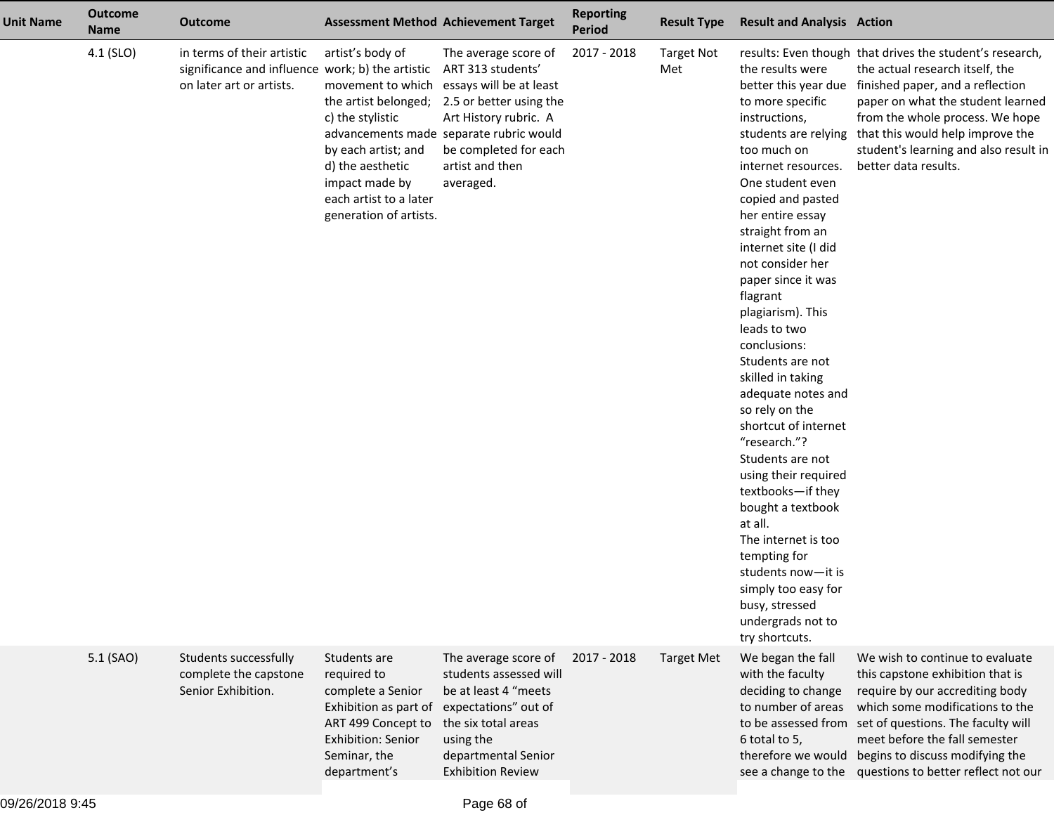| Unit Name | Outcome Name | Outcome | Assessment Method | Achievement Target | Reporting Period | Result Type | Result and Analysis | Action |
|---|---|---|---|---|---|---|---|---|
| | 4.1 (SLO) | in terms of their artistic significance and influence on later art or artists. | artist's body of work; b) the artistic movement to which the artist belonged; c) the stylistic advancements made by each artist; and d) the aesthetic impact made by each artist to a later generation of artists. | The average score of ART 313 students' essays will be at least 2.5 or better using the Art History rubric. A separate rubric would be completed for each artist and then averaged. | 2017 - 2018 | Target Not Met | results: Even though the results were better this year due to more specific instructions, students are relying too much on internet resources. One student even copied and pasted her entire essay straight from an internet site (I did not consider her paper since it was flagrant plagiarism). This leads to two conclusions: Students are not skilled in taking adequate notes and so rely on the shortcut of internet "research."? Students are not using their required textbooks—if they bought a textbook at all. The internet is too tempting for students now—it is simply too easy for busy, stressed undergrads not to try shortcuts. | that drives the student's research, the actual research itself, the finished paper, and a reflection paper on what the student learned from the whole process. We hope that this would help improve the student's learning and also result in better data results. |
| | 5.1 (SAO) | Students successfully complete the capstone Senior Exhibition. | Students are required to complete a Senior Exhibition as part of ART 499 Concept to Exhibition: Senior Seminar, the department's | The average score of students assessed will be at least 4 "meets expectations" out of the six total areas using the departmental Senior Exhibition Review | 2017 - 2018 | Target Met | We began the fall with the faculty deciding to change to number of areas to be assessed from 6 total to 5, therefore we would see a change to the | We wish to continue to evaluate this capstone exhibition that is require by our accrediting body which some modifications to the set of questions. The faculty will meet before the fall semester begins to discuss modifying the questions to better reflect not our |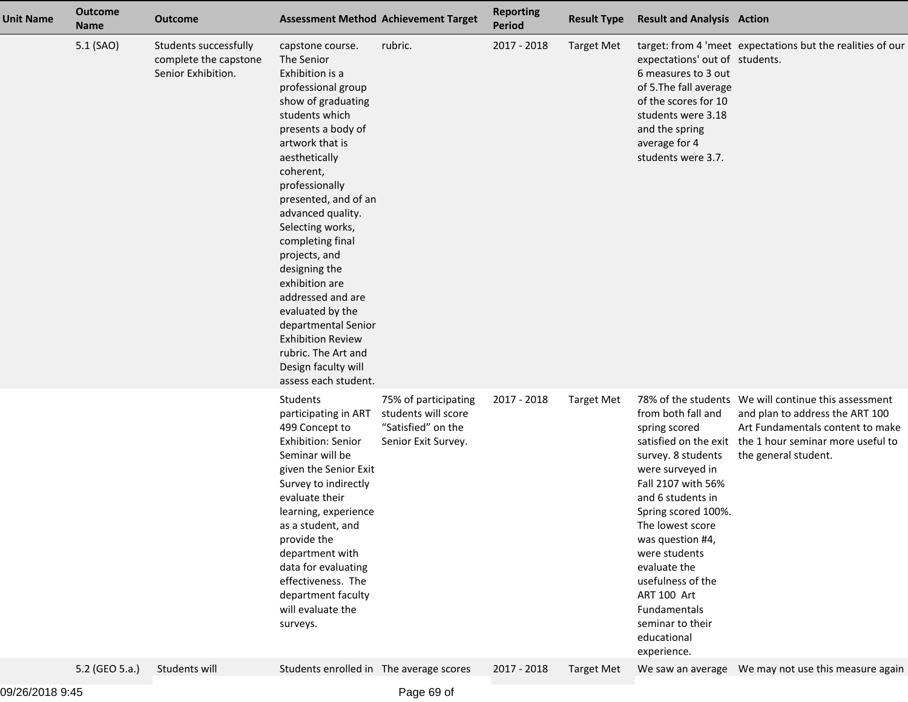| Unit Name | Outcome Name | Outcome | Assessment Method | Achievement Target | Reporting Period | Result Type | Result and Analysis | Action |
|---|---|---|---|---|---|---|---|---|
| | 5.1 (SAO) | Students successfully complete the capstone Senior Exhibition. | capstone course. The Senior Exhibition is a professional group show of graduating students which presents a body of artwork that is aesthetically coherent, professionally presented, and of an advanced quality. Selecting works, completing final projects, and designing the exhibition are addressed and are evaluated by the departmental Senior Exhibition Review rubric. The Art and Design faculty will assess each student. | rubric. | 2017 - 2018 | Target Met | target: from 4 'meet expectations' out of 6 measures to 3 out of 5.The fall average of the scores for 10 students were 3.18 and the spring average for 4 students were 3.7. | expectations but the realities of our students. |
| | | | Students participating in ART 499 Concept to Exhibition: Senior Seminar will be given the Senior Exit Survey to indirectly evaluate their learning, experience as a student, and provide the department with data for evaluating effectiveness. The department faculty will evaluate the surveys. | 75% of participating students will score “Satisfied” on the Senior Exit Survey. | 2017 - 2018 | Target Met | 78% of the students from both fall and spring scored satisfied on the exit survey. 8 students were surveyed in Fall 2107 with 56% and 6 students in Spring scored 100%. The lowest score was question #4, were students evaluate the usefulness of the ART 100 Art Fundamentals seminar to their educational experience. | We will continue this assessment and plan to address the ART 100 Art Fundamentals content to make the 1 hour seminar more useful to the general student. |
| | 5.2 (GEO 5.a.) | Students will | Students enrolled in | The average scores | 2017 - 2018 | Target Met | We saw an average | We may not use this measure again |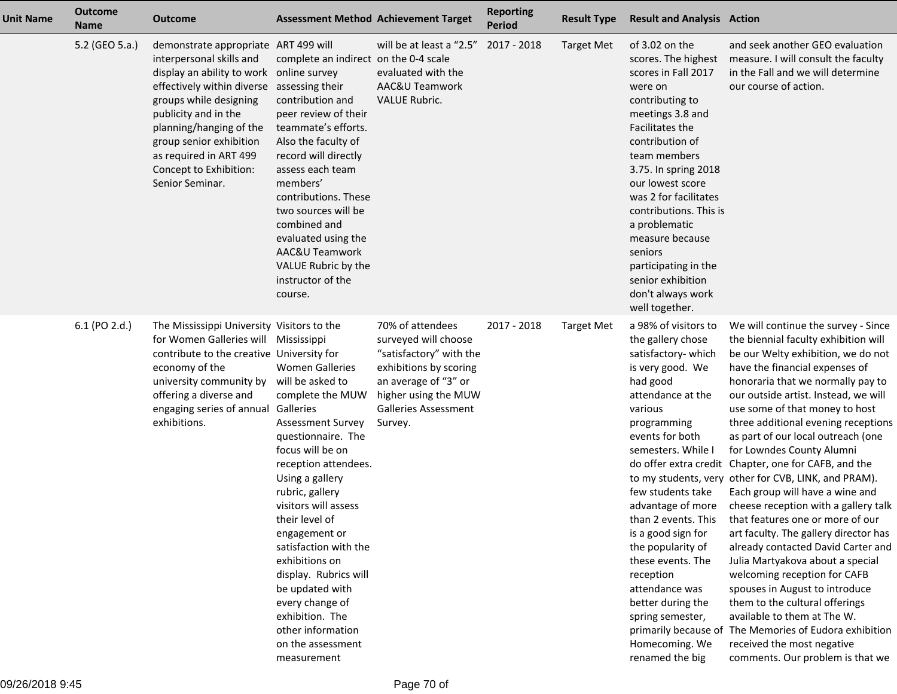| Unit Name | Outcome Name | Outcome | Assessment Method | Achievement Target | Reporting Period | Result Type | Result and Analysis | Action |
|---|---|---|---|---|---|---|---|---|
| | 5.2 (GEO 5.a.) | demonstrate appropriate interpersonal skills and display an ability to work effectively within diverse groups while designing publicity and in the planning/hanging of the group senior exhibition as required in ART 499 Concept to Exhibition: Senior Seminar. | ART 499 will complete an indirect online survey assessing their contribution and peer review of their teammate's efforts. Also the faculty of record will directly assess each team members' contributions. These two sources will be combined and evaluated using the AAC&U Teamwork VALUE Rubric by the instructor of the course. | will be at least a "2.5" on the 0-4 scale evaluated with the AAC&U Teamwork VALUE Rubric. | 2017 - 2018 | Target Met | of 3.02 on the scores. The highest scores in Fall 2017 were on contributing to meetings 3.8 and Facilitates the contribution of team members 3.75. In spring 2018 our lowest score was 2 for facilitates contributions. This is a problematic measure because seniors participating in the senior exhibition don't always work well together. | and seek another GEO evaluation measure. I will consult the faculty in the Fall and we will determine our course of action. |
| | 6.1 (PO 2.d.) | The Mississippi University for Women Galleries will contribute to the creative economy of the university community by offering a diverse and engaging series of annual exhibitions. | Visitors to the Mississippi University for Women Galleries will be asked to complete the MUW Galleries Assessment Survey questionnaire. The focus will be on reception attendees. Using a gallery rubric, gallery visitors will assess their level of engagement or satisfaction with the exhibitions on display. Rubrics will be updated with every change of exhibition. The other information on the assessment measurement | 70% of attendees surveyed will choose "satisfactory" with the exhibitions by scoring an average of "3" or higher using the MUW Galleries Assessment Survey. | 2017 - 2018 | Target Met | a 98% of visitors to the gallery chose satisfactory- which is very good. We had good attendance at the various programming events for both semesters. While I do offer extra credit to my students, very few students take advantage of more than 2 events. This is a good sign for the popularity of these events. The reception attendance was better during the spring semester, primarily because of Homecoming. We renamed the big | We will continue the survey - Since the biennial faculty exhibition will be our Welty exhibition, we do not have the financial expenses of honoraria that we normally pay to our outside artist. Instead, we will use some of that money to host three additional evening receptions as part of our local outreach (one for Lowndes County Alumni Chapter, one for CAFB, and the other for CVB, LINK, and PRAM). Each group will have a wine and cheese reception with a gallery talk that features one or more of our art faculty. The gallery director has already contacted David Carter and Julia Martyakova about a special welcoming reception for CAFB spouses in August to introduce them to the cultural offerings available to them at The W. The Memories of Eudora exhibition received the most negative comments. Our problem is that we |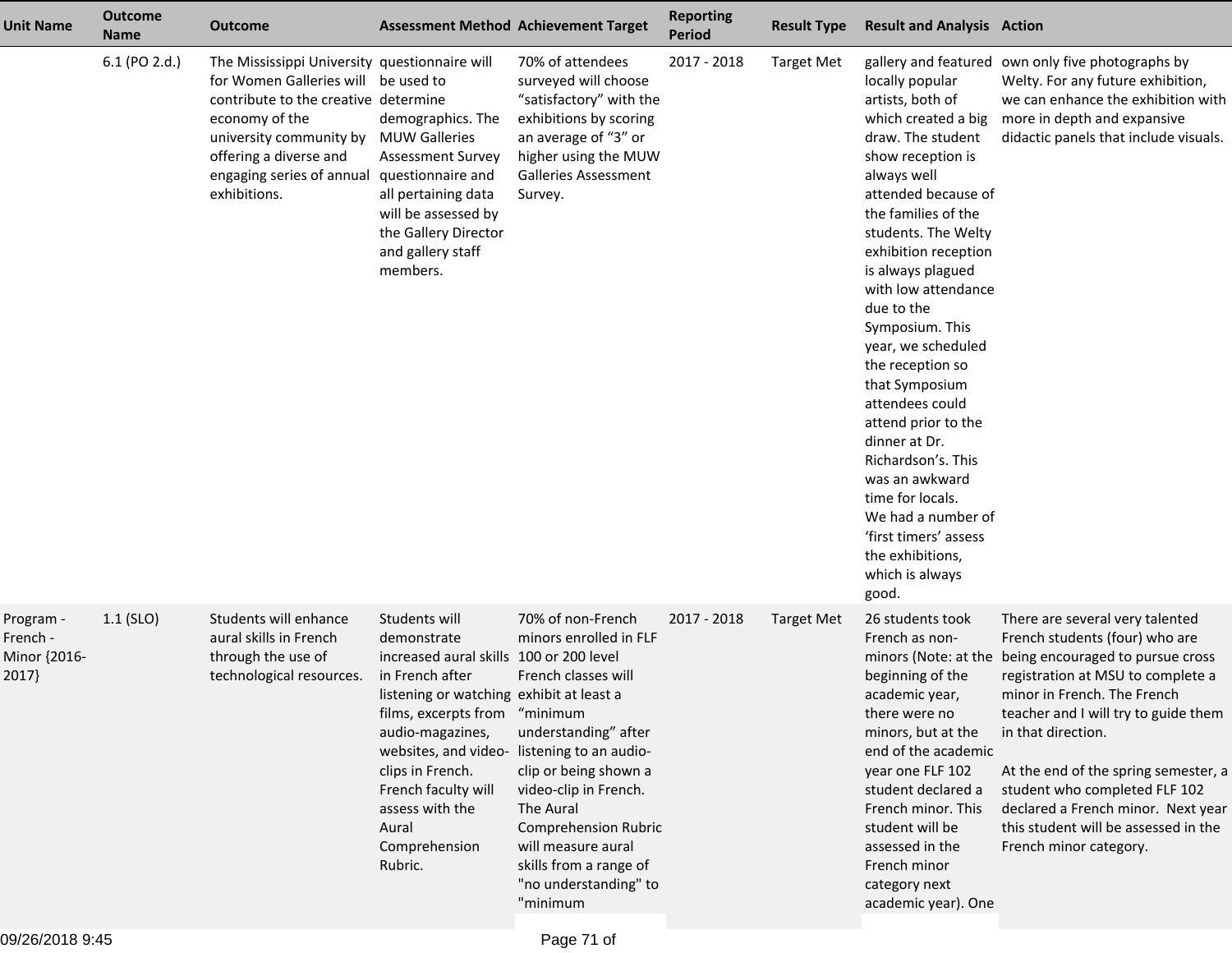| Unit Name | Outcome Name | Outcome | Assessment Method | Achievement Target | Reporting Period | Result Type | Result and Analysis | Action |
|---|---|---|---|---|---|---|---|---|
| | 6.1 (PO 2.d.) | The Mississippi University for Women Galleries will contribute to the creative economy of the university community by offering a diverse and engaging series of annual exhibitions. | questionnaire will be used to determine demographics. The MUW Galleries Assessment Survey questionnaire and all pertaining data will be assessed by the Gallery Director and gallery staff members. | 70% of attendees surveyed will choose “satisfactory” with the exhibitions by scoring an average of “3” or higher using the MUW Galleries Assessment Survey. | 2017 - 2018 | Target Met | gallery and featured locally popular artists, both of which created a big draw. The student show reception is always well attended because of the families of the students. The Welty exhibition reception is always plagued with low attendance due to the Symposium. This year, we scheduled the reception so that Symposium attendees could attend prior to the dinner at Dr. Richardson’s. This was an awkward time for locals.<br>We had a number of ‘first timers’ assess the exhibitions, which is always good. | own only five photographs by Welty. For any future exhibition, we can enhance the exhibition with more in depth and expansive didactic panels that include visuals. |
| Program - French - Minor {2016-2017} | 1.1 (SLO) | Students will enhance aural skills in French through the use of technological resources. | Students will demonstrate increased aural skills in French after listening or watching films, excerpts from audio-magazines, websites, and video-clips in French. French faculty will assess with the Aural Comprehension Rubric. | 70% of non-French minors enrolled in FLF 100 or 200 level French classes will exhibit at least a “minimum understanding” after listening to an audio-clip or being shown a video-clip in French. The Aural Comprehension Rubric will measure aural skills from a range of "no understanding" to "minimum | 2017 - 2018 | Target Met | 26 students took French as non-minors (Note: at the beginning of the academic year, there were no minors, but at the end of the academic year one FLF 102 student declared a French minor. This student will be assessed in the French minor category next academic year). One | There are several very talented French students (four) who are being encouraged to pursue cross registration at MSU to complete a minor in French. The French teacher and I will try to guide them in that direction.<br><br>At the end of the spring semester, a student who completed FLF 102 declared a French minor. Next year this student will be assessed in the French minor category. |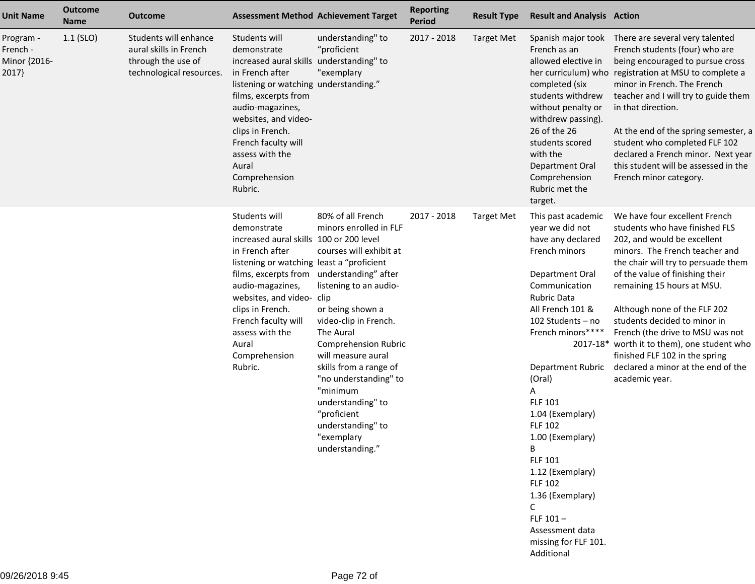| Unit Name | Outcome Name | Outcome | Assessment Method | Achievement Target | Reporting Period | Result Type | Result and Analysis | Action |
|---|---|---|---|---|---|---|---|---|
| Program - French - Minor {2016-2017} | 1.1 (SLO) | Students will enhance aural skills in French through the use of technological resources. | Students will demonstrate increased aural skills in French after listening or watching films, excerpts from audio-magazines, websites, and video-clips in French. French faculty will assess with the Aural Comprehension Rubric. | understanding" to "proficient understanding" to "exemplary understanding." | 2017 - 2018 | Target Met | Spanish major took French as an allowed elective in her curriculum) who completed (six students withdrew without penalty or withdrew passing). 26 of the 26 students scored with the Department Oral Comprehension Rubric met the target. | There are several very talented French students (four) who are being encouraged to pursue cross registration at MSU to complete a minor in French. The French teacher and I will try to guide them in that direction.<br><br>At the end of the spring semester, a student who completed FLF 102 declared a French minor. Next year this student will be assessed in the French minor category. |
| | | | Students will demonstrate increased aural skills in French after listening or watching films, excerpts from audio-magazines, websites, and video-clips in French. French faculty will assess with the Aural Comprehension Rubric. | 80% of all French minors enrolled in FLF 100 or 200 level courses will exhibit at least a "proficient understanding" after listening to an audio-clip or being shown a video-clip in French. The Aural Comprehension Rubric will measure aural skills from a range of "no understanding" to "minimum understanding" to "proficient understanding" to "exemplary understanding." | 2017 - 2018 | Target Met | This past academic year we did not have any declared French minors<br><br>Department Oral Communication Rubric Data<br>All French 101 & 102 Students – no French minors**** 2017-18*<br><br>Department Rubric (Oral)<br>A<br>FLF 101<br>1.04 (Exemplary)<br>FLF 102<br>1.00 (Exemplary)<br>B<br>FLF 101<br>1.12 (Exemplary)<br>FLF 102<br>1.36 (Exemplary)<br>C<br>FLF 101 – Assessment data missing for FLF 101. Additional | We have four excellent French students who have finished FLS 202, and would be excellent minors. The French teacher and the chair will try to persuade them of the value of finishing their remaining 15 hours at MSU.<br><br>Although none of the FLF 202 students decided to minor in French (the drive to MSU was not worth it to them), one student who finished FLF 102 in the spring declared a minor at the end of the academic year. |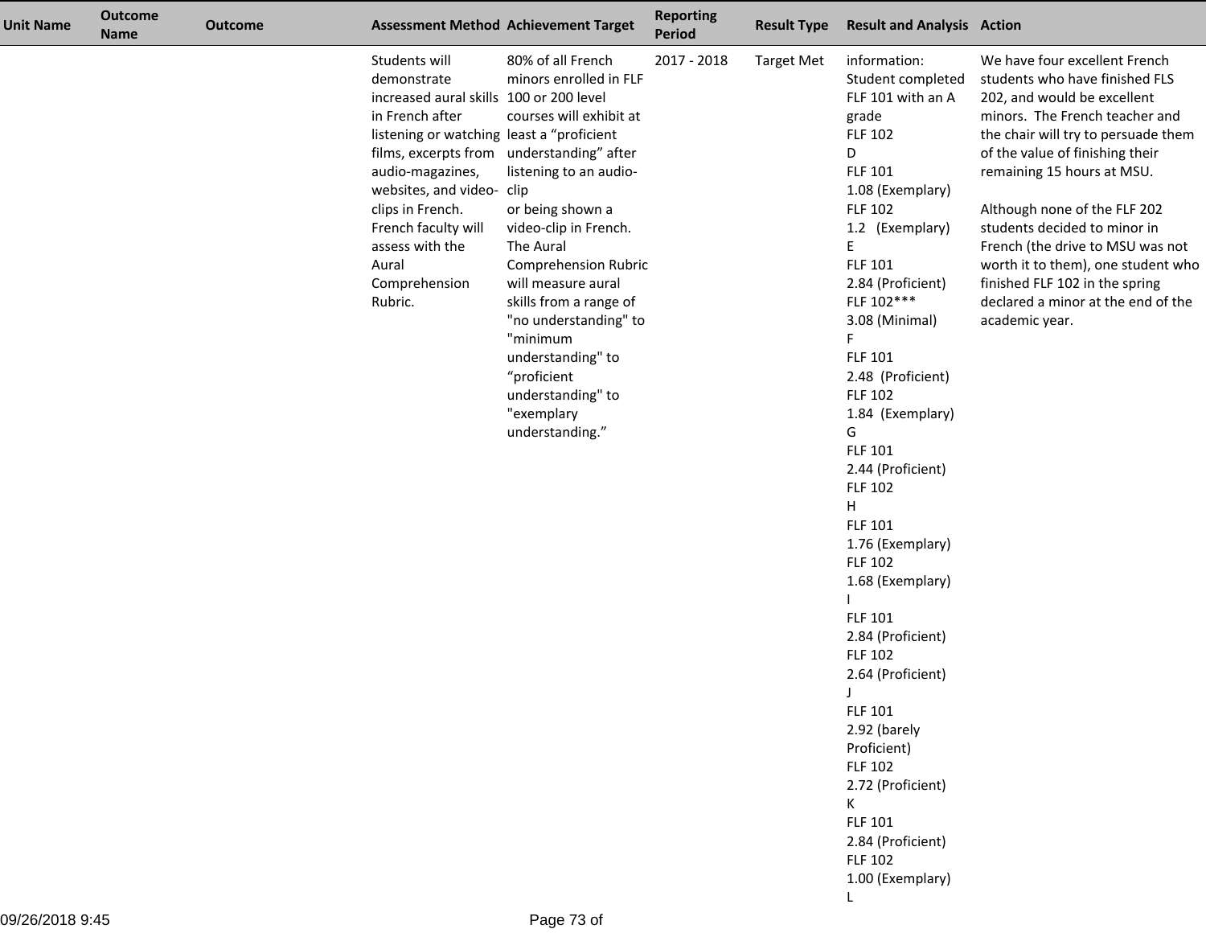| Unit Name | Outcome Name | Outcome | Assessment Method | Achievement Target | Reporting Period | Result Type | Result and Analysis | Action |
|---|---|---|---|---|---|---|---|---|
| | | | Students will demonstrate increased aural skills in French after listening or watching films, excerpts from audio-magazines, websites, and video-clips in French. French faculty will assess with the Aural Comprehension Rubric. | 80% of all French minors enrolled in FLF 100 or 200 level courses will exhibit at least a "proficient understanding" after listening to an audio-clip or being shown a video-clip in French. The Aural Comprehension Rubric will measure aural skills from a range of "no understanding" to "minimum understanding" to "proficient understanding" to "exemplary understanding." | 2017 - 2018 | Target Met | information: Student completed FLF 101 with an A grade FLF 102 D FLF 101 1.08 (Exemplary) FLF 102 1.2 (Exemplary) E FLF 101 2.84 (Proficient) FLF 102*** 3.08 (Minimal) F FLF 101 2.48 (Proficient) FLF 102 1.84 (Exemplary) G FLF 101 2.44 (Proficient) FLF 102 H FLF 101 1.76 (Exemplary) FLF 102 1.68 (Exemplary) I FLF 101 2.84 (Proficient) FLF 102 2.64 (Proficient) J FLF 101 2.92 (barely Proficient) FLF 102 2.72 (Proficient) K FLF 101 2.84 (Proficient) FLF 102 1.00 (Exemplary) L | We have four excellent French students who have finished FLS 202, and would be excellent minors. The French teacher and the chair will try to persuade them of the value of finishing their remaining 15 hours at MSU.<br><br>Although none of the FLF 202 students decided to minor in French (the drive to MSU was not worth it to them), one student who finished FLF 102 in the spring declared a minor at the end of the academic year. |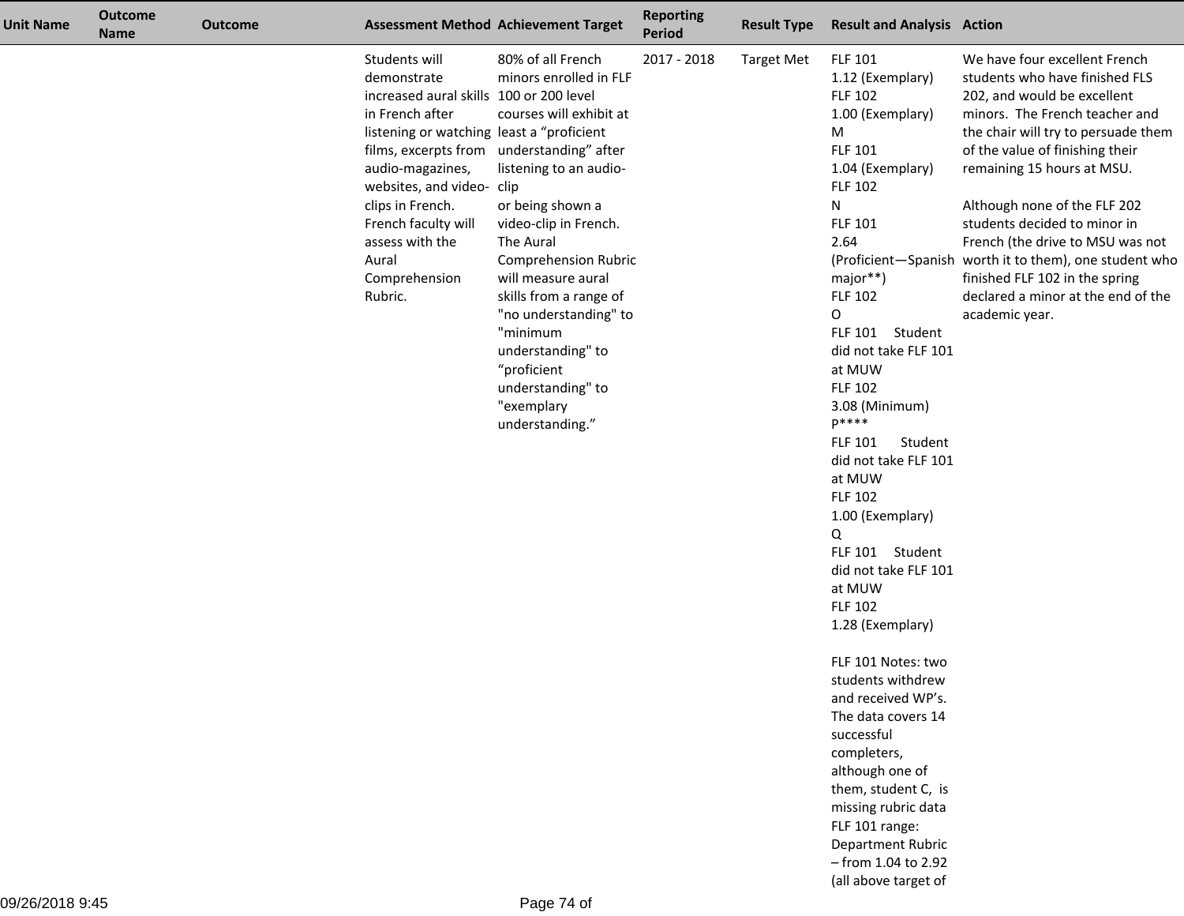| Unit Name | Outcome Name | Outcome | Assessment Method | Achievement Target | Reporting Period | Result Type | Result and Analysis | Action |
|---|---|---|---|---|---|---|---|---|
| | | | Students will demonstrate increased aural skills in French after listening or watching films, excerpts from audio-magazines, websites, and video-clips in French. French faculty will assess with the Aural Comprehension Rubric. | 80% of all French minors enrolled in FLF 100 or 200 level courses will exhibit at least a “proficient understanding” after listening to an audio-clip or being shown a video-clip in French. The Aural Comprehension Rubric will measure aural skills from a range of "no understanding" to "minimum understanding" to “proficient understanding" to "exemplary understanding.” | 2017 - 2018 | Target Met | FLF 101 1.12 (Exemplary) FLF 102 1.00 (Exemplary) M FLF 101 1.04 (Exemplary) FLF 102 N FLF 101 2.64 (Proficient—Spanish major**) FLF 102 O FLF 101 Student did not take FLF 101 at MUW FLF 102 3.08 (Minimum) P**** FLF 101 Student did not take FLF 101 at MUW FLF 102 1.00 (Exemplary) Q FLF 101 Student did not take FLF 101 at MUW FLF 102 1.28 (Exemplary)<br><br>FLF 101 Notes: two students withdrew and received WP’s. The data covers 14 successful completers, although one of them, student C, is missing rubric data FLF 101 range: Department Rubric – from 1.04 to 2.92 (all above target of | We have four excellent French students who have finished FLS 202, and would be excellent minors. The French teacher and the chair will try to persuade them of the value of finishing their remaining 15 hours at MSU.<br><br>Although none of the FLF 202 students decided to minor in French (the drive to MSU was not worth it to them), one student who finished FLF 102 in the spring declared a minor at the end of the academic year. |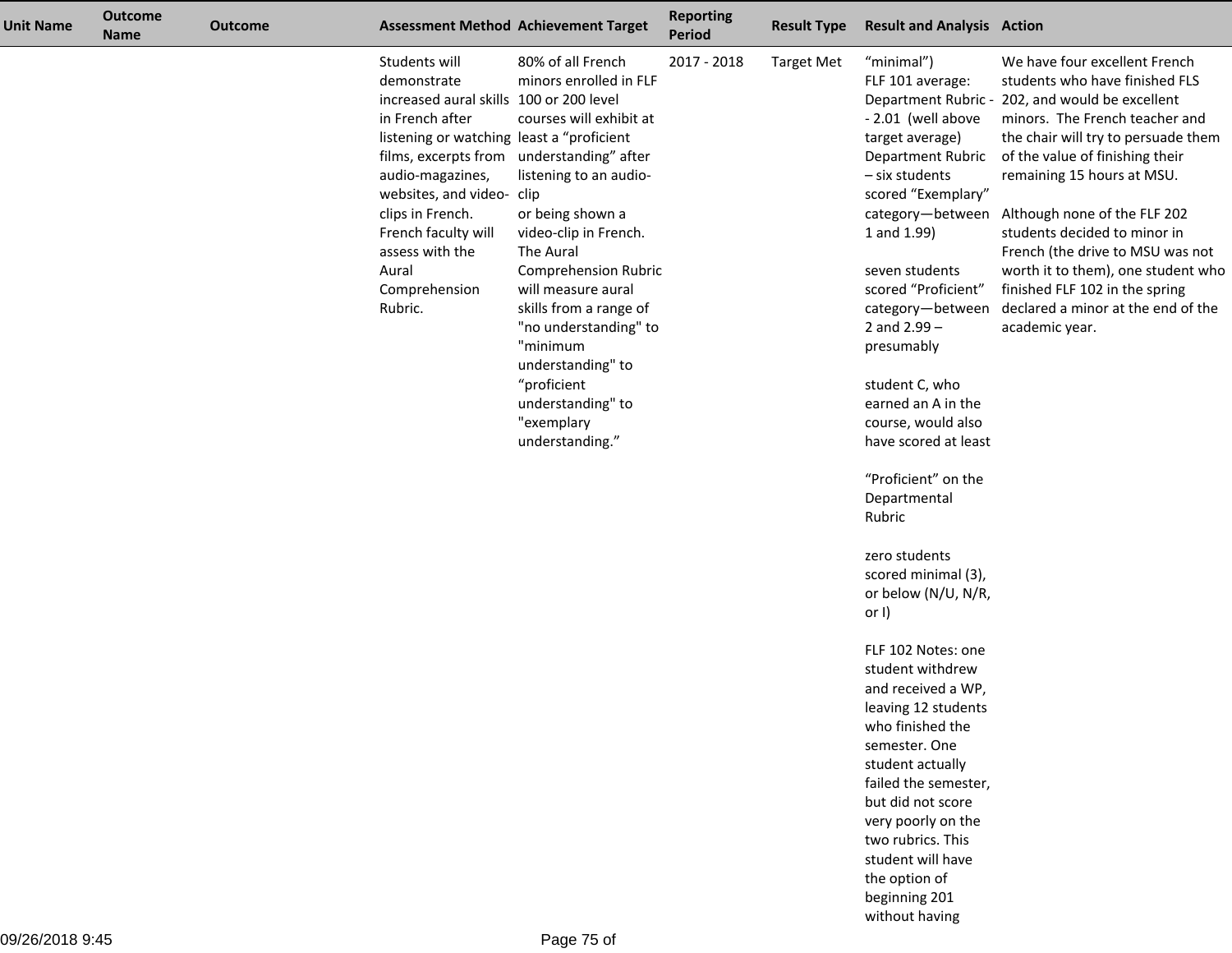| Unit Name | Outcome Name | Outcome | Assessment Method | Achievement Target | Reporting Period | Result Type | Result and Analysis | Action |
|---|---|---|---|---|---|---|---|---|
| | | | Students will demonstrate increased aural skills in French after listening or watching films, excerpts from audio-magazines, websites, and video-clips in French. French faculty will assess with the Aural Comprehension Rubric. | 80% of all French minors enrolled in FLF 100 or 200 level courses will exhibit at least a "proficient understanding" after listening to an audio-clip or being shown a video-clip in French. The Aural Comprehension Rubric will measure aural skills from a range of "no understanding" to "minimum understanding" to "proficient understanding" to "exemplary understanding." | 2017 - 2018 | Target Met | "minimal") FLF 101 average: Department Rubric - - 2.01 (well above target average) Department Rubric – six students scored "Exemplary" category—between 1 and 1.99)<br><br>seven students scored "Proficient" category—between 2 and 2.99 – presumably<br><br>student C, who earned an A in the course, would also have scored at least<br><br>"Proficient" on the Departmental Rubric<br><br>zero students scored minimal (3), or below (N/U, N/R, or I)<br><br>FLF 102 Notes: one student withdrew and received a WP, leaving 12 students who finished the semester. One student actually failed the semester, but did not score very poorly on the two rubrics. This student will have the option of beginning 201 without having | We have four excellent French students who have finished FLS 202, and would be excellent minors. The French teacher and the chair will try to persuade them of the value of finishing their remaining 15 hours at MSU.<br><br>Although none of the FLF 202 students decided to minor in French (the drive to MSU was not worth it to them), one student who finished FLF 102 in the spring declared a minor at the end of the academic year. |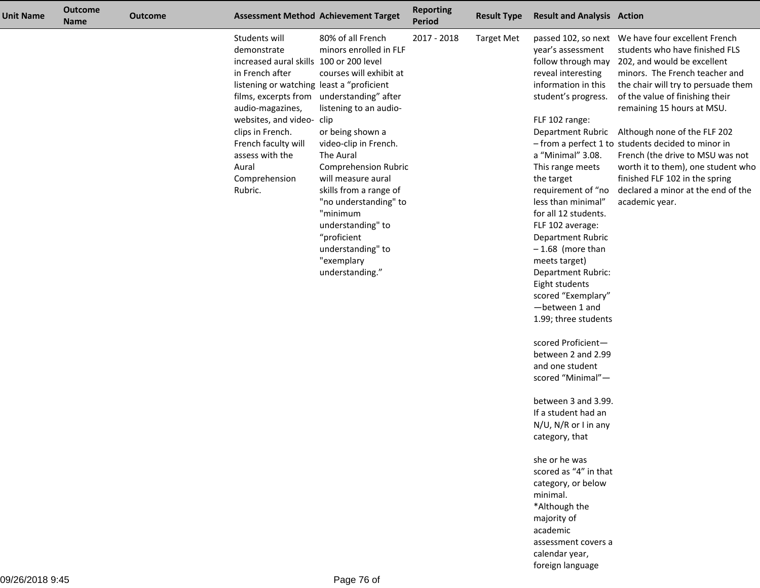| Unit Name | Outcome Name | Outcome | Assessment Method | Achievement Target | Reporting Period | Result Type | Result and Analysis | Action |
|---|---|---|---|---|---|---|---|---|
| | | | Students will demonstrate increased aural skills in French after listening or watching films, excerpts from audio-magazines, websites, and video-clips in French. French faculty will assess with the Aural Comprehension Rubric. | 80% of all French minors enrolled in FLF 100 or 200 level courses will exhibit at least a “proficient understanding” after listening to an audio-clip or being shown a video-clip in French. The Aural Comprehension Rubric will measure aural skills from a range of "no understanding" to "minimum understanding" to “proficient understanding" to "exemplary understanding.” | 2017 - 2018 | Target Met | passed 102, so next year’s assessment follow through may reveal interesting information in this student’s progress.<br><br>FLF 102 range: Department Rubric – from a perfect 1 to a “Minimal” 3.08. This range meets the target requirement of “no less than minimal” for all 12 students.<br>FLF 102 average: Department Rubric – 1.68 (more than meets target)<br>Department Rubric: Eight students scored “Exemplary”—between 1 and 1.99; three students<br><br>scored Proficient—between 2 and 2.99 and one student scored “Minimal”—<br><br>between 3 and 3.99. If a student had an N/U, N/R or I in any category, that<br><br>she or he was scored as “4” in that category, or below minimal.<br>*Although the majority of academic assessment covers a calendar year, foreign language | We have four excellent French students who have finished FLS 202, and would be excellent minors. The French teacher and the chair will try to persuade them of the value of finishing their remaining 15 hours at MSU.<br><br>Although none of the FLF 202 students decided to minor in French (the drive to MSU was not worth it to them), one student who finished FLF 102 in the spring declared a minor at the end of the academic year. |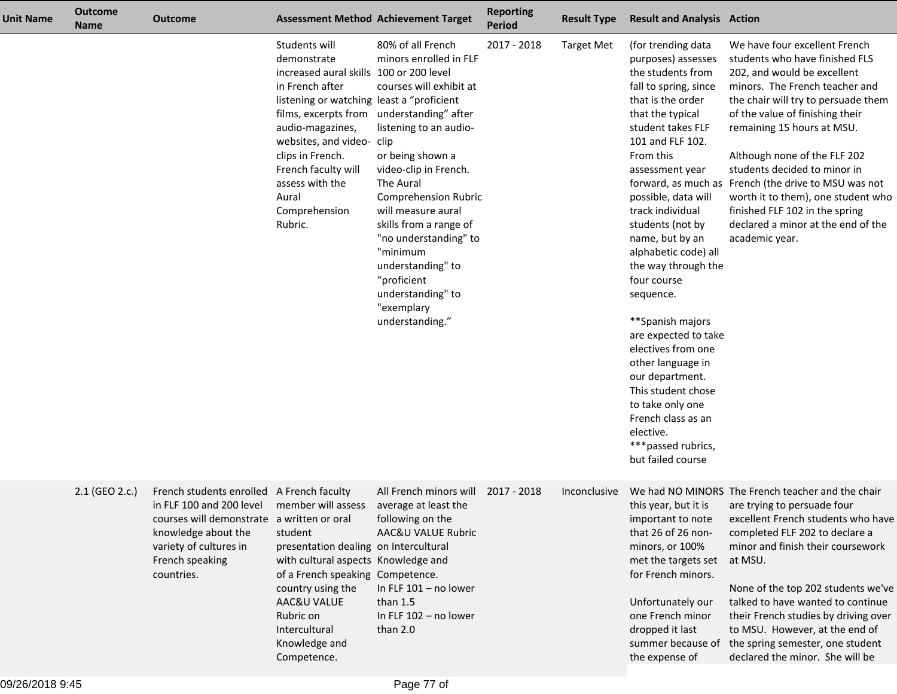| Unit Name | Outcome Name | Outcome | Assessment Method | Achievement Target | Reporting Period | Result Type | Result and Analysis | Action |
|---|---|---|---|---|---|---|---|---|
| | | | Students will demonstrate increased aural skills in French after listening or watching films, excerpts from audio-magazines, websites, and video-clips in French. French faculty will assess with the Aural Comprehension Rubric. | 80% of all French minors enrolled in FLF 100 or 200 level courses will exhibit at least a "proficient understanding" after listening to an audio-clip or being shown a video-clip in French. The Aural Comprehension Rubric will measure aural skills from a range of "no understanding" to "minimum understanding" to "proficient understanding" to "exemplary understanding." | 2017 - 2018 | Target Met | (for trending data purposes) assesses the students from fall to spring, since that is the order that the typical student takes FLF 101 and FLF 102. From this assessment year forward, as much as possible, data will track individual students (not by name, but by an alphabetic code) all the way through the four course sequence.<br><br>**Spanish majors are expected to take electives from one other language in our department. This student chose to take only one French class as an elective.<br>***passed rubrics, but failed course | We have four excellent French students who have finished FLS 202, and would be excellent minors. The French teacher and the chair will try to persuade them of the value of finishing their remaining 15 hours at MSU.<br><br>Although none of the FLF 202 students decided to minor in French (the drive to MSU was not worth it to them), one student who finished FLF 102 in the spring declared a minor at the end of the academic year. |
| | 2.1 (GEO 2.c.) | French students enrolled in FLF 100 and 200 level courses will demonstrate knowledge about the variety of cultures in French speaking countries. | A French faculty member will assess a written or oral student presentation dealing with cultural aspects of a French speaking country using the AAC&U VALUE Rubric on Intercultural Knowledge and Competence. | All French minors will average at least the following on the AAC&U VALUE Rubric on Intercultural Knowledge and Competence.<br>In FLF 101 – no lower than 1.5<br>In FLF 102 – no lower than 2.0 | 2017 - 2018 | Inconclusive | We had NO MINORS this year, but it is important to note that 26 of 26 non-minors, or 100% met the targets set for French minors.<br><br>Unfortunately our one French minor dropped it last summer because of the expense of | The French teacher and the chair are trying to persuade four excellent French students who have completed FLF 202 to declare a minor and finish their coursework at MSU.<br><br>None of the top 202 students we've talked to have wanted to continue their French studies by driving over to MSU. However, at the end of the spring semester, one student declared the minor. She will be |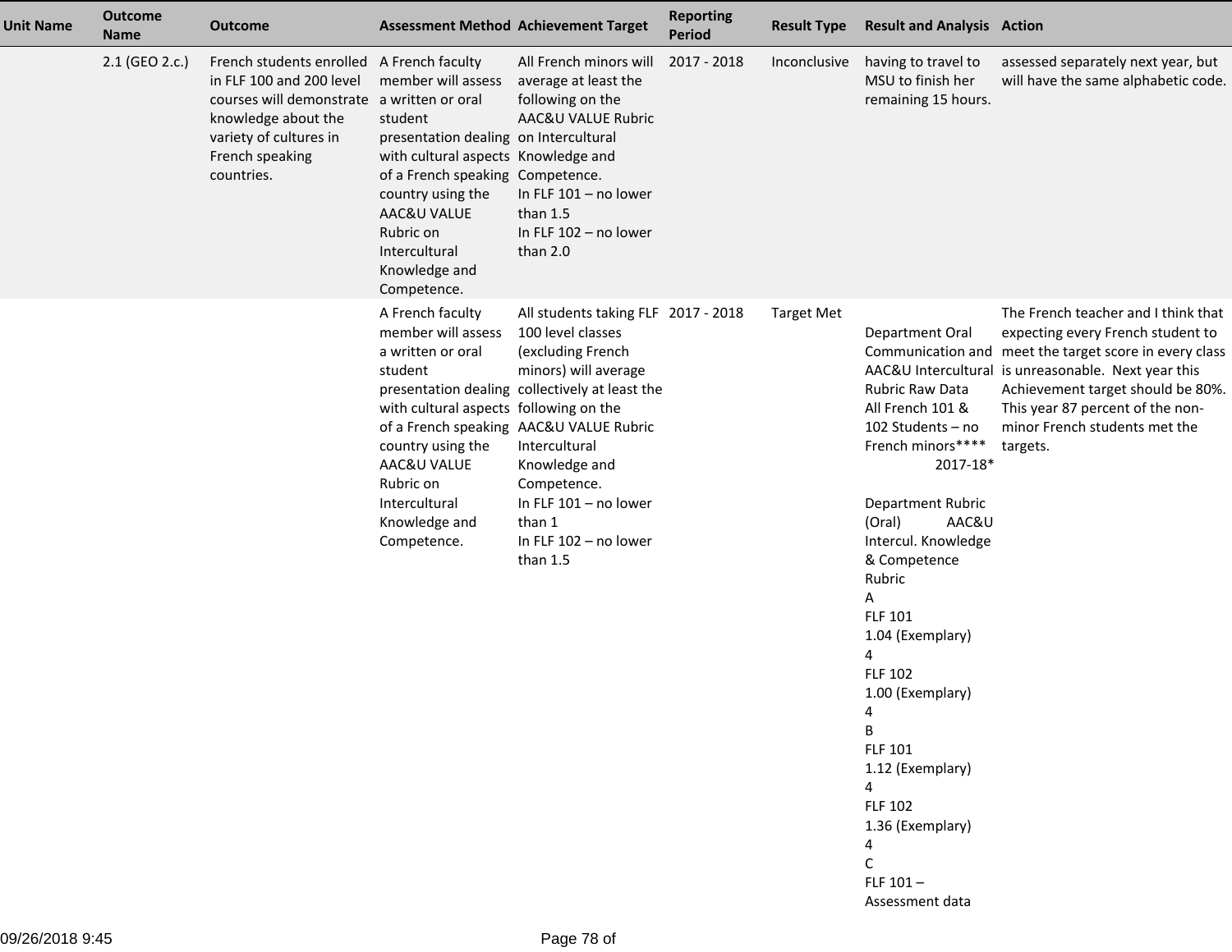| Unit Name | Outcome Name | Outcome | Assessment Method | Achievement Target | Reporting Period | Result Type | Result and Analysis | Action |
|---|---|---|---|---|---|---|---|---|
| | 2.1 (GEO 2.c.) | French students enrolled in FLF 100 and 200 level courses will demonstrate knowledge about the variety of cultures in French speaking countries. | A French faculty member will assess a written or oral student presentation dealing with cultural aspects of a French speaking country using the AAC&U VALUE Rubric on Intercultural Knowledge and Competence. | All French minors will average at least the following on the AAC&U VALUE Rubric on Intercultural Knowledge and Competence.<br>In FLF 101 – no lower than 1.5<br>In FLF 102 – no lower than 2.0 | 2017 - 2018 | Inconclusive | having to travel to MSU to finish her remaining 15 hours. | assessed separately next year, but will have the same alphabetic code. |
| | | | A French faculty member will assess a written or oral student presentation dealing with cultural aspects of a French speaking country using the AAC&U VALUE Rubric on Intercultural Knowledge and Competence. | All students taking FLF 100 level classes (excluding French minors) will average collectively at least the following on the AAC&U VALUE Rubric Intercultural Knowledge and Competence.<br>In FLF 101 – no lower than 1<br>In FLF 102 – no lower than 1.5 | 2017 - 2018 | Target Met | Department Oral Communication and AAC&U Intercultural Rubric Raw Data All French 101 & 102 Students – no French minors**** 2017-18*<br><br>Department Rubric (Oral) AAC&U Intercul. Knowledge & Competence Rubric<br>A<br>FLF 101<br>1.04 (Exemplary)<br>4<br>FLF 102<br>1.00 (Exemplary)<br>4<br>B<br>FLF 101<br>1.12 (Exemplary)<br>4<br>FLF 102<br>1.36 (Exemplary)<br>4<br>C<br>FLF 101 –<br>Assessment data | The French teacher and I think that expecting every French student to meet the target score in every class is unreasonable. Next year this Achievement target should be 80%. This year 87 percent of the non-minor French students met the targets. |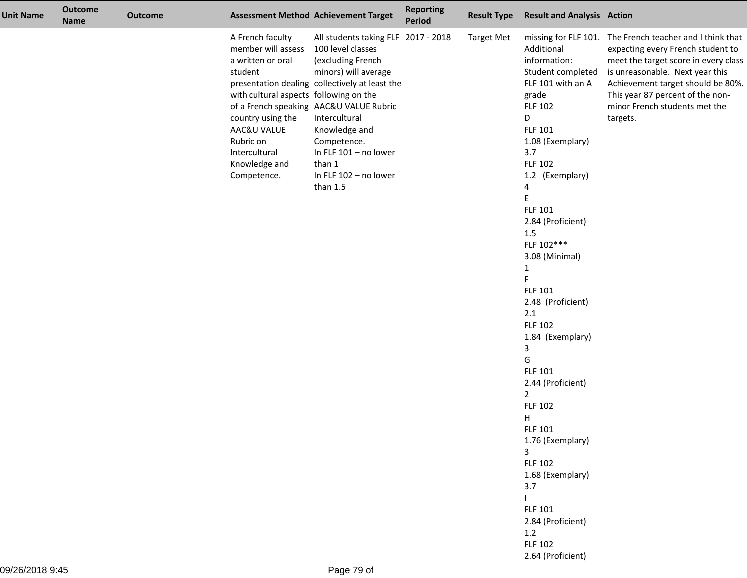| Unit Name | Outcome Name | Outcome | Assessment Method | Achievement Target | Reporting Period | Result Type | Result and Analysis | Action |
| --- | --- | --- | --- | --- | --- | --- | --- | --- |
| | | | A French faculty member will assess a written or oral student presentation dealing with cultural aspects of a French speaking country using the AAC&U VALUE Rubric on Intercultural Knowledge and Competence. | All students taking FLF 100 level classes (excluding French minors) will average collectively at least the following on the AAC&U VALUE Rubric Intercultural Knowledge and Competence.<br>In FLF 101 – no lower than 1<br>In FLF 102 – no lower than 1.5 | 2017 - 2018 | Target Met | missing for FLF 101. Additional information: Student completed FLF 101 with an A grade<br>FLF 102<br>D<br>FLF 101<br>1.08 (Exemplary)<br>3.7<br>FLF 102<br>1.2 (Exemplary)<br>4<br>E<br>FLF 101<br>2.84 (Proficient)<br>1.5<br>FLF 102***<br>3.08 (Minimal)<br>1<br>F<br>FLF 101<br>2.48 (Proficient)<br>2.1<br>FLF 102<br>1.84 (Exemplary)<br>3<br>G<br>FLF 101<br>2.44 (Proficient)<br>2<br>FLF 102<br>H<br>FLF 101<br>1.76 (Exemplary)<br>3<br>FLF 102<br>1.68 (Exemplary)<br>3.7<br>I<br>FLF 101<br>2.84 (Proficient)<br>1.2<br>FLF 102<br>2.64 (Proficient) | The French teacher and I think that expecting every French student to meet the target score in every class is unreasonable. Next year this Achievement target should be 80%. This year 87 percent of the non-minor French students met the targets. |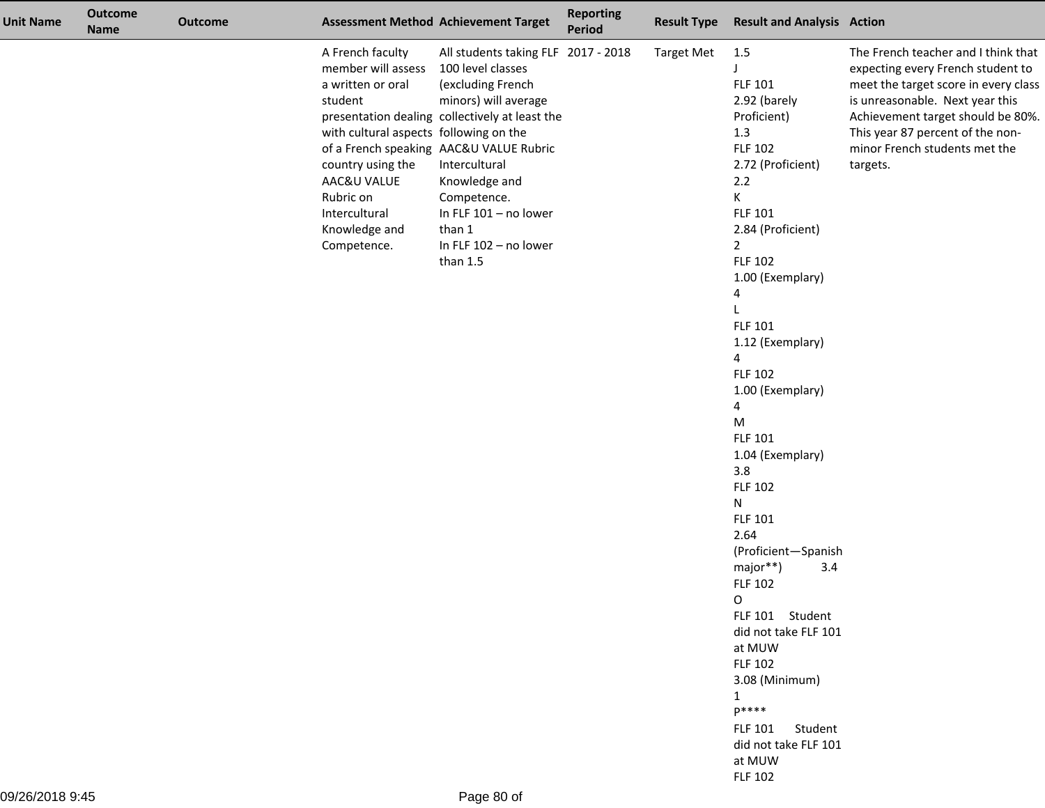| Unit Name | Outcome Name | Outcome | Assessment Method | Achievement Target | Reporting Period | Result Type | Result and Analysis | Action |
| --- | --- | --- | --- | --- | --- | --- | --- | --- |
| | | | A French faculty member will assess a written or oral student presentation dealing with cultural aspects of a French speaking country using the AAC&U VALUE Rubric on Intercultural Knowledge and Competence. | All students taking FLF 100 level classes (excluding French minors) will average collectively at least the following on the AAC&U VALUE Rubric Intercultural Knowledge and Competence.<br>In FLF 101 – no lower than 1<br>In FLF 102 – no lower than 1.5 | 2017 - 2018 | Target Met | 1.5<br>J<br>FLF 101<br>2.92 (barely Proficient)<br>1.3<br>FLF 102<br>2.72 (Proficient)<br>2.2<br>K<br>FLF 101<br>2.84 (Proficient)<br>2<br>FLF 102<br>1.00 (Exemplary)<br>4<br>L<br>FLF 101<br>1.12 (Exemplary)<br>4<br>FLF 102<br>1.00 (Exemplary)<br>4<br>M<br>FLF 101<br>1.04 (Exemplary)<br>3.8<br>FLF 102<br>N<br>FLF 101<br>2.64 (Proficient—Spanish major**) 3.4<br>FLF 102<br>O<br>FLF 101 Student did not take FLF 101 at MUW<br>FLF 102<br>3.08 (Minimum)<br>1<br>P****<br>FLF 101 Student did not take FLF 101 at MUW<br>FLF 102 | The French teacher and I think that expecting every French student to meet the target score in every class is unreasonable. Next year this Achievement target should be 80%. This year 87 percent of the non-minor French students met the targets. |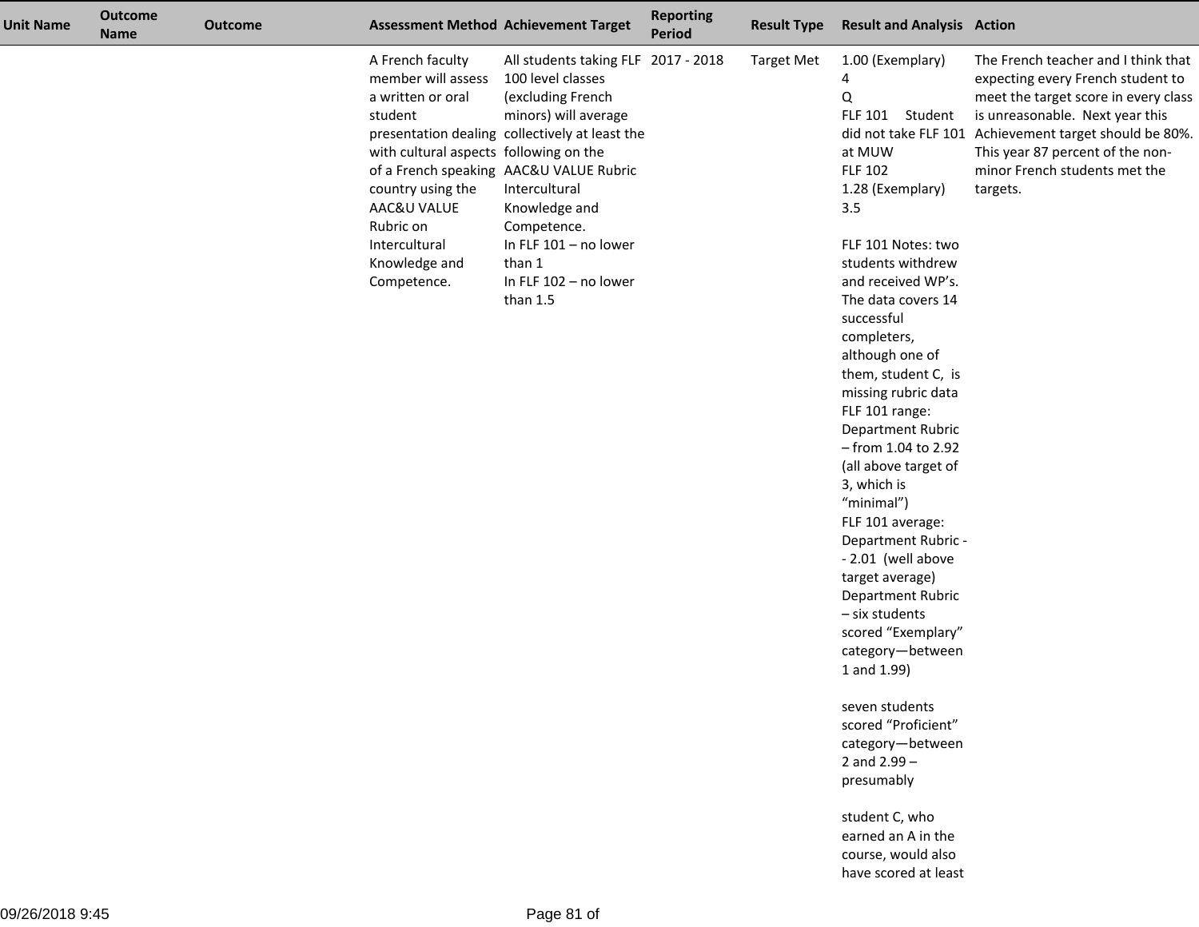| Unit Name | Outcome Name | Outcome | Assessment Method | Achievement Target | Reporting Period | Result Type | Result and Analysis | Action |
|---|---|---|---|---|---|---|---|---|
| | | | A French faculty member will assess a written or oral student presentation dealing with cultural aspects of a French speaking country using the AAC&U VALUE Rubric on Intercultural Knowledge and Competence. | All students taking FLF 100 level classes (excluding French minors) will average collectively at least the following on the AAC&U VALUE Rubric Intercultural Knowledge and Competence.<br>In FLF 101 – no lower than 1<br>In FLF 102 – no lower than 1.5 | 2017 - 2018 | Target Met | 1.00 (Exemplary)<br>4<br>Q<br>FLF 101 Student did not take FLF 101 at MUW<br>FLF 102<br>1.28 (Exemplary)<br>3.5<br><br>FLF 101 Notes: two students withdrew and received WP's. The data covers 14 successful completers, although one of them, student C, is missing rubric data<br>FLF 101 range: Department Rubric – from 1.04 to 2.92 (all above target of 3, which is "minimal")<br>FLF 101 average: Department Rubric -- 2.01 (well above target average)<br>Department Rubric – six students scored "Exemplary" category—between 1 and 1.99)<br><br>seven students scored "Proficient" category—between 2 and 2.99 – presumably<br><br>student C, who earned an A in the course, would also have scored at least | The French teacher and I think that expecting every French student to meet the target score in every class is unreasonable. Next year this Achievement target should be 80%. This year 87 percent of the non-minor French students met the targets. |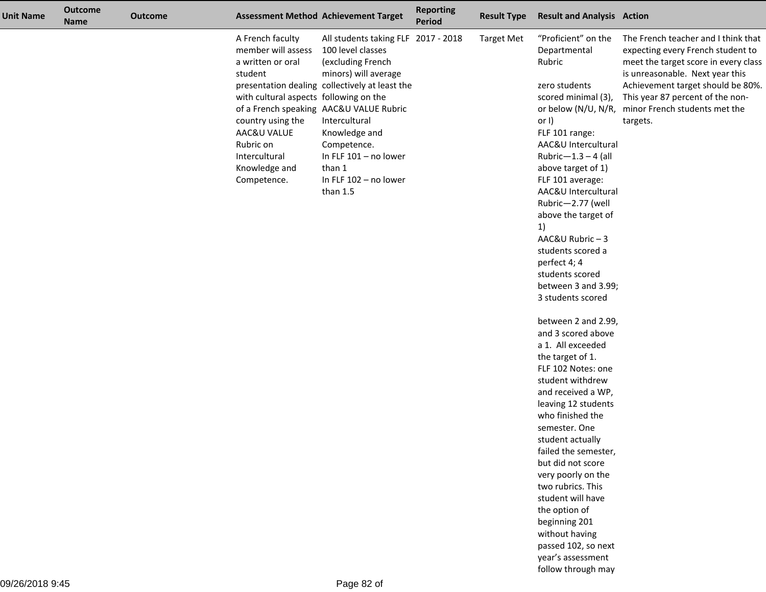| Unit Name | Outcome Name | Outcome | Assessment Method | Achievement Target | Reporting Period | Result Type | Result and Analysis | Action |
|---|---|---|---|---|---|---|---|---|
| | | | A French faculty member will assess a written or oral student presentation dealing with cultural aspects of a French speaking country using the AAC&U VALUE Rubric on Intercultural Knowledge and Competence. | All students taking FLF 100 level classes (excluding French minors) will average collectively at least the following on the AAC&U VALUE Rubric Intercultural Knowledge and Competence.<br>In FLF 101 – no lower than 1<br>In FLF 102 – no lower than 1.5 | 2017 - 2018 | Target Met | "Proficient" on the Departmental Rubric<br><br>zero students scored minimal (3), or below (N/U, N/R, or I)<br>FLF 101 range: AAC&U Intercultural Rubric—1.3 – 4 (all above target of 1)<br>FLF 101 average: AAC&U Intercultural Rubric—2.77 (well above the target of 1)<br>AAC&U Rubric – 3 students scored a perfect 4; 4 students scored between 3 and 3.99; 3 students scored<br><br>between 2 and 2.99, and 3 scored above a 1. All exceeded the target of 1.<br>FLF 102 Notes: one student withdrew and received a WP, leaving 12 students who finished the semester. One student actually failed the semester, but did not score very poorly on the two rubrics. This student will have the option of beginning 201 without having passed 102, so next year's assessment follow through may | The French teacher and I think that expecting every French student to meet the target score in every class is unreasonable. Next year this Achievement target should be 80%. This year 87 percent of the non-minor French students met the targets. |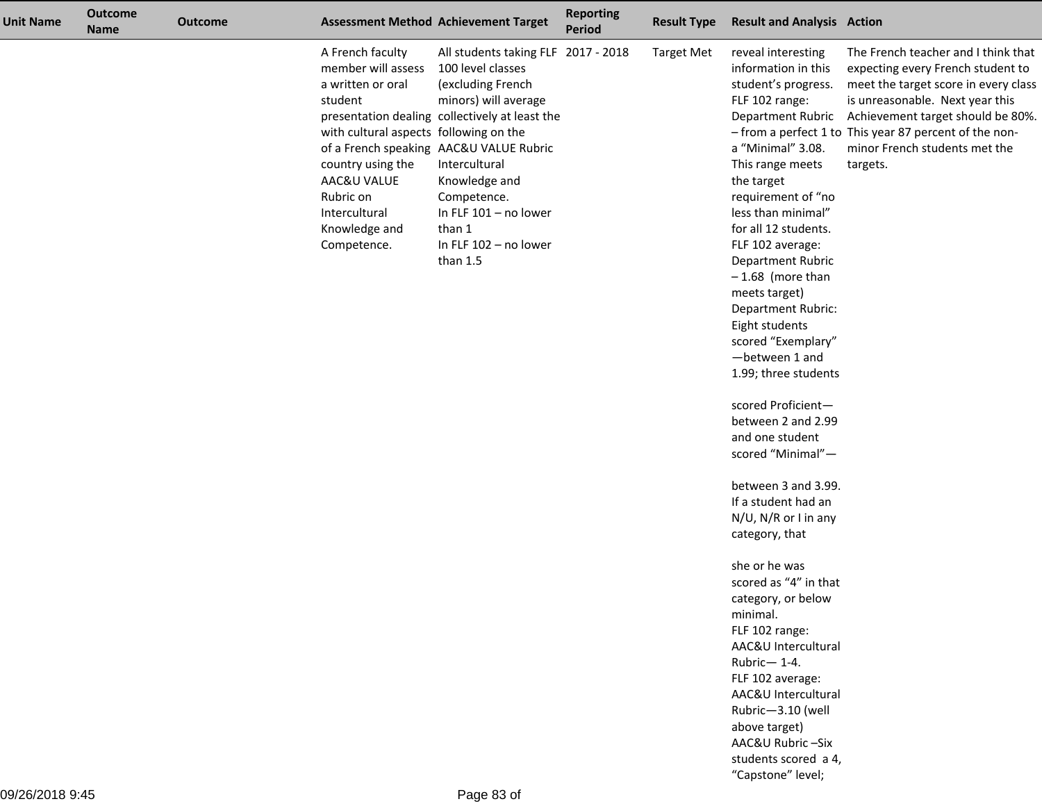| Unit Name | Outcome Name | Outcome | Assessment Method | Achievement Target | Reporting Period | Result Type | Result and Analysis | Action |
|---|---|---|---|---|---|---|---|---|
| | | | A French faculty member will assess a written or oral student presentation dealing with cultural aspects of a French speaking country using the AAC&U VALUE Rubric on Intercultural Knowledge and Competence. | All students taking FLF 100 level classes (excluding French minors) will average collectively at least the following on the AAC&U VALUE Rubric Intercultural Knowledge and Competence.<br>In FLF 101 – no lower than 1<br>In FLF 102 – no lower than 1.5 | 2017 - 2018 | Target Met | reveal interesting information in this student's progress.<br>FLF 102 range: Department Rubric – from a perfect 1 to a "Minimal" 3.08. This range meets the target requirement of "no less than minimal" for all 12 students.<br>FLF 102 average: Department Rubric – 1.68 (more than meets target)<br>Department Rubric: Eight students scored "Exemplary"—between 1 and 1.99; three students<br><br>scored Proficient—between 2 and 2.99 and one student scored "Minimal"—<br><br>between 3 and 3.99. If a student had an N/U, N/R or I in any category, that<br><br>she or he was scored as "4" in that category, or below minimal.<br>FLF 102 range: AAC&U Intercultural Rubric— 1-4.<br>FLF 102 average: AAC&U Intercultural Rubric—3.10 (well above target)<br>AAC&U Rubric –Six students scored a 4, "Capstone" level; | The French teacher and I think that expecting every French student to meet the target score in every class is unreasonable. Next year this Achievement target should be 80%. This year 87 percent of the non-minor French students met the targets. |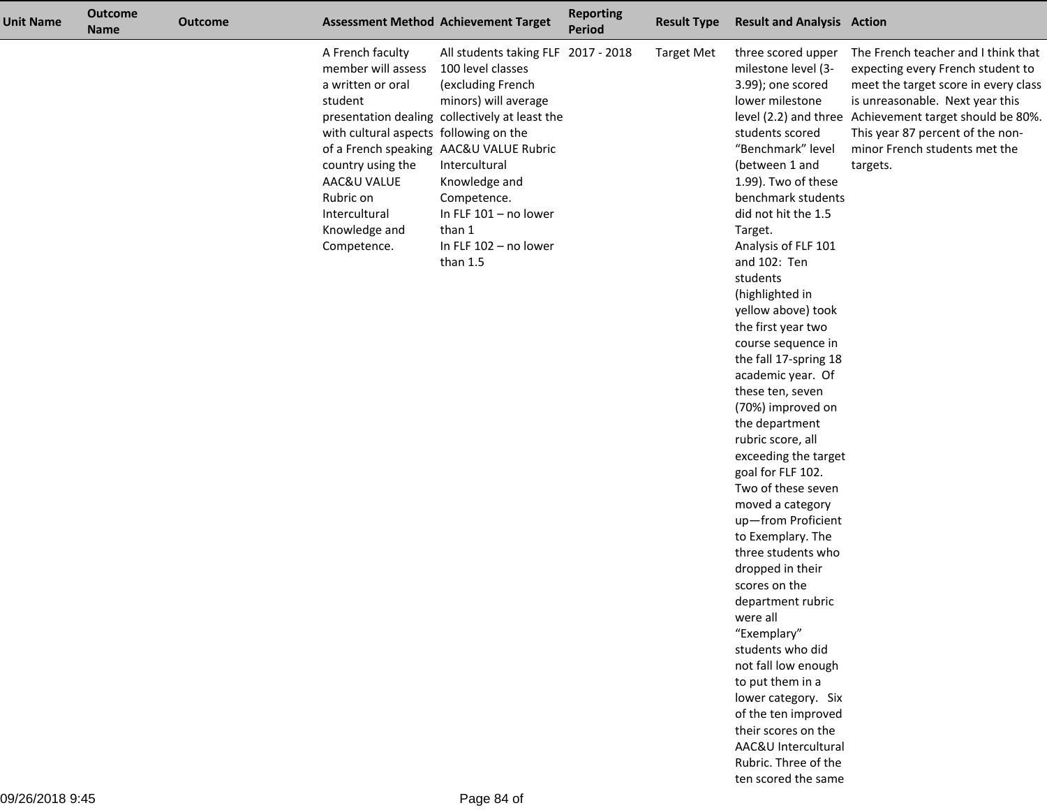| Unit Name | Outcome Name | Outcome | Assessment Method | Achievement Target | Reporting Period | Result Type | Result and Analysis | Action |
|---|---|---|---|---|---|---|---|---|
| | | | A French faculty member will assess a written or oral student presentation dealing with cultural aspects of a French speaking country using the AAC&U VALUE Rubric on Intercultural Knowledge and Competence. | All students taking FLF 100 level classes (excluding French minors) will average collectively at least the following on the AAC&U VALUE Rubric Intercultural Knowledge and Competence.<br>In FLF 101 – no lower than 1<br>In FLF 102 – no lower than 1.5 | 2017 - 2018 | Target Met | three scored upper milestone level (3-3.99); one scored lower milestone level (2.2) and three students scored "Benchmark" level (between 1 and 1.99). Two of these benchmark students did not hit the 1.5 Target.<br>Analysis of FLF 101 and 102: Ten students (highlighted in yellow above) took the first year two course sequence in the fall 17-spring 18 academic year. Of these ten, seven (70%) improved on the department rubric score, all exceeding the target goal for FLF 102. Two of these seven moved a category up—from Proficient to Exemplary. The three students who dropped in their scores on the department rubric were all "Exemplary" students who did not fall low enough to put them in a lower category. Six of the ten improved their scores on the AAC&U Intercultural Rubric. Three of the ten scored the same | The French teacher and I think that expecting every French student to meet the target score in every class is unreasonable. Next year this Achievement target should be 80%. This year 87 percent of the non-minor French students met the targets. |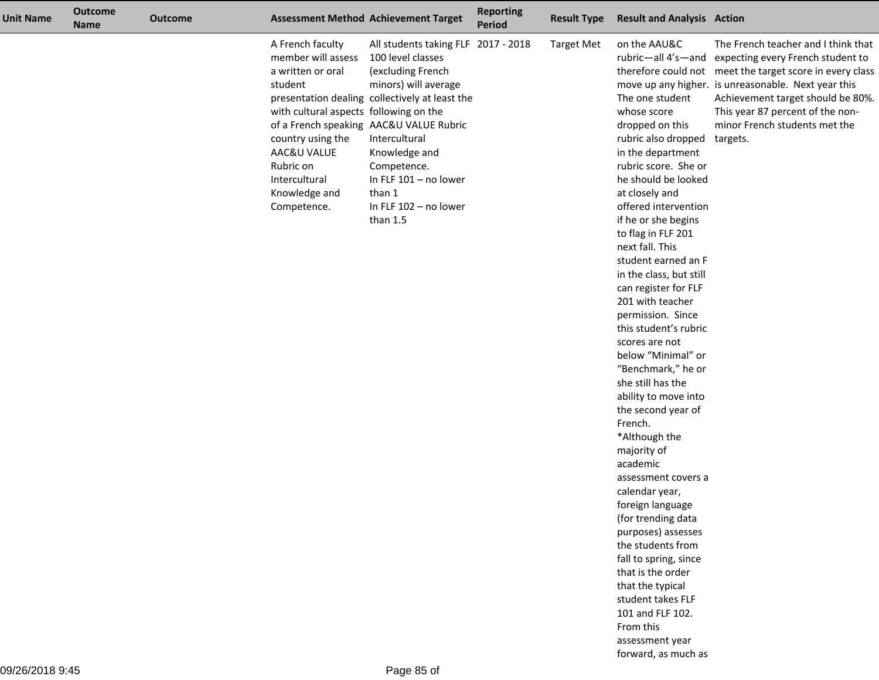| Unit Name | Outcome Name | Outcome | Assessment Method | Achievement Target | Reporting Period | Result Type | Result and Analysis | Action |
|---|---|---|---|---|---|---|---|---|
| | | | A French faculty member will assess a written or oral student presentation dealing with cultural aspects of a French speaking country using the AAC&U VALUE Rubric on Intercultural Knowledge and Competence. | All students taking FLF 100 level classes (excluding French minors) will average collectively at least the following on the AAC&U VALUE Rubric Intercultural Knowledge and Competence.<br>In FLF 101 – no lower than 1<br>In FLF 102 – no lower than 1.5 | 2017 - 2018 | Target Met | on the AAU&C rubric—all 4's—and therefore could not move up any higher. The one student whose score dropped on this rubric also dropped in the department rubric score. She or he should be looked at closely and offered intervention if he or she begins to flag in FLF 201 next fall. This student earned an F in the class, but still can register for FLF 201 with teacher permission. Since this student's rubric scores are not below "Minimal" or "Benchmark," he or she still has the ability to move into the second year of French.<br>*Although the majority of academic assessment covers a calendar year, foreign language (for trending data purposes) assesses the students from fall to spring, since that is the order that the typical student takes FLF 101 and FLF 102. From this assessment year forward, as much as | The French teacher and I think that expecting every French student to meet the target score in every class is unreasonable. Next year this Achievement target should be 80%. This year 87 percent of the non-minor French students met the targets. |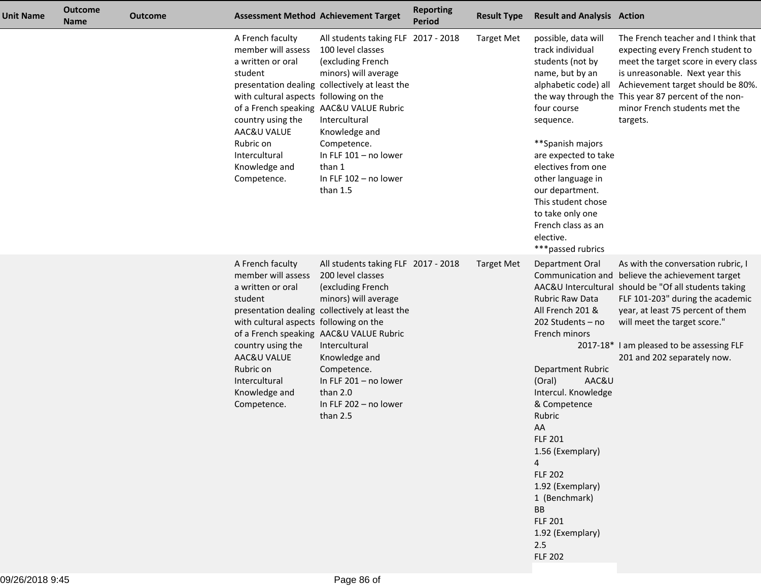| Unit Name | Outcome Name | Outcome | Assessment Method | Achievement Target | Reporting Period | Result Type | Result and Analysis | Action |
|---|---|---|---|---|---|---|---|---|
| | | | A French faculty member will assess a written or oral student presentation dealing with cultural aspects of a French speaking country using the AAC&U VALUE Rubric on Intercultural Knowledge and Competence. | All students taking FLF 100 level classes (excluding French minors) will average collectively at least the following on the AAC&U VALUE Rubric Intercultural Knowledge and Competence.<br>In FLF 101 – no lower than 1<br>In FLF 102 – no lower than 1.5 | 2017 - 2018 | Target Met | possible, data will track individual students (not by name, but by an alphabetic code) all the way through the four course sequence.<br><br>**Spanish majors are expected to take electives from one other language in our department. This student chose to take only one French class as an elective.<br>***passed rubrics | The French teacher and I think that expecting every French student to meet the target score in every class is unreasonable. Next year this Achievement target should be 80%. This year 87 percent of the non-minor French students met the targets. |
| | | | A French faculty member will assess a written or oral student presentation dealing with cultural aspects of a French speaking country using the AAC&U VALUE Rubric on Intercultural Knowledge and Competence. | All students taking FLF 200 level classes (excluding French minors) will average collectively at least the following on the AAC&U VALUE Rubric Intercultural Knowledge and Competence.<br>In FLF 201 – no lower than 2.0<br>In FLF 202 – no lower than 2.5 | 2017 - 2018 | Target Met | Department Oral Communication and AAC&U Intercultural Rubric Raw Data<br>All French 201 & 202 Students – no French minors<br>2017-18*<br>Department Rubric (Oral) AAC&U Intercul. Knowledge & Competence Rubric<br>AA<br>FLF 201<br>1.56 (Exemplary)<br>4<br>FLF 202<br>1.92 (Exemplary)<br>1 (Benchmark)<br>BB<br>FLF 201<br>1.92 (Exemplary)<br>2.5<br>FLF 202 | As with the conversation rubric, I believe the achievement target should be "Of all students taking FLF 101-203" during the academic year, at least 75 percent of them will meet the target score."<br><br>I am pleased to be assessing FLF 201 and 202 separately now. |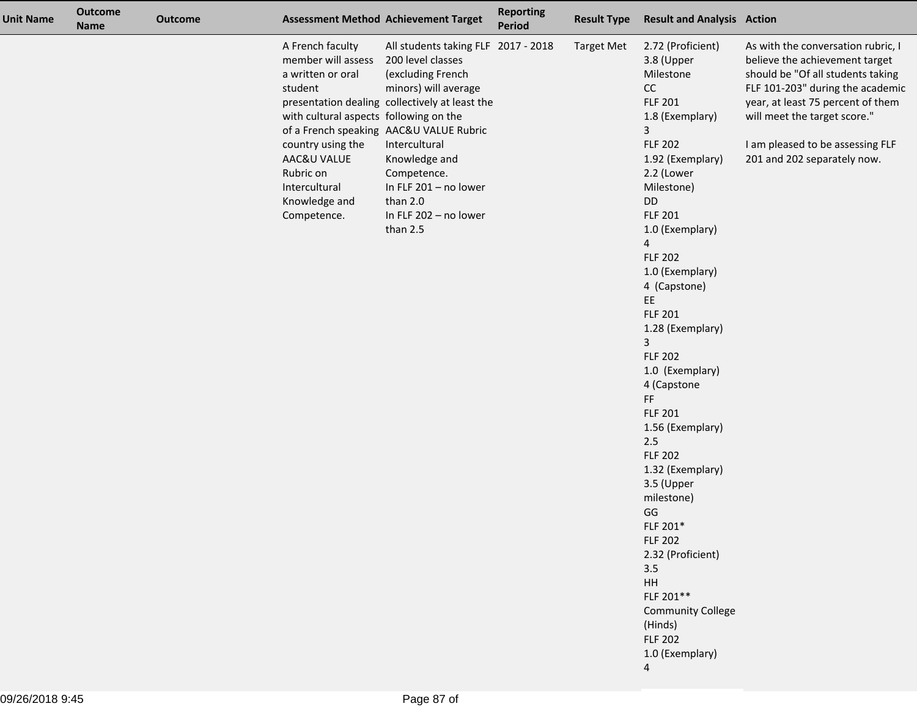| Unit Name | Outcome Name | Outcome | Assessment Method | Achievement Target | Reporting Period | Result Type | Result and Analysis | Action |
|---|---|---|---|---|---|---|---|---|
| | | | A French faculty member will assess a written or oral student presentation dealing with cultural aspects of a French speaking country using the AAC&U VALUE Rubric on Intercultural Knowledge and Competence. | All students taking FLF 200 level classes (excluding French minors) will average collectively at least the following on the AAC&U VALUE Rubric Intercultural Knowledge and Competence.<br>In FLF 201 – no lower than 2.0<br>In FLF 202 – no lower than 2.5 | 2017 - 2018 | Target Met | 2.72 (Proficient)<br>3.8 (Upper Milestone<br>CC<br>FLF 201<br>1.8 (Exemplary)<br>3<br>FLF 202<br>1.92 (Exemplary)<br>2.2 (Lower Milestone)<br>DD<br>FLF 201<br>1.0 (Exemplary)<br>4<br>FLF 202<br>1.0 (Exemplary)<br>4 (Capstone)<br>EE<br>FLF 201<br>1.28 (Exemplary)<br>3<br>FLF 202<br>1.0 (Exemplary)<br>4 (Capstone<br>FF<br>FLF 201<br>1.56 (Exemplary)<br>2.5<br>FLF 202<br>1.32 (Exemplary)<br>3.5 (Upper milestone)<br>GG<br>FLF 201*<br>FLF 202<br>2.32 (Proficient)<br>3.5<br>HH<br>FLF 201**<br>Community College (Hinds)<br>FLF 202<br>1.0 (Exemplary)<br>4 | As with the conversation rubric, I believe the achievement target should be "Of all students taking FLF 101-203" during the academic year, at least 75 percent of them will meet the target score."<br><br>I am pleased to be assessing FLF 201 and 202 separately now. |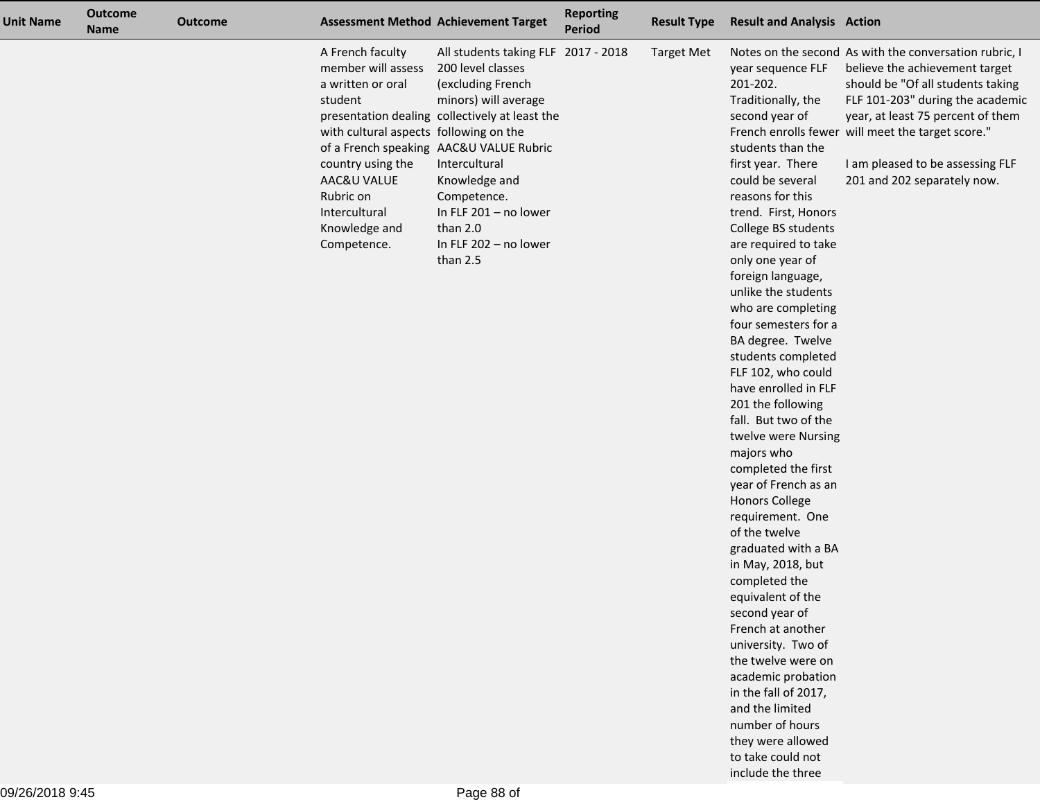| Unit Name | Outcome Name | Outcome | Assessment Method | Achievement Target | Reporting Period | Result Type | Result and Analysis | Action |
|---|---|---|---|---|---|---|---|---|
| | | | A French faculty member will assess a written or oral student presentation dealing with cultural aspects of a French speaking country using the AAC&U VALUE Rubric on Intercultural Knowledge and Competence. | All students taking FLF 200 level classes (excluding French minors) will average collectively at least the following on the AAC&U VALUE Rubric Intercultural Knowledge and Competence.<br>In FLF 201 – no lower than 2.0<br>In FLF 202 – no lower than 2.5 | 2017 - 2018 | Target Met | Notes on the second year sequence FLF 201-202. Traditionally, the second year of French enrolls fewer students than the first year. There could be several reasons for this trend. First, Honors College BS students are required to take only one year of foreign language, unlike the students who are completing four semesters for a BA degree. Twelve students completed FLF 102, who could have enrolled in FLF 201 the following fall. But two of the twelve were Nursing majors who completed the first year of French as an Honors College requirement. One of the twelve graduated with a BA in May, 2018, but completed the equivalent of the second year of French at another university. Two of the twelve were on academic probation in the fall of 2017, and the limited number of hours they were allowed to take could not include the three | As with the conversation rubric, I believe the achievement target should be "Of all students taking FLF 101-203" during the academic year, at least 75 percent of them will meet the target score."<br><br>I am pleased to be assessing FLF 201 and 202 separately now. |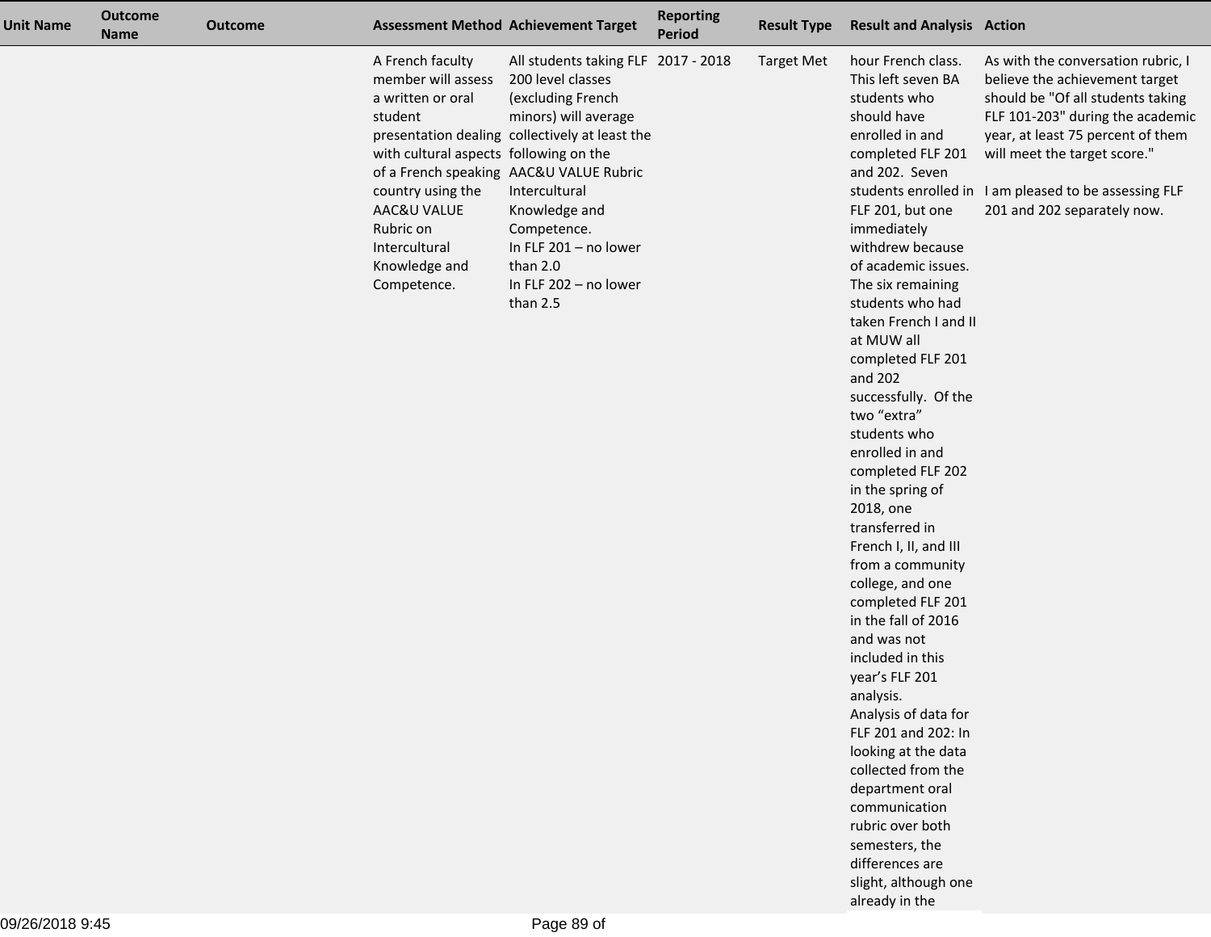| Unit Name | Outcome Name | Outcome | Assessment Method | Achievement Target | Reporting Period | Result Type | Result and Analysis | Action |
|---|---|---|---|---|---|---|---|---|
| | | | A French faculty member will assess a written or oral student presentation dealing with cultural aspects of a French speaking country using the AAC&U VALUE Rubric on Intercultural Knowledge and Competence. | All students taking FLF 200 level classes (excluding French minors) will average collectively at least the following on the AAC&U VALUE Rubric Intercultural Knowledge and Competence.<br>In FLF 201 – no lower than 2.0<br>In FLF 202 – no lower than 2.5 | 2017 - 2018 | Target Met | hour French class. This left seven BA students who should have enrolled in and completed FLF 201 and 202. Seven students enrolled in FLF 201, but one immediately withdrew because of academic issues. The six remaining students who had taken French I and II at MUW all completed FLF 201 and 202 successfully. Of the two "extra" students who enrolled in and completed FLF 202 in the spring of 2018, one transferred in French I, II, and III from a community college, and one completed FLF 201 in the fall of 2016 and was not included in this year's FLF 201 analysis.<br>Analysis of data for FLF 201 and 202: In looking at the data collected from the department oral communication rubric over both semesters, the differences are slight, although one already in the | As with the conversation rubric, I believe the achievement target should be "Of all students taking FLF 101-203" during the academic year, at least 75 percent of them will meet the target score."<br><br>I am pleased to be assessing FLF 201 and 202 separately now. |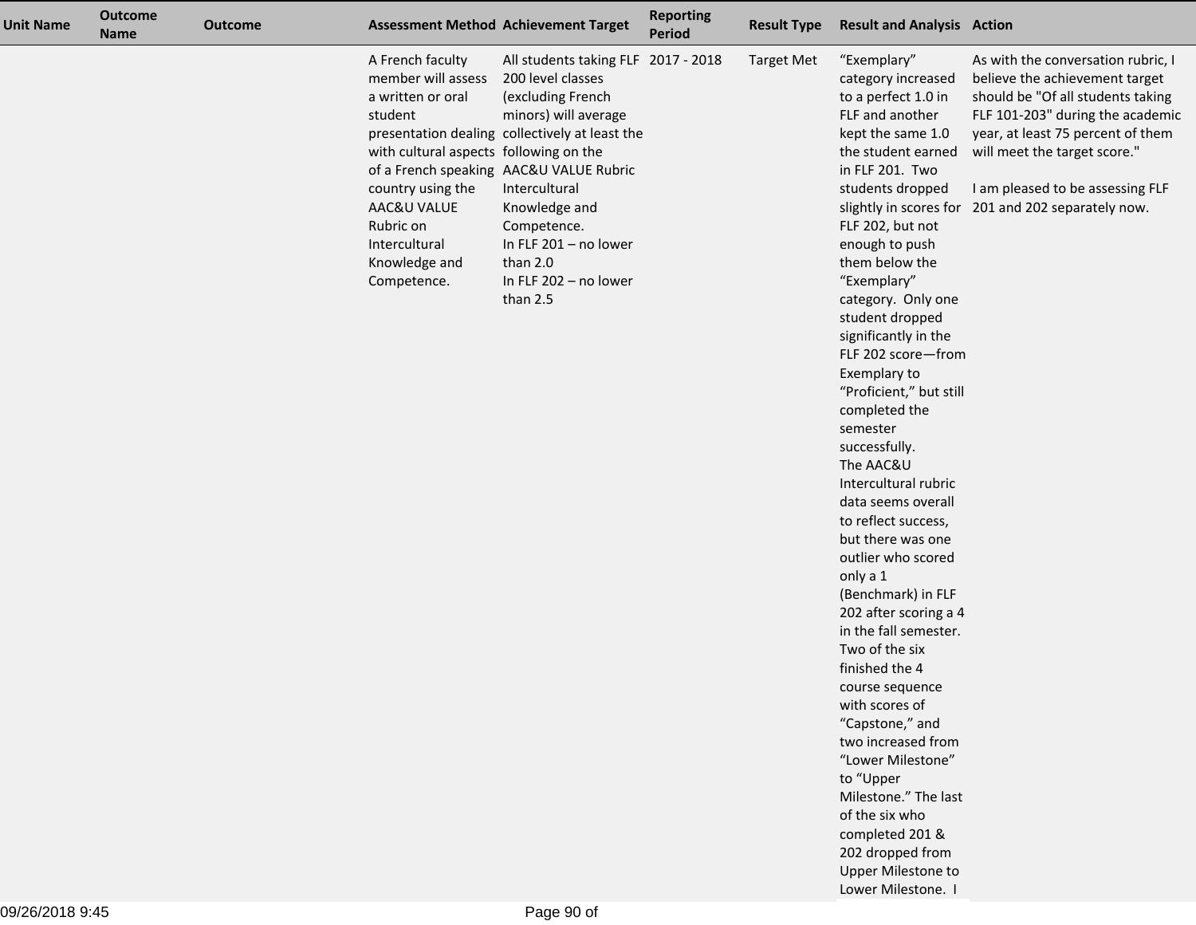| Unit Name | Outcome Name | Outcome | Assessment Method | Achievement Target | Reporting Period | Result Type | Result and Analysis | Action |
|---|---|---|---|---|---|---|---|---|
| | | | A French faculty member will assess a written or oral student presentation dealing with cultural aspects of a French speaking country using the AAC&U VALUE Rubric on Intercultural Knowledge and Competence. | All students taking FLF 200 level classes (excluding French minors) will average collectively at least the following on the AAC&U VALUE Rubric Intercultural Knowledge and Competence.<br>In FLF 201 – no lower than 2.0<br>In FLF 202 – no lower than 2.5 | 2017 - 2018 | Target Met | "Exemplary" category increased to a perfect 1.0 in FLF and another kept the same 1.0 the student earned in FLF 201. Two students dropped slightly in scores for FLF 202, but not enough to push them below the "Exemplary" category. Only one student dropped significantly in the FLF 202 score—from Exemplary to "Proficient," but still completed the semester successfully.<br>The AAC&U Intercultural rubric data seems overall to reflect success, but there was one outlier who scored only a 1 (Benchmark) in FLF 202 after scoring a 4 in the fall semester. Two of the six finished the 4 course sequence with scores of "Capstone," and two increased from "Lower Milestone" to "Upper Milestone." The last of the six who completed 201 & 202 dropped from Upper Milestone to Lower Milestone. I | As with the conversation rubric, I believe the achievement target should be "Of all students taking FLF 101-203" during the academic year, at least 75 percent of them will meet the target score."<br><br>I am pleased to be assessing FLF 201 and 202 separately now. |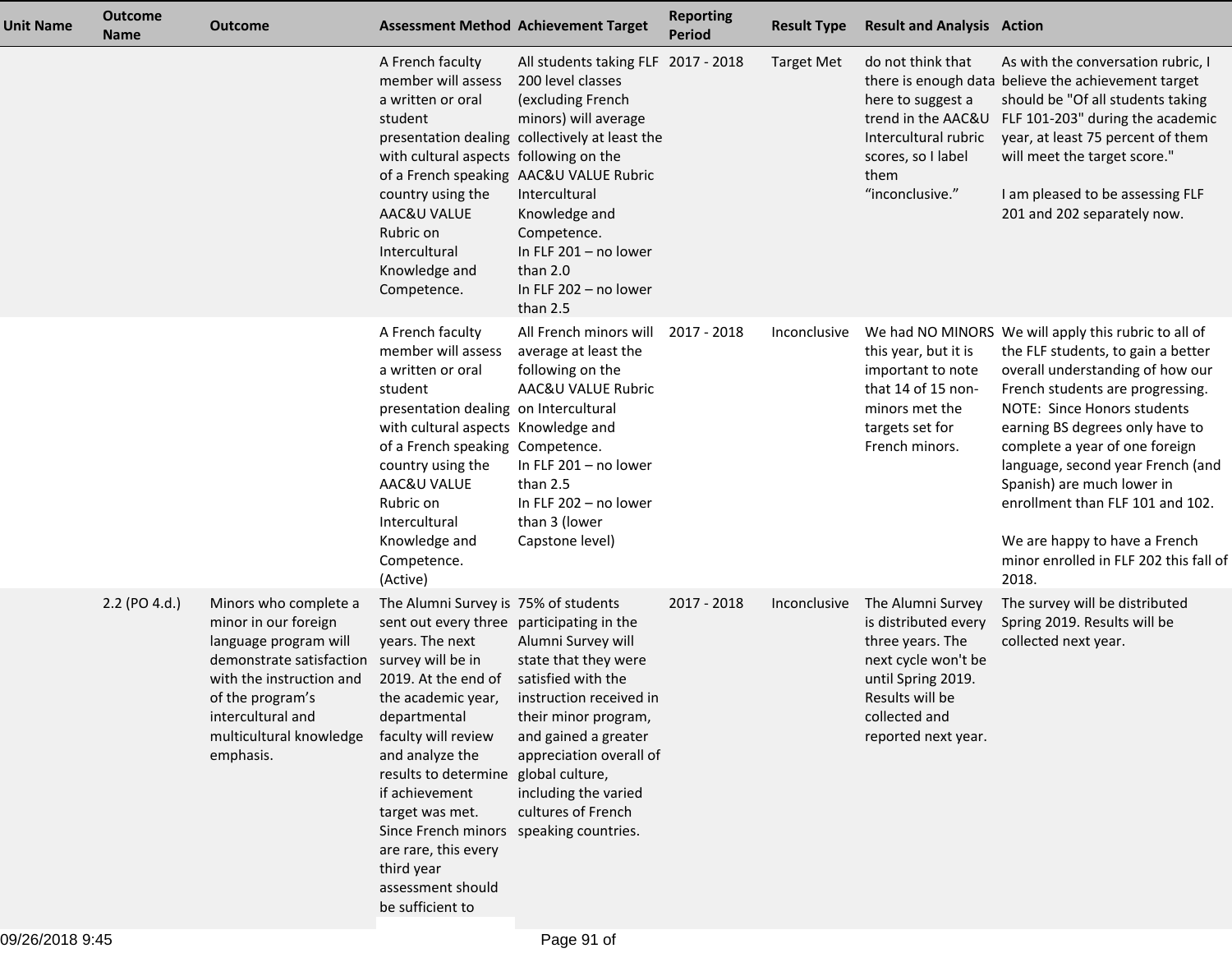| Unit Name | Outcome Name | Outcome | Assessment Method | Achievement Target | Reporting Period | Result Type | Result and Analysis | Action |
|---|---|---|---|---|---|---|---|---|
| | | | A French faculty member will assess a written or oral student presentation dealing with cultural aspects of a French speaking country using the AAC&U VALUE Rubric on Intercultural Knowledge and Competence. | All students taking FLF 200 level classes (excluding French minors) will average collectively at least the following on the AAC&U VALUE Rubric Intercultural Knowledge and Competence.<br>In FLF 201 – no lower than 2.0<br>In FLF 202 – no lower than 2.5 | 2017 - 2018 | Target Met | do not think that there is enough data here to suggest a trend in the AAC&U Intercultural rubric scores, so I label them "inconclusive." | As with the conversation rubric, I believe the achievement target should be "Of all students taking FLF 101-203" during the academic year, at least 75 percent of them will meet the target score."<br><br>I am pleased to be assessing FLF 201 and 202 separately now. |
| | | | A French faculty member will assess a written or oral student presentation dealing with cultural aspects of a French speaking country using the AAC&U VALUE Rubric on Intercultural Knowledge and Competence. (Active) | All French minors will average at least the following on the AAC&U VALUE Rubric on Intercultural Knowledge and Competence.<br>In FLF 201 – no lower than 2.5<br>In FLF 202 – no lower than 3 (lower Capstone level) | 2017 - 2018 | Inconclusive | We had NO MINORS this year, but it is important to note that 14 of 15 non-minors met the targets set for French minors. | We will apply this rubric to all of the FLF students, to gain a better overall understanding of how our French students are progressing. NOTE: Since Honors students earning BS degrees only have to complete a year of one foreign language, second year French (and Spanish) are much lower in enrollment than FLF 101 and 102.<br><br>We are happy to have a French minor enrolled in FLF 202 this fall of 2018. |
| | 2.2 (PO 4.d.) | Minors who complete a minor in our foreign language program will demonstrate satisfaction with the instruction and of the program's intercultural and multicultural knowledge emphasis. | The Alumni Survey is sent out every three years. The next survey will be in 2019. At the end of the academic year, departmental faculty will review and analyze the results to determine if achievement target was met. Since French minors are rare, this every third year assessment should be sufficient to | 75% of students participating in the Alumni Survey will state that they were satisfied with the instruction received in their minor program, and gained a greater appreciation overall of global culture, including the varied cultures of French speaking countries. | 2017 - 2018 | Inconclusive | The Alumni Survey is distributed every three years. The next cycle won't be until Spring 2019. Results will be collected and reported next year. | The survey will be distributed Spring 2019. Results will be collected next year. |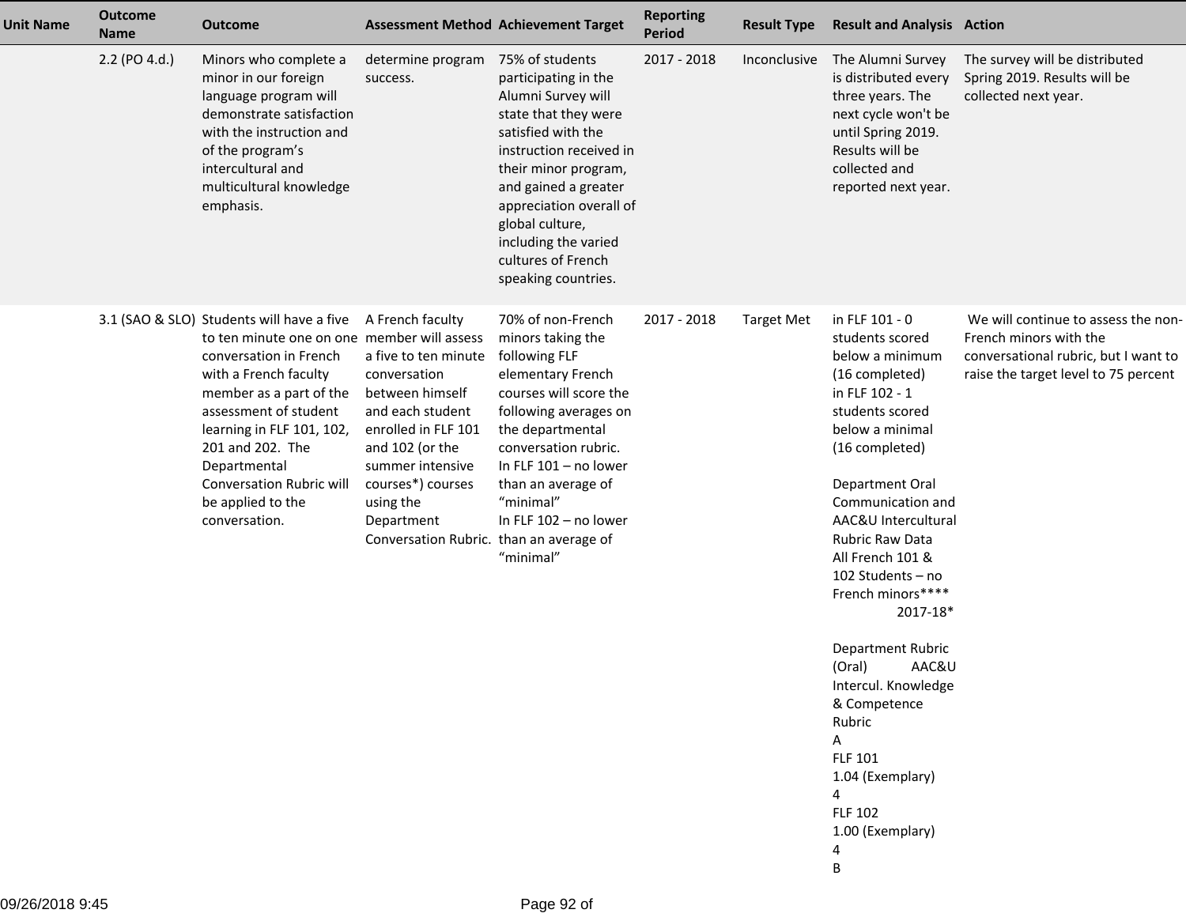| Unit Name | Outcome Name | Outcome | Assessment Method | Achievement Target | Reporting Period | Result Type | Result and Analysis | Action |
|---|---|---|---|---|---|---|---|---|
| | 2.2 (PO 4.d.) | Minors who complete a minor in our foreign language program will demonstrate satisfaction with the instruction and of the program's intercultural and multicultural knowledge emphasis. | determine program success. | 75% of students participating in the Alumni Survey will state that they were satisfied with the instruction received in their minor program, and gained a greater appreciation overall of global culture, including the varied cultures of French speaking countries. | 2017 - 2018 | Inconclusive | The Alumni Survey is distributed every three years. The next cycle won't be until Spring 2019. Results will be collected and reported next year. | The survey will be distributed Spring 2019. Results will be collected next year. |
| | 3.1 (SAO & SLO) | Students will have a five to ten minute one on one conversation in French with a French faculty member as a part of the assessment of student learning in FLF 101, 102, 201 and 202. The Departmental Conversation Rubric will be applied to the conversation. | A French faculty member will assess a five to ten minute conversation between himself and each student enrolled in FLF 101 and 102 (or the summer intensive courses*) courses using the Department Conversation Rubric. | 70% of non-French minors taking the following FLF elementary French courses will score the following averages on the departmental conversation rubric. In FLF 101 – no lower than an average of "minimal" In FLF 102 – no lower than an average of "minimal" | 2017 - 2018 | Target Met | in FLF 101 - 0 students scored below a minimum (16 completed) in FLF 102 - 1 students scored below a minimal (16 completed)<br><br>Department Oral Communication and AAC&U Intercultural Rubric Raw Data All French 101 & 102 Students – no French minors**** 2017-18*<br><br>Department Rubric (Oral) AAC&U Intercul. Knowledge & Competence Rubric<br>A<br>FLF 101<br>1.04 (Exemplary)<br>4<br>FLF 102<br>1.00 (Exemplary)<br>4<br>B | We will continue to assess the non-French minors with the conversational rubric, but I want to raise the target level to 75 percent |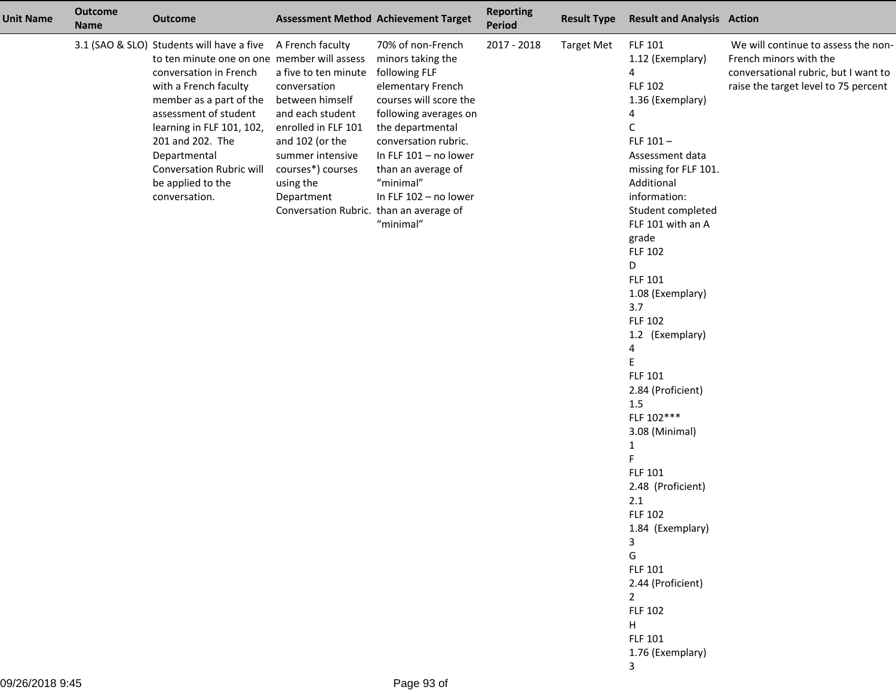| Unit Name | Outcome Name | Outcome | Assessment Method | Achievement Target | Reporting Period | Result Type | Result and Analysis | Action |
|---|---|---|---|---|---|---|---|---|
| | 3.1 (SAO & SLO) | Students will have a five to ten minute one on one conversation in French with a French faculty member as a part of the assessment of student learning in FLF 101, 102, 201 and 202. The Departmental Conversation Rubric will be applied to the conversation. | A French faculty member will assess a five to ten minute conversation between himself and each student enrolled in FLF 101 and 102 (or the summer intensive courses*) courses using the Department Conversation Rubric. | 70% of non-French minors taking the following FLF elementary French courses will score the following averages on the departmental conversation rubric.<br>In FLF 101 – no lower than an average of “minimal”<br>In FLF 102 – no lower than an average of “minimal” | 2017 - 2018 | Target Met | FLF 101<br>1.12 (Exemplary)<br>4<br>FLF 102<br>1.36 (Exemplary)<br>4<br>C<br>FLF 101 –<br>Assessment data missing for FLF 101. Additional information: Student completed FLF 101 with an A grade<br>FLF 102<br>D<br>FLF 101<br>1.08 (Exemplary)<br>3.7<br>FLF 102<br>1.2 (Exemplary)<br>4<br>E<br>FLF 101<br>2.84 (Proficient)<br>1.5<br>FLF 102***<br>3.08 (Minimal)<br>1<br>F<br>FLF 101<br>2.48 (Proficient)<br>2.1<br>FLF 102<br>1.84 (Exemplary)<br>3<br>G<br>FLF 101<br>2.44 (Proficient)<br>2<br>FLF 102<br>H<br>FLF 101<br>1.76 (Exemplary)<br>3 | We will continue to assess the non-French minors with the conversational rubric, but I want to raise the target level to 75 percent |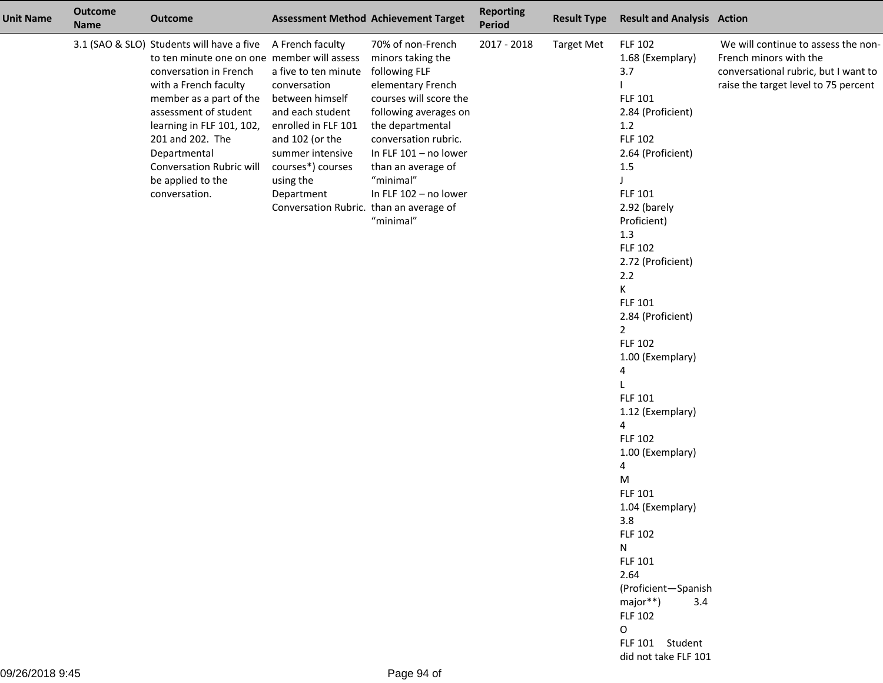| Unit Name | Outcome Name | Outcome | Assessment Method | Achievement Target | Reporting Period | Result Type | Result and Analysis | Action |
|---|---|---|---|---|---|---|---|---|
| | 3.1 (SAO & SLO) | Students will have a five to ten minute one on one conversation in French with a French faculty member as a part of the assessment of student learning in FLF 101, 102, 201 and 202. The Departmental Conversation Rubric will be applied to the conversation. | A French faculty member will assess a five to ten minute conversation between himself and each student enrolled in FLF 101 and 102 (or the summer intensive courses*) courses using the Department Conversation Rubric. | 70% of non-French minors taking the following FLF elementary French courses will score the following averages on the departmental conversation rubric.<br>In FLF 101 – no lower than an average of “minimal”<br>In FLF 102 – no lower than an average of “minimal” | 2017 - 2018 | Target Met | FLF 102<br>1.68 (Exemplary)<br>3.7<br>I<br>FLF 101<br>2.84 (Proficient)<br>1.2<br>FLF 102<br>2.64 (Proficient)<br>1.5<br>J<br>FLF 101<br>2.92 (barely Proficient)<br>1.3<br>FLF 102<br>2.72 (Proficient)<br>2.2<br>K<br>FLF 101<br>2.84 (Proficient)<br>2<br>FLF 102<br>1.00 (Exemplary)<br>4<br>L<br>FLF 101<br>1.12 (Exemplary)<br>4<br>FLF 102<br>1.00 (Exemplary)<br>4<br>M<br>FLF 101<br>1.04 (Exemplary)<br>3.8<br>FLF 102<br>N<br>FLF 101<br>2.64 (Proficient—Spanish major**) 3.4<br>FLF 102<br>O<br>FLF 101 Student did not take FLF 101 | We will continue to assess the non-French minors with the conversational rubric, but I want to raise the target level to 75 percent |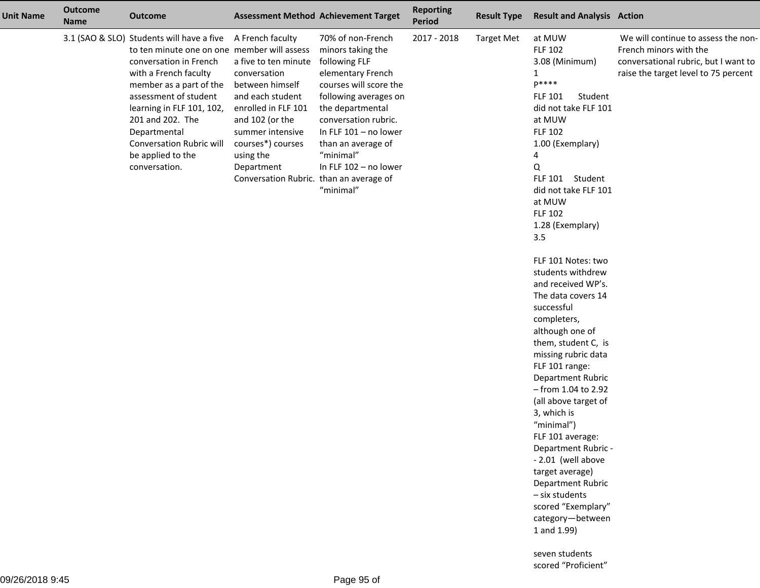| Unit Name | Outcome Name | Outcome | Assessment Method | Achievement Target | Reporting Period | Result Type | Result and Analysis | Action |
|---|---|---|---|---|---|---|---|---|
| | 3.1 (SAO & SLO) | Students will have a five to ten minute one on one conversation in French with a French faculty member as a part of the assessment of student learning in FLF 101, 102, 201 and 202. The Departmental Conversation Rubric will be applied to the conversation. | A French faculty member will assess a five to ten minute conversation between himself and each student enrolled in FLF 101 and 102 (or the summer intensive courses*) courses using the Department Conversation Rubric. | 70% of non-French minors taking the following FLF elementary French courses will score the following averages on the departmental conversation rubric.<br>In FLF 101 – no lower than an average of "minimal"<br>In FLF 102 – no lower than an average of "minimal" | 2017 - 2018 | Target Met | at MUW<br>FLF 102<br>3.08 (Minimum)<br>1<br>P****<br>FLF 101 Student did not take FLF 101 at MUW<br>FLF 102<br>1.00 (Exemplary)<br>4<br>Q<br>FLF 101 Student did not take FLF 101 at MUW<br>FLF 102<br>1.28 (Exemplary)<br>3.5<br><br>FLF 101 Notes: two students withdrew and received WP's. The data covers 14 successful completers, although one of them, student C, is missing rubric data<br>FLF 101 range: Department Rubric – from 1.04 to 2.92 (all above target of 3, which is "minimal")<br>FLF 101 average: Department Rubric -- 2.01 (well above target average)<br>Department Rubric – six students scored "Exemplary" category—between 1 and 1.99)<br><br>seven students scored "Proficient" | We will continue to assess the non-French minors with the conversational rubric, but I want to raise the target level to 75 percent |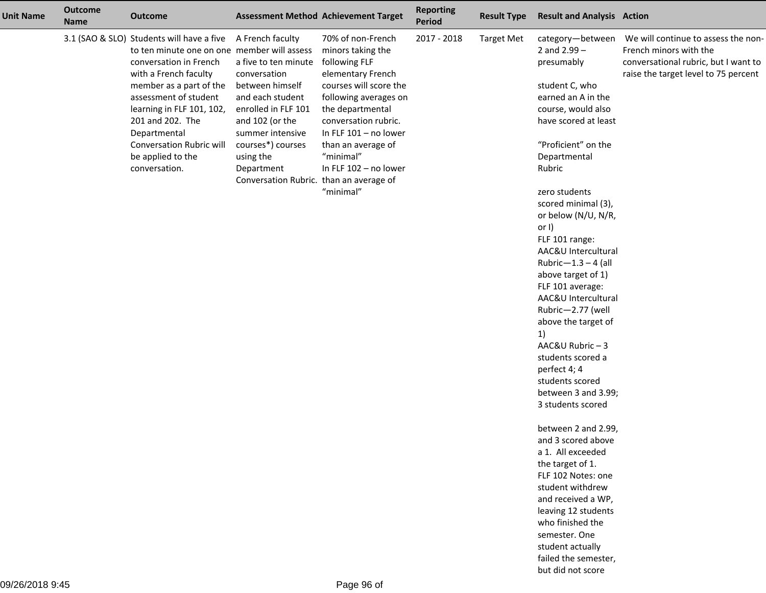| Unit Name | Outcome Name | Outcome | Assessment Method | Achievement Target | Reporting Period | Result Type | Result and Analysis | Action |
|---|---|---|---|---|---|---|---|---|
| | 3.1 (SAO & SLO) | Students will have a five to ten minute one on one conversation in French with a French faculty member as a part of the assessment of student learning in FLF 101, 102, 201 and 202. The Departmental Conversation Rubric will be applied to the conversation. | A French faculty member will assess a five to ten minute conversation between himself and each student enrolled in FLF 101 and 102 (or the summer intensive courses*) courses using the Department Conversation Rubric. | 70% of non-French minors taking the following FLF elementary French courses will score the following averages on the departmental conversation rubric. In FLF 101 – no lower than an average of "minimal" In FLF 102 – no lower than an average of "minimal" | 2017 - 2018 | Target Met | category—between 2 and 2.99 – presumably<br><br>student C, who earned an A in the course, would also have scored at least<br><br>"Proficient" on the Departmental Rubric<br><br>zero students scored minimal (3), or below (N/U, N/R, or I)<br>FLF 101 range: AAC&U Intercultural Rubric—1.3 – 4 (all above target of 1)<br>FLF 101 average: AAC&U Intercultural Rubric—2.77 (well above the target of 1)<br>AAC&U Rubric – 3 students scored a perfect 4; 4 students scored between 3 and 3.99; 3 students scored<br><br>between 2 and 2.99, and 3 scored above a 1. All exceeded the target of 1.<br>FLF 102 Notes: one student withdrew and received a WP, leaving 12 students who finished the semester. One student actually failed the semester, but did not score | We will continue to assess the non-French minors with the conversational rubric, but I want to raise the target level to 75 percent |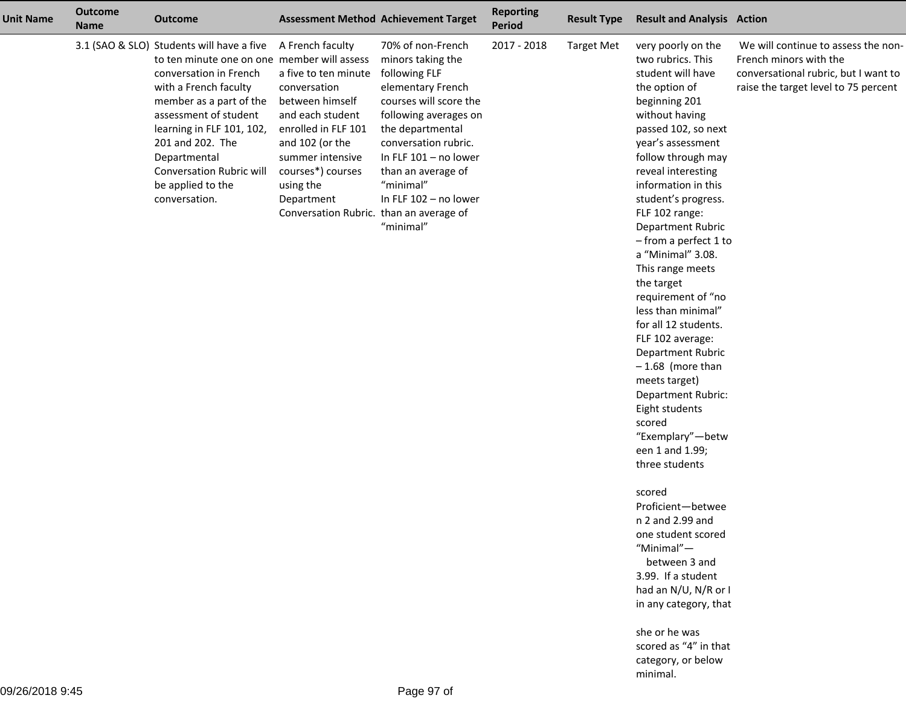| Unit Name | Outcome Name | Outcome | Assessment Method | Achievement Target | Reporting Period | Result Type | Result and Analysis | Action |
|---|---|---|---|---|---|---|---|---|
| | 3.1 (SAO & SLO) | Students will have a five to ten minute one on one conversation in French with a French faculty member as a part of the assessment of student learning in FLF 101, 102, 201 and 202. The Departmental Conversation Rubric will be applied to the conversation. | A French faculty member will assess a five to ten minute conversation between himself and each student enrolled in FLF 101 and 102 (or the summer intensive courses*) courses using the Department Conversation Rubric. | 70% of non-French minors taking the following FLF elementary French courses will score the following averages on the departmental conversation rubric. In FLF 101 – no lower than an average of "minimal" In FLF 102 – no lower than an average of "minimal" | 2017 - 2018 | Target Met | very poorly on the two rubrics. This student will have the option of beginning 201 without having passed 102, so next year's assessment follow through may reveal interesting information in this student's progress. FLF 102 range: Department Rubric – from a perfect 1 to a "Minimal" 3.08. This range meets the target requirement of "no less than minimal" for all 12 students. FLF 102 average: Department Rubric – 1.68 (more than meets target) Department Rubric: Eight students scored "Exemplary"—between 1 and 1.99; three students scored Proficient—between 2 and 2.99 and one student scored "Minimal"— between 3 and 3.99. If a student had an N/U, N/R or I in any category, that she or he was scored as "4" in that category, or below minimal. | We will continue to assess the non-French minors with the conversational rubric, but I want to raise the target level to 75 percent |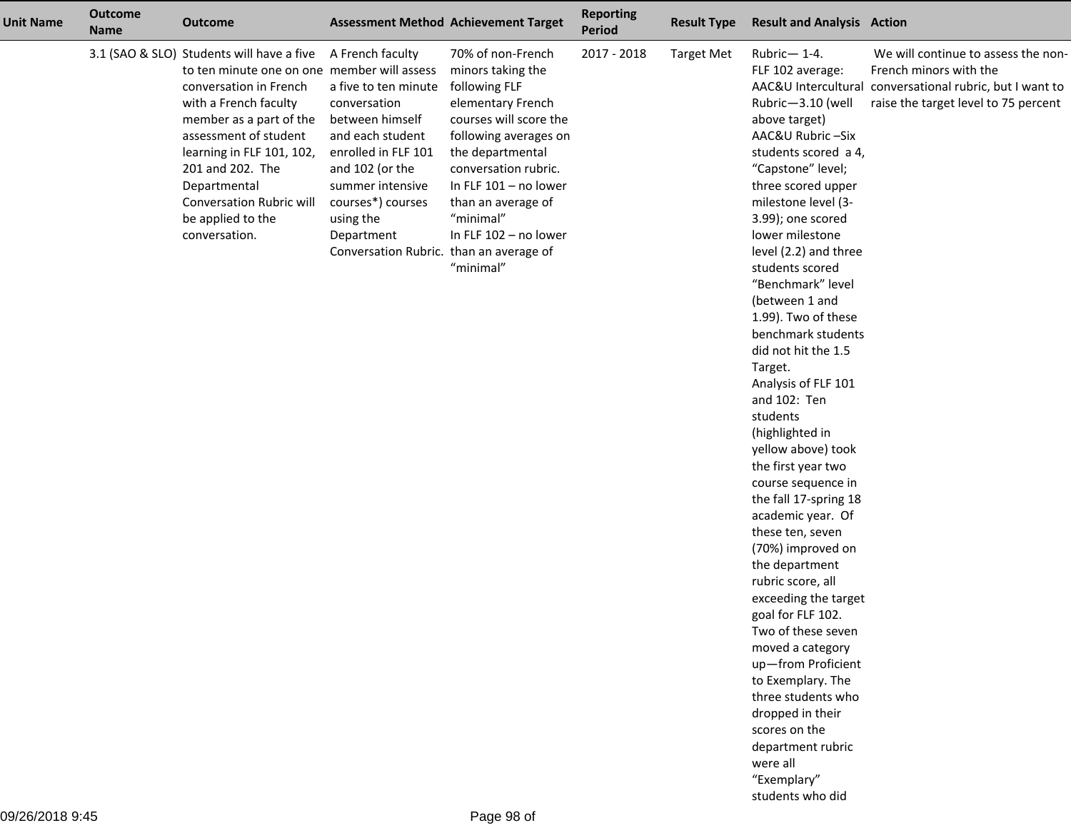| Unit Name | Outcome Name | Outcome | Assessment Method | Achievement Target | Reporting Period | Result Type | Result and Analysis | Action |
|---|---|---|---|---|---|---|---|---|
| | 3.1 (SAO & SLO) | Students will have a five to ten minute one on one conversation in French with a French faculty member as a part of the assessment of student learning in FLF 101, 102, 201 and 202. The Departmental Conversation Rubric will be applied to the conversation. | A French faculty member will assess a five to ten minute conversation between himself and each student enrolled in FLF 101 and 102 (or the summer intensive courses*) courses using the Department Conversation Rubric. | 70% of non-French minors taking the following FLF elementary French courses will score the following averages on the departmental conversation rubric. In FLF 101 – no lower than an average of "minimal" In FLF 102 – no lower than an average of "minimal" | 2017 - 2018 | Target Met | Rubric— 1-4. FLF 102 average: AAC&U Intercultural Rubric—3.10 (well above target) AAC&U Rubric –Six students scored a 4, "Capstone" level; three scored upper milestone level (3-3.99); one scored lower milestone level (2.2) and three students scored "Benchmark" level (between 1 and 1.99). Two of these benchmark students did not hit the 1.5 Target. Analysis of FLF 101 and 102: Ten students (highlighted in yellow above) took the first year two course sequence in the fall 17-spring 18 academic year. Of these ten, seven (70%) improved on the department rubric score, all exceeding the target goal for FLF 102. Two of these seven moved a category up—from Proficient to Exemplary. The three students who dropped in their scores on the department rubric were all "Exemplary" students who did | We will continue to assess the non-French minors with the conversational rubric, but I want to raise the target level to 75 percent |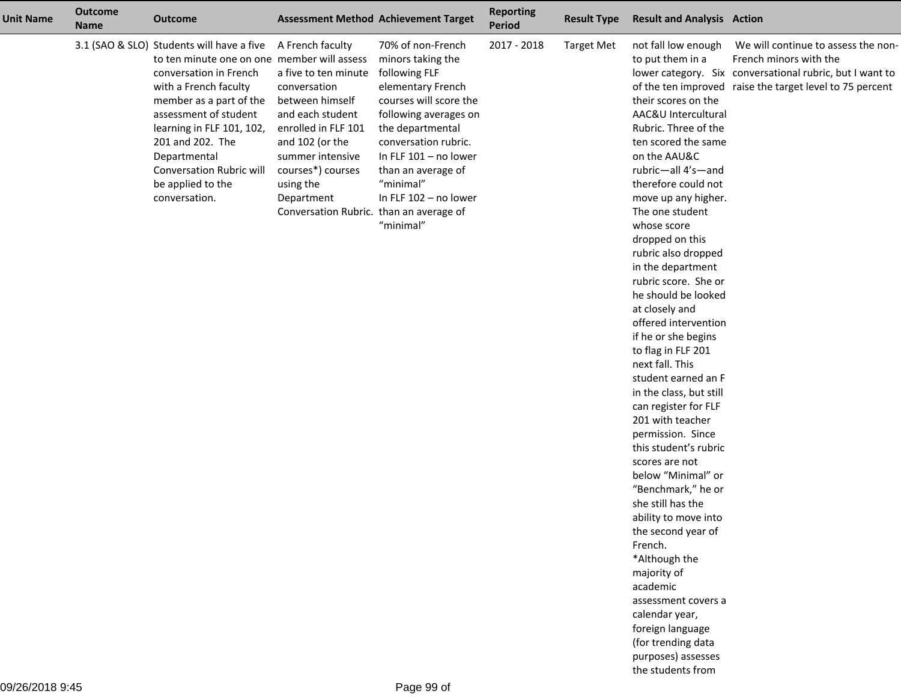| Unit Name | Outcome Name | Outcome | Assessment Method | Achievement Target | Reporting Period | Result Type | Result and Analysis | Action |
|---|---|---|---|---|---|---|---|---|
| | 3.1 (SAO & SLO) | Students will have a five to ten minute one on one conversation in French with a French faculty member as a part of the assessment of student learning in FLF 101, 102, 201 and 202. The Departmental Conversation Rubric will be applied to the conversation. | A French faculty member will assess a five to ten minute conversation between himself and each student enrolled in FLF 101 and 102 (or the summer intensive courses*) courses using the Department Conversation Rubric. | 70% of non-French minors taking the following FLF elementary French courses will score the following averages on the departmental conversation rubric.<br>In FLF 101 – no lower than an average of “minimal”<br>In FLF 102 – no lower than an average of “minimal” | 2017 - 2018 | Target Met | not fall low enough to put them in a lower category. Six of the ten improved their scores on the AAC&U Intercultural Rubric. Three of the ten scored the same on the AAU&C rubric—all 4’s—and therefore could not move up any higher. The one student whose score dropped on this rubric also dropped in the department rubric score. She or he should be looked at closely and offered intervention if he or she begins to flag in FLF 201 next fall. This student earned an F in the class, but still can register for FLF 201 with teacher permission. Since this student’s rubric scores are not below “Minimal” or “Benchmark,” he or she still has the ability to move into the second year of French.<br>*Although the majority of academic assessment covers a calendar year, foreign language (for trending data purposes) assesses the students from | We will continue to assess the non-French minors with the conversational rubric, but I want to raise the target level to 75 percent |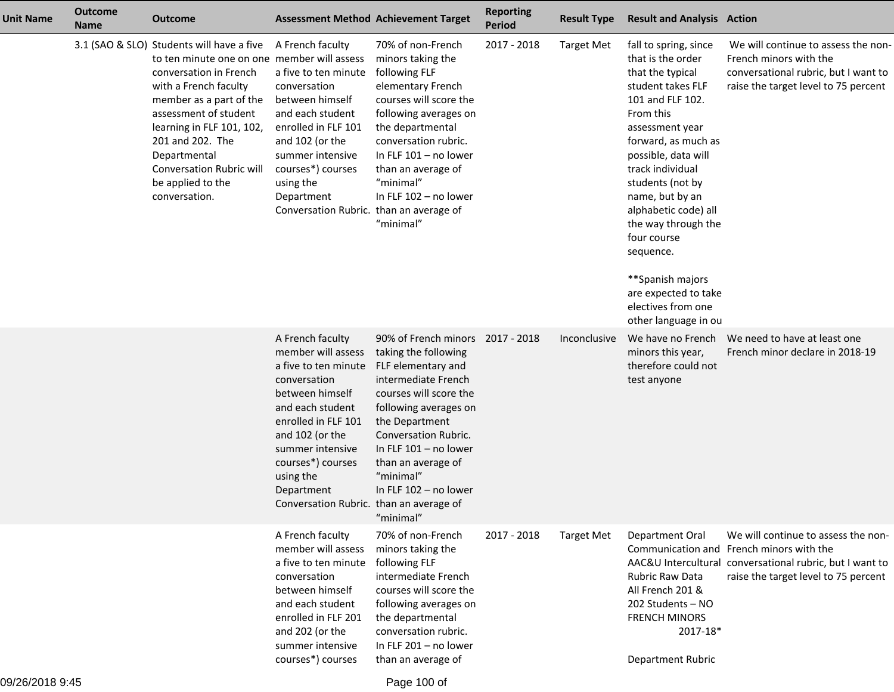| Unit Name | Outcome Name | Outcome | Assessment Method | Achievement Target | Reporting Period | Result Type | Result and Analysis | Action |
|---|---|---|---|---|---|---|---|---|
| | 3.1 (SAO & SLO) | Students will have a five to ten minute one on one conversation in French with a French faculty member as a part of the assessment of student learning in FLF 101, 102, 201 and 202. The Departmental Conversation Rubric will be applied to the conversation. | A French faculty member will assess a five to ten minute conversation between himself and each student enrolled in FLF 101 and 102 (or the summer intensive courses*) courses using the Department Conversation Rubric. | 70% of non-French minors taking the following FLF elementary French courses will score the following averages on the departmental conversation rubric. In FLF 101 – no lower than an average of "minimal" In FLF 102 – no lower than an average of "minimal" | 2017 - 2018 | Target Met | fall to spring, since that is the order that the typical student takes FLF 101 and FLF 102. From this assessment year forward, as much as possible, data will track individual students (not by name, but by an alphabetic code) all the way through the four course sequence.<br><br>**Spanish majors are expected to take electives from one other language in ou | We will continue to assess the non-French minors with the conversational rubric, but I want to raise the target level to 75 percent |
| | | | A French faculty member will assess a five to ten minute conversation between himself and each student enrolled in FLF 101 and 102 (or the summer intensive courses*) courses using the Department Conversation Rubric. | 90% of French minors taking the following FLF elementary and intermediate French courses will score the following averages on the Department Conversation Rubric. In FLF 101 – no lower than an average of "minimal" In FLF 102 – no lower than an average of "minimal" | 2017 - 2018 | Inconclusive | We have no French minors this year, therefore could not test anyone | We need to have at least one French minor declare in 2018-19 |
| | | | A French faculty member will assess a five to ten minute conversation between himself and each student enrolled in FLF 201 and 202 (or the summer intensive courses*) courses | 70% of non-French minors taking the following FLF intermediate French courses will score the following averages on the departmental conversation rubric. In FLF 201 – no lower than an average of | 2017 - 2018 | Target Met | Department Oral Communication and AAC&U Intercultural Rubric Raw Data All French 201 & 202 Students – NO FRENCH MINORS 2017-18*<br><br>Department Rubric | We will continue to assess the non-French minors with the conversational rubric, but I want to raise the target level to 75 percent |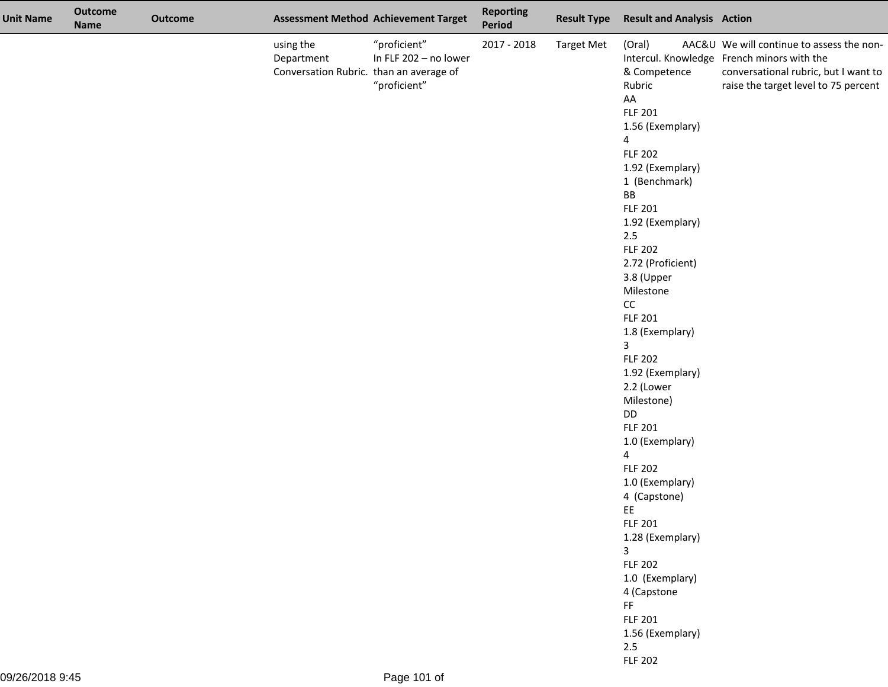| Unit Name | Outcome Name | Outcome | Assessment Method | Achievement Target | Reporting Period | Result Type | Result and Analysis | Action |
|---|---|---|---|---|---|---|---|---|
| | | | using the Department Conversation Rubric. | “proficient”<br>In FLF 202 – no lower than an average of “proficient” | 2017 - 2018 | Target Met | (Oral) AAC&U Intercul. Knowledge & Competence Rubric<br>AA<br>FLF 201<br>1.56 (Exemplary)<br>4<br>FLF 202<br>1.92 (Exemplary)<br>1 (Benchmark)<br>BB<br>FLF 201<br>1.92 (Exemplary)<br>2.5<br>FLF 202<br>2.72 (Proficient)<br>3.8 (Upper Milestone<br>CC<br>FLF 201<br>1.8 (Exemplary)<br>3<br>FLF 202<br>1.92 (Exemplary)<br>2.2 (Lower Milestone)<br>DD<br>FLF 201<br>1.0 (Exemplary)<br>4<br>FLF 202<br>1.0 (Exemplary)<br>4 (Capstone)<br>EE<br>FLF 201<br>1.28 (Exemplary)<br>3<br>FLF 202<br>1.0 (Exemplary)<br>4 (Capstone<br>FF<br>FLF 201<br>1.56 (Exemplary)<br>2.5<br>FLF 202 | We will continue to assess the non-French minors with the conversational rubric, but I want to raise the target level to 75 percent |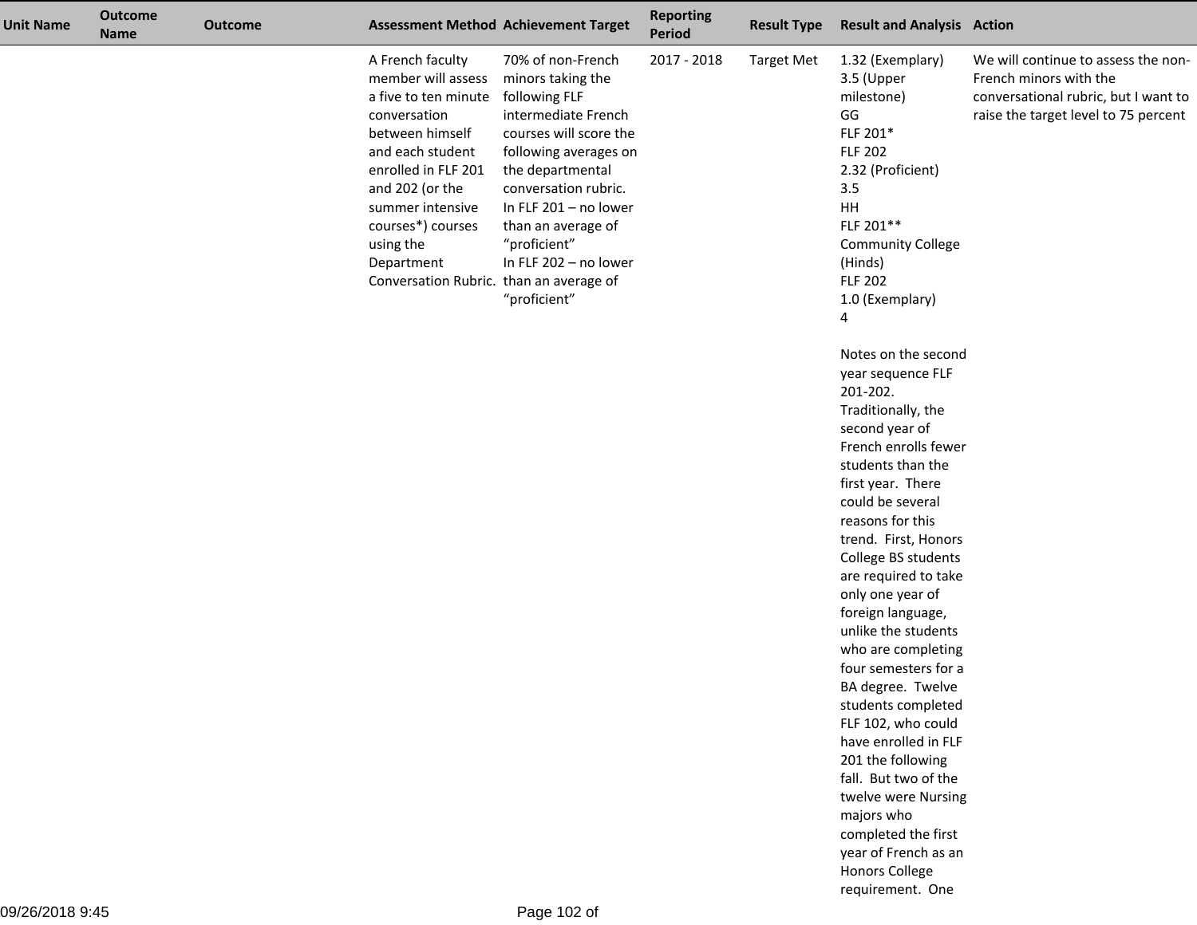| Unit Name | Outcome Name | Outcome | Assessment Method | Achievement Target | Reporting Period | Result Type | Result and Analysis | Action |
|---|---|---|---|---|---|---|---|---|
| | | | A French faculty member will assess a five to ten minute conversation between himself and each student enrolled in FLF 201 and 202 (or the summer intensive courses*) courses using the Department Conversation Rubric. | 70% of non-French minors taking the following FLF intermediate French courses will score the following averages on the departmental conversation rubric.<br>In FLF 201 – no lower than an average of "proficient"<br>In FLF 202 – no lower than an average of "proficient" | 2017 - 2018 | Target Met | 1.32 (Exemplary)<br>3.5 (Upper milestone)<br>GG<br>FLF 201*<br>FLF 202<br>2.32 (Proficient)<br>3.5<br>HH<br>FLF 201**<br>Community College (Hinds)<br>FLF 202<br>1.0 (Exemplary)<br>4<br><br>Notes on the second year sequence FLF 201-202. Traditionally, the second year of French enrolls fewer students than the first year. There could be several reasons for this trend. First, Honors College BS students are required to take only one year of foreign language, unlike the students who are completing four semesters for a BA degree. Twelve students completed FLF 102, who could have enrolled in FLF 201 the following fall. But two of the twelve were Nursing majors who completed the first year of French as an Honors College requirement. One | We will continue to assess the non-French minors with the conversational rubric, but I want to raise the target level to 75 percent |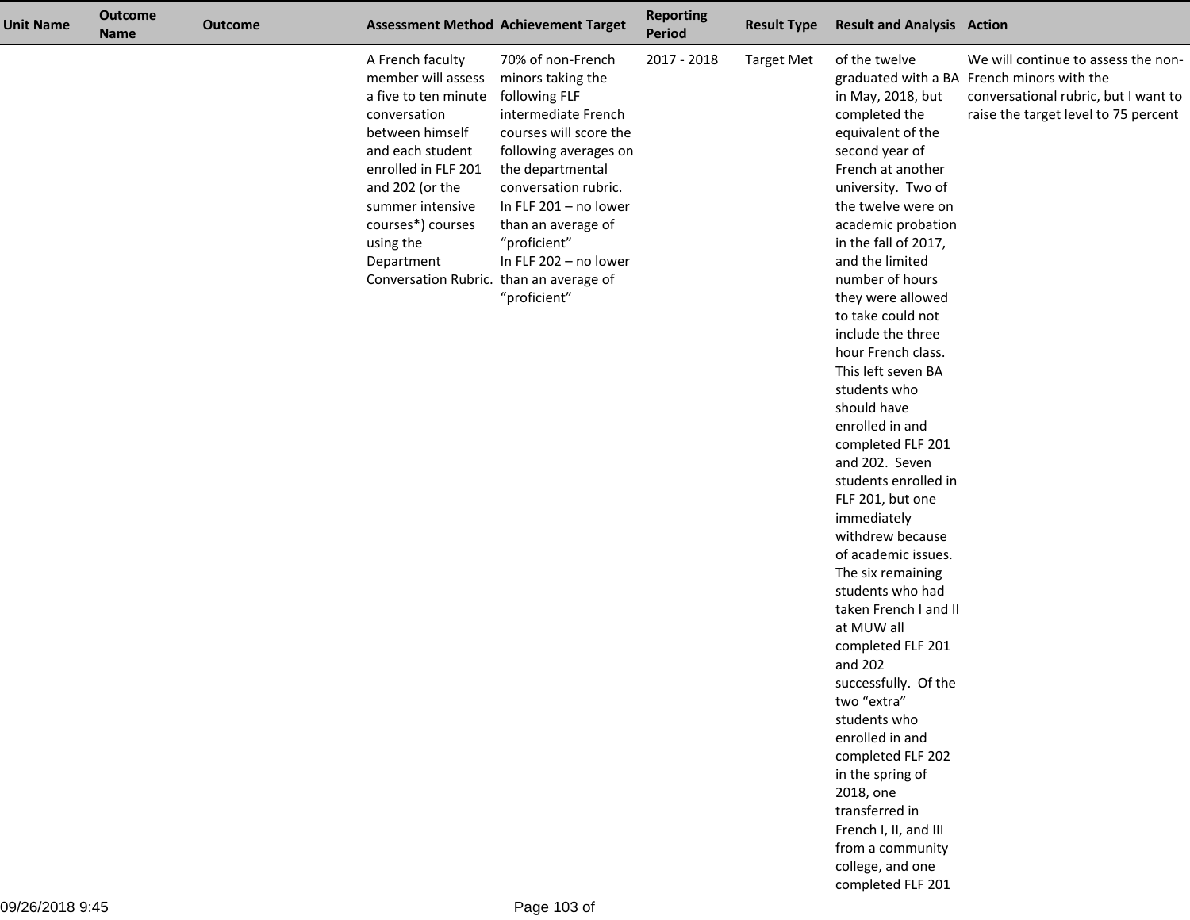| Unit Name | Outcome Name | Outcome | Assessment Method | Achievement Target | Reporting Period | Result Type | Result and Analysis | Action |
|---|---|---|---|---|---|---|---|---|
| | | | A French faculty member will assess a five to ten minute conversation between himself and each student enrolled in FLF 201 and 202 (or the summer intensive courses*) courses using the Department Conversation Rubric. | 70% of non-French minors taking the following FLF intermediate French courses will score the following averages on the departmental conversation rubric.<br>In FLF 201 – no lower than an average of “proficient”<br>In FLF 202 – no lower than an average of “proficient” | 2017 - 2018 | Target Met | of the twelve graduated with a BA in May, 2018, but completed the equivalent of the second year of French at another university. Two of the twelve were on academic probation in the fall of 2017, and the limited number of hours they were allowed to take could not include the three hour French class. This left seven BA students who should have enrolled in and completed FLF 201 and 202. Seven students enrolled in FLF 201, but one immediately withdrew because of academic issues. The six remaining students who had taken French I and II at MUW all completed FLF 201 and 202 successfully. Of the two “extra” students who enrolled in and completed FLF 202 in the spring of 2018, one transferred in French I, II, and III from a community college, and one completed FLF 201 | We will continue to assess the non-French minors with the conversational rubric, but I want to raise the target level to 75 percent |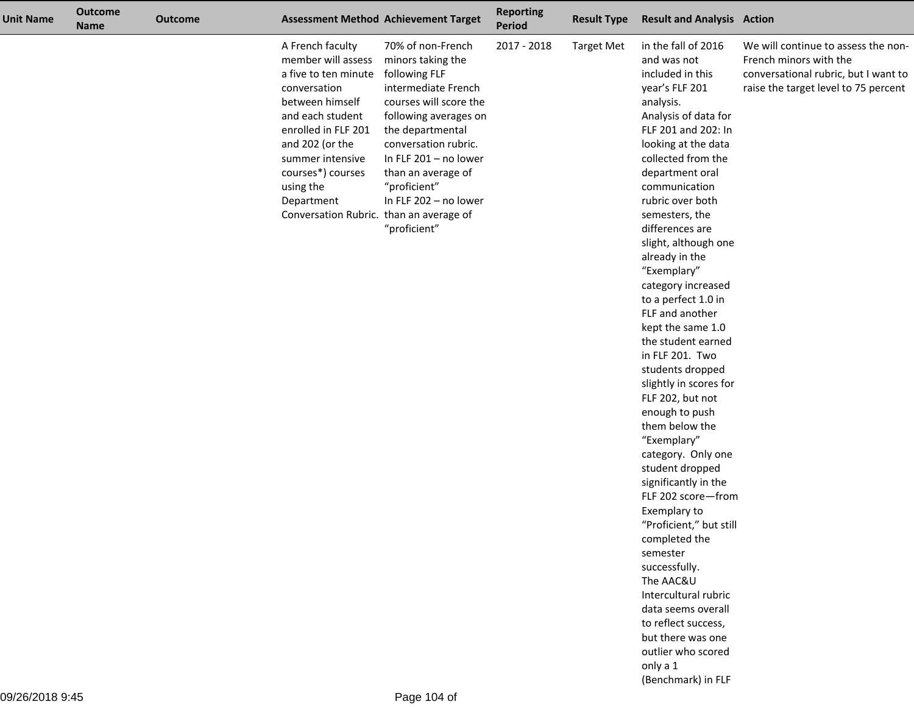| Unit Name | Outcome Name | Outcome | Assessment Method | Achievement Target | Reporting Period | Result Type | Result and Analysis | Action |
|---|---|---|---|---|---|---|---|---|
| | | | A French faculty member will assess a five to ten minute conversation between himself and each student enrolled in FLF 201 and 202 (or the summer intensive courses*) courses using the Department Conversation Rubric. | 70% of non-French minors taking the following FLF intermediate French courses will score the following averages on the departmental conversation rubric.<br>In FLF 201 – no lower than an average of "proficient"<br>In FLF 202 – no lower than an average of "proficient" | 2017 - 2018 | Target Met | in the fall of 2016 and was not included in this year's FLF 201 analysis.<br>Analysis of data for FLF 201 and 202: In looking at the data collected from the department oral communication rubric over both semesters, the differences are slight, although one already in the "Exemplary" category increased to a perfect 1.0 in FLF and another kept the same 1.0 the student earned in FLF 201. Two students dropped slightly in scores for FLF 202, but not enough to push them below the "Exemplary" category. Only one student dropped significantly in the FLF 202 score—from Exemplary to "Proficient," but still completed the semester successfully.<br>The AAC&U Intercultural rubric data seems overall to reflect success, but there was one outlier who scored only a 1 (Benchmark) in FLF | We will continue to assess the non-French minors with the conversational rubric, but I want to raise the target level to 75 percent |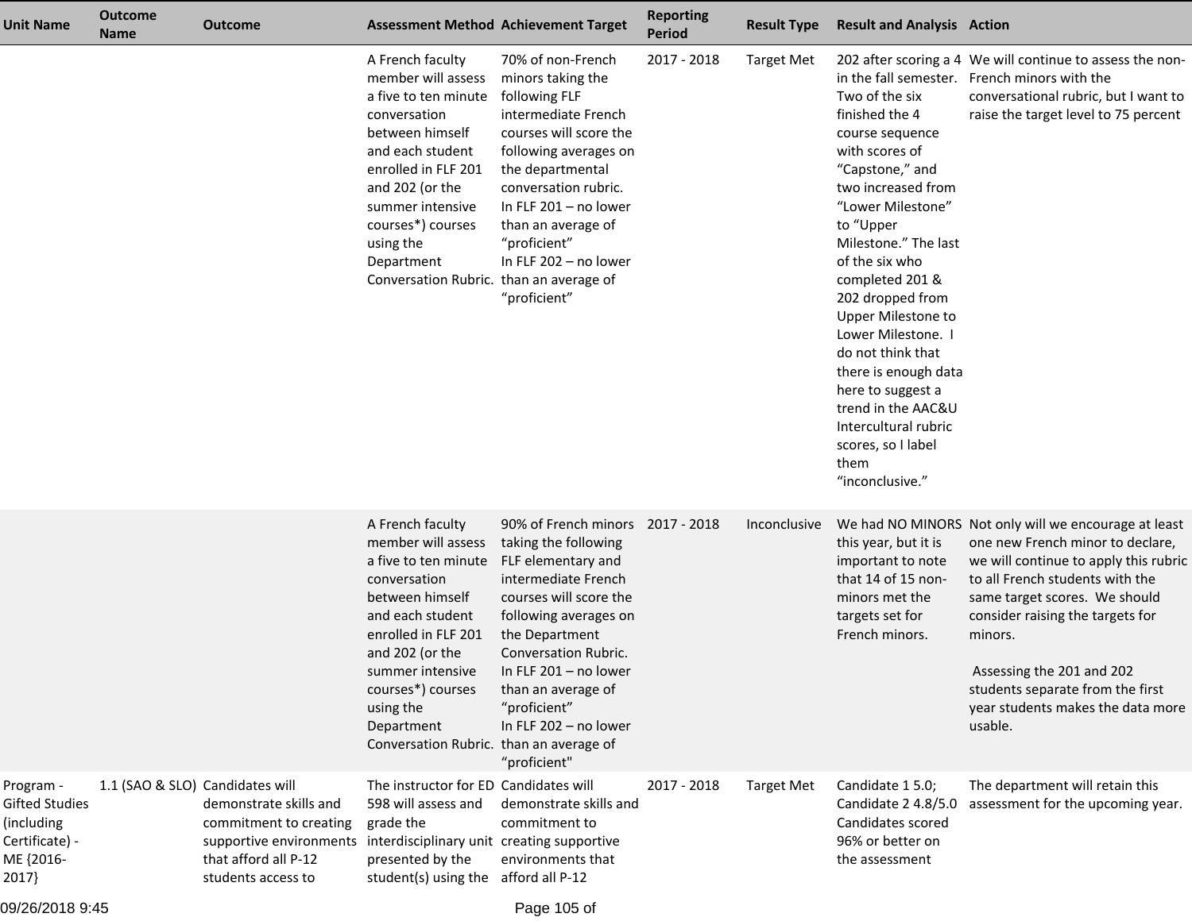| Unit Name | Outcome Name | Outcome | Assessment Method | Achievement Target | Reporting Period | Result Type | Result and Analysis | Action |
|---|---|---|---|---|---|---|---|---|
| | | | A French faculty member will assess a five to ten minute conversation between himself and each student enrolled in FLF 201 and 202 (or the summer intensive courses*) courses using the Department Conversation Rubric. | 70% of non-French minors taking the following FLF intermediate French courses will score the following averages on the departmental conversation rubric. In FLF 201 – no lower than an average of "proficient" In FLF 202 – no lower than an average of "proficient" | 2017 - 2018 | Target Met | 202 after scoring a 4 in the fall semester. Two of the six finished the 4 course sequence with scores of "Capstone," and two increased from "Lower Milestone" to "Upper Milestone." The last of the six who completed 201 & 202 dropped from Upper Milestone to Lower Milestone. I do not think that there is enough data here to suggest a trend in the AAC&U Intercultural rubric scores, so I label them "inconclusive." | We will continue to assess the non-French minors with the conversational rubric, but I want to raise the target level to 75 percent |
| | | | A French faculty member will assess a five to ten minute conversation between himself and each student enrolled in FLF 201 and 202 (or the summer intensive courses*) courses using the Department Conversation Rubric. | 90% of French minors taking the following FLF elementary and intermediate French courses will score the following averages on the Department Conversation Rubric. In FLF 201 – no lower than an average of "proficient" In FLF 202 – no lower than an average of "proficient" | 2017 - 2018 | Inconclusive | We had NO MINORS this year, but it is important to note that 14 of 15 non-minors met the targets set for French minors. | Not only will we encourage at least one new French minor to declare, we will continue to apply this rubric to all French students with the same target scores. We should consider raising the targets for minors.<br><br>Assessing the 201 and 202 students separate from the first year students makes the data more usable. |
| Program - Gifted Studies (including Certificate) - ME {2016-2017} | 1.1 (SAO & SLO) | Candidates will demonstrate skills and commitment to creating supportive environments that afford all P-12 students access to | The instructor for ED 598 will assess and grade the interdisciplinary unit presented by the student(s) using the | Candidates will demonstrate skills and commitment to creating supportive environments that afford all P-12 | 2017 - 2018 | Target Met | Candidate 1 5.0; Candidate 2 4.8/5.0 Candidates scored 96% or better on the assessment | The department will retain this assessment for the upcoming year. |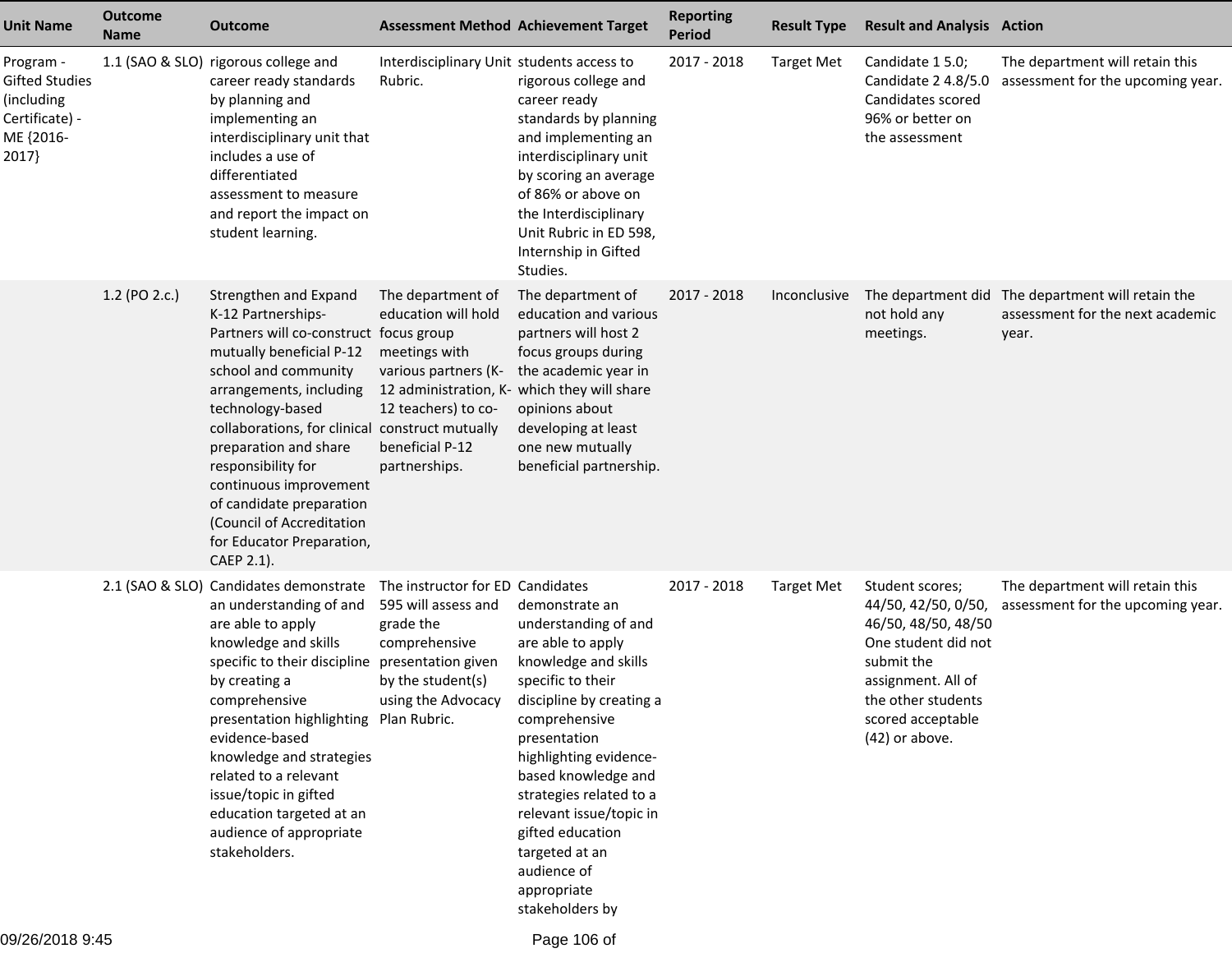| Unit Name | Outcome Name | Outcome | Assessment Method | Achievement Target | Reporting Period | Result Type | Result and Analysis | Action |
|---|---|---|---|---|---|---|---|---|
| Program - Gifted Studies (including Certificate) - ME {2016-2017} | 1.1 (SAO & SLO) | rigorous college and career ready standards by planning and implementing an interdisciplinary unit that includes a use of differentiated assessment to measure and report the impact on student learning. | Interdisciplinary Unit Rubric. | students access to rigorous college and career ready standards by planning and implementing an interdisciplinary unit by scoring an average of 86% or above on the Interdisciplinary Unit Rubric in ED 598, Internship in Gifted Studies. | 2017 - 2018 | Target Met | Candidate 1 5.0; Candidate 2 4.8/5.0 Candidates scored 96% or better on the assessment | The department will retain this assessment for the upcoming year. |
| | 1.2 (PO 2.c.) | Strengthen and Expand K-12 Partnerships-Partners will co-construct mutually beneficial P-12 school and community arrangements, including technology-based collaborations, for clinical preparation and share responsibility for continuous improvement of candidate preparation (Council of Accreditation for Educator Preparation, CAEP 2.1). | The department of education will hold focus group meetings with various partners (K-12 administration, K-12 teachers) to co-construct mutually beneficial P-12 partnerships. | The department of education and various partners will host 2 focus groups during the academic year in which they will share opinions about developing at least one new mutually beneficial partnership. | 2017 - 2018 | Inconclusive | The department did not hold any meetings. | The department will retain the assessment for the next academic year. |
| | 2.1 (SAO & SLO) | Candidates demonstrate an understanding of and are able to apply knowledge and skills specific to their discipline by creating a comprehensive presentation highlighting evidence-based knowledge and strategies related to a relevant issue/topic in gifted education targeted at an audience of appropriate stakeholders. | The instructor for ED 595 will assess and grade the comprehensive presentation given by the student(s) using the Advocacy Plan Rubric. | Candidates demonstrate an understanding of and are able to apply knowledge and skills specific to their discipline by creating a comprehensive presentation highlighting evidence-based knowledge and strategies related to a relevant issue/topic in gifted education targeted at an audience of appropriate stakeholders by | 2017 - 2018 | Target Met | Student scores; 44/50, 42/50, 0/50, 46/50, 48/50, 48/50 One student did not submit the assignment. All of the other students scored acceptable (42) or above. | The department will retain this assessment for the upcoming year. |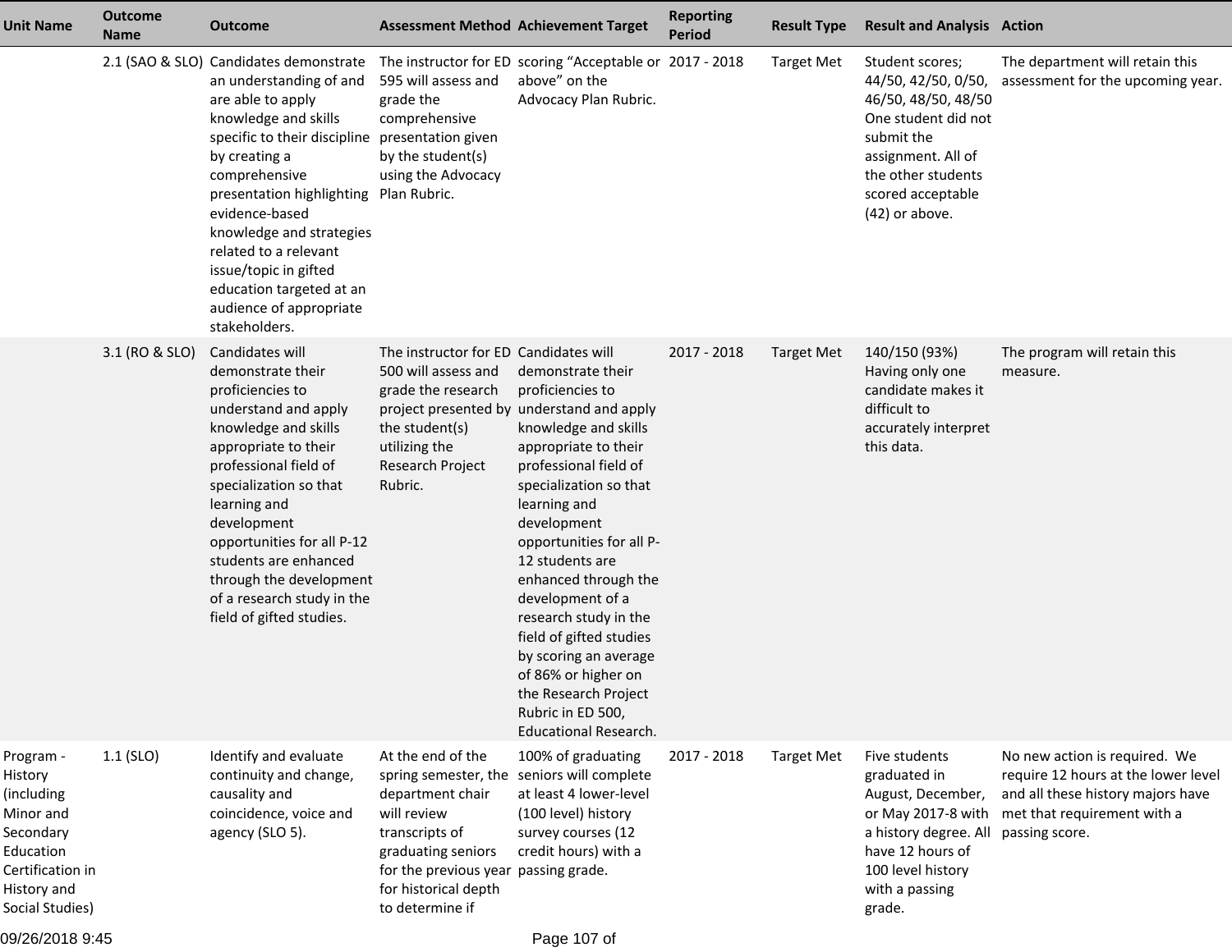| Unit Name | Outcome Name | Outcome | Assessment Method | Achievement Target | Reporting Period | Result Type | Result and Analysis | Action |
|---|---|---|---|---|---|---|---|---|
| | 2.1 (SAO & SLO) | Candidates demonstrate an understanding of and are able to apply knowledge and skills specific to their discipline by creating a comprehensive presentation highlighting evidence-based knowledge and strategies related to a relevant issue/topic in gifted education targeted at an audience of appropriate stakeholders. | The instructor for ED 595 will assess and grade the comprehensive presentation given by the student(s) using the Advocacy Plan Rubric. | scoring “Acceptable or above” on the Advocacy Plan Rubric. | 2017 - 2018 | Target Met | Student scores; 44/50, 42/50, 0/50, 46/50, 48/50, 48/50 One student did not submit the assignment. All of the other students scored acceptable (42) or above. | The department will retain this assessment for the upcoming year. |
| | 3.1 (RO & SLO) | Candidates will demonstrate their proficiencies to understand and apply knowledge and skills appropriate to their professional field of specialization so that learning and development opportunities for all P-12 students are enhanced through the development of a research study in the field of gifted studies. | The instructor for ED 500 will assess and grade the research project presented by the student(s) utilizing the Research Project Rubric. | Candidates will demonstrate their proficiencies to understand and apply knowledge and skills appropriate to their professional field of specialization so that learning and development opportunities for all P-12 students are enhanced through the development of a research study in the field of gifted studies by scoring an average of 86% or higher on the Research Project Rubric in ED 500, Educational Research. | 2017 - 2018 | Target Met | 140/150 (93%) Having only one candidate makes it difficult to accurately interpret this data. | The program will retain this measure. |
| Program - History (including Minor and Secondary Education Certification in History and Social Studies) | 1.1 (SLO) | Identify and evaluate continuity and change, causality and coincidence, voice and agency (SLO 5). | At the end of the spring semester, the department chair will review transcripts of graduating seniors for the previous year for historical depth to determine if | 100% of graduating seniors will complete at least 4 lower-level (100 level) history survey courses (12 credit hours) with a passing grade. | 2017 - 2018 | Target Met | Five students graduated in August, December, or May 2017-8 with a history degree. All have 12 hours of 100 level history with a passing grade. | No new action is required. We require 12 hours at the lower level and all these history majors have met that requirement with a passing score. |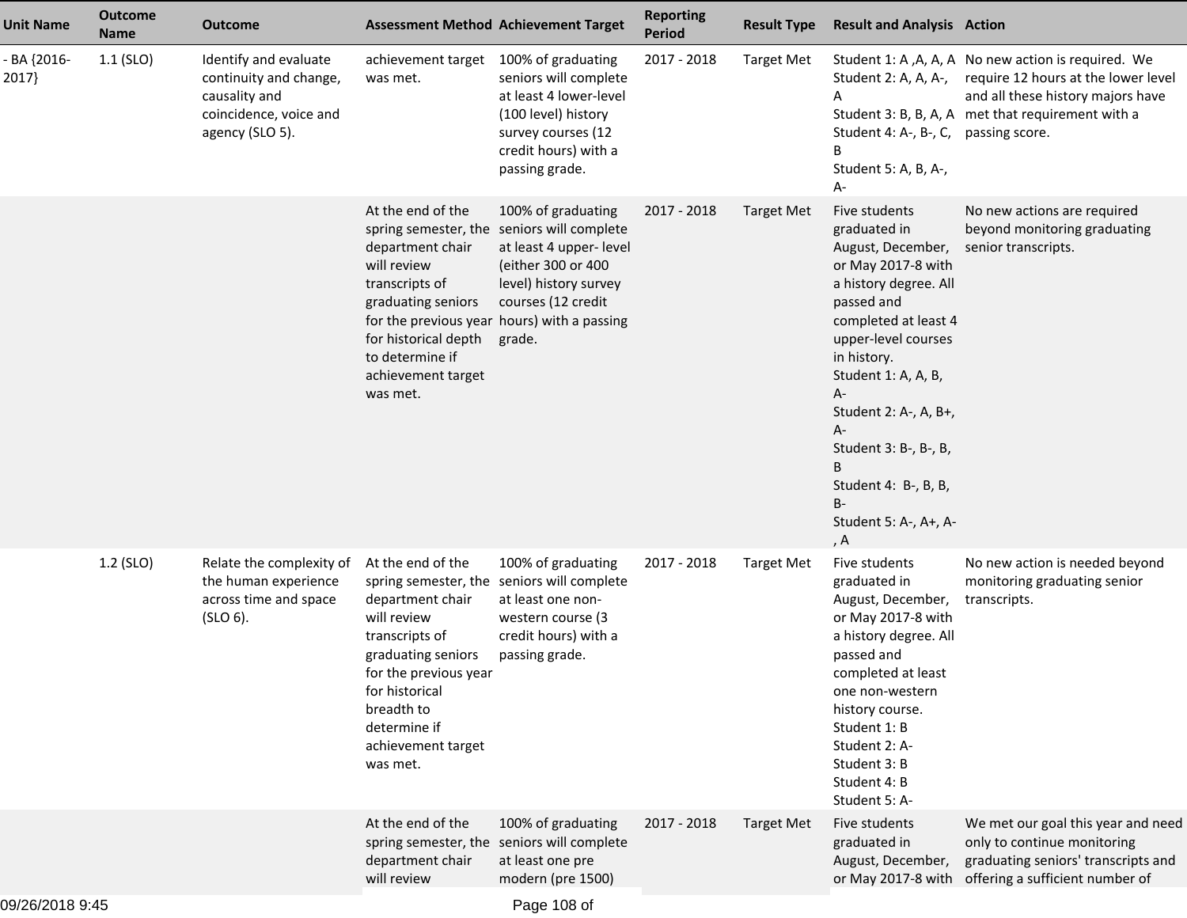| Unit Name | Outcome Name | Outcome | Assessment Method | Achievement Target | Reporting Period | Result Type | Result and Analysis | Action |
|---|---|---|---|---|---|---|---|---|
| - BA {2016-2017} | 1.1 (SLO) | Identify and evaluate continuity and change, causality and coincidence, voice and agency (SLO 5). | achievement target was met. | 100% of graduating seniors will complete at least 4 lower-level (100 level) history survey courses (12 credit hours) with a passing grade. | 2017 - 2018 | Target Met | Student 1: A ,A, A, A Student 2: A, A, A-, A Student 3: B, B, A, A Student 4: A-, B-, C, B Student 5: A, B, A-, A- | No new action is required. We require 12 hours at the lower level and all these history majors have met that requirement with a passing score. |
| | | | At the end of the spring semester, the department chair will review transcripts of graduating seniors for the previous year for historical depth to determine if achievement target was met. | 100% of graduating seniors will complete at least 4 upper- level (either 300 or 400 level) history survey courses (12 credit hours) with a passing grade. | 2017 - 2018 | Target Met | Five students graduated in August, December, or May 2017-8 with a history degree. All passed and completed at least 4 upper-level courses in history. Student 1: A, A, B, A- Student 2: A-, A, B+, A- Student 3: B-, B-, B, B Student 4: B-, B, B, B- Student 5: A-, A+, A-, A | No new actions are required beyond monitoring graduating senior transcripts. |
| | 1.2 (SLO) | Relate the complexity of the human experience across time and space (SLO 6). | At the end of the spring semester, the department chair will review transcripts of graduating seniors for the previous year for historical breadth to determine if achievement target was met. | 100% of graduating seniors will complete at least one non-western course (3 credit hours) with a passing grade. | 2017 - 2018 | Target Met | Five students graduated in August, December, or May 2017-8 with a history degree. All passed and completed at least one non-western history course. Student 1: B Student 2: A- Student 3: B Student 4: B Student 5: A- | No new action is needed beyond monitoring graduating senior transcripts. |
| | | | At the end of the spring semester, the department chair will review | 100% of graduating seniors will complete at least one pre modern (pre 1500) | 2017 - 2018 | Target Met | Five students graduated in August, December, or May 2017-8 with | We met our goal this year and need only to continue monitoring graduating seniors' transcripts and offering a sufficient number of |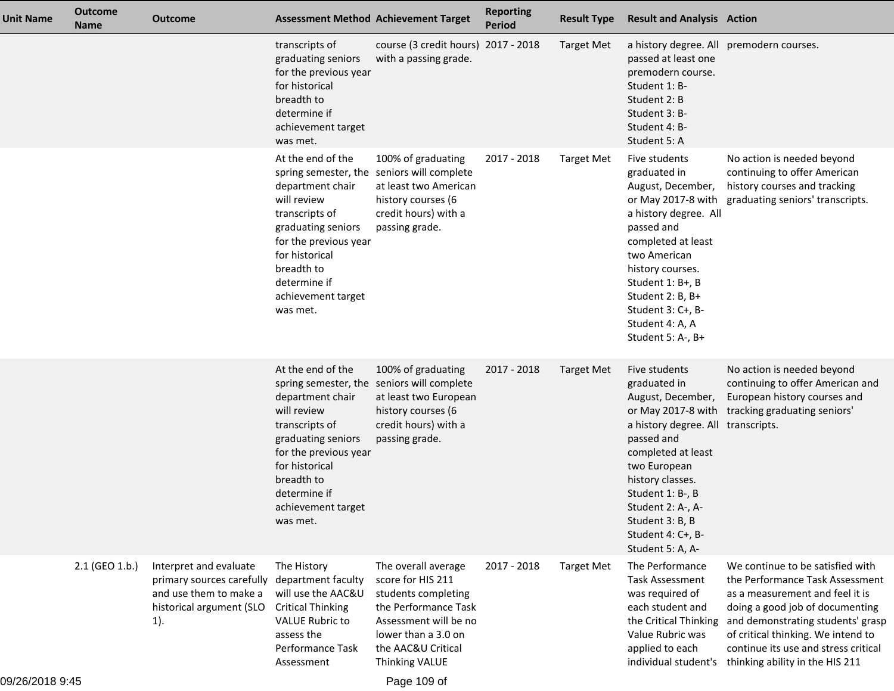| Unit Name | Outcome Name | Outcome | Assessment Method | Achievement Target | Reporting Period | Result Type | Result and Analysis | Action |
|---|---|---|---|---|---|---|---|---|
| | | | transcripts of graduating seniors for the previous year for historical breadth to determine if achievement target was met. | course (3 credit hours) with a passing grade. | 2017 - 2018 | Target Met | a history degree. All passed at least one premodern course. Student 1: B- Student 2: B Student 3: B- Student 4: B- Student 5: A | premodern courses. |
| | | | At the end of the spring semester, the department chair will review transcripts of graduating seniors for the previous year for historical breadth to determine if achievement target was met. | 100% of graduating seniors will complete at least two American history courses (6 credit hours) with a passing grade. | 2017 - 2018 | Target Met | Five students graduated in August, December, or May 2017-8 with a history degree. All passed and completed at least two American history courses. Student 1: B+, B Student 2: B, B+ Student 3: C+, B- Student 4: A, A Student 5: A-, B+ | No action is needed beyond continuing to offer American history courses and tracking graduating seniors' transcripts. |
| | | | At the end of the spring semester, the department chair will review transcripts of graduating seniors for the previous year for historical breadth to determine if achievement target was met. | 100% of graduating seniors will complete at least two European history courses (6 credit hours) with a passing grade. | 2017 - 2018 | Target Met | Five students graduated in August, December, or May 2017-8 with a history degree. All passed and completed at least two European history classes. Student 1: B-, B Student 2: A-, A- Student 3: B, B Student 4: C+, B- Student 5: A, A- | No action is needed beyond continuing to offer American and European history courses and tracking graduating seniors' transcripts. |
| | 2.1 (GEO 1.b.) | Interpret and evaluate primary sources carefully and use them to make a historical argument (SLO 1). | The History department faculty will use the AAC&U Critical Thinking VALUE Rubric to assess the Performance Task Assessment | The overall average score for HIS 211 students completing the Performance Task Assessment will be no lower than a 3.0 on the AAC&U Critical Thinking VALUE | 2017 - 2018 | Target Met | The Performance Task Assessment was required of each student and the Critical Thinking Value Rubric was applied to each individual student's | We continue to be satisfied with the Performance Task Assessment as a measurement and feel it is doing a good job of documenting and demonstrating students' grasp of critical thinking. We intend to continue its use and stress critical thinking ability in the HIS 211 |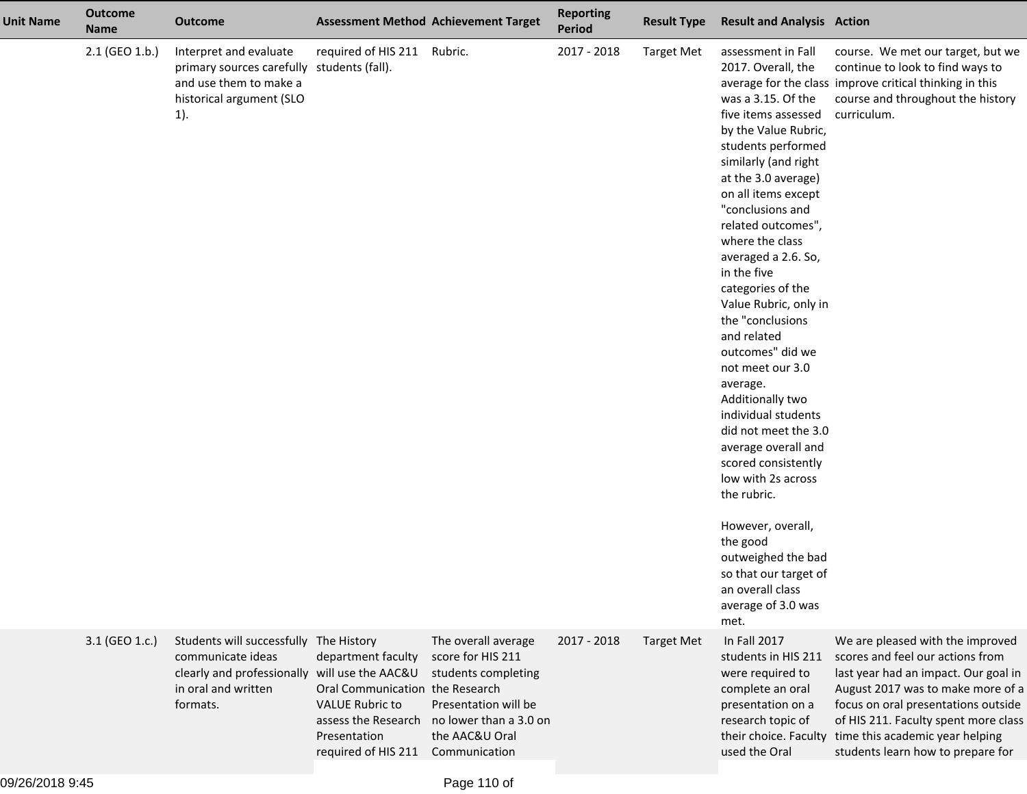| Unit Name | Outcome Name | Outcome | Assessment Method | Achievement Target | Reporting Period | Result Type | Result and Analysis | Action |
|---|---|---|---|---|---|---|---|---|
| | 2.1 (GEO 1.b.) | Interpret and evaluate primary sources carefully and use them to make a historical argument (SLO 1). | required of HIS 211 students (fall). | Rubric. | 2017 - 2018 | Target Met | assessment in Fall 2017. Overall, the average for the class was a 3.15. Of the five items assessed by the Value Rubric, students performed similarly (and right at the 3.0 average) on all items except "conclusions and related outcomes", where the class averaged a 2.6. So, in the five categories of the Value Rubric, only in the "conclusions and related outcomes" did we not meet our 3.0 average. Additionally two individual students did not meet the 3.0 average overall and scored consistently low with 2s across the rubric.<br><br>However, overall, the good outweighed the bad so that our target of an overall class average of 3.0 was met. | course. We met our target, but we continue to look to find ways to improve critical thinking in this course and throughout the history curriculum. |
| | 3.1 (GEO 1.c.) | Students will successfully communicate ideas clearly and professionally in oral and written formats. | The History department faculty will use the AAC&U Oral Communication VALUE Rubric to assess the Research Presentation required of HIS 211 | The overall average score for HIS 211 students completing the Research Presentation will be no lower than a 3.0 on the AAC&U Oral Communication | 2017 - 2018 | Target Met | In Fall 2017 students in HIS 211 were required to complete an oral presentation on a research topic of their choice. Faculty used the Oral | We are pleased with the improved scores and feel our actions from last year had an impact. Our goal in August 2017 was to make more of a focus on oral presentations outside of HIS 211. Faculty spent more class time this academic year helping students learn how to prepare for |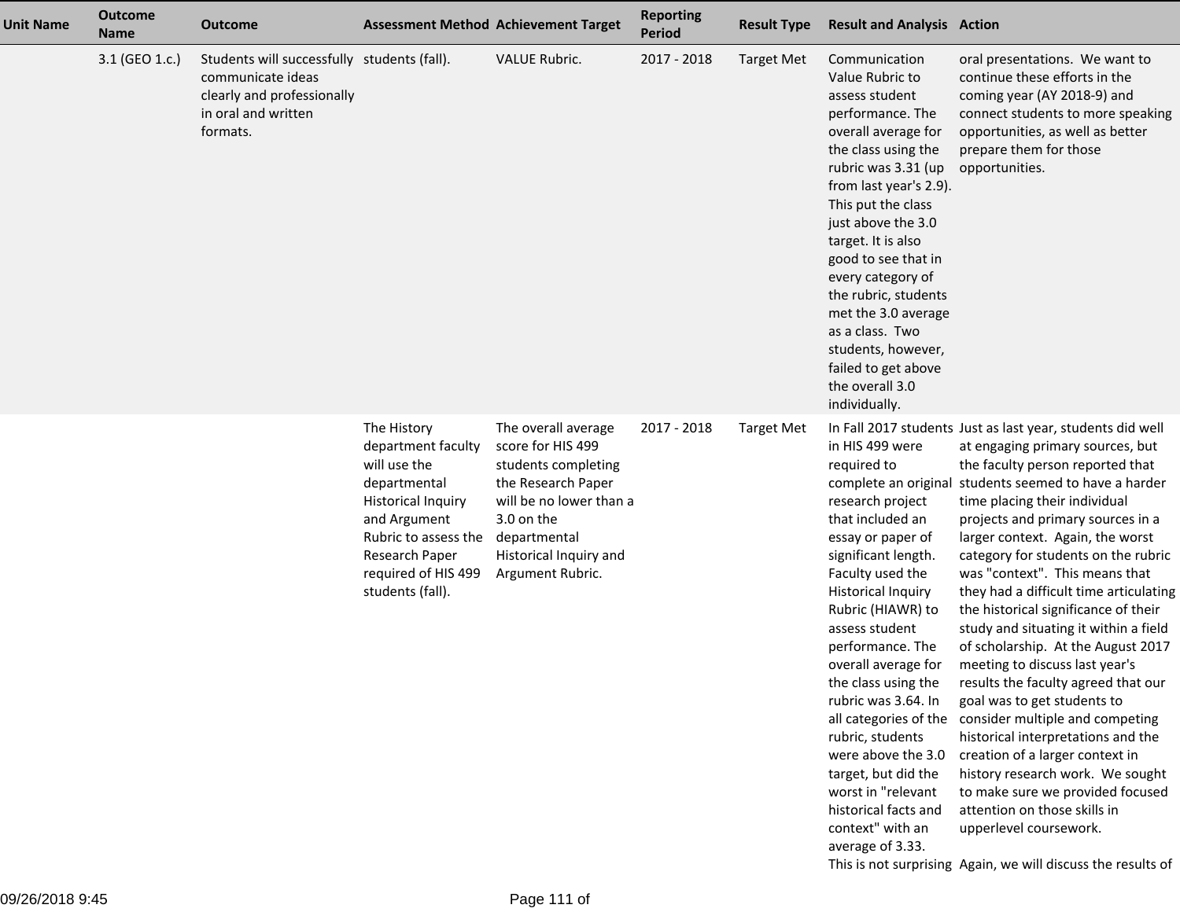| Unit Name | Outcome Name | Outcome | Assessment Method | Achievement Target | Reporting Period | Result Type | Result and Analysis | Action |
|---|---|---|---|---|---|---|---|---|
| | 3.1 (GEO 1.c.) | Students will successfully communicate ideas clearly and professionally in oral and written formats. | students (fall). | VALUE Rubric. | 2017 - 2018 | Target Met | Communication Value Rubric to assess student performance. The overall average for the class using the rubric was 3.31 (up from last year's 2.9). This put the class just above the 3.0 target. It is also good to see that in every category of the rubric, students met the 3.0 average as a class. Two students, however, failed to get above the overall 3.0 individually. | oral presentations. We want to continue these efforts in the coming year (AY 2018-9) and connect students to more speaking opportunities, as well as better prepare them for those opportunities. |
| | | | The History department faculty will use the departmental Historical Inquiry and Argument Rubric to assess the Research Paper required of HIS 499 students (fall). | The overall average score for HIS 499 students completing the Research Paper will be no lower than a 3.0 on the departmental Historical Inquiry and Argument Rubric. | 2017 - 2018 | Target Met | In Fall 2017 students in HIS 499 were required to complete an original research project that included an essay or paper of significant length. Faculty used the Historical Inquiry Rubric (HIAWR) to assess student performance. The overall average for the class using the rubric was 3.64. In all categories of the rubric, students were above the 3.0 target, but did the worst in "relevant historical facts and context" with an average of 3.33. This is not surprising | Just as last year, students did well at engaging primary sources, but the faculty person reported that students seemed to have a harder time placing their individual projects and primary sources in a larger context. Again, the worst category for students on the rubric was "context". This means that they had a difficult time articulating the historical significance of their study and situating it within a field of scholarship. At the August 2017 meeting to discuss last year's results the faculty agreed that our goal was to get students to consider multiple and competing historical interpretations and the creation of a larger context in history research work. We sought to make sure we provided focused attention on those skills in upperlevel coursework.<br><br>Again, we will discuss the results of |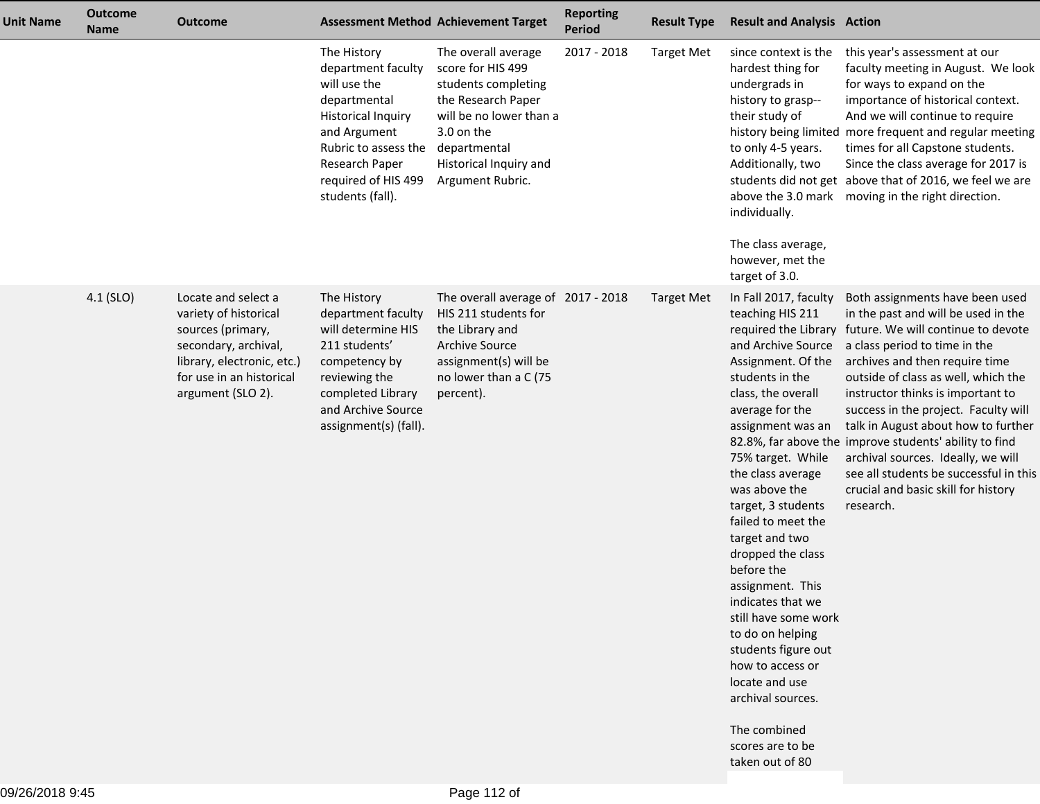| Unit Name | Outcome Name | Outcome | Assessment Method | Achievement Target | Reporting Period | Result Type | Result and Analysis | Action |
|---|---|---|---|---|---|---|---|---|
| | | | The History department faculty will use the departmental Historical Inquiry and Argument Rubric to assess the Research Paper required of HIS 499 students (fall). | The overall average score for HIS 499 students completing the Research Paper will be no lower than a 3.0 on the departmental Historical Inquiry and Argument Rubric. | 2017 - 2018 | Target Met | since context is the hardest thing for undergrads in history to grasp--their study of history being limited to only 4-5 years. Additionally, two students did not get above the 3.0 mark individually.<br><br>The class average, however, met the target of 3.0. | this year's assessment at our faculty meeting in August. We look for ways to expand on the importance of historical context. And we will continue to require more frequent and regular meeting times for all Capstone students. Since the class average for 2017 is above that of 2016, we feel we are moving in the right direction. |
| | 4.1 (SLO) | Locate and select a variety of historical sources (primary, secondary, archival, library, electronic, etc.) for use in an historical argument (SLO 2). | The History department faculty will determine HIS 211 students' competency by reviewing the completed Library and Archive Source assignment(s) (fall). | The overall average of HIS 211 students for the Library and Archive Source assignment(s) will be no lower than a C (75 percent). | 2017 - 2018 | Target Met | In Fall 2017, faculty teaching HIS 211 required the Library and Archive Source Assignment. Of the students in the class, the overall average for the assignment was an 82.8%, far above the 75% target. While the class average was above the target, 3 students failed to meet the target and two dropped the class before the assignment. This indicates that we still have some work to do on helping students figure out how to access or locate and use archival sources.<br><br>The combined scores are to be taken out of 80 | Both assignments have been used in the past and will be used in the future. We will continue to devote a class period to time in the archives and then require time outside of class as well, which the instructor thinks is important to success in the project. Faculty will talk in August about how to further improve students' ability to find archival sources. Ideally, we will see all students be successful in this crucial and basic skill for history research. |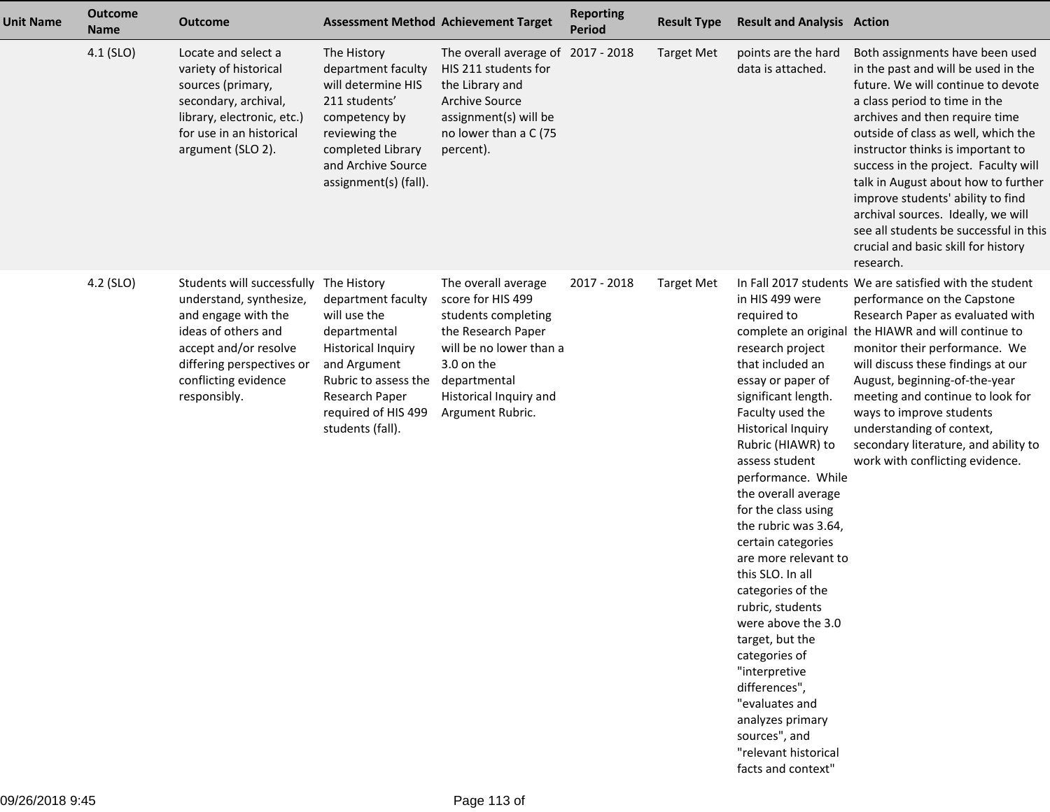| Unit Name | Outcome Name | Outcome | Assessment Method | Achievement Target | Reporting Period | Result Type | Result and Analysis | Action |
|---|---|---|---|---|---|---|---|---|
| | 4.1 (SLO) | Locate and select a variety of historical sources (primary, secondary, archival, library, electronic, etc.) for use in an historical argument (SLO 2). | The History department faculty will determine HIS 211 students' competency by reviewing the completed Library and Archive Source assignment(s) (fall). | The overall average of HIS 211 students for the Library and Archive Source assignment(s) will be no lower than a C (75 percent). | 2017 - 2018 | Target Met | points are the hard data is attached. | Both assignments have been used in the past and will be used in the future. We will continue to devote a class period to time in the archives and then require time outside of class as well, which the instructor thinks is important to success in the project. Faculty will talk in August about how to further improve students' ability to find archival sources. Ideally, we will see all students be successful in this crucial and basic skill for history research. |
| | 4.2 (SLO) | Students will successfully understand, synthesize, and engage with the ideas of others and accept and/or resolve differing perspectives or conflicting evidence responsibly. | The History department faculty will use the departmental Historical Inquiry and Argument Rubric to assess the Research Paper required of HIS 499 students (fall). | The overall average score for HIS 499 students completing the Research Paper will be no lower than a 3.0 on the departmental Historical Inquiry and Argument Rubric. | 2017 - 2018 | Target Met | In Fall 2017 students in HIS 499 were required to complete an original research project that included an essay or paper of significant length. Faculty used the Historical Inquiry Rubric (HIAWR) to assess student performance. While the overall average for the class using the rubric was 3.64, certain categories are more relevant to this SLO. In all categories of the rubric, students were above the 3.0 target, but the categories of "interpretive differences", "evaluates and analyzes primary sources", and "relevant historical facts and context" | We are satisfied with the student performance on the Capstone Research Paper as evaluated with the HIAWR and will continue to monitor their performance. We will discuss these findings at our August, beginning-of-the-year meeting and continue to look for ways to improve students understanding of context, secondary literature, and ability to work with conflicting evidence. |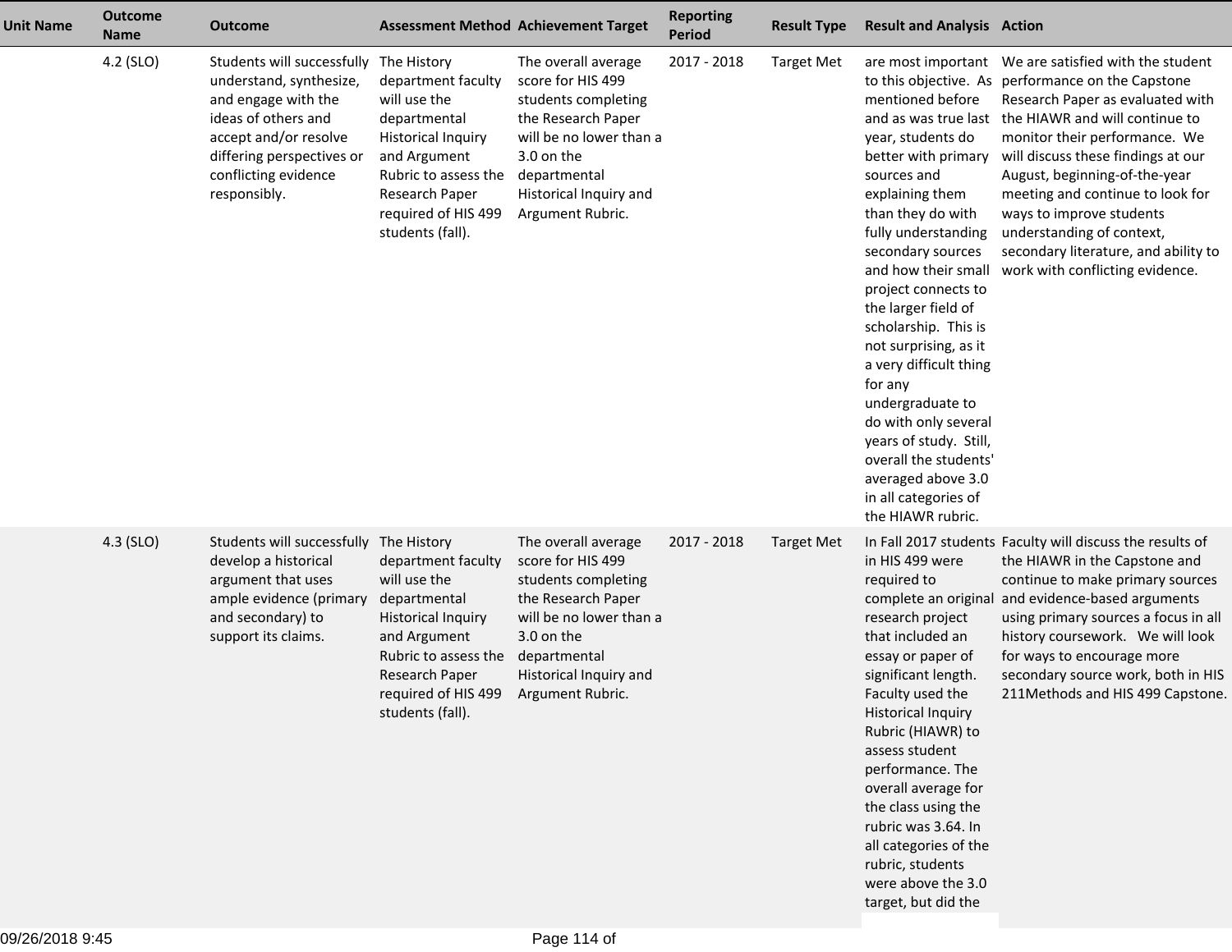| Unit Name | Outcome Name | Outcome | Assessment Method | Achievement Target | Reporting Period | Result Type | Result and Analysis | Action |
|---|---|---|---|---|---|---|---|---|
| | 4.2 (SLO) | Students will successfully understand, synthesize, and engage with the ideas of others and accept and/or resolve differing perspectives or conflicting evidence responsibly. | The History department faculty will use the departmental Historical Inquiry and Argument Rubric to assess the Research Paper required of HIS 499 students (fall). | The overall average score for HIS 499 students completing the Research Paper will be no lower than a 3.0 on the departmental Historical Inquiry and Argument Rubric. | 2017 - 2018 | Target Met | are most important to this objective. As mentioned before and as was true last year, students do better with primary sources and explaining them than they do with fully understanding secondary sources and how their small project connects to the larger field of scholarship. This is not surprising, as it a very difficult thing for any undergraduate to do with only several years of study. Still, overall the students' averaged above 3.0 in all categories of the HIAWR rubric. | We are satisfied with the student performance on the Capstone Research Paper as evaluated with the HIAWR and will continue to monitor their performance. We will discuss these findings at our August, beginning-of-the-year meeting and continue to look for ways to improve students understanding of context, secondary literature, and ability to work with conflicting evidence. |
| | 4.3 (SLO) | Students will successfully develop a historical argument that uses ample evidence (primary and secondary) to support its claims. | The History department faculty will use the departmental Historical Inquiry and Argument Rubric to assess the Research Paper required of HIS 499 students (fall). | The overall average score for HIS 499 students completing the Research Paper will be no lower than a 3.0 on the departmental Historical Inquiry and Argument Rubric. | 2017 - 2018 | Target Met | In Fall 2017 students in HIS 499 were required to complete an original research project that included an essay or paper of significant length. Faculty used the Historical Inquiry Rubric (HIAWR) to assess student performance. The overall average for the class using the rubric was 3.64. In all categories of the rubric, students were above the 3.0 target, but did the | Faculty will discuss the results of the HIAWR in the Capstone and continue to make primary sources and evidence-based arguments using primary sources a focus in all history coursework. We will look for ways to encourage more secondary source work, both in HIS 211Methods and HIS 499 Capstone. |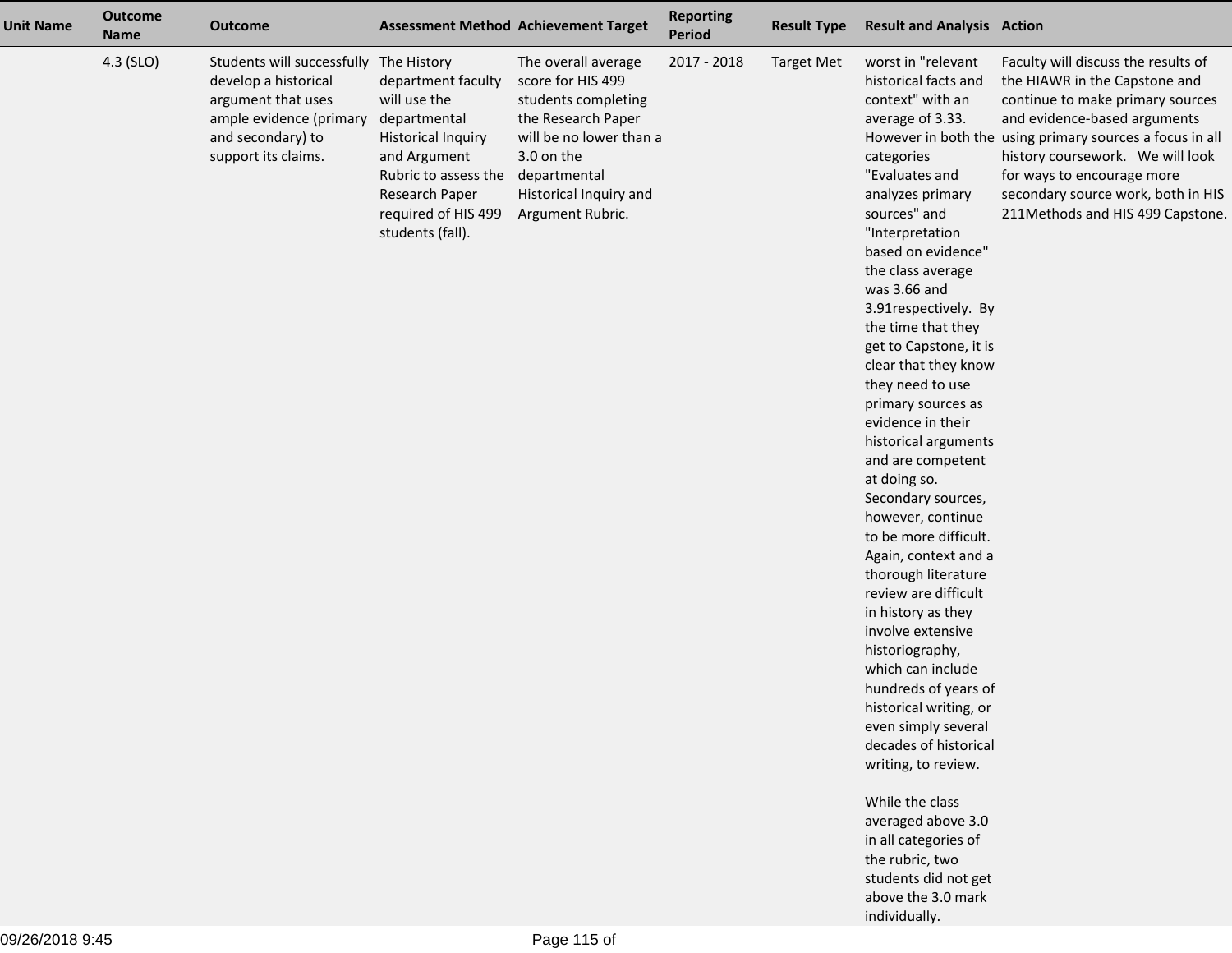| Unit Name | Outcome Name | Outcome | Assessment Method | Achievement Target | Reporting Period | Result Type | Result and Analysis | Action |
|---|---|---|---|---|---|---|---|---|
| | 4.3 (SLO) | Students will successfully develop a historical argument that uses ample evidence (primary and secondary) to support its claims. | The History department faculty will use the departmental Historical Inquiry and Argument Rubric to assess the Research Paper required of HIS 499 students (fall). | The overall average score for HIS 499 students completing the Research Paper will be no lower than a 3.0 on the departmental Historical Inquiry and Argument Rubric. | 2017 - 2018 | Target Met | worst in "relevant historical facts and context" with an average of 3.33. However in both the categories "Evaluates and analyzes primary sources" and "Interpretation based on evidence" the class average was 3.66 and 3.91respectively. By the time that they get to Capstone, it is clear that they know they need to use primary sources as evidence in their historical arguments and are competent at doing so. Secondary sources, however, continue to be more difficult. Again, context and a thorough literature review are difficult in history as they involve extensive historiography, which can include hundreds of years of historical writing, or even simply several decades of historical writing, to review.<br><br>While the class averaged above 3.0 in all categories of the rubric, two students did not get above the 3.0 mark individually. | Faculty will discuss the results of the HIAWR in the Capstone and continue to make primary sources and evidence-based arguments using primary sources a focus in all history coursework. We will look for ways to encourage more secondary source work, both in HIS 211Methods and HIS 499 Capstone. |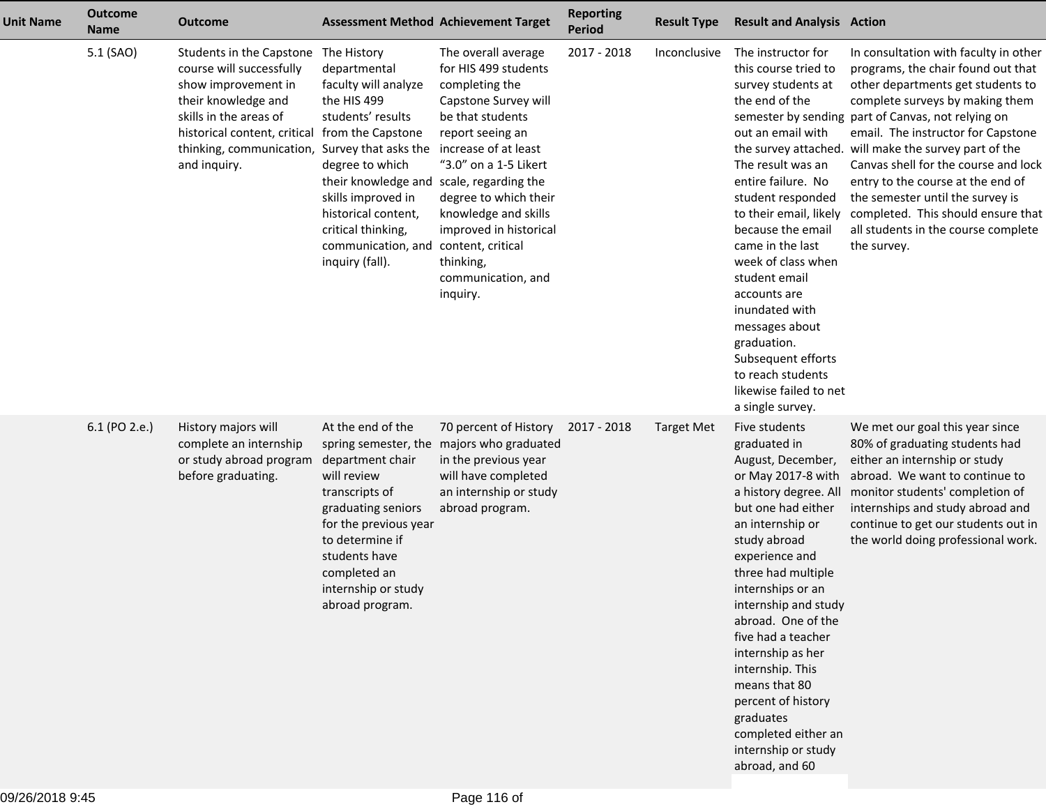| Unit Name | Outcome Name | Outcome | Assessment Method | Achievement Target | Reporting Period | Result Type | Result and Analysis | Action |
|---|---|---|---|---|---|---|---|---|
| | 5.1 (SAO) | Students in the Capstone course will successfully show improvement in their knowledge and skills in the areas of historical content, critical thinking, communication, and inquiry. | The History departmental faculty will analyze the HIS 499 students' results from the Capstone Survey that asks the degree to which their knowledge and skills improved in historical content, critical thinking, communication, and inquiry (fall). | The overall average for HIS 499 students completing the Capstone Survey will be that students report seeing an increase of at least "3.0" on a 1-5 Likert scale, regarding the degree to which their knowledge and skills improved in historical content, critical thinking, communication, and inquiry. | 2017 - 2018 | Inconclusive | The instructor for this course tried to survey students at the end of the semester by sending out an email with the survey attached. The result was an entire failure. No student responded to their email, likely because the email came in the last week of class when student email accounts are inundated with messages about graduation. Subsequent efforts to reach students likewise failed to net a single survey. | In consultation with faculty in other programs, the chair found out that other departments get students to complete surveys by making them part of Canvas, not relying on email. The instructor for Capstone will make the survey part of the Canvas shell for the course and lock entry to the course at the end of the semester until the survey is completed. This should ensure that all students in the course complete the survey. |
| | 6.1 (PO 2.e.) | History majors will complete an internship or study abroad program before graduating. | At the end of the spring semester, the department chair will review transcripts of graduating seniors for the previous year to determine if students have completed an internship or study abroad program. | 70 percent of History majors who graduated in the previous year will have completed an internship or study abroad program. | 2017 - 2018 | Target Met | Five students graduated in August, December, or May 2017-8 with a history degree. All but one had either an internship or study abroad experience and three had multiple internships or an internship and study abroad. One of the five had a teacher internship as her internship. This means that 80 percent of history graduates completed either an internship or study abroad, and 60 | We met our goal this year since 80% of graduating students had either an internship or study abroad. We want to continue to monitor students' completion of internships and study abroad and continue to get our students out in the world doing professional work. |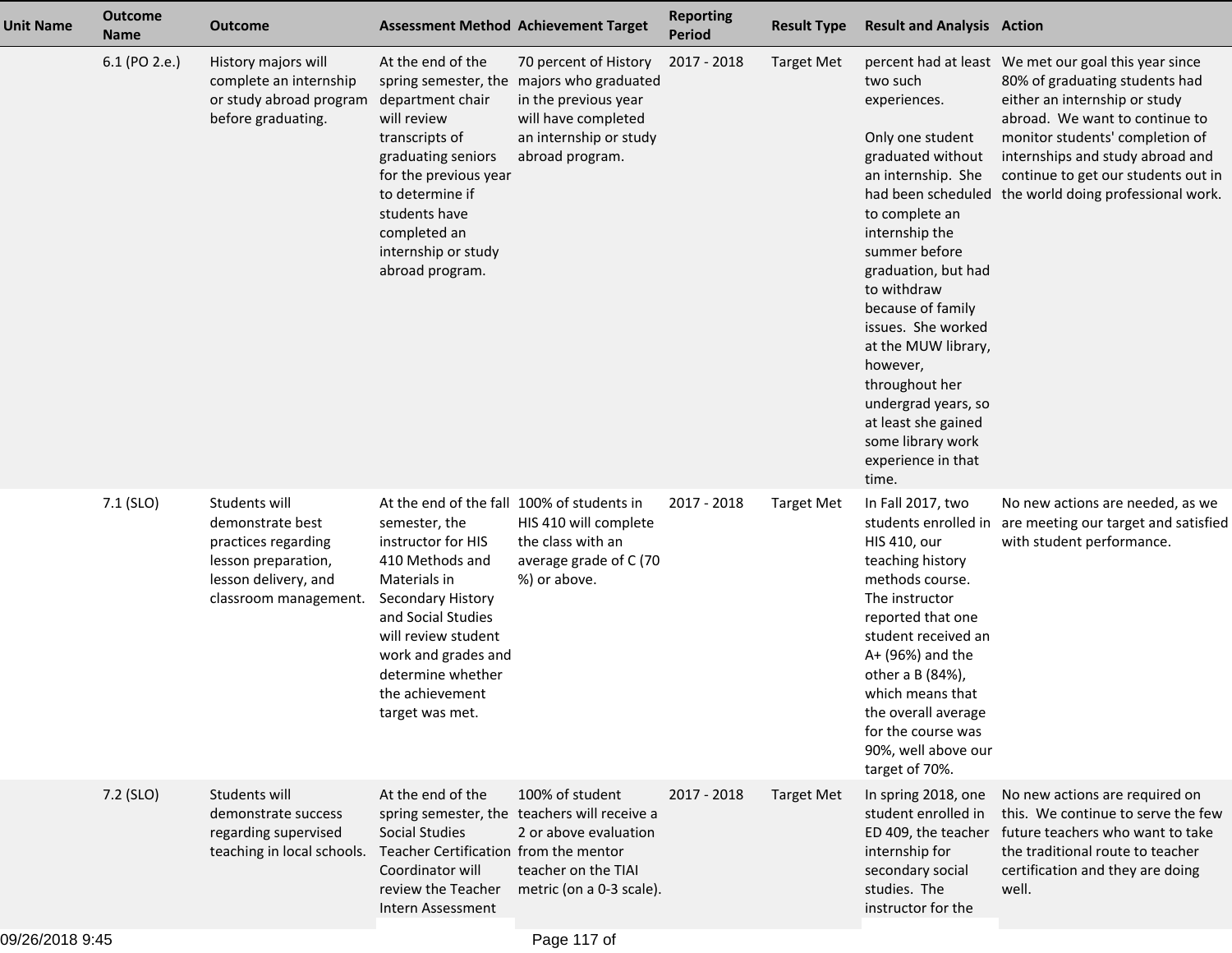| Unit Name | Outcome Name | Outcome | Assessment Method | Achievement Target | Reporting Period | Result Type | Result and Analysis | Action |
|---|---|---|---|---|---|---|---|---|
| | 6.1 (PO 2.e.) | History majors will complete an internship or study abroad program before graduating. | At the end of the spring semester, the department chair will review transcripts of graduating seniors for the previous year to determine if students have completed an internship or study abroad program. | 70 percent of History majors who graduated in the previous year will have completed an internship or study abroad program. | 2017 - 2018 | Target Met | percent had at least two such experiences.<br><br>Only one student graduated without an internship. She had been scheduled to complete an internship the summer before graduation, but had to withdraw because of family issues. She worked at the MUW library, however, throughout her undergrad years, so at least she gained some library work experience in that time. | We met our goal this year since 80% of graduating students had either an internship or study abroad. We want to continue to monitor students' completion of internships and study abroad and continue to get our students out in the world doing professional work. |
| | 7.1 (SLO) | Students will demonstrate best practices regarding lesson preparation, lesson delivery, and classroom management. | At the end of the fall semester, the instructor for HIS 410 Methods and Materials in Secondary History and Social Studies will review student work and grades and determine whether the achievement target was met. | 100% of students in HIS 410 will complete the class with an average grade of C (70 %) or above. | 2017 - 2018 | Target Met | In Fall 2017, two students enrolled in HIS 410, our teaching history methods course. The instructor reported that one student received an A+ (96%) and the other a B (84%), which means that the overall average for the course was 90%, well above our target of 70%. | No new actions are needed, as we are meeting our target and satisfied with student performance. |
| | 7.2 (SLO) | Students will demonstrate success regarding supervised teaching in local schools. | At the end of the spring semester, the Social Studies Teacher Certification Coordinator will review the Teacher Intern Assessment | 100% of student teachers will receive a 2 or above evaluation from the mentor teacher on the TIAI metric (on a 0-3 scale). | 2017 - 2018 | Target Met | In spring 2018, one student enrolled in ED 409, the teacher internship for secondary social studies. The instructor for the | No new actions are required on this. We continue to serve the few future teachers who want to take the traditional route to teacher certification and they are doing well. |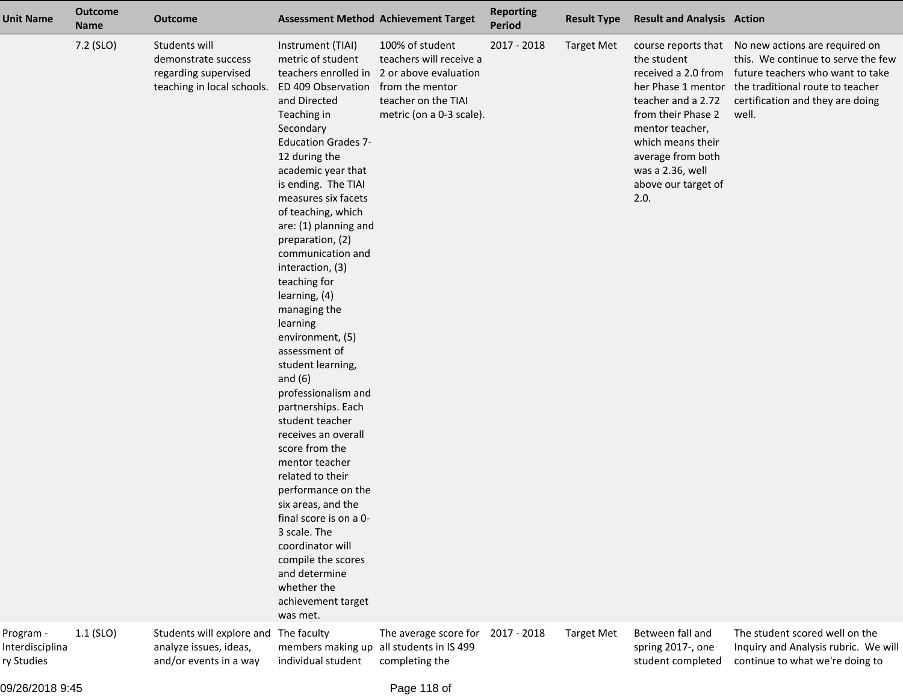| Unit Name | Outcome Name | Outcome | Assessment Method | Achievement Target | Reporting Period | Result Type | Result and Analysis | Action |
|---|---|---|---|---|---|---|---|---|
| | 7.2 (SLO) | Students will demonstrate success regarding supervised teaching in local schools. | Instrument (TIAI) metric of student teachers enrolled in ED 409 Observation and Directed Teaching in Secondary Education Grades 7-12 during the academic year that is ending. The TIAI measures six facets of teaching, which are: (1) planning and preparation, (2) communication and interaction, (3) teaching for learning, (4) managing the learning environment, (5) assessment of student learning, and (6) professionalism and partnerships. Each student teacher receives an overall score from the mentor teacher related to their performance on the six areas, and the final score is on a 0-3 scale. The coordinator will compile the scores and determine whether the achievement target was met. | 100% of student teachers will receive a 2 or above evaluation from the mentor teacher on the TIAI metric (on a 0-3 scale). | 2017 - 2018 | Target Met | course reports that the student received a 2.0 from her Phase 1 mentor teacher and a 2.72 from their Phase 2 mentor teacher, which means their average from both was a 2.36, well above our target of 2.0. | No new actions are required on this. We continue to serve the few future teachers who want to take the traditional route to teacher certification and they are doing well. |
| Program - Interdisciplinary Studies | 1.1 (SLO) | Students will explore and analyze issues, ideas, and/or events in a way | The faculty members making up individual student | The average score for all students in IS 499 completing the | 2017 - 2018 | Target Met | Between fall and spring 2017-, one student completed | The student scored well on the Inquiry and Analysis rubric. We will continue to what we're doing to |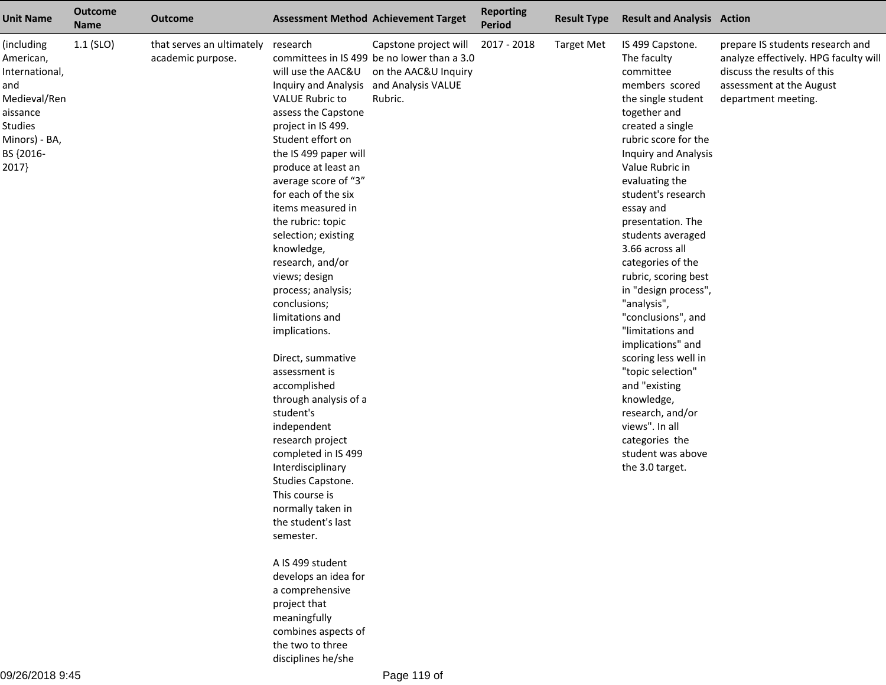| Unit Name | Outcome Name | Outcome | Assessment Method | Achievement Target | Reporting Period | Result Type | Result and Analysis | Action |
|---|---|---|---|---|---|---|---|---|
| (including American, International, and Medieval/Renaissance Studies Minors) - BA, BS {2016-2017} | 1.1 (SLO) | that serves an ultimately academic purpose. | research committees in IS 499 will use the AAC&U Inquiry and Analysis VALUE Rubric to assess the Capstone project in IS 499. Student effort on the IS 499 paper will produce at least an average score of "3" for each of the six items measured in the rubric: topic selection; existing knowledge, research, and/or views; design process; analysis; conclusions; limitations and implications.<br><br>Direct, summative assessment is accomplished through analysis of a student's independent research project completed in IS 499 Interdisciplinary Studies Capstone. This course is normally taken in the student's last semester.<br><br>A IS 499 student develops an idea for a comprehensive project that meaningfully combines aspects of the two to three disciplines he/she | Capstone project will be no lower than a 3.0 on the AAC&U Inquiry and Analysis VALUE Rubric. | 2017 - 2018 | Target Met | IS 499 Capstone. The faculty committee members scored the single student together and created a single rubric score for the Inquiry and Analysis Value Rubric in evaluating the student's research essay and presentation. The students averaged 3.66 across all categories of the rubric, scoring best in "design process", "analysis", "conclusions", and "limitations and implications" and scoring less well in "topic selection" and "existing knowledge, research, and/or views". In all categories the student was above the 3.0 target. | prepare IS students research and analyze effectively. HPG faculty will discuss the results of this assessment at the August department meeting. |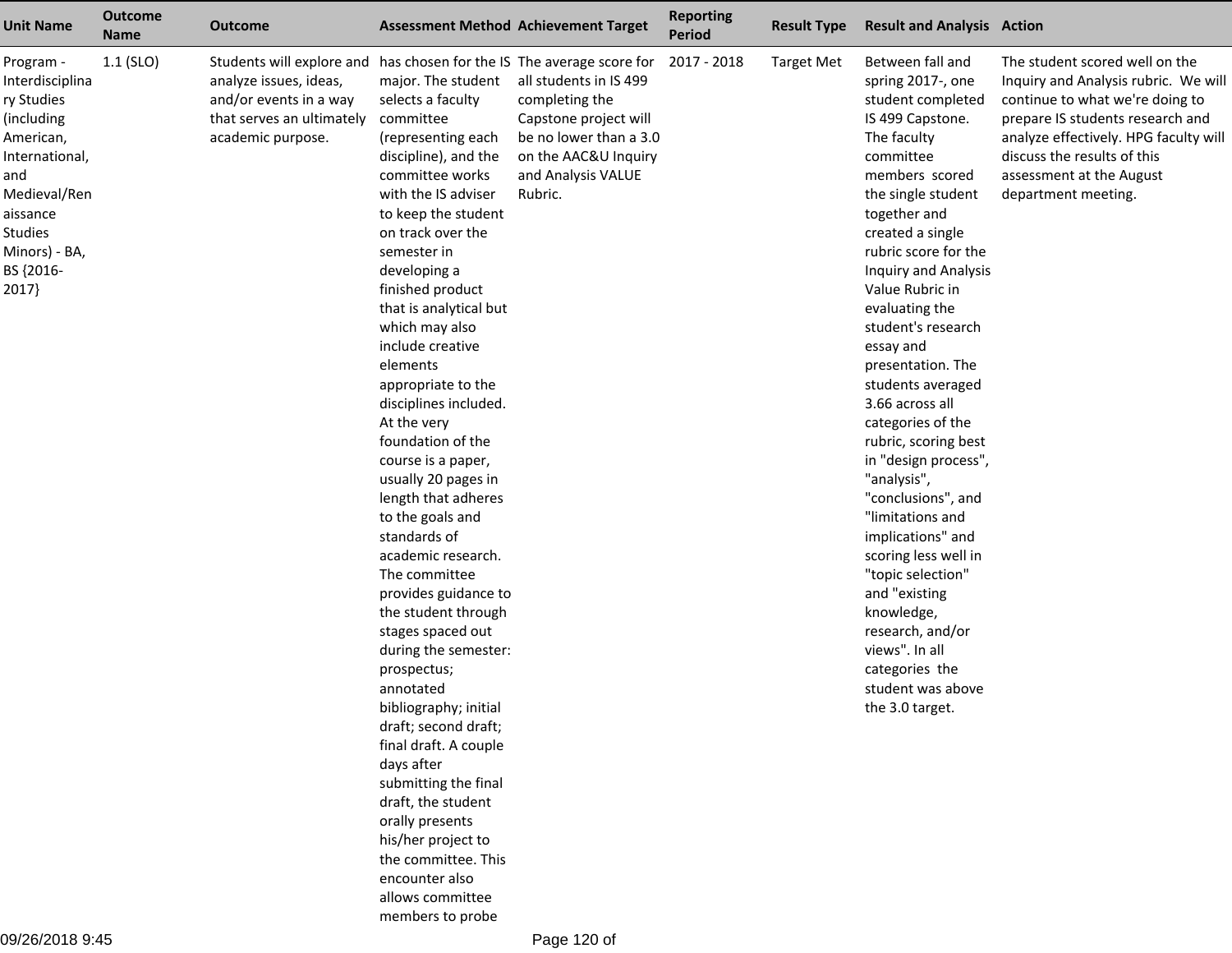| Unit Name | Outcome Name | Outcome | Assessment Method | Achievement Target | Reporting Period | Result Type | Result and Analysis | Action |
|---|---|---|---|---|---|---|---|---|
| Program - Interdisciplinary Studies (including American, International, and Medieval/Renaissance Studies Minors) - BA, BS {2016-2017} | 1.1 (SLO) | Students will explore and analyze issues, ideas, and/or events in a way that serves an ultimately academic purpose. | has chosen for the IS major. The student selects a faculty committee (representing each discipline), and the committee works with the IS adviser to keep the student on track over the semester in developing a finished product that is analytical but which may also include creative elements appropriate to the disciplines included. At the very foundation of the course is a paper, usually 20 pages in length that adheres to the goals and standards of academic research. The committee provides guidance to the student through stages spaced out during the semester: prospectus; annotated bibliography; initial draft; second draft; final draft. A couple days after submitting the final draft, the student orally presents his/her project to the committee. This encounter also allows committee members to probe | The average score for all students in IS 499 completing the Capstone project will be no lower than a 3.0 on the AAC&U Inquiry and Analysis VALUE Rubric. | 2017 - 2018 | Target Met | Between fall and spring 2017-, one student completed IS 499 Capstone. The faculty committee members scored the single student together and created a single rubric score for the Inquiry and Analysis Value Rubric in evaluating the student's research essay and presentation. The students averaged 3.66 across all categories of the rubric, scoring best in "design process", "analysis", "conclusions", and "limitations and implications" and scoring less well in "topic selection" and "existing knowledge, research, and/or views". In all categories the student was above the 3.0 target. | The student scored well on the Inquiry and Analysis rubric. We will continue to what we're doing to prepare IS students research and analyze effectively. HPG faculty will discuss the results of this assessment at the August department meeting. |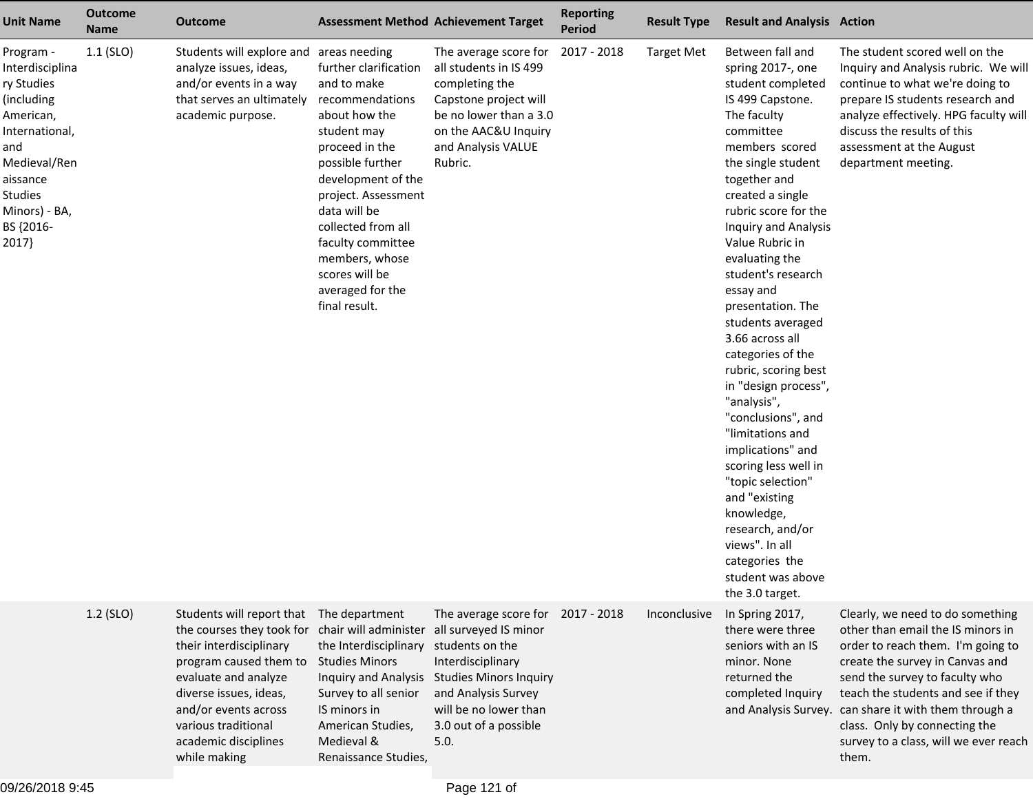| Unit Name | Outcome Name | Outcome | Assessment Method | Achievement Target | Reporting Period | Result Type | Result and Analysis | Action |
|---|---|---|---|---|---|---|---|---|
| Program - Interdisciplinary Studies (including American, International, and Medieval/Renaissance Studies Minors) - BA, BS {2016-2017} | 1.1 (SLO) | Students will explore and analyze issues, ideas, and/or events in a way that serves an ultimately academic purpose. | areas needing further clarification and to make recommendations about how the student may proceed in the possible further development of the project. Assessment data will be collected from all faculty committee members, whose scores will be averaged for the final result. | The average score for all students in IS 499 completing the Capstone project will be no lower than a 3.0 on the AAC&U Inquiry and Analysis VALUE Rubric. | 2017 - 2018 | Target Met | Between fall and spring 2017-, one student completed IS 499 Capstone. The faculty committee members scored the single student together and created a single rubric score for the Inquiry and Analysis Value Rubric in evaluating the student's research essay and presentation. The students averaged 3.66 across all categories of the rubric, scoring best in "design process", "analysis", "conclusions", and "limitations and implications" and scoring less well in "topic selection" and "existing knowledge, research, and/or views". In all categories the student was above the 3.0 target. | The student scored well on the Inquiry and Analysis rubric. We will continue to what we're doing to prepare IS students research and analyze effectively. HPG faculty will discuss the results of this assessment at the August department meeting. |
| | 1.2 (SLO) | Students will report that the courses they took for their interdisciplinary program caused them to evaluate and analyze diverse issues, ideas, and/or events across various traditional academic disciplines while making | The department chair will administer the Interdisciplinary Studies Minors Inquiry and Analysis Survey to all senior IS minors in American Studies, Medieval & Renaissance Studies, | The average score for all surveyed IS minor students on the Interdisciplinary Studies Minors Inquiry and Analysis Survey will be no lower than 3.0 out of a possible 5.0. | 2017 - 2018 | Inconclusive | In Spring 2017, there were three seniors with an IS minor. None returned the completed Inquiry and Analysis Survey. | Clearly, we need to do something other than email the IS minors in order to reach them. I'm going to create the survey in Canvas and send the survey to faculty who teach the students and see if they can share it with them through a class. Only by connecting the survey to a class, will we ever reach them. |

09/26/2018 9:45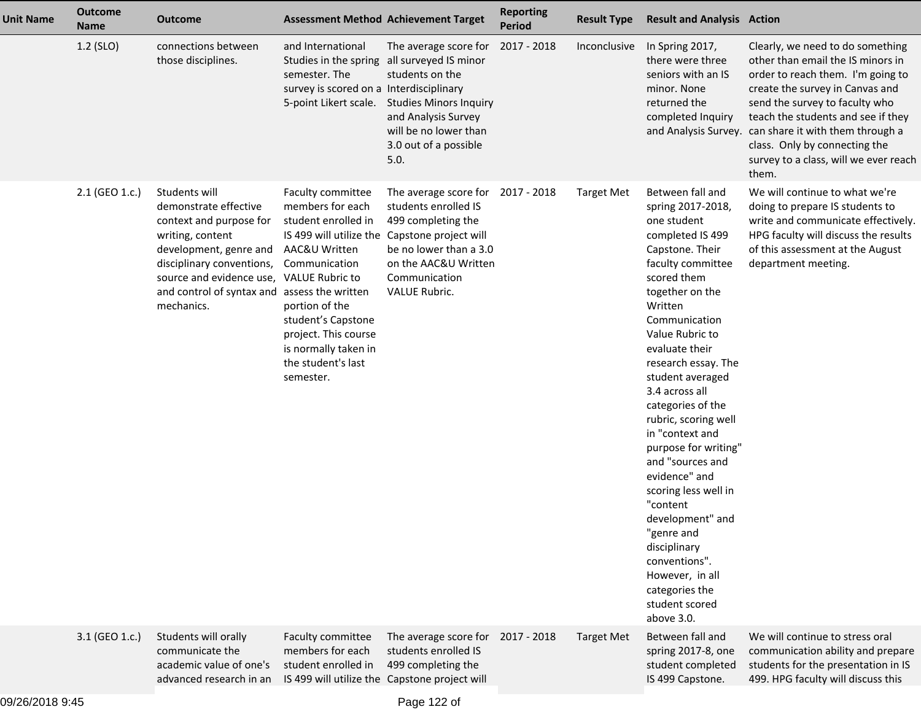| Unit Name | Outcome Name | Outcome | Assessment Method | Achievement Target | Reporting Period | Result Type | Result and Analysis | Action |
|---|---|---|---|---|---|---|---|---|
| | 1.2 (SLO) | connections between those disciplines. | and International Studies in the spring semester. The survey is scored on a 5-point Likert scale. | The average score for all surveyed IS minor students on the Interdisciplinary Studies Minors Inquiry and Analysis Survey will be no lower than 3.0 out of a possible 5.0. | 2017 - 2018 | Inconclusive | In Spring 2017, there were three seniors with an IS minor. None returned the completed Inquiry and Analysis Survey. | Clearly, we need to do something other than email the IS minors in order to reach them. I'm going to create the survey in Canvas and send the survey to faculty who teach the students and see if they can share it with them through a class. Only by connecting the survey to a class, will we ever reach them. |
| | 2.1 (GEO 1.c.) | Students will demonstrate effective context and purpose for writing, content development, genre and disciplinary conventions, source and evidence use, and control of syntax and mechanics. | Faculty committee members for each student enrolled in IS 499 will utilize the AAC&U Written Communication VALUE Rubric to assess the written portion of the student's Capstone project. This course is normally taken in the student's last semester. | The average score for students enrolled IS 499 completing the Capstone project will be no lower than a 3.0 on the AAC&U Written Communication VALUE Rubric. | 2017 - 2018 | Target Met | Between fall and spring 2017-2018, one student completed IS 499 Capstone. Their faculty committee scored them together on the Written Communication Value Rubric to evaluate their research essay. The student averaged 3.4 across all categories of the rubric, scoring well in "context and purpose for writing" and "sources and evidence" and scoring less well in "content development" and "genre and disciplinary conventions". However, in all categories the student scored above 3.0. | We will continue to what we're doing to prepare IS students to write and communicate effectively. HPG faculty will discuss the results of this assessment at the August department meeting. |
| | 3.1 (GEO 1.c.) | Students will orally communicate the academic value of one's advanced research in an | Faculty committee members for each student enrolled in IS 499 will utilize the | The average score for students enrolled IS 499 completing the Capstone project will | 2017 - 2018 | Target Met | Between fall and spring 2017-8, one student completed IS 499 Capstone. | We will continue to stress oral communication ability and prepare students for the presentation in IS 499. HPG faculty will discuss this |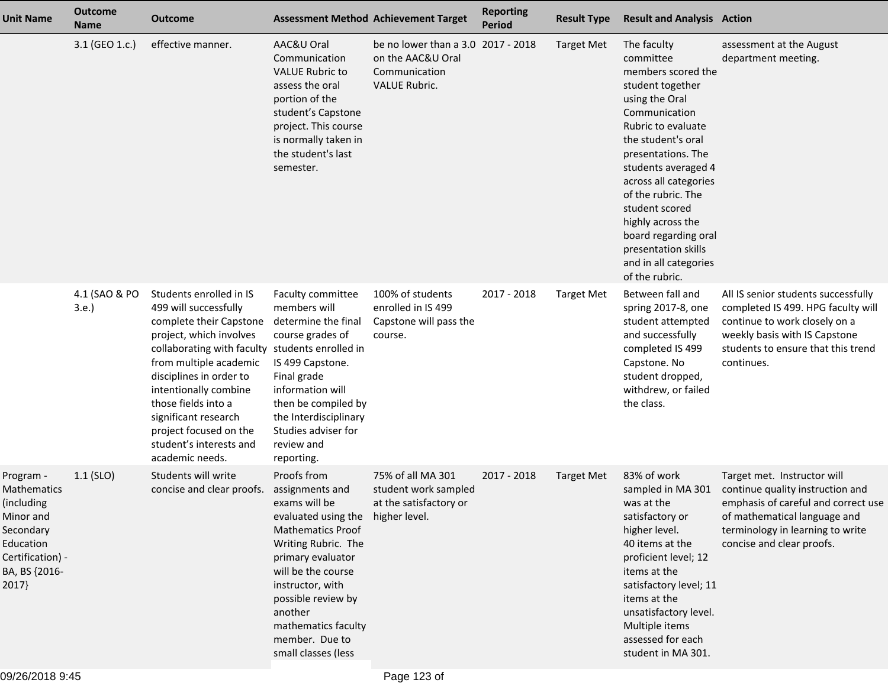| Unit Name | Outcome Name | Outcome | Assessment Method | Achievement Target | Reporting Period | Result Type | Result and Analysis | Action |
|---|---|---|---|---|---|---|---|---|
| | 3.1 (GEO 1.c.) | effective manner. | AAC&U Oral Communication VALUE Rubric to assess the oral portion of the student's Capstone project. This course is normally taken in the student's last semester. | be no lower than a 3.0 on the AAC&U Oral Communication VALUE Rubric. | 2017 - 2018 | Target Met | The faculty committee members scored the student together using the Oral Communication Rubric to evaluate the student's oral presentations. The students averaged 4 across all categories of the rubric. The student scored highly across the board regarding oral presentation skills and in all categories of the rubric. | assessment at the August department meeting. |
| | 4.1 (SAO & PO 3.e.) | Students enrolled in IS 499 will successfully complete their Capstone project, which involves collaborating with faculty from multiple academic disciplines in order to intentionally combine those fields into a significant research project focused on the student's interests and academic needs. | Faculty committee members will determine the final course grades of students enrolled in IS 499 Capstone. Final grade information will then be compiled by the Interdisciplinary Studies adviser for review and reporting. | 100% of students enrolled in IS 499 Capstone will pass the course. | 2017 - 2018 | Target Met | Between fall and spring 2017-8, one student attempted and successfully completed IS 499 Capstone. No student dropped, withdrew, or failed the class. | All IS senior students successfully completed IS 499. HPG faculty will continue to work closely on a weekly basis with IS Capstone students to ensure that this trend continues. |
| Program - Mathematics (including Minor and Secondary Education Certification) - BA, BS {2016-2017} | 1.1 (SLO) | Students will write concise and clear proofs. | Proofs from assignments and exams will be evaluated using the Mathematics Proof Writing Rubric. The primary evaluator will be the course instructor, with possible review by another mathematics faculty member. Due to small classes (less | 75% of all MA 301 student work sampled at the satisfactory or higher level. | 2017 - 2018 | Target Met | 83% of work sampled in MA 301 was at the satisfactory or higher level.<br>40 items at the proficient level; 12 items at the satisfactory level; 11 items at the unsatisfactory level. Multiple items assessed for each student in MA 301. | Target met. Instructor will continue quality instruction and emphasis of careful and correct use of mathematical language and terminology in learning to write concise and clear proofs. |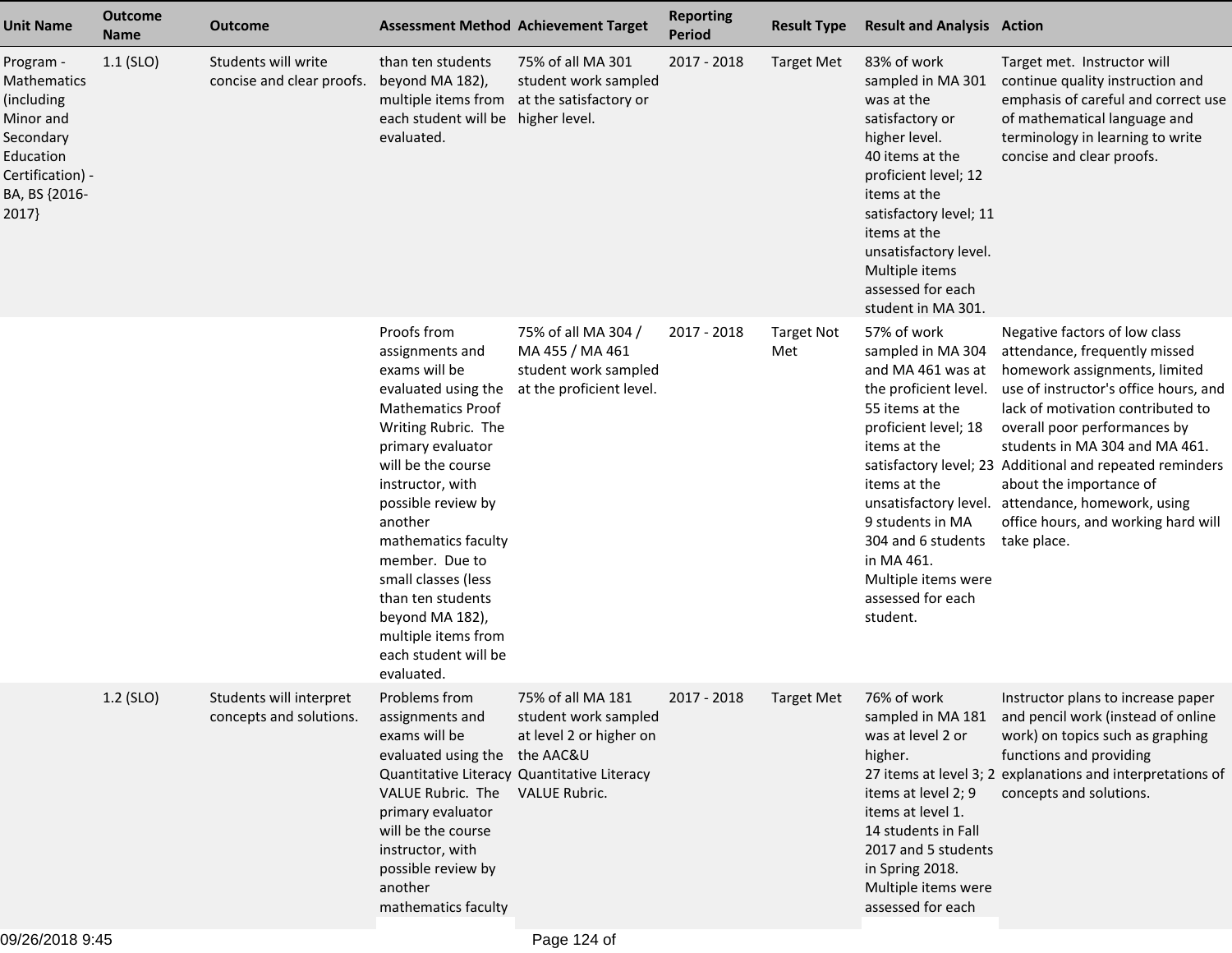| Unit Name | Outcome Name | Outcome | Assessment Method | Achievement Target | Reporting Period | Result Type | Result and Analysis | Action |
|---|---|---|---|---|---|---|---|---|
| Program - Mathematics (including Minor and Secondary Education Certification) - BA, BS {2016-2017} | 1.1 (SLO) | Students will write concise and clear proofs. | than ten students beyond MA 182), multiple items from each student will be evaluated. | 75% of all MA 301 student work sampled at the satisfactory or higher level. | 2017 - 2018 | Target Met | 83% of work sampled in MA 301 was at the satisfactory or higher level.<br>40 items at the proficient level; 12 items at the satisfactory level; 11 items at the unsatisfactory level. Multiple items assessed for each student in MA 301. | Target met. Instructor will continue quality instruction and emphasis of careful and correct use of mathematical language and terminology in learning to write concise and clear proofs. |
| | | | Proofs from assignments and exams will be evaluated using the Mathematics Proof Writing Rubric. The primary evaluator will be the course instructor, with possible review by another mathematics faculty member. Due to small classes (less than ten students beyond MA 182), multiple items from each student will be evaluated. | 75% of all MA 304 / MA 455 / MA 461 student work sampled at the proficient level. | 2017 - 2018 | Target Not Met | 57% of work sampled in MA 304 and MA 461 was at the proficient level.<br>55 items at the proficient level; 18 items at the satisfactory level; 23 items at the unsatisfactory level.<br>9 students in MA 304 and 6 students in MA 461.<br>Multiple items were assessed for each student. | Negative factors of low class attendance, frequently missed homework assignments, limited use of instructor's office hours, and lack of motivation contributed to overall poor performances by students in MA 304 and MA 461. Additional and repeated reminders about the importance of attendance, homework, using office hours, and working hard will take place. |
| | 1.2 (SLO) | Students will interpret concepts and solutions. | Problems from assignments and exams will be evaluated using the Quantitative Literacy VALUE Rubric. The primary evaluator will be the course instructor, with possible review by another mathematics faculty | 75% of all MA 181 student work sampled at level 2 or higher on the AAC&U Quantitative Literacy VALUE Rubric. | 2017 - 2018 | Target Met | 76% of work sampled in MA 181 was at level 2 or higher.<br>27 items at level 3; 2 items at level 2; 9 items at level 1.<br>14 students in Fall 2017 and 5 students in Spring 2018.<br>Multiple items were assessed for each | Instructor plans to increase paper and pencil work (instead of online work) on topics such as graphing functions and providing explanations and interpretations of concepts and solutions. |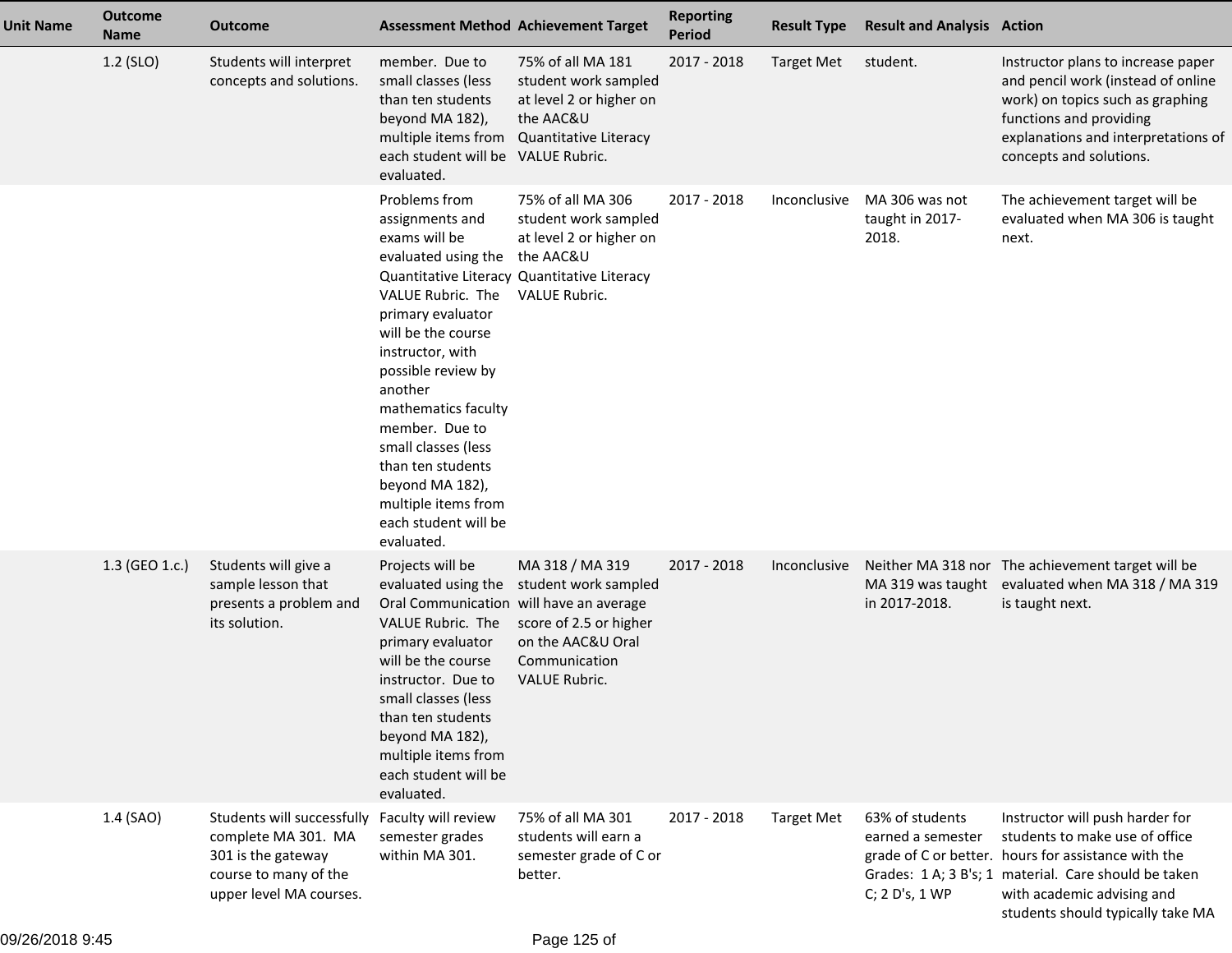| Unit Name | Outcome Name | Outcome | Assessment Method | Achievement Target | Reporting Period | Result Type | Result and Analysis | Action |
|---|---|---|---|---|---|---|---|---|
| | 1.2 (SLO) | Students will interpret concepts and solutions. | member. Due to small classes (less than ten students beyond MA 182), multiple items from each student will be evaluated. | 75% of all MA 181 student work sampled at level 2 or higher on the AAC&U Quantitative Literacy VALUE Rubric. | 2017 - 2018 | Target Met | student. | Instructor plans to increase paper and pencil work (instead of online work) on topics such as graphing functions and providing explanations and interpretations of concepts and solutions. |
| | | | Problems from assignments and exams will be evaluated using the Quantitative Literacy VALUE Rubric. The primary evaluator will be the course instructor, with possible review by another mathematics faculty member. Due to small classes (less than ten students beyond MA 182), multiple items from each student will be evaluated. | 75% of all MA 306 student work sampled at level 2 or higher on the AAC&U Quantitative Literacy VALUE Rubric. | 2017 - 2018 | Inconclusive | MA 306 was not taught in 2017-2018. | The achievement target will be evaluated when MA 306 is taught next. |
| | 1.3 (GEO 1.c.) | Students will give a sample lesson that presents a problem and its solution. | Projects will be evaluated using the Oral Communication VALUE Rubric. The primary evaluator will be the course instructor. Due to small classes (less than ten students beyond MA 182), multiple items from each student will be evaluated. | MA 318 / MA 319 student work sampled will have an average score of 2.5 or higher on the AAC&U Oral Communication VALUE Rubric. | 2017 - 2018 | Inconclusive | Neither MA 318 nor MA 319 was taught in 2017-2018. | The achievement target will be evaluated when MA 318 / MA 319 is taught next. |
| | 1.4 (SAO) | Students will successfully complete MA 301. MA 301 is the gateway course to many of the upper level MA courses. | Faculty will review semester grades within MA 301. | 75% of all MA 301 students will earn a semester grade of C or better. | 2017 - 2018 | Target Met | 63% of students earned a semester grade of C or better. Grades: 1 A; 3 B's; 1 C; 2 D's, 1 WP | Instructor will push harder for students to make use of office hours for assistance with the material. Care should be taken with academic advising and students should typically take MA |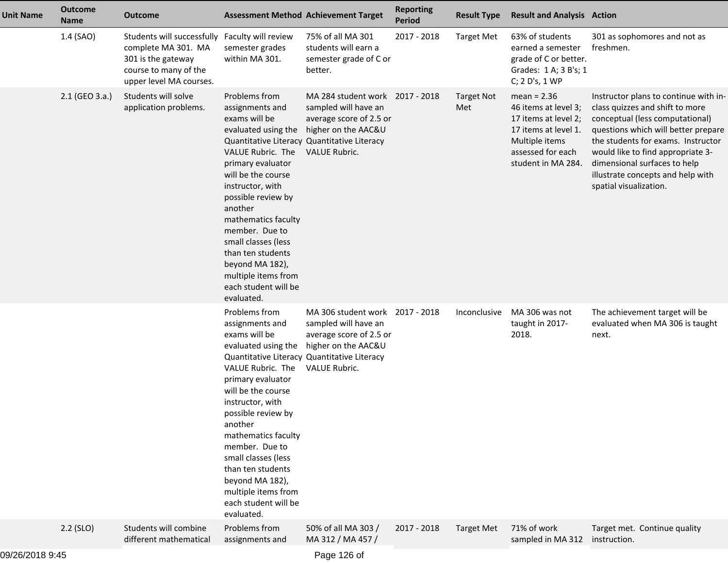| Unit Name | Outcome Name | Outcome | Assessment Method | Achievement Target | Reporting Period | Result Type | Result and Analysis | Action |
|---|---|---|---|---|---|---|---|---|
| | 1.4 (SAO) | Students will successfully complete MA 301. MA 301 is the gateway course to many of the upper level MA courses. | Faculty will review semester grades within MA 301. | 75% of all MA 301 students will earn a semester grade of C or better. | 2017 - 2018 | Target Met | 63% of students earned a semester grade of C or better. Grades: 1 A; 3 B's; 1 C; 2 D's, 1 WP | 301 as sophomores and not as freshmen. |
| | 2.1 (GEO 3.a.) | Students will solve application problems. | Problems from assignments and exams will be evaluated using the Quantitative Literacy VALUE Rubric. The primary evaluator will be the course instructor, with possible review by another mathematics faculty member. Due to small classes (less than ten students beyond MA 182), multiple items from each student will be evaluated. | MA 284 student work sampled will have an average score of 2.5 or higher on the AAC&U Quantitative Literacy VALUE Rubric. | 2017 - 2018 | Target Not Met | mean = 2.36 46 items at level 3; 17 items at level 2; 17 items at level 1. Multiple items assessed for each student in MA 284. | Instructor plans to continue with in-class quizzes and shift to more conceptual (less computational) questions which will better prepare the students for exams. Instructor would like to find appropriate 3-dimensional surfaces to help illustrate concepts and help with spatial visualization. |
| | | | Problems from assignments and exams will be evaluated using the Quantitative Literacy VALUE Rubric. The primary evaluator will be the course instructor, with possible review by another mathematics faculty member. Due to small classes (less than ten students beyond MA 182), multiple items from each student will be evaluated. | MA 306 student work sampled will have an average score of 2.5 or higher on the AAC&U Quantitative Literacy VALUE Rubric. | 2017 - 2018 | Inconclusive | MA 306 was not taught in 2017-2018. | The achievement target will be evaluated when MA 306 is taught next. |
| | 2.2 (SLO) | Students will combine different mathematical | Problems from assignments and | 50% of all MA 303 / MA 312 / MA 457 / | 2017 - 2018 | Target Met | 71% of work sampled in MA 312 | Target met. Continue quality instruction. |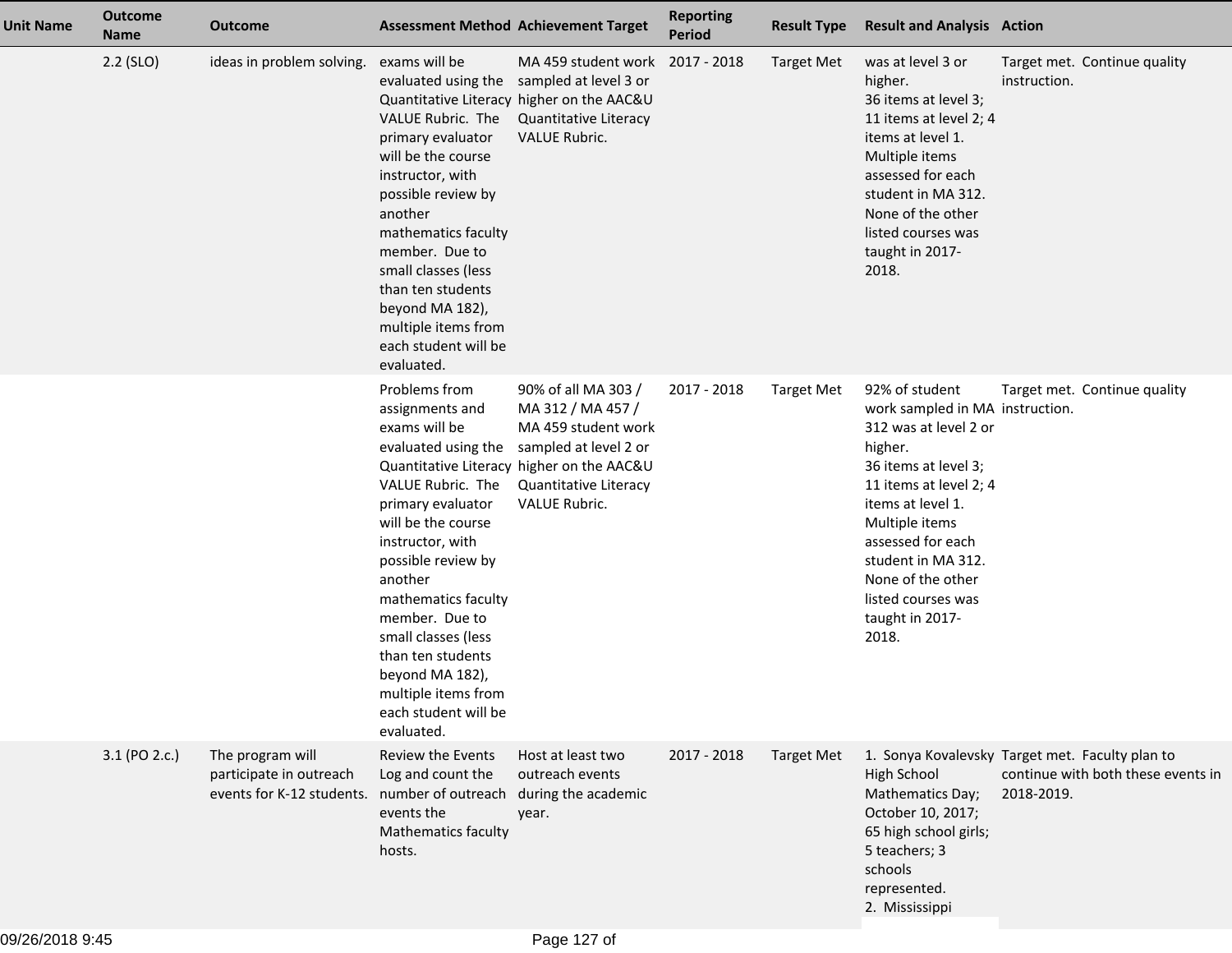| Unit Name | Outcome Name | Outcome | Assessment Method | Achievement Target | Reporting Period | Result Type | Result and Analysis | Action |
|---|---|---|---|---|---|---|---|---|
| | 2.2 (SLO) | ideas in problem solving. | exams will be evaluated using the Quantitative Literacy VALUE Rubric. The primary evaluator will be the course instructor, with possible review by another mathematics faculty member. Due to small classes (less than ten students beyond MA 182), multiple items from each student will be evaluated. | MA 459 student work sampled at level 3 or higher on the AAC&U Quantitative Literacy VALUE Rubric. | 2017 - 2018 | Target Met | was at level 3 or higher. 36 items at level 3; 11 items at level 2; 4 items at level 1. Multiple items assessed for each student in MA 312. None of the other listed courses was taught in 2017-2018. | Target met. Continue quality instruction. |
| | | | Problems from assignments and exams will be evaluated using the Quantitative Literacy VALUE Rubric. The primary evaluator will be the course instructor, with possible review by another mathematics faculty member. Due to small classes (less than ten students beyond MA 182), multiple items from each student will be evaluated. | 90% of all MA 303 / MA 312 / MA 457 / MA 459 student work sampled at level 2 or higher on the AAC&U Quantitative Literacy VALUE Rubric. | 2017 - 2018 | Target Met | 92% of student work sampled in MA 312 was at level 2 or higher. 36 items at level 3; 11 items at level 2; 4 items at level 1. Multiple items assessed for each student in MA 312. None of the other listed courses was taught in 2017-2018. | Target met. Continue quality instruction. |
| | 3.1 (PO 2.c.) | The program will participate in outreach events for K-12 students. | Review the Events Log and count the number of outreach events the Mathematics faculty hosts. | Host at least two outreach events during the academic year. | 2017 - 2018 | Target Met | 1. Sonya Kovalevsky High School Mathematics Day; October 10, 2017; 65 high school girls; 5 teachers; 3 schools represented. 2. Mississippi | Target met. Faculty plan to continue with both these events in 2018-2019. |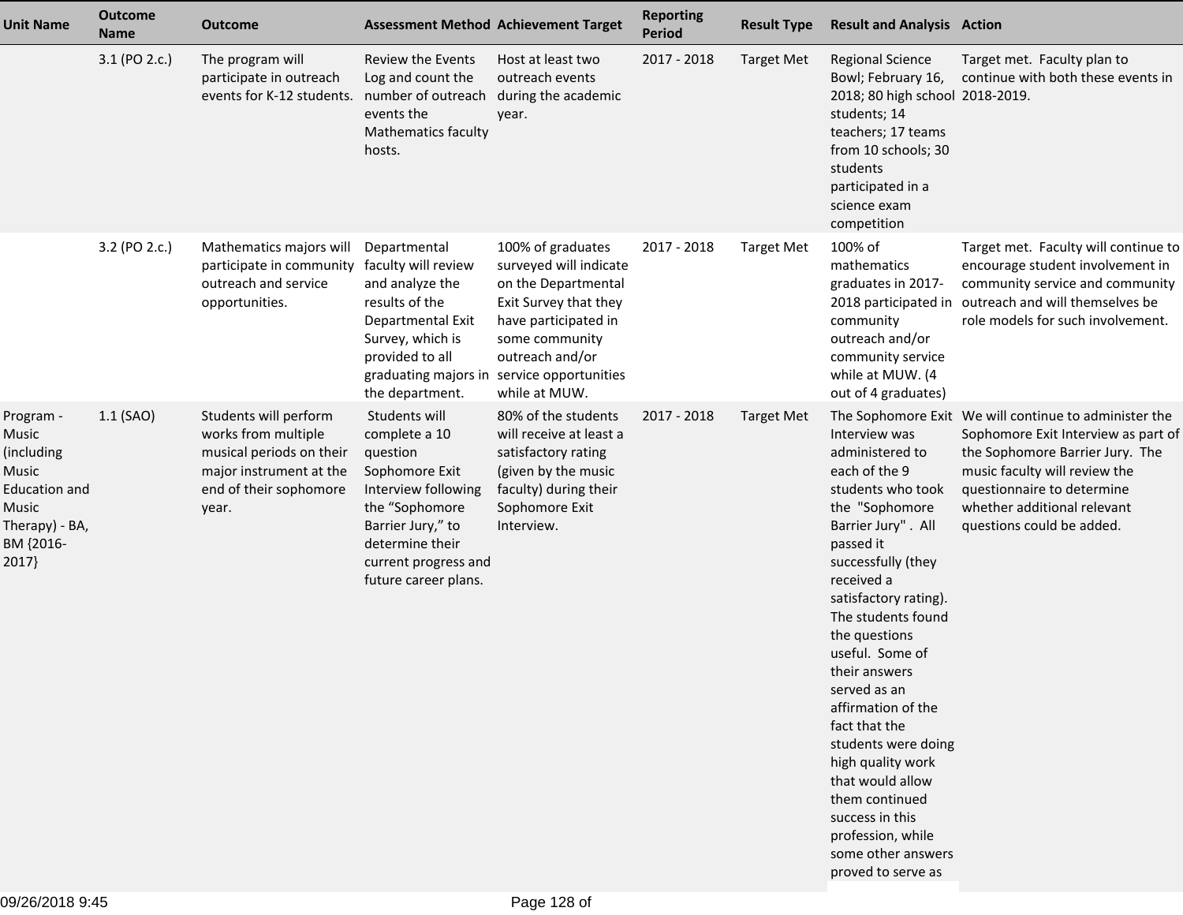| Unit Name | Outcome Name | Outcome | Assessment Method | Achievement Target | Reporting Period | Result Type | Result and Analysis | Action |
|---|---|---|---|---|---|---|---|---|
| | 3.1 (PO 2.c.) | The program will participate in outreach events for K-12 students. | Review the Events Log and count the number of outreach events the Mathematics faculty hosts. | Host at least two outreach events during the academic year. | 2017 - 2018 | Target Met | Regional Science Bowl; February 16, 2018; 80 high school students; 14 teachers; 17 teams from 10 schools; 30 students participated in a science exam competition | Target met. Faculty plan to continue with both these events in 2018-2019. |
| | 3.2 (PO 2.c.) | Mathematics majors will participate in community outreach and service opportunities. | Departmental faculty will review and analyze the results of the Departmental Exit Survey, which is provided to all graduating majors in the department. | 100% of graduates surveyed will indicate on the Departmental Exit Survey that they have participated in some community outreach and/or service opportunities while at MUW. | 2017 - 2018 | Target Met | 100% of mathematics graduates in 2017-2018 participated in community outreach and/or community service while at MUW. (4 out of 4 graduates) | Target met. Faculty will continue to encourage student involvement in community service and community outreach and will themselves be role models for such involvement. |
| Program - Music (including Music Education and Music Therapy) - BA, BM {2016-2017} | 1.1 (SAO) | Students will perform works from multiple musical periods on their major instrument at the end of their sophomore year. | Students will complete a 10 question Sophomore Exit Interview following the "Sophomore Barrier Jury," to determine their current progress and future career plans. | 80% of the students will receive at least a satisfactory rating (given by the music faculty) during their Sophomore Exit Interview. | 2017 - 2018 | Target Met | The Sophomore Exit Interview was administered to each of the 9 students who took the "Sophomore Barrier Jury" . All passed it successfully (they received a satisfactory rating). The students found the questions useful. Some of their answers served as an affirmation of the fact that the students were doing high quality work that would allow them continued success in this profession, while some other answers proved to serve as | We will continue to administer the Sophomore Exit Interview as part of the Sophomore Barrier Jury. The music faculty will review the questionnaire to determine whether additional relevant questions could be added. |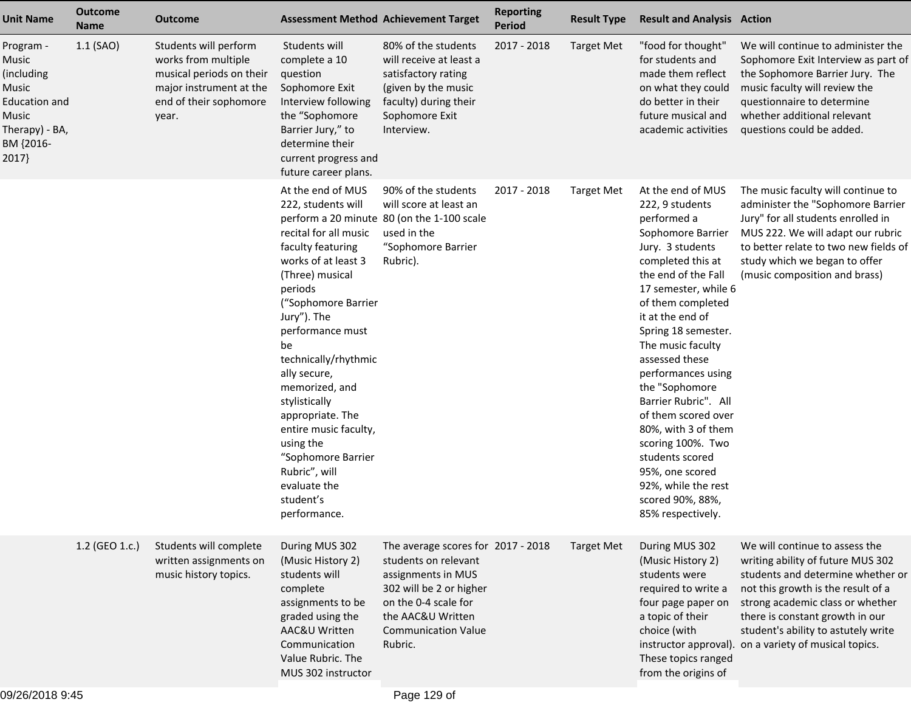| Unit Name | Outcome Name | Outcome | Assessment Method | Achievement Target | Reporting Period | Result Type | Result and Analysis | Action |
|---|---|---|---|---|---|---|---|---|
| Program - Music (including Music Education and Music Therapy) - BA, BM {2016-2017} | 1.1 (SAO) | Students will perform works from multiple musical periods on their major instrument at the end of their sophomore year. | Students will complete a 10 question Sophomore Exit Interview following the “Sophomore Barrier Jury,” to determine their current progress and future career plans. | 80% of the students will receive at least a satisfactory rating (given by the music faculty) during their Sophomore Exit Interview. | 2017 - 2018 | Target Met | "food for thought" for students and made them reflect on what they could do better in their future musical and academic activities | We will continue to administer the Sophomore Exit Interview as part of the Sophomore Barrier Jury. The music faculty will review the questionnaire to determine whether additional relevant questions could be added. |
| | | | At the end of MUS 222, students will perform a 20 minute recital for all music faculty featuring works of at least 3 (Three) musical periods (“Sophomore Barrier Jury”). The performance must be technically/rhythmically secure, memorized, and stylistically appropriate. The entire music faculty, using the “Sophomore Barrier Rubric”, will evaluate the student’s performance. | 90% of the students will score at least an 80 (on the 1-100 scale used in the “Sophomore Barrier Rubric). | 2017 - 2018 | Target Met | At the end of MUS 222, 9 students performed a Sophomore Barrier Jury. 3 students completed this at the end of the Fall 17 semester, while 6 of them completed it at the end of Spring 18 semester. The music faculty assessed these performances using the "Sophomore Barrier Rubric". All of them scored over 80%, with 3 of them scoring 100%. Two students scored 95%, one scored 92%, while the rest scored 90%, 88%, 85% respectively. | The music faculty will continue to administer the "Sophomore Barrier Jury" for all students enrolled in MUS 222. We will adapt our rubric to better relate to two new fields of study which we began to offer (music composition and brass) |
| | 1.2 (GEO 1.c.) | Students will complete written assignments on music history topics. | During MUS 302 (Music History 2) students will complete assignments to be graded using the AAC&U Written Communication Value Rubric. The MUS 302 instructor | The average scores for students on relevant assignments in MUS 302 will be 2 or higher on the 0-4 scale for the AAC&U Written Communication Value Rubric. | 2017 - 2018 | Target Met | During MUS 302 (Music History 2) students were required to write a four page paper on a topic of their choice (with instructor approval). These topics ranged from the origins of | We will continue to assess the writing ability of future MUS 302 students and determine whether or not this growth is the result of a strong academic class or whether there is constant growth in our student's ability to astutely write on a variety of musical topics. |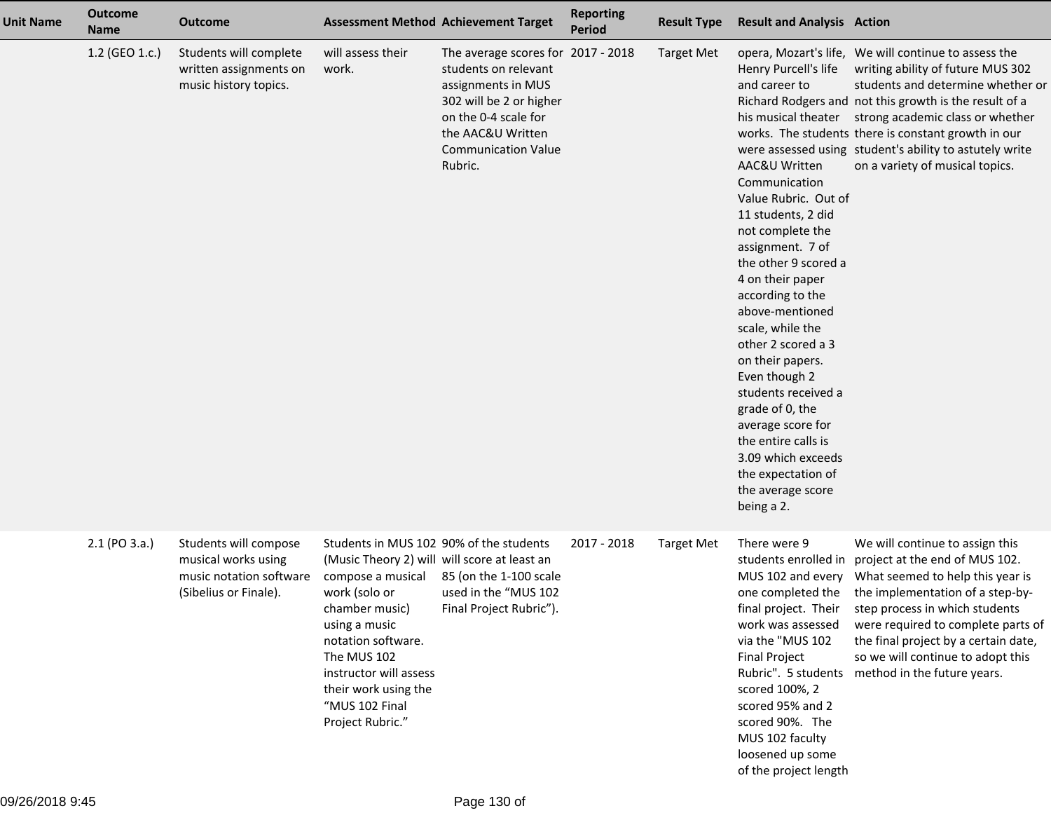| Unit Name | Outcome Name | Outcome | Assessment Method | Achievement Target | Reporting Period | Result Type | Result and Analysis | Action |
|---|---|---|---|---|---|---|---|---|
| | 1.2 (GEO 1.c.) | Students will complete written assignments on music history topics. | will assess their work. | The average scores for students on relevant assignments in MUS 302 will be 2 or higher on the 0-4 scale for the AAC&U Written Communication Value Rubric. | 2017 - 2018 | Target Met | opera, Mozart's life, Henry Purcell's life and career to Richard Rodgers and his musical theater works. The students were assessed using AAC&U Written Communication Value Rubric. Out of 11 students, 2 did not complete the assignment. 7 of the other 9 scored a 4 on their paper according to the above-mentioned scale, while the other 2 scored a 3 on their papers. Even though 2 students received a grade of 0, the average score for the entire calls is 3.09 which exceeds the expectation of the average score being a 2. | We will continue to assess the writing ability of future MUS 302 students and determine whether or not this growth is the result of a strong academic class or whether there is constant growth in our student's ability to astutely write on a variety of musical topics. |
| | 2.1 (PO 3.a.) | Students will compose musical works using music notation software (Sibelius or Finale). | Students in MUS 102 (Music Theory 2) will compose a musical work (solo or chamber music) using a music notation software. The MUS 102 instructor will assess their work using the “MUS 102 Final Project Rubric.” | 90% of the students will score at least an 85 (on the 1-100 scale used in the “MUS 102 Final Project Rubric”). | 2017 - 2018 | Target Met | There were 9 students enrolled in MUS 102 and every one completed the final project. Their work was assessed via the "MUS 102 Final Project Rubric". 5 students scored 100%, 2 scored 95% and 2 scored 90%. The MUS 102 faculty loosened up some of the project length | We will continue to assign this project at the end of MUS 102. What seemed to help this year is the implementation of a step-by-step process in which students were required to complete parts of the final project by a certain date, so we will continue to adopt this method in the future years. |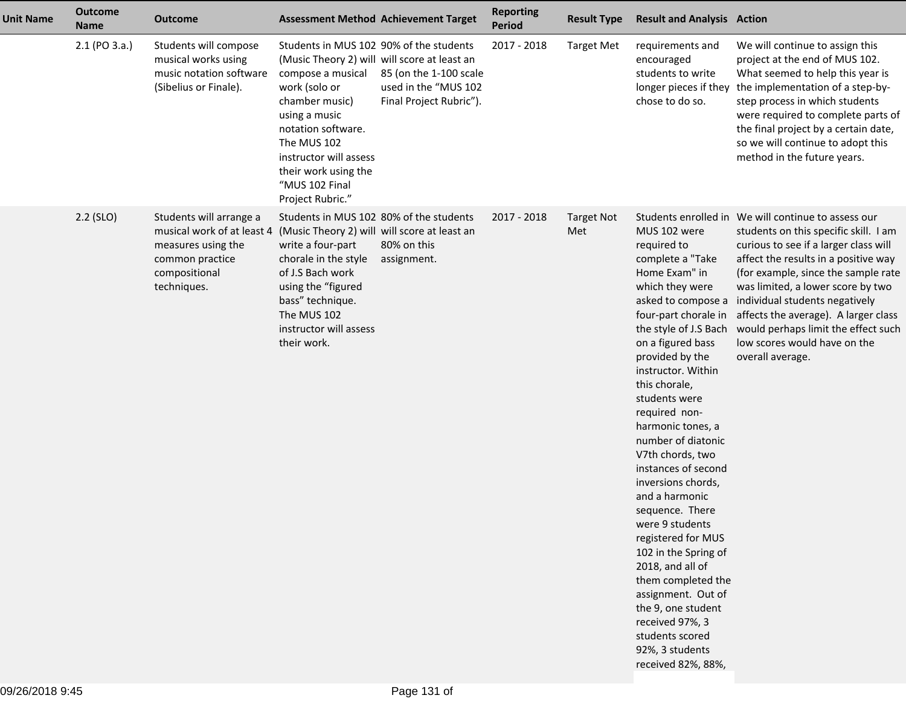| Unit Name | Outcome Name | Outcome | Assessment Method | Achievement Target | Reporting Period | Result Type | Result and Analysis | Action |
|---|---|---|---|---|---|---|---|---|
| | 2.1 (PO 3.a.) | Students will compose musical works using music notation software (Sibelius or Finale). | Students in MUS 102 (Music Theory 2) will compose a musical work (solo or chamber music) using a music notation software. The MUS 102 instructor will assess their work using the "MUS 102 Final Project Rubric." | 90% of the students will score at least an 85 (on the 1-100 scale used in the "MUS 102 Final Project Rubric"). | 2017 - 2018 | Target Met | requirements and encouraged students to write longer pieces if they chose to do so. | We will continue to assign this project at the end of MUS 102. What seemed to help this year is the implementation of a step-by-step process in which students were required to complete parts of the final project by a certain date, so we will continue to adopt this method in the future years. |
| | 2.2 (SLO) | Students will arrange a musical work of at least 4 measures using the common practice compositional techniques. | Students in MUS 102 (Music Theory 2) will write a four-part chorale in the style of J.S Bach work using the "figured bass" technique. The MUS 102 instructor will assess their work. | 80% of the students will score at least an 80% on this assignment. | 2017 - 2018 | Target Not Met | Students enrolled in MUS 102 were required to complete a "Take Home Exam" in which they were asked to compose a four-part chorale in the style of J.S Bach on a figured bass provided by the instructor. Within this chorale, students were required non-harmonic tones, a number of diatonic V7th chords, two instances of second inversions chords, and a harmonic sequence. There were 9 students registered for MUS 102 in the Spring of 2018, and all of them completed the assignment. Out of the 9, one student received 97%, 3 students scored 92%, 3 students received 82%, 88%, | We will continue to assess our students on this specific skill. I am curious to see if a larger class will affect the results in a positive way (for example, since the sample rate was limited, a lower score by two individual students negatively affects the average). A larger class would perhaps limit the effect such low scores would have on the overall average. |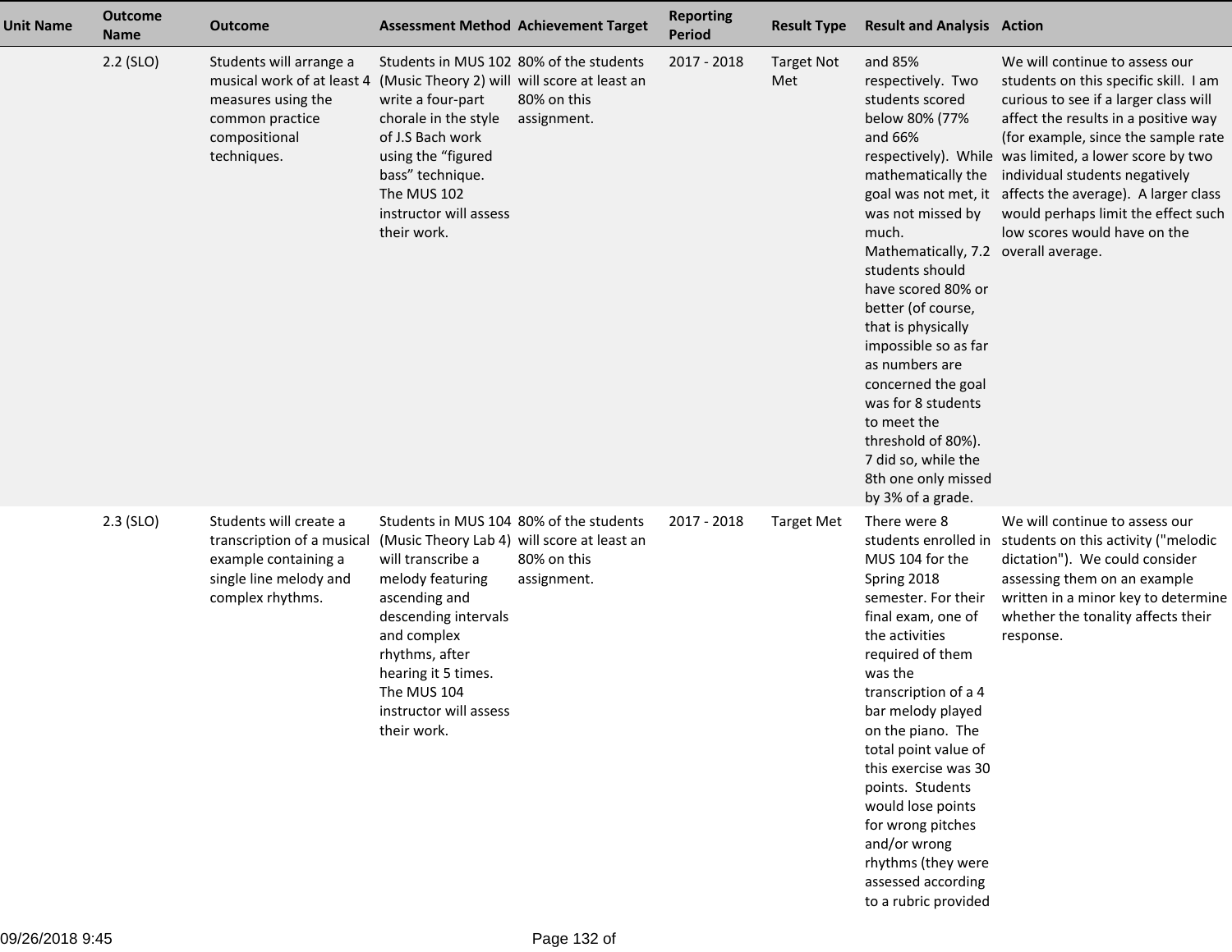| Unit Name | Outcome Name | Outcome | Assessment Method | Achievement Target | Reporting Period | Result Type | Result and Analysis | Action |
|---|---|---|---|---|---|---|---|---|
| | 2.2 (SLO) | Students will arrange a musical work of at least 4 measures using the common practice compositional techniques. | Students in MUS 102 (Music Theory 2) will write a four-part chorale in the style of J.S Bach work using the "figured bass" technique. The MUS 102 instructor will assess their work. | 80% of the students will score at least an 80% on this assignment. | 2017 - 2018 | Target Not Met | and 85% respectively. Two students scored below 80% (77% and 66% respectively). While mathematically the goal was not met, it was not missed by much. Mathematically, 7.2 students should have scored 80% or better (of course, that is physically impossible so as far as numbers are concerned the goal was for 8 students to meet the threshold of 80%). 7 did so, while the 8th one only missed by 3% of a grade. | We will continue to assess our students on this specific skill. I am curious to see if a larger class will affect the results in a positive way (for example, since the sample rate was limited, a lower score by two individual students negatively affects the average). A larger class would perhaps limit the effect such low scores would have on the overall average. |
| | 2.3 (SLO) | Students will create a transcription of a musical example containing a single line melody and complex rhythms. | Students in MUS 104 (Music Theory Lab 4) will transcribe a melody featuring ascending and descending intervals and complex rhythms, after hearing it 5 times. The MUS 104 instructor will assess their work. | 80% of the students will score at least an 80% on this assignment. | 2017 - 2018 | Target Met | There were 8 students enrolled in MUS 104 for the Spring 2018 semester. For their final exam, one of the activities required of them was the transcription of a 4 bar melody played on the piano. The total point value of this exercise was 30 points. Students would lose points for wrong pitches and/or wrong rhythms (they were assessed according to a rubric provided | We will continue to assess our students on this activity ("melodic dictation"). We could consider assessing them on an example written in a minor key to determine whether the tonality affects their response. |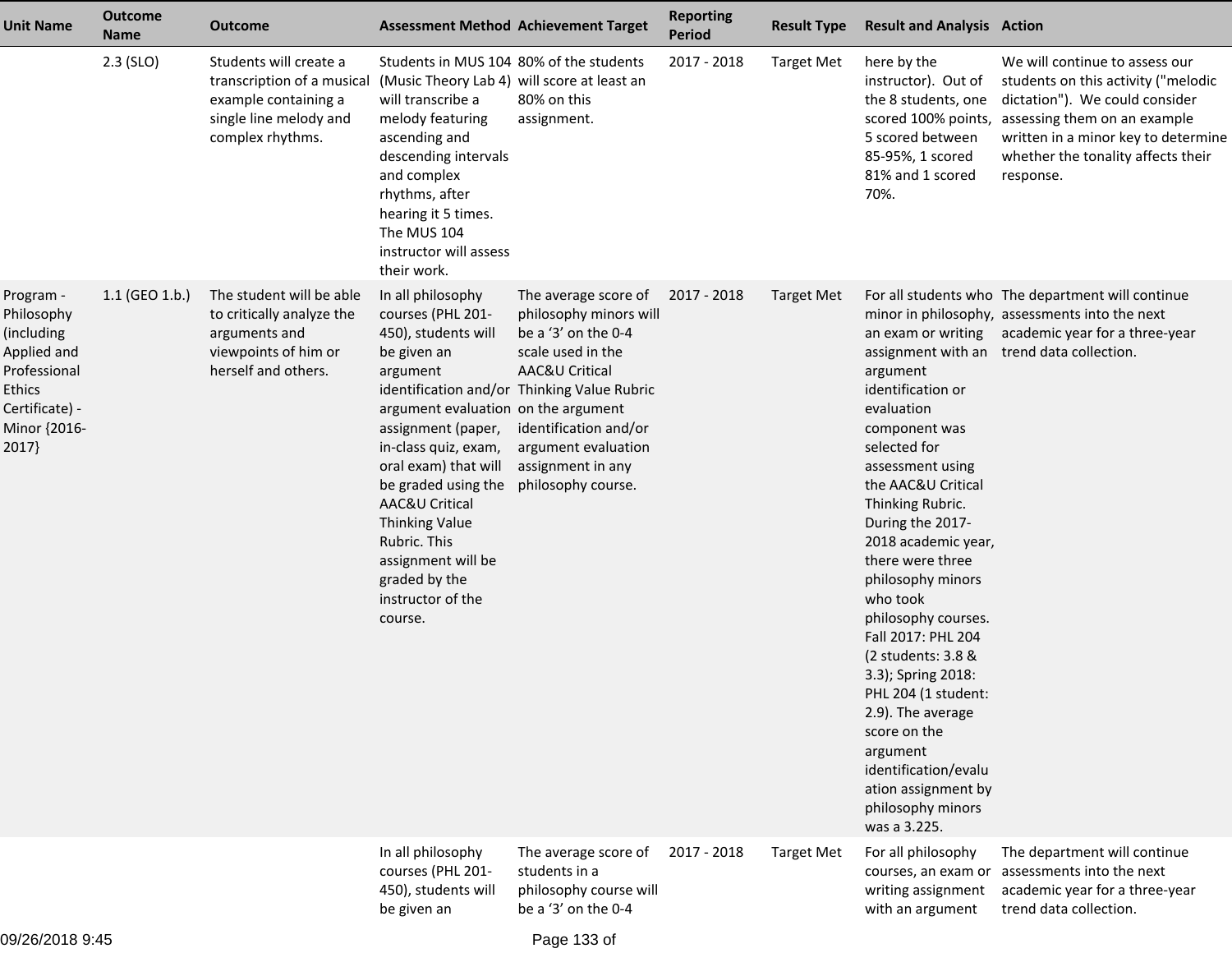| Unit Name | Outcome Name | Outcome | Assessment Method | Achievement Target | Reporting Period | Result Type | Result and Analysis | Action |
|---|---|---|---|---|---|---|---|---|
| | 2.3 (SLO) | Students will create a transcription of a musical example containing a single line melody and complex rhythms. | Students in MUS 104 (Music Theory Lab 4) will transcribe a melody featuring ascending and descending intervals and complex rhythms, after hearing it 5 times. The MUS 104 instructor will assess their work. | 80% of the students will score at least an 80% on this assignment. | 2017 - 2018 | Target Met | here by the instructor). Out of the 8 students, one scored 100% points, 5 scored between 85-95%, 1 scored 81% and 1 scored 70%. | We will continue to assess our students on this activity ("melodic dictation"). We could consider assessing them on an example written in a minor key to determine whether the tonality affects their response. |
| Program - Philosophy (including Applied and Professional Ethics Certificate) - Minor {2016-2017} | 1.1 (GEO 1.b.) | The student will be able to critically analyze the arguments and viewpoints of him or herself and others. | In all philosophy courses (PHL 201-450), students will be given an argument identification and/or argument evaluation assignment (paper, in-class quiz, exam, oral exam) that will be graded using the AAC&U Critical Thinking Value Rubric. This assignment will be graded by the instructor of the course. | The average score of philosophy minors will be a '3' on the 0-4 scale used in the AAC&U Critical Thinking Value Rubric on the argument identification and/or argument evaluation assignment in any philosophy course. | 2017 - 2018 | Target Met | For all students who minor in philosophy, an exam or writing assignment with an argument identification or evaluation component was selected for assessment using the AAC&U Critical Thinking Rubric. During the 2017-2018 academic year, there were three philosophy minors who took philosophy courses. Fall 2017: PHL 204 (2 students: 3.8 & 3.3); Spring 2018: PHL 204 (1 student: 2.9). The average score on the argument identification/evaluation assignment by philosophy minors was a 3.225. | The department will continue assessments into the next academic year for a three-year trend data collection. |
| | | | In all philosophy courses (PHL 201-450), students will be given an | The average score of students in a philosophy course will be a '3' on the 0-4 | 2017 - 2018 | Target Met | For all philosophy courses, an exam or writing assignment with an argument | The department will continue assessments into the next academic year for a three-year trend data collection. |

09/26/2018 9:45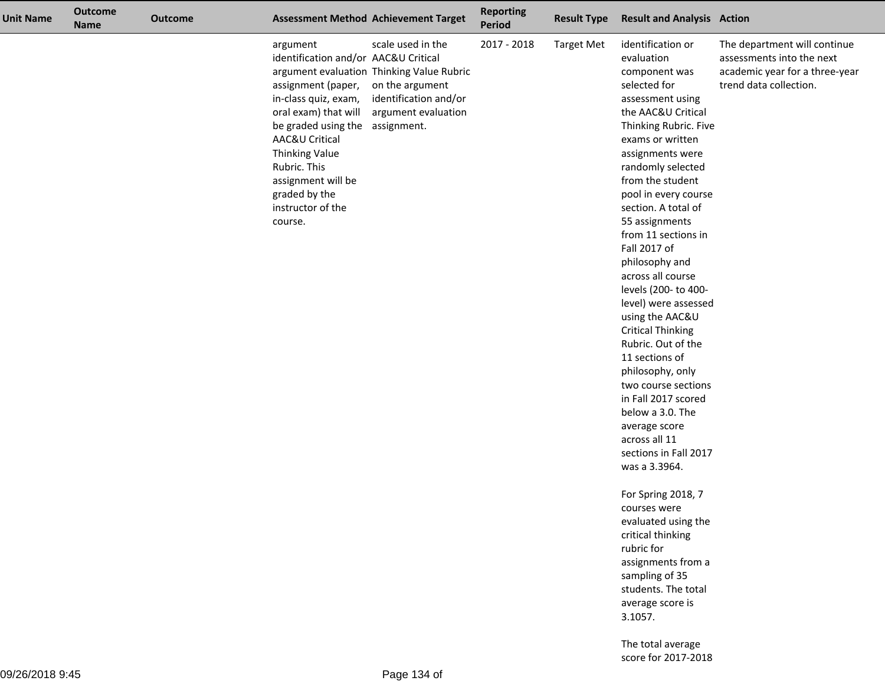| Unit Name | Outcome Name | Outcome | Assessment Method | Achievement Target | Reporting Period | Result Type | Result and Analysis | Action |
|---|---|---|---|---|---|---|---|---|
| | | | argument identification and/or argument evaluation assignment (paper, in-class quiz, exam, oral exam) that will be graded using the AAC&U Critical Thinking Value Rubric. This assignment will be graded by the instructor of the course. | scale used in the AAC&U Critical Thinking Value Rubric on the argument identification and/or argument evaluation assignment. | 2017 - 2018 | Target Met | identification or evaluation component was selected for assessment using the AAC&U Critical Thinking Rubric. Five exams or written assignments were randomly selected from the student pool in every course section. A total of 55 assignments from 11 sections in Fall 2017 of philosophy and across all course levels (200- to 400-level) were assessed using the AAC&U Critical Thinking Rubric. Out of the 11 sections of philosophy, only two course sections in Fall 2017 scored below a 3.0. The average score across all 11 sections in Fall 2017 was a 3.3964.<br><br>For Spring 2018, 7 courses were evaluated using the critical thinking rubric for assignments from a sampling of 35 students. The total average score is 3.1057.<br><br>The total average score for 2017-2018 | The department will continue assessments into the next academic year for a three-year trend data collection. |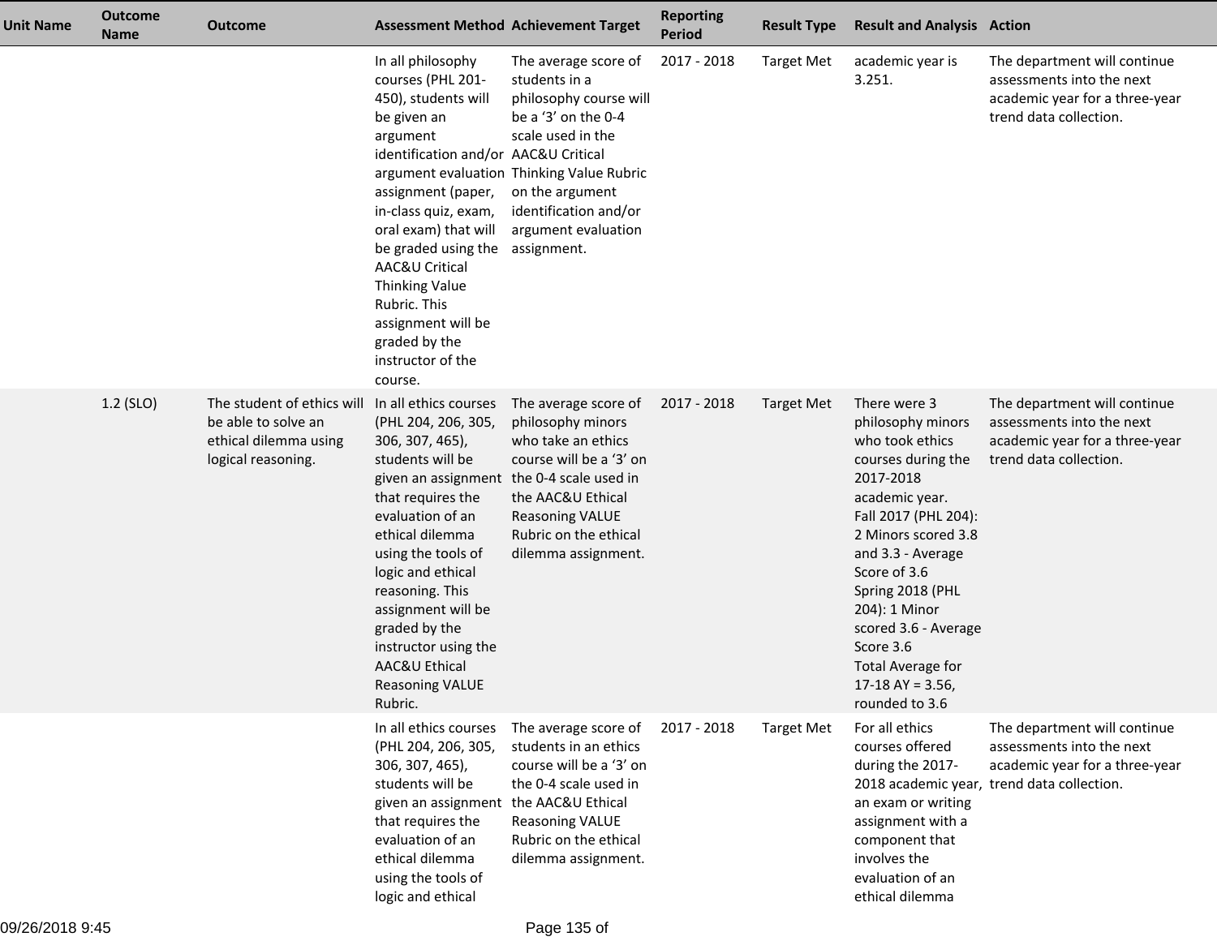| Unit Name | Outcome Name | Outcome | Assessment Method | Achievement Target | Reporting Period | Result Type | Result and Analysis | Action |
| --- | --- | --- | --- | --- | --- | --- | --- | --- |
| | | | In all philosophy courses (PHL 201-450), students will be given an argument identification and/or argument evaluation assignment (paper, in-class quiz, exam, oral exam) that will be graded using the AAC&U Critical Thinking Value Rubric. This assignment will be graded by the instructor of the course. | The average score of students in a philosophy course will be a '3' on the 0-4 scale used in the AAC&U Critical Thinking Value Rubric on the argument identification and/or argument evaluation assignment. | 2017 - 2018 | Target Met | academic year is 3.251. | The department will continue assessments into the next academic year for a three-year trend data collection. |
| | 1.2 (SLO) | The student of ethics will be able to solve an ethical dilemma using logical reasoning. | In all ethics courses (PHL 204, 206, 305, 306, 307, 465), students will be given an assignment that requires the evaluation of an ethical dilemma using the tools of logic and ethical reasoning. This assignment will be graded by the instructor using the AAC&U Ethical Reasoning VALUE Rubric. | The average score of philosophy minors who take an ethics course will be a '3' on the 0-4 scale used in the AAC&U Ethical Reasoning VALUE Rubric on the ethical dilemma assignment. | 2017 - 2018 | Target Met | There were 3 philosophy minors who took ethics courses during the 2017-2018 academic year.<br>Fall 2017 (PHL 204): 2 Minors scored 3.8 and 3.3 - Average Score of 3.6<br>Spring 2018 (PHL 204): 1 Minor scored 3.6 - Average Score 3.6<br>Total Average for 17-18 AY = 3.56, rounded to 3.6 | The department will continue assessments into the next academic year for a three-year trend data collection. |
| | | | In all ethics courses (PHL 204, 206, 305, 306, 307, 465), students will be given an assignment that requires the evaluation of an ethical dilemma using the tools of logic and ethical | The average score of students in an ethics course will be a '3' on the 0-4 scale used in the AAC&U Ethical Reasoning VALUE Rubric on the ethical dilemma assignment. | 2017 - 2018 | Target Met | For all ethics courses offered during the 2017-2018 academic year, an exam or writing assignment with a component that involves the evaluation of an ethical dilemma | The department will continue assessments into the next academic year for a three-year trend data collection. |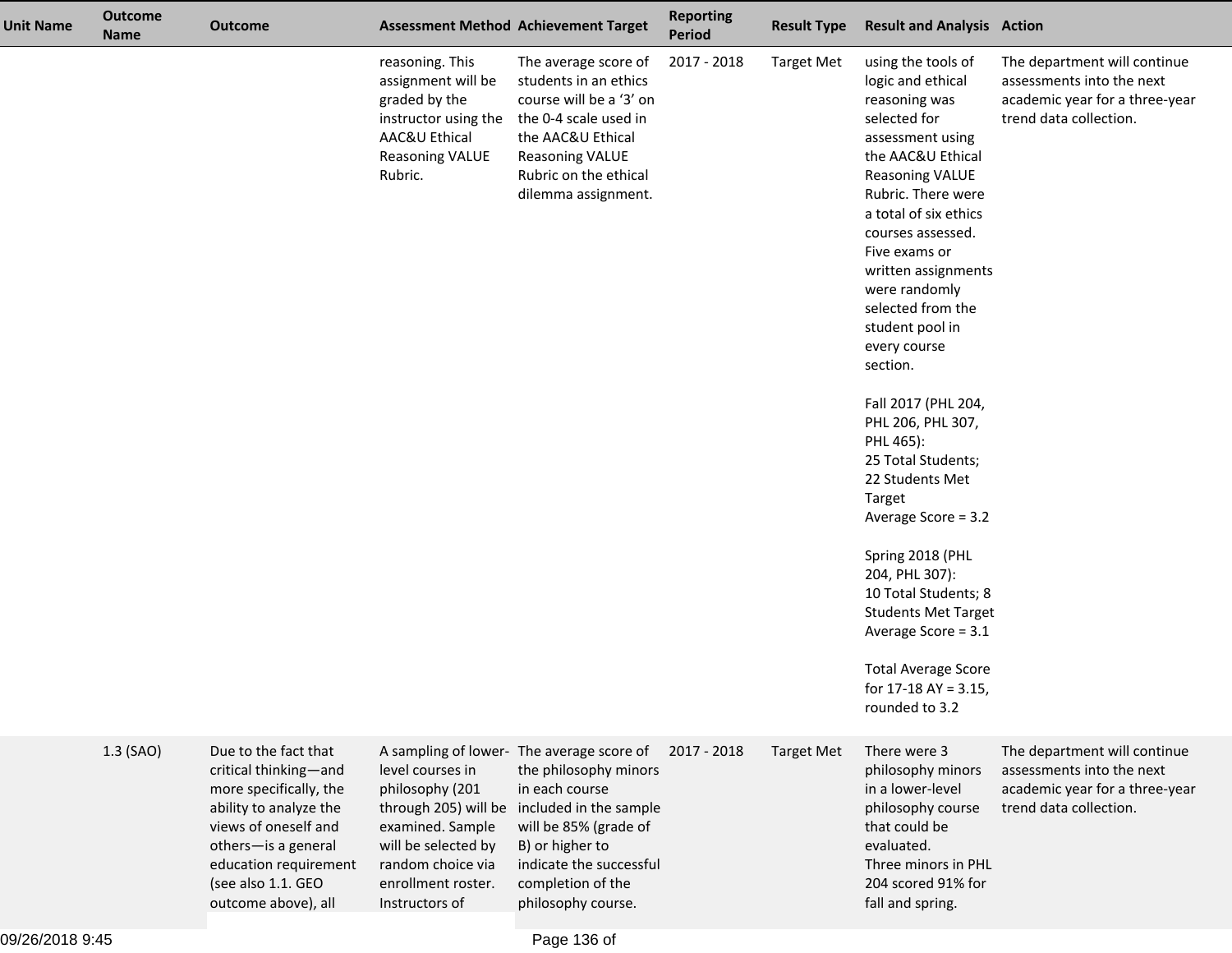| Unit Name | Outcome Name | Outcome | Assessment Method | Achievement Target | Reporting Period | Result Type | Result and Analysis | Action |
|---|---|---|---|---|---|---|---|---|
| | | | reasoning. This assignment will be graded by the instructor using the AAC&U Ethical Reasoning VALUE Rubric. | The average score of students in an ethics course will be a '3' on the 0-4 scale used in the AAC&U Ethical Reasoning VALUE Rubric on the ethical dilemma assignment. | 2017 - 2018 | Target Met | using the tools of logic and ethical reasoning was selected for assessment using the AAC&U Ethical Reasoning VALUE Rubric. There were a total of six ethics courses assessed. Five exams or written assignments were randomly selected from the student pool in every course section.<br><br>Fall 2017 (PHL 204, PHL 206, PHL 307, PHL 465):<br>25 Total Students; 22 Students Met Target<br>Average Score = 3.2<br><br>Spring 2018 (PHL 204, PHL 307):<br>10 Total Students; 8 Students Met Target<br>Average Score = 3.1<br><br>Total Average Score for 17-18 AY = 3.15, rounded to 3.2 | The department will continue assessments into the next academic year for a three-year trend data collection. |
| | 1.3 (SAO) | Due to the fact that critical thinking—and more specifically, the ability to analyze the views of oneself and others—is a general education requirement (see also 1.1. GEO outcome above), all | A sampling of lower-level courses in philosophy (201 through 205) will be examined. Sample will be selected by random choice via enrollment roster. Instructors of | The average score of the philosophy minors in each course included in the sample will be 85% (grade of B) or higher to indicate the successful completion of the philosophy course. | 2017 - 2018 | Target Met | There were 3 philosophy minors in a lower-level philosophy course that could be evaluated.<br>Three minors in PHL 204 scored 91% for fall and spring. | The department will continue assessments into the next academic year for a three-year trend data collection. |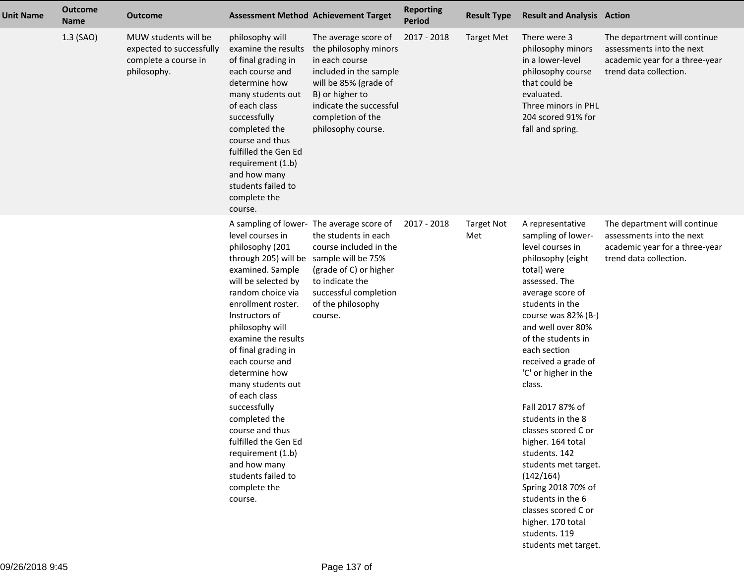| Unit Name | Outcome Name | Outcome | Assessment Method | Achievement Target | Reporting Period | Result Type | Result and Analysis | Action |
|---|---|---|---|---|---|---|---|---|
| | 1.3 (SAO) | MUW students will be expected to successfully complete a course in philosophy. | philosophy will examine the results of final grading in each course and determine how many students out of each class successfully completed the course and thus fulfilled the Gen Ed requirement (1.b) and how many students failed to complete the course. | The average score of the philosophy minors in each course included in the sample will be 85% (grade of B) or higher to indicate the successful completion of the philosophy course. | 2017 - 2018 | Target Met | There were 3 philosophy minors in a lower-level philosophy course that could be evaluated.<br>Three minors in PHL 204 scored 91% for fall and spring. | The department will continue assessments into the next academic year for a three-year trend data collection. |
| | | | A sampling of lower-level courses in philosophy (201 through 205) will be examined. Sample will be selected by random choice via enrollment roster. Instructors of philosophy will examine the results of final grading in each course and determine how many students out of each class successfully completed the course and thus fulfilled the Gen Ed requirement (1.b) and how many students failed to complete the course. | The average score of the students in each course included in the sample will be 75% (grade of C) or higher to indicate the successful completion of the philosophy course. | 2017 - 2018 | Target Not Met | A representative sampling of lower-level courses in philosophy (eight total) were assessed. The average score of students in the course was 82% (B-) and well over 80% of the students in each section received a grade of 'C' or higher in the class.<br><br>Fall 2017 87% of students in the 8 classes scored C or higher. 164 total students. 142 students met target. (142/164)<br>Spring 2018 70% of students in the 6 classes scored C or higher. 170 total students. 119 students met target. | The department will continue assessments into the next academic year for a three-year trend data collection. |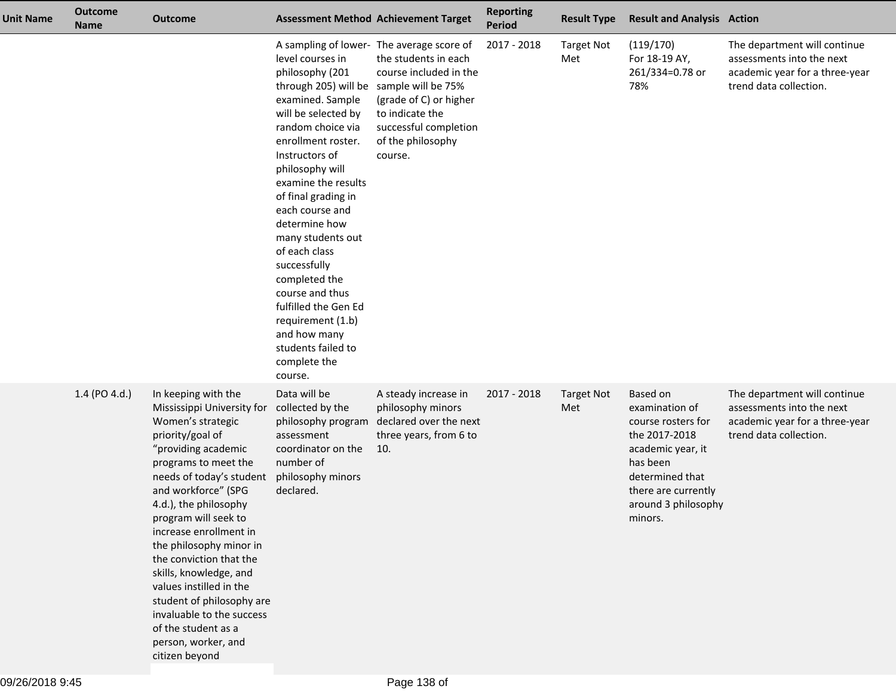| Unit Name | Outcome Name | Outcome | Assessment Method | Achievement Target | Reporting Period | Result Type | Result and Analysis | Action |
|---|---|---|---|---|---|---|---|---|
| | | | A sampling of lower-level courses in philosophy (201 through 205) will be examined. Sample will be selected by random choice via enrollment roster. Instructors of philosophy will examine the results of final grading in each course and determine how many students out of each class successfully completed the course and thus fulfilled the Gen Ed requirement (1.b) and how many students failed to complete the course. | The average score of the students in each course included in the sample will be 75% (grade of C) or higher to indicate the successful completion of the philosophy course. | 2017 - 2018 | Target Not Met | (119/170) For 18-19 AY, 261/334=0.78 or 78% | The department will continue assessments into the next academic year for a three-year trend data collection. |
| | 1.4 (PO 4.d.) | In keeping with the Mississippi University for Women's strategic priority/goal of "providing academic programs to meet the needs of today's student and workforce" (SPG 4.d.), the philosophy program will seek to increase enrollment in the philosophy minor in the conviction that the skills, knowledge, and values instilled in the student of philosophy are invaluable to the success of the student as a person, worker, and citizen beyond | Data will be collected by the philosophy program assessment coordinator on the number of philosophy minors declared. | A steady increase in philosophy minors declared over the next three years, from 6 to 10. | 2017 - 2018 | Target Not Met | Based on examination of course rosters for the 2017-2018 academic year, it has been determined that there are currently around 3 philosophy minors. | The department will continue assessments into the next academic year for a three-year trend data collection. |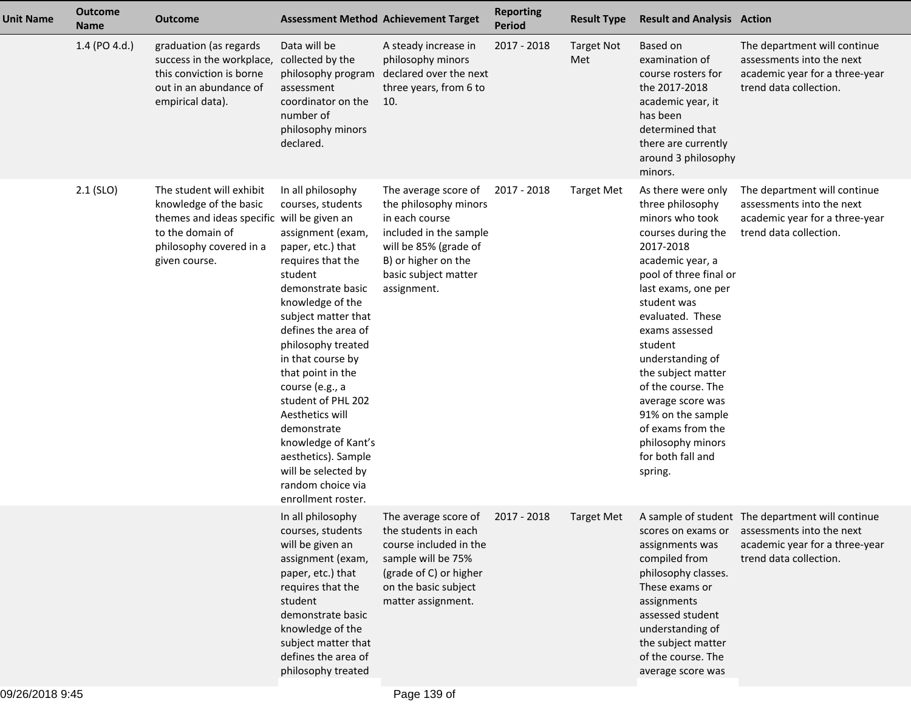| Unit Name | Outcome Name | Outcome | Assessment Method | Achievement Target | Reporting Period | Result Type | Result and Analysis | Action |
|---|---|---|---|---|---|---|---|---|
| | 1.4 (PO 4.d.) | graduation (as regards success in the workplace, this conviction is borne out in an abundance of empirical data). | Data will be collected by the philosophy program assessment coordinator on the number of philosophy minors declared. | A steady increase in philosophy minors declared over the next three years, from 6 to 10. | 2017 - 2018 | Target Not Met | Based on examination of course rosters for the 2017-2018 academic year, it has been determined that there are currently around 3 philosophy minors. | The department will continue assessments into the next academic year for a three-year trend data collection. |
| | 2.1 (SLO) | The student will exhibit knowledge of the basic themes and ideas specific to the domain of philosophy covered in a given course. | In all philosophy courses, students will be given an assignment (exam, paper, etc.) that requires that the student demonstrate basic knowledge of the subject matter that defines the area of philosophy treated in that course by that point in the course (e.g., a student of PHL 202 Aesthetics will demonstrate knowledge of Kant's aesthetics). Sample will be selected by random choice via enrollment roster. | The average score of the philosophy minors in each course included in the sample will be 85% (grade of B) or higher on the basic subject matter assignment. | 2017 - 2018 | Target Met | As there were only three philosophy minors who took courses during the 2017-2018 academic year, a pool of three final or last exams, one per student was evaluated. These exams assessed student understanding of the subject matter of the course. The average score was 91% on the sample of exams from the philosophy minors for both fall and spring. | The department will continue assessments into the next academic year for a three-year trend data collection. |
| | | | In all philosophy courses, students will be given an assignment (exam, paper, etc.) that requires that the student demonstrate basic knowledge of the subject matter that defines the area of philosophy treated | The average score of the students in each course included in the sample will be 75% (grade of C) or higher on the basic subject matter assignment. | 2017 - 2018 | Target Met | A sample of student scores on exams or assignments was compiled from philosophy classes. These exams or assignments assessed student understanding of the subject matter of the course. The average score was | The department will continue assessments into the next academic year for a three-year trend data collection. |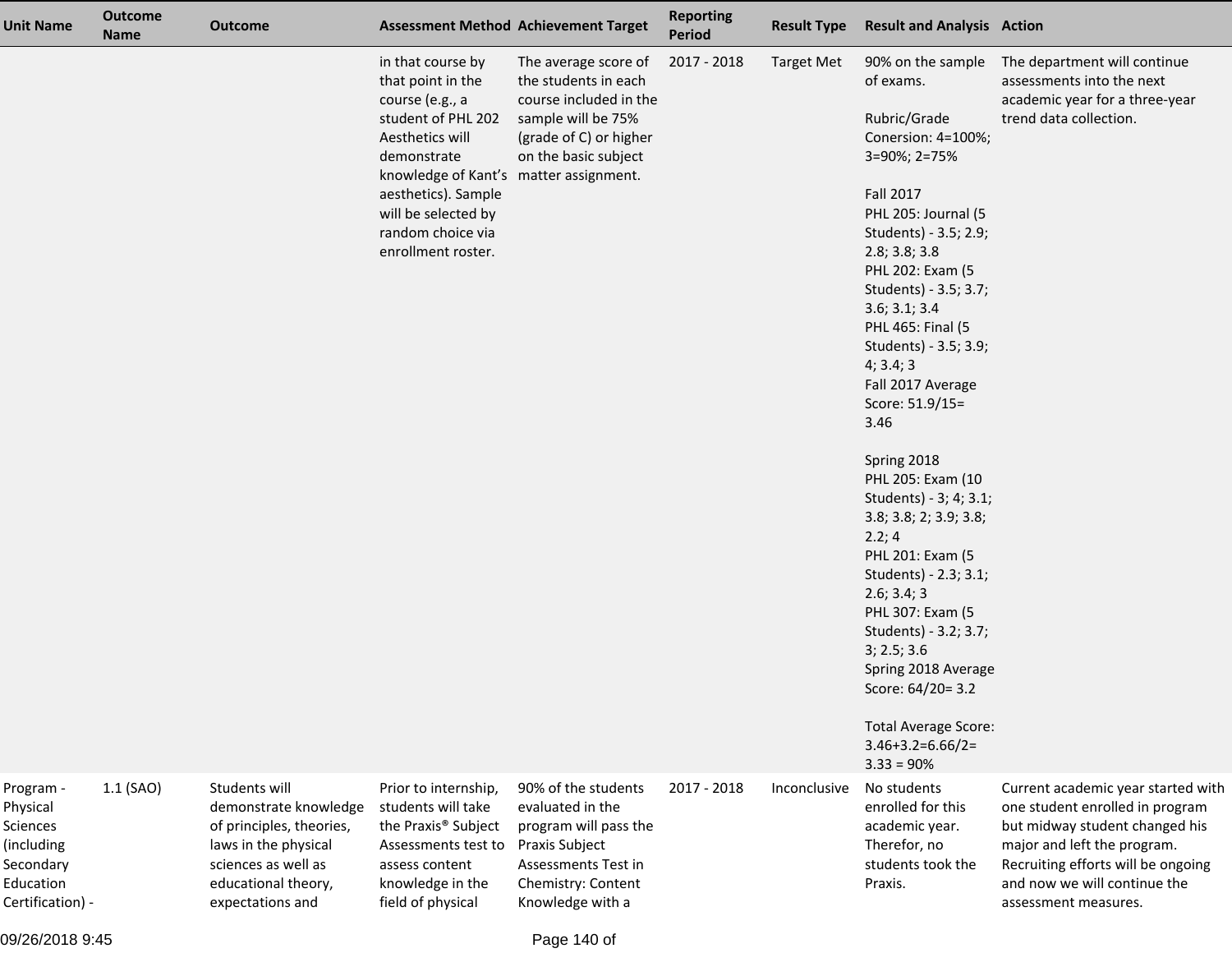| Unit Name | Outcome Name | Outcome | Assessment Method | Achievement Target | Reporting Period | Result Type | Result and Analysis | Action |
|---|---|---|---|---|---|---|---|---|
| | | | in that course by that point in the course (e.g., a student of PHL 202 Aesthetics will demonstrate knowledge of Kant's aesthetics). Sample will be selected by random choice via enrollment roster. | The average score of the students in each course included in the sample will be 75% (grade of C) or higher on the basic subject matter assignment. | 2017 - 2018 | Target Met | 90% on the sample of exams.<br><br>Rubric/Grade Conersion: 4=100%; 3=90%; 2=75%<br><br>Fall 2017<br>PHL 205: Journal (5 Students) - 3.5; 2.9; 2.8; 3.8; 3.8<br>PHL 202: Exam (5 Students) - 3.5; 3.7; 3.6; 3.1; 3.4<br>PHL 465: Final (5 Students) - 3.5; 3.9; 4; 3.4; 3<br>Fall 2017 Average Score: 51.9/15= 3.46<br><br>Spring 2018<br>PHL 205: Exam (10 Students) - 3; 4; 3.1; 3.8; 3.8; 2; 3.9; 3.8; 2.2; 4<br>PHL 201: Exam (5 Students) - 2.3; 3.1; 2.6; 3.4; 3<br>PHL 307: Exam (5 Students) - 3.2; 3.7; 3; 2.5; 3.6<br>Spring 2018 Average Score: 64/20= 3.2<br><br>Total Average Score: 3.46+3.2=6.66/2= 3.33 = 90% | The department will continue assessments into the next academic year for a three-year trend data collection. |
| Program - Physical Sciences (including Secondary Education Certification) - | 1.1 (SAO) | Students will demonstrate knowledge of principles, theories, laws in the physical sciences as well as educational theory, expectations and | Prior to internship, students will take the Praxis® Subject Assessments test to assess content knowledge in the field of physical | 90% of the students evaluated in the program will pass the Praxis Subject Assessments Test in Chemistry: Content Knowledge with a | 2017 - 2018 | Inconclusive | No students enrolled for this academic year. Therefor, no students took the Praxis. | Current academic year started with one student enrolled in program but midway student changed his major and left the program. Recruiting efforts will be ongoing and now we will continue the assessment measures. |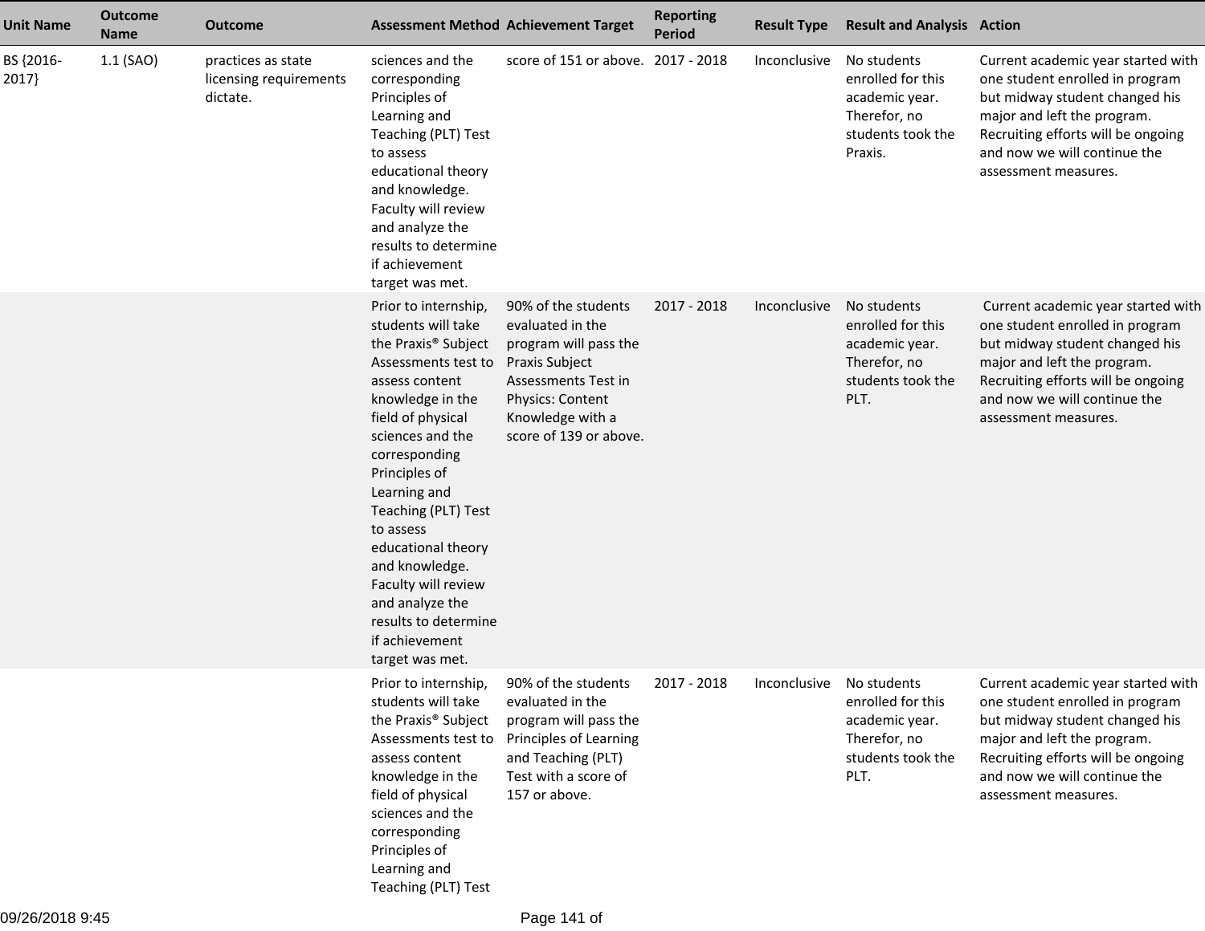| Unit Name | Outcome Name | Outcome | Assessment Method | Achievement Target | Reporting Period | Result Type | Result and Analysis | Action |
|---|---|---|---|---|---|---|---|---|
| BS {2016-2017} | 1.1 (SAO) | practices as state licensing requirements dictate. | sciences and the corresponding Principles of Learning and Teaching (PLT) Test to assess educational theory and knowledge. Faculty will review and analyze the results to determine if achievement target was met. | score of 151 or above. | 2017 - 2018 | Inconclusive | No students enrolled for this academic year. Therefor, no students took the Praxis. | Current academic year started with one student enrolled in program but midway student changed his major and left the program. Recruiting efforts will be ongoing and now we will continue the assessment measures. |
| | | | Prior to internship, students will take the Praxis® Subject Assessments test to assess content knowledge in the field of physical sciences and the corresponding Principles of Learning and Teaching (PLT) Test to assess educational theory and knowledge. Faculty will review and analyze the results to determine if achievement target was met. | 90% of the students evaluated in the program will pass the Praxis Subject Assessments Test in Physics: Content Knowledge with a score of 139 or above. | 2017 - 2018 | Inconclusive | No students enrolled for this academic year. Therefor, no students took the PLT. | Current academic year started with one student enrolled in program but midway student changed his major and left the program. Recruiting efforts will be ongoing and now we will continue the assessment measures. |
| | | | Prior to internship, students will take the Praxis® Subject Assessments test to assess content knowledge in the field of physical sciences and the corresponding Principles of Learning and Teaching (PLT) Test | 90% of the students evaluated in the program will pass the Principles of Learning and Teaching (PLT) Test with a score of 157 or above. | 2017 - 2018 | Inconclusive | No students enrolled for this academic year. Therefor, no students took the PLT. | Current academic year started with one student enrolled in program but midway student changed his major and left the program. Recruiting efforts will be ongoing and now we will continue the assessment measures. |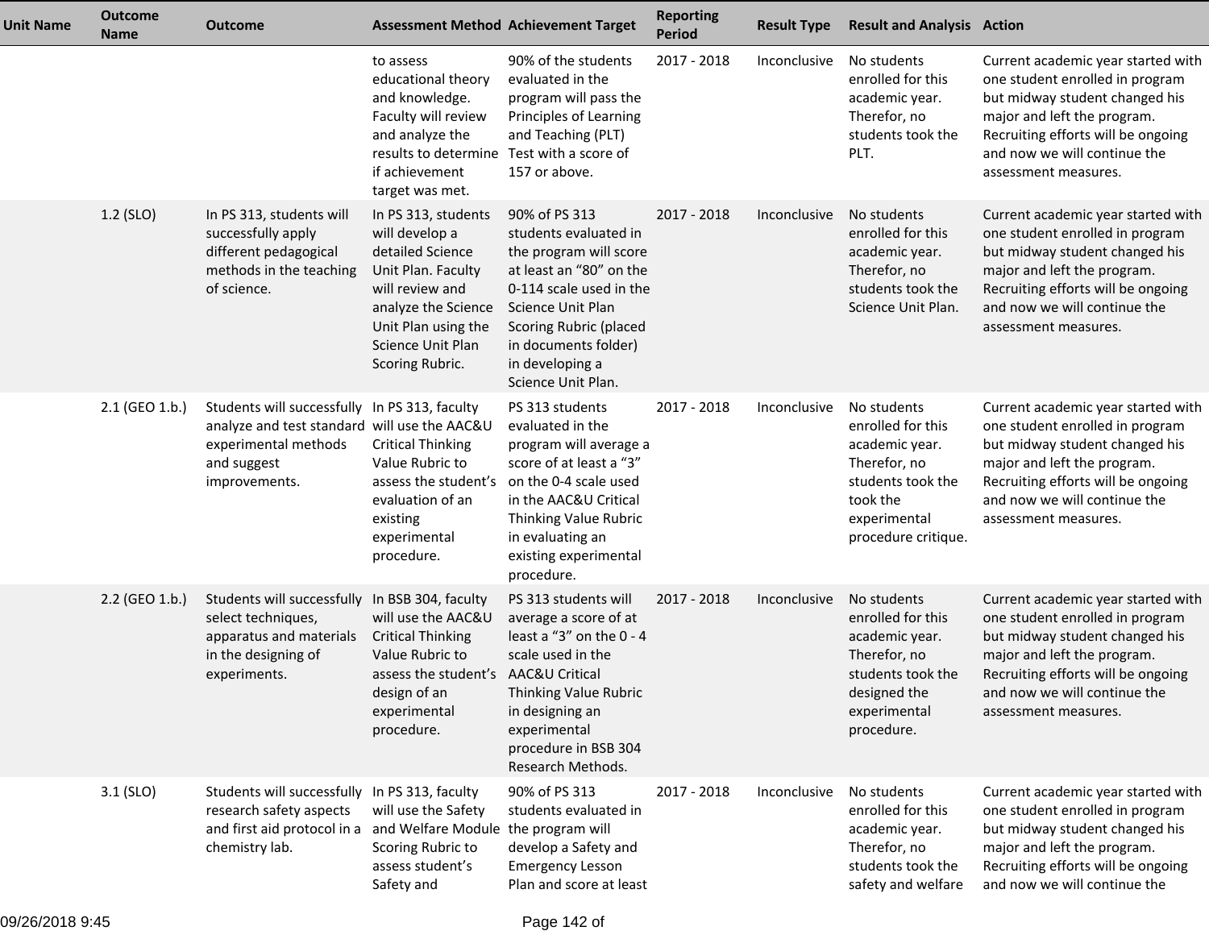| Unit Name | Outcome Name | Outcome | Assessment Method | Achievement Target | Reporting Period | Result Type | Result and Analysis | Action |
|---|---|---|---|---|---|---|---|---|
| | | | to assess educational theory and knowledge. Faculty will review and analyze the results to determine if achievement target was met. | 90% of the students evaluated in the program will pass the Principles of Learning and Teaching (PLT) Test with a score of 157 or above. | 2017 - 2018 | Inconclusive | No students enrolled for this academic year. Therefor, no students took the PLT. | Current academic year started with one student enrolled in program but midway student changed his major and left the program. Recruiting efforts will be ongoing and now we will continue the assessment measures. |
| | 1.2 (SLO) | In PS 313, students will successfully apply different pedagogical methods in the teaching of science. | In PS 313, students will develop a detailed Science Unit Plan. Faculty will review and analyze the Science Unit Plan using the Science Unit Plan Scoring Rubric. | 90% of PS 313 students evaluated in the program will score at least an “80” on the 0-114 scale used in the Science Unit Plan Scoring Rubric (placed in documents folder) in developing a Science Unit Plan. | 2017 - 2018 | Inconclusive | No students enrolled for this academic year. Therefor, no students took the Science Unit Plan. | Current academic year started with one student enrolled in program but midway student changed his major and left the program. Recruiting efforts will be ongoing and now we will continue the assessment measures. |
| | 2.1 (GEO 1.b.) | Students will successfully analyze and test standard experimental methods and suggest improvements. | In PS 313, faculty will use the AAC&U Critical Thinking Value Rubric to assess the student’s evaluation of an existing experimental procedure. | PS 313 students evaluated in the program will average a score of at least a “3” on the 0-4 scale used in the AAC&U Critical Thinking Value Rubric in evaluating an existing experimental procedure. | 2017 - 2018 | Inconclusive | No students enrolled for this academic year. Therefor, no students took the took the experimental procedure critique. | Current academic year started with one student enrolled in program but midway student changed his major and left the program. Recruiting efforts will be ongoing and now we will continue the assessment measures. |
| | 2.2 (GEO 1.b.) | Students will successfully select techniques, apparatus and materials in the designing of experiments. | In BSB 304, faculty will use the AAC&U Critical Thinking Value Rubric to assess the student’s design of an experimental procedure. | PS 313 students will average a score of at least a “3” on the 0 - 4 scale used in the AAC&U Critical Thinking Value Rubric in designing an experimental procedure in BSB 304 Research Methods. | 2017 - 2018 | Inconclusive | No students enrolled for this academic year. Therefor, no students took the designed the experimental procedure. | Current academic year started with one student enrolled in program but midway student changed his major and left the program. Recruiting efforts will be ongoing and now we will continue the assessment measures. |
| | 3.1 (SLO) | Students will successfully research safety aspects and first aid protocol in a chemistry lab. | In PS 313, faculty will use the Safety and Welfare Module Scoring Rubric to assess student’s Safety and | 90% of PS 313 students evaluated in the program will develop a Safety and Emergency Lesson Plan and score at least | 2017 - 2018 | Inconclusive | No students enrolled for this academic year. Therefor, no students took the safety and welfare | Current academic year started with one student enrolled in program but midway student changed his major and left the program. Recruiting efforts will be ongoing and now we will continue the |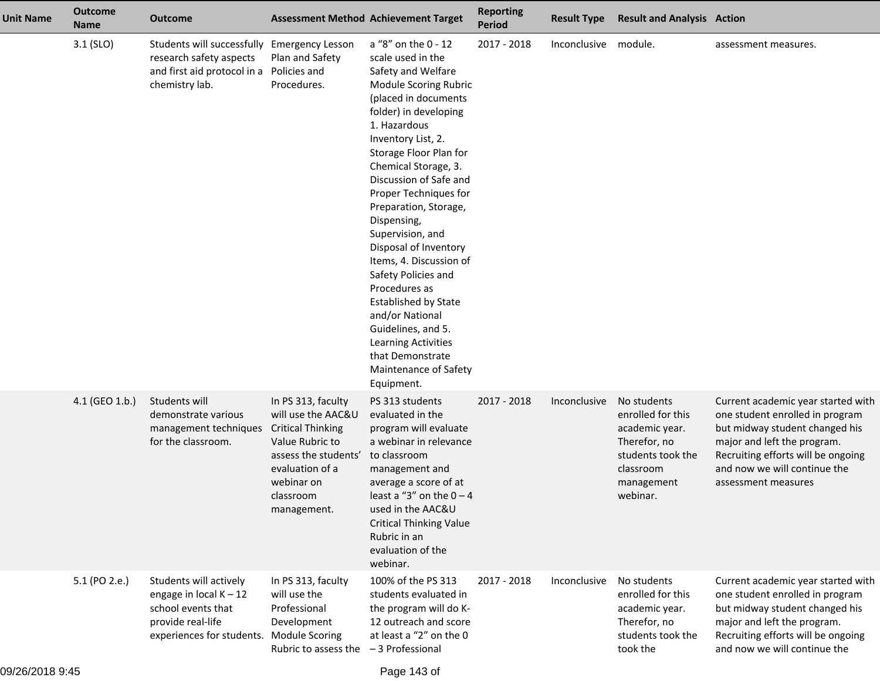| Unit Name | Outcome Name | Outcome | Assessment Method | Achievement Target | Reporting Period | Result Type | Result and Analysis | Action |
|---|---|---|---|---|---|---|---|---|
| | 3.1 (SLO) | Students will successfully research safety aspects and first aid protocol in a chemistry lab. | Emergency Lesson Plan and Safety Policies and Procedures. | a "8" on the 0 - 12 scale used in the Safety and Welfare Module Scoring Rubric (placed in documents folder) in developing 1. Hazardous Inventory List, 2. Storage Floor Plan for Chemical Storage, 3. Discussion of Safe and Proper Techniques for Preparation, Storage, Dispensing, Supervision, and Disposal of Inventory Items, 4. Discussion of Safety Policies and Procedures as Established by State and/or National Guidelines, and 5. Learning Activities that Demonstrate Maintenance of Safety Equipment. | 2017 - 2018 | Inconclusive | module. | assessment measures. |
| | 4.1 (GEO 1.b.) | Students will demonstrate various management techniques for the classroom. | In PS 313, faculty will use the AAC&U Critical Thinking Value Rubric to assess the students' evaluation of a webinar on classroom management. | PS 313 students evaluated in the program will evaluate a webinar in relevance to classroom management and average a score of at least a "3" on the 0 – 4 used in the AAC&U Critical Thinking Value Rubric in an evaluation of the webinar. | 2017 - 2018 | Inconclusive | No students enrolled for this academic year. Therefore, no students took the classroom management webinar. | Current academic year started with one student enrolled in program but midway student changed his major and left the program. Recruiting efforts will be ongoing and now we will continue the assessment measures |
| | 5.1 (PO 2.e.) | Students will actively engage in local K – 12 school events that provide real-life experiences for students. | In PS 313, faculty will use the Professional Development Module Scoring Rubric to assess the | 100% of the PS 313 students evaluated in the program will do K-12 outreach and score at least a "2" on the 0 – 3 Professional | 2017 - 2018 | Inconclusive | No students enrolled for this academic year. Therefore, no students took the took the | Current academic year started with one student enrolled in program but midway student changed his major and left the program. Recruiting efforts will be ongoing and now we will continue the |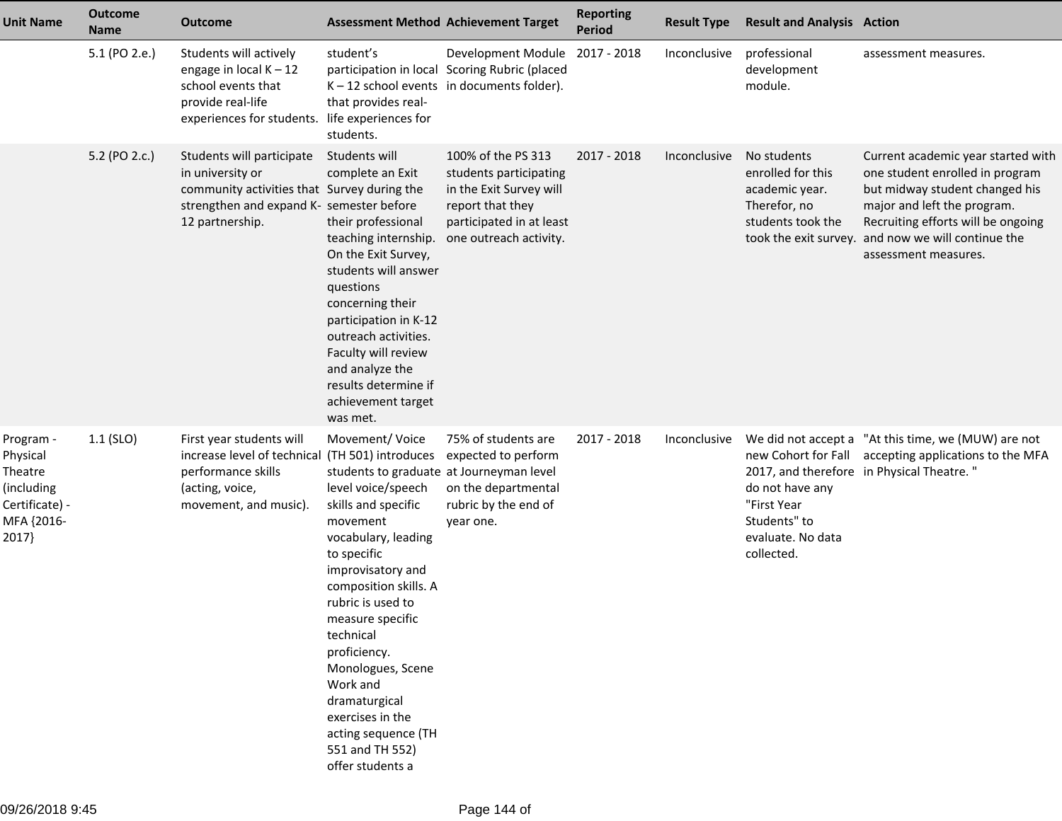| Unit Name | Outcome Name | Outcome | Assessment Method | Achievement Target | Reporting Period | Result Type | Result and Analysis | Action |
|---|---|---|---|---|---|---|---|---|
| | 5.1 (PO 2.e.) | Students will actively engage in local K – 12 school events that provide real-life experiences for students. | student's participation in local K – 12 school events that provides real-life experiences for students. | Development Module Scoring Rubric (placed in documents folder). | 2017 - 2018 | Inconclusive | professional development module. | assessment measures. |
| | 5.2 (PO 2.c.) | Students will participate in university or community activities that strengthen and expand K-12 partnership. | Students will complete an Exit Survey during the semester before their professional teaching internship. On the Exit Survey, students will answer questions concerning their participation in K-12 outreach activities. Faculty will review and analyze the results determine if achievement target was met. | 100% of the PS 313 students participating in the Exit Survey will report that they participated in at least one outreach activity. | 2017 - 2018 | Inconclusive | No students enrolled for this academic year. Therefor, no students took the took the exit survey. | Current academic year started with one student enrolled in program but midway student changed his major and left the program. Recruiting efforts will be ongoing and now we will continue the assessment measures. |
| Program - Physical Theatre (including Certificate) - MFA {2016-2017} | 1.1 (SLO) | First year students will increase level of technical performance skills (acting, voice, movement, and music). | Movement/ Voice (TH 501) introduces students to graduate level voice/speech skills and specific movement vocabulary, leading to specific improvisatory and composition skills. A rubric is used to measure specific technical proficiency. Monologues, Scene Work and dramaturgical exercises in the acting sequence (TH 551 and TH 552) offer students a | 75% of students are expected to perform at Journeyman level on the departmental rubric by the end of year one. | 2017 - 2018 | Inconclusive | We did not accept a new Cohort for Fall 2017, and therefore do not have any "First Year Students" to evaluate. No data collected. | "At this time, we (MUW) are not accepting applications to the MFA in Physical Theatre. " |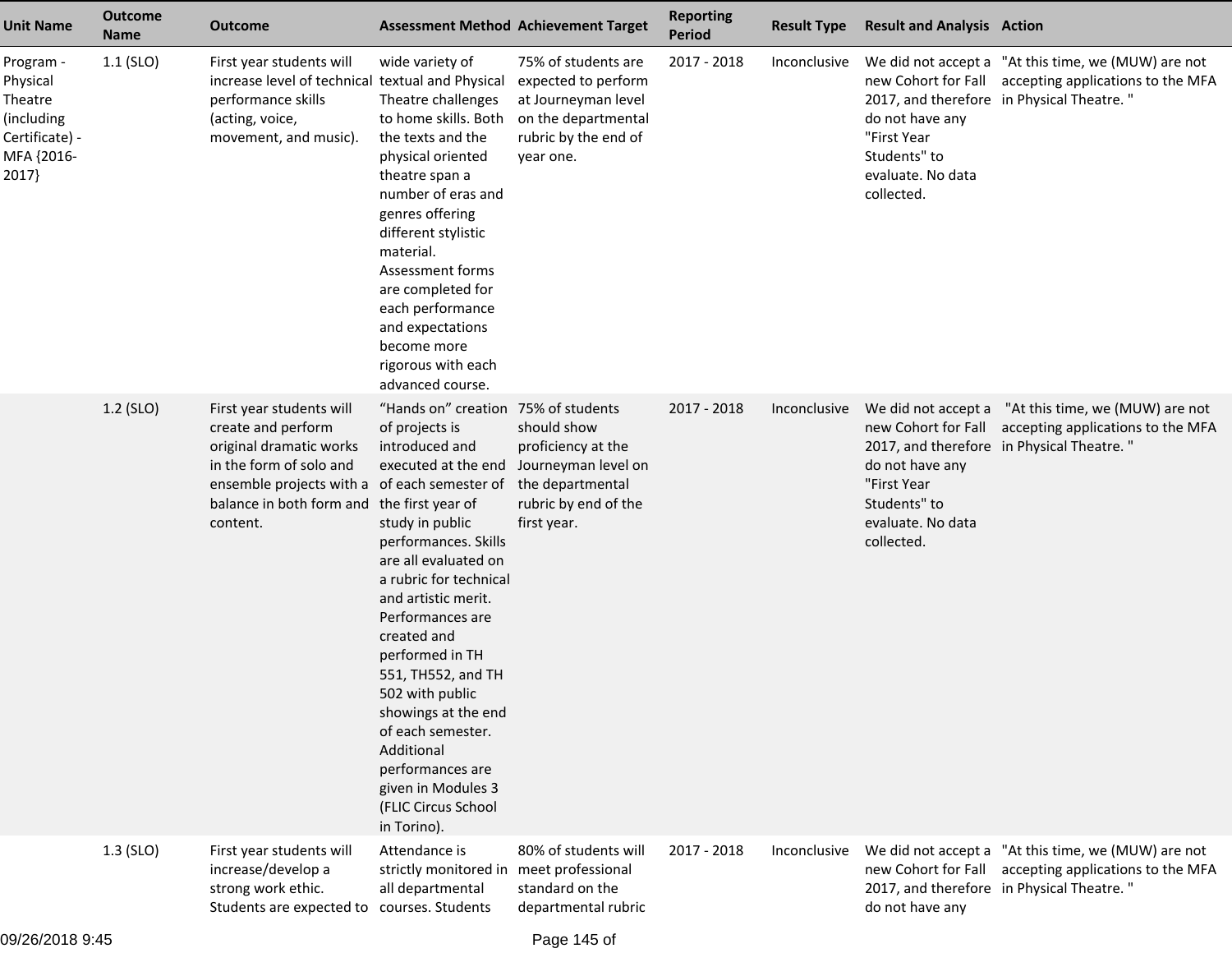| Unit Name | Outcome Name | Outcome | Assessment Method | Achievement Target | Reporting Period | Result Type | Result and Analysis | Action |
|---|---|---|---|---|---|---|---|---|
| Program - Physical Theatre (including Certificate) - MFA {2016-2017} | 1.1 (SLO) | First year students will increase level of technical performance skills (acting, voice, movement, and music). | wide variety of textual and Physical Theatre challenges to home skills. Both the texts and the physical oriented theatre span a number of eras and genres offering different stylistic material. Assessment forms are completed for each performance and expectations become more rigorous with each advanced course. | 75% of students are expected to perform at Journeyman level on the departmental rubric by the end of year one. | 2017 - 2018 | Inconclusive | We did not accept a new Cohort for Fall 2017, and therefore do not have any "First Year Students" to evaluate. No data collected. | "At this time, we (MUW) are not accepting applications to the MFA in Physical Theatre. " |
| | 1.2 (SLO) | First year students will create and perform original dramatic works in the form of solo and ensemble projects with a balance in both form and content. | "Hands on" creation of projects is introduced and executed at the end of each semester of the first year of study in public performances. Skills are all evaluated on a rubric for technical and artistic merit. Performances are created and performed in TH 551, TH552, and TH 502 with public showings at the end of each semester. Additional performances are given in Modules 3 (FLIC Circus School in Torino). | 75% of students should show proficiency at the Journeyman level on the departmental rubric by end of the first year. | 2017 - 2018 | Inconclusive | We did not accept a new Cohort for Fall 2017, and therefore do not have any "First Year Students" to evaluate. No data collected. | "At this time, we (MUW) are not accepting applications to the MFA in Physical Theatre. " |
| | 1.3 (SLO) | First year students will increase/develop a strong work ethic. Students are expected to | Attendance is strictly monitored in all departmental courses. Students | 80% of students will meet professional standard on the departmental rubric | 2017 - 2018 | Inconclusive | We did not accept a new Cohort for Fall 2017, and therefore do not have any | "At this time, we (MUW) are not accepting applications to the MFA in Physical Theatre. " |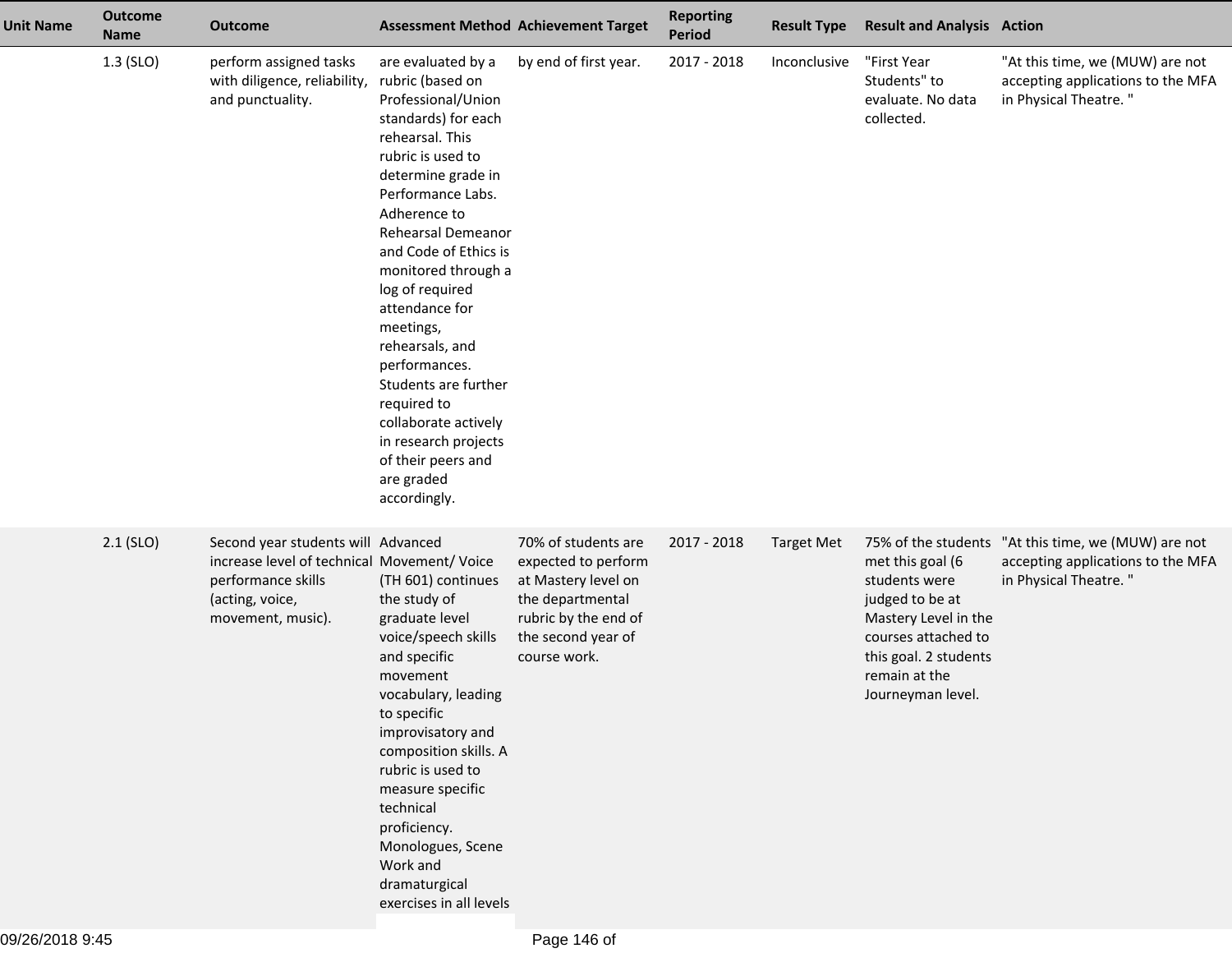| Unit Name | Outcome Name | Outcome | Assessment Method | Achievement Target | Reporting Period | Result Type | Result and Analysis | Action |
|---|---|---|---|---|---|---|---|---|
| | 1.3 (SLO) | perform assigned tasks with diligence, reliability, and punctuality. | are evaluated by a rubric (based on Professional/Union standards) for each rehearsal. This rubric is used to determine grade in Performance Labs. Adherence to Rehearsal Demeanor and Code of Ethics is monitored through a log of required attendance for meetings, rehearsals, and performances. Students are further required to collaborate actively in research projects of their peers and are graded accordingly. | by end of first year. | 2017 - 2018 | Inconclusive | "First Year Students" to evaluate. No data collected. | "At this time, we (MUW) are not accepting applications to the MFA in Physical Theatre. " |
| | 2.1 (SLO) | Second year students will increase level of technical performance skills (acting, voice, movement, music). | Advanced Movement/ Voice (TH 601) continues the study of graduate level voice/speech skills and specific movement vocabulary, leading to specific improvisatory and composition skills. A rubric is used to measure specific technical proficiency. Monologues, Scene Work and dramaturgical exercises in all levels | 70% of students are expected to perform at Mastery level on the departmental rubric by the end of the second year of course work. | 2017 - 2018 | Target Met | 75% of the students met this goal (6 students were judged to be at Mastery Level in the courses attached to this goal. 2 students remain at the Journeyman level. | "At this time, we (MUW) are not accepting applications to the MFA in Physical Theatre. " |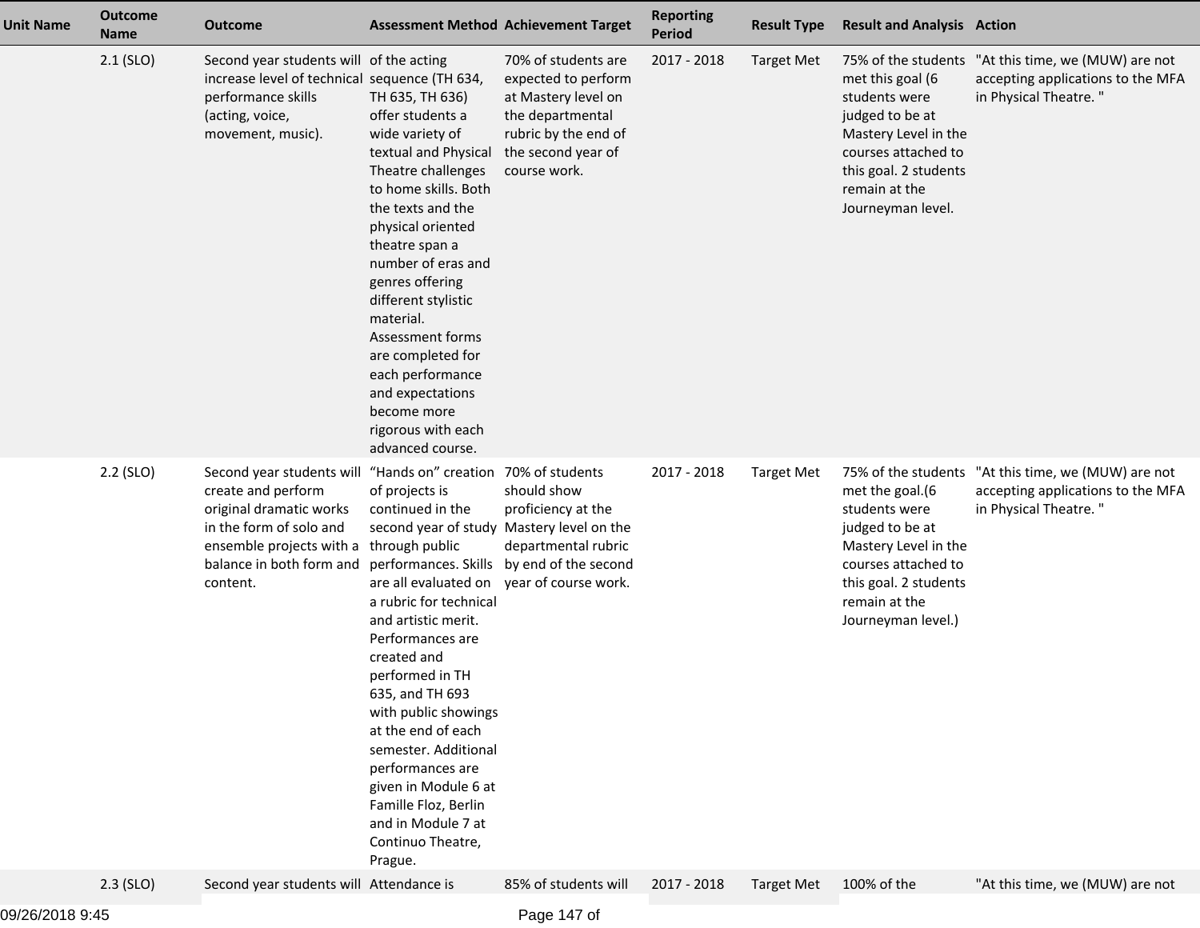| Unit Name | Outcome Name | Outcome | Assessment Method | Achievement Target | Reporting Period | Result Type | Result and Analysis | Action |
|---|---|---|---|---|---|---|---|---|
| | 2.1 (SLO) | Second year students will increase level of technical performance skills (acting, voice, movement, music). | of the acting sequence (TH 634, TH 635, TH 636) offer students a wide variety of textual and Physical Theatre challenges to home skills. Both the texts and the physical oriented theatre span a number of eras and genres offering different stylistic material. Assessment forms are completed for each performance and expectations become more rigorous with each advanced course. | 70% of students are expected to perform at Mastery level on the departmental rubric by the end of the second year of course work. | 2017 - 2018 | Target Met | 75% of the students met this goal (6 students were judged to be at Mastery Level in the courses attached to this goal. 2 students remain at the Journeyman level. | "At this time, we (MUW) are not accepting applications to the MFA in Physical Theatre. " |
| | 2.2 (SLO) | Second year students will create and perform original dramatic works in the form of solo and ensemble projects with a balance in both form and content. | "Hands on" creation of projects is continued in the second year of study through public performances. Skills are all evaluated on a rubric for technical and artistic merit. Performances are created and performed in TH 635, and TH 693 with public showings at the end of each semester. Additional performances are given in Module 6 at Famille Floz, Berlin and in Module 7 at Continuo Theatre, Prague. | 70% of students should show proficiency at the Mastery level on the departmental rubric by end of the second year of course work. | 2017 - 2018 | Target Met | 75% of the students met the goal.(6 students were judged to be at Mastery Level in the courses attached to this goal. 2 students remain at the Journeyman level.) | "At this time, we (MUW) are not accepting applications to the MFA in Physical Theatre. " |
| | 2.3 (SLO) | Second year students will | Attendance is | 85% of students will | 2017 - 2018 | Target Met | 100% of the | "At this time, we (MUW) are not |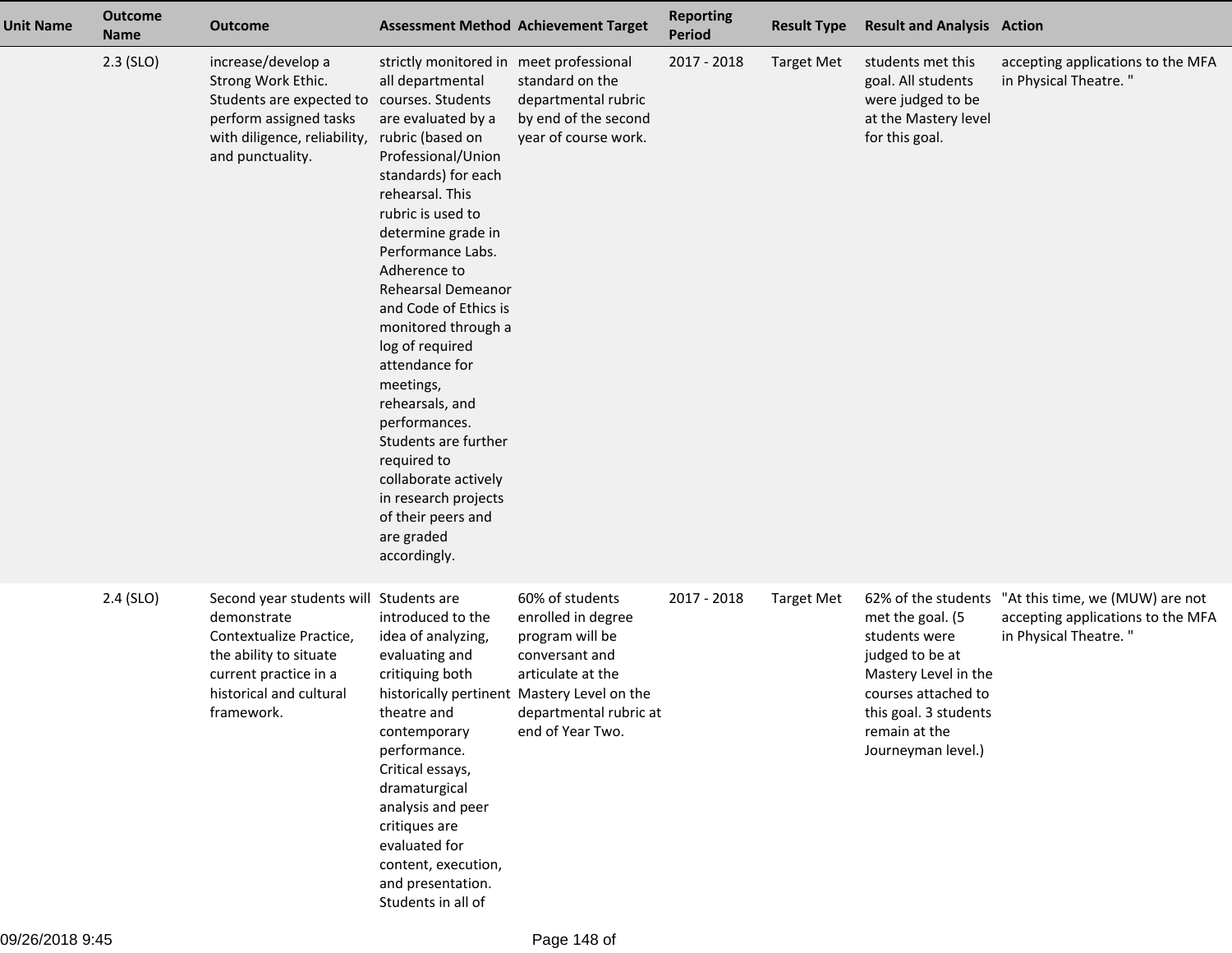| Unit Name | Outcome Name | Outcome | Assessment Method | Achievement Target | Reporting Period | Result Type | Result and Analysis | Action |
|---|---|---|---|---|---|---|---|---|
| | 2.3 (SLO) | increase/develop a Strong Work Ethic. Students are expected to perform assigned tasks with diligence, reliability, and punctuality. | strictly monitored in all departmental courses. Students are evaluated by a rubric (based on Professional/Union standards) for each rehearsal. This rubric is used to determine grade in Performance Labs. Adherence to Rehearsal Demeanor and Code of Ethics is monitored through a log of required attendance for meetings, rehearsals, and performances. Students are further required to collaborate actively in research projects of their peers and are graded accordingly. | meet professional standard on the departmental rubric by end of the second year of course work. | 2017 - 2018 | Target Met | students met this goal. All students were judged to be at the Mastery level for this goal. | accepting applications to the MFA in Physical Theatre. " |
| | 2.4 (SLO) | Second year students will demonstrate Contextualize Practice, the ability to situate current practice in a historical and cultural framework. | Students are introduced to the idea of analyzing, evaluating and critiquing both historically pertinent theatre and contemporary performance. Critical essays, dramaturgical analysis and peer critiques are evaluated for content, execution, and presentation. Students in all of | 60% of students enrolled in degree program will be conversant and articulate at the Mastery Level on the departmental rubric at end of Year Two. | 2017 - 2018 | Target Met | 62% of the students met the goal. (5 students were judged to be at Mastery Level in the courses attached to this goal. 3 students remain at the Journeyman level.) | "At this time, we (MUW) are not accepting applications to the MFA in Physical Theatre. " |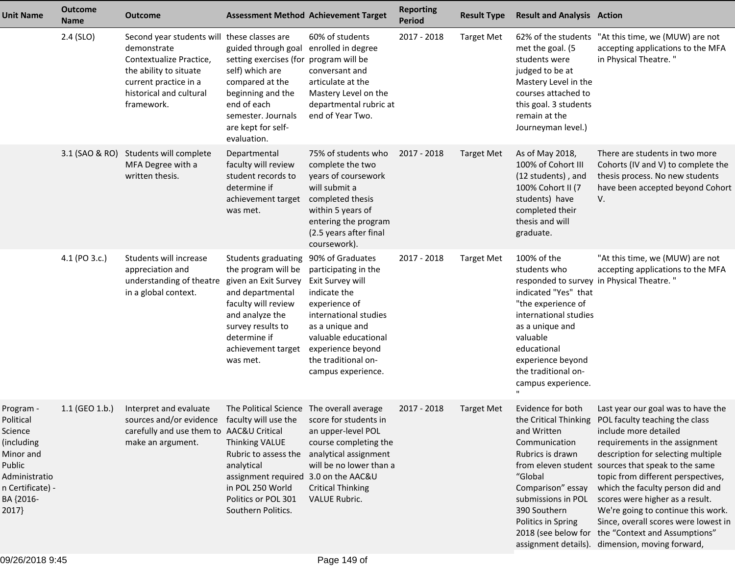| Unit Name | Outcome Name | Outcome | Assessment Method | Achievement Target | Reporting Period | Result Type | Result and Analysis | Action |
|---|---|---|---|---|---|---|---|---|
| | 2.4 (SLO) | Second year students will demonstrate Contextualize Practice, the ability to situate current practice in a historical and cultural framework. | these classes are guided through goal setting exercises (for self) which are compared at the beginning and the end of each semester. Journals are kept for self-evaluation. | 60% of students enrolled in degree program will be conversant and articulate at the Mastery Level on the departmental rubric at end of Year Two. | 2017 - 2018 | Target Met | 62% of the students met the goal. (5 students were judged to be at Mastery Level in the courses attached to this goal. 3 students remain at the Journeyman level.) | "At this time, we (MUW) are not accepting applications to the MFA in Physical Theatre. " |
| | 3.1 (SAO & RO) | Students will complete MFA Degree with a written thesis. | Departmental faculty will review student records to determine if achievement target was met. | 75% of students who complete the two years of coursework will submit a completed thesis within 5 years of entering the program (2.5 years after final coursework). | 2017 - 2018 | Target Met | As of May 2018, 100% of Cohort III (12 students) , and 100% Cohort II (7 students) have completed their thesis and will graduate. | There are students in two more Cohorts (IV and V) to complete the thesis process. No new students have been accepted beyond Cohort V. |
| | 4.1 (PO 3.c.) | Students will increase appreciation and understanding of theatre in a global context. | Students graduating the program will be given an Exit Survey and departmental faculty will review and analyze the survey results to determine if achievement target was met. | 90% of Graduates participating in the Exit Survey will indicate the experience of international studies as a unique and valuable educational experience beyond the traditional on-campus experience. | 2017 - 2018 | Target Met | 100% of the students who responded to survey indicated "Yes" that "the experience of international studies as a unique and valuable educational experience beyond the traditional on-campus experience. " | "At this time, we (MUW) are not accepting applications to the MFA in Physical Theatre. " |
| Program - Political Science (including Minor and Public Administration Certificate) - BA {2016-2017} | 1.1 (GEO 1.b.) | Interpret and evaluate sources and/or evidence carefully and use them to make an argument. | The Political Science faculty will use the AAC&U Critical Thinking VALUE Rubric to assess the analytical assignment required in POL 250 World Politics or POL 301 Southern Politics. | The overall average score for students in an upper-level POL course completing the analytical assignment will be no lower than a 3.0 on the AAC&U Critical Thinking VALUE Rubric. | 2017 - 2018 | Target Met | Evidence for both the Critical Thinking and Written Communication Rubrics is drawn from eleven student “Global Comparison” essay submissions in POL 390 Southern Politics in Spring 2018 (see below for assignment details). | Last year our goal was to have the POL faculty teaching the class include more detailed requirements in the assignment description for selecting multiple sources that speak to the same topic from different perspectives, which the faculty person did and scores were higher as a result. We're going to continue this work. Since, overall scores were lowest in the “Context and Assumptions” dimension, moving forward, |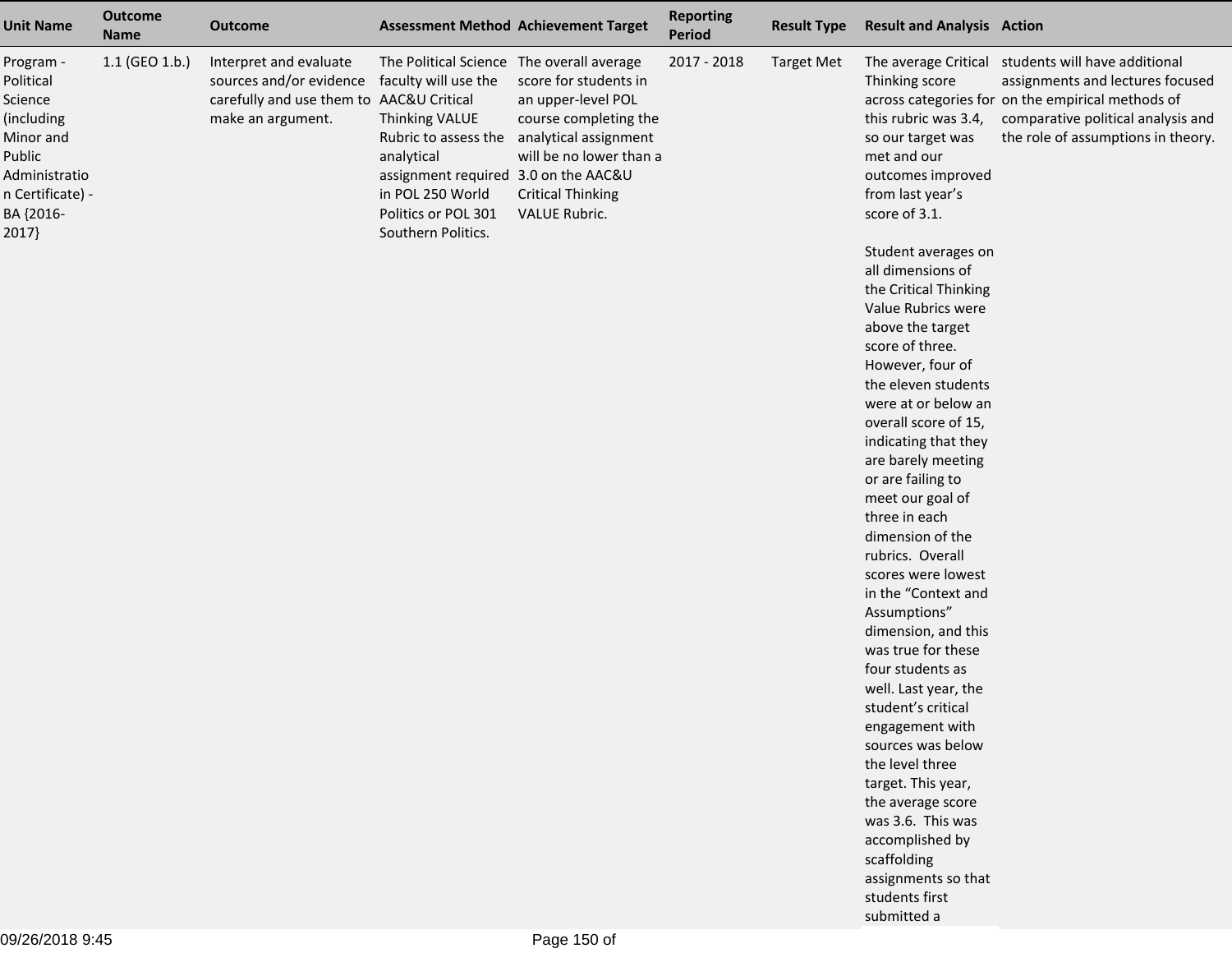| Unit Name | Outcome Name | Outcome | Assessment Method | Achievement Target | Reporting Period | Result Type | Result and Analysis | Action |
|---|---|---|---|---|---|---|---|---|
| Program - Political Science (including Minor and Public Administration Certificate) - BA {2016-2017} | 1.1 (GEO 1.b.) | Interpret and evaluate sources and/or evidence carefully and use them to make an argument. | The Political Science faculty will use the AAC&U Critical Thinking VALUE Rubric to assess the analytical assignment required in POL 250 World Politics or POL 301 Southern Politics. | The overall average score for students in an upper-level POL course completing the analytical assignment will be no lower than a 3.0 on the AAC&U Critical Thinking VALUE Rubric. | 2017 - 2018 | Target Met | The average Critical Thinking score across categories for this rubric was 3.4, so our target was met and our outcomes improved from last year's score of 3.1.<br><br>Student averages on all dimensions of the Critical Thinking Value Rubrics were above the target score of three. However, four of the eleven students were at or below an overall score of 15, indicating that they are barely meeting or are failing to meet our goal of three in each dimension of the rubrics. Overall scores were lowest in the "Context and Assumptions" dimension, and this was true for these four students as well. Last year, the student's critical engagement with sources was below the level three target. This year, the average score was 3.6. This was accomplished by scaffolding assignments so that students first submitted a | students will have additional assignments and lectures focused on the empirical methods of comparative political analysis and the role of assumptions in theory. |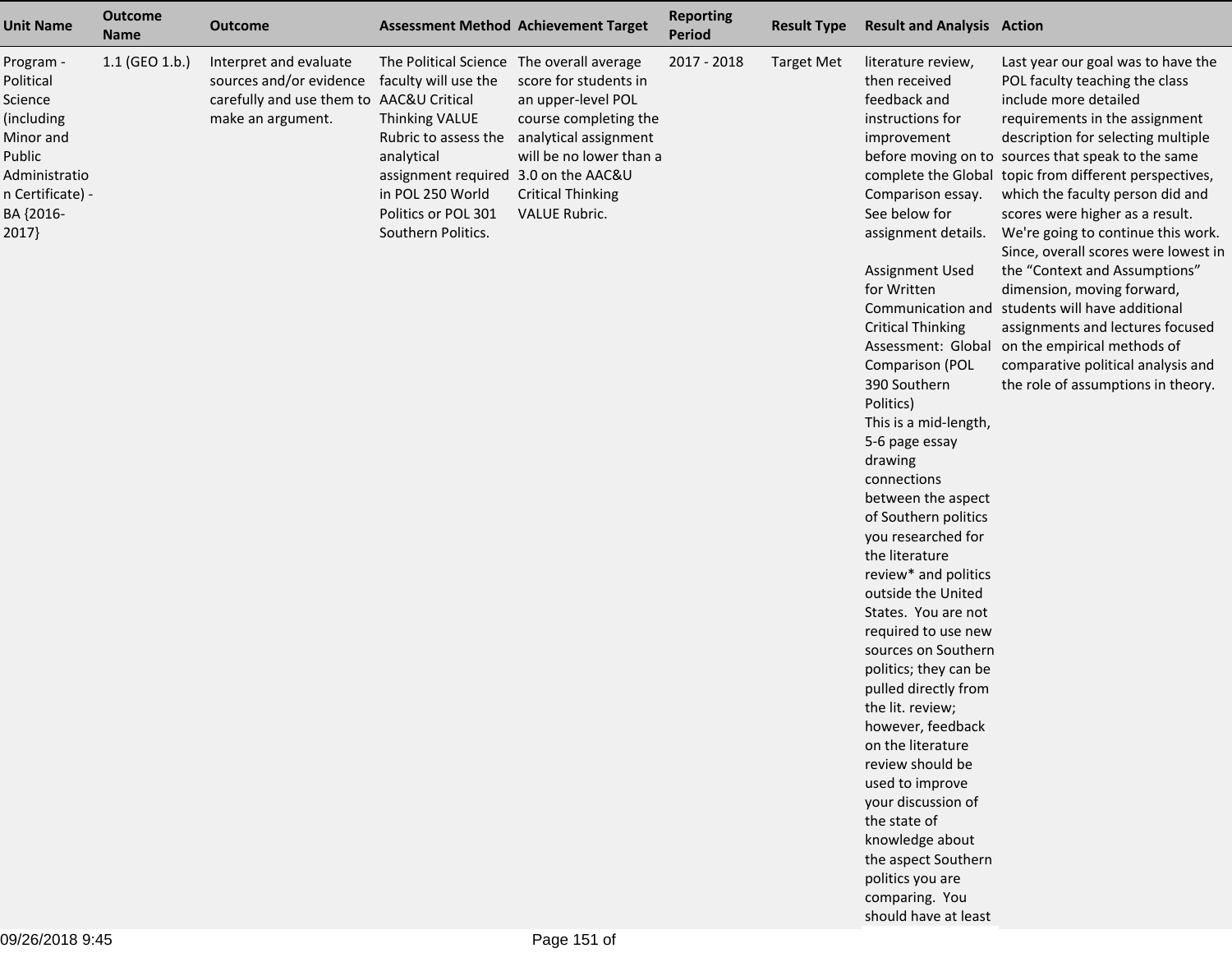| Unit Name | Outcome Name | Outcome | Assessment Method | Achievement Target | Reporting Period | Result Type | Result and Analysis | Action |
|---|---|---|---|---|---|---|---|---|
| Program - Political Science (including Minor and Public Administration Certificate) - BA {2016-2017} | 1.1 (GEO 1.b.) | Interpret and evaluate sources and/or evidence carefully and use them to make an argument. | The Political Science faculty will use the AAC&U Critical Thinking VALUE Rubric to assess the analytical assignment required in POL 250 World Politics or POL 301 Southern Politics. | The overall average score for students in an upper-level POL course completing the analytical assignment will be no lower than a 3.0 on the AAC&U Critical Thinking VALUE Rubric. | 2017 - 2018 | Target Met | literature review, then received feedback and instructions for improvement before moving on to complete the Global Comparison essay. See below for assignment details.<br><br>Assignment Used for Written Communication and Critical Thinking Assessment: Global Comparison (POL 390 Southern Politics)<br>This is a mid-length, 5-6 page essay drawing connections between the aspect of Southern politics you researched for the literature review* and politics outside the United States. You are not required to use new sources on Southern politics; they can be pulled directly from the lit. review; however, feedback on the literature review should be used to improve your discussion of the state of knowledge about the aspect Southern politics you are comparing. You should have at least | Last year our goal was to have the POL faculty teaching the class include more detailed requirements in the assignment description for selecting multiple sources that speak to the same topic from different perspectives, which the faculty person did and scores were higher as a result. We're going to continue this work. Since, overall scores were lowest in the "Context and Assumptions" dimension, moving forward, students will have additional assignments and lectures focused on the empirical methods of comparative political analysis and the role of assumptions in theory. |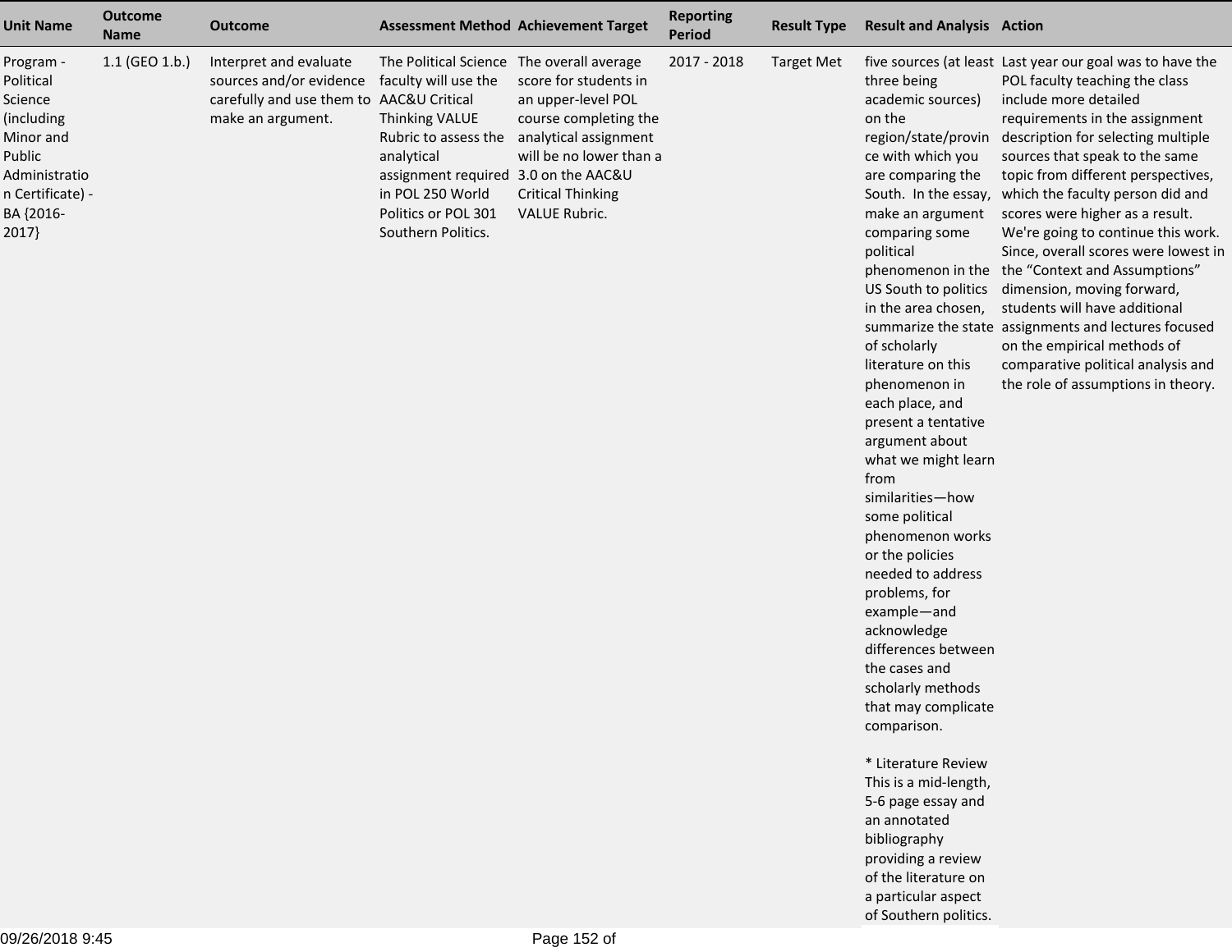| Unit Name | Outcome Name | Outcome | Assessment Method | Achievement Target | Reporting Period | Result Type | Result and Analysis | Action |
|---|---|---|---|---|---|---|---|---|
| Program - Political Science (including Minor and Public Administration Certificate) - BA {2016-2017} | 1.1 (GEO 1.b.) | Interpret and evaluate sources and/or evidence carefully and use them to make an argument. | The Political Science faculty will use the AAC&U Critical Thinking VALUE Rubric to assess the analytical assignment required in POL 250 World Politics or POL 301 Southern Politics. | The overall average score for students in an upper-level POL course completing the analytical assignment will be no lower than a 3.0 on the AAC&U Critical Thinking VALUE Rubric. | 2017 - 2018 | Target Met | five sources (at least three being academic sources) on the region/state/province with which you are comparing the South. In the essay, make an argument comparing some political phenomenon in the US South to politics in the area chosen, summarize the state of scholarly literature on this phenomenon in each place, and present a tentative argument about what we might learn from similarities—how some political phenomenon works or the policies needed to address problems, for example—and acknowledge differences between the cases and scholarly methods that may complicate comparison.<br><br>* Literature Review This is a mid-length, 5-6 page essay and an annotated bibliography providing a review of the literature on a particular aspect of Southern politics. | Last year our goal was to have the POL faculty teaching the class include more detailed requirements in the assignment description for selecting multiple sources that speak to the same topic from different perspectives, which the faculty person did and scores were higher as a result. We're going to continue this work. Since, overall scores were lowest in the "Context and Assumptions" dimension, moving forward, students will have additional assignments and lectures focused on the empirical methods of comparative political analysis and the role of assumptions in theory. |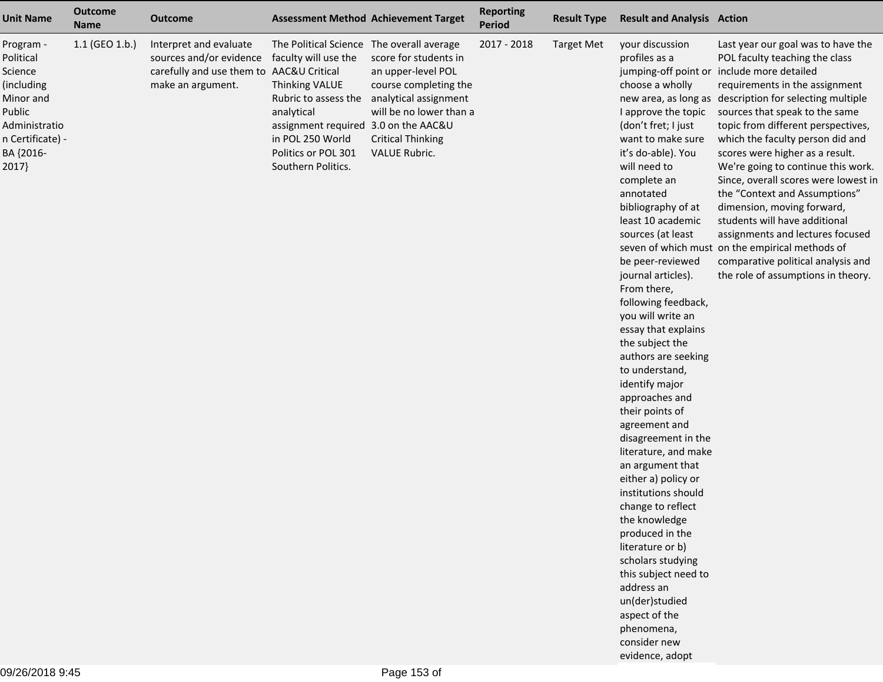| Unit Name | Outcome Name | Outcome | Assessment Method | Achievement Target | Reporting Period | Result Type | Result and Analysis | Action |
|---|---|---|---|---|---|---|---|---|
| Program - Political Science (including Minor and Public Administration Certificate) - BA {2016-2017} | 1.1 (GEO 1.b.) | Interpret and evaluate sources and/or evidence carefully and use them to make an argument. | The Political Science faculty will use the AAC&U Critical Thinking VALUE Rubric to assess the analytical assignment required in POL 250 World Politics or POL 301 Southern Politics. | The overall average score for students in an upper-level POL course completing the analytical assignment will be no lower than a 3.0 on the AAC&U Critical Thinking VALUE Rubric. | 2017 - 2018 | Target Met | your discussion profiles as a jumping-off point or choose a wholly new area, as long as I approve the topic (don't fret; I just want to make sure it's do-able). You will need to complete an annotated bibliography of at least 10 academic sources (at least seven of which must be peer-reviewed journal articles). From there, following feedback, you will write an essay that explains the subject the authors are seeking to understand, identify major approaches and their points of agreement and disagreement in the literature, and make an argument that either a) policy or institutions should change to reflect the knowledge produced in the literature or b) scholars studying this subject need to address an un(der)studied aspect of the phenomena, consider new evidence, adopt | Last year our goal was to have the POL faculty teaching the class include more detailed requirements in the assignment description for selecting multiple sources that speak to the same topic from different perspectives, which the faculty person did and scores were higher as a result. We're going to continue this work. Since, overall scores were lowest in the "Context and Assumptions" dimension, moving forward, students will have additional assignments and lectures focused on the empirical methods of comparative political analysis and the role of assumptions in theory. |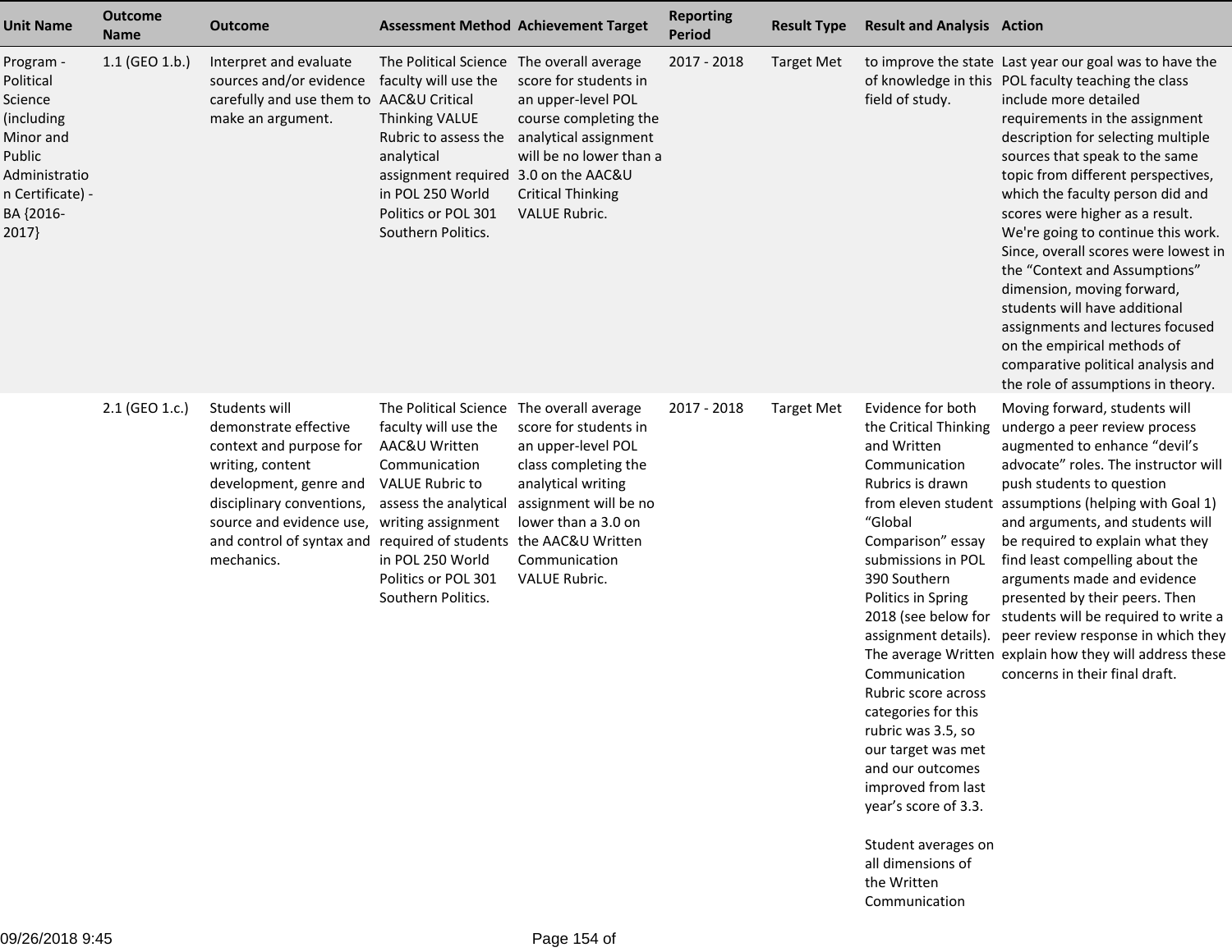| Unit Name | Outcome Name | Outcome | Assessment Method | Achievement Target | Reporting Period | Result Type | Result and Analysis | Action |
|---|---|---|---|---|---|---|---|---|
| Program - Political Science (including Minor and Public Administration Certificate) - BA {2016-2017} | 1.1 (GEO 1.b.) | Interpret and evaluate sources and/or evidence carefully and use them to make an argument. | The Political Science faculty will use the AAC&U Critical Thinking VALUE Rubric to assess the analytical assignment required in POL 250 World Politics or POL 301 Southern Politics. | The overall average score for students in an upper-level POL course completing the analytical assignment will be no lower than a 3.0 on the AAC&U Critical Thinking VALUE Rubric. | 2017 - 2018 | Target Met | to improve the state of knowledge in this field of study. | Last year our goal was to have the POL faculty teaching the class include more detailed requirements in the assignment description for selecting multiple sources that speak to the same topic from different perspectives, which the faculty person did and scores were higher as a result. We're going to continue this work. Since, overall scores were lowest in the "Context and Assumptions" dimension, moving forward, students will have additional assignments and lectures focused on the empirical methods of comparative political analysis and the role of assumptions in theory. |
| | 2.1 (GEO 1.c.) | Students will demonstrate effective context and purpose for writing, content development, genre and disciplinary conventions, source and evidence use, and control of syntax and mechanics. | The Political Science faculty will use the AAC&U Written Communication VALUE Rubric to assess the analytical writing assignment required of students in POL 250 World Politics or POL 301 Southern Politics. | The overall average score for students in an upper-level POL class completing the analytical writing assignment will be no lower than a 3.0 on the AAC&U Written Communication VALUE Rubric. | 2017 - 2018 | Target Met | Evidence for both the Critical Thinking and Written Communication Rubrics is drawn from eleven student "Global Comparison" essay submissions in POL 390 Southern Politics in Spring 2018 (see below for assignment details). The average Written Communication Rubric score across categories for this rubric was 3.5, so our target was met and our outcomes improved from last year's score of 3.3.<br><br>Student averages on all dimensions of the Written Communication | Moving forward, students will undergo a peer review process augmented to enhance "devil's advocate" roles. The instructor will push students to question assumptions (helping with Goal 1) and arguments, and students will be required to explain what they find least compelling about the arguments made and evidence presented by their peers. Then students will be required to write a peer review response in which they explain how they will address these concerns in their final draft. |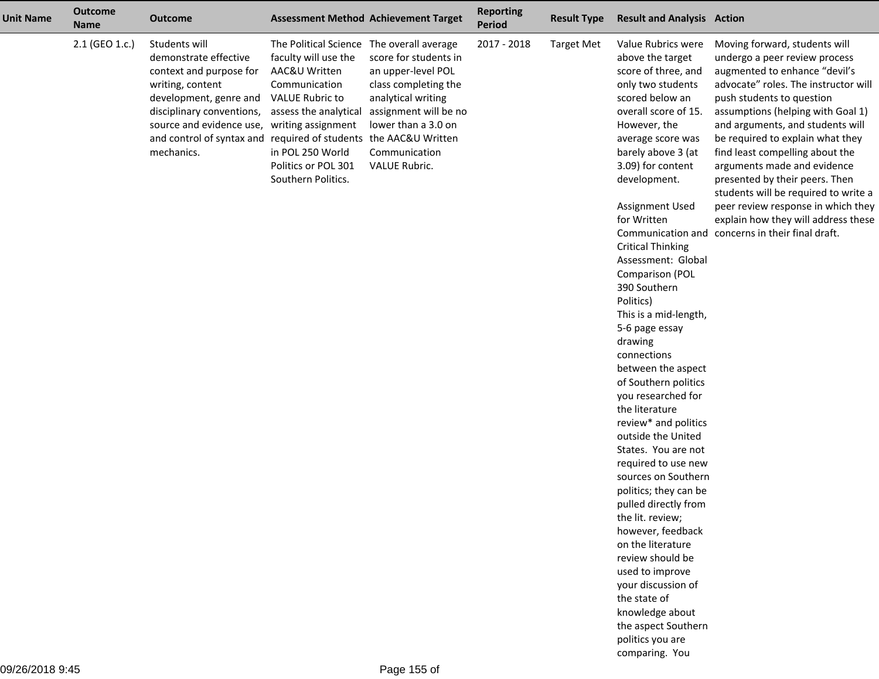| Unit Name | Outcome Name | Outcome | Assessment Method | Achievement Target | Reporting Period | Result Type | Result and Analysis | Action |
|---|---|---|---|---|---|---|---|---|
| | 2.1 (GEO 1.c.) | Students will demonstrate effective context and purpose for writing, content development, genre and disciplinary conventions, source and evidence use, and control of syntax and mechanics. | The Political Science faculty will use the AAC&U Written Communication VALUE Rubric to assess the analytical writing assignment required of students in POL 250 World Politics or POL 301 Southern Politics. | The overall average score for students in an upper-level POL class completing the analytical writing assignment will be no lower than a 3.0 on the AAC&U Written Communication VALUE Rubric. | 2017 - 2018 | Target Met | Value Rubrics were above the target score of three, and only two students scored below an overall score of 15. However, the average score was barely above 3 (at 3.09) for content development.<br><br>Assignment Used for Written Communication and Critical Thinking Assessment: Global Comparison (POL 390 Southern Politics)<br>This is a mid-length, 5-6 page essay drawing connections between the aspect of Southern politics you researched for the literature review* and politics outside the United States. You are not required to use new sources on Southern politics; they can be pulled directly from the lit. review; however, feedback on the literature review should be used to improve your discussion of the state of knowledge about the aspect Southern politics you are comparing. You | Moving forward, students will undergo a peer review process augmented to enhance “devil’s advocate” roles. The instructor will push students to question assumptions (helping with Goal 1) and arguments, and students will be required to explain what they find least compelling about the arguments made and evidence presented by their peers. Then students will be required to write a peer review response in which they explain how they will address these concerns in their final draft. |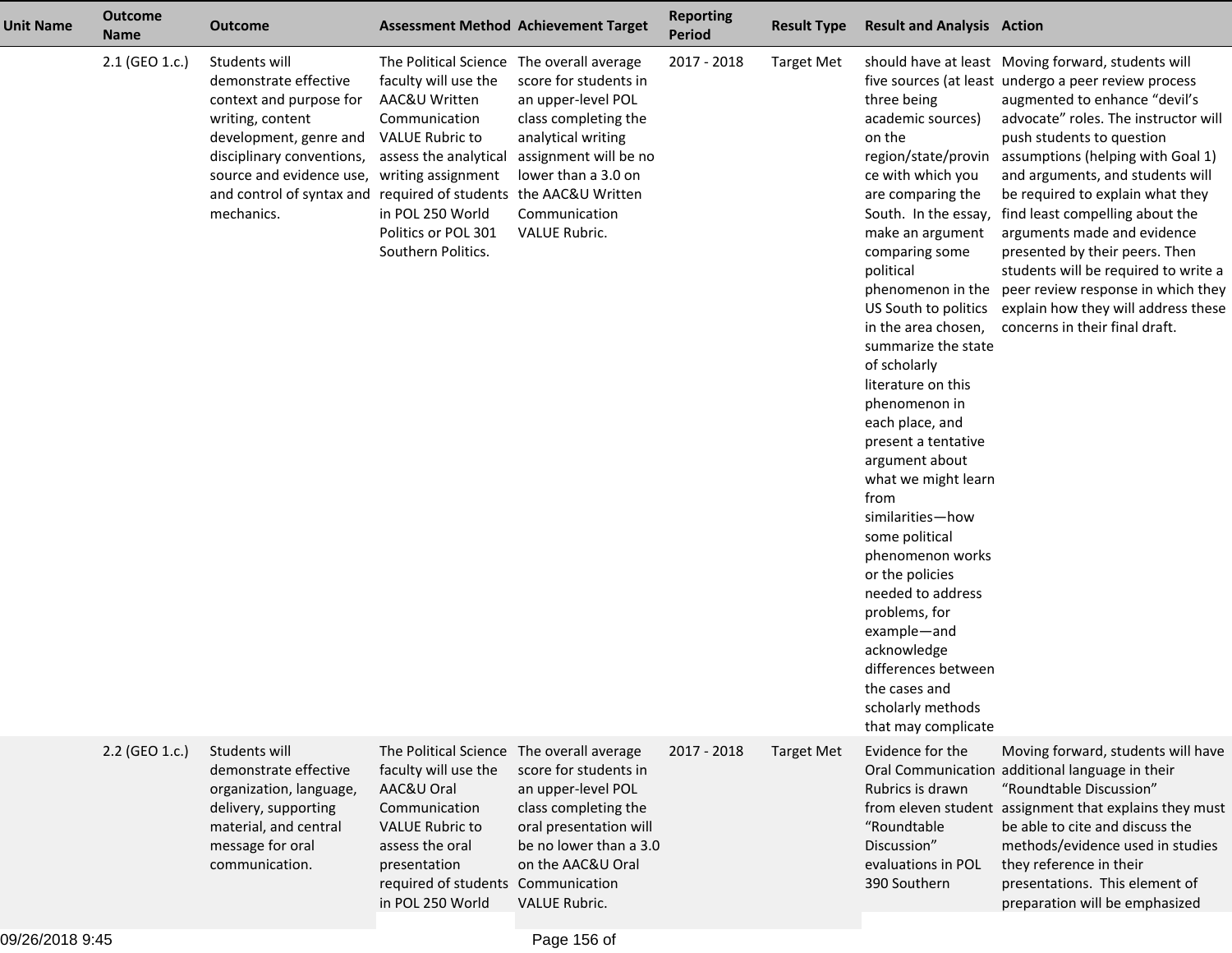| Unit Name | Outcome Name | Outcome | Assessment Method | Achievement Target | Reporting Period | Result Type | Result and Analysis | Action |
|---|---|---|---|---|---|---|---|---|
| | 2.1 (GEO 1.c.) | Students will demonstrate effective context and purpose for writing, content development, genre and disciplinary conventions, source and evidence use, and control of syntax and mechanics. | The Political Science faculty will use the AAC&U Written Communication VALUE Rubric to assess the analytical writing assignment required of students in POL 250 World Politics or POL 301 Southern Politics. | The overall average score for students in an upper-level POL class completing the analytical writing assignment will be no lower than a 3.0 on the AAC&U Written Communication VALUE Rubric. | 2017 - 2018 | Target Met | should have at least five sources (at least three being academic sources) on the region/state/province with which you are comparing the South. In the essay, make an argument comparing some political phenomenon in the US South to politics in the area chosen, summarize the state of scholarly literature on this phenomenon in each place, and present a tentative argument about what we might learn from similarities—how some political phenomenon works or the policies needed to address problems, for example—and acknowledge differences between the cases and scholarly methods that may complicate | Moving forward, students will undergo a peer review process augmented to enhance “devil’s advocate” roles. The instructor will push students to question assumptions (helping with Goal 1) and arguments, and students will be required to explain what they find least compelling about the arguments made and evidence presented by their peers. Then students will be required to write a peer review response in which they explain how they will address these concerns in their final draft. |
| | 2.2 (GEO 1.c.) | Students will demonstrate effective organization, language, delivery, supporting material, and central message for oral communication. | The Political Science faculty will use the AAC&U Oral Communication VALUE Rubric to assess the oral presentation required of students in POL 250 World | The overall average score for students in an upper-level POL class completing the oral presentation will be no lower than a 3.0 on the AAC&U Oral Communication VALUE Rubric. | 2017 - 2018 | Target Met | Evidence for the Oral Communication Rubrics is drawn from eleven student “Roundtable Discussion” evaluations in POL 390 Southern | Moving forward, students will have additional language in their “Roundtable Discussion” assignment that explains they must be able to cite and discuss the methods/evidence used in studies they reference in their presentations. This element of preparation will be emphasized |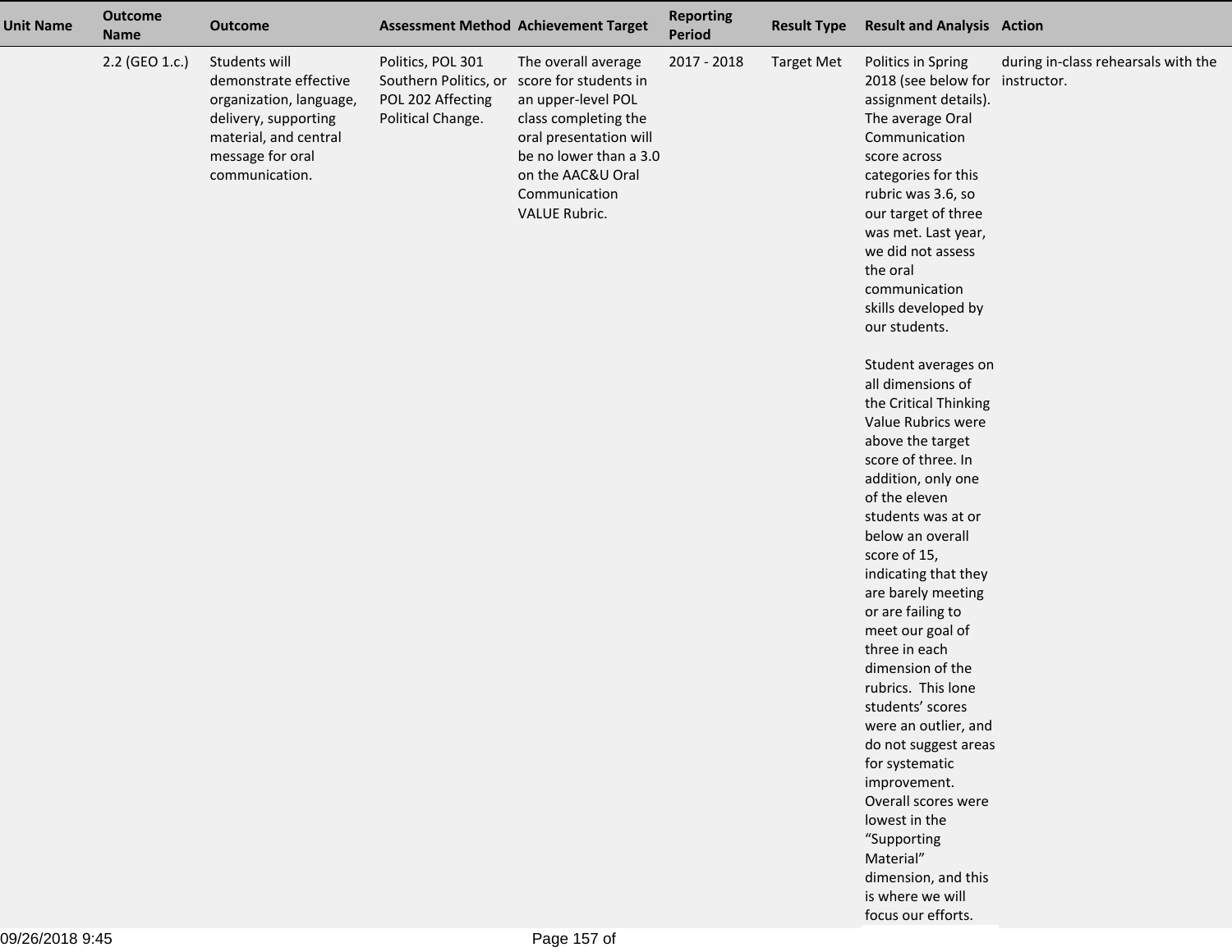| Unit Name | Outcome Name | Outcome | Assessment Method | Achievement Target | Reporting Period | Result Type | Result and Analysis | Action |
|---|---|---|---|---|---|---|---|---|
| | 2.2 (GEO 1.c.) | Students will demonstrate effective organization, language, delivery, supporting material, and central message for oral communication. | Politics, POL 301 Southern Politics, or POL 202 Affecting Political Change. | The overall average score for students in an upper-level POL class completing the oral presentation will be no lower than a 3.0 on the AAC&U Oral Communication VALUE Rubric. | 2017 - 2018 | Target Met | Politics in Spring 2018 (see below for assignment details). The average Oral Communication score across categories for this rubric was 3.6, so our target of three was met. Last year, we did not assess the oral communication skills developed by our students.<br><br>Student averages on all dimensions of the Critical Thinking Value Rubrics were above the target score of three. In addition, only one of the eleven students was at or below an overall score of 15, indicating that they are barely meeting or are failing to meet our goal of three in each dimension of the rubrics. This lone students' scores were an outlier, and do not suggest areas for systematic improvement. Overall scores were lowest in the "Supporting Material" dimension, and this is where we will focus our efforts. | during in-class rehearsals with the instructor. |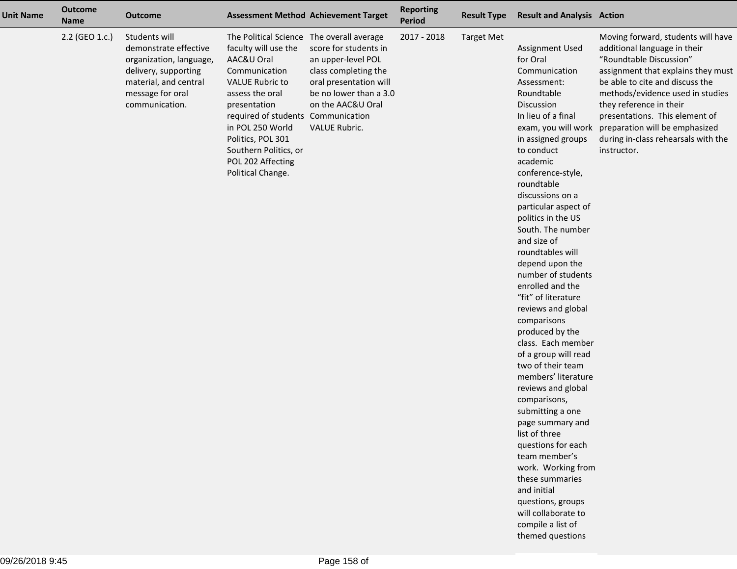| Unit Name | Outcome Name | Outcome | Assessment Method | Achievement Target | Reporting Period | Result Type | Result and Analysis | Action |
|---|---|---|---|---|---|---|---|---|
| | 2.2 (GEO 1.c.) | Students will demonstrate effective organization, language, delivery, supporting material, and central message for oral communication. | The Political Science faculty will use the AAC&U Oral Communication VALUE Rubric to assess the oral presentation required of students in POL 250 World Politics, POL 301 Southern Politics, or POL 202 Affecting Political Change. | The overall average score for students in an upper-level POL class completing the oral presentation will be no lower than a 3.0 on the AAC&U Oral Communication VALUE Rubric. | 2017 - 2018 | Target Met | Assignment Used for Oral Communication Assessment: Roundtable Discussion<br>In lieu of a final exam, you will work in assigned groups to conduct academic conference-style, roundtable discussions on a particular aspect of politics in the US South. The number and size of roundtables will depend upon the number of students enrolled and the “fit” of literature reviews and global comparisons produced by the class. Each member of a group will read two of their team members’ literature reviews and global comparisons, submitting a one page summary and list of three questions for each team member’s work. Working from these summaries and initial questions, groups will collaborate to compile a list of themed questions | Moving forward, students will have additional language in their “Roundtable Discussion” assignment that explains they must be able to cite and discuss the methods/evidence used in studies they reference in their presentations. This element of preparation will be emphasized during in-class rehearsals with the instructor. |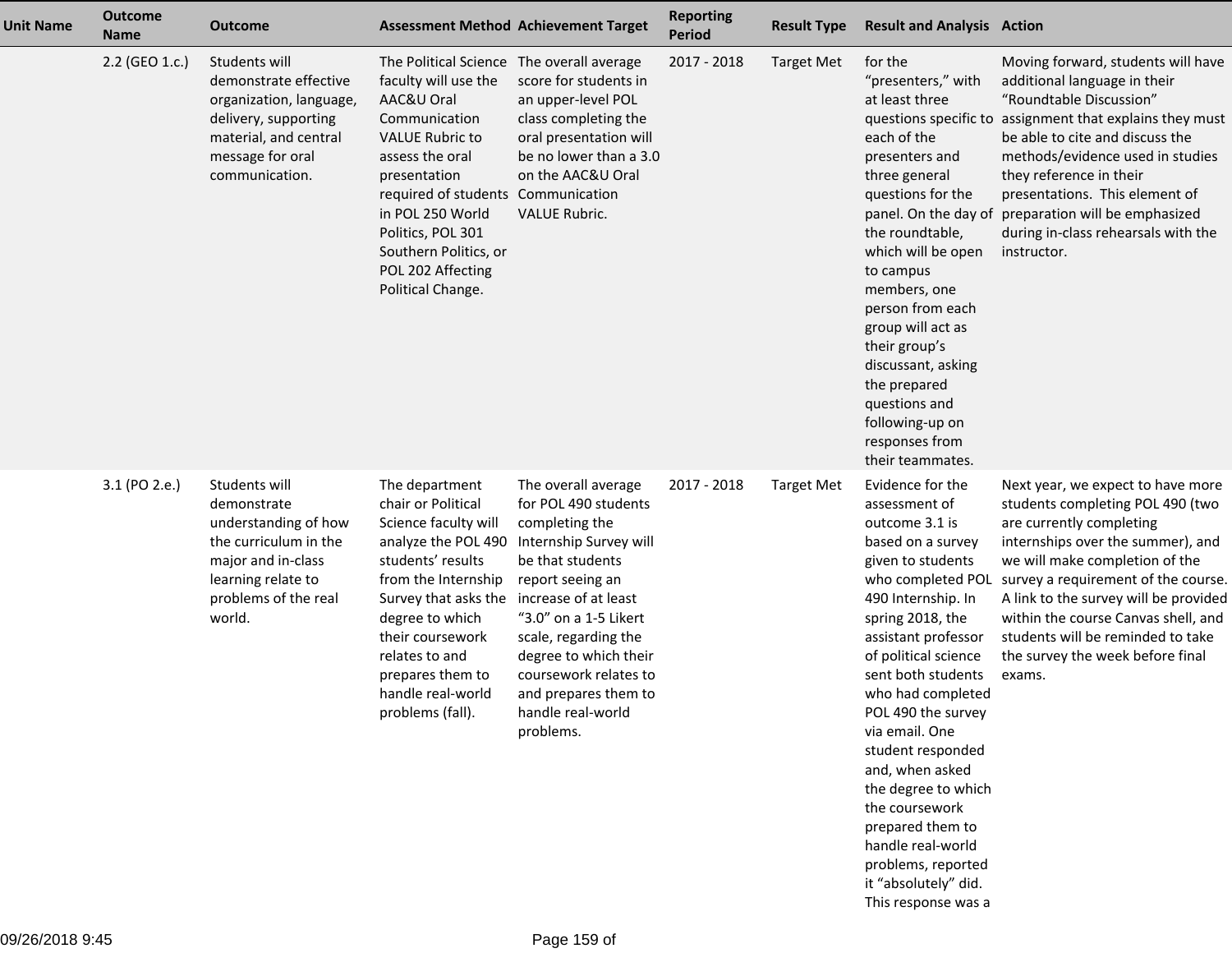| Unit Name | Outcome Name | Outcome | Assessment Method | Achievement Target | Reporting Period | Result Type | Result and Analysis | Action |
|---|---|---|---|---|---|---|---|---|
| | 2.2 (GEO 1.c.) | Students will demonstrate effective organization, language, delivery, supporting material, and central message for oral communication. | The Political Science faculty will use the AAC&U Oral Communication VALUE Rubric to assess the oral presentation required of students in POL 250 World Politics, POL 301 Southern Politics, or POL 202 Affecting Political Change. | The overall average score for students in an upper-level POL class completing the oral presentation will be no lower than a 3.0 on the AAC&U Oral Communication VALUE Rubric. | 2017 - 2018 | Target Met | for the “presenters,” with at least three questions specific to each of the presenters and three general questions for the panel. On the day of the roundtable, which will be open to campus members, one person from each group will act as their group’s discussant, asking the prepared questions and following-up on responses from their teammates. | Moving forward, students will have additional language in their “Roundtable Discussion” assignment that explains they must be able to cite and discuss the methods/evidence used in studies they reference in their presentations. This element of preparation will be emphasized during in-class rehearsals with the instructor. |
| | 3.1 (PO 2.e.) | Students will demonstrate understanding of how the curriculum in the major and in-class learning relate to problems of the real world. | The department chair or Political Science faculty will analyze the POL 490 students’ results from the Internship Survey that asks the degree to which their coursework relates to and prepares them to handle real-world problems (fall). | The overall average for POL 490 students completing the Internship Survey will be that students report seeing an increase of at least “3.0” on a 1-5 Likert scale, regarding the degree to which their coursework relates to and prepares them to handle real-world problems. | 2017 - 2018 | Target Met | Evidence for the assessment of outcome 3.1 is based on a survey given to students who completed POL 490 Internship. In spring 2018, the assistant professor of political science sent both students who had completed POL 490 the survey via email. One student responded and, when asked the degree to which the coursework prepared them to handle real-world problems, reported it “absolutely” did. This response was a | Next year, we expect to have more students completing POL 490 (two are currently completing internships over the summer), and we will make completion of the survey a requirement of the course. A link to the survey will be provided within the course Canvas shell, and students will be reminded to take the survey the week before final exams. |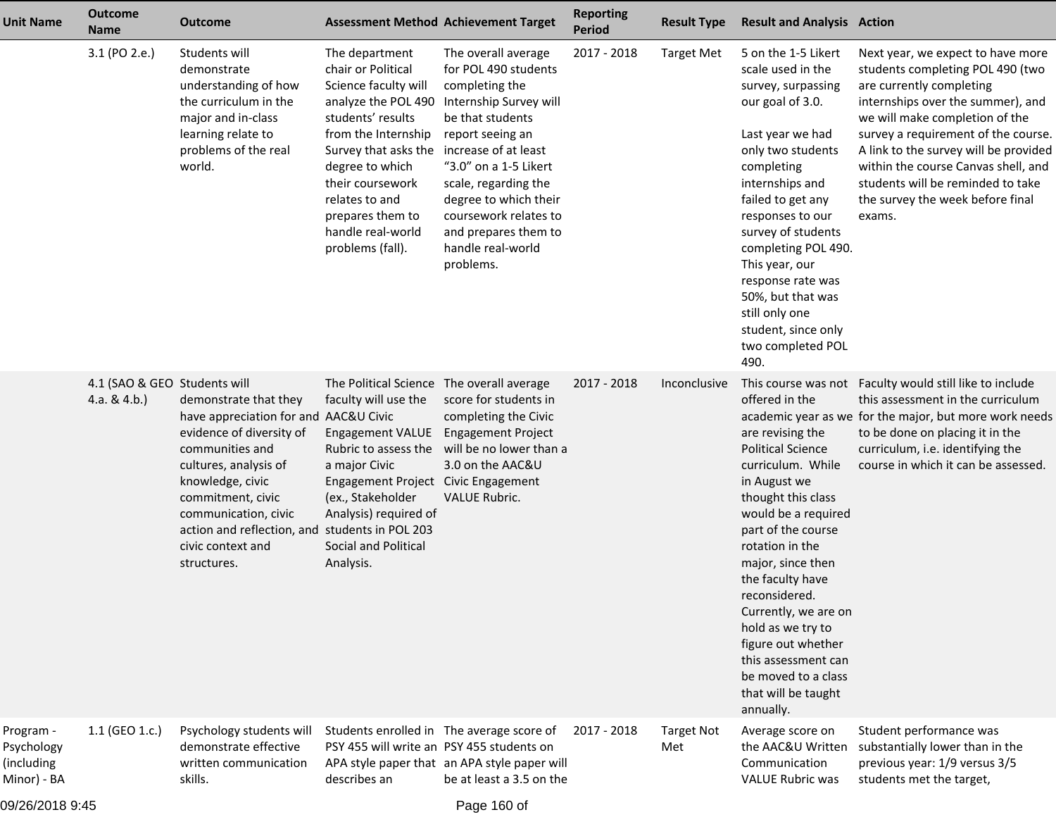| Unit Name | Outcome Name | Outcome | Assessment Method | Achievement Target | Reporting Period | Result Type | Result and Analysis | Action |
|---|---|---|---|---|---|---|---|---|
| | 3.1 (PO 2.e.) | Students will demonstrate understanding of how the curriculum in the major and in-class learning relate to problems of the real world. | The department chair or Political Science faculty will analyze the POL 490 students' results from the Internship Survey that asks the degree to which their coursework relates to and prepares them to handle real-world problems (fall). | The overall average for POL 490 students completing the Internship Survey will be that students report seeing an increase of at least "3.0" on a 1-5 Likert scale, regarding the degree to which their coursework relates to and prepares them to handle real-world problems. | 2017 - 2018 | Target Met | 5 on the 1-5 Likert scale used in the survey, surpassing our goal of 3.0.<br><br>Last year we had only two students completing internships and failed to get any responses to our survey of students completing POL 490. This year, our response rate was 50%, but that was still only one student, since only two completed POL 490. | Next year, we expect to have more students completing POL 490 (two are currently completing internships over the summer), and we will make completion of the survey a requirement of the course. A link to the survey will be provided within the course Canvas shell, and students will be reminded to take the survey the week before final exams. |
| | 4.1 (SAO & GEO 4.a. & 4.b.) | Students will demonstrate that they have appreciation for and evidence of diversity of communities and cultures, analysis of civic knowledge, civic commitment, civic communication, civic action and reflection, and civic context and structures. | The Political Science faculty will use the AAC&U Civic Engagement VALUE Rubric to assess the a major Civic Engagement Project (ex., Stakeholder Analysis) required of students in POL 203 Social and Political Analysis. | The overall average score for students in completing the Civic Engagement Project will be no lower than a 3.0 on the AAC&U Civic Engagement VALUE Rubric. | 2017 - 2018 | Inconclusive | This course was not offered in the academic year as we are revising the Political Science curriculum. While in August we thought this class would be a required part of the course rotation in the major, since then the faculty have reconsidered. Currently, we are on hold as we try to figure out whether this assessment can be moved to a class that will be taught annually. | Faculty would still like to include this assessment in the curriculum for the major, but more work needs to be done on placing it in the curriculum, i.e. identifying the course in which it can be assessed. |
| Program - Psychology (including Minor) - BA | 1.1 (GEO 1.c.) | Psychology students will demonstrate effective written communication skills. | Students enrolled in PSY 455 will write an APA style paper that describes an | The average score of PSY 455 students on an APA style paper will be at least a 3.5 on the | 2017 - 2018 | Target Not Met | Average score on the AAC&U Written Communication VALUE Rubric was | Student performance was substantially lower than in the previous year: 1/9 versus 3/5 students met the target, |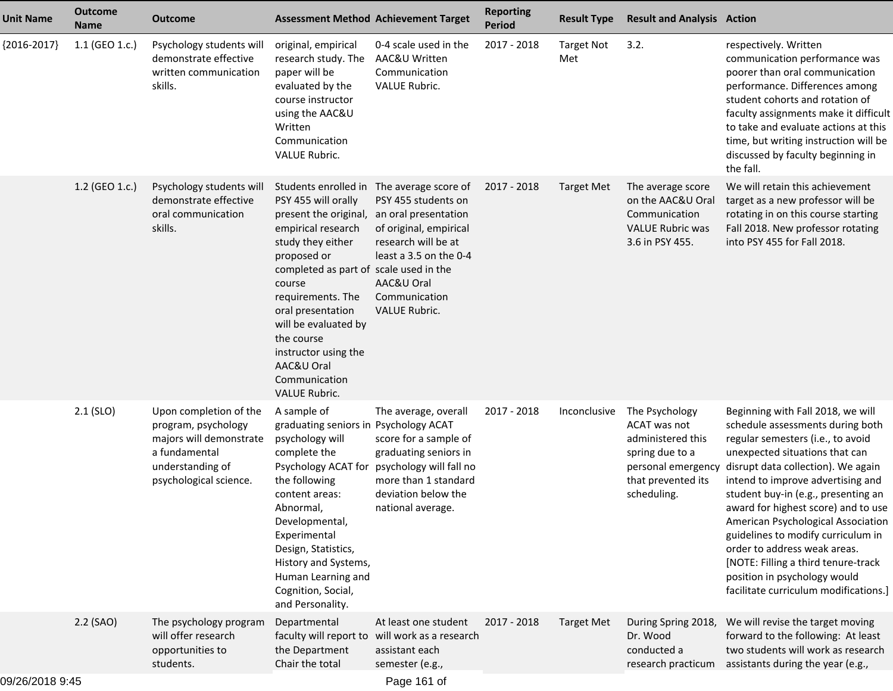| Unit Name | Outcome Name | Outcome | Assessment Method | Achievement Target | Reporting Period | Result Type | Result and Analysis | Action |
| --- | --- | --- | --- | --- | --- | --- | --- | --- |
| {2016-2017} | 1.1 (GEO 1.c.) | Psychology students will demonstrate effective written communication skills. | original, empirical research study. The paper will be evaluated by the course instructor using the AAC&U Written Communication VALUE Rubric. | 0-4 scale used in the AAC&U Written Communication VALUE Rubric. | 2017 - 2018 | Target Not Met | 3.2. | respectively. Written communication performance was poorer than oral communication performance. Differences among student cohorts and rotation of faculty assignments make it difficult to take and evaluate actions at this time, but writing instruction will be discussed by faculty beginning in the fall. |
| | 1.2 (GEO 1.c.) | Psychology students will demonstrate effective oral communication skills. | Students enrolled in PSY 455 will orally present the original, empirical research study they either proposed or completed as part of course requirements. The oral presentation will be evaluated by the course instructor using the AAC&U Oral Communication VALUE Rubric. | The average score of PSY 455 students on an oral presentation of original, empirical research will be at least a 3.5 on the 0-4 scale used in the AAC&U Oral Communication VALUE Rubric. | 2017 - 2018 | Target Met | The average score on the AAC&U Oral Communication VALUE Rubric was 3.6 in PSY 455. | We will retain this achievement target as a new professor will be rotating in on this course starting Fall 2018. New professor rotating into PSY 455 for Fall 2018. |
| | 2.1 (SLO) | Upon completion of the program, psychology majors will demonstrate a fundamental understanding of psychological science. | A sample of graduating seniors in psychology will complete the Psychology ACAT for the following content areas: Abnormal, Developmental, Experimental Design, Statistics, History and Systems, Human Learning and Cognition, Social, and Personality. | The average, overall Psychology ACAT score for a sample of graduating seniors in psychology will fall no more than 1 standard deviation below the national average. | 2017 - 2018 | Inconclusive | The Psychology ACAT was not administered this spring due to a personal emergency that prevented its scheduling. | Beginning with Fall 2018, we will schedule assessments during both regular semesters (i.e., to avoid unexpected situations that can disrupt data collection). We again intend to improve advertising and student buy-in (e.g., presenting an award for highest score) and to use American Psychological Association guidelines to modify curriculum in order to address weak areas. [NOTE: Filling a third tenure-track position in psychology would facilitate curriculum modifications.] |
| | 2.2 (SAO) | The psychology program will offer research opportunities to students. | Departmental faculty will report to the Department Chair the total | At least one student will work as a research assistant each semester (e.g., | 2017 - 2018 | Target Met | During Spring 2018, Dr. Wood conducted a research practicum | We will revise the target moving forward to the following: At least two students will work as research assistants during the year (e.g., |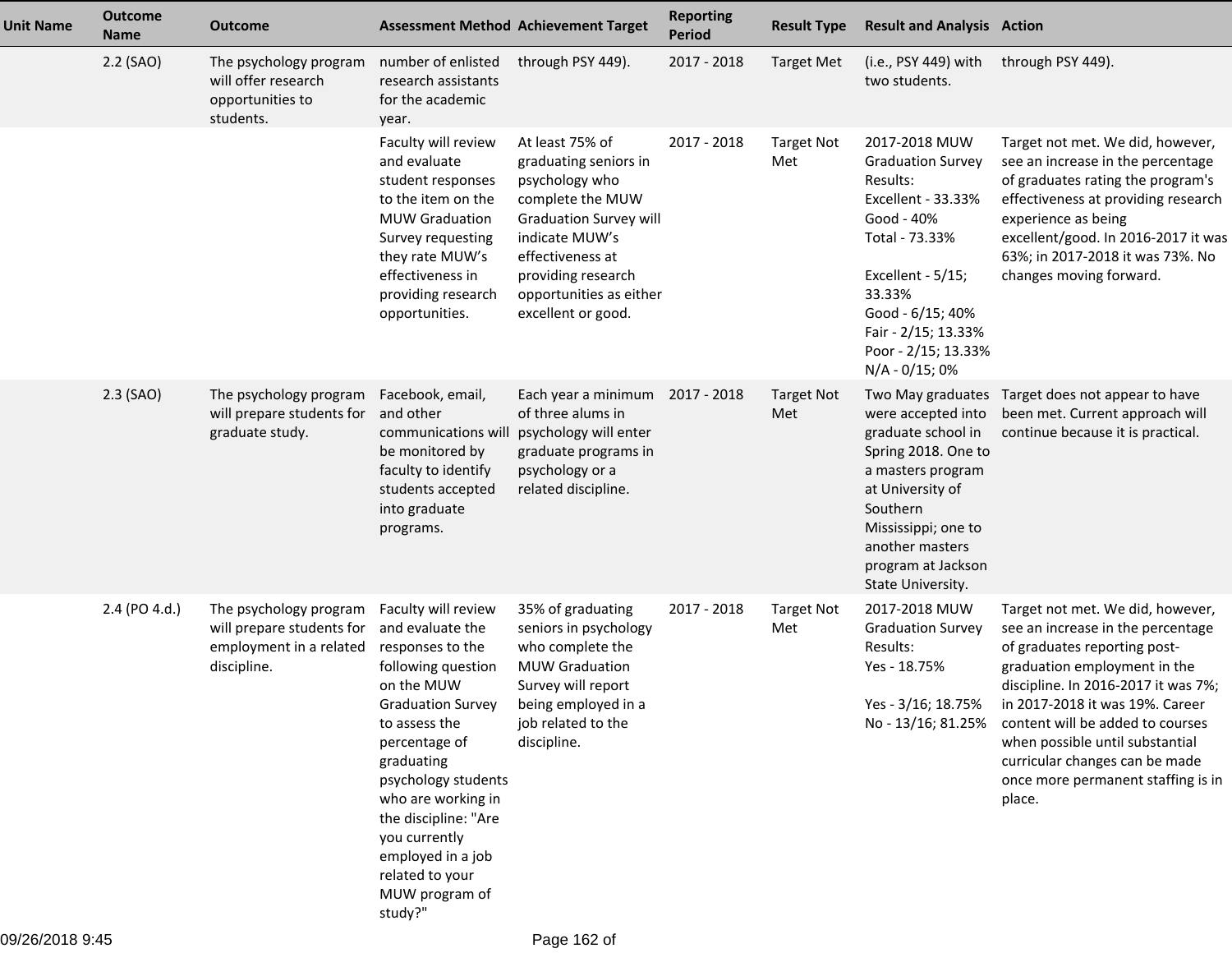| Unit Name | Outcome Name | Outcome | Assessment Method | Achievement Target | Reporting Period | Result Type | Result and Analysis | Action |
|---|---|---|---|---|---|---|---|---|
| | 2.2 (SAO) | The psychology program will offer research opportunities to students. | number of enlisted research assistants for the academic year. | through PSY 449). | 2017 - 2018 | Target Met | (i.e., PSY 449) with two students. | through PSY 449). |
| | | | Faculty will review and evaluate student responses to the item on the MUW Graduation Survey requesting they rate MUW's effectiveness in providing research opportunities. | At least 75% of graduating seniors in psychology who complete the MUW Graduation Survey will indicate MUW's effectiveness at providing research opportunities as either excellent or good. | 2017 - 2018 | Target Not Met | 2017-2018 MUW Graduation Survey Results:<br>Excellent - 33.33%<br>Good - 40%<br>Total - 73.33%<br><br>Excellent - 5/15; 33.33%<br>Good - 6/15; 40%<br>Fair - 2/15; 13.33%<br>Poor - 2/15; 13.33%<br>N/A - 0/15; 0% | Target not met. We did, however, see an increase in the percentage of graduates rating the program's effectiveness at providing research experience as being excellent/good. In 2016-2017 it was 63%; in 2017-2018 it was 73%. No changes moving forward. |
| | 2.3 (SAO) | The psychology program will prepare students for graduate study. | Facebook, email, and other communications will be monitored by faculty to identify students accepted into graduate programs. | Each year a minimum of three alums in psychology will enter graduate programs in psychology or a related discipline. | 2017 - 2018 | Target Not Met | Two May graduates were accepted into graduate school in Spring 2018. One to a masters program at University of Southern Mississippi; one to another masters program at Jackson State University. | Target does not appear to have been met. Current approach will continue because it is practical. |
| | 2.4 (PO 4.d.) | The psychology program will prepare students for employment in a related discipline. | Faculty will review and evaluate the responses to the following question on the MUW Graduation Survey to assess the percentage of graduating psychology students who are working in the discipline: "Are you currently employed in a job related to your MUW program of study?" | 35% of graduating seniors in psychology who complete the MUW Graduation Survey will report being employed in a job related to the discipline. | 2017 - 2018 | Target Not Met | 2017-2018 MUW Graduation Survey Results:<br>Yes - 18.75%<br><br>Yes - 3/16; 18.75%<br>No - 13/16; 81.25% | Target not met. We did, however, see an increase in the percentage of graduates reporting post-graduation employment in the discipline. In 2016-2017 it was 7%; in 2017-2018 it was 19%. Career content will be added to courses when possible until substantial curricular changes can be made once more permanent staffing is in place. |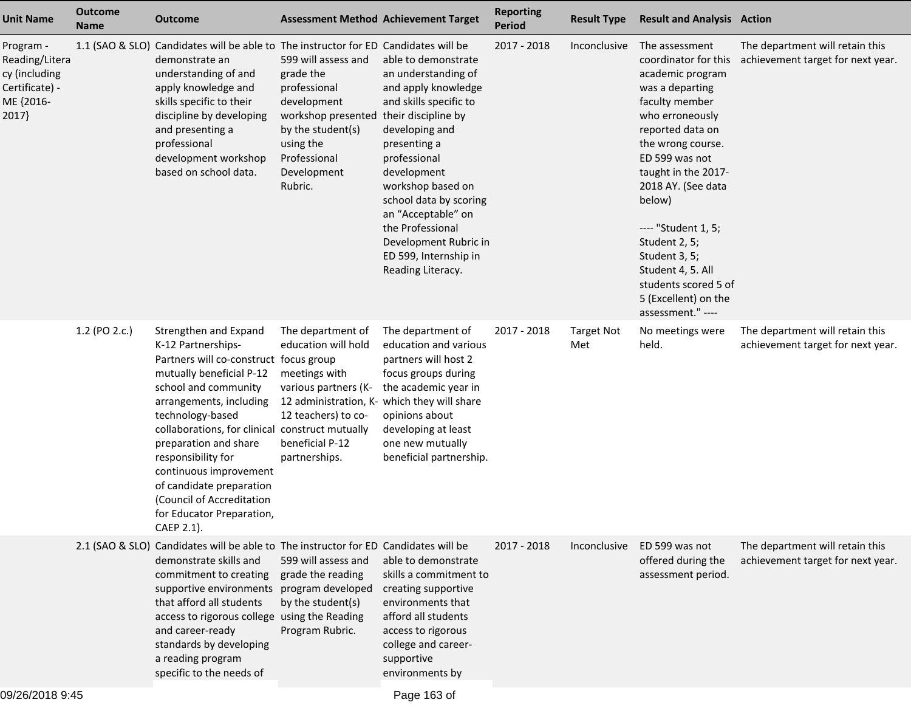| Unit Name | Outcome Name | Outcome | Assessment Method | Achievement Target | Reporting Period | Result Type | Result and Analysis | Action |
|---|---|---|---|---|---|---|---|---|
| Program - Reading/Literacy (including Certificate) - ME {2016-2017} | 1.1 (SAO & SLO) | Candidates will be able to demonstrate an understanding of and apply knowledge and skills specific to their discipline by developing and presenting a professional development workshop based on school data. | The instructor for ED 599 will assess and grade the professional development workshop presented by the student(s) using the Professional Development Rubric. | Candidates will be able to demonstrate an understanding of and apply knowledge and skills specific to their discipline by developing and presenting a professional development workshop based on school data by scoring an "Acceptable" on the Professional Development Rubric in ED 599, Internship in Reading Literacy. | 2017 - 2018 | Inconclusive | The assessment coordinator for this academic program was a departing faculty member who erroneously reported data on the wrong course. ED 599 was not taught in the 2017-2018 AY. (See data below)<br><br>---- "Student 1, 5; Student 2, 5; Student 3, 5; Student 4, 5. All students scored 5 of 5 (Excellent) on the assessment." ---- | The department will retain this achievement target for next year. |
| | 1.2 (PO 2.c.) | Strengthen and Expand K-12 Partnerships- Partners will co-construct mutually beneficial P-12 school and community arrangements, including technology-based collaborations, for clinical preparation and share responsibility for continuous improvement of candidate preparation (Council of Accreditation for Educator Preparation, CAEP 2.1). | The department of education will hold focus group meetings with various partners (K-12 administration, K-12 teachers) to co-construct mutually beneficial P-12 partnerships. | The department of education and various partners will host 2 focus groups during the academic year in which they will share opinions about developing at least one new mutually beneficial partnership. | 2017 - 2018 | Target Not Met | No meetings were held. | The department will retain this achievement target for next year. |
| | 2.1 (SAO & SLO) | Candidates will be able to demonstrate skills and commitment to creating supportive environments that afford all students access to rigorous college and career-ready standards by developing a reading program specific to the needs of | The instructor for ED 599 will assess and grade the reading program developed by the student(s) using the Reading Program Rubric. | Candidates will be able to demonstrate skills a commitment to creating supportive environments that afford all students access to rigorous college and career-supportive environments by | 2017 - 2018 | Inconclusive | ED 599 was not offered during the assessment period. | The department will retain this achievement target for next year. |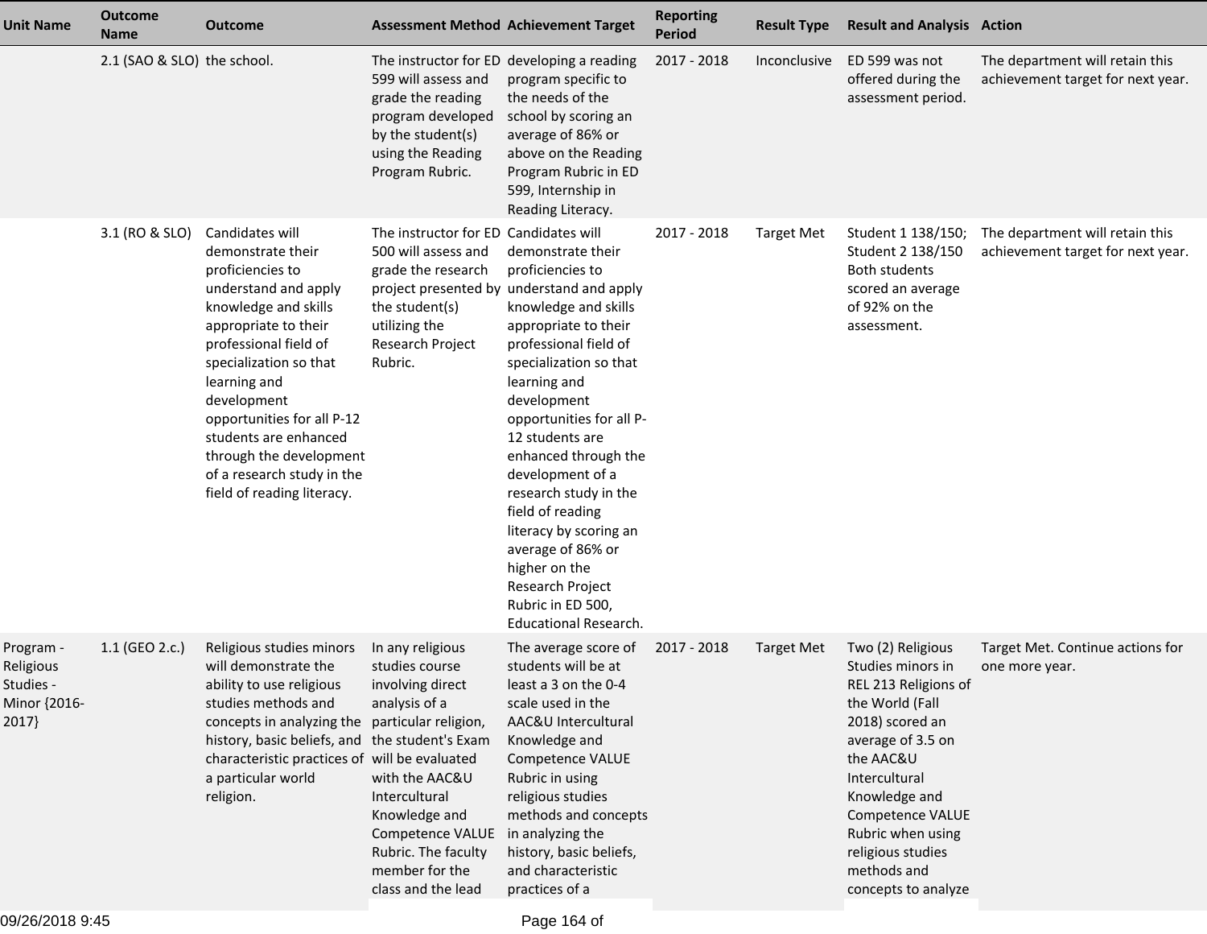| Unit Name | Outcome Name | Outcome | Assessment Method | Achievement Target | Reporting Period | Result Type | Result and Analysis | Action |
|---|---|---|---|---|---|---|---|---|
| | 2.1 (SAO & SLO) | the school. | The instructor for ED 599 will assess and grade the reading program developed by the student(s) using the Reading Program Rubric. | developing a reading program specific to the needs of the school by scoring an average of 86% or above on the Reading Program Rubric in ED 599, Internship in Reading Literacy. | 2017 - 2018 | Inconclusive | ED 599 was not offered during the assessment period. | The department will retain this achievement target for next year. |
| | 3.1 (RO & SLO) | Candidates will demonstrate their proficiencies to understand and apply knowledge and skills appropriate to their professional field of specialization so that learning and development opportunities for all P-12 students are enhanced through the development of a research study in the field of reading literacy. | The instructor for ED 500 will assess and grade the research project presented by the student(s) utilizing the Research Project Rubric. | Candidates will demonstrate their proficiencies to understand and apply knowledge and skills appropriate to their professional field of specialization so that learning and development opportunities for all P-12 students are enhanced through the development of a research study in the field of reading literacy by scoring an average of 86% or higher on the Research Project Rubric in ED 500, Educational Research. | 2017 - 2018 | Target Met | Student 1 138/150; Student 2 138/150 Both students scored an average of 92% on the assessment. | The department will retain this achievement target for next year. |
| Program - Religious Studies - Minor {2016-2017} | 1.1 (GEO 2.c.) | Religious studies minors will demonstrate the ability to use religious studies methods and concepts in analyzing the history, basic beliefs, and characteristic practices of a particular world religion. | In any religious studies course involving direct analysis of a particular religion, the student's Exam will be evaluated with the AAC&U Intercultural Knowledge and Competence VALUE Rubric. The faculty member for the class and the lead | The average score of students will be at least a 3 on the 0-4 scale used in the AAC&U Intercultural Knowledge and Competence VALUE Rubric in using religious studies methods and concepts in analyzing the history, basic beliefs, and characteristic practices of a | 2017 - 2018 | Target Met | Two (2) Religious Studies minors in REL 213 Religions of the World (Fall 2018) scored an average of 3.5 on the AAC&U Intercultural Knowledge and Competence VALUE Rubric when using religious studies methods and concepts to analyze | Target Met. Continue actions for one more year. |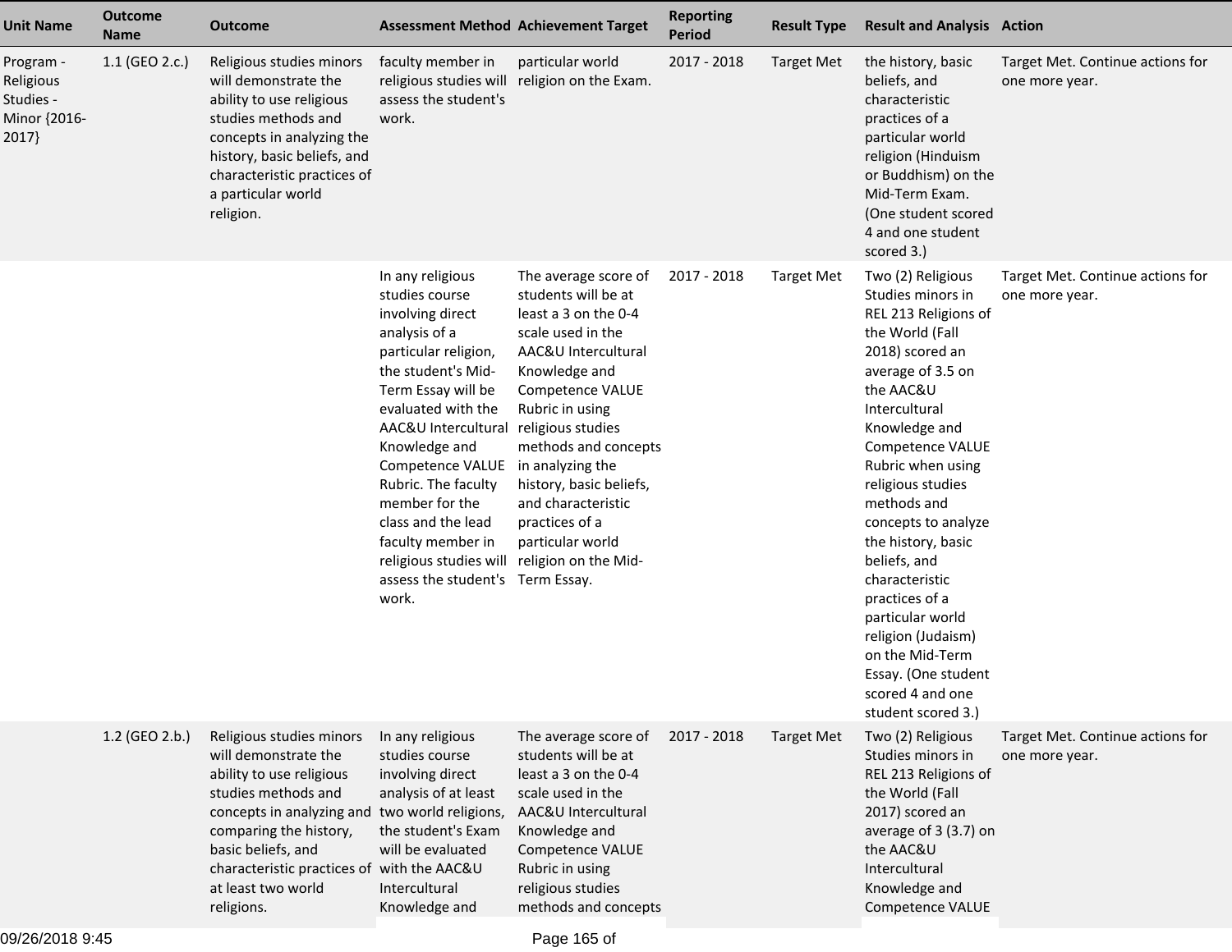| Unit Name | Outcome Name | Outcome | Assessment Method | Achievement Target | Reporting Period | Result Type | Result and Analysis | Action |
|---|---|---|---|---|---|---|---|---|
| Program - Religious Studies - Minor {2016-2017} | 1.1 (GEO 2.c.) | Religious studies minors will demonstrate the ability to use religious studies methods and concepts in analyzing the history, basic beliefs, and characteristic practices of a particular world religion. | faculty member in religious studies will assess the student's work. | particular world religion on the Exam. | 2017 - 2018 | Target Met | the history, basic beliefs, and characteristic practices of a particular world religion (Hinduism or Buddhism) on the Mid-Term Exam. (One student scored 4 and one student scored 3.) | Target Met. Continue actions for one more year. |
| | | | In any religious studies course involving direct analysis of a particular religion, the student's Mid-Term Essay will be evaluated with the AAC&U Intercultural Knowledge and Competence VALUE Rubric. The faculty member for the class and the lead faculty member in religious studies will assess the student's work. | The average score of students will be at least a 3 on the 0-4 scale used in the AAC&U Intercultural Knowledge and Competence VALUE Rubric in using religious studies methods and concepts in analyzing the history, basic beliefs, and characteristic practices of a particular world religion on the Mid-Term Essay. | 2017 - 2018 | Target Met | Two (2) Religious Studies minors in REL 213 Religions of the World (Fall 2018) scored an average of 3.5 on the AAC&U Intercultural Knowledge and Competence VALUE Rubric when using religious studies methods and concepts to analyze the history, basic beliefs, and characteristic practices of a particular world religion (Judaism) on the Mid-Term Essay. (One student scored 4 and one student scored 3.) | Target Met. Continue actions for one more year. |
| | 1.2 (GEO 2.b.) | Religious studies minors will demonstrate the ability to use religious studies methods and concepts in analyzing and comparing the history, basic beliefs, and characteristic practices of at least two world religions. | In any religious studies course involving direct analysis of at least two world religions, the student's Exam will be evaluated with the AAC&U Intercultural Knowledge and | The average score of students will be at least a 3 on the 0-4 scale used in the AAC&U Intercultural Knowledge and Competence VALUE Rubric in using religious studies methods and concepts | 2017 - 2018 | Target Met | Two (2) Religious Studies minors in REL 213 Religions of the World (Fall 2017) scored an average of 3 (3.7) on the AAC&U Intercultural Knowledge and Competence VALUE | Target Met. Continue actions for one more year. |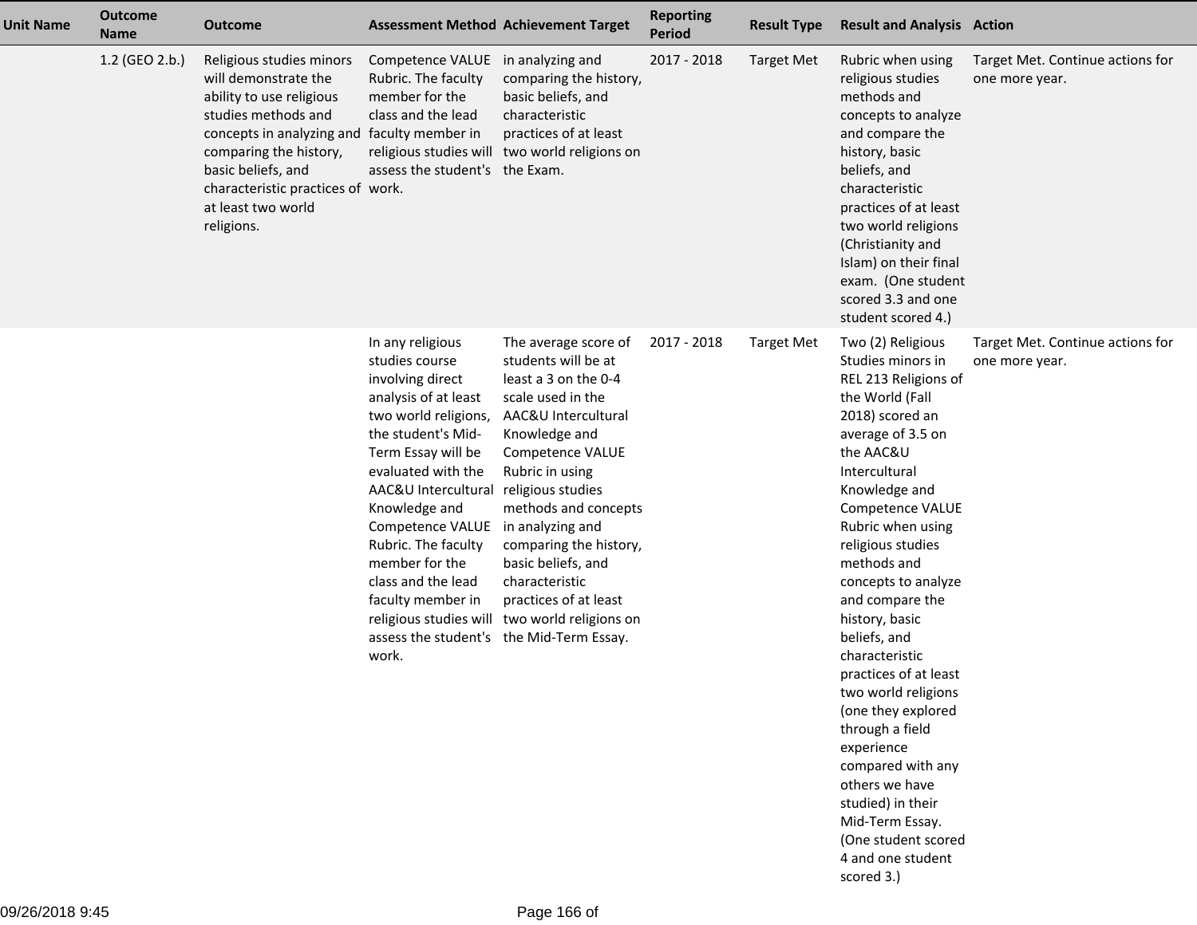| Unit Name | Outcome Name | Outcome | Assessment Method | Achievement Target | Reporting Period | Result Type | Result and Analysis | Action |
|---|---|---|---|---|---|---|---|---|
| | 1.2 (GEO 2.b.) | Religious studies minors will demonstrate the ability to use religious studies methods and concepts in analyzing and comparing the history, basic beliefs, and characteristic practices of at least two world religions. | Competence VALUE Rubric. The faculty member for the class and the lead faculty member in religious studies will assess the student's work. | in analyzing and comparing the history, basic beliefs, and characteristic practices of at least two world religions on the Exam. | 2017 - 2018 | Target Met | Rubric when using religious studies methods and concepts to analyze and compare the history, basic beliefs, and characteristic practices of at least two world religions (Christianity and Islam) on their final exam. (One student scored 3.3 and one student scored 4.) | Target Met. Continue actions for one more year. |
| | | | In any religious studies course involving direct analysis of at least two world religions, the student's Mid-Term Essay will be evaluated with the AAC&U Intercultural Knowledge and Competence VALUE Rubric. The faculty member for the class and the lead faculty member in religious studies will assess the student's work. | The average score of students will be at least a 3 on the 0-4 scale used in the AAC&U Intercultural Knowledge and Competence VALUE Rubric in using religious studies methods and concepts in analyzing and comparing the history, basic beliefs, and characteristic practices of at least two world religions on the Mid-Term Essay. | 2017 - 2018 | Target Met | Two (2) Religious Studies minors in REL 213 Religions of the World (Fall 2018) scored an average of 3.5 on the AAC&U Intercultural Knowledge and Competence VALUE Rubric when using religious studies methods and concepts to analyze and compare the history, basic beliefs, and characteristic practices of at least two world religions (one they explored through a field experience compared with any others we have studied) in their Mid-Term Essay. (One student scored 4 and one student scored 3.) | Target Met. Continue actions for one more year. |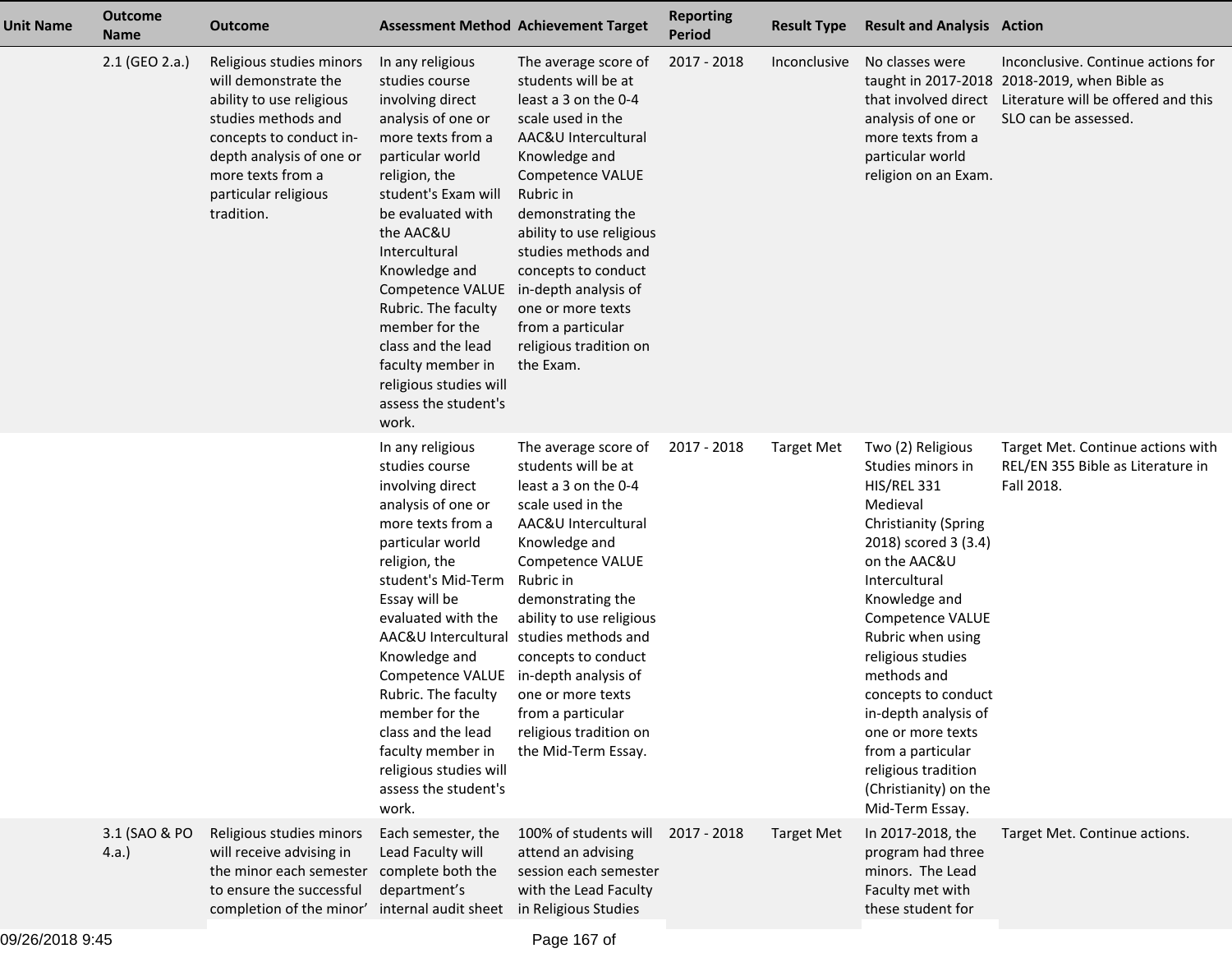| Unit Name | Outcome Name | Outcome | Assessment Method | Achievement Target | Reporting Period | Result Type | Result and Analysis | Action |
|---|---|---|---|---|---|---|---|---|
| | 2.1 (GEO 2.a.) | Religious studies minors will demonstrate the ability to use religious studies methods and concepts to conduct in-depth analysis of one or more texts from a particular religious tradition. | In any religious studies course involving direct analysis of one or more texts from a particular world religion, the student's Exam will be evaluated with the AAC&U Intercultural Knowledge and Competence VALUE Rubric. The faculty member for the class and the lead faculty member in religious studies will assess the student's work. | The average score of students will be at least a 3 on the 0-4 scale used in the AAC&U Intercultural Knowledge and Competence VALUE Rubric in demonstrating the ability to use religious studies methods and concepts to conduct in-depth analysis of one or more texts from a particular religious tradition on the Exam. | 2017 - 2018 | Inconclusive | No classes were taught in 2017-2018 that involved direct analysis of one or more texts from a particular world religion on an Exam. | Inconclusive. Continue actions for 2018-2019, when Bible as Literature will be offered and this SLO can be assessed. |
| | | | In any religious studies course involving direct analysis of one or more texts from a particular world religion, the student's Mid-Term Essay will be evaluated with the AAC&U Intercultural Knowledge and Competence VALUE Rubric. The faculty member for the class and the lead faculty member in religious studies will assess the student's work. | The average score of students will be at least a 3 on the 0-4 scale used in the AAC&U Intercultural Knowledge and Competence VALUE Rubric in demonstrating the ability to use religious studies methods and concepts to conduct in-depth analysis of one or more texts from a particular religious tradition on the Mid-Term Essay. | 2017 - 2018 | Target Met | Two (2) Religious Studies minors in HIS/REL 331 Medieval Christianity (Spring 2018) scored 3 (3.4) on the AAC&U Intercultural Knowledge and Competence VALUE Rubric when using religious studies methods and concepts to conduct in-depth analysis of one or more texts from a particular religious tradition (Christianity) on the Mid-Term Essay. | Target Met. Continue actions with REL/EN 355 Bible as Literature in Fall 2018. |
| | 3.1 (SAO & PO 4.a.) | Religious studies minors will receive advising in the minor each semester to ensure the successful completion of the minor' | Each semester, the Lead Faculty will complete both the department's internal audit sheet | 100% of students will attend an advising session each semester with the Lead Faculty in Religious Studies | 2017 - 2018 | Target Met | In 2017-2018, the program had three minors. The Lead Faculty met with these student for | Target Met. Continue actions. |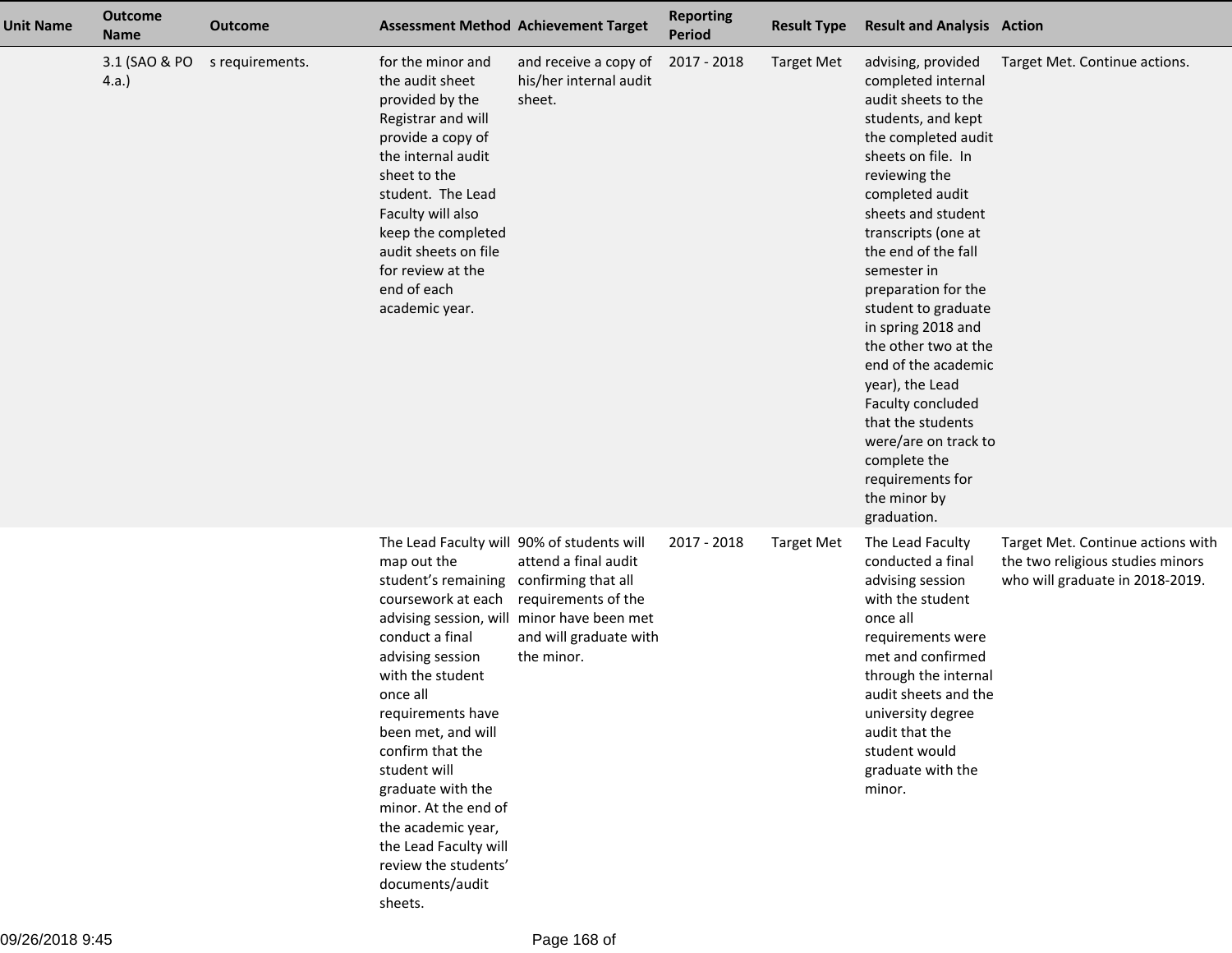| Unit Name | Outcome Name | Outcome | Assessment Method | Achievement Target | Reporting Period | Result Type | Result and Analysis | Action |
|---|---|---|---|---|---|---|---|---|
| | 3.1 (SAO & PO 4.a.) | s requirements. | for the minor and the audit sheet provided by the Registrar and will provide a copy of the internal audit sheet to the student. The Lead Faculty will also keep the completed audit sheets on file for review at the end of each academic year. | and receive a copy of his/her internal audit sheet. | 2017 - 2018 | Target Met | advising, provided completed internal audit sheets to the students, and kept the completed audit sheets on file. In reviewing the completed audit sheets and student transcripts (one at the end of the fall semester in preparation for the student to graduate in spring 2018 and the other two at the end of the academic year), the Lead Faculty concluded that the students were/are on track to complete the requirements for the minor by graduation. | Target Met. Continue actions. |
| | | | The Lead Faculty will map out the student's remaining coursework at each advising session, will conduct a final advising session with the student once all requirements have been met, and will confirm that the student will graduate with the minor. At the end of the academic year, the Lead Faculty will review the students' documents/audit sheets. | 90% of students will attend a final audit confirming that all requirements of the minor have been met and will graduate with the minor. | 2017 - 2018 | Target Met | The Lead Faculty conducted a final advising session with the student once all requirements were met and confirmed through the internal audit sheets and the university degree audit that the student would graduate with the minor. | Target Met. Continue actions with the two religious studies minors who will graduate in 2018-2019. |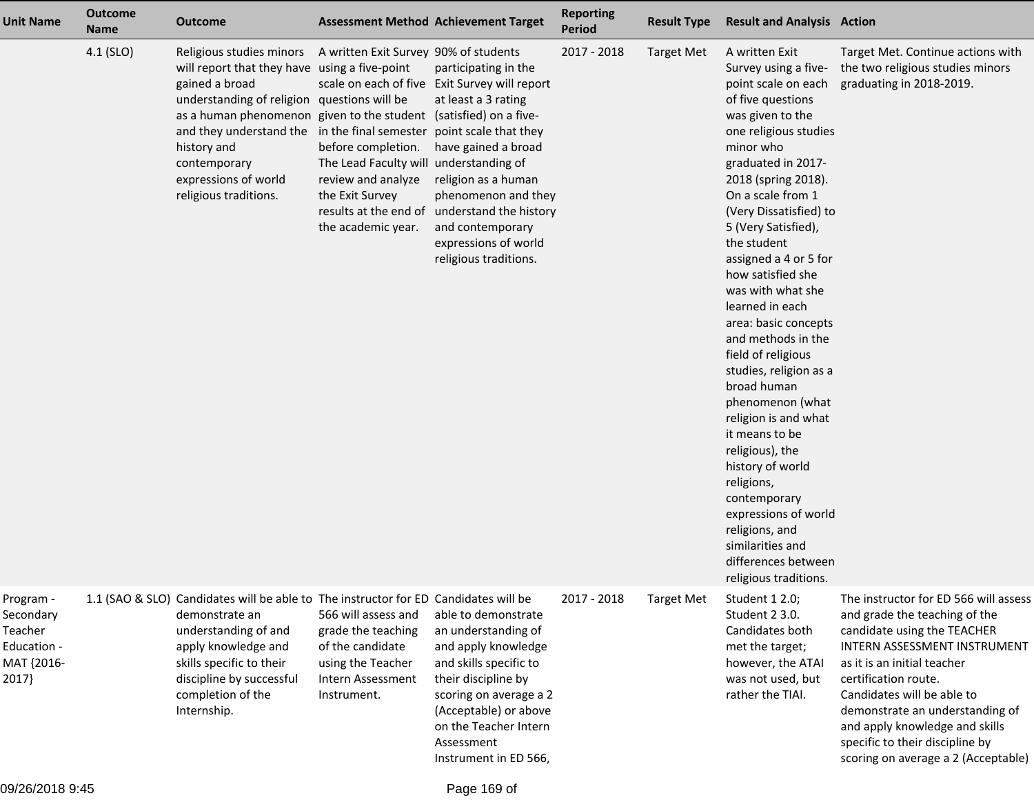| Unit Name | Outcome Name | Outcome | Assessment Method | Achievement Target | Reporting Period | Result Type | Result and Analysis | Action |
|---|---|---|---|---|---|---|---|---|
| | 4.1 (SLO) | Religious studies minors will report that they have gained a broad understanding of religion as a human phenomenon and they understand the history and contemporary expressions of world religious traditions. | A written Exit Survey using a five-point scale on each of five questions will be given to the student in the final semester before completion. The Lead Faculty will review and analyze the Exit Survey results at the end of the academic year. | 90% of students participating in the Exit Survey will report at least a 3 rating (satisfied) on a five-point scale that they have gained a broad understanding of religion as a human phenomenon and they understand the history and contemporary expressions of world religious traditions. | 2017 - 2018 | Target Met | A written Exit Survey using a five-point scale on each of five questions was given to the one religious studies minor who graduated in 2017-2018 (spring 2018). On a scale from 1 (Very Dissatisfied) to 5 (Very Satisfied), the student assigned a 4 or 5 for how satisfied she was with what she learned in each area: basic concepts and methods in the field of religious studies, religion as a broad human phenomenon (what religion is and what it means to be religious), the history of world religions, contemporary expressions of world religions, and similarities and differences between religious traditions. | Target Met. Continue actions with the two religious studies minors graduating in 2018-2019. |
| Program - Secondary Teacher Education - MAT {2016-2017} | 1.1 (SAO & SLO) | Candidates will be able to demonstrate an understanding of and apply knowledge and skills specific to their discipline by successful completion of the Internship. | The instructor for ED 566 will assess and grade the teaching of the candidate using the Teacher Intern Assessment Instrument. | Candidates will be able to demonstrate an understanding of and apply knowledge and skills specific to their discipline by scoring on average a 2 (Acceptable) or above on the Teacher Intern Assessment Instrument in ED 566, | 2017 - 2018 | Target Met | Student 1 2.0; Student 2 3.0. Candidates both met the target; however, the ATAI was not used, but rather the TIAI. | The instructor for ED 566 will assess and grade the teaching of the candidate using the TEACHER INTERN ASSESSMENT INSTRUMENT as it is an initial teacher certification route. Candidates will be able to demonstrate an understanding of and apply knowledge and skills specific to their discipline by scoring on average a 2 (Acceptable) |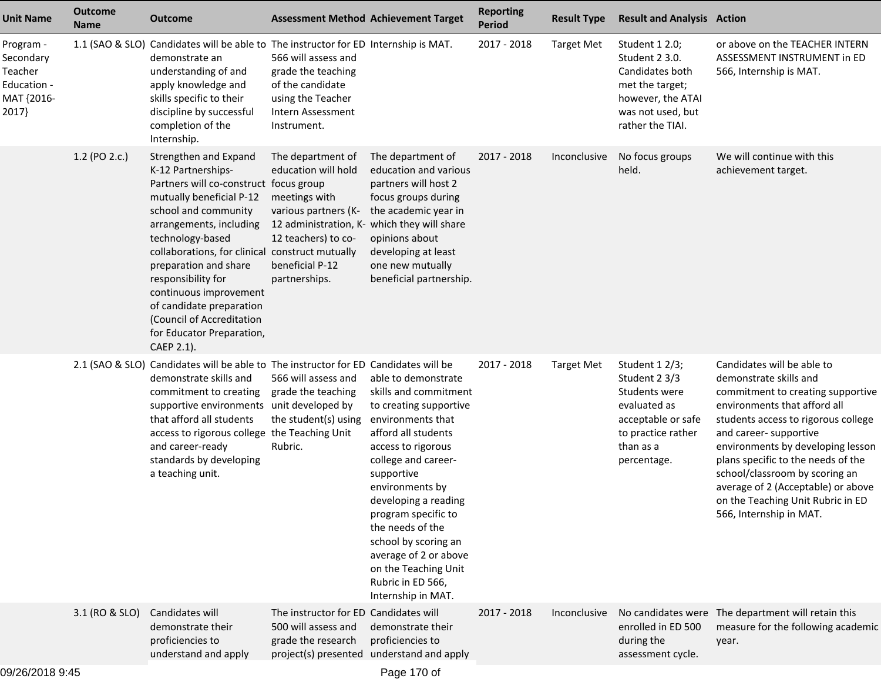| Unit Name | Outcome Name | Outcome | Assessment Method | Achievement Target | Reporting Period | Result Type | Result and Analysis | Action |
|---|---|---|---|---|---|---|---|---|
| Program - Secondary Teacher Education - MAT {2016-2017} | 1.1 (SAO & SLO) | Candidates will be able to demonstrate an understanding of and apply knowledge and skills specific to their discipline by successful completion of the Internship. | The instructor for ED 566 will assess and grade the teaching of the candidate using the Teacher Intern Assessment Instrument. | Internship is MAT. | 2017 - 2018 | Target Met | Student 1 2.0; Student 2 3.0. Candidates both met the target; however, the ATAI was not used, but rather the TIAI. | or above on the TEACHER INTERN ASSESSMENT INSTRUMENT in ED 566, Internship is MAT. |
| | 1.2 (PO 2.c.) | Strengthen and Expand K-12 Partnerships- Partners will co-construct mutually beneficial P-12 school and community arrangements, including technology-based collaborations, for clinical preparation and share responsibility for continuous improvement of candidate preparation (Council of Accreditation for Educator Preparation, CAEP 2.1). | The department of education will hold focus group meetings with various partners (K-12 administration, K-12 teachers) to co-construct mutually beneficial P-12 partnerships. | The department of education and various partners will host 2 focus groups during the academic year in which they will share opinions about developing at least one new mutually beneficial partnership. | 2017 - 2018 | Inconclusive | No focus groups held. | We will continue with this achievement target. |
| | 2.1 (SAO & SLO) | Candidates will be able to demonstrate skills and commitment to creating supportive environments that afford all students access to rigorous college and career-ready standards by developing a teaching unit. | The instructor for ED 566 will assess and grade the teaching unit developed by the student(s) using the Teaching Unit Rubric. | Candidates will be able to demonstrate skills and commitment to creating supportive environments that afford all students access to rigorous college and career-supportive environments by developing a reading program specific to the needs of the school by scoring an average of 2 or above on the Teaching Unit Rubric in ED 566, Internship in MAT. | 2017 - 2018 | Target Met | Student 1 2/3; Student 2 3/3 Students were evaluated as acceptable or safe to practice rather than as a percentage. | Candidates will be able to demonstrate skills and commitment to creating supportive environments that afford all students access to rigorous college and career- supportive environments by developing lesson plans specific to the needs of the school/classroom by scoring an average of 2 (Acceptable) or above on the Teaching Unit Rubric in ED 566, Internship in MAT. |
| | 3.1 (RO & SLO) | Candidates will demonstrate their proficiencies to understand and apply | The instructor for ED 500 will assess and grade the research project(s) presented | Candidates will demonstrate their proficiencies to understand and apply | 2017 - 2018 | Inconclusive | No candidates were enrolled in ED 500 during the assessment cycle. | The department will retain this measure for the following academic year. |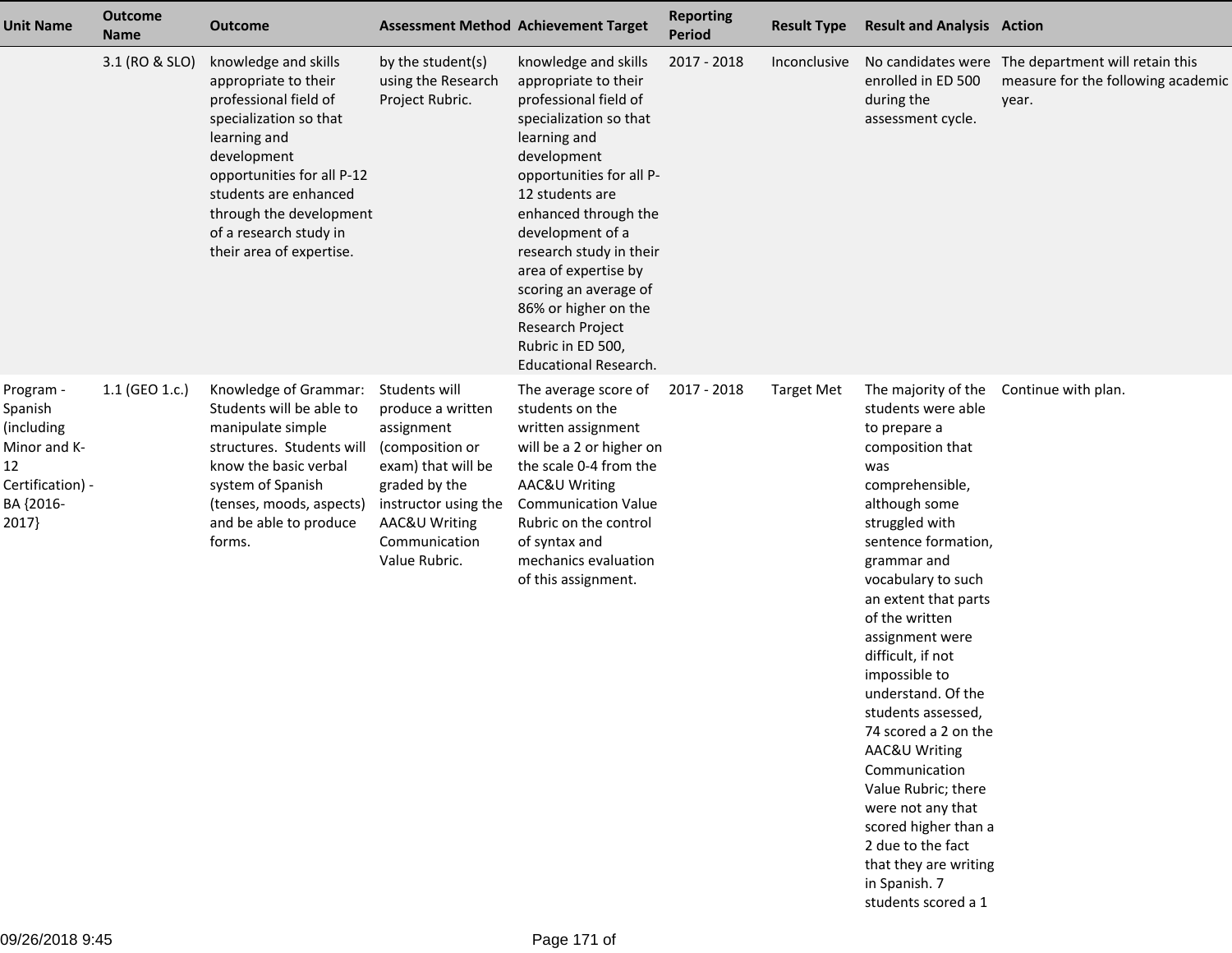| Unit Name | Outcome Name | Outcome | Assessment Method | Achievement Target | Reporting Period | Result Type | Result and Analysis | Action |
| --- | --- | --- | --- | --- | --- | --- | --- | --- |
| | 3.1 (RO & SLO) | knowledge and skills appropriate to their professional field of specialization so that learning and development opportunities for all P-12 students are enhanced through the development of a research study in their area of expertise. | by the student(s) using the Research Project Rubric. | knowledge and skills appropriate to their professional field of specialization so that learning and development opportunities for all P-12 students are enhanced through the development of a research study in their area of expertise by scoring an average of 86% or higher on the Research Project Rubric in ED 500, Educational Research. | 2017 - 2018 | Inconclusive | No candidates were enrolled in ED 500 during the assessment cycle. | The department will retain this measure for the following academic year. |
| Program - Spanish (including Minor and K-12 Certification) - BA {2016-2017} | 1.1 (GEO 1.c.) | Knowledge of Grammar: Students will be able to manipulate simple structures. Students will know the basic verbal system of Spanish (tenses, moods, aspects) and be able to produce forms. | Students will produce a written assignment (composition or exam) that will be graded by the instructor using the AAC&U Writing Communication Value Rubric. | The average score of students on the written assignment will be a 2 or higher on the scale 0-4 from the AAC&U Writing Communication Value Rubric on the control of syntax and mechanics evaluation of this assignment. | 2017 - 2018 | Target Met | The majority of the students were able to prepare a composition that was comprehensible, although some struggled with sentence formation, grammar and vocabulary to such an extent that parts of the written assignment were difficult, if not impossible to understand. Of the students assessed, 74 scored a 2 on the AAC&U Writing Communication Value Rubric; there were not any that scored higher than a 2 due to the fact that they are writing in Spanish. 7 students scored a 1 | Continue with plan. |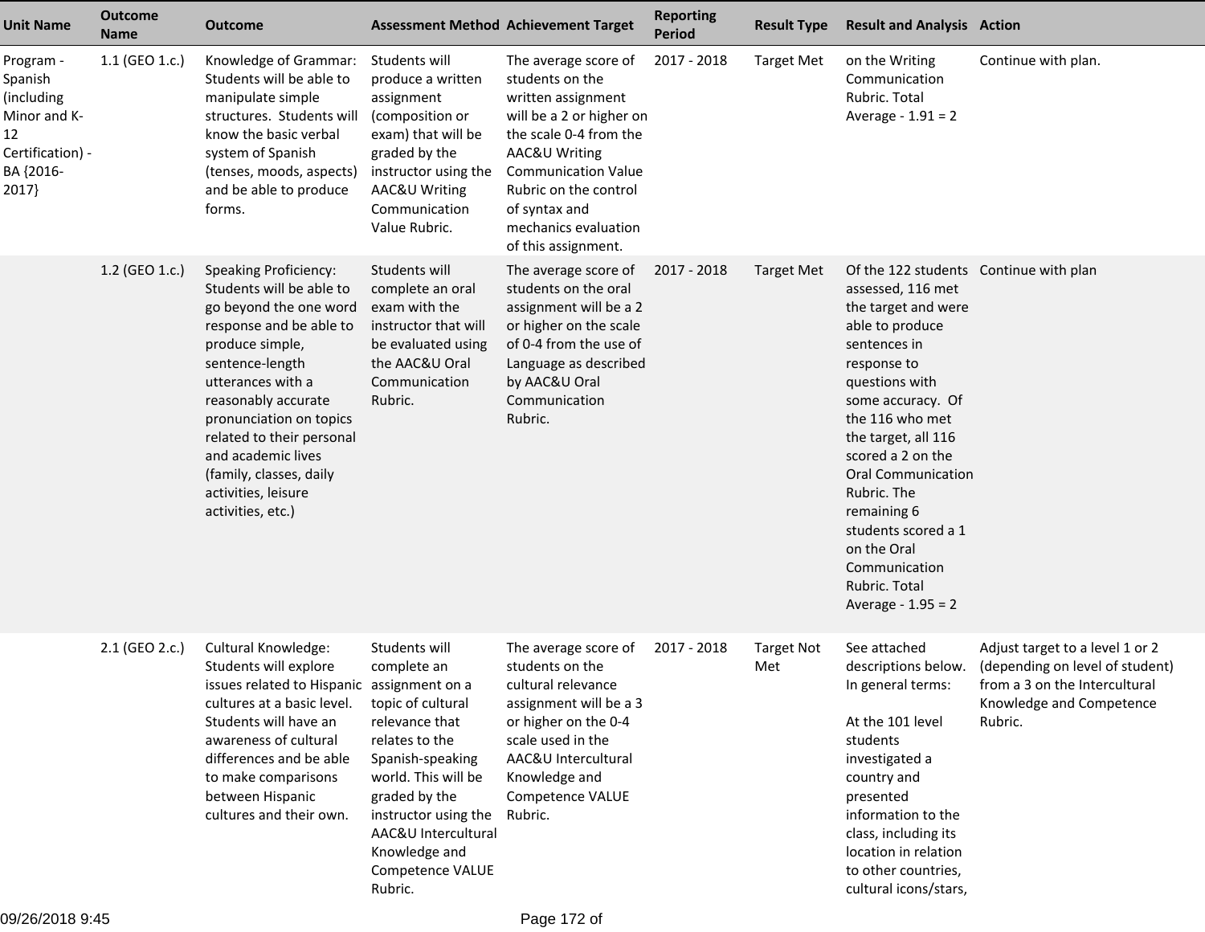| Unit Name | Outcome Name | Outcome | Assessment Method | Achievement Target | Reporting Period | Result Type | Result and Analysis | Action |
|---|---|---|---|---|---|---|---|---|
| Program - Spanish (including Minor and K-12 Certification) - BA {2016-2017} | 1.1 (GEO 1.c.) | Knowledge of Grammar: Students will be able to manipulate simple structures. Students will know the basic verbal system of Spanish (tenses, moods, aspects) and be able to produce forms. | Students will produce a written assignment (composition or exam) that will be graded by the instructor using the AAC&U Writing Communication Value Rubric. | The average score of students on the written assignment will be a 2 or higher on the scale 0-4 from the AAC&U Writing Communication Value Rubric on the control of syntax and mechanics evaluation of this assignment. | 2017 - 2018 | Target Met | on the Writing Communication Rubric. Total Average - 1.91 = 2 | Continue with plan. |
| | 1.2 (GEO 1.c.) | Speaking Proficiency: Students will be able to go beyond the one word response and be able to produce simple, sentence-length utterances with a reasonably accurate pronunciation on topics related to their personal and academic lives (family, classes, daily activities, leisure activities, etc.) | Students will complete an oral exam with the instructor that will be evaluated using the AAC&U Oral Communication Rubric. | The average score of students on the oral assignment will be a 2 or higher on the scale of 0-4 from the use of Language as described by AAC&U Oral Communication Rubric. | 2017 - 2018 | Target Met | Of the 122 students assessed, 116 met the target and were able to produce sentences in response to questions with some accuracy. Of the 116 who met the target, all 116 scored a 2 on the Oral Communication Rubric. The remaining 6 students scored a 1 on the Oral Communication Rubric. Total Average - 1.95 = 2 | Continue with plan |
| | 2.1 (GEO 2.c.) | Cultural Knowledge: Students will explore issues related to Hispanic cultures at a basic level. Students will have an awareness of cultural differences and be able to make comparisons between Hispanic cultures and their own. | Students will complete an assignment on a topic of cultural relevance that relates to the Spanish-speaking world. This will be graded by the instructor using the AAC&U Intercultural Knowledge and Competence VALUE Rubric. | The average score of students on the cultural relevance assignment will be a 3 or higher on the 0-4 scale used in the AAC&U Intercultural Knowledge and Competence VALUE Rubric. | 2017 - 2018 | Target Not Met | See attached descriptions below. In general terms:<br><br>At the 101 level students investigated a country and presented information to the class, including its location in relation to other countries, cultural icons/stars, | Adjust target to a level 1 or 2 (depending on level of student) from a 3 on the Intercultural Knowledge and Competence Rubric. |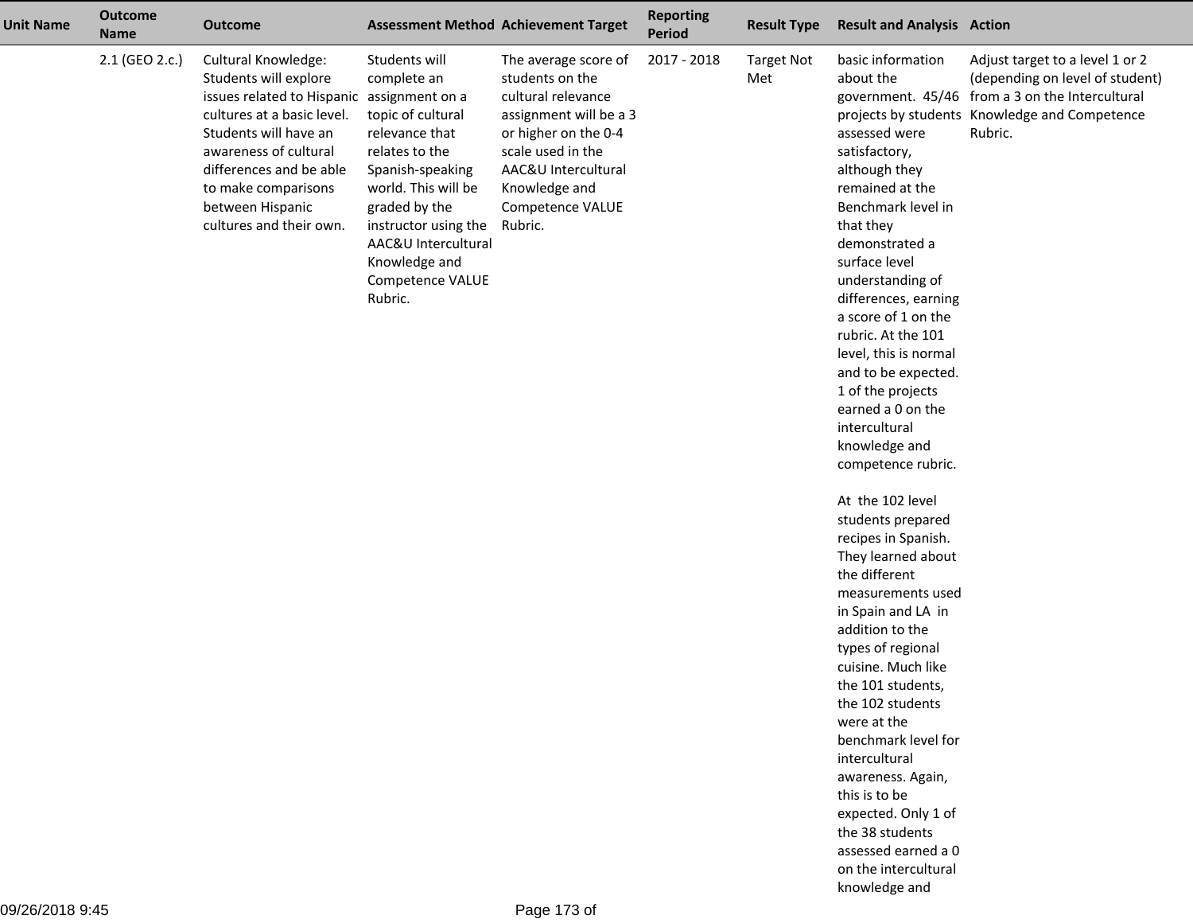| Unit Name | Outcome Name | Outcome | Assessment Method | Achievement Target | Reporting Period | Result Type | Result and Analysis | Action |
|---|---|---|---|---|---|---|---|---|
| | 2.1 (GEO 2.c.) | Cultural Knowledge: Students will explore issues related to Hispanic cultures at a basic level. Students will have an awareness of cultural differences and be able to make comparisons between Hispanic cultures and their own. | Students will complete an assignment on a topic of cultural relevance that relates to the Spanish-speaking world. This will be graded by the instructor using the AAC&U Intercultural Knowledge and Competence VALUE Rubric. | The average score of students on the cultural relevance assignment will be a 3 or higher on the 0-4 scale used in the AAC&U Intercultural Knowledge and Competence VALUE Rubric. | 2017 - 2018 | Target Not Met | basic information about the government. 45/46 projects by students assessed were satisfactory, although they remained at the Benchmark level in that they demonstrated a surface level understanding of differences, earning a score of 1 on the rubric. At the 101 level, this is normal and to be expected. 1 of the projects earned a 0 on the intercultural knowledge and competence rubric.<br><br>At the 102 level students prepared recipes in Spanish. They learned about the different measurements used in Spain and LA in addition to the types of regional cuisine. Much like the 101 students, the 102 students were at the benchmark level for intercultural awareness. Again, this is to be expected. Only 1 of the 38 students assessed earned a 0 on the intercultural knowledge and | Adjust target to a level 1 or 2 (depending on level of student) from a 3 on the Intercultural Knowledge and Competence Rubric. |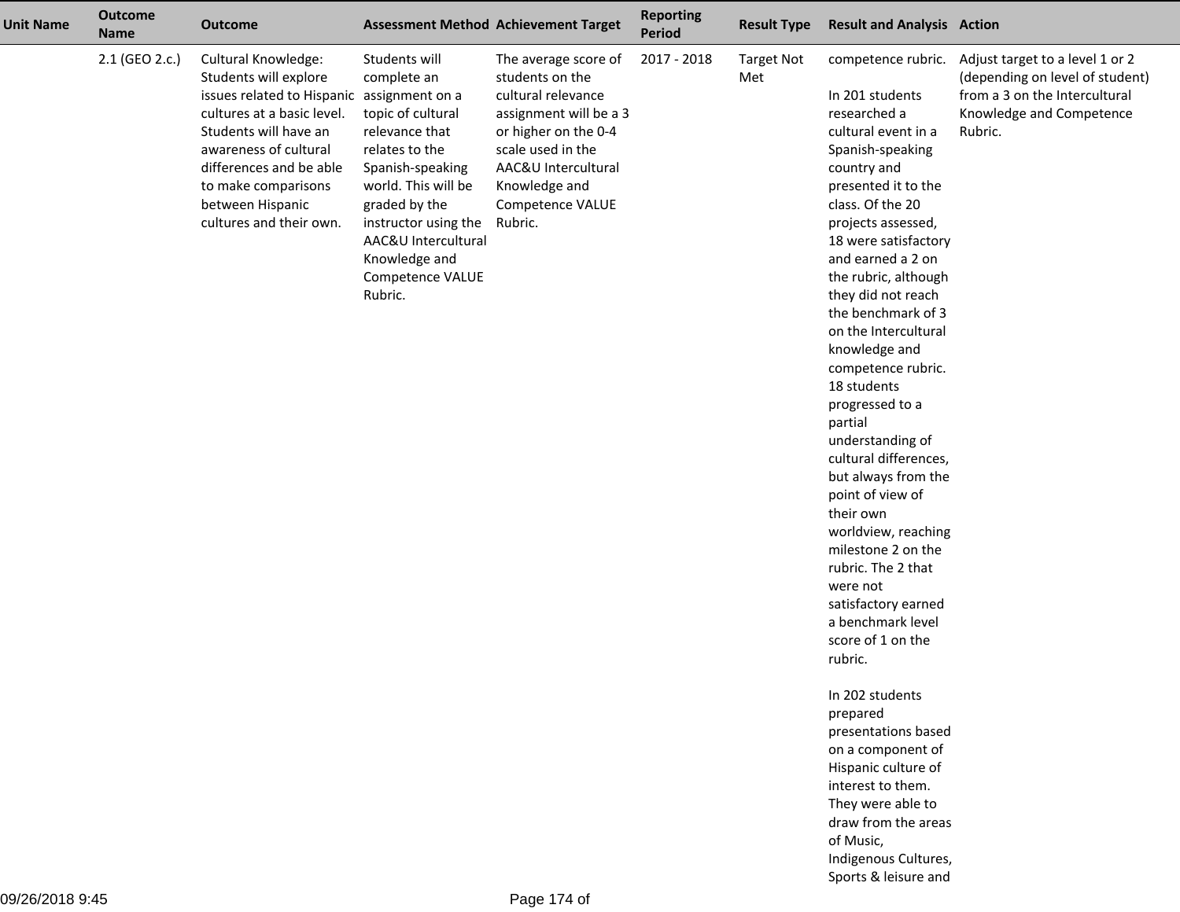| Unit Name | Outcome Name | Outcome | Assessment Method | Achievement Target | Reporting Period | Result Type | Result and Analysis | Action |
|---|---|---|---|---|---|---|---|---|
| | 2.1 (GEO 2.c.) | Cultural Knowledge: Students will explore issues related to Hispanic cultures at a basic level. Students will have an awareness of cultural differences and be able to make comparisons between Hispanic cultures and their own. | Students will complete an assignment on a topic of cultural relevance that relates to the Spanish-speaking world. This will be graded by the instructor using the AAC&U Intercultural Knowledge and Competence VALUE Rubric. | The average score of students on the cultural relevance assignment will be a 3 or higher on the 0-4 scale used in the AAC&U Intercultural Knowledge and Competence VALUE Rubric. | 2017 - 2018 | Target Not Met | competence rubric.<br><br>In 201 students researched a cultural event in a Spanish-speaking country and presented it to the class. Of the 20 projects assessed, 18 were satisfactory and earned a 2 on the rubric, although they did not reach the benchmark of 3 on the Intercultural knowledge and competence rubric. 18 students progressed to a partial understanding of cultural differences, but always from the point of view of their own worldview, reaching milestone 2 on the rubric. The 2 that were not satisfactory earned a benchmark level score of 1 on the rubric.<br><br>In 202 students prepared presentations based on a component of Hispanic culture of interest to them. They were able to draw from the areas of Music, Indigenous Cultures, Sports & leisure and | Adjust target to a level 1 or 2 (depending on level of student) from a 3 on the Intercultural Knowledge and Competence Rubric. |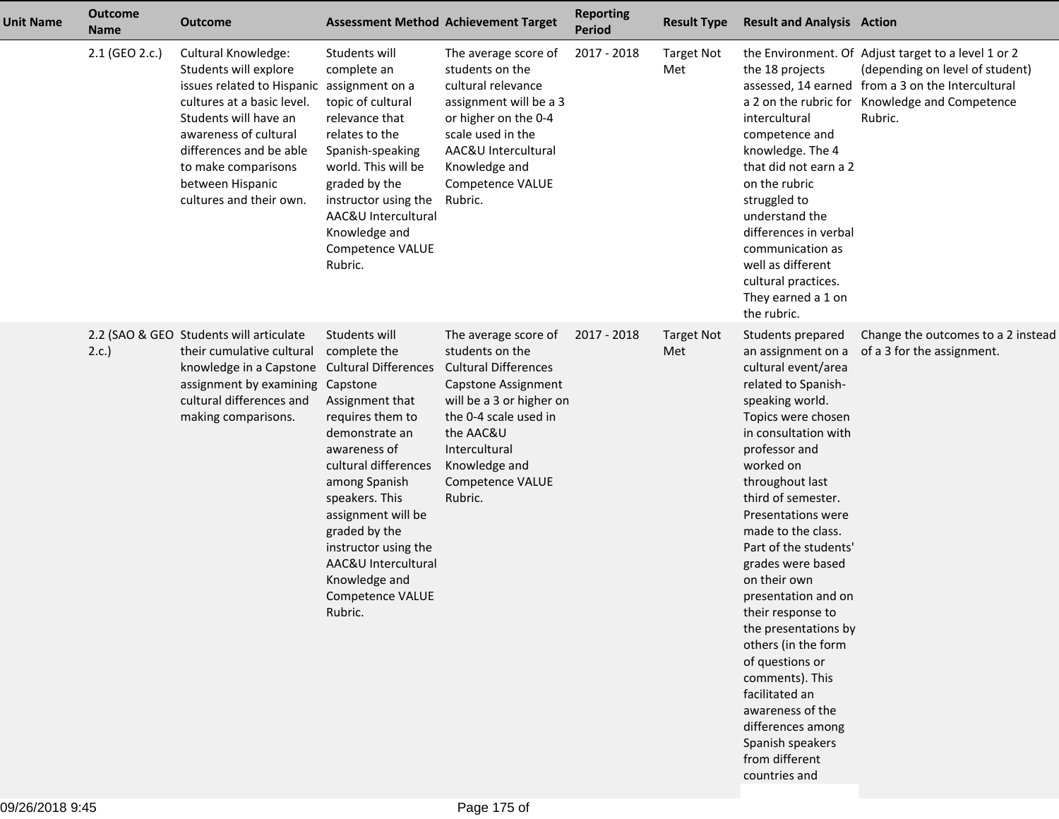| Unit Name | Outcome Name | Outcome | Assessment Method | Achievement Target | Reporting Period | Result Type | Result and Analysis | Action |
| --- | --- | --- | --- | --- | --- | --- | --- | --- |
| | 2.1 (GEO 2.c.) | Cultural Knowledge: Students will explore issues related to Hispanic cultures at a basic level. Students will have an awareness of cultural differences and be able to make comparisons between Hispanic cultures and their own. | Students will complete an assignment on a topic of cultural relevance that relates to the Spanish-speaking world. This will be graded by the instructor using the AAC&U Intercultural Knowledge and Competence VALUE Rubric. | The average score of students on the cultural relevance assignment will be a 3 or higher on the 0-4 scale used in the AAC&U Intercultural Knowledge and Competence VALUE Rubric. | 2017 - 2018 | Target Not Met | the Environment. Of the 18 projects assessed, 14 earned a 2 on the rubric for intercultural competence and knowledge. The 4 that did not earn a 2 on the rubric struggled to understand the differences in verbal communication as well as different cultural practices. They earned a 1 on the rubric. | Adjust target to a level 1 or 2 (depending on level of student) from a 3 on the Intercultural Knowledge and Competence Rubric. |
| | 2.2 (SAO & GEO 2.c.) | Students will articulate their cumulative cultural knowledge in a Capstone assignment by examining cultural differences and making comparisons. | Students will complete the Cultural Differences Capstone Assignment that requires them to demonstrate an awareness of cultural differences among Spanish speakers. This assignment will be graded by the instructor using the AAC&U Intercultural Knowledge and Competence VALUE Rubric. | The average score of students on the Cultural Differences Capstone Assignment will be a 3 or higher on the 0-4 scale used in the AAC&U Intercultural Knowledge and Competence VALUE Rubric. | 2017 - 2018 | Target Not Met | Students prepared an assignment on a cultural event/area related to Spanish-speaking world. Topics were chosen in consultation with professor and worked on throughout last third of semester. Presentations were made to the class. Part of the students' grades were based on their own presentation and on their response to the presentations by others (in the form of questions or comments). This facilitated an awareness of the differences among Spanish speakers from different countries and | Change the outcomes to a 2 instead of a 3 for the assignment. |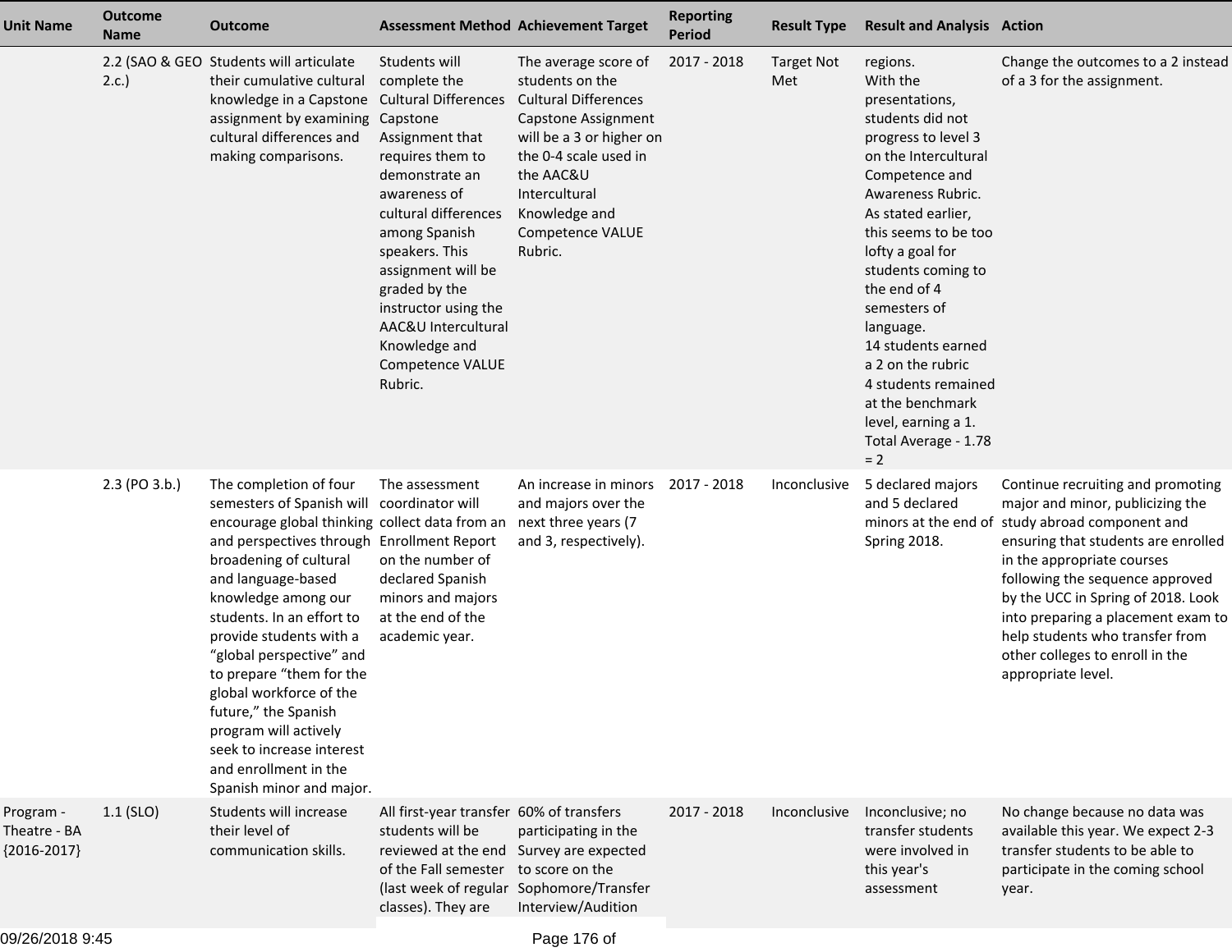| Unit Name | Outcome Name | Outcome | Assessment Method | Achievement Target | Reporting Period | Result Type | Result and Analysis | Action |
|---|---|---|---|---|---|---|---|---|
| | 2.2 (SAO & GEO 2.c.) | Students will articulate their cumulative cultural knowledge in a Capstone assignment by examining cultural differences and making comparisons. | Students will complete the Cultural Differences Capstone Assignment that requires them to demonstrate an awareness of cultural differences among Spanish speakers. This assignment will be graded by the instructor using the AAC&U Intercultural Knowledge and Competence VALUE Rubric. | The average score of students on the Cultural Differences Capstone Assignment will be a 3 or higher on the 0-4 scale used in the AAC&U Intercultural Knowledge and Competence VALUE Rubric. | 2017 - 2018 | Target Not Met | regions.<br>With the presentations, students did not progress to level 3 on the Intercultural Competence and Awareness Rubric. As stated earlier, this seems to be too lofty a goal for students coming to the end of 4 semesters of language.<br>14 students earned a 2 on the rubric<br>4 students remained at the benchmark level, earning a 1.<br>Total Average - 1.78 = 2 | Change the outcomes to a 2 instead of a 3 for the assignment. |
| | 2.3 (PO 3.b.) | The completion of four semesters of Spanish will encourage global thinking and perspectives through broadening of cultural and language-based knowledge among our students. In an effort to provide students with a "global perspective" and to prepare "them for the global workforce of the future," the Spanish program will actively seek to increase interest and enrollment in the Spanish minor and major. | The assessment coordinator will collect data from an Enrollment Report on the number of declared Spanish minors and majors at the end of the academic year. | An increase in minors and majors over the next three years (7 and 3, respectively). | 2017 - 2018 | Inconclusive | 5 declared majors and 5 declared minors at the end of Spring 2018. | Continue recruiting and promoting major and minor, publicizing the study abroad component and ensuring that students are enrolled in the appropriate courses following the sequence approved by the UCC in Spring of 2018. Look into preparing a placement exam to help students who transfer from other colleges to enroll in the appropriate level. |
| Program - Theatre - BA {2016-2017} | 1.1 (SLO) | Students will increase their level of communication skills. | All first-year transfer students will be reviewed at the end of the Fall semester (last week of regular classes). They are | 60% of transfers participating in the Survey are expected to score on the Sophomore/Transfer Interview/Audition | 2017 - 2018 | Inconclusive | Inconclusive; no transfer students were involved in this year's assessment | No change because no data was available this year. We expect 2-3 transfer students to be able to participate in the coming school year. |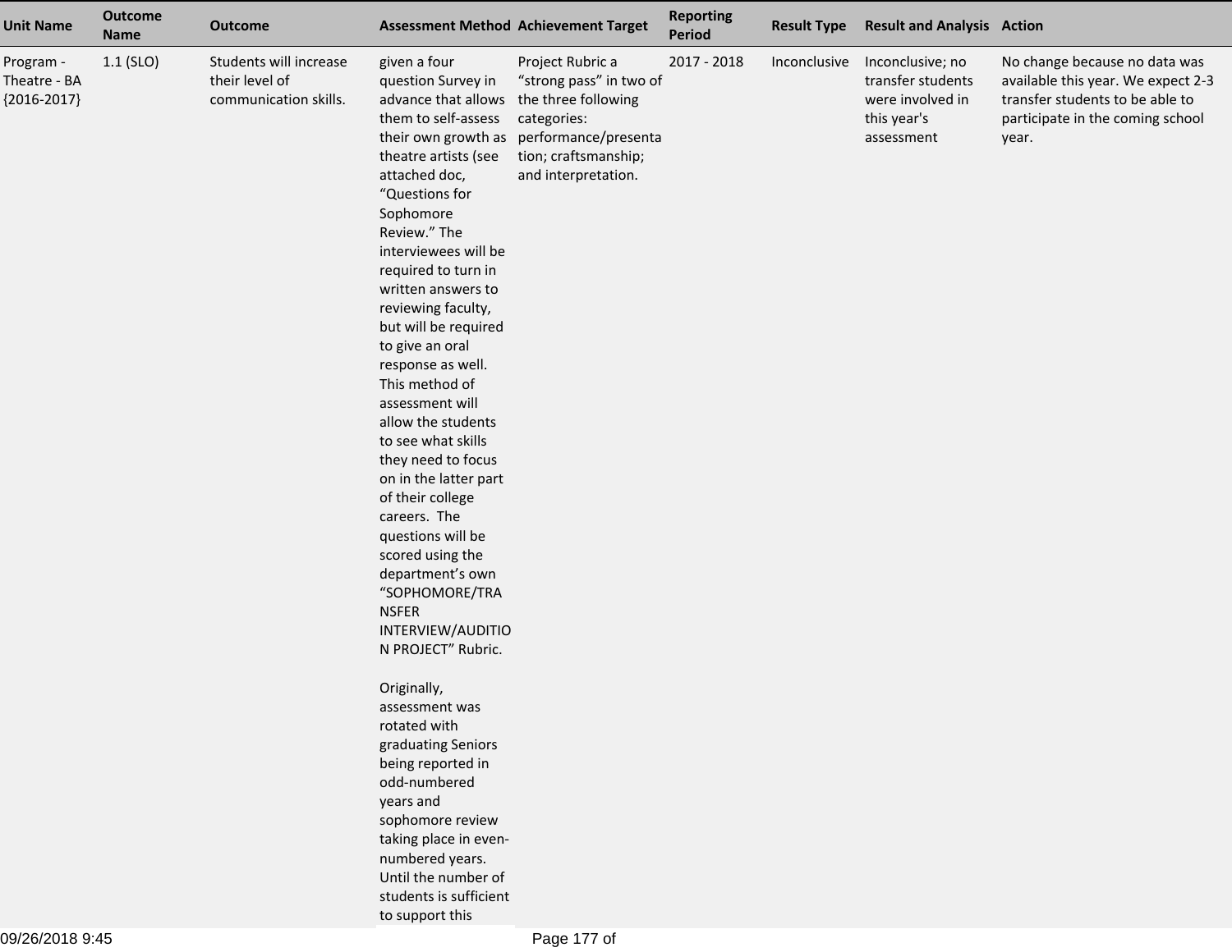| Unit Name | Outcome Name | Outcome | Assessment Method | Achievement Target | Reporting Period | Result Type | Result and Analysis | Action |
|---|---|---|---|---|---|---|---|---|
| Program - Theatre - BA {2016-2017} | 1.1 (SLO) | Students will increase their level of communication skills. | given a four question Survey in advance that allows them to self-assess their own growth as theatre artists (see attached doc, “Questions for Sophomore Review.” The interviewees will be required to turn in written answers to reviewing faculty, but will be required to give an oral response as well. This method of assessment will allow the students to see what skills they need to focus on in the latter part of their college careers. The questions will be scored using the department’s own “SOPHOMORE/TRANSFER INTERVIEW/AUDITION PROJECT” Rubric.<br><br>Originally, assessment was rotated with graduating Seniors being reported in odd-numbered years and sophomore review taking place in even-numbered years. Until the number of students is sufficient to support this | Project Rubric a “strong pass” in two of the three following categories: performance/presentation; craftsmanship; and interpretation. | 2017 - 2018 | Inconclusive | Inconclusive; no transfer students were involved in this year's assessment | No change because no data was available this year. We expect 2-3 transfer students to be able to participate in the coming school year. |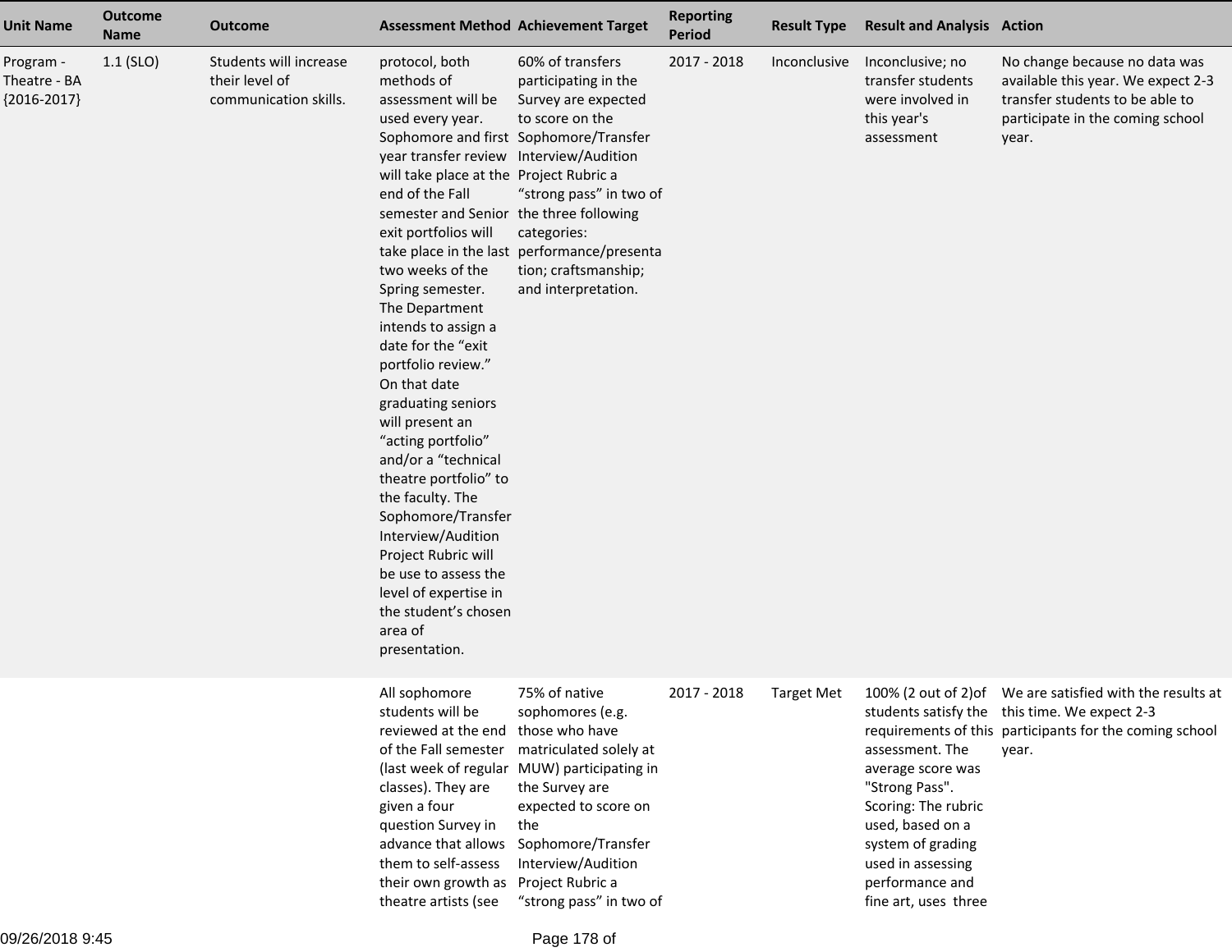| Unit Name | Outcome Name | Outcome | Assessment Method | Achievement Target | Reporting Period | Result Type | Result and Analysis | Action |
|---|---|---|---|---|---|---|---|---|
| Program - Theatre - BA {2016-2017} | 1.1 (SLO) | Students will increase their level of communication skills. | protocol, both methods of assessment will be used every year. Sophomore and first year transfer review will take place at the end of the Fall semester and Senior exit portfolios will take place in the last two weeks of the Spring semester. The Department intends to assign a date for the "exit portfolio review." On that date graduating seniors will present an "acting portfolio" and/or a "technical theatre portfolio" to the faculty. The Sophomore/Transfer Interview/Audition Project Rubric will be use to assess the level of expertise in the student's chosen area of presentation. | 60% of transfers participating in the Survey are expected to score on the Sophomore/Transfer Interview/Audition Project Rubric a "strong pass" in two of the three following categories: performance/presentation; craftsmanship; and interpretation. | 2017 - 2018 | Inconclusive | Inconclusive; no transfer students were involved in this year's assessment | No change because no data was available this year. We expect 2-3 transfer students to be able to participate in the coming school year. |
| | | | All sophomore students will be reviewed at the end of the Fall semester (last week of regular classes). They are given a four question Survey in advance that allows them to self-assess their own growth as theatre artists (see | 75% of native sophomores (e.g. those who have matriculated solely at MUW) participating in the Survey are expected to score on the Sophomore/Transfer Interview/Audition Project Rubric a "strong pass" in two of | 2017 - 2018 | Target Met | 100% (2 out of 2)of students satisfy the requirements of this assessment. The average score was "Strong Pass". Scoring: The rubric used, based on a system of grading used in assessing performance and fine art, uses three | We are satisfied with the results at this time. We expect 2-3 participants for the coming school year. |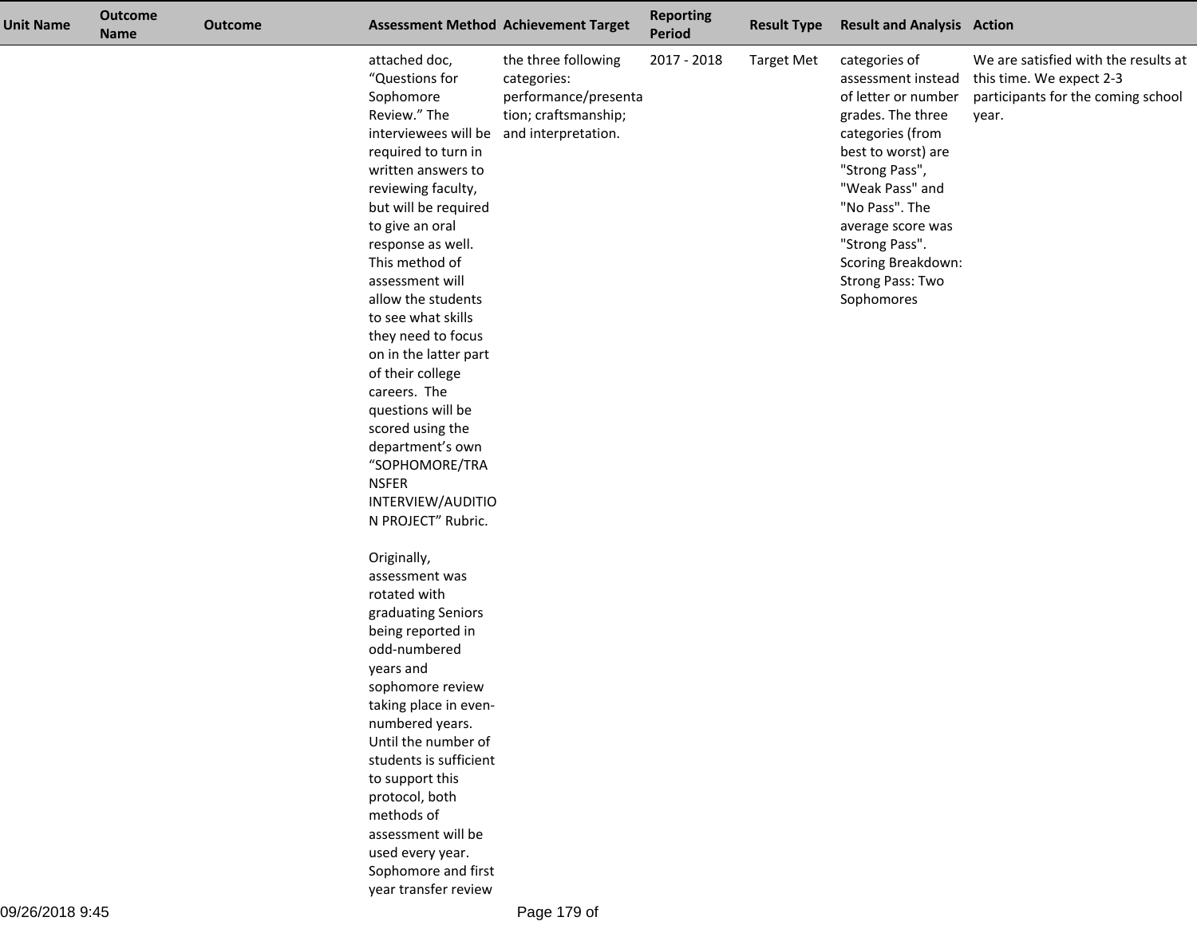| Unit Name | Outcome Name | Outcome | Assessment Method | Achievement Target | Reporting Period | Result Type | Result and Analysis | Action |
|---|---|---|---|---|---|---|---|---|
| | | | attached doc, “Questions for Sophomore Review.” The interviewees will be required to turn in written answers to reviewing faculty, but will be required to give an oral response as well. This method of assessment will allow the students to see what skills they need to focus on in the latter part of their college careers. The questions will be scored using the department’s own “SOPHOMORE/TRANSFER INTERVIEW/AUDITION PROJECT” Rubric.<br><br>Originally, assessment was rotated with graduating Seniors being reported in odd-numbered years and sophomore review taking place in even-numbered years. Until the number of students is sufficient to support this protocol, both methods of assessment will be used every year. Sophomore and first year transfer review | the three following categories: performance/presentation; craftsmanship; and interpretation. | 2017 - 2018 | Target Met | categories of assessment instead of letter or number grades. The three categories (from best to worst) are "Strong Pass", "Weak Pass" and "No Pass". The average score was "Strong Pass". Scoring Breakdown: Strong Pass: Two Sophomores | We are satisfied with the results at this time. We expect 2-3 participants for the coming school year. |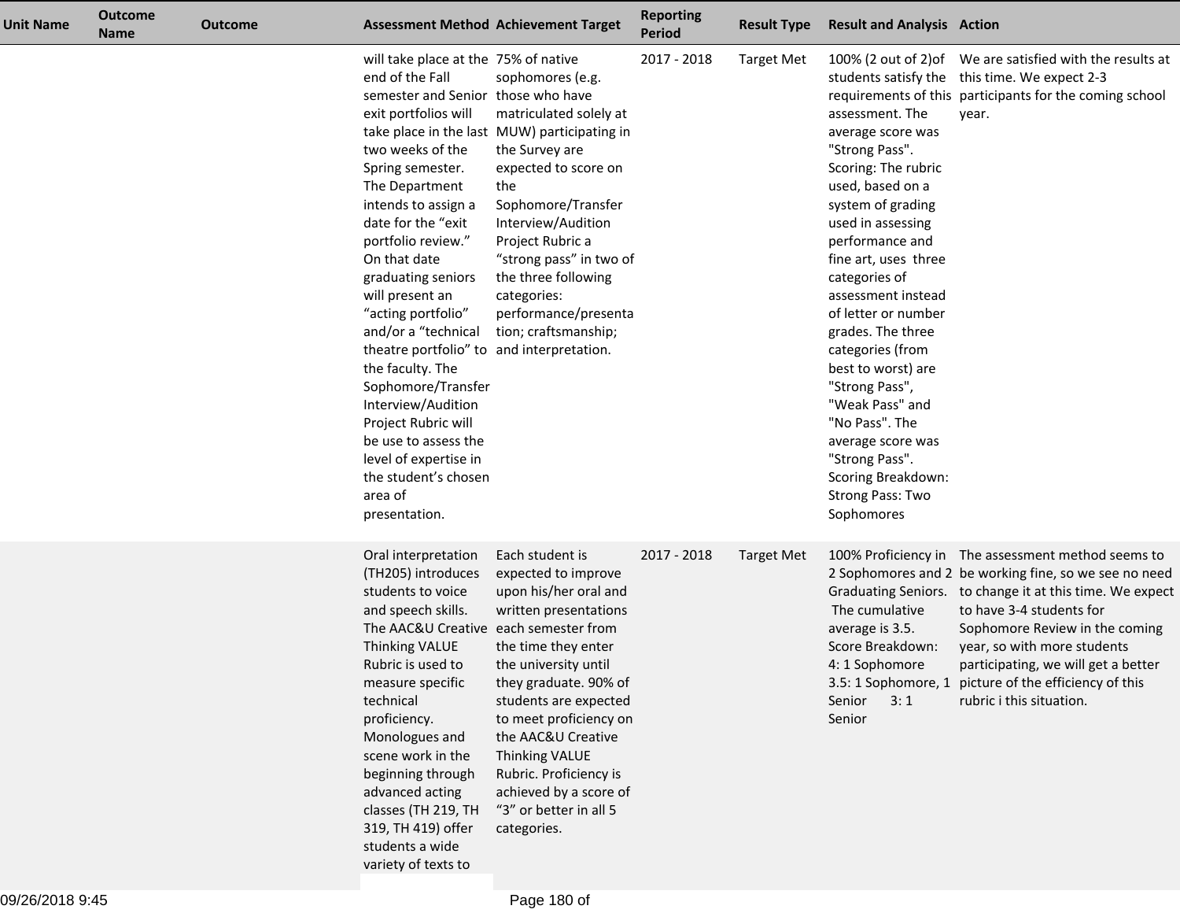| Unit Name | Outcome Name | Outcome | Assessment Method | Achievement Target | Reporting Period | Result Type | Result and Analysis | Action |
|---|---|---|---|---|---|---|---|---|
| | | | will take place at the end of the Fall semester and Senior exit portfolios will take place in the last two weeks of the Spring semester. The Department intends to assign a date for the "exit portfolio review." On that date graduating seniors will present an "acting portfolio" and/or a "technical theatre portfolio" to the faculty. The Sophomore/Transfer Interview/Audition Project Rubric will be use to assess the level of expertise in the student's chosen area of presentation. | 75% of native sophomores (e.g. those who have matriculated solely at MUW) participating in the Survey are expected to score on the Sophomore/Transfer Interview/Audition Project Rubric a "strong pass" in two of the three following categories: performance/presentation; craftsmanship; and interpretation. | 2017 - 2018 | Target Met | 100% (2 out of 2)of students satisfy the requirements of this assessment. The average score was "Strong Pass". Scoring: The rubric used, based on a system of grading used in assessing performance and fine art, uses three categories of assessment instead of letter or number grades. The three categories (from best to worst) are "Strong Pass", "Weak Pass" and "No Pass". The average score was "Strong Pass". Scoring Breakdown: Strong Pass: Two Sophomores | We are satisfied with the results at this time. We expect 2-3 participants for the coming school year. |
| | | | Oral interpretation (TH205) introduces students to voice and speech skills. The AAC&U Creative Thinking VALUE Rubric is used to measure specific technical proficiency. Monologues and scene work in the beginning through advanced acting classes (TH 219, TH 319, TH 419) offer students a wide variety of texts to | Each student is expected to improve upon his/her oral and written presentations each semester from the time they enter the university until they graduate. 90% of students are expected to meet proficiency on the AAC&U Creative Thinking VALUE Rubric. Proficiency is achieved by a score of "3" or better in all 5 categories. | 2017 - 2018 | Target Met | 100% Proficiency in 2 Sophomores and 2 Graduating Seniors. The cumulative average is 3.5. Score Breakdown: 4: 1 Sophomore 3.5: 1 Sophomore, 1 Senior 3: 1 Senior | The assessment method seems to be working fine, so we see no need to change it at this time. We expect to have 3-4 students for Sophomore Review in the coming year, so with more students participating, we will get a better picture of the efficiency of this rubric i this situation. |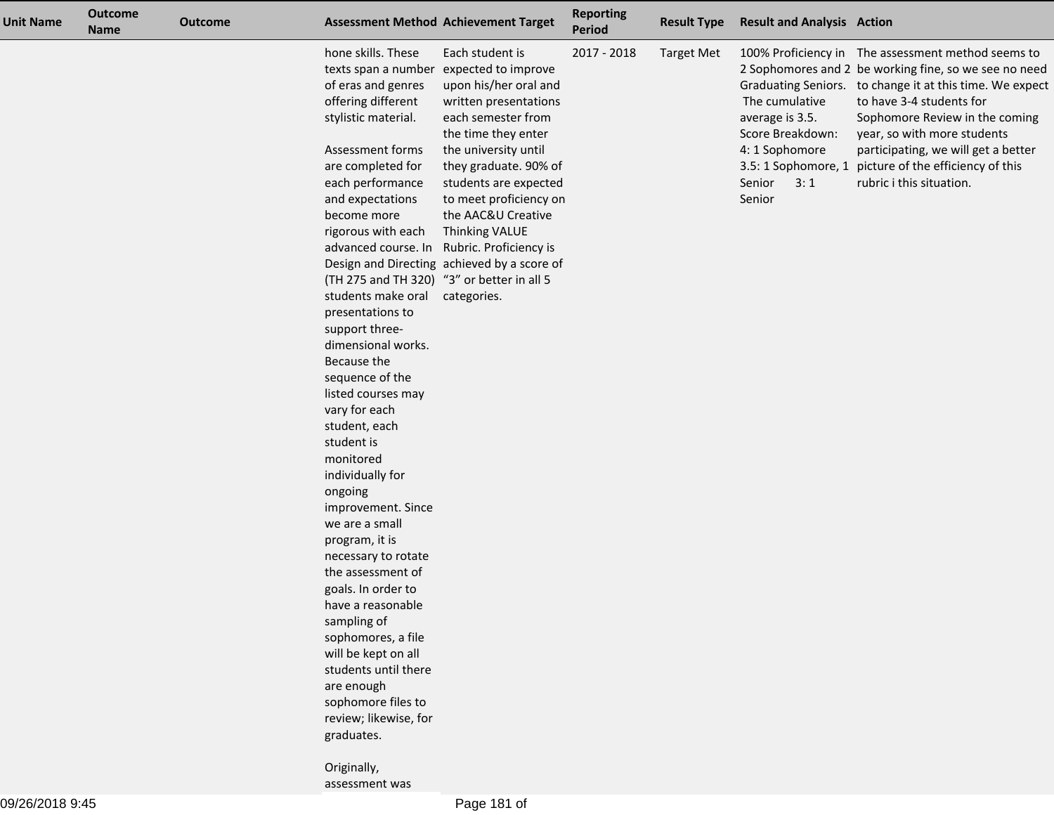| Unit Name | Outcome Name | Outcome | Assessment Method | Achievement Target | Reporting Period | Result Type | Result and Analysis | Action |
|---|---|---|---|---|---|---|---|---|
| | | | hone skills. These texts span a number of eras and genres offering different stylistic material.<br><br>Assessment forms are completed for each performance and expectations become more rigorous with each advanced course. In Design and Directing (TH 275 and TH 320) students make oral presentations to support three-dimensional works. Because the sequence of the listed courses may vary for each student, each student is monitored individually for ongoing improvement. Since we are a small program, it is necessary to rotate the assessment of goals. In order to have a reasonable sampling of sophomores, a file will be kept on all students until there are enough sophomore files to review; likewise, for graduates.<br><br>Originally, assessment was | Each student is expected to improve upon his/her oral and written presentations each semester from the time they enter the university until they graduate. 90% of students are expected to meet proficiency on the AAC&U Creative Thinking VALUE Rubric. Proficiency is achieved by a score of “3” or better in all 5 categories. | 2017 - 2018 | Target Met | 100% Proficiency in 2 Sophomores and 2 Graduating Seniors. The cumulative average is 3.5. Score Breakdown: 4: 1 Sophomore 3.5: 1 Sophomore, 1 Senior 3: 1 Senior | The assessment method seems to be working fine, so we see no need to change it at this time. We expect to have 3-4 students for Sophomore Review in the coming year, so with more students participating, we will get a better picture of the efficiency of this rubric i this situation. |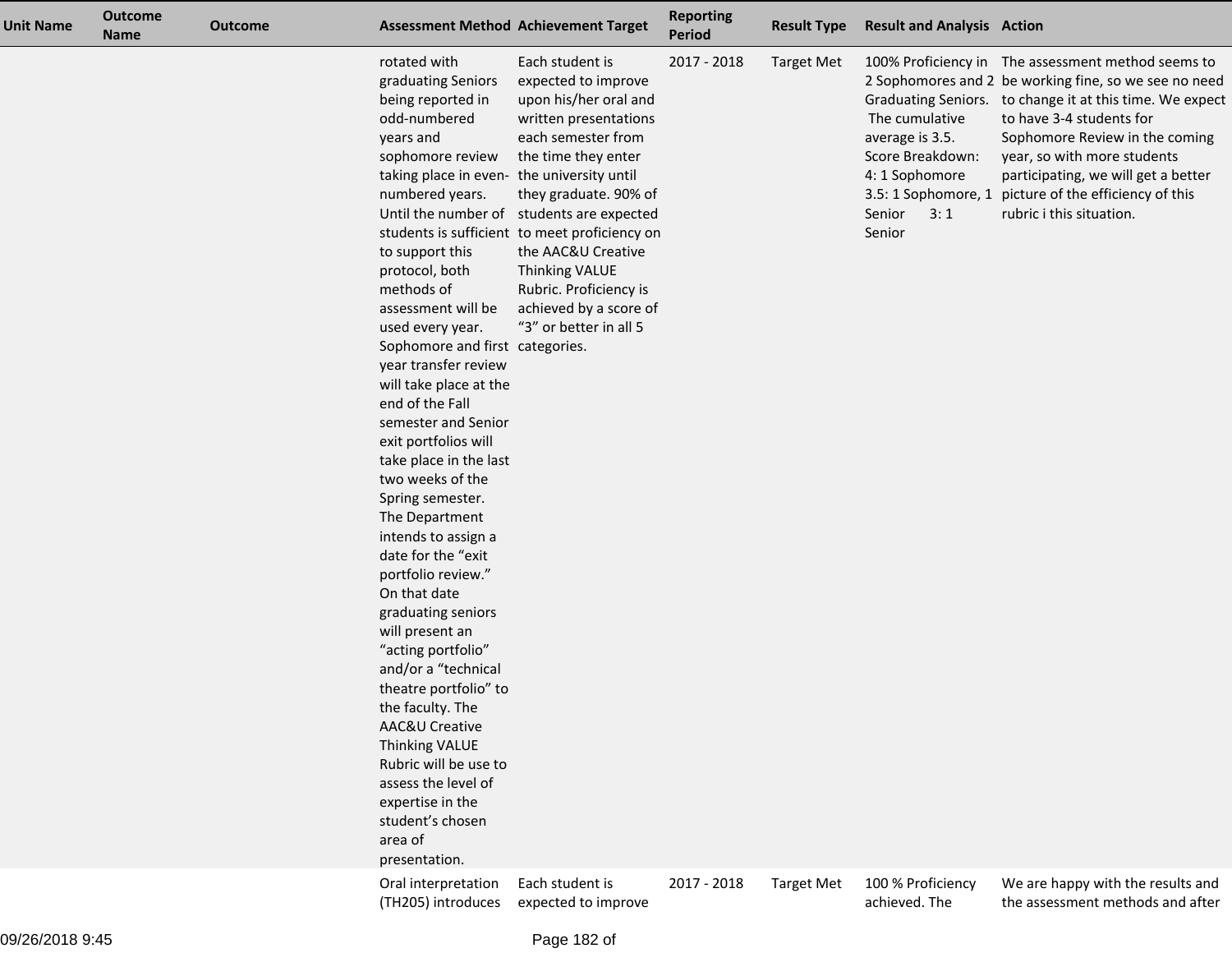| Unit Name | Outcome Name | Outcome | Assessment Method | Achievement Target | Reporting Period | Result Type | Result and Analysis | Action |
|---|---|---|---|---|---|---|---|---|
| | | | rotated with graduating Seniors being reported in odd-numbered years and sophomore review taking place in even-numbered years. Until the number of students is sufficient to support this protocol, both methods of assessment will be used every year. Sophomore and first year transfer review will take place at the end of the Fall semester and Senior exit portfolios will take place in the last two weeks of the Spring semester. The Department intends to assign a date for the "exit portfolio review." On that date graduating seniors will present an "acting portfolio" and/or a "technical theatre portfolio" to the faculty. The AAC&U Creative Thinking VALUE Rubric will be use to assess the level of expertise in the student's chosen area of presentation. | Each student is expected to improve upon his/her oral and written presentations each semester from the time they enter the university until they graduate. 90% of students are expected to meet proficiency on the AAC&U Creative Thinking VALUE Rubric. Proficiency is achieved by a score of "3" or better in all 5 categories. | 2017 - 2018 | Target Met | 100% Proficiency in 2 Sophomores and 2 Graduating Seniors. The cumulative average is 3.5. Score Breakdown: 4: 1 Sophomore 3.5: 1 Sophomore, 1 Senior 3: 1 Senior | The assessment method seems to be working fine, so we see no need to change it at this time. We expect to have 3-4 students for Sophomore Review in the coming year, so with more students participating, we will get a better picture of the efficiency of this rubric i this situation. |
| | | | Oral interpretation (TH205) introduces | Each student is expected to improve | 2017 - 2018 | Target Met | 100 % Proficiency achieved. The | We are happy with the results and the assessment methods and after |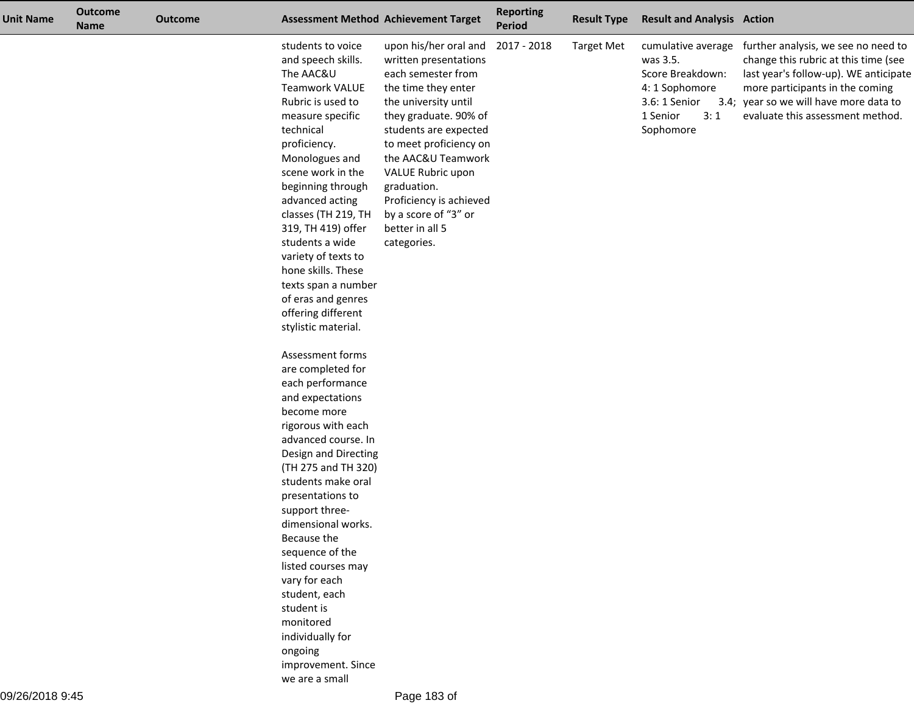| Unit Name | Outcome Name | Outcome | Assessment Method | Achievement Target | Reporting Period | Result Type | Result and Analysis | Action |
|---|---|---|---|---|---|---|---|---|
| | | | students to voice and speech skills. The AAC&U Teamwork VALUE Rubric is used to measure specific technical proficiency. Monologues and scene work in the beginning through advanced acting classes (TH 219, TH 319, TH 419) offer students a wide variety of texts to hone skills. These texts span a number of eras and genres offering different stylistic material.<br><br>Assessment forms are completed for each performance and expectations become more rigorous with each advanced course. In Design and Directing (TH 275 and TH 320) students make oral presentations to support three-dimensional works. Because the sequence of the listed courses may vary for each student, each student is monitored individually for ongoing improvement. Since we are a small | upon his/her oral and written presentations each semester from the time they enter the university until they graduate. 90% of students are expected to meet proficiency on the AAC&U Teamwork VALUE Rubric upon graduation. Proficiency is achieved by a score of "3" or better in all 5 categories. | 2017 - 2018 | Target Met | cumulative average was 3.5.<br>Score Breakdown:<br>4: 1 Sophomore<br>3.6: 1 Senior 3.4; 1 Senior 3: 1 Sophomore | further analysis, we see no need to change this rubric at this time (see last year's follow-up). WE anticipate more participants in the coming year so we will have more data to evaluate this assessment method. |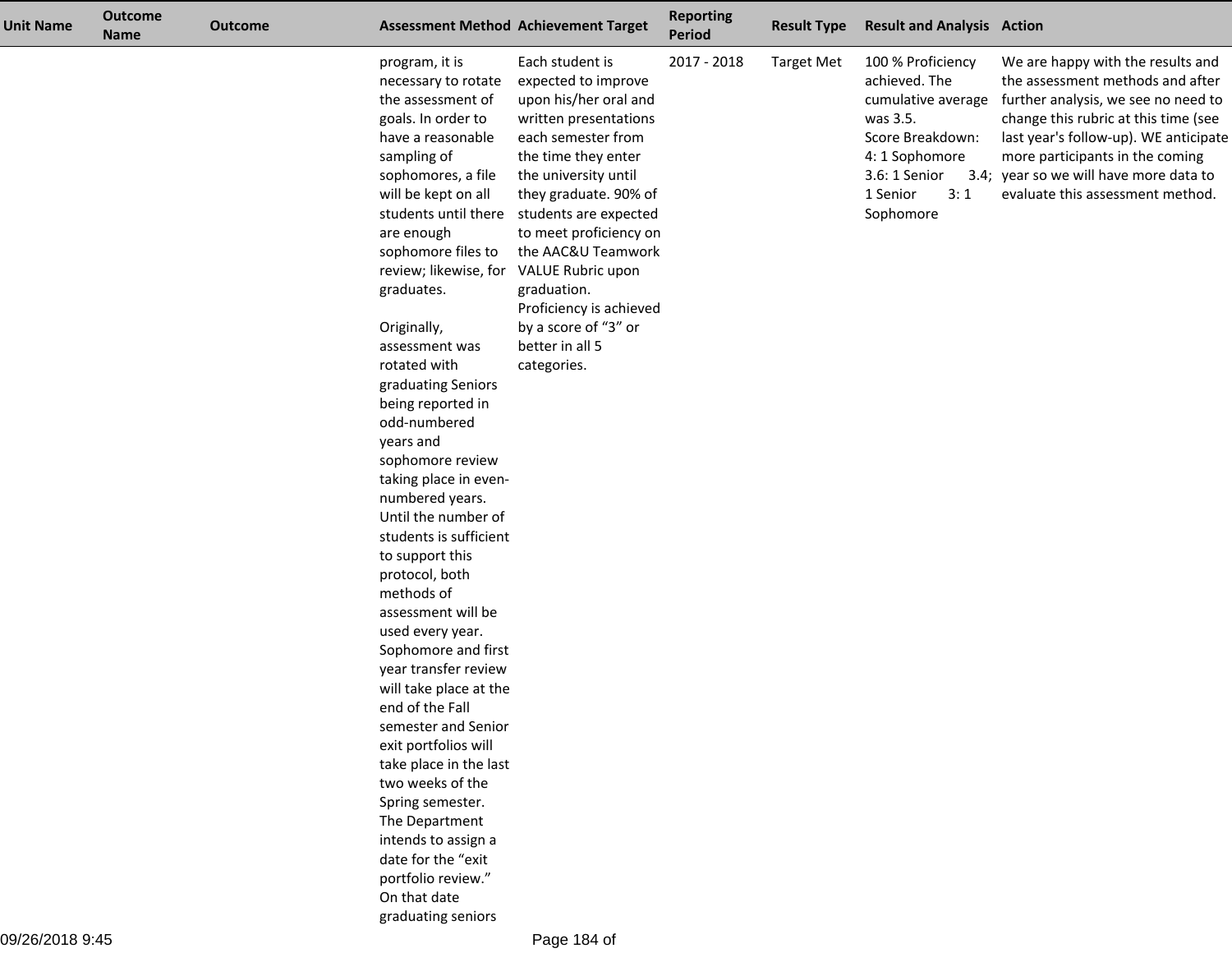| Unit Name | Outcome Name | Outcome | Assessment Method | Achievement Target | Reporting Period | Result Type | Result and Analysis | Action |
|---|---|---|---|---|---|---|---|---|
| | | | program, it is necessary to rotate the assessment of goals. In order to have a reasonable sampling of sophomores, a file will be kept on all students until there are enough sophomore files to review; likewise, for graduates.<br><br>Originally, assessment was rotated with graduating Seniors being reported in odd-numbered years and sophomore review taking place in even-numbered years. Until the number of students is sufficient to support this protocol, both methods of assessment will be used every year. Sophomore and first year transfer review will take place at the end of the Fall semester and Senior exit portfolios will take place in the last two weeks of the Spring semester. The Department intends to assign a date for the "exit portfolio review." On that date graduating seniors | Each student is expected to improve upon his/her oral and written presentations each semester from the time they enter the university until they graduate. 90% of students are expected to meet proficiency on the AAC&U Teamwork VALUE Rubric upon graduation. Proficiency is achieved by a score of "3" or better in all 5 categories. | 2017 - 2018 | Target Met | 100 % Proficiency achieved. The cumulative average was 3.5.<br>Score Breakdown:<br>4: 1 Sophomore<br>3.6: 1 Senior 3.4; 1 Senior 3: 1 Sophomore | We are happy with the results and the assessment methods and after further analysis, we see no need to change this rubric at this time (see last year's follow-up). WE anticipate more participants in the coming year so we will have more data to evaluate this assessment method. |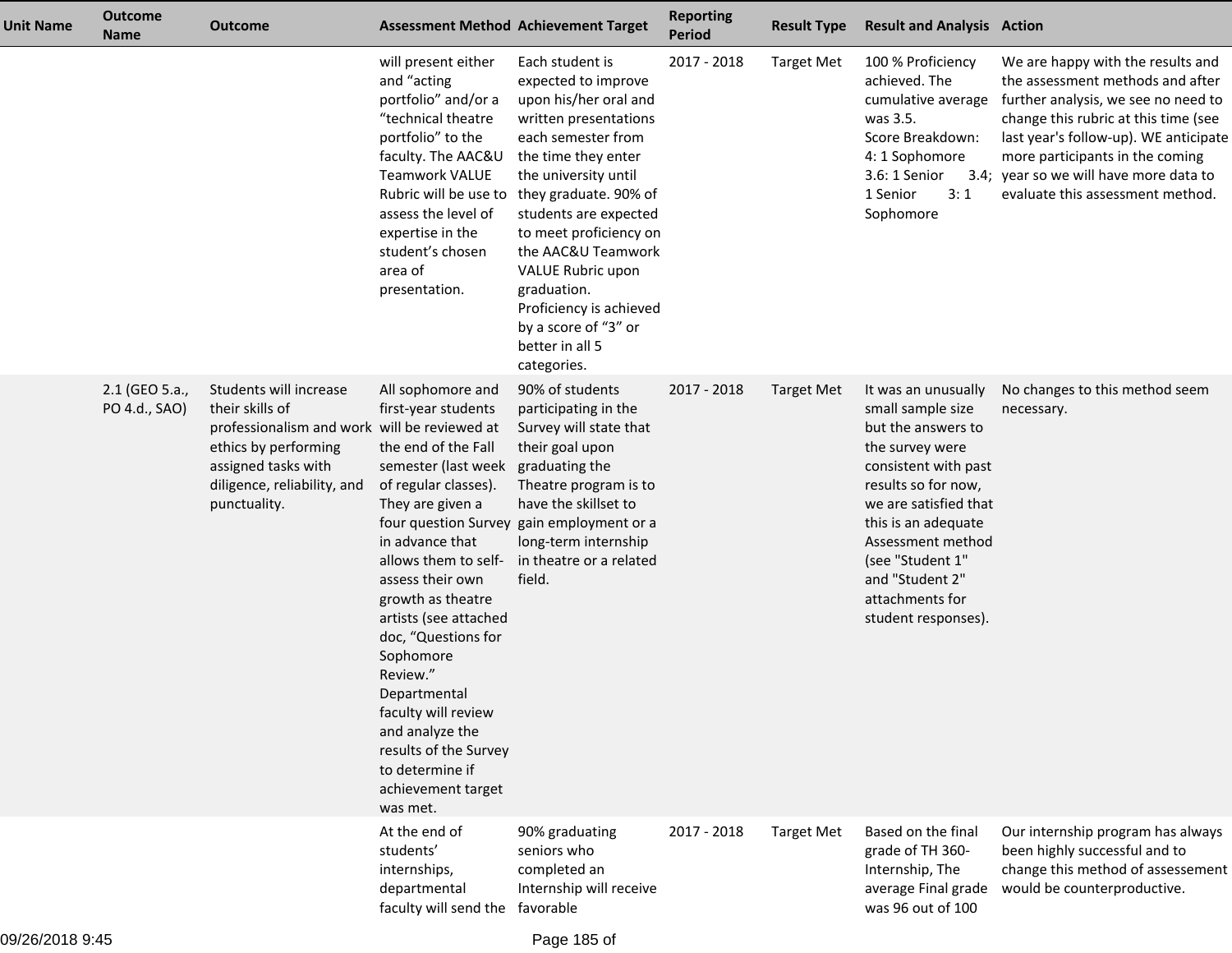| Unit Name | Outcome Name | Outcome | Assessment Method | Achievement Target | Reporting Period | Result Type | Result and Analysis | Action |
|---|---|---|---|---|---|---|---|---|
| | | | will present either and "acting portfolio" and/or a "technical theatre portfolio" to the faculty. The AAC&U Teamwork VALUE Rubric will be use to assess the level of expertise in the student's chosen area of presentation. | Each student is expected to improve upon his/her oral and written presentations each semester from the time they enter the university until they graduate. 90% of students are expected to meet proficiency on the AAC&U Teamwork VALUE Rubric upon graduation. Proficiency is achieved by a score of "3" or better in all 5 categories. | 2017 - 2018 | Target Met | 100 % Proficiency achieved. The cumulative average was 3.5. Score Breakdown: 4: 1 Sophomore 3.6: 1 Senior 3.4; 1 Senior 3: 1 Sophomore | We are happy with the results and the assessment methods and after further analysis, we see no need to change this rubric at this time (see last year's follow-up). WE anticipate more participants in the coming year so we will have more data to evaluate this assessment method. |
| | 2.1 (GEO 5.a., PO 4.d., SAO) | Students will increase their skills of professionalism and work ethics by performing assigned tasks with diligence, reliability, and punctuality. | All sophomore and first-year students will be reviewed at the end of the Fall semester (last week of regular classes). They are given a four question Survey in advance that allows them to self-assess their own growth as theatre artists (see attached doc, "Questions for Sophomore Review." Departmental faculty will review and analyze the results of the Survey to determine if achievement target was met. | 90% of students participating in the Survey will state that their goal upon graduating the Theatre program is to have the skillset to gain employment or a long-term internship in theatre or a related field. | 2017 - 2018 | Target Met | It was an unusually small sample size but the answers to the survey were consistent with past results so for now, we are satisfied that this is an adequate Assessment method (see "Student 1" and "Student 2" attachments for student responses). | No changes to this method seem necessary. |
| | | | At the end of students' internships, departmental faculty will send the | 90% graduating seniors who completed an Internship will receive favorable | 2017 - 2018 | Target Met | Based on the final grade of TH 360-Internship, The average Final grade was 96 out of 100 | Our internship program has always been highly successful and to change this method of assessement would be counterproductive. |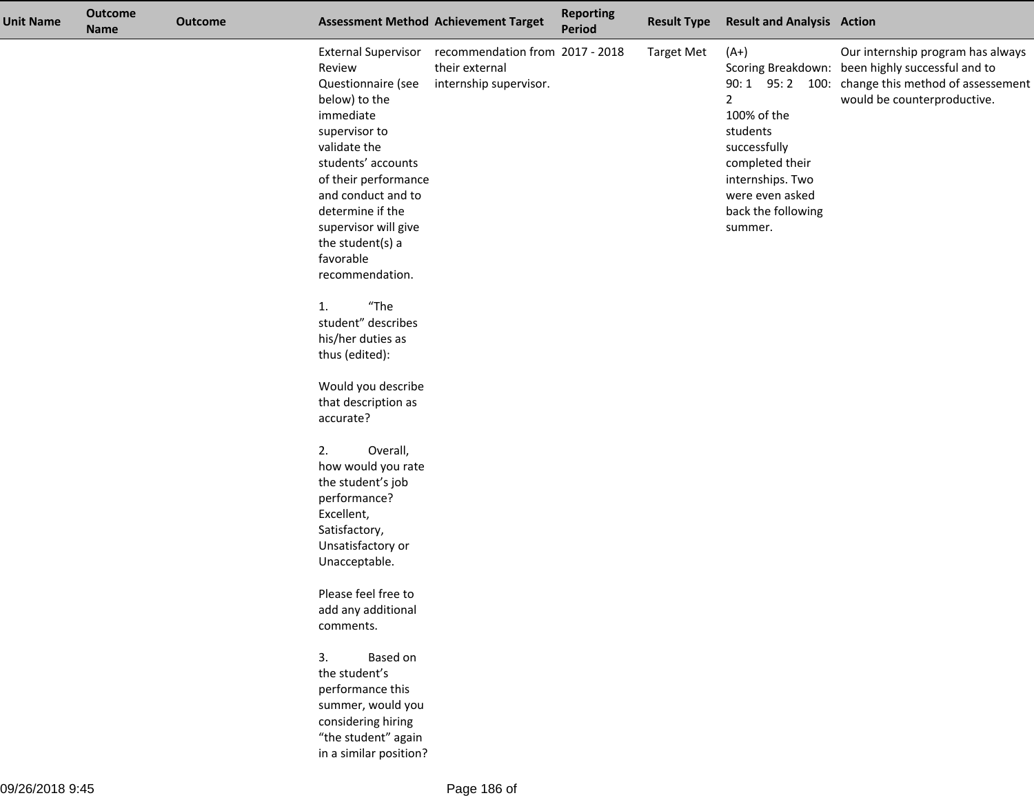| Unit Name | Outcome Name | Outcome | Assessment Method | Achievement Target | Reporting Period | Result Type | Result and Analysis | Action |
|---|---|---|---|---|---|---|---|---|
| | | | External Supervisor Review Questionnaire (see below) to the immediate supervisor to validate the students' accounts of their performance and conduct and to determine if the supervisor will give the student(s) a favorable recommendation.<br><br>1. "The student" describes his/her duties as thus (edited):<br><br>Would you describe that description as accurate?<br><br>2. Overall, how would you rate the student's job performance? Excellent, Satisfactory, Unsatisfactory or Unacceptable.<br><br>Please feel free to add any additional comments.<br><br>3. Based on the student's performance this summer, would you considering hiring "the student" again in a similar position? | recommendation from their external internship supervisor. | 2017 - 2018 | Target Met | (A+)<br>Scoring Breakdown: 90: 1 95: 2 100: 2<br>100% of the students successfully completed their internships. Two were even asked back the following summer. | Our internship program has always been highly successful and to change this method of assessement would be counterproductive. |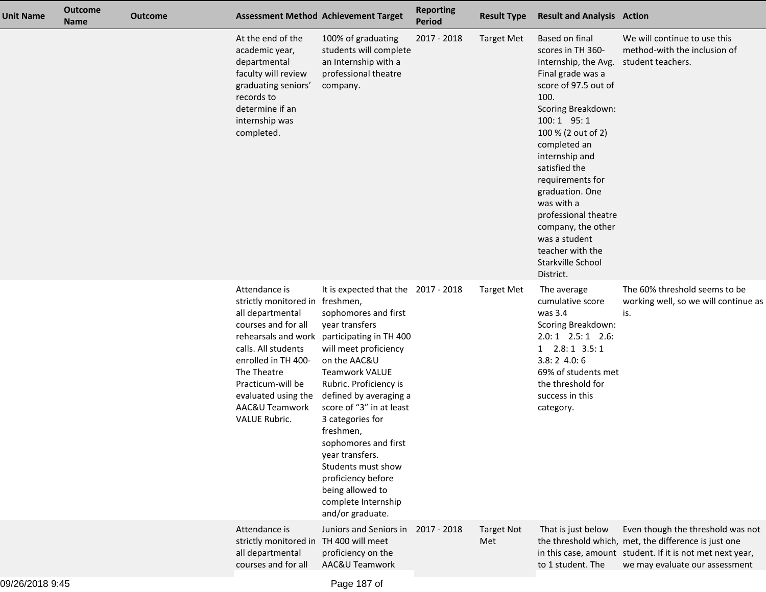| Unit Name | Outcome Name | Outcome | Assessment Method | Achievement Target | Reporting Period | Result Type | Result and Analysis | Action |
|---|---|---|---|---|---|---|---|---|
| | | | At the end of the academic year, departmental faculty will review graduating seniors' records to determine if an internship was completed. | 100% of graduating students will complete an Internship with a professional theatre company. | 2017 - 2018 | Target Met | Based on final scores in TH 360-Internship, the Avg. Final grade was a score of 97.5 out of 100.<br>Scoring Breakdown:<br>100: 1 95: 1<br>100 % (2 out of 2) completed an internship and satisfied the requirements for graduation. One was with a professional theatre company, the other was a student teacher with the Starkville School District. | We will continue to use this method-with the inclusion of student teachers. |
| | | | Attendance is strictly monitored in all departmental courses and for all rehearsals and work calls. All students enrolled in TH 400-The Theatre Practicum-will be evaluated using the AAC&U Teamwork VALUE Rubric. | It is expected that the freshmen, sophomores and first year transfers participating in TH 400 will meet proficiency on the AAC&U Teamwork VALUE Rubric. Proficiency is defined by averaging a score of "3" in at least 3 categories for freshmen, sophomores and first year transfers. Students must show proficiency before being allowed to complete Internship and/or graduate. | 2017 - 2018 | Target Met | The average cumulative score was 3.4<br>Scoring Breakdown:<br>2.0: 1 2.5: 1 2.6: 1 2.8: 1 3.5: 1 3.8: 2 4.0: 6<br>69% of students met the threshold for success in this category. | The 60% threshold seems to be working well, so we will continue as is. |
| | | | Attendance is strictly monitored in all departmental courses and for all | Juniors and Seniors in TH 400 will meet proficiency on the AAC&U Teamwork | 2017 - 2018 | Target Not Met | That is just below the threshold which, in this case, amount to 1 student. The | Even though the threshold was not met, the difference is just one student. If it is not met next year, we may evaluate our assessment |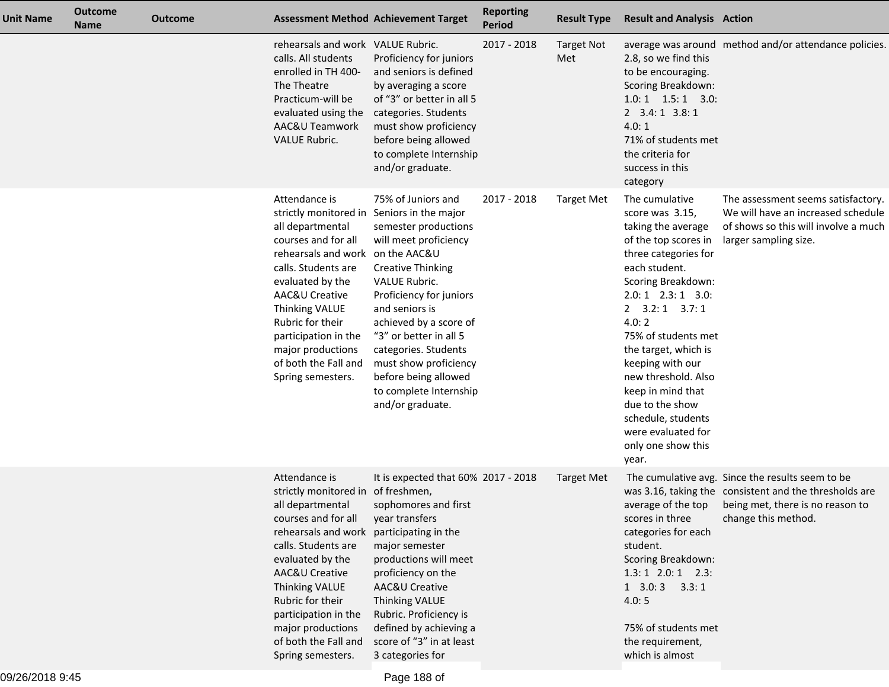| Unit Name | Outcome Name | Outcome | Assessment Method | Achievement Target | Reporting Period | Result Type | Result and Analysis | Action |
|---|---|---|---|---|---|---|---|---|
| | | | rehearsals and work calls. All students enrolled in TH 400-The Theatre Practicum-will be evaluated using the AAC&U Teamwork VALUE Rubric. | VALUE Rubric. Proficiency for juniors and seniors is defined by averaging a score of "3" or better in all 5 categories. Students must show proficiency before being allowed to complete Internship and/or graduate. | 2017 - 2018 | Target Not Met | average was around 2.8, so we find this to be encouraging. Scoring Breakdown: 1.0: 1 1.5: 1 3.0: 2 3.4: 1 3.8: 1 4.0: 1 71% of students met the criteria for success in this category | method and/or attendance policies. |
| | | | Attendance is strictly monitored in all departmental courses and for all rehearsals and work calls. Students are evaluated by the AAC&U Creative Thinking VALUE Rubric for their participation in the major productions of both the Fall and Spring semesters. | 75% of Juniors and Seniors in the major semester productions will meet proficiency on the AAC&U Creative Thinking VALUE Rubric. Proficiency for juniors and seniors is achieved by a score of "3" or better in all 5 categories. Students must show proficiency before being allowed to complete Internship and/or graduate. | 2017 - 2018 | Target Met | The cumulative score was 3.15, taking the average of the top scores in three categories for each student. Scoring Breakdown: 2.0: 1 2.3: 1 3.0: 2 3.2: 1 3.7: 1 4.0: 2 75% of students met the target, which is keeping with our new threshold. Also keep in mind that due to the show schedule, students were evaluated for only one show this year. | The assessment seems satisfactory. We will have an increased schedule of shows so this will involve a much larger sampling size. |
| | | | Attendance is strictly monitored in all departmental courses and for all rehearsals and work calls. Students are evaluated by the AAC&U Creative Thinking VALUE Rubric for their participation in the major productions of both the Fall and Spring semesters. | It is expected that 60% of freshmen, sophomores and first year transfers participating in the major semester productions will meet proficiency on the AAC&U Creative Thinking VALUE Rubric. Proficiency is defined by achieving a score of "3" in at least 3 categories for | 2017 - 2018 | Target Met | The cumulative avg. was 3.16, taking the average of the top scores in three categories for each student. Scoring Breakdown: 1.3: 1 2.0: 1 2.3: 1 3.0: 3 3.3: 1 4.0: 5<br><br>75% of students met the requirement, which is almost | Since the results seem to be consistent and the thresholds are being met, there is no reason to change this method. |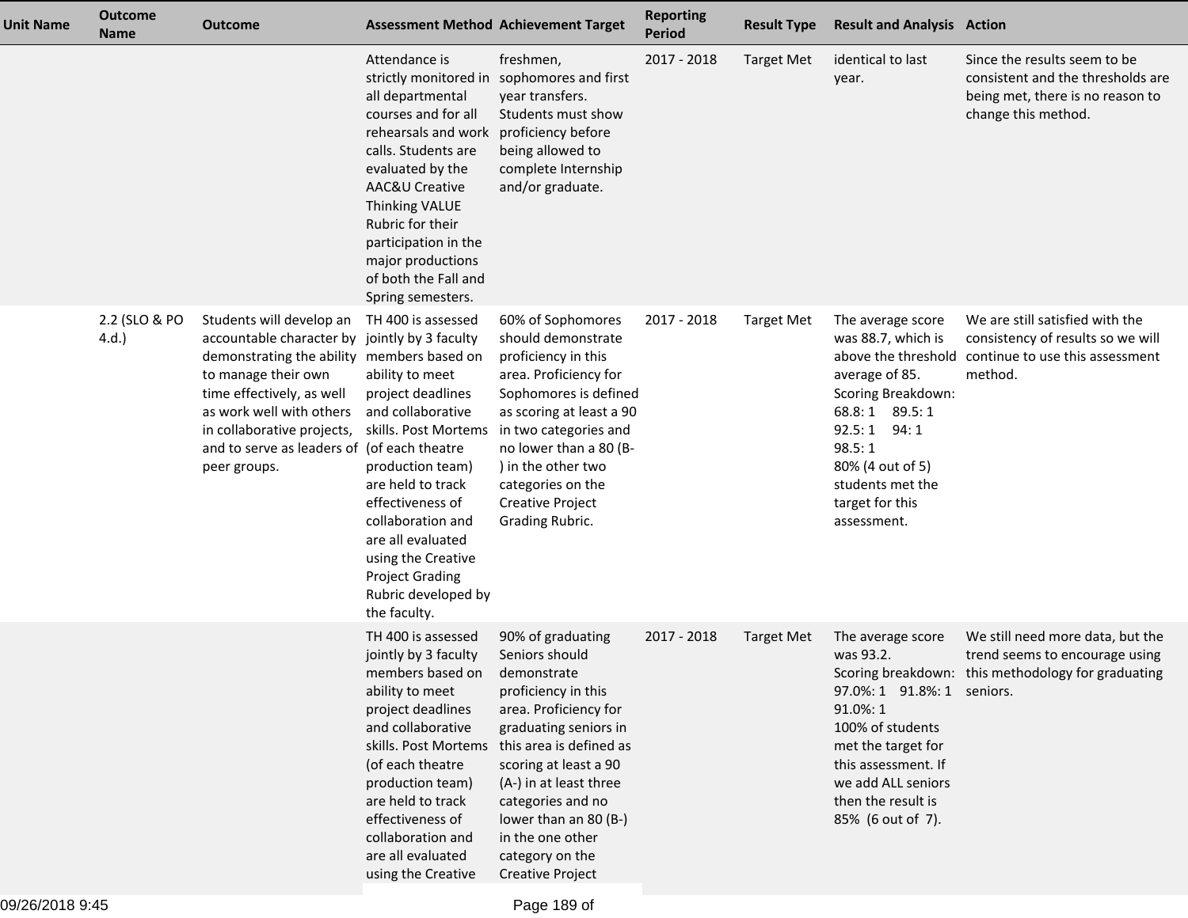| Unit Name | Outcome Name | Outcome | Assessment Method | Achievement Target | Reporting Period | Result Type | Result and Analysis | Action |
|---|---|---|---|---|---|---|---|---|
| | | | Attendance is strictly monitored in all departmental courses and for all rehearsals and work calls. Students are evaluated by the AAC&U Creative Thinking VALUE Rubric for their participation in the major productions of both the Fall and Spring semesters. | freshmen, sophomores and first year transfers. Students must show proficiency before being allowed to complete Internship and/or graduate. | 2017 - 2018 | Target Met | identical to last year. | Since the results seem to be consistent and the thresholds are being met, there is no reason to change this method. |
| | 2.2 (SLO & PO 4.d.) | Students will develop an accountable character by demonstrating the ability to manage their own time effectively, as well as work well with others in collaborative projects, and to serve as leaders of peer groups. | TH 400 is assessed jointly by 3 faculty members based on ability to meet project deadlines and collaborative skills. Post Mortems (of each theatre production team) are held to track effectiveness of collaboration and are all evaluated using the Creative Project Grading Rubric developed by the faculty. | 60% of Sophomores should demonstrate proficiency in this area. Proficiency for Sophomores is defined as scoring at least a 90 in two categories and no lower than a 80 (B-) in the other two categories on the Creative Project Grading Rubric. | 2017 - 2018 | Target Met | The average score was 88.7, which is above the threshold average of 85.<br>Scoring Breakdown:<br>68.8: 1 89.5: 1<br>92.5: 1 94: 1<br>98.5: 1<br>80% (4 out of 5) students met the target for this assessment. | We are still satisfied with the consistency of results so we will continue to use this assessment method. |
| | | | TH 400 is assessed jointly by 3 faculty members based on ability to meet project deadlines and collaborative skills. Post Mortems (of each theatre production team) are held to track effectiveness of collaboration and are all evaluated using the Creative | 90% of graduating Seniors should demonstrate proficiency in this area. Proficiency for graduating seniors in this area is defined as scoring at least a 90 (A-) in at least three categories and no lower than an 80 (B-) in the one other category on the Creative Project | 2017 - 2018 | Target Met | The average score was 93.2.<br>Scoring breakdown:<br>97.0%: 1 91.8%: 1<br>91.0%: 1<br>100% of students met the target for this assessment. If we add ALL seniors then the result is 85% (6 out of 7). | We still need more data, but the trend seems to encourage using this methodology for graduating seniors. |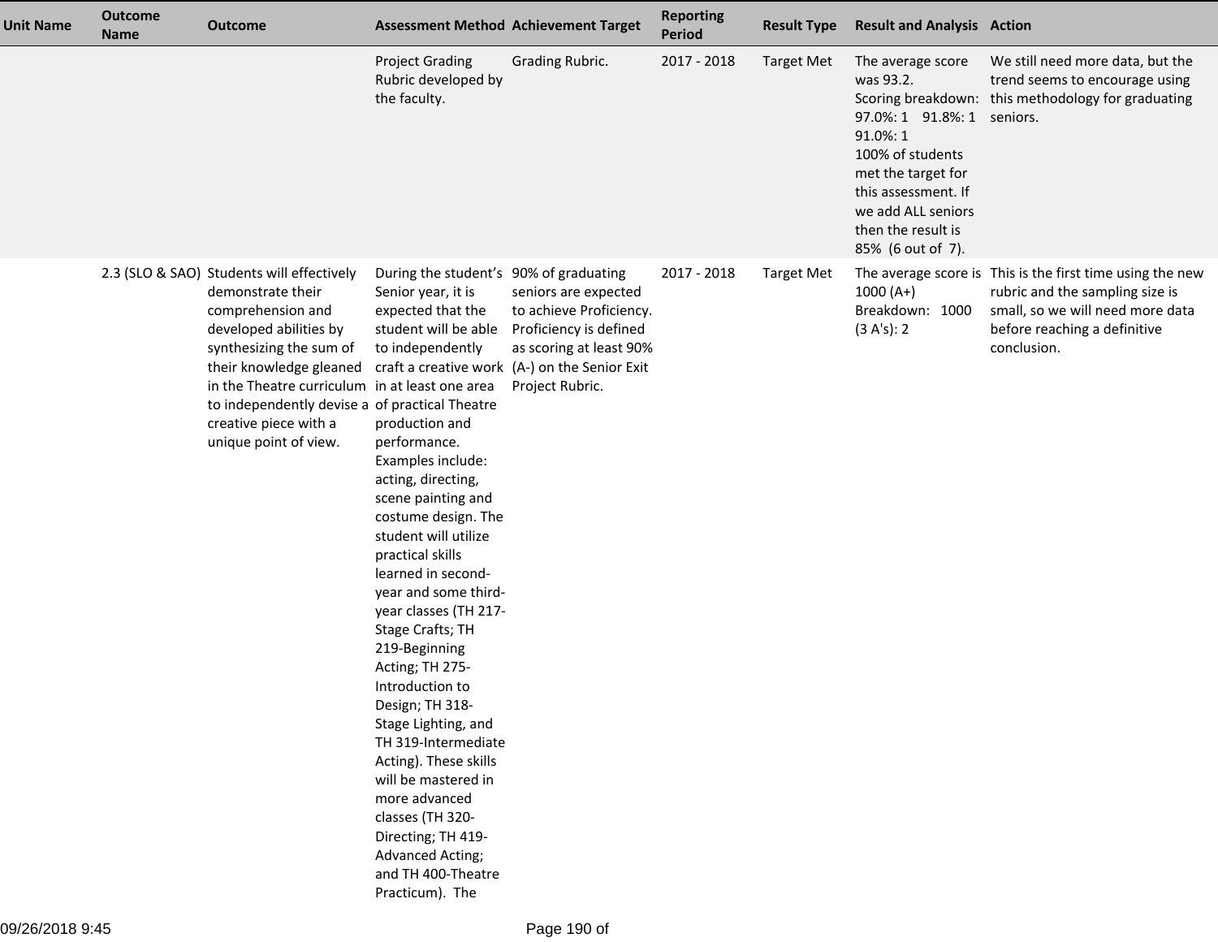| Unit Name | Outcome Name | Outcome | Assessment Method | Achievement Target | Reporting Period | Result Type | Result and Analysis | Action |
|---|---|---|---|---|---|---|---|---|
| | | | Project Grading Rubric developed by the faculty. | Grading Rubric. | 2017 - 2018 | Target Met | The average score was 93.2. Scoring breakdown: 97.0%: 1 91.8%: 1 91.0%: 1 100% of students met the target for this assessment. If we add ALL seniors then the result is 85% (6 out of 7). | We still need more data, but the trend seems to encourage using this methodology for graduating seniors. |
| | 2.3 (SLO & SAO) | Students will effectively demonstrate their comprehension and developed abilities by synthesizing the sum of their knowledge gleaned in the Theatre curriculum to independently devise a creative piece with a unique point of view. | During the student's Senior year, it is expected that the student will be able to independently craft a creative work in at least one area of practical Theatre production and performance. Examples include: acting, directing, scene painting and costume design. The student will utilize practical skills learned in second-year and some third-year classes (TH 217-Stage Crafts; TH 219-Beginning Acting; TH 275-Introduction to Design; TH 318-Stage Lighting, and TH 319-Intermediate Acting). These skills will be mastered in more advanced classes (TH 320-Directing; TH 419-Advanced Acting; and TH 400-Theatre Practicum). The | 90% of graduating seniors are expected to achieve Proficiency. Proficiency is defined as scoring at least 90% (A-) on the Senior Exit Project Rubric. | 2017 - 2018 | Target Met | The average score is 1000 (A+) Breakdown: 1000 (3 A's): 2 | This is the first time using the new rubric and the sampling size is small, so we will need more data before reaching a definitive conclusion. |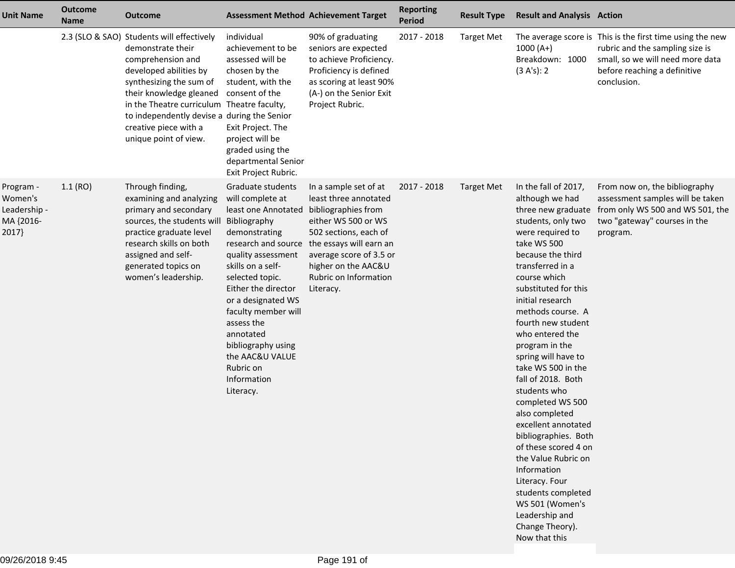| Unit Name | Outcome Name | Outcome | Assessment Method | Achievement Target | Reporting Period | Result Type | Result and Analysis | Action |
|---|---|---|---|---|---|---|---|---|
| | 2.3 (SLO & SAO) | Students will effectively demonstrate their comprehension and developed abilities by synthesizing the sum of their knowledge gleaned in the Theatre curriculum to independently devise a creative piece with a unique point of view. | individual achievement to be assessed will be chosen by the student, with the consent of the Theatre faculty, during the Senior Exit Project. The project will be graded using the departmental Senior Exit Project Rubric. | 90% of graduating seniors are expected to achieve Proficiency. Proficiency is defined as scoring at least 90% (A-) on the Senior Exit Project Rubric. | 2017 - 2018 | Target Met | The average score is 1000 (A+) Breakdown: 1000 (3 A's): 2 | This is the first time using the new rubric and the sampling size is small, so we will need more data before reaching a definitive conclusion. |
| Program - Women's Leadership - MA {2016-2017} | 1.1 (RO) | Through finding, examining and analyzing primary and secondary sources, the students will practice graduate level research skills on both assigned and self-generated topics on women's leadership. | Graduate students will complete at least one Annotated Bibliography demonstrating research and source quality assessment skills on a self-selected topic. Either the director or a designated WS faculty member will assess the annotated bibliography using the AAC&U VALUE Rubric on Information Literacy. | In a sample set of at least three annotated bibliographies from either WS 500 or WS 502 sections, each of the essays will earn an average score of 3.5 or higher on the AAC&U Rubric on Information Literacy. | 2017 - 2018 | Target Met | In the fall of 2017, although we had three new graduate students, only two were required to take WS 500 because the third transferred in a course which substituted for this initial research methods course. A fourth new student who entered the program in the spring will have to take WS 500 in the fall of 2018. Both students who completed WS 500 also completed excellent annotated bibliographies. Both of these scored 4 on the Value Rubric on Information Literacy. Four students completed WS 501 (Women's Leadership and Change Theory). Now that this | From now on, the bibliography assessment samples will be taken from only WS 500 and WS 501, the two "gateway" courses in the program. |

09/26/2018 9:45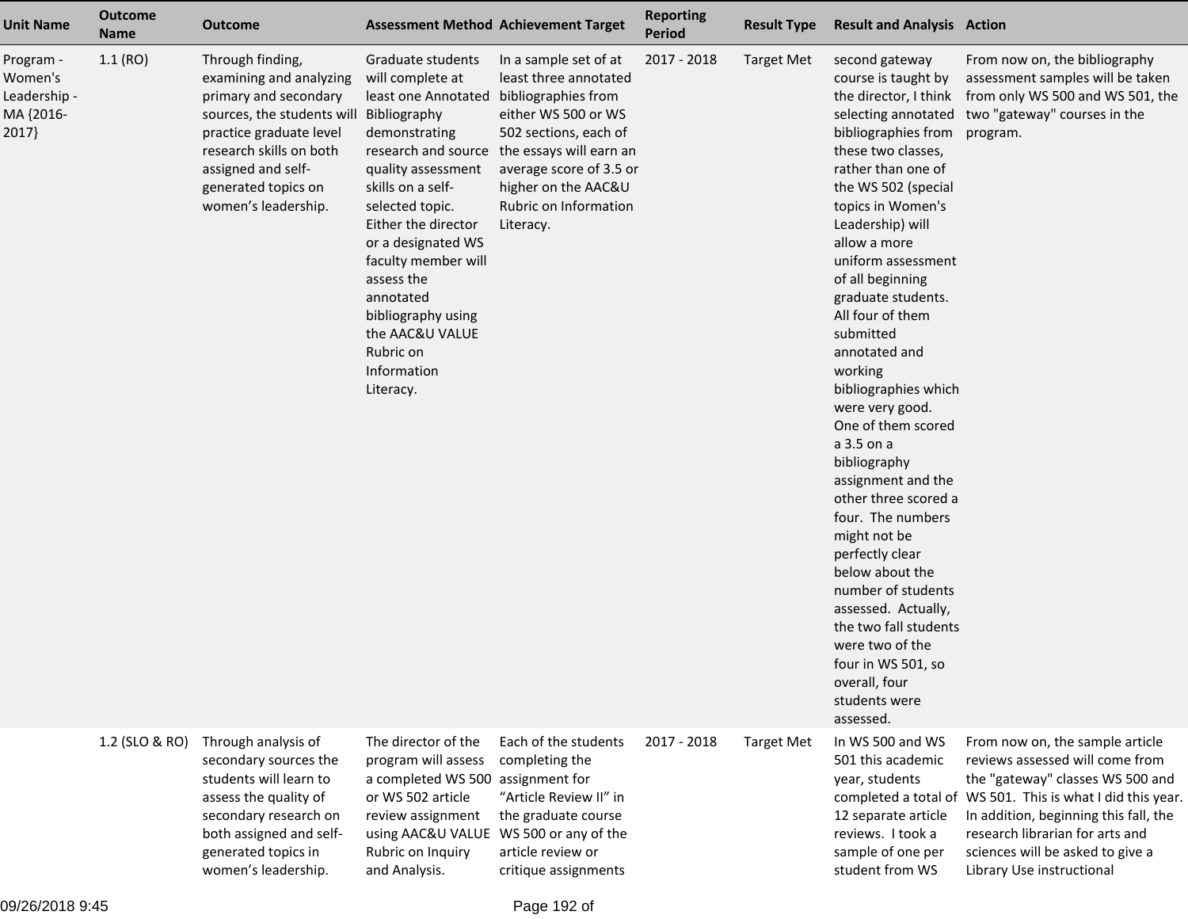| Unit Name | Outcome Name | Outcome | Assessment Method | Achievement Target | Reporting Period | Result Type | Result and Analysis | Action |
|---|---|---|---|---|---|---|---|---|
| Program - Women's Leadership - MA {2016-2017} | 1.1 (RO) | Through finding, examining and analyzing primary and secondary sources, the students will practice graduate level research skills on both assigned and self-generated topics on women's leadership. | Graduate students will complete at least one Annotated Bibliography demonstrating research and source quality assessment skills on a self-selected topic. Either the director or a designated WS faculty member will assess the annotated bibliography using the AAC&U VALUE Rubric on Information Literacy. | In a sample set of at least three annotated bibliographies from either WS 500 or WS 502 sections, each of the essays will earn an average score of 3.5 or higher on the AAC&U Rubric on Information Literacy. | 2017 - 2018 | Target Met | second gateway course is taught by the director, I think selecting annotated bibliographies from these two classes, rather than one of the WS 502 (special topics in Women's Leadership) will allow a more uniform assessment of all beginning graduate students. All four of them submitted annotated and working bibliographies which were very good. One of them scored a 3.5 on a bibliography assignment and the other three scored a four. The numbers might not be perfectly clear below about the number of students assessed. Actually, the two fall students were two of the four in WS 501, so overall, four students were assessed. | From now on, the bibliography assessment samples will be taken from only WS 500 and WS 501, the two "gateway" courses in the program. |
| | 1.2 (SLO & RO) | Through analysis of secondary sources the students will learn to assess the quality of secondary research on both assigned and self-generated topics in women's leadership. | The director of the program will assess a completed WS 500 or WS 502 article review assignment using AAC&U VALUE Rubric on Inquiry and Analysis. | Each of the students completing the assignment for "Article Review II" in the graduate course WS 500 or any of the article review or critique assignments | 2017 - 2018 | Target Met | In WS 500 and WS 501 this academic year, students completed a total of 12 separate article reviews. I took a sample of one per student from WS | From now on, the sample article reviews assessed will come from the "gateway" classes WS 500 and WS 501. This is what I did this year. In addition, beginning this fall, the research librarian for arts and sciences will be asked to give a Library Use instructional |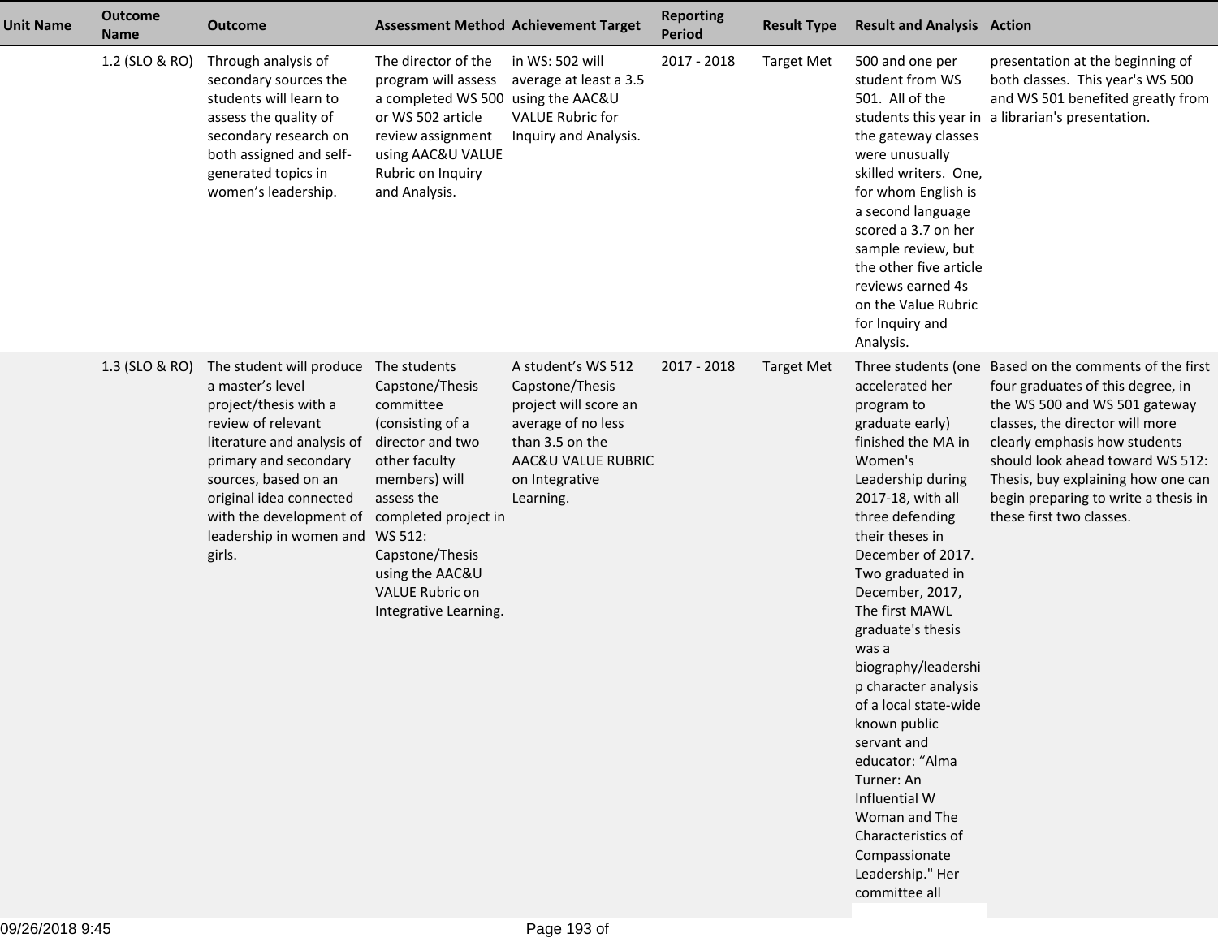| Unit Name | Outcome Name | Outcome | Assessment Method | Achievement Target | Reporting Period | Result Type | Result and Analysis | Action |
|---|---|---|---|---|---|---|---|---|
| | 1.2 (SLO & RO) | Through analysis of secondary sources the students will learn to assess the quality of secondary research on both assigned and self-generated topics in women's leadership. | The director of the program will assess a completed WS 500 or WS 502 article review assignment using AAC&U VALUE Rubric on Inquiry and Analysis. | in WS: 502 will average at least a 3.5 using the AAC&U VALUE Rubric for Inquiry and Analysis. | 2017 - 2018 | Target Met | 500 and one per student from WS 501. All of the students this year in the gateway classes were unusually skilled writers. One, for whom English is a second language scored a 3.7 on her sample review, but the other five article reviews earned 4s on the Value Rubric for Inquiry and Analysis. | presentation at the beginning of both classes. This year's WS 500 and WS 501 benefited greatly from a librarian's presentation. |
| | 1.3 (SLO & RO) | The student will produce a master's level project/thesis with a review of relevant literature and analysis of primary and secondary sources, based on an original idea connected with the development of leadership in women and girls. | The students Capstone/Thesis committee (consisting of a director and two other faculty members) will assess the completed project in WS 512: Capstone/Thesis using the AAC&U VALUE Rubric on Integrative Learning. | A student's WS 512 Capstone/Thesis project will score an average of no less than 3.5 on the AAC&U VALUE RUBRIC on Integrative Learning. | 2017 - 2018 | Target Met | Three students (one accelerated her program to graduate early) finished the MA in Women's Leadership during 2017-18, with all three defending their theses in December of 2017. Two graduated in December, 2017, The first MAWL graduate's thesis was a biography/leadership character analysis of a local state-wide known public servant and educator: "Alma Turner: An Influential W Woman and The Characteristics of Compassionate Leadership." Her committee all | Based on the comments of the first four graduates of this degree, in the WS 500 and WS 501 gateway classes, the director will more clearly emphasis how students should look ahead toward WS 512: Thesis, buy explaining how one can begin preparing to write a thesis in these first two classes. |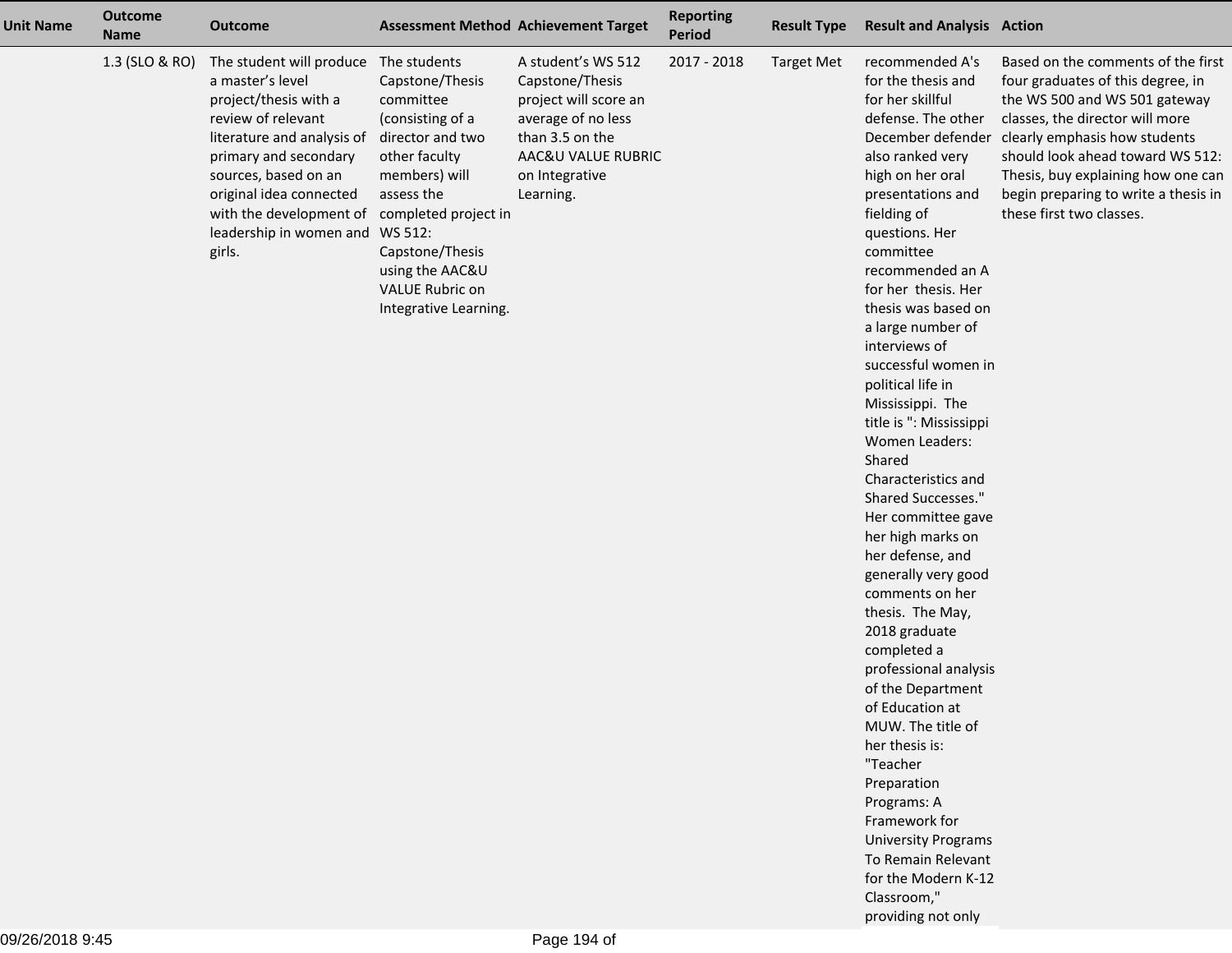| Unit Name | Outcome Name | Outcome | Assessment Method | Achievement Target | Reporting Period | Result Type | Result and Analysis | Action |
|---|---|---|---|---|---|---|---|---|
| | 1.3 (SLO & RO) | The student will produce a master's level project/thesis with a review of relevant literature and analysis of primary and secondary sources, based on an original idea connected with the development of leadership in women and girls. | The students Capstone/Thesis committee (consisting of a director and two other faculty members) will assess the completed project in WS 512: Capstone/Thesis using the AAC&U VALUE Rubric on Integrative Learning. | A student's WS 512 Capstone/Thesis project will score an average of no less than 3.5 on the AAC&U VALUE RUBRIC on Integrative Learning. | 2017 - 2018 | Target Met | recommended A's for the thesis and for her skillful defense. The other December defender also ranked very high on her oral presentations and fielding of questions. Her committee recommended an A for her thesis. Her thesis was based on a large number of interviews of successful women in political life in Mississippi. The title is ": Mississippi Women Leaders: Shared Characteristics and Shared Successes." Her committee gave her high marks on her defense, and generally very good comments on her thesis. The May, 2018 graduate completed a professional analysis of the Department of Education at MUW. The title of her thesis is: "Teacher Preparation Programs: A Framework for University Programs To Remain Relevant for the Modern K-12 Classroom," providing not only | Based on the comments of the first four graduates of this degree, in the WS 500 and WS 501 gateway classes, the director will more clearly emphasis how students should look ahead toward WS 512: Thesis, buy explaining how one can begin preparing to write a thesis in these first two classes. |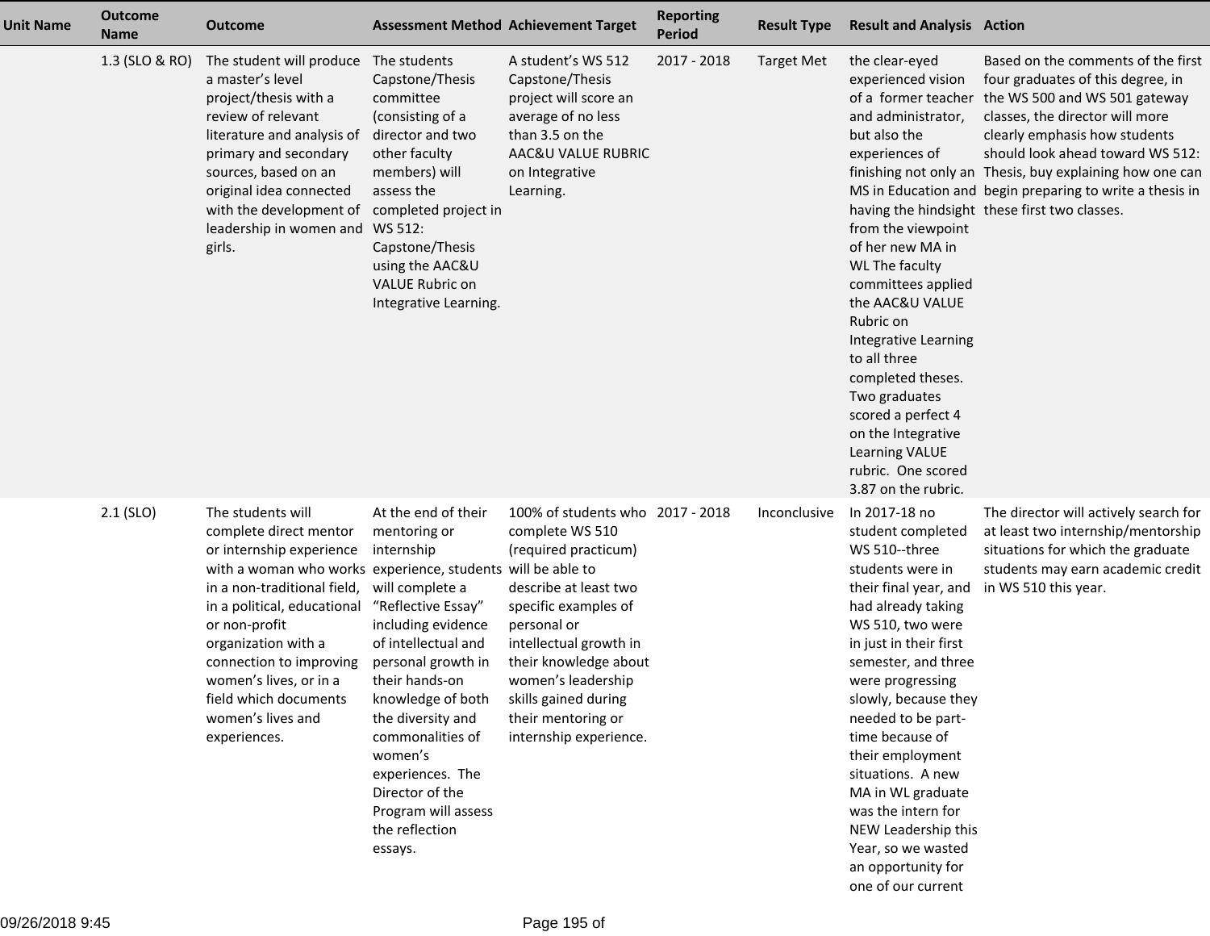| Unit Name | Outcome Name | Outcome | Assessment Method | Achievement Target | Reporting Period | Result Type | Result and Analysis | Action |
|---|---|---|---|---|---|---|---|---|
| | 1.3 (SLO & RO) | The student will produce a master's level project/thesis with a review of relevant literature and analysis of primary and secondary sources, based on an original idea connected with the development of leadership in women and girls. | The students Capstone/Thesis committee (consisting of a director and two other faculty members) will assess the completed project in WS 512: Capstone/Thesis using the AAC&U VALUE Rubric on Integrative Learning. | A student's WS 512 Capstone/Thesis project will score an average of no less than 3.5 on the AAC&U VALUE RUBRIC on Integrative Learning. | 2017 - 2018 | Target Met | the clear-eyed experienced vision of a former teacher and administrator, but also the experiences of finishing not only an MS in Education and having the hindsight from the viewpoint of her new MA in WL The faculty committees applied the AAC&U VALUE Rubric on Integrative Learning to all three completed theses. Two graduates scored a perfect 4 on the Integrative Learning VALUE rubric. One scored 3.87 on the rubric. | Based on the comments of the first four graduates of this degree, in the WS 500 and WS 501 gateway classes, the director will more clearly emphasis how students should look ahead toward WS 512: Thesis, buy explaining how one can begin preparing to write a thesis in these first two classes. |
| | 2.1 (SLO) | The students will complete direct mentor or internship experience with a woman who works in a non-traditional field, in a political, educational or non-profit organization with a connection to improving women's lives, or in a field which documents women's lives and experiences. | At the end of their mentoring or internship experience, students will complete a "Reflective Essay" including evidence of intellectual and personal growth in their hands-on knowledge of both the diversity and commonalities of women's experiences. The Director of the Program will assess the reflection essays. | 100% of students who complete WS 510 (required practicum) will be able to describe at least two specific examples of personal or intellectual growth in their knowledge about women's leadership skills gained during their mentoring or internship experience. | 2017 - 2018 | Inconclusive | In 2017-18 no student completed WS 510--three students were in their final year, and had already taking WS 510, two were in just in their first semester, and three were progressing slowly, because they needed to be part-time because of their employment situations. A new MA in WL graduate was the intern for NEW Leadership this Year, so we wasted an opportunity for one of our current | The director will actively search for at least two internship/mentorship situations for which the graduate students may earn academic credit in WS 510 this year. |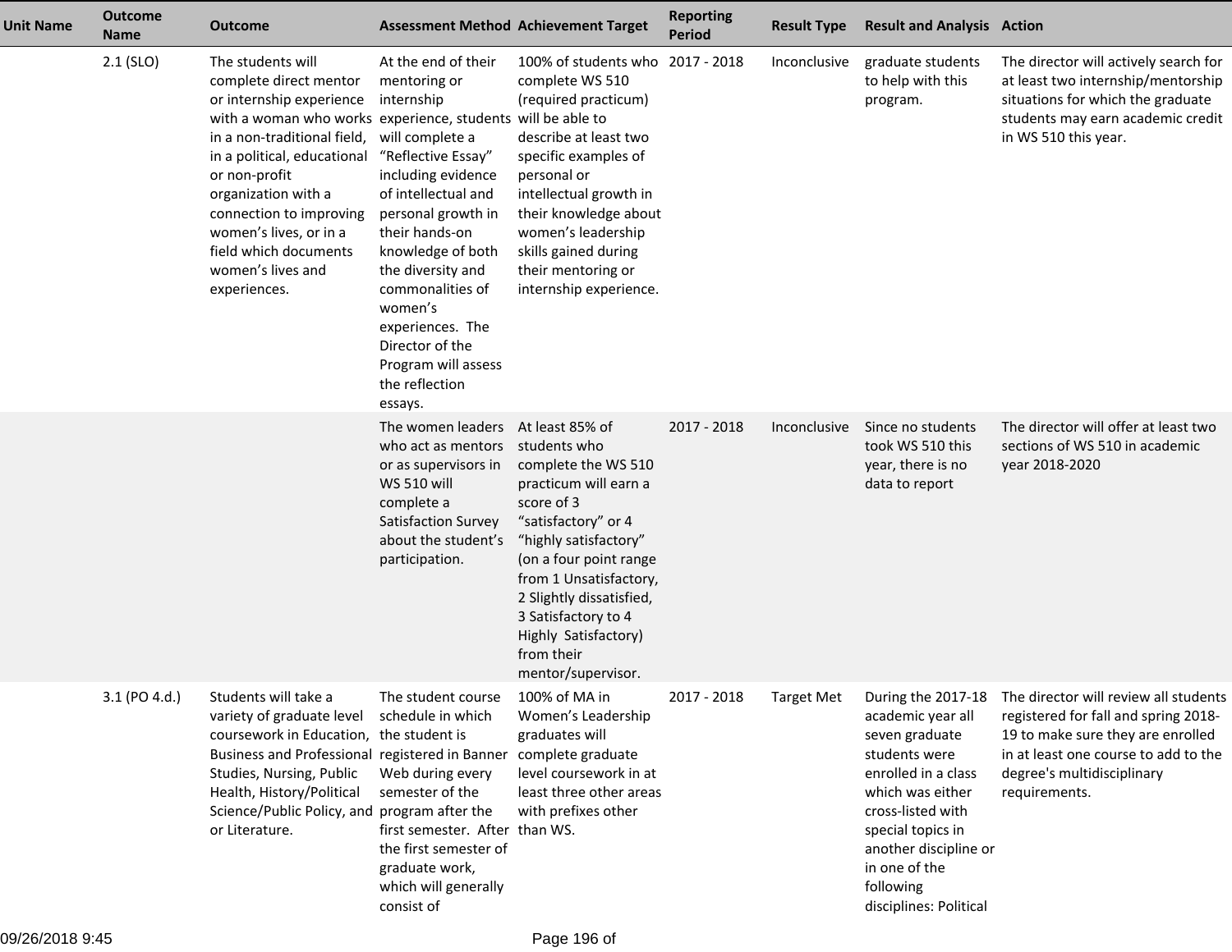| Unit Name | Outcome Name | Outcome | Assessment Method | Achievement Target | Reporting Period | Result Type | Result and Analysis | Action |
|---|---|---|---|---|---|---|---|---|
| | 2.1 (SLO) | The students will complete direct mentor or internship experience with a woman who works in a non-traditional field, in a political, educational or non-profit organization with a connection to improving women's lives, or in a field which documents women's lives and experiences. | At the end of their mentoring or internship experience, students will complete a "Reflective Essay" including evidence of intellectual and personal growth in their hands-on knowledge of both the diversity and commonalities of women's experiences. The Director of the Program will assess the reflection essays. | 100% of students who complete WS 510 (required practicum) will be able to describe at least two specific examples of personal or intellectual growth in their knowledge about women's leadership skills gained during their mentoring or internship experience. | 2017 - 2018 | Inconclusive | graduate students to help with this program. | The director will actively search for at least two internship/mentorship situations for which the graduate students may earn academic credit in WS 510 this year. |
| | | | The women leaders who act as mentors or as supervisors in WS 510 will complete a Satisfaction Survey about the student's participation. | At least 85% of students who complete the WS 510 practicum will earn a score of 3 "satisfactory" or 4 "highly satisfactory" (on a four point range from 1 Unsatisfactory, 2 Slightly dissatisfied, 3 Satisfactory to 4 Highly Satisfactory) from their mentor/supervisor. | 2017 - 2018 | Inconclusive | Since no students took WS 510 this year, there is no data to report | The director will offer at least two sections of WS 510 in academic year 2018-2020 |
| | 3.1 (PO 4.d.) | Students will take a variety of graduate level coursework in Education, Business and Professional Studies, Nursing, Public Health, History/Political Science/Public Policy, and or Literature. | The student course schedule in which the student is registered in Banner Web during every semester of the program after the first semester. After the first semester of graduate work, which will generally consist of | 100% of MA in Women's Leadership graduates will complete graduate level coursework in at least three other areas with prefixes other than WS. | 2017 - 2018 | Target Met | During the 2017-18 academic year all seven graduate students were enrolled in a class which was either cross-listed with special topics in another discipline or in one of the following disciplines: Political | The director will review all students registered for fall and spring 2018-19 to make sure they are enrolled in at least one course to add to the degree's multidisciplinary requirements. |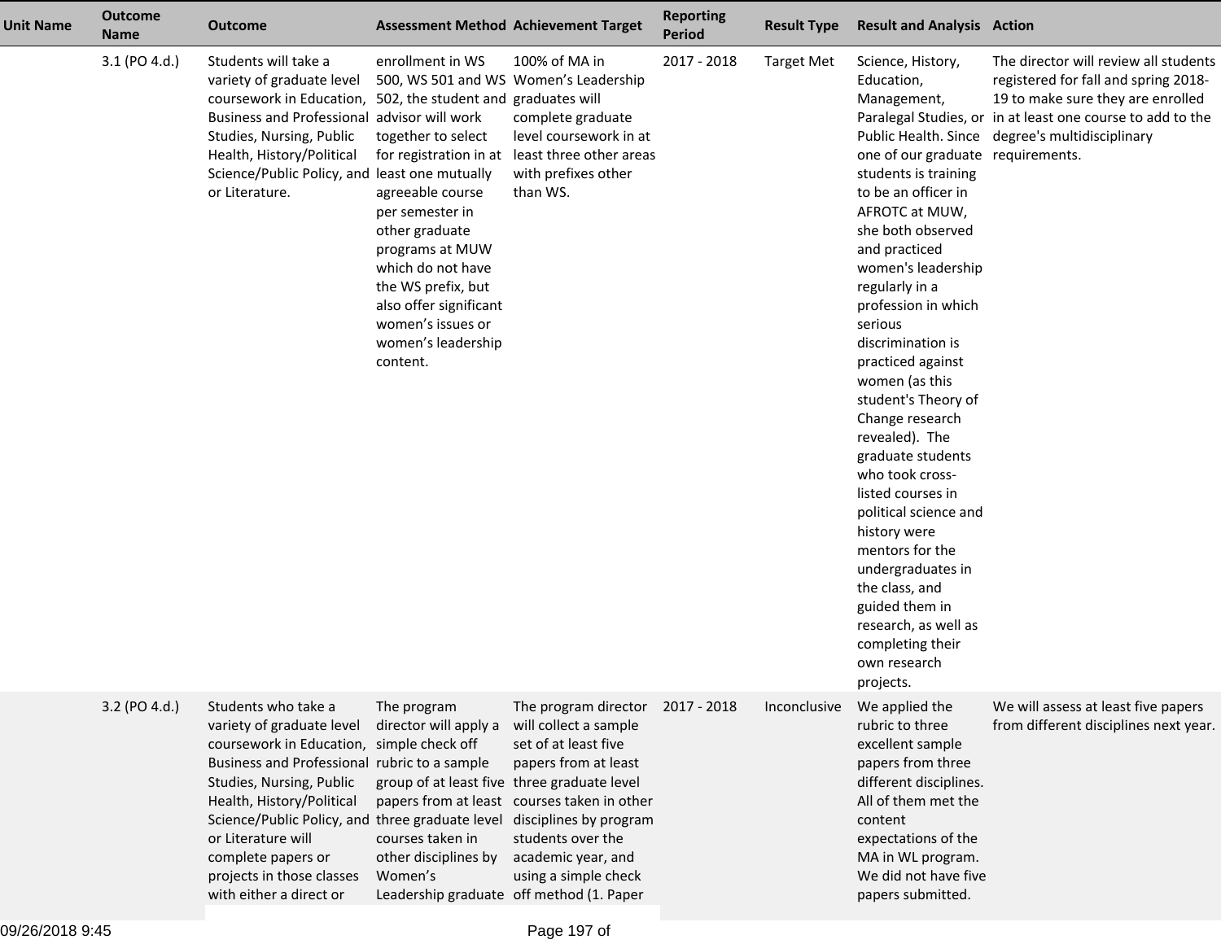| Unit Name | Outcome Name | Outcome | Assessment Method | Achievement Target | Reporting Period | Result Type | Result and Analysis | Action |
|---|---|---|---|---|---|---|---|---|
| | 3.1 (PO 4.d.) | Students will take a variety of graduate level coursework in Education, Business and Professional Studies, Nursing, Public Health, History/Political Science/Public Policy, and or Literature. | enrollment in WS 500, WS 501 and WS 502, the student and advisor will work together to select for registration in at least one mutually agreeable course per semester in other graduate programs at MUW which do not have the WS prefix, but also offer significant women's issues or women's leadership content. | 100% of MA in Women's Leadership graduates will complete graduate level coursework in at least three other areas with prefixes other than WS. | 2017 - 2018 | Target Met | Science, History, Education, Management, Paralegal Studies, or Public Health. Since one of our graduate students is training to be an officer in AFROTC at MUW, she both observed and practiced women's leadership regularly in a profession in which serious discrimination is practiced against women (as this student's Theory of Change research revealed). The graduate students who took cross-listed courses in political science and history were mentors for the undergraduates in the class, and guided them in research, as well as completing their own research projects. | The director will review all students registered for fall and spring 2018-19 to make sure they are enrolled in at least one course to add to the degree's multidisciplinary requirements. |
| | 3.2 (PO 4.d.) | Students who take a variety of graduate level coursework in Education, Business and Professional Studies, Nursing, Public Health, History/Political Science/Public Policy, and or Literature will complete papers or projects in those classes with either a direct or | The program director will apply a simple check off rubric to a sample group of at least five papers from at least three graduate level courses taken in other disciplines by Women's Leadership graduate | The program director will collect a sample set of at least five papers from at least three graduate level courses taken in other disciplines by program students over the academic year, and using a simple check off method (1. Paper | 2017 - 2018 | Inconclusive | We applied the rubric to three excellent sample papers from three different disciplines. All of them met the content expectations of the MA in WL program. We did not have five papers submitted. | We will assess at least five papers from different disciplines next year. |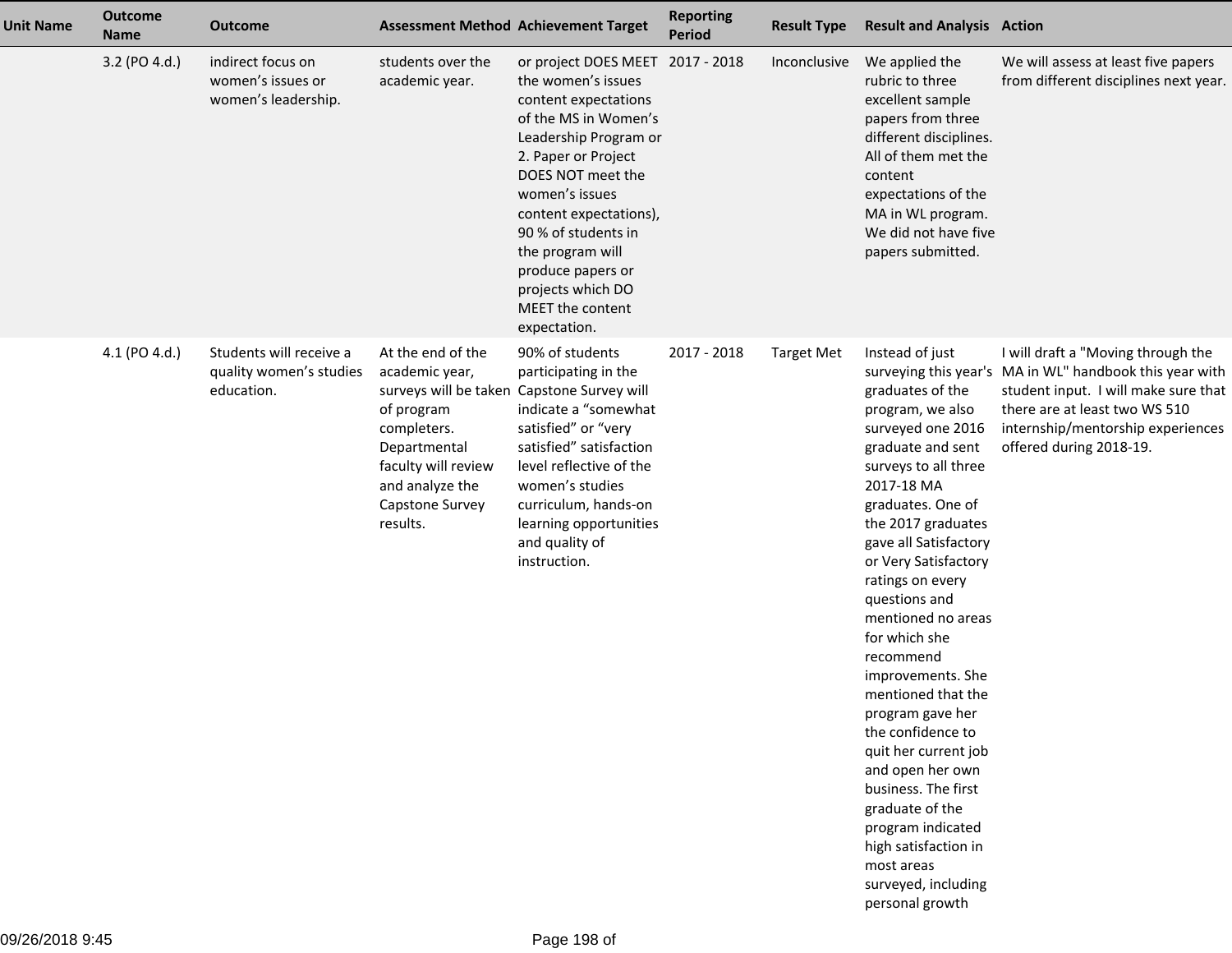| Unit Name | Outcome Name | Outcome | Assessment Method | Achievement Target | Reporting Period | Result Type | Result and Analysis | Action |
|---|---|---|---|---|---|---|---|---|
| | 3.2 (PO 4.d.) | indirect focus on women's issues or women's leadership. | students over the academic year. | or project DOES MEET the women's issues content expectations of the MS in Women's Leadership Program or 2. Paper or Project DOES NOT meet the women's issues content expectations), 90 % of students in the program will produce papers or projects which DO MEET the content expectation. | 2017 - 2018 | Inconclusive | We applied the rubric to three excellent sample papers from three different disciplines. All of them met the content expectations of the MA in WL program. We did not have five papers submitted. | We will assess at least five papers from different disciplines next year. |
| | 4.1 (PO 4.d.) | Students will receive a quality women's studies education. | At the end of the academic year, surveys will be taken of program completers. Departmental faculty will review and analyze the Capstone Survey results. | 90% of students participating in the Capstone Survey will indicate a "somewhat satisfied" or "very satisfied" satisfaction level reflective of the women's studies curriculum, hands-on learning opportunities and quality of instruction. | 2017 - 2018 | Target Met | Instead of just surveying this year's graduates of the program, we also surveyed one 2016 graduate and sent surveys to all three 2017-18 MA graduates. One of the 2017 graduates gave all Satisfactory or Very Satisfactory ratings on every questions and mentioned no areas for which she recommend improvements. She mentioned that the program gave her the confidence to quit her current job and open her own business. The first graduate of the program indicated high satisfaction in most areas surveyed, including personal growth | I will draft a "Moving through the MA in WL" handbook this year with student input. I will make sure that there are at least two WS 510 internship/mentorship experiences offered during 2018-19. |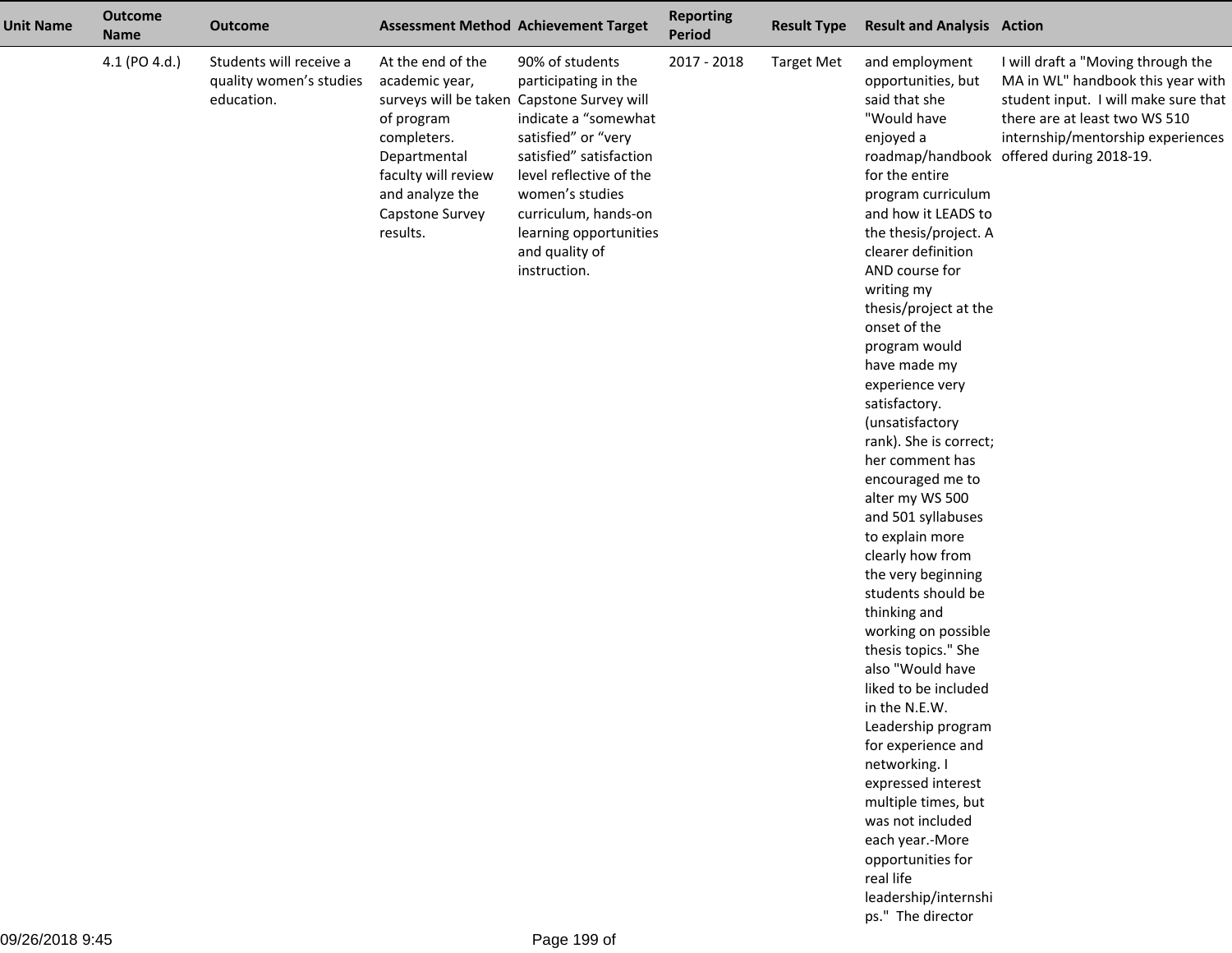| Unit Name | Outcome Name | Outcome | Assessment Method | Achievement Target | Reporting Period | Result Type | Result and Analysis | Action |
|---|---|---|---|---|---|---|---|---|
| | 4.1 (PO 4.d.) | Students will receive a quality women's studies education. | At the end of the academic year, surveys will be taken of program completers. Departmental faculty will review and analyze the Capstone Survey results. | 90% of students participating in the Capstone Survey will indicate a "somewhat satisfied" or "very satisfied" satisfaction level reflective of the women's studies curriculum, hands-on learning opportunities and quality of instruction. | 2017 - 2018 | Target Met | and employment opportunities, but said that she "Would have enjoyed a roadmap/handbook for the entire program curriculum and how it LEADS to the thesis/project. A clearer definition AND course for writing my thesis/project at the onset of the program would have made my experience very satisfactory. (unsatisfactory rank). She is correct; her comment has encouraged me to alter my WS 500 and 501 syllabuses to explain more clearly how from the very beginning students should be thinking and working on possible thesis topics." She also "Would have liked to be included in the N.E.W. Leadership program for experience and networking. I expressed interest multiple times, but was not included each year.-More opportunities for real life leadership/internships." The director | I will draft a "Moving through the MA in WL" handbook this year with student input. I will make sure that there are at least two WS 510 internship/mentorship experiences offered during 2018-19. |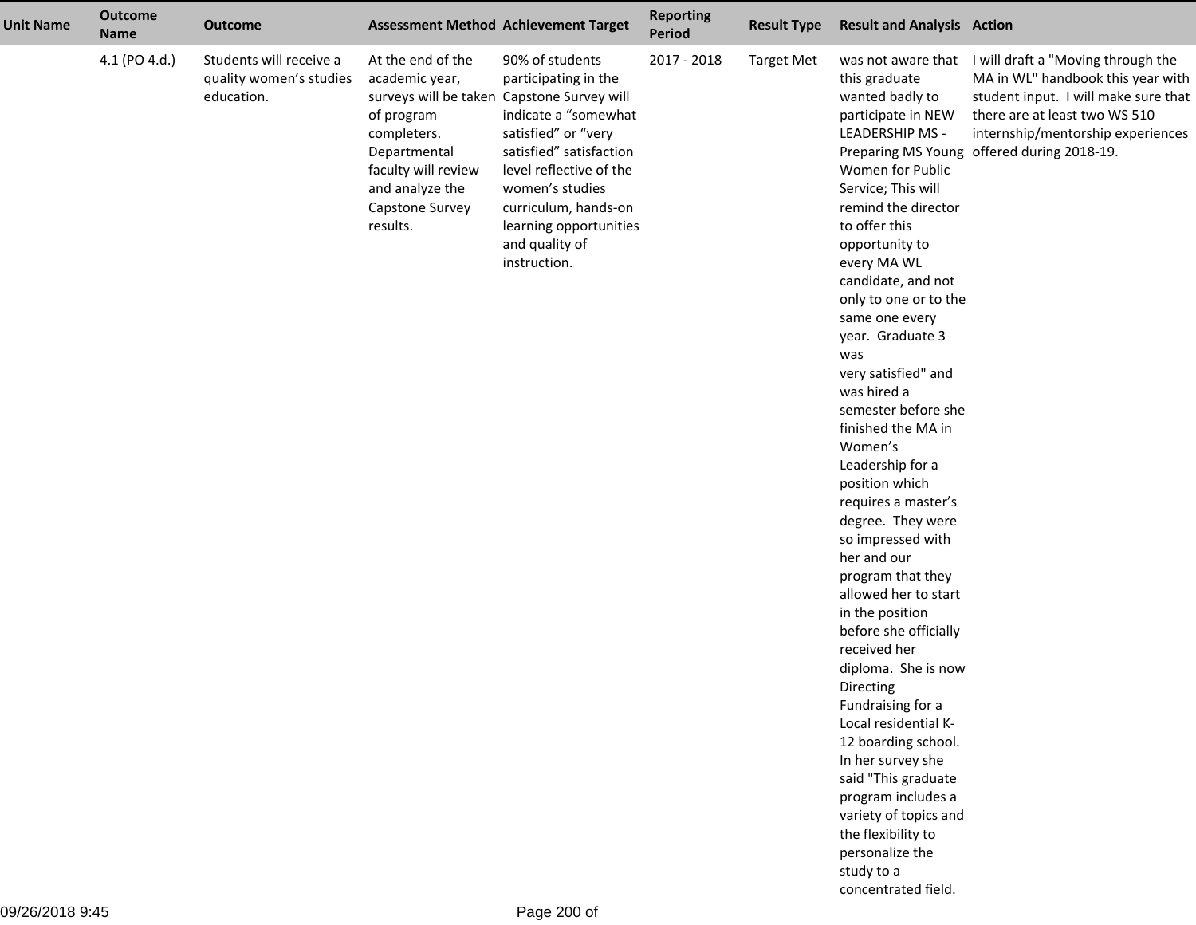| Unit Name | Outcome Name | Outcome | Assessment Method | Achievement Target | Reporting Period | Result Type | Result and Analysis | Action |
|---|---|---|---|---|---|---|---|---|
| | 4.1 (PO 4.d.) | Students will receive a quality women's studies education. | At the end of the academic year, surveys will be taken of program completers. Departmental faculty will review and analyze the Capstone Survey results. | 90% of students participating in the Capstone Survey will indicate a "somewhat satisfied" or "very satisfied" satisfaction level reflective of the women's studies curriculum, hands-on learning opportunities and quality of instruction. | 2017 - 2018 | Target Met | was not aware that this graduate wanted badly to participate in NEW LEADERSHIP MS - Preparing MS Young Women for Public Service; This will remind the director to offer this opportunity to every MA WL candidate, and not only to one or to the same one every year. Graduate 3 was very satisfied" and was hired a semester before she finished the MA in Women's Leadership for a position which requires a master's degree. They were so impressed with her and our program that they allowed her to start in the position before she officially received her diploma. She is now Directing Fundraising for a Local residential K-12 boarding school. In her survey she said "This graduate program includes a variety of topics and the flexibility to personalize the study to a concentrated field. | I will draft a "Moving through the MA in WL" handbook this year with student input. I will make sure that there are at least two WS 510 internship/mentorship experiences offered during 2018-19. |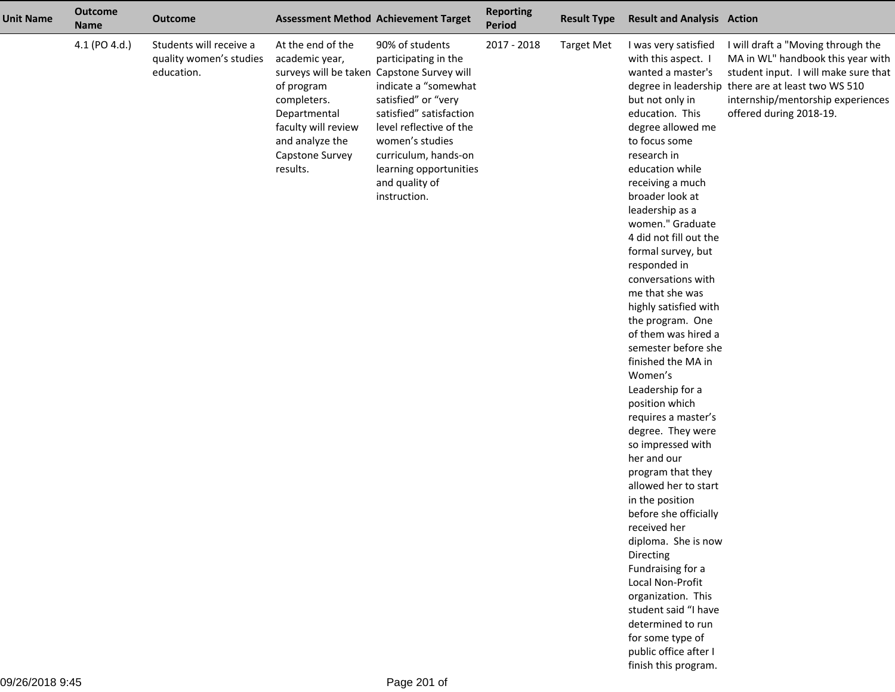| Unit Name | Outcome Name | Outcome | Assessment Method | Achievement Target | Reporting Period | Result Type | Result and Analysis | Action |
|---|---|---|---|---|---|---|---|---|
| | 4.1 (PO 4.d.) | Students will receive a quality women's studies education. | At the end of the academic year, surveys will be taken of program completers. Departmental faculty will review and analyze the Capstone Survey results. | 90% of students participating in the Capstone Survey will indicate a "somewhat satisfied" or "very satisfied" satisfaction level reflective of the women's studies curriculum, hands-on learning opportunities and quality of instruction. | 2017 - 2018 | Target Met | I was very satisfied with this aspect. I wanted a master's degree in leadership but not only in education. This degree allowed me to focus some research in education while receiving a much broader look at leadership as a women." Graduate 4 did not fill out the formal survey, but responded in conversations with me that she was highly satisfied with the program. One of them was hired a semester before she finished the MA in Women's Leadership for a position which requires a master's degree. They were so impressed with her and our program that they allowed her to start in the position before she officially received her diploma. She is now Directing Fundraising for a Local Non-Profit organization. This student said "I have determined to run for some type of public office after I finish this program. | I will draft a "Moving through the MA in WL" handbook this year with student input. I will make sure that there are at least two WS 510 internship/mentorship experiences offered during 2018-19. |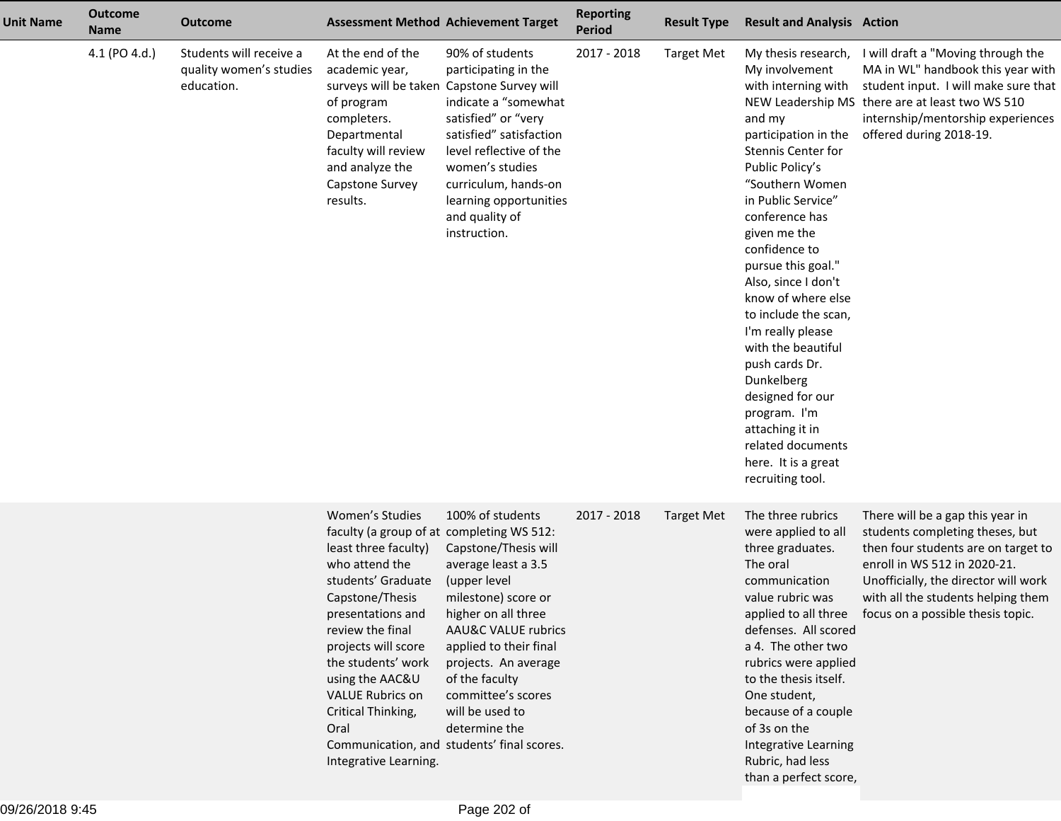| Unit Name | Outcome Name | Outcome | Assessment Method | Achievement Target | Reporting Period | Result Type | Result and Analysis | Action |
|---|---|---|---|---|---|---|---|---|
| | 4.1 (PO 4.d.) | Students will receive a quality women's studies education. | At the end of the academic year, surveys will be taken of program completers. Departmental faculty will review and analyze the Capstone Survey results. | 90% of students participating in the Capstone Survey will indicate a "somewhat satisfied" or "very satisfied" satisfaction level reflective of the women's studies curriculum, hands-on learning opportunities and quality of instruction. | 2017 - 2018 | Target Met | My thesis research, My involvement with interning with NEW Leadership MS and my participation in the Stennis Center for Public Policy's "Southern Women in Public Service" conference has given me the confidence to pursue this goal." Also, since I don't know of where else to include the scan, I'm really please with the beautiful push cards Dr. Dunkelberg designed for our program. I'm attaching it in related documents here. It is a great recruiting tool. | I will draft a "Moving through the MA in WL" handbook this year with student input. I will make sure that there are at least two WS 510 internship/mentorship experiences offered during 2018-19. |
| | | | Women's Studies faculty (a group of at least three faculty) who attend the students' Graduate Capstone/Thesis presentations and review the final projects will score the students' work using the AAC&U VALUE Rubrics on Critical Thinking, Oral Communication, and Integrative Learning. | 100% of students completing WS 512: Capstone/Thesis will average least a 3.5 (upper level milestone) score or higher on all three AAU&C VALUE rubrics applied to their final projects. An average of the faculty committee's scores will be used to determine the students' final scores. | 2017 - 2018 | Target Met | The three rubrics were applied to all three graduates. The oral communication value rubric was applied to all three defenses. All scored a 4. The other two rubrics were applied to the thesis itself. One student, because of a couple of 3s on the Integrative Learning Rubric, had less than a perfect score, | There will be a gap this year in students completing theses, but then four students are on target to enroll in WS 512 in 2020-21. Unofficially, the director will work with all the students helping them focus on a possible thesis topic. |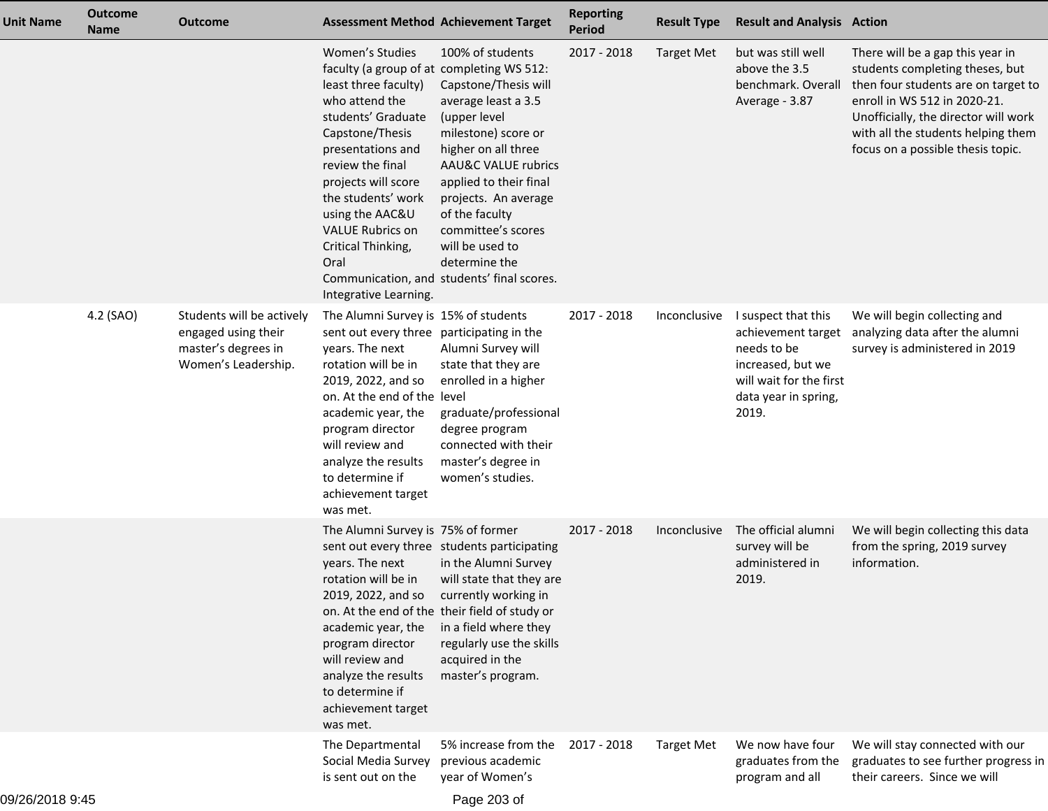| Unit Name | Outcome Name | Outcome | Assessment Method | Achievement Target | Reporting Period | Result Type | Result and Analysis | Action |
|---|---|---|---|---|---|---|---|---|
| | | | Women's Studies faculty (a group of at least three faculty) who attend the students' Graduate Capstone/Thesis presentations and review the final projects will score the students' work using the AAC&U VALUE Rubrics on Critical Thinking, Oral Communication, and Integrative Learning. | 100% of students completing WS 512: Capstone/Thesis will average least a 3.5 (upper level milestone) score or higher on all three AAU&C VALUE rubrics applied to their final projects. An average of the faculty committee's scores will be used to determine the students' final scores. | 2017 - 2018 | Target Met | but was still well above the 3.5 benchmark. Overall Average - 3.87 | There will be a gap this year in students completing theses, but then four students are on target to enroll in WS 512 in 2020-21. Unofficially, the director will work with all the students helping them focus on a possible thesis topic. |
| | 4.2 (SAO) | Students will be actively engaged using their master's degrees in Women's Leadership. | The Alumni Survey is sent out every three years. The next rotation will be in 2019, 2022, and so on. At the end of the academic year, the program director will review and analyze the results to determine if achievement target was met. | 15% of students participating in the Alumni Survey will state that they are enrolled in a higher level graduate/professional degree program connected with their master's degree in women's studies. | 2017 - 2018 | Inconclusive | I suspect that this achievement target needs to be increased, but we will wait for the first data year in spring, 2019. | We will begin collecting and analyzing data after the alumni survey is administered in 2019 |
| | | | The Alumni Survey is sent out every three years. The next rotation will be in 2019, 2022, and so on. At the end of the academic year, the program director will review and analyze the results to determine if achievement target was met. | 75% of former students participating in the Alumni Survey will state that they are currently working in their field of study or in a field where they regularly use the skills acquired in the master's program. | 2017 - 2018 | Inconclusive | The official alumni survey will be administered in 2019. | We will begin collecting this data from the spring, 2019 survey information. |
| | | | The Departmental Social Media Survey is sent out on the | 5% increase from the previous academic year of Women's | 2017 - 2018 | Target Met | We now have four graduates from the program and all | We will stay connected with our graduates to see further progress in their careers. Since we will |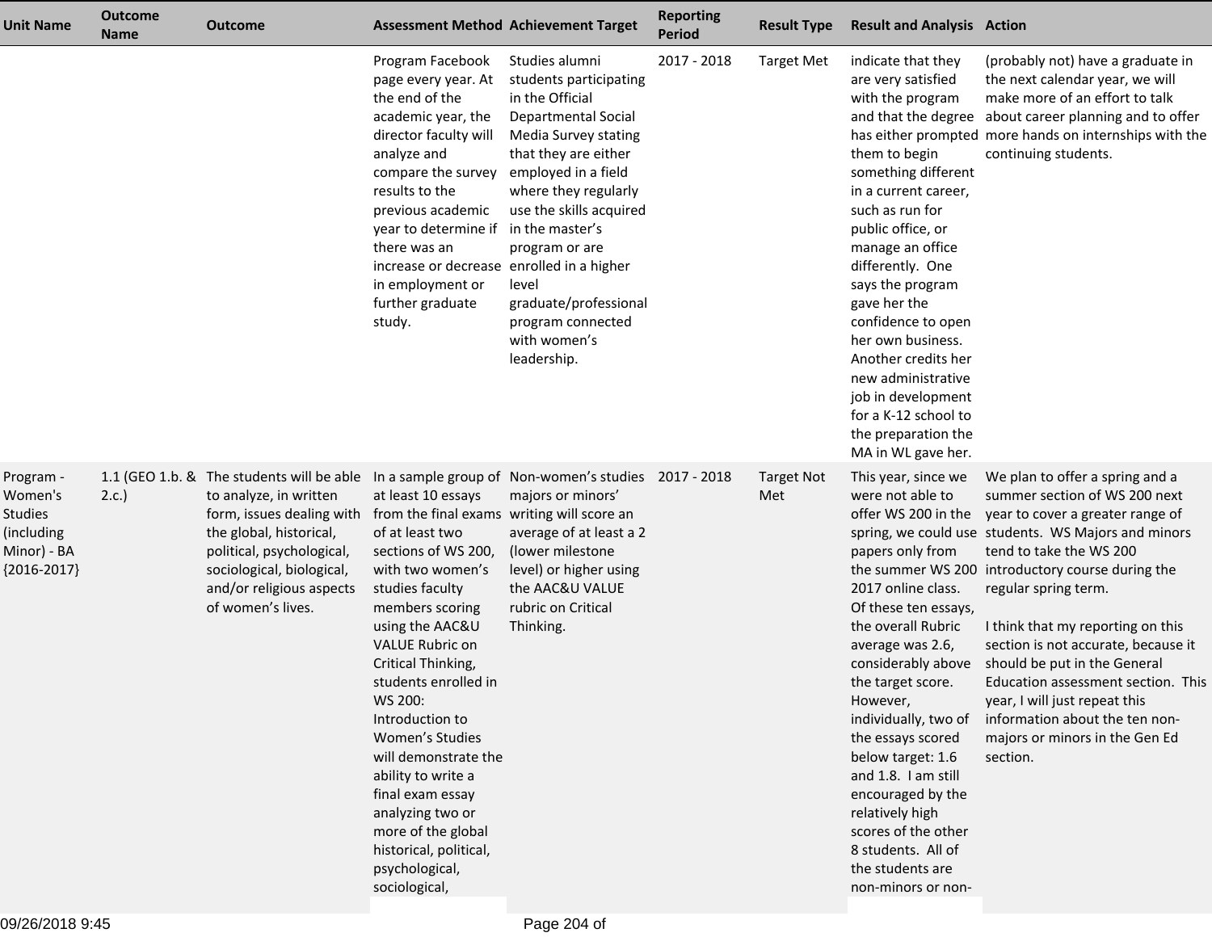| Unit Name | Outcome Name | Outcome | Assessment Method | Achievement Target | Reporting Period | Result Type | Result and Analysis | Action |
|---|---|---|---|---|---|---|---|---|
| | | | Program Facebook page every year. At the end of the academic year, the director faculty will analyze and compare the survey results to the previous academic year to determine if there was an increase or decrease in employment or further graduate study. | Studies alumni students participating in the Official Departmental Social Media Survey stating that they are either employed in a field where they regularly use the skills acquired in the master's program or are enrolled in a higher level graduate/professional program connected with women's leadership. | 2017 - 2018 | Target Met | indicate that they are very satisfied with the program and that the degree has either prompted them to begin something different in a current career, such as run for public office, or manage an office differently. One says the program gave her the confidence to open her own business. Another credits her new administrative job in development for a K-12 school to the preparation the MA in WL gave her. | (probably not) have a graduate in the next calendar year, we will make more of an effort to talk about career planning and to offer more hands on internships with the continuing students. |
| Program - Women's Studies (including Minor) - BA {2016-2017} | 1.1 (GEO 1.b. & 2.c.) | The students will be able to analyze, in written form, issues dealing with the global, historical, political, psychological, sociological, biological, and/or religious aspects of women's lives. | In a sample group of at least 10 essays from the final exams of at least two sections of WS 200, with two women's studies faculty members scoring using the AAC&U VALUE Rubric on Critical Thinking, students enrolled in WS 200: Introduction to Women's Studies will demonstrate the ability to write a final exam essay analyzing two or more of the global historical, political, psychological, sociological, | Non-women's studies majors or minors' writing will score an average of at least a 2 (lower milestone level) or higher using the AAC&U VALUE rubric on Critical Thinking. | 2017 - 2018 | Target Not Met | This year, since we were not able to offer WS 200 in the spring, we could use papers only from the summer WS 200 2017 online class. Of these ten essays, the overall Rubric average was 2.6, considerably above the target score. However, individually, two of the essays scored below target: 1.6 and 1.8. I am still encouraged by the relatively high scores of the other 8 students. All of the students are non-minors or non- | We plan to offer a spring and a summer section of WS 200 next year to cover a greater range of students. WS Majors and minors tend to take the WS 200 introductory course during the regular spring term.<br><br>I think that my reporting on this section is not accurate, because it should be put in the General Education assessment section. This year, I will just repeat this information about the ten non-majors or minors in the Gen Ed section. |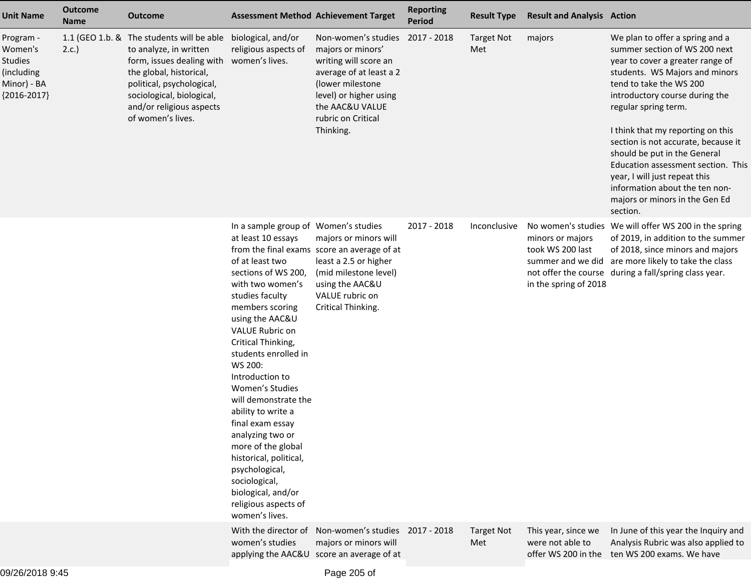| Unit Name | Outcome Name | Outcome | Assessment Method | Achievement Target | Reporting Period | Result Type | Result and Analysis | Action |
|---|---|---|---|---|---|---|---|---|
| Program - Women's Studies (including Minor) - BA {2016-2017} | 1.1 (GEO 1.b. & 2.c.) | The students will be able to analyze, in written form, issues dealing with the global, historical, political, psychological, sociological, biological, and/or religious aspects of women's lives. | biological, and/or religious aspects of women's lives. | Non-women's studies majors or minors' writing will score an average of at least a 2 (lower milestone level) or higher using the AAC&U VALUE rubric on Critical Thinking. | 2017 - 2018 | Target Not Met | majors | We plan to offer a spring and a summer section of WS 200 next year to cover a greater range of students. WS Majors and minors tend to take the WS 200 introductory course during the regular spring term.<br><br>I think that my reporting on this section is not accurate, because it should be put in the General Education assessment section. This year, I will just repeat this information about the ten non-majors or minors in the Gen Ed section. |
| | | | In a sample group of at least 10 essays from the final exams of at least two sections of WS 200, with two women's studies faculty members scoring using the AAC&U VALUE Rubric on Critical Thinking, students enrolled in WS 200: Introduction to Women's Studies will demonstrate the ability to write a final exam essay analyzing two or more of the global historical, political, psychological, sociological, biological, and/or religious aspects of women's lives. | Women's studies majors or minors will score an average of at least a 2.5 or higher (mid milestone level) using the AAC&U VALUE rubric on Critical Thinking. | 2017 - 2018 | Inconclusive | No women's studies minors or majors took WS 200 last summer and we did not offer the course in the spring of 2018 | We will offer WS 200 in the spring of 2019, in addition to the summer of 2018, since minors and majors are more likely to take the class during a fall/spring class year. |
| | | | With the director of women's studies applying the AAC&U | Non-women's studies majors or minors will score an average of at | 2017 - 2018 | Target Not Met | This year, since we were not able to offer WS 200 in the | In June of this year the Inquiry and Analysis Rubric was also applied to ten WS 200 exams. We have |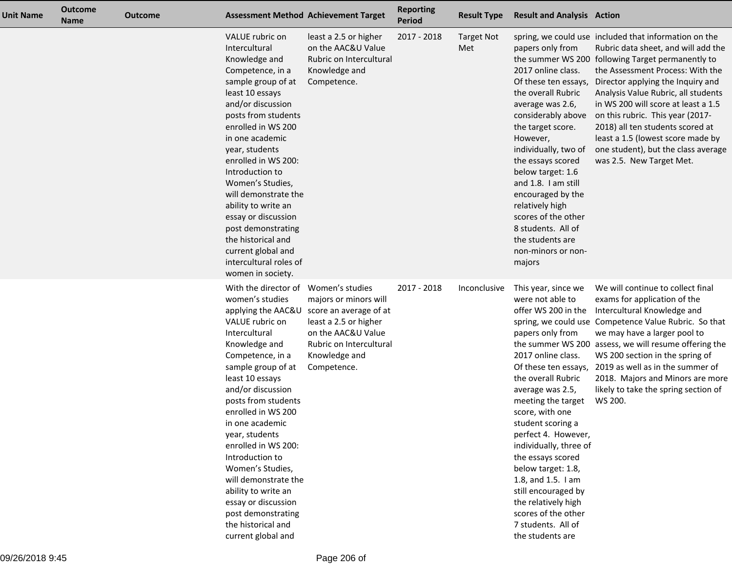| Unit Name | Outcome Name | Outcome | Assessment Method | Achievement Target | Reporting Period | Result Type | Result and Analysis | Action |
|---|---|---|---|---|---|---|---|---|
| | | | VALUE rubric on Intercultural Knowledge and Competence, in a sample group of at least 10 essays and/or discussion posts from students enrolled in WS 200 in one academic year, students enrolled in WS 200: Introduction to Women's Studies, will demonstrate the ability to write an essay or discussion post demonstrating the historical and current global and intercultural roles of women in society. | least a 2.5 or higher on the AAC&U Value Rubric on Intercultural Knowledge and Competence. | 2017 - 2018 | Target Not Met | spring, we could use papers only from the summer WS 200 2017 online class. Of these ten essays, the overall Rubric average was 2.6, considerably above the target score. However, individually, two of the essays scored below target: 1.6 and 1.8. I am still encouraged by the relatively high scores of the other 8 students. All of the students are non-minors or non-majors | included that information on the Rubric data sheet, and will add the following Target permanently to the Assessment Process: With the Director applying the Inquiry and Analysis Value Rubric, all students in WS 200 will score at least a 1.5 on this rubric. This year (2017-2018) all ten students scored at least a 1.5 (lowest score made by one student), but the class average was 2.5. New Target Met. |
| | | | With the director of women's studies applying the AAC&U VALUE rubric on Intercultural Knowledge and Competence, in a sample group of at least 10 essays and/or discussion posts from students enrolled in WS 200 in one academic year, students enrolled in WS 200: Introduction to Women's Studies, will demonstrate the ability to write an essay or discussion post demonstrating the historical and current global and | Women's studies majors or minors will score an average of at least a 2.5 or higher on the AAC&U Value Rubric on Intercultural Knowledge and Competence. | 2017 - 2018 | Inconclusive | This year, since we were not able to offer WS 200 in the spring, we could use papers only from the summer WS 200 2017 online class. Of these ten essays, the overall Rubric average was 2.5, meeting the target score, with one student scoring a perfect 4. However, individually, three of the essays scored below target: 1.8, 1.8, and 1.5. I am still encouraged by the relatively high scores of the other 7 students. All of the students are | We will continue to collect final exams for application of the Intercultural Knowledge and Competence Value Rubric. So that we may have a larger pool to assess, we will resume offering the WS 200 section in the spring of 2019 as well as in the summer of 2018. Majors and Minors are more likely to take the spring section of WS 200. |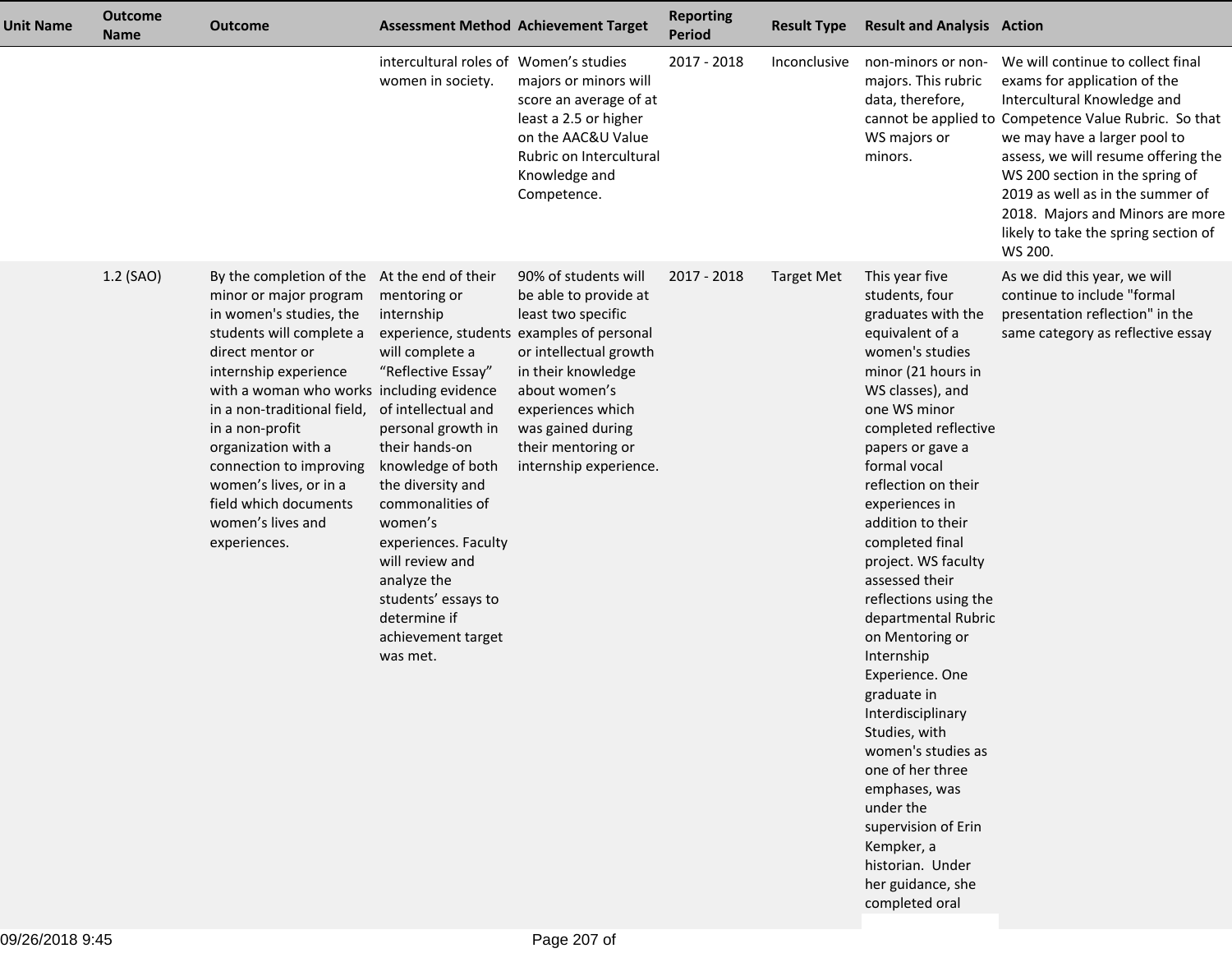| Unit Name | Outcome Name | Outcome | Assessment Method | Achievement Target | Reporting Period | Result Type | Result and Analysis | Action |
|---|---|---|---|---|---|---|---|---|
| | | | intercultural roles of women in society. | Women's studies majors or minors will score an average of at least a 2.5 or higher on the AAC&U Value Rubric on Intercultural Knowledge and Competence. | 2017 - 2018 | Inconclusive | non-minors or non-majors. This rubric data, therefore, cannot be applied to WS majors or minors. | We will continue to collect final exams for application of the Intercultural Knowledge and Competence Value Rubric. So that we may have a larger pool to assess, we will resume offering the WS 200 section in the spring of 2019 as well as in the summer of 2018. Majors and Minors are more likely to take the spring section of WS 200. |
| | 1.2 (SAO) | By the completion of the minor or major program in women's studies, the students will complete a direct mentor or internship experience with a woman who works in a non-traditional field, in a non-profit organization with a connection to improving women's lives, or in a field which documents women's lives and experiences. | At the end of their mentoring or internship experience, students will complete a "Reflective Essay" including evidence of intellectual and personal growth in their hands-on knowledge of both the diversity and commonalities of women's experiences. Faculty will review and analyze the students' essays to determine if achievement target was met. | 90% of students will be able to provide at least two specific examples of personal or intellectual growth in their knowledge about women's experiences which was gained during their mentoring or internship experience. | 2017 - 2018 | Target Met | This year five students, four graduates with the equivalent of a women's studies minor (21 hours in WS classes), and one WS minor completed reflective papers or gave a formal vocal reflection on their experiences in addition to their completed final project. WS faculty assessed their reflections using the departmental Rubric on Mentoring or Internship Experience. One graduate in Interdisciplinary Studies, with women's studies as one of her three emphases, was under the supervision of Erin Kempker, a historian. Under her guidance, she completed oral | As we did this year, we will continue to include "formal presentation reflection" in the same category as reflective essay |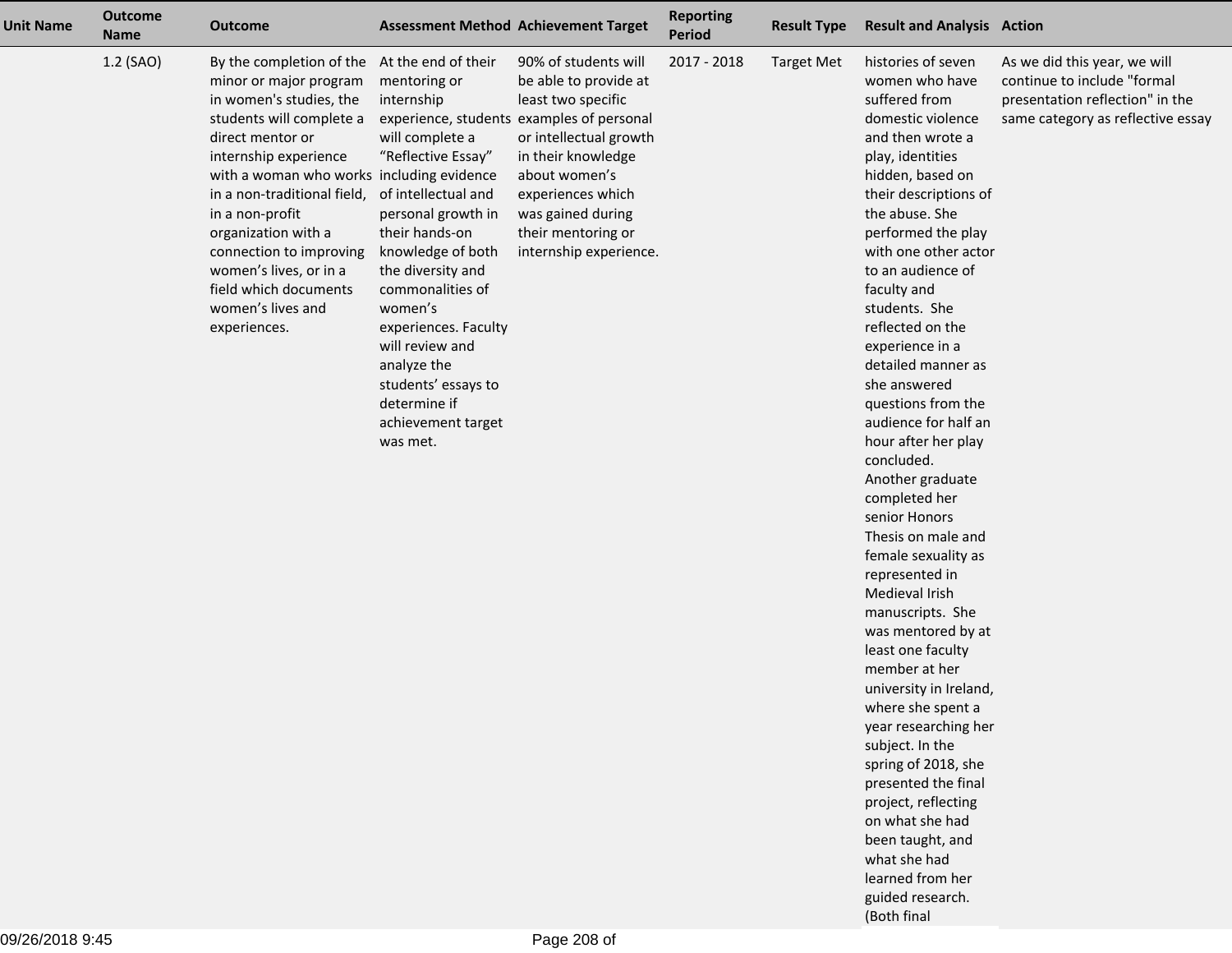| Unit Name | Outcome Name | Outcome | Assessment Method | Achievement Target | Reporting Period | Result Type | Result and Analysis | Action |
|---|---|---|---|---|---|---|---|---|
| | 1.2 (SAO) | By the completion of the minor or major program in women's studies, the students will complete a direct mentor or internship experience with a woman who works in a non-traditional field, in a non-profit organization with a connection to improving women's lives, or in a field which documents women's lives and experiences. | At the end of their mentoring or internship experience, students will complete a "Reflective Essay" including evidence of intellectual and personal growth in their hands-on knowledge of both the diversity and commonalities of women's experiences. Faculty will review and analyze the students' essays to determine if achievement target was met. | 90% of students will be able to provide at least two specific examples of personal or intellectual growth in their knowledge about women's experiences which was gained during their mentoring or internship experience. | 2017 - 2018 | Target Met | histories of seven women who have suffered from domestic violence and then wrote a play, identities hidden, based on their descriptions of the abuse. She performed the play with one other actor to an audience of faculty and students. She reflected on the experience in a detailed manner as she answered questions from the audience for half an hour after her play concluded. Another graduate completed her senior Honors Thesis on male and female sexuality as represented in Medieval Irish manuscripts. She was mentored by at least one faculty member at her university in Ireland, where she spent a year researching her subject. In the spring of 2018, she presented the final project, reflecting on what she had been taught, and what she had learned from her guided research. (Both final | As we did this year, we will continue to include "formal presentation reflection" in the same category as reflective essay |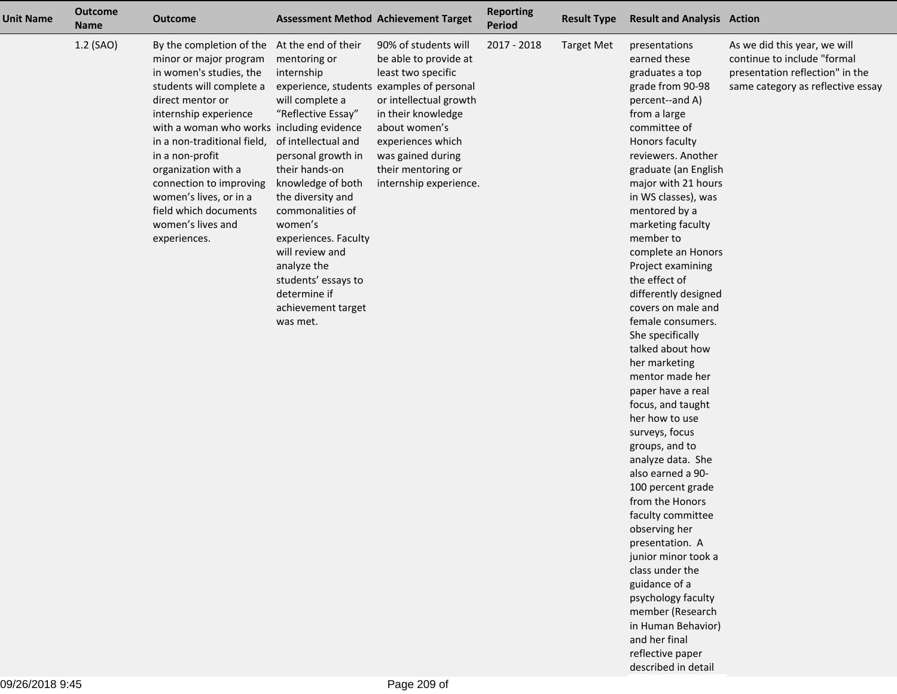| Unit Name | Outcome Name | Outcome | Assessment Method | Achievement Target | Reporting Period | Result Type | Result and Analysis | Action |
|---|---|---|---|---|---|---|---|---|
| | 1.2 (SAO) | By the completion of the minor or major program in women's studies, the students will complete a direct mentor or internship experience with a woman who works in a non-traditional field, in a non-profit organization with a connection to improving women's lives, or in a field which documents women's lives and experiences. | At the end of their mentoring or internship experience, students will complete a "Reflective Essay" including evidence of intellectual and personal growth in their hands-on knowledge of both the diversity and commonalities of women's experiences. Faculty will review and analyze the students' essays to determine if achievement target was met. | 90% of students will be able to provide at least two specific examples of personal or intellectual growth in their knowledge about women's experiences which was gained during their mentoring or internship experience. | 2017 - 2018 | Target Met | presentations earned these graduates a top grade from 90-98 percent--and A) from a large committee of Honors faculty reviewers. Another graduate (an English major with 21 hours in WS classes), was mentored by a marketing faculty member to complete an Honors Project examining the effect of differently designed covers on male and female consumers. She specifically talked about how her marketing mentor made her paper have a real focus, and taught her how to use surveys, focus groups, and to analyze data. She also earned a 90-100 percent grade from the Honors faculty committee observing her presentation. A junior minor took a class under the guidance of a psychology faculty member (Research in Human Behavior) and her final reflective paper described in detail | As we did this year, we will continue to include "formal presentation reflection" in the same category as reflective essay |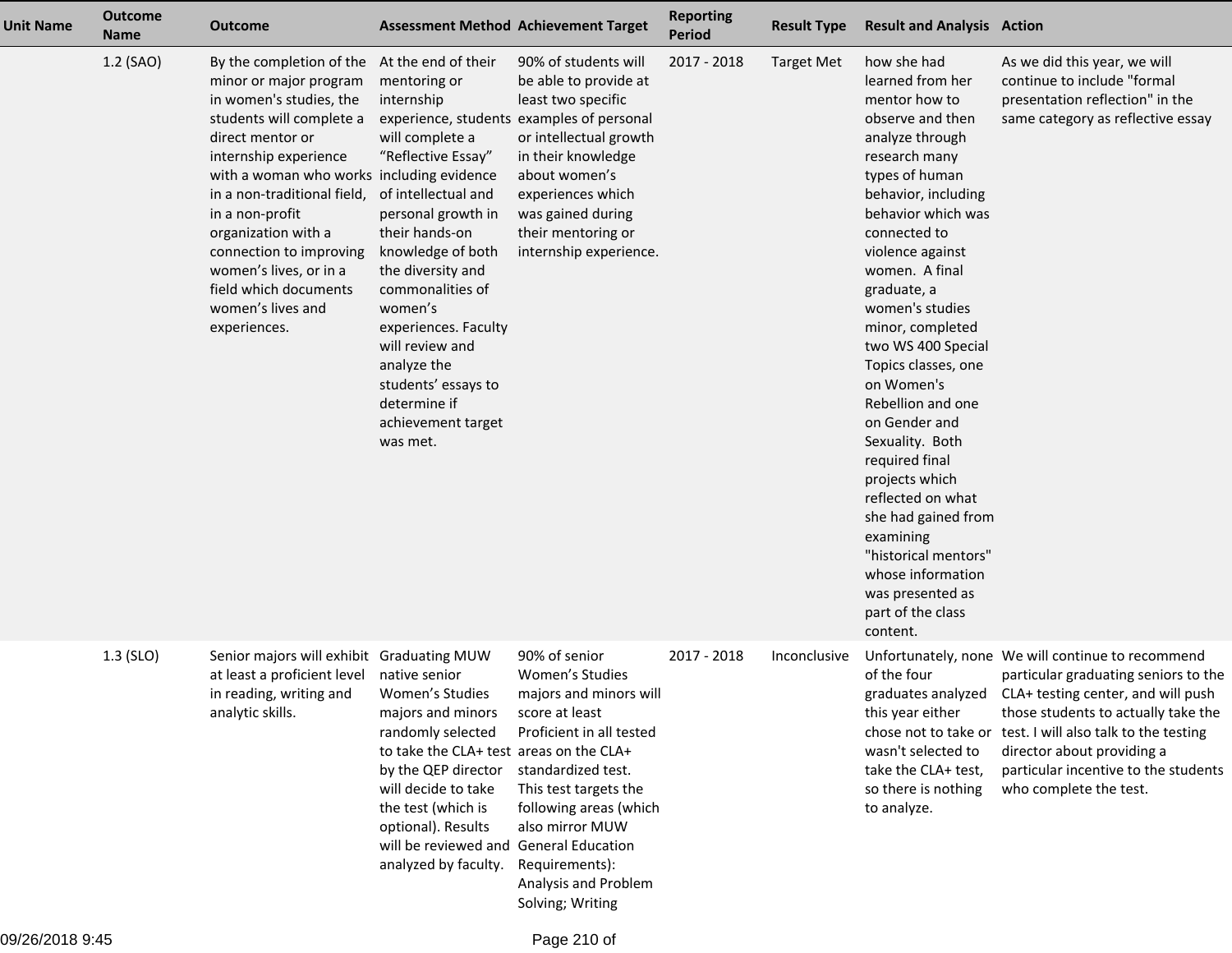| Unit Name | Outcome Name | Outcome | Assessment Method | Achievement Target | Reporting Period | Result Type | Result and Analysis | Action |
|---|---|---|---|---|---|---|---|---|
| | 1.2 (SAO) | By the completion of the minor or major program in women's studies, the students will complete a direct mentor or internship experience with a woman who works in a non-traditional field, in a non-profit organization with a connection to improving women's lives, or in a field which documents women's lives and experiences. | At the end of their mentoring or internship experience, students will complete a "Reflective Essay" including evidence of intellectual and personal growth in their hands-on knowledge of both the diversity and commonalities of women's experiences. Faculty will review and analyze the students' essays to determine if achievement target was met. | 90% of students will be able to provide at least two specific examples of personal or intellectual growth in their knowledge about women's experiences which was gained during their mentoring or internship experience. | 2017 - 2018 | Target Met | how she had learned from her mentor how to observe and then analyze through research many types of human behavior, including behavior which was connected to violence against women. A final graduate, a women's studies minor, completed two WS 400 Special Topics classes, one on Women's Rebellion and one on Gender and Sexuality. Both required final projects which reflected on what she had gained from examining "historical mentors" whose information was presented as part of the class content. | As we did this year, we will continue to include "formal presentation reflection" in the same category as reflective essay |
| | 1.3 (SLO) | Senior majors will exhibit at least a proficient level in reading, writing and analytic skills. | Graduating MUW native senior Women's Studies majors and minors randomly selected to take the CLA+ test by the QEP director will decide to take the test (which is optional). Results will be reviewed and analyzed by faculty. | 90% of senior Women's Studies majors and minors will score at least Proficient in all tested areas on the CLA+ standardized test. This test targets the following areas (which also mirror MUW General Education Requirements): Analysis and Problem Solving; Writing | 2017 - 2018 | Inconclusive | Unfortunately, none of the four graduates analyzed this year either chose not to take or wasn't selected to take the CLA+ test, so there is nothing to analyze. | We will continue to recommend particular graduating seniors to the CLA+ testing center, and will push those students to actually take the test. I will also talk to the testing director about providing a particular incentive to the students who complete the test. |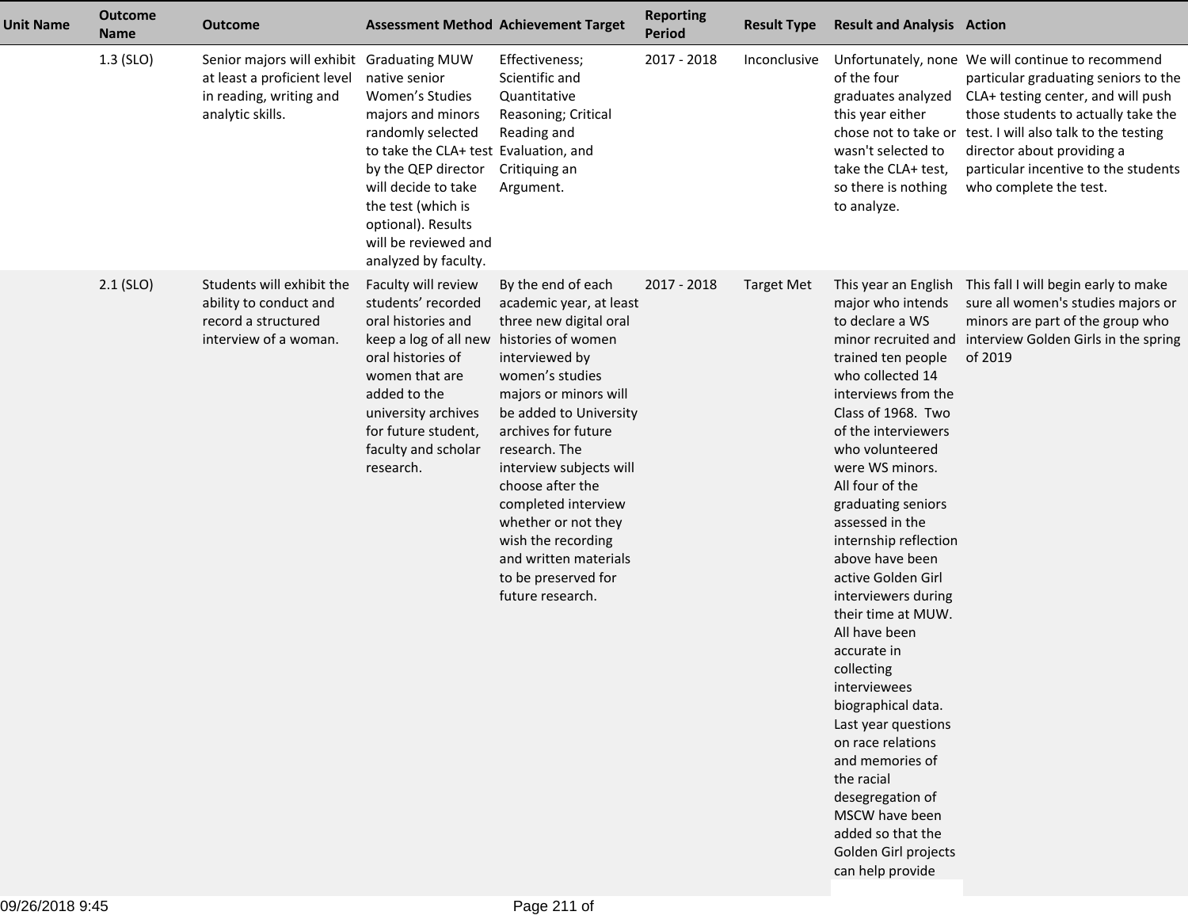| Unit Name | Outcome Name | Outcome | Assessment Method | Achievement Target | Reporting Period | Result Type | Result and Analysis | Action |
|---|---|---|---|---|---|---|---|---|
| | 1.3 (SLO) | Senior majors will exhibit at least a proficient level in reading, writing and analytic skills. | Graduating MUW native senior Women's Studies majors and minors randomly selected to take the CLA+ test by the QEP director will decide to take the test (which is optional). Results will be reviewed and analyzed by faculty. | Effectiveness; Scientific and Quantitative Reasoning; Critical Reading and Evaluation, and Critiquing an Argument. | 2017 - 2018 | Inconclusive | Unfortunately, none of the four graduates analyzed this year either chose not to take or wasn't selected to take the CLA+ test, so there is nothing to analyze. | We will continue to recommend particular graduating seniors to the CLA+ testing center, and will push those students to actually take the test. I will also talk to the testing director about providing a particular incentive to the students who complete the test. |
| | 2.1 (SLO) | Students will exhibit the ability to conduct and record a structured interview of a woman. | Faculty will review students' recorded oral histories and keep a log of all new oral histories of women that are added to the university archives for future student, faculty and scholar research. | By the end of each academic year, at least three new digital oral histories of women interviewed by women's studies majors or minors will be added to University archives for future research. The interview subjects will choose after the completed interview whether or not they wish the recording and written materials to be preserved for future research. | 2017 - 2018 | Target Met | This year an English major who intends to declare a WS minor recruited and trained ten people who collected 14 interviews from the Class of 1968. Two of the interviewers who volunteered were WS minors. All four of the graduating seniors assessed in the internship reflection above have been active Golden Girl interviewers during their time at MUW. All have been accurate in collecting interviewees biographical data. Last year questions on race relations and memories of the racial desegregation of MSCW have been added so that the Golden Girl projects can help provide | This fall I will begin early to make sure all women's studies majors or minors are part of the group who interview Golden Girls in the spring of 2019 |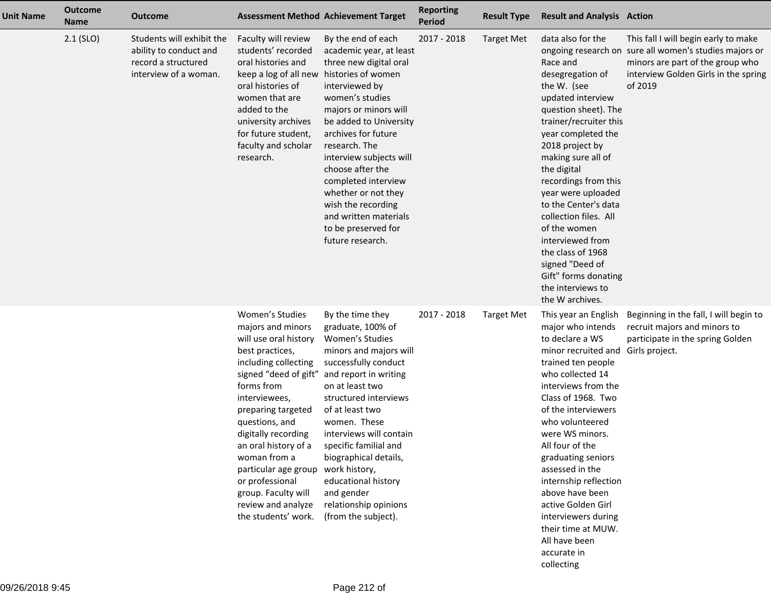| Unit Name | Outcome Name | Outcome | Assessment Method | Achievement Target | Reporting Period | Result Type | Result and Analysis | Action |
|---|---|---|---|---|---|---|---|---|
| | 2.1 (SLO) | Students will exhibit the ability to conduct and record a structured interview of a woman. | Faculty will review students' recorded oral histories and keep a log of all new oral histories of women that are added to the university archives for future student, faculty and scholar research. | By the end of each academic year, at least three new digital oral histories of women interviewed by women's studies majors or minors will be added to University archives for future research. The interview subjects will choose after the completed interview whether or not they wish the recording and written materials to be preserved for future research. | 2017 - 2018 | Target Met | data also for the ongoing research on Race and desegregation of the W. (see updated interview question sheet). The trainer/recruiter this year completed the 2018 project by making sure all of the digital recordings from this year were uploaded to the Center's data collection files. All of the women interviewed from the class of 1968 signed "Deed of Gift" forms donating the interviews to the W archives. | This fall I will begin early to make sure all women's studies majors or minors are part of the group who interview Golden Girls in the spring of 2019 |
| | | | Women's Studies majors and minors will use oral history best practices, including collecting signed "deed of gift" forms from interviewees, preparing targeted questions, and digitally recording an oral history of a woman from a particular age group or professional group. Faculty will review and analyze the students' work. | By the time they graduate, 100% of Women's Studies minors and majors will successfully conduct and report in writing on at least two structured interviews of at least two women. These interviews will contain specific familial and biographical details, work history, educational history and gender relationship opinions (from the subject). | 2017 - 2018 | Target Met | This year an English major who intends to declare a WS minor recruited and trained ten people who collected 14 interviews from the Class of 1968. Two of the interviewers who volunteered were WS minors. All four of the graduating seniors assessed in the internship reflection above have been active Golden Girl interviewers during their time at MUW. All have been accurate in collecting | Beginning in the fall, I will begin to recruit majors and minors to participate in the spring Golden Girls project. |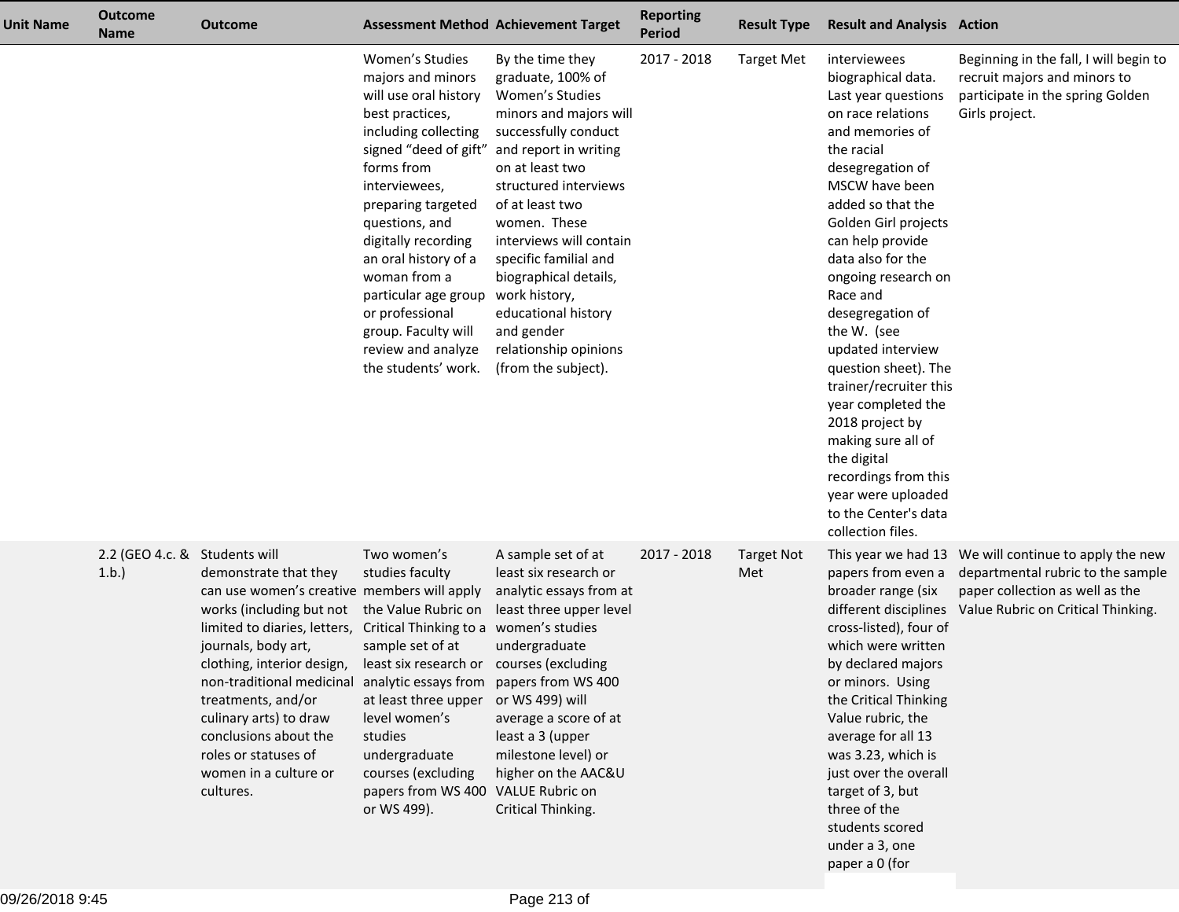| Unit Name | Outcome Name | Outcome | Assessment Method | Achievement Target | Reporting Period | Result Type | Result and Analysis | Action |
|---|---|---|---|---|---|---|---|---|
| | | | Women's Studies majors and minors will use oral history best practices, including collecting signed "deed of gift" forms from interviewees, preparing targeted questions, and digitally recording an oral history of a woman from a particular age group or professional group. Faculty will review and analyze the students' work. | By the time they graduate, 100% of Women's Studies minors and majors will successfully conduct and report in writing on at least two structured interviews of at least two women. These interviews will contain specific familial and biographical details, work history, educational history and gender relationship opinions (from the subject). | 2017 - 2018 | Target Met | interviewees biographical data. Last year questions on race relations and memories of the racial desegregation of MSCW have been added so that the Golden Girl projects can help provide data also for the ongoing research on Race and desegregation of the W. (see updated interview question sheet). The trainer/recruiter this year completed the 2018 project by making sure all of the digital recordings from this year were uploaded to the Center's data collection files. | Beginning in the fall, I will begin to recruit majors and minors to participate in the spring Golden Girls project. |
| | 2.2 (GEO 4.c. & 1.b.) | Students will demonstrate that they can use women's creative works (including but not limited to diaries, letters, journals, body art, clothing, interior design, non-traditional medicinal treatments, and/or culinary arts) to draw conclusions about the roles or statuses of women in a culture or cultures. | Two women's studies faculty members will apply the Value Rubric on Critical Thinking to a sample set of at least six research or analytic essays from at least three upper level women's studies undergraduate courses (excluding papers from WS 400 or WS 499). | A sample set of at least six research or analytic essays from at least three upper level women's studies undergraduate courses (excluding papers from WS 400 or WS 499) will average a score of at least a 3 (upper milestone level) or higher on the AAC&U VALUE Rubric on Critical Thinking. | 2017 - 2018 | Target Not Met | This year we had 13 papers from even a broader range (six different disciplines cross-listed), four of which were written by declared majors or minors. Using the Critical Thinking Value rubric, the average for all 13 was 3.23, which is just over the overall target of 3, but three of the students scored under a 3, one paper a 0 (for | We will continue to apply the new departmental rubric to the sample paper collection as well as the Value Rubric on Critical Thinking. |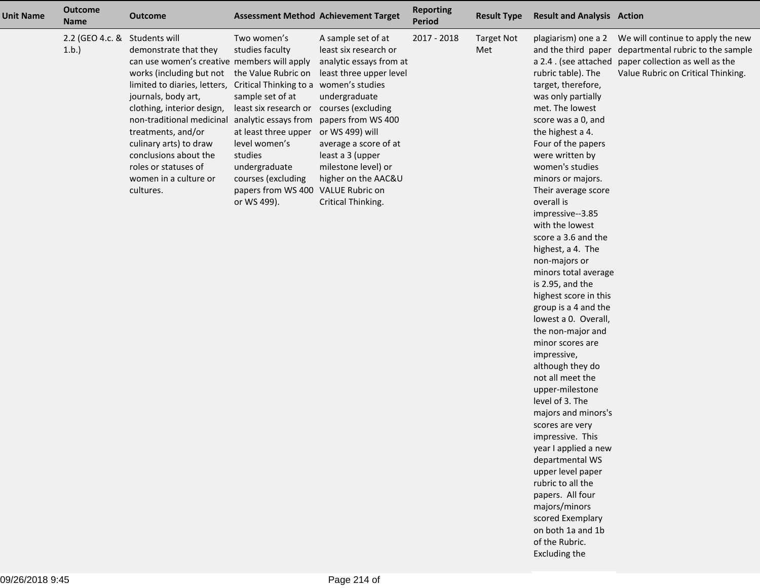| Unit Name | Outcome Name | Outcome | Assessment Method | Achievement Target | Reporting Period | Result Type | Result and Analysis | Action |
|---|---|---|---|---|---|---|---|---|
| | 2.2 (GEO 4.c. & 1.b.) | Students will demonstrate that they can use women's creative works (including but not limited to diaries, letters, journals, body art, clothing, interior design, non-traditional medicinal treatments, and/or culinary arts) to draw conclusions about the roles or statuses of women in a culture or cultures. | Two women's studies faculty members will apply the Value Rubric on Critical Thinking to a sample set of at least six research or analytic essays from at least three upper level women's studies undergraduate courses (excluding papers from WS 400 or WS 499). | A sample set of at least six research or analytic essays from at least three upper level women's studies undergraduate courses (excluding papers from WS 400 or WS 499) will average a score of at least a 3 (upper milestone level) or higher on the AAC&U VALUE Rubric on Critical Thinking. | 2017 - 2018 | Target Not Met | plagiarism) one a 2 and the third paper a 2.4 . (see attached rubric table). The target, therefore, was only partially met. The lowest score was a 0, and the highest a 4. Four of the papers were written by women's studies minors or majors. Their average score overall is impressive--3.85 with the lowest score a 3.6 and the highest, a 4. The non-majors or minors total average is 2.95, and the highest score in this group is a 4 and the lowest a 0. Overall, the non-major and minor scores are impressive, although they do not all meet the upper-milestone level of 3. The majors and minors's scores are very impressive. This year I applied a new departmental WS upper level paper rubric to all the papers. All four majors/minors scored Exemplary on both 1a and 1b of the Rubric. Excluding the | We will continue to apply the new departmental rubric to the sample paper collection as well as the Value Rubric on Critical Thinking. |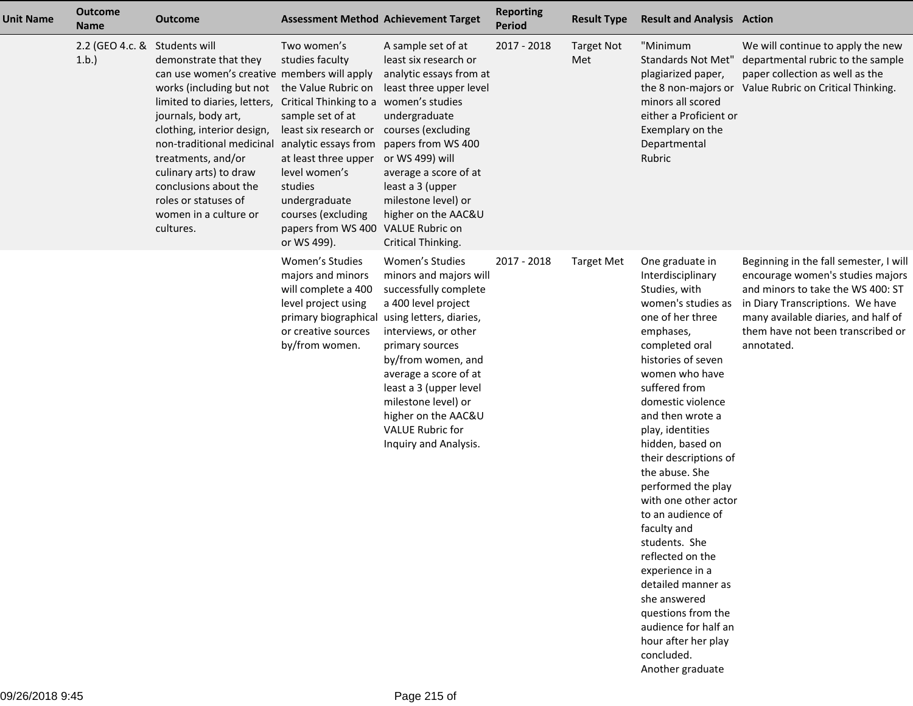| Unit Name | Outcome Name | Outcome | Assessment Method | Achievement Target | Reporting Period | Result Type | Result and Analysis | Action |
|---|---|---|---|---|---|---|---|---|
| | 2.2 (GEO 4.c. & 1.b.) | Students will demonstrate that they can use women's creative works (including but not limited to diaries, letters, journals, body art, clothing, interior design, non-traditional medicinal treatments, and/or culinary arts) to draw conclusions about the roles or statuses of women in a culture or cultures. | Two women's studies faculty members will apply the Value Rubric on Critical Thinking to a sample set of at least six research or analytic essays from at least three upper level women's studies undergraduate courses (excluding papers from WS 400 or WS 499). | A sample set of at least six research or analytic essays from at least three upper level women's studies undergraduate courses (excluding papers from WS 400 or WS 499) will average a score of at least a 3 (upper milestone level) or higher on the AAC&U VALUE Rubric on Critical Thinking. | 2017 - 2018 | Target Not Met | "Minimum Standards Not Met" plagiarized paper, the 8 non-majors or minors all scored either a Proficient or Exemplary on the Departmental Rubric | We will continue to apply the new departmental rubric to the sample paper collection as well as the Value Rubric on Critical Thinking. |
| | | | Women's Studies majors and minors will complete a 400 level project using primary biographical or creative sources by/from women. | Women's Studies minors and majors will successfully complete a 400 level project using letters, diaries, interviews, or other primary sources by/from women, and average a score of at least a 3 (upper level milestone level) or higher on the AAC&U VALUE Rubric for Inquiry and Analysis. | 2017 - 2018 | Target Met | One graduate in Interdisciplinary Studies, with women's studies as one of her three emphases, completed oral histories of seven women who have suffered from domestic violence and then wrote a play, identities hidden, based on their descriptions of the abuse. She performed the play with one other actor to an audience of faculty and students. She reflected on the experience in a detailed manner as she answered questions from the audience for half an hour after her play concluded. Another graduate | Beginning in the fall semester, I will encourage women's studies majors and minors to take the WS 400: ST in Diary Transcriptions. We have many available diaries, and half of them have not been transcribed or annotated. |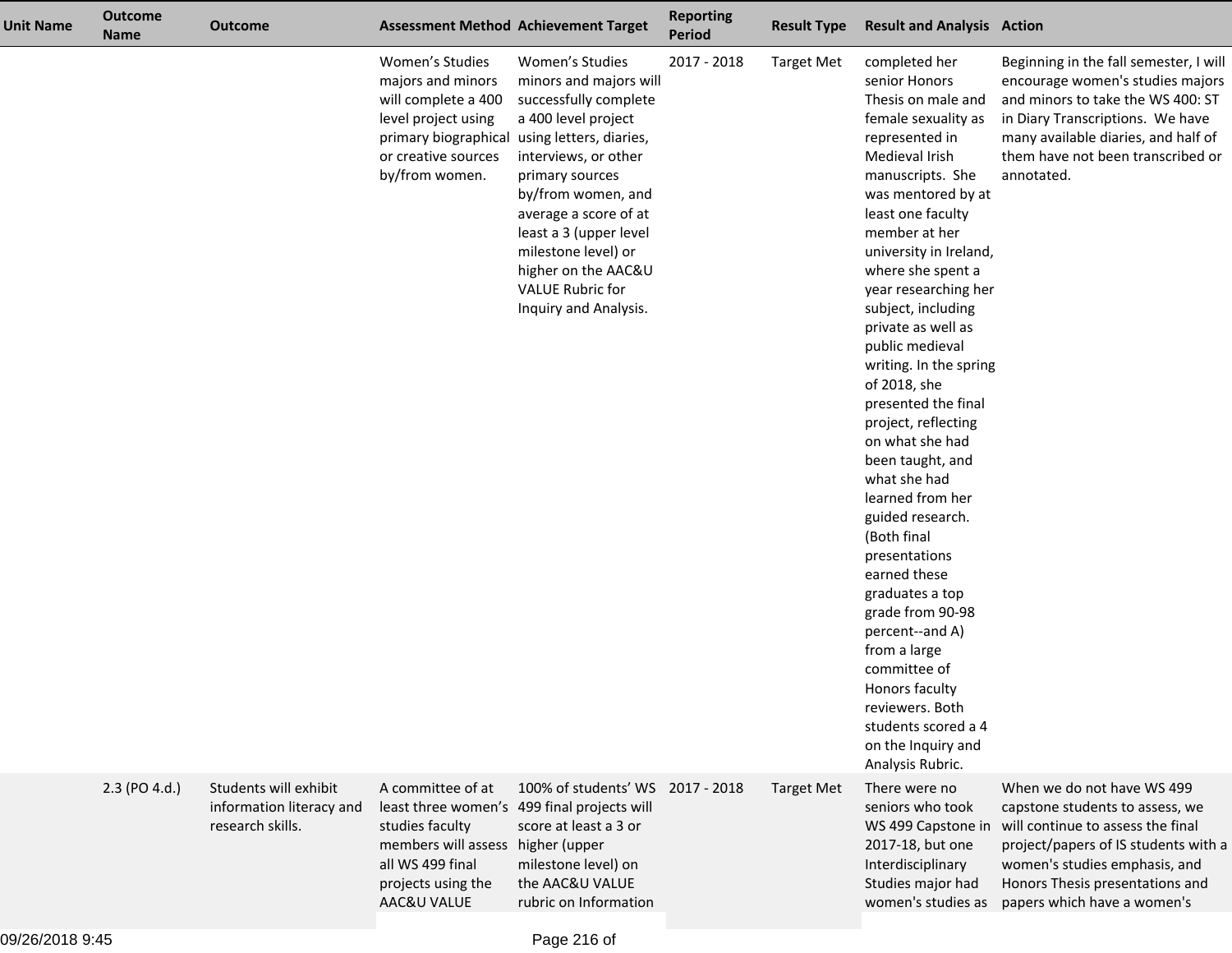| Unit Name | Outcome Name | Outcome | Assessment Method | Achievement Target | Reporting Period | Result Type | Result and Analysis | Action |
|---|---|---|---|---|---|---|---|---|
| | | | Women's Studies majors and minors will complete a 400 level project using primary biographical or creative sources by/from women. | Women's Studies minors and majors will successfully complete a 400 level project using letters, diaries, interviews, or other primary sources by/from women, and average a score of at least a 3 (upper level milestone level) or higher on the AAC&U VALUE Rubric for Inquiry and Analysis. | 2017 - 2018 | Target Met | completed her senior Honors Thesis on male and female sexuality as represented in Medieval Irish manuscripts. She was mentored by at least one faculty member at her university in Ireland, where she spent a year researching her subject, including private as well as public medieval writing. In the spring of 2018, she presented the final project, reflecting on what she had been taught, and what she had learned from her guided research. (Both final presentations earned these graduates a top grade from 90-98 percent--and A) from a large committee of Honors faculty reviewers. Both students scored a 4 on the Inquiry and Analysis Rubric. | Beginning in the fall semester, I will encourage women's studies majors and minors to take the WS 400: ST in Diary Transcriptions. We have many available diaries, and half of them have not been transcribed or annotated. |
| | 2.3 (PO 4.d.) | Students will exhibit information literacy and research skills. | A committee of at least three women's studies faculty members will assess all WS 499 final projects using the AAC&U VALUE | 100% of students' WS 499 final projects will score at least a 3 or higher (upper milestone level) on the AAC&U VALUE rubric on Information | 2017 - 2018 | Target Met | There were no seniors who took WS 499 Capstone in 2017-18, but one Interdisciplinary Studies major had women's studies as | When we do not have WS 499 capstone students to assess, we will continue to assess the final project/papers of IS students with a women's studies emphasis, and Honors Thesis presentations and papers which have a women's |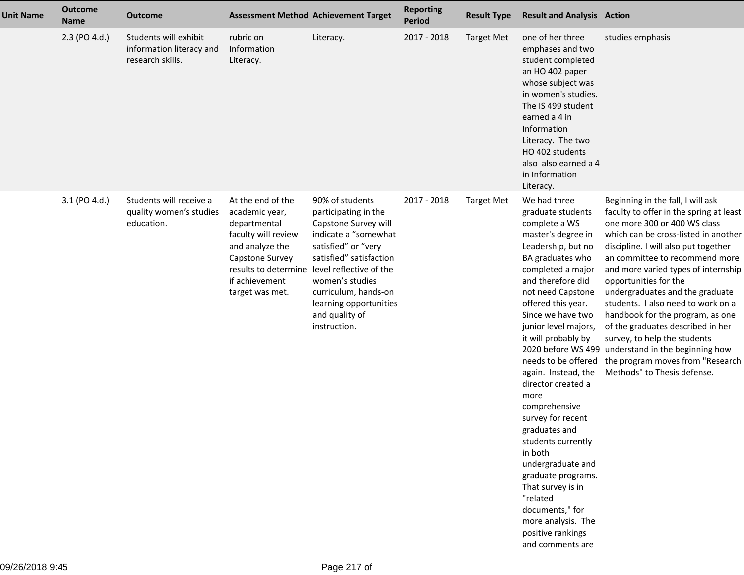| Unit Name | Outcome Name | Outcome | Assessment Method | Achievement Target | Reporting Period | Result Type | Result and Analysis | Action |
|---|---|---|---|---|---|---|---|---|
| | 2.3 (PO 4.d.) | Students will exhibit information literacy and research skills. | rubric on Information Literacy. | Literacy. | 2017 - 2018 | Target Met | one of her three emphases and two student completed an HO 402 paper whose subject was in women's studies. The IS 499 student earned a 4 in Information Literacy. The two HO 402 students also also earned a 4 in Information Literacy. | studies emphasis |
| | 3.1 (PO 4.d.) | Students will receive a quality women's studies education. | At the end of the academic year, departmental faculty will review and analyze the Capstone Survey results to determine if achievement target was met. | 90% of students participating in the Capstone Survey will indicate a "somewhat satisfied" or "very satisfied" satisfaction level reflective of the women's studies curriculum, hands-on learning opportunities and quality of instruction. | 2017 - 2018 | Target Met | We had three graduate students complete a WS master's degree in Leadership, but no BA graduates who completed a major and therefore did not need Capstone offered this year. Since we have two junior level majors, it will probably by 2020 before WS 499 needs to be offered again. Instead, the director created a more comprehensive survey for recent graduates and students currently in both undergraduate and graduate programs. That survey is in "related documents," for more analysis. The positive rankings and comments are | Beginning in the fall, I will ask faculty to offer in the spring at least one more 300 or 400 WS class which can be cross-listed in another discipline. I will also put together an committee to recommend more and more varied types of internship opportunities for the undergraduates and the graduate students. I also need to work on a handbook for the program, as one of the graduates described in her survey, to help the students understand in the beginning how the program moves from "Research Methods" to Thesis defense. |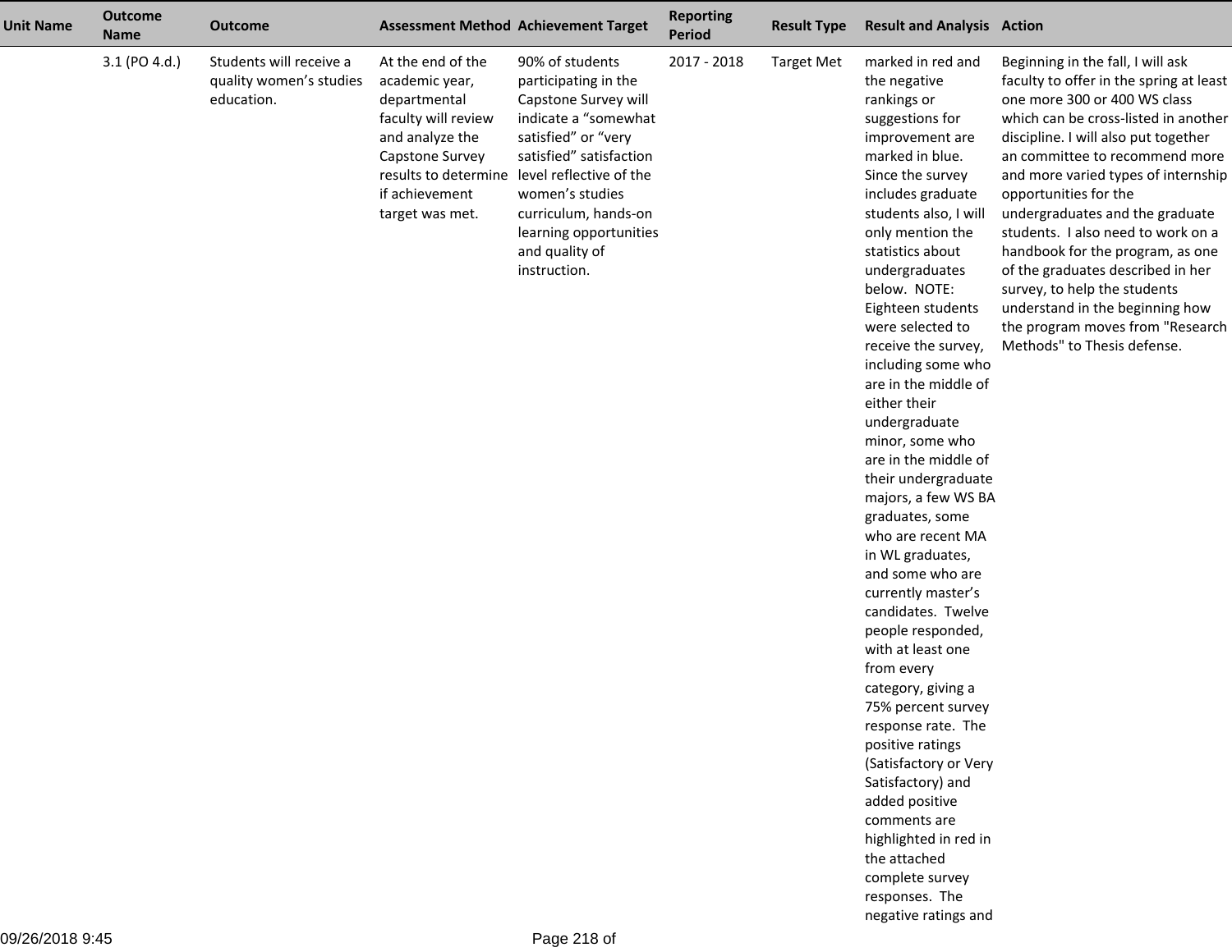| Unit Name | Outcome Name | Outcome | Assessment Method | Achievement Target | Reporting Period | Result Type | Result and Analysis | Action |
|---|---|---|---|---|---|---|---|---|
| | 3.1 (PO 4.d.) | Students will receive a quality women's studies education. | At the end of the academic year, departmental faculty will review and analyze the Capstone Survey results to determine if achievement target was met. | 90% of students participating in the Capstone Survey will indicate a "somewhat satisfied" or "very satisfied" satisfaction level reflective of the women's studies curriculum, hands-on learning opportunities and quality of instruction. | 2017 - 2018 | Target Met | marked in red and the negative rankings or suggestions for improvement are marked in blue. Since the survey includes graduate students also, I will only mention the statistics about undergraduates below. NOTE: Eighteen students were selected to receive the survey, including some who are in the middle of either their undergraduate minor, some who are in the middle of their undergraduate majors, a few WS BA graduates, some who are recent MA in WL graduates, and some who are currently master's candidates. Twelve people responded, with at least one from every category, giving a 75% percent survey response rate. The positive ratings (Satisfactory or Very Satisfactory) and added positive comments are highlighted in red in the attached complete survey responses. The negative ratings and | Beginning in the fall, I will ask faculty to offer in the spring at least one more 300 or 400 WS class which can be cross-listed in another discipline. I will also put together an committee to recommend more and more varied types of internship opportunities for the undergraduates and the graduate students. I also need to work on a handbook for the program, as one of the graduates described in her survey, to help the students understand in the beginning how the program moves from "Research Methods" to Thesis defense. |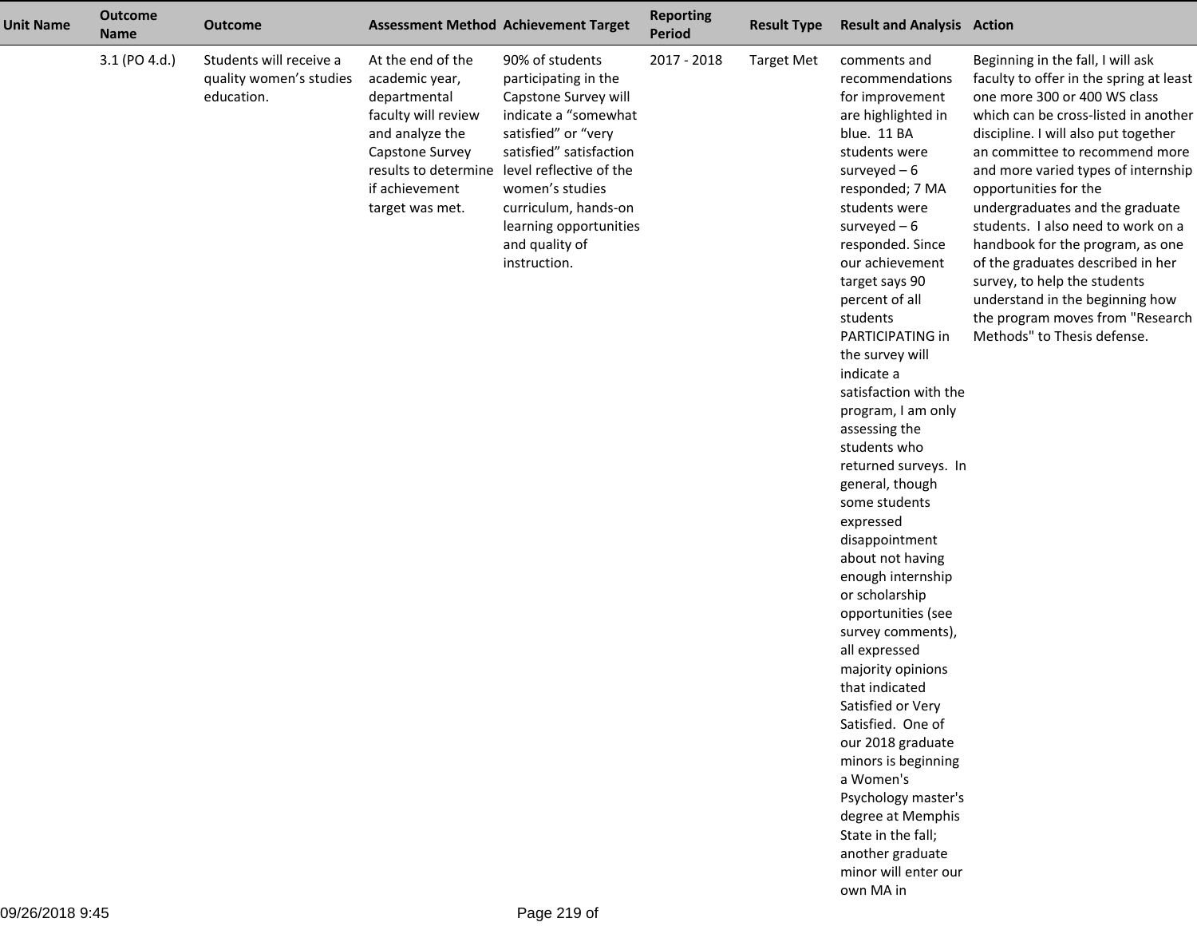| Unit Name | Outcome Name | Outcome | Assessment Method | Achievement Target | Reporting Period | Result Type | Result and Analysis | Action |
|---|---|---|---|---|---|---|---|---|
| | 3.1 (PO 4.d.) | Students will receive a quality women's studies education. | At the end of the academic year, departmental faculty will review and analyze the Capstone Survey results to determine if achievement target was met. | 90% of students participating in the Capstone Survey will indicate a "somewhat satisfied" or "very satisfied" satisfaction level reflective of the women's studies curriculum, hands-on learning opportunities and quality of instruction. | 2017 - 2018 | Target Met | comments and recommendations for improvement are highlighted in blue. 11 BA students were surveyed – 6 responded; 7 MA students were surveyed – 6 responded. Since our achievement target says 90 percent of all students PARTICIPATING in the survey will indicate a satisfaction with the program, I am only assessing the students who returned surveys. In general, though some students expressed disappointment about not having enough internship or scholarship opportunities (see survey comments), all expressed majority opinions that indicated Satisfied or Very Satisfied. One of our 2018 graduate minors is beginning a Women's Psychology master's degree at Memphis State in the fall; another graduate minor will enter our own MA in | Beginning in the fall, I will ask faculty to offer in the spring at least one more 300 or 400 WS class which can be cross-listed in another discipline. I will also put together an committee to recommend more and more varied types of internship opportunities for the undergraduates and the graduate students. I also need to work on a handbook for the program, as one of the graduates described in her survey, to help the students understand in the beginning how the program moves from "Research Methods" to Thesis defense. |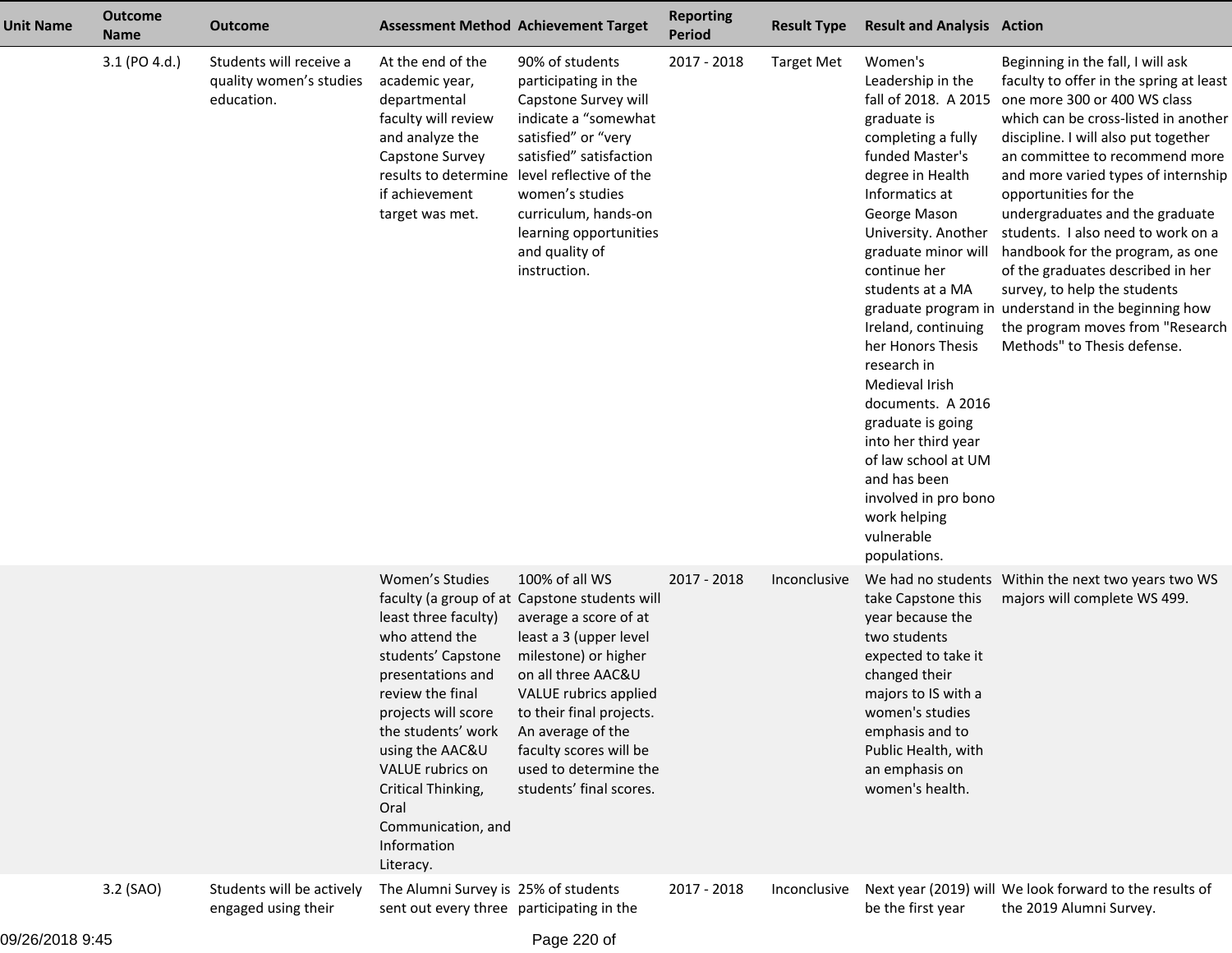| Unit Name | Outcome Name | Outcome | Assessment Method | Achievement Target | Reporting Period | Result Type | Result and Analysis | Action |
|---|---|---|---|---|---|---|---|---|
| | 3.1 (PO 4.d.) | Students will receive a quality women's studies education. | At the end of the academic year, departmental faculty will review and analyze the Capstone Survey results to determine if achievement target was met. | 90% of students participating in the Capstone Survey will indicate a "somewhat satisfied" or "very satisfied" satisfaction level reflective of the women's studies curriculum, hands-on learning opportunities and quality of instruction. | 2017 - 2018 | Target Met | Women's Leadership in the fall of 2018. A 2015 graduate is completing a fully funded Master's degree in Health Informatics at George Mason University. Another graduate minor will continue her students at a MA graduate program in Ireland, continuing her Honors Thesis research in Medieval Irish documents. A 2016 graduate is going into her third year of law school at UM and has been involved in pro bono work helping vulnerable populations. | Beginning in the fall, I will ask faculty to offer in the spring at least one more 300 or 400 WS class which can be cross-listed in another discipline. I will also put together an committee to recommend more and more varied types of internship opportunities for the undergraduates and the graduate students. I also need to work on a handbook for the program, as one of the graduates described in her survey, to help the students understand in the beginning how the program moves from "Research Methods" to Thesis defense. |
| | | | Women's Studies faculty (a group of at least three faculty) who attend the students' Capstone presentations and review the final projects will score the students' work using the AAC&U VALUE rubrics on Critical Thinking, Oral Communication, and Information Literacy. | 100% of all WS Capstone students will average a score of at least a 3 (upper level milestone) or higher on all three AAC&U VALUE rubrics applied to their final projects. An average of the faculty scores will be used to determine the students' final scores. | 2017 - 2018 | Inconclusive | We had no students take Capstone this year because the two students expected to take it changed their majors to IS with a women's studies emphasis and to Public Health, with an emphasis on women's health. | Within the next two years two WS majors will complete WS 499. |
| | 3.2 (SAO) | Students will be actively engaged using their | The Alumni Survey is sent out every three | 25% of students participating in the | 2017 - 2018 | Inconclusive | Next year (2019) will be the first year | We look forward to the results of the 2019 Alumni Survey. |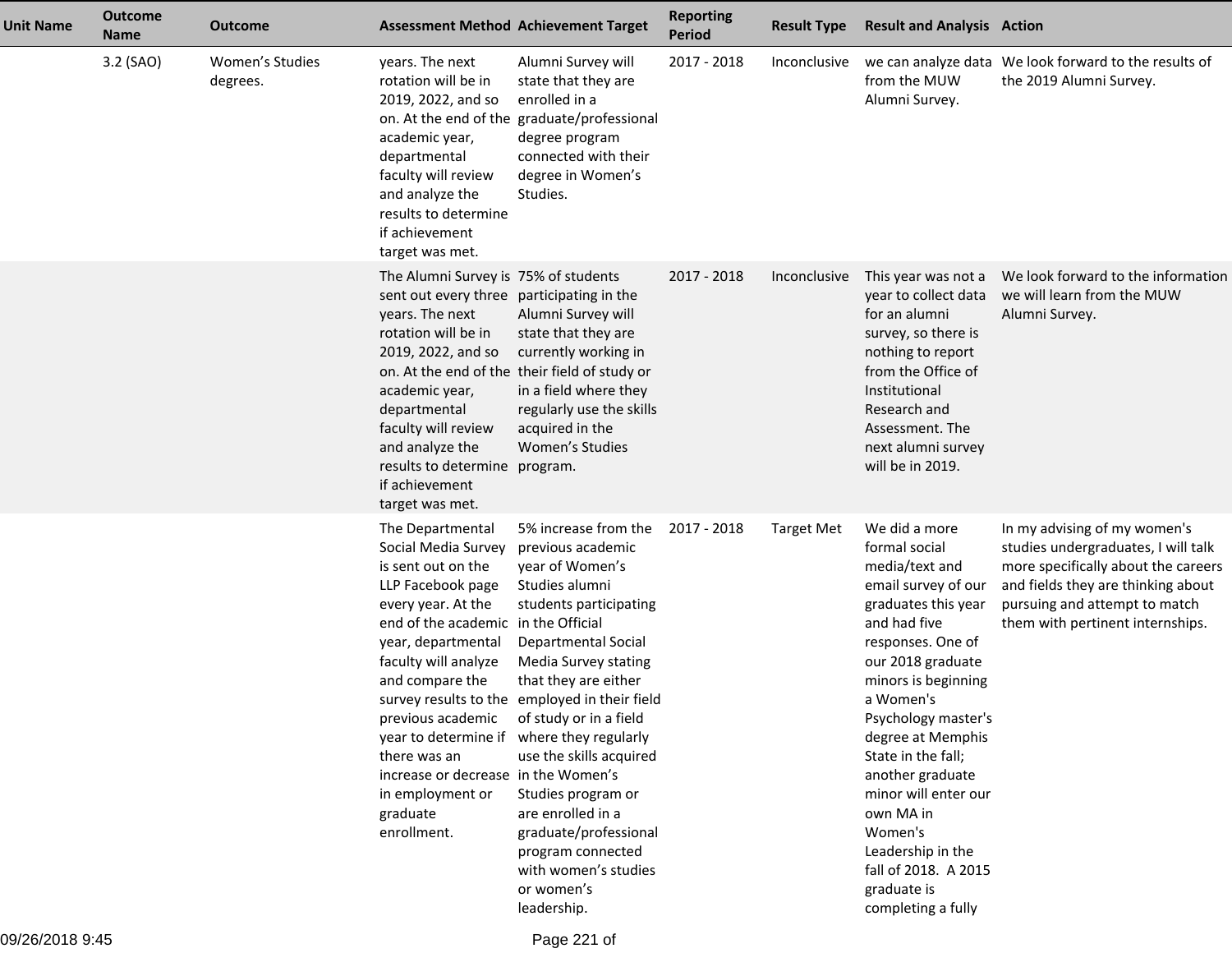| Unit Name | Outcome Name | Outcome | Assessment Method | Achievement Target | Reporting Period | Result Type | Result and Analysis | Action |
|---|---|---|---|---|---|---|---|---|
| | 3.2 (SAO) | Women's Studies degrees. | years. The next rotation will be in 2019, 2022, and so on. At the end of the academic year, departmental faculty will review and analyze the results to determine if achievement target was met. | Alumni Survey will state that they are enrolled in a graduate/professional degree program connected with their degree in Women's Studies. | 2017 - 2018 | Inconclusive | we can analyze data from the MUW Alumni Survey. | We look forward to the results of the 2019 Alumni Survey. |
| | | | The Alumni Survey is sent out every three years. The next rotation will be in 2019, 2022, and so on. At the end of the academic year, departmental faculty will review and analyze the results to determine if achievement target was met. | 75% of students participating in the Alumni Survey will state that they are currently working in their field of study or in a field where they regularly use the skills acquired in the Women's Studies program. | 2017 - 2018 | Inconclusive | This year was not a year to collect data for an alumni survey, so there is nothing to report from the Office of Institutional Research and Assessment. The next alumni survey will be in 2019. | We look forward to the information we will learn from the MUW Alumni Survey. |
| | | | The Departmental Social Media Survey is sent out on the LLP Facebook page every year. At the end of the academic year, departmental faculty will analyze and compare the survey results to the previous academic year to determine if there was an increase or decrease in employment or graduate enrollment. | 5% increase from the previous academic year of Women's Studies alumni students participating in the Official Departmental Social Media Survey stating that they are either employed in their field of study or in a field where they regularly use the skills acquired in the Women's Studies program or are enrolled in a graduate/professional program connected with women's studies or women's leadership. | 2017 - 2018 | Target Met | We did a more formal social media/text and email survey of our graduates this year and had five responses. One of our 2018 graduate minors is beginning a Women's Psychology master's degree at Memphis State in the fall; another graduate minor will enter our own MA in Women's Leadership in the fall of 2018. A 2015 graduate is completing a fully | In my advising of my women's studies undergraduates, I will talk more specifically about the careers and fields they are thinking about pursuing and attempt to match them with pertinent internships. |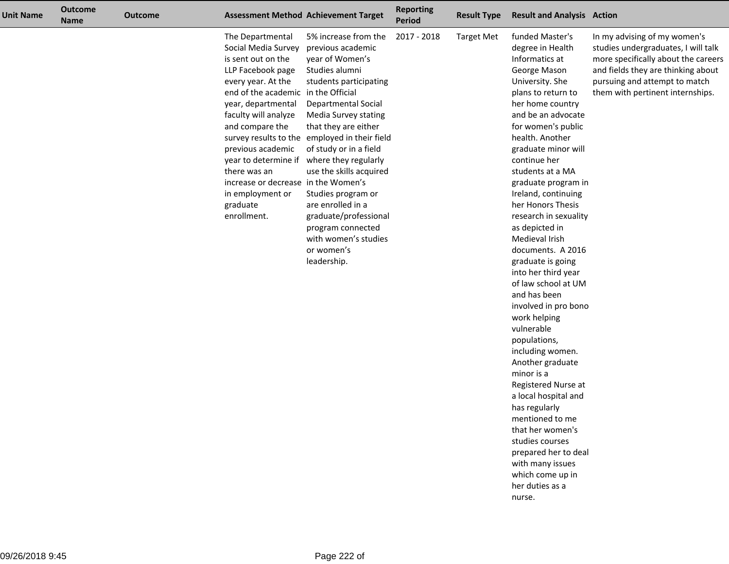| Unit Name | Outcome Name | Outcome | Assessment Method | Achievement Target | Reporting Period | Result Type | Result and Analysis | Action |
| --- | --- | --- | --- | --- | --- | --- | --- | --- |
| | | | The Departmental Social Media Survey is sent out on the LLP Facebook page every year. At the end of the academic year, departmental faculty will analyze and compare the survey results to the previous academic year to determine if there was an increase or decrease in employment or graduate enrollment. | 5% increase from the previous academic year of Women's Studies alumni students participating in the Official Departmental Social Media Survey stating that they are either employed in their field of study or in a field where they regularly use the skills acquired in the Women's Studies program or are enrolled in a graduate/professional program connected with women's studies or women's leadership. | 2017 - 2018 | Target Met | funded Master's degree in Health Informatics at George Mason University. She plans to return to her home country and be an advocate for women's public health. Another graduate minor will continue her students at a MA graduate program in Ireland, continuing her Honors Thesis research in sexuality as depicted in Medieval Irish documents. A 2016 graduate is going into her third year of law school at UM and has been involved in pro bono work helping vulnerable populations, including women. Another graduate minor is a Registered Nurse at a local hospital and has regularly mentioned to me that her women's studies courses prepared her to deal with many issues which come up in her duties as a nurse. | In my advising of my women's studies undergraduates, I will talk more specifically about the careers and fields they are thinking about pursuing and attempt to match them with pertinent internships. |